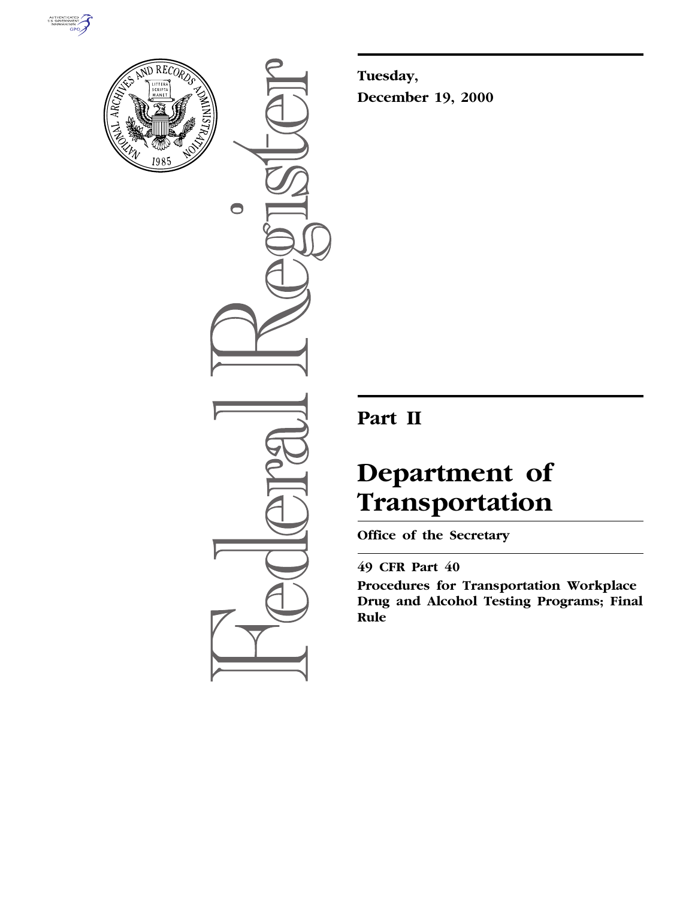Tuesday,

December 19, 2000

# Part II

# Department of Transportation

**Office of the Secretary**

**49 CFR Part 40**

**Procedures for Transportation Workplace Drug and Alcohol Testing Programs; Final Rule**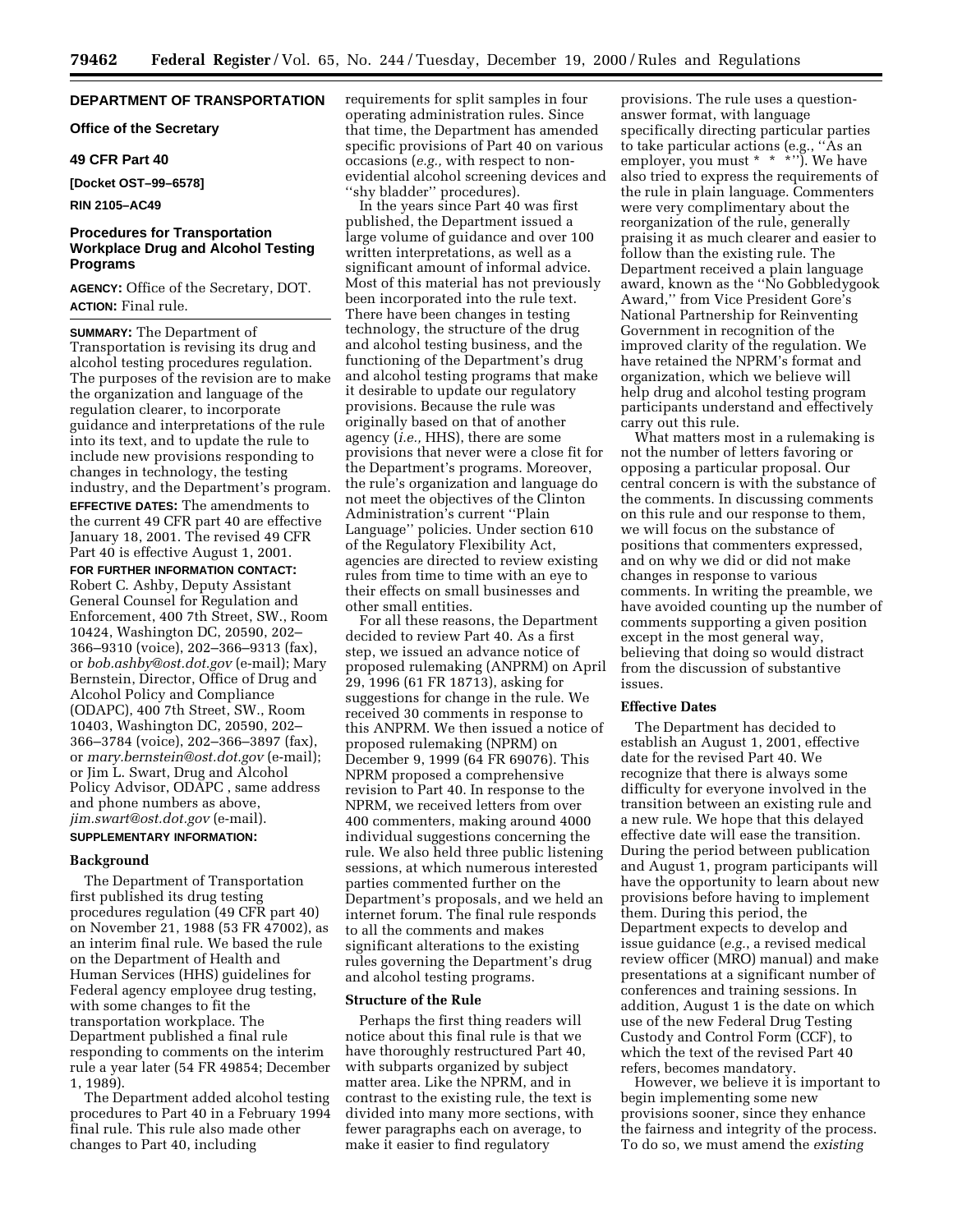## DEPARTMENT OF TRANSPORTATION

### Office of the Secretary

### 49 CFR Part 40

**[Docket OST–99–6578]**

**RIN 2105–AC49**

## Procedures for Transportation Workplace Drug and Alcohol Testing Programs

**AGENCY:** Office of the Secretary, DOT.

**ACTION:** Final rule.

**SUMMARY:** The Department of Transportation is revising its drug and alcohol testing procedures regulation. The purposes of the revision are to make the organization and language of the regulation clearer, to incorporate guidance and interpretations of the rule into its text, and to update the rule to include new provisions responding to changes in technology, the testing industry, and the Department's program.

**EFFECTIVE DATES:** The amendments to the current 49 CFR part 40 are effective January 18, 2001. The revised 49 CFR Part 40 is effective August 1, 2001.

**FOR FURTHER INFORMATION CONTACT:** Robert C. Ashby, Deputy Assistant General Counsel for Regulation and Enforcement, 400 7th Street, SW., Room 10424, Washington DC, 20590, 202–366–9310 (voice), 202–366–9313 (fax), or *bob.ashby@ost.dot.gov* (e-mail); Mary Bernstein, Director, Office of Drug and Alcohol Policy and Compliance (ODAPC), 400 7th Street, SW., Room 10403, Washington DC, 20590, 202–366–3784 (voice), 202–366–3897 (fax), or *mary.bernstein@ost.dot.gov* (e-mail); or Jim L. Swart, Drug and Alcohol Policy Advisor, ODAPC , same address and phone numbers as above, *jim.swart@ost.dot.gov* (e-mail).

**SUPPLEMENTARY INFORMATION:**

### Background

The Department of Transportation first published its drug testing procedures regulation (49 CFR part 40) on November 21, 1988 (53 FR 47002), as an interim final rule. We based the rule on the Department of Health and Human Services (HHS) guidelines for Federal agency employee drug testing, with some changes to fit the transportation workplace. The Department published a final rule responding to comments on the interim rule a year later (54 FR 49854; December 1, 1989).

The Department added alcohol testing procedures to Part 40 in a February 1994 final rule. This rule also made other changes to Part 40, including requirements for split samples in four operating administration rules. Since that time, the Department has amended specific provisions of Part 40 on various occasions (*e.g.,* with respect to non-evidential alcohol screening devices and ''shy bladder'' procedures).

In the years since Part 40 was first published, the Department issued a large volume of guidance and over 100 written interpretations, as well as a significant amount of informal advice. Most of this material has not previously been incorporated into the rule text. There have been changes in testing technology, the structure of the drug and alcohol testing business, and the functioning of the Department's drug and alcohol testing programs that make it desirable to update our regulatory provisions. Because the rule was originally based on that of another agency (*i.e.,* HHS), there are some provisions that never were a close fit for the Department's programs. Moreover, the rule's organization and language do not meet the objectives of the Clinton Administration's current ''Plain Language'' policies. Under section 610 of the Regulatory Flexibility Act, agencies are directed to review existing rules from time to time with an eye to their effects on small businesses and other small entities.

For all these reasons, the Department decided to review Part 40. As a first step, we issued an advance notice of proposed rulemaking (ANPRM) on April 29, 1996 (61 FR 18713), asking for suggestions for change in the rule. We received 30 comments in response to this ANPRM. We then issued a notice of proposed rulemaking (NPRM) on December 9, 1999 (64 FR 69076). This NPRM proposed a comprehensive revision to Part 40. In response to the NPRM, we received letters from over 400 commenters, making around 4000 individual suggestions concerning the rule. We also held three public listening sessions, at which numerous interested parties commented further on the Department's proposals, and we held an internet forum. The final rule responds to all the comments and makes significant alterations to the existing rules governing the Department's drug and alcohol testing programs.

### Structure of the Rule

Perhaps the first thing readers will notice about this final rule is that we have thoroughly restructured Part 40, with subparts organized by subject matter area. Like the NPRM, and in contrast to the existing rule, the text is divided into many more sections, with fewer paragraphs each on average, to make it easier to find regulatory provisions. The rule uses a question-answer format, with language specifically directing particular parties to take particular actions (e.g., ''As an employer, you must * * *''). We have also tried to express the requirements of the rule in plain language. Commenters were very complimentary about the reorganization of the rule, generally praising it as much clearer and easier to follow than the existing rule. The Department received a plain language award, known as the ''No Gobbledygook Award,'' from Vice President Gore's National Partnership for Reinventing Government in recognition of the improved clarity of the regulation. We have retained the NPRM's format and organization, which we believe will help drug and alcohol testing program participants understand and effectively carry out this rule.

What matters most in a rulemaking is not the number of letters favoring or opposing a particular proposal. Our central concern is with the substance of the comments. In discussing comments on this rule and our response to them, we will focus on the substance of positions that commenters expressed, and on why we did or did not make changes in response to various comments. In writing the preamble, we have avoided counting up the number of comments supporting a given position except in the most general way, believing that doing so would distract from the discussion of substantive issues.

### Effective Dates

The Department has decided to establish an August 1, 2001, effective date for the revised Part 40. We recognize that there is always some difficulty for everyone involved in the transition between an existing rule and a new rule. We hope that this delayed effective date will ease the transition. During the period between publication and August 1, program participants will have the opportunity to learn about new provisions before having to implement them. During this period, the Department expects to develop and issue guidance (*e.g.,* a revised medical review officer (MRO) manual) and make presentations at a significant number of conferences and training sessions. In addition, August 1 is the date on which use of the new Federal Drug Testing Custody and Control Form (CCF), to which the text of the revised Part 40 refers, becomes mandatory.

However, we believe it is important to begin implementing some new provisions sooner, since they enhance the fairness and integrity of the process. To do so, we must amend the *existing*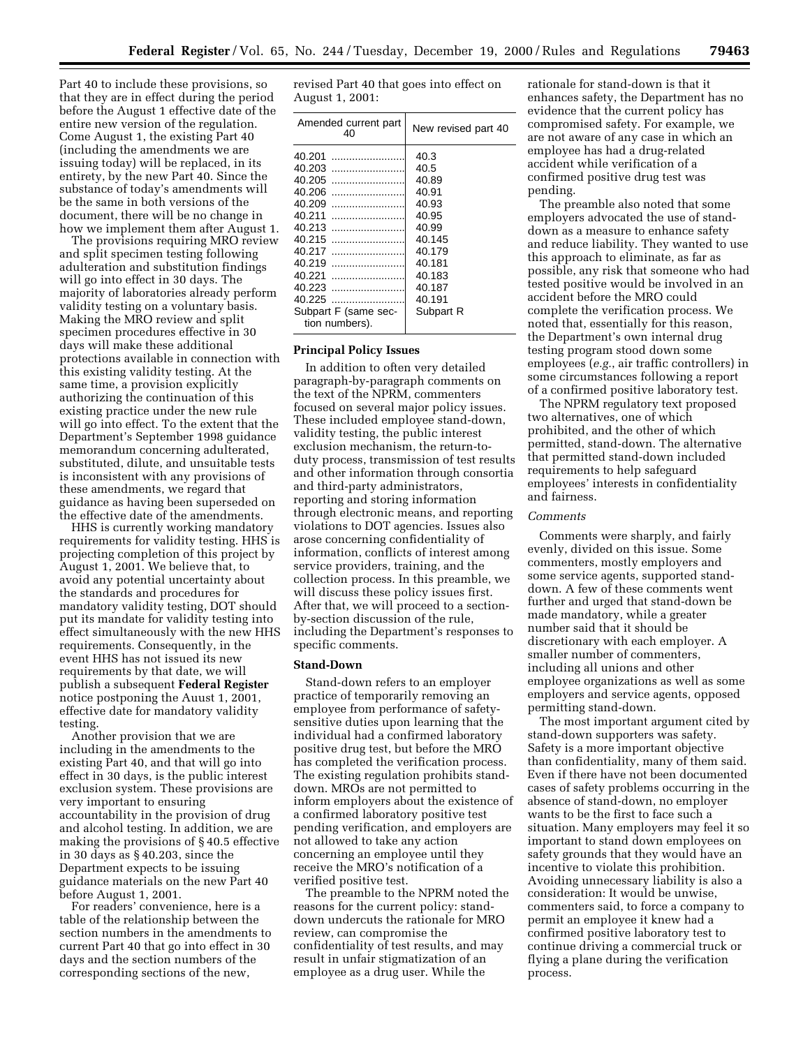Part 40 to include these provisions, so that they are in effect during the period before the August 1 effective date of the entire new version of the regulation. Come August 1, the existing Part 40 (including the amendments we are issuing today) will be replaced, in its entirety, by the new Part 40. Since the substance of today's amendments will be the same in both versions of the document, there will be no change in how we implement them after August 1.

The provisions requiring MRO review and split specimen testing following adulteration and substitution findings will go into effect in 30 days. The majority of laboratories already perform validity testing on a voluntary basis. Making the MRO review and split specimen procedures effective in 30 days will make these additional protections available in connection with this existing validity testing. At the same time, a provision explicitly authorizing the continuation of this existing practice under the new rule will go into effect. To the extent that the Department's September 1998 guidance memorandum concerning adulterated, substituted, dilute, and unsuitable tests is inconsistent with any provisions of these amendments, we regard that guidance as having been superseded on the effective date of the amendments.

HHS is currently working mandatory requirements for validity testing. HHS is projecting completion of this project by August 1, 2001. We believe that, to avoid any potential uncertainty about the standards and procedures for mandatory validity testing, DOT should put its mandate for validity testing into effect simultaneously with the new HHS requirements. Consequently, in the event HHS has not issued its new requirements by that date, we will publish a subsequent **Federal Register** notice postponing the Auust 1, 2001, effective date for mandatory validity testing.

Another provision that we are including in the amendments to the existing Part 40, and that will go into effect in 30 days, is the public interest exclusion system. These provisions are very important to ensuring accountability in the provision of drug and alcohol testing. In addition, we are making the provisions of § 40.5 effective in 30 days as § 40.203, since the Department expects to be issuing guidance materials on the new Part 40 before August 1, 2001.

For readers' convenience, here is a table of the relationship between the section numbers in the amendments to current Part 40 that go into effect in 30 days and the section numbers of the corresponding sections of the new, revised Part 40 that goes into effect on August 1, 2001:

| Amended current part 40 | New revised part 40 |
|---|---|
| 40.201 | 40.3 |
| 40.203 | 40.5 |
| 40.205 | 40.89 |
| 40.206 | 40.91 |
| 40.209 | 40.93 |
| 40.211 | 40.95 |
| 40.213 | 40.99 |
| 40.215 | 40.145 |
| 40.217 | 40.179 |
| 40.219 | 40.181 |
| 40.221 | 40.183 |
| 40.223 | 40.187 |
| 40.225 | 40.191 |
| Subpart F (same section numbers). | Subpart R |

## Principal Policy Issues

In addition to often very detailed paragraph-by-paragraph comments on the text of the NPRM, commenters focused on several major policy issues. These included employee stand-down, validity testing, the public interest exclusion mechanism, the return-to-duty process, transmission of test results and other information through consortia and third-party administrators, reporting and storing information through electronic means, and reporting violations to DOT agencies. Issues also arose concerning confidentiality of information, conflicts of interest among service providers, training, and the collection process. In this preamble, we will discuss these policy issues first. After that, we will proceed to a section-by-section discussion of the rule, including the Department's responses to specific comments.

## Stand-Down

Stand-down refers to an employer practice of temporarily removing an employee from performance of safety-sensitive duties upon learning that the individual had a confirmed laboratory positive drug test, but before the MRO has completed the verification process. The existing regulation prohibits stand-down. MROs are not permitted to inform employers about the existence of a confirmed laboratory positive test pending verification, and employers are not allowed to take any action concerning an employee until they receive the MRO's notification of a verified positive test.

The preamble to the NPRM noted the reasons for the current policy: stand-down undercuts the rationale for MRO review, can compromise the confidentiality of test results, and may result in unfair stigmatization of an employee as a drug user. While the rationale for stand-down is that it enhances safety, the Department has no evidence that the current policy has compromised safety. For example, we are not aware of any case in which an employee has had a drug-related accident while verification of a confirmed positive drug test was pending.

The preamble also noted that some employers advocated the use of stand-down as a measure to enhance safety and reduce liability. They wanted to use this approach to eliminate, as far as possible, any risk that someone who had tested positive would be involved in an accident before the MRO could complete the verification process. We noted that, essentially for this reason, the Department's own internal drug testing program stood down some employees (*e.g.*, air traffic controllers) in some circumstances following a report of a confirmed positive laboratory test.

The NPRM regulatory text proposed two alternatives, one of which prohibited, and the other of which permitted, stand-down. The alternative that permitted stand-down included requirements to help safeguard employees' interests in confidentiality and fairness.

### *Comments*

Comments were sharply, and fairly evenly, divided on this issue. Some commenters, mostly employers and some service agents, supported stand-down. A few of these comments went further and urged that stand-down be made mandatory, while a greater number said that it should be discretionary with each employer. A smaller number of commenters, including all unions and other employee organizations as well as some employers and service agents, opposed permitting stand-down.

The most important argument cited by stand-down supporters was safety. Safety is a more important objective than confidentiality, many of them said. Even if there have not been documented cases of safety problems occurring in the absence of stand-down, no employer wants to be the first to face such a situation. Many employers may feel it so important to stand down employees on safety grounds that they would have an incentive to violate this prohibition. Avoiding unnecessary liability is also a consideration: It would be unwise, commenters said, to force a company to permit an employee it knew had a confirmed positive laboratory test to continue driving a commercial truck or flying a plane during the verification process.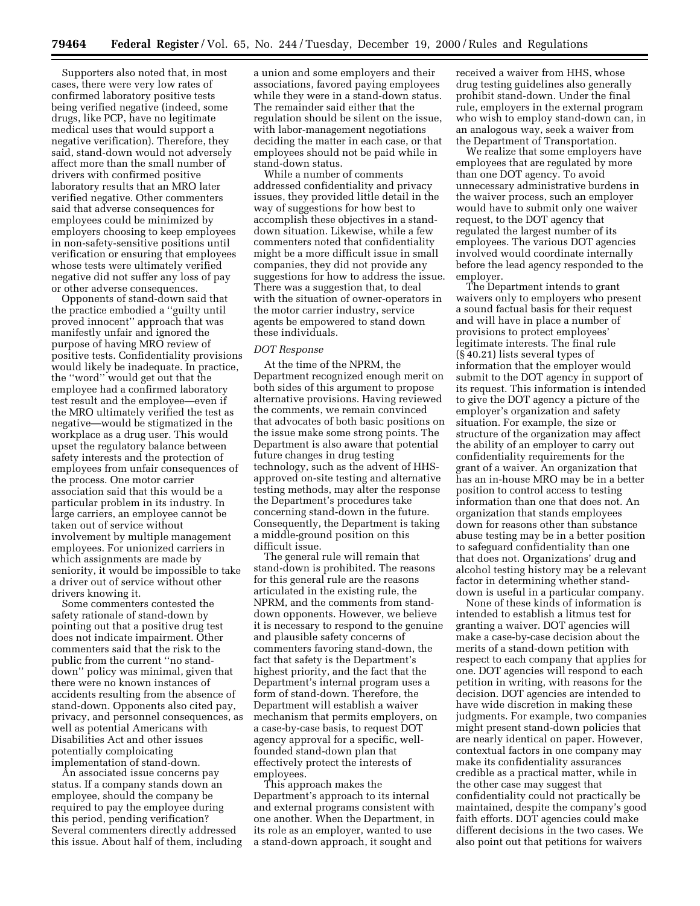Supporters also noted that, in most cases, there were very low rates of confirmed laboratory positive tests being verified negative (indeed, some drugs, like PCP, have no legitimate medical uses that would support a negative verification). Therefore, they said, stand-down would not adversely affect more than the small number of drivers with confirmed positive laboratory results that an MRO later verified negative. Other commenters said that adverse consequences for employees could be minimized by employers choosing to keep employees in non-safety-sensitive positions until verification or ensuring that employees whose tests were ultimately verified negative did not suffer any loss of pay or other adverse consequences.

Opponents of stand-down said that the practice embodied a ''guilty until proved innocent'' approach that was manifestly unfair and ignored the purpose of having MRO review of positive tests. Confidentiality provisions would likely be inadequate. In practice, the ''word'' would get out that the employee had a confirmed laboratory test result and the employee—even if the MRO ultimately verified the test as negative—would be stigmatized in the workplace as a drug user. This would upset the regulatory balance between safety interests and the protection of employees from unfair consequences of the process. One motor carrier association said that this would be a particular problem in its industry. In large carriers, an employee cannot be taken out of service without involvement by multiple management employees. For unionized carriers in which assignments are made by seniority, it would be impossible to take a driver out of service without other drivers knowing it.

Some commenters contested the safety rationale of stand-down by pointing out that a positive drug test does not indicate impairment. Other commenters said that the risk to the public from the current ''no stand-down'' policy was minimal, given that there were no known instances of accidents resulting from the absence of stand-down. Opponents also cited pay, privacy, and personnel consequences, as well as potential Americans with Disabilities Act and other issues potentially comploicating implementation of stand-down.

An associated issue concerns pay status. If a company stands down an employee, should the company be required to pay the employee during this period, pending verification? Several commenters directly addressed this issue. About half of them, including a union and some employers and their associations, favored paying employees while they were in a stand-down status. The remainder said either that the regulation should be silent on the issue, with labor-management negotiations deciding the matter in each case, or that employees should not be paid while in stand-down status.

While a number of comments addressed confidentiality and privacy issues, they provided little detail in the way of suggestions for how best to accomplish these objectives in a stand-down situation. Likewise, while a few commenters noted that confidentiality might be a more difficult issue in small companies, they did not provide any suggestions for how to address the issue. There was a suggestion that, to deal with the situation of owner-operators in the motor carrier industry, service agents be empowered to stand down these individuals.

*DOT Response*

At the time of the NPRM, the Department recognized enough merit on both sides of this argument to propose alternative provisions. Having reviewed the comments, we remain convinced that advocates of both basic positions on the issue make some strong points. The Department is also aware that potential future changes in drug testing technology, such as the advent of HHS-approved on-site testing and alternative testing methods, may alter the response the Department's procedures take concerning stand-down in the future. Consequently, the Department is taking a middle-ground position on this difficult issue.

The general rule will remain that stand-down is prohibited. The reasons for this general rule are the reasons articulated in the existing rule, the NPRM, and the comments from stand-down opponents. However, we believe it is necessary to respond to the genuine and plausible safety concerns of commenters favoring stand-down, the fact that safety is the Department's highest priority, and the fact that the Department's internal program uses a form of stand-down. Therefore, the Department will establish a waiver mechanism that permits employers, on a case-by-case basis, to request DOT agency approval for a specific, well-founded stand-down plan that effectively protect the interests of employees.

This approach makes the Department's approach to its internal and external programs consistent with one another. When the Department, in its role as an employer, wanted to use a stand-down approach, it sought and received a waiver from HHS, whose drug testing guidelines also generally prohibit stand-down. Under the final rule, employers in the external program who wish to employ stand-down can, in an analogous way, seek a waiver from the Department of Transportation.

We realize that some employers have employees that are regulated by more than one DOT agency. To avoid unnecessary administrative burdens in the waiver process, such an employer would have to submit only one waiver request, to the DOT agency that regulated the largest number of its employees. The various DOT agencies involved would coordinate internally before the lead agency responded to the employer.

The Department intends to grant waivers only to employers who present a sound factual basis for their request and will have in place a number of provisions to protect employees' legitimate interests. The final rule (§ 40.21) lists several types of information that the employer would submit to the DOT agency in support of its request. This information is intended to give the DOT agency a picture of the employer's organization and safety situation. For example, the size or structure of the organization may affect the ability of an employer to carry out confidentiality requirements for the grant of a waiver. An organization that has an in-house MRO may be in a better position to control access to testing information than one that does not. An organization that stands employees down for reasons other than substance abuse testing may be in a better position to safeguard confidentiality than one that does not. Organizations' drug and alcohol testing history may be a relevant factor in determining whether stand-down is useful in a particular company.

None of these kinds of information is intended to establish a litmus test for granting a waiver. DOT agencies will make a case-by-case decision about the merits of a stand-down petition with respect to each company that applies for one. DOT agencies will respond to each petition in writing, with reasons for the decision. DOT agencies are intended to have wide discretion in making these judgments. For example, two companies might present stand-down policies that are nearly identical on paper. However, contextual factors in one company may make its confidentiality assurances credible as a practical matter, while in the other case may suggest that confidentiality could not practically be maintained, despite the company's good faith efforts. DOT agencies could make different decisions in the two cases. We also point out that petitions for waivers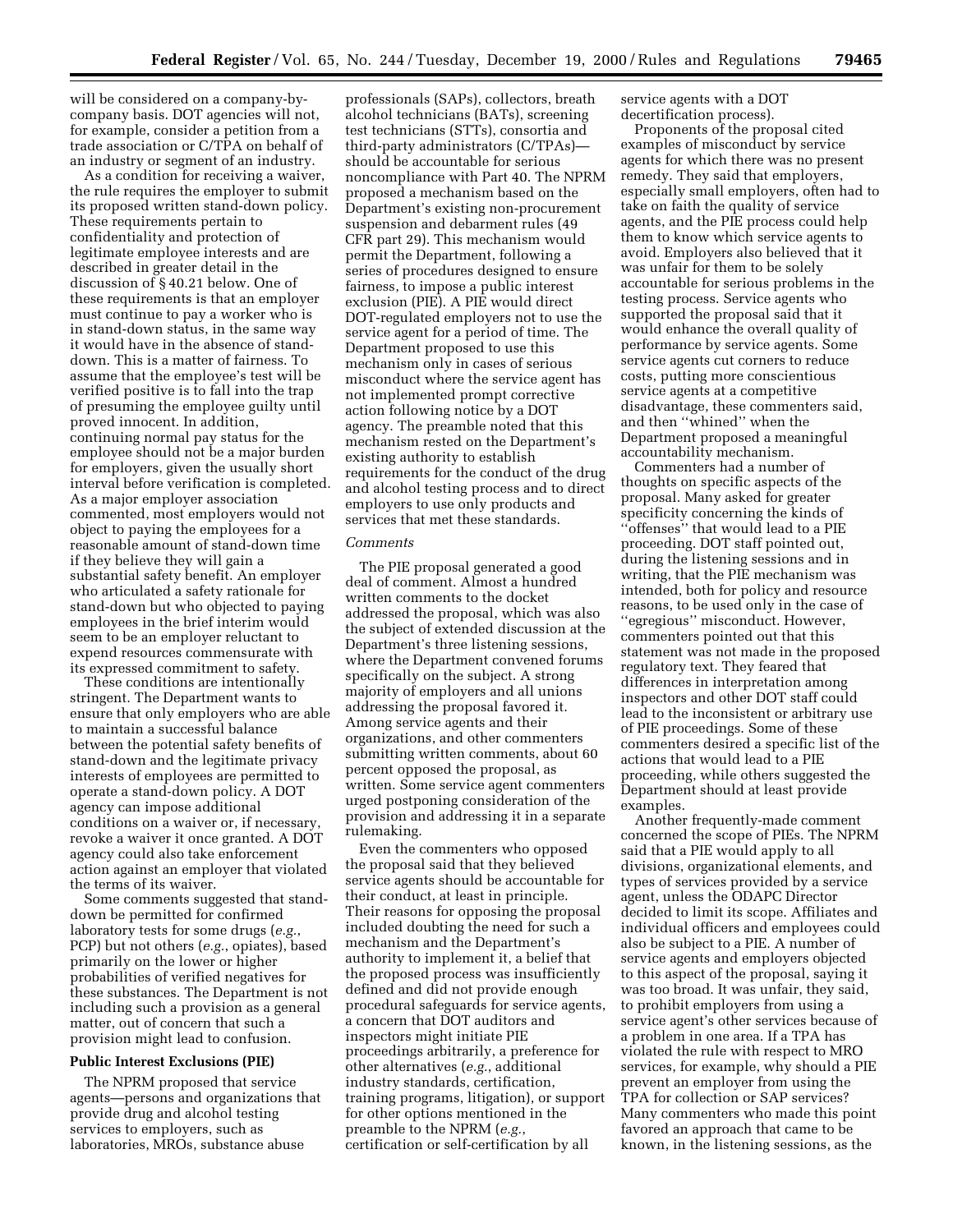will be considered on a company-by-company basis. DOT agencies will not, for example, consider a petition from a trade association or C/TPA on behalf of an industry or segment of an industry.

As a condition for receiving a waiver, the rule requires the employer to submit its proposed written stand-down policy. These requirements pertain to confidentiality and protection of legitimate employee interests and are described in greater detail in the discussion of § 40.21 below. One of these requirements is that an employer must continue to pay a worker who is in stand-down status, in the same way it would have in the absence of stand-down. This is a matter of fairness. To assume that the employee's test will be verified positive is to fall into the trap of presuming the employee guilty until proved innocent. In addition, continuing normal pay status for the employee should not be a major burden for employers, given the usually short interval before verification is completed. As a major employer association commented, most employers would not object to paying the employees for a reasonable amount of stand-down time if they believe they will gain a substantial safety benefit. An employer who articulated a safety rationale for stand-down but who objected to paying employees in the brief interim would seem to be an employer reluctant to expend resources commensurate with its expressed commitment to safety.

These conditions are intentionally stringent. The Department wants to ensure that only employers who are able to maintain a successful balance between the potential safety benefits of stand-down and the legitimate privacy interests of employees are permitted to operate a stand-down policy. A DOT agency can impose additional conditions on a waiver or, if necessary, revoke a waiver it once granted. A DOT agency could also take enforcement action against an employer that violated the terms of its waiver.

Some comments suggested that stand-down be permitted for confirmed laboratory tests for some drugs (*e.g.*, PCP) but not others (*e.g.*, opiates), based primarily on the lower or higher probabilities of verified negatives for these substances. The Department is not including such a provision as a general matter, out of concern that such a provision might lead to confusion.

**Public Interest Exclusions (PIE)**

The NPRM proposed that service agents—persons and organizations that provide drug and alcohol testing services to employers, such as laboratories, MROs, substance abuse professionals (SAPs), collectors, breath alcohol technicians (BATs), screening test technicians (STTs), consortia and third-party administrators (C/TPAs)—should be accountable for serious noncompliance with Part 40. The NPRM proposed a mechanism based on the Department's existing non-procurement suspension and debarment rules (49 CFR part 29). This mechanism would permit the Department, following a series of procedures designed to ensure fairness, to impose a public interest exclusion (PIE). A PIE would direct DOT-regulated employers not to use the service agent for a period of time. The Department proposed to use this mechanism only in cases of serious misconduct where the service agent has not implemented prompt corrective action following notice by a DOT agency. The preamble noted that this mechanism rested on the Department's existing authority to establish requirements for the conduct of the drug and alcohol testing process and to direct employers to use only products and services that met these standards.

*Comments*

The PIE proposal generated a good deal of comment. Almost a hundred written comments to the docket addressed the proposal, which was also the subject of extended discussion at the Department's three listening sessions, where the Department convened forums specifically on the subject. A strong majority of employers and all unions addressing the proposal favored it. Among service agents and their organizations, and other commenters submitting written comments, about 60 percent opposed the proposal, as written. Some service agent commenters urged postponing consideration of the provision and addressing it in a separate rulemaking.

Even the commenters who opposed the proposal said that they believed service agents should be accountable for their conduct, at least in principle. Their reasons for opposing the proposal included doubting the need for such a mechanism and the Department's authority to implement it, a belief that the proposed process was insufficiently defined and did not provide enough procedural safeguards for service agents, a concern that DOT auditors and inspectors might initiate PIE proceedings arbitrarily, a preference for other alternatives (*e.g.*, additional industry standards, certification, training programs, litigation), or support for other options mentioned in the preamble to the NPRM (*e.g.*, certification or self-certification by all service agents with a DOT decertification process).

Proponents of the proposal cited examples of misconduct by service agents for which there was no present remedy. They said that employers, especially small employers, often had to take on faith the quality of service agents, and the PIE process could help them to know which service agents to avoid. Employers also believed that it was unfair for them to be solely accountable for serious problems in the testing process. Service agents who supported the proposal said that it would enhance the overall quality of performance by service agents. Some service agents cut corners to reduce costs, putting more conscientious service agents at a competitive disadvantage, these commenters said, and then ''whined'' when the Department proposed a meaningful accountability mechanism.

Commenters had a number of thoughts on specific aspects of the proposal. Many asked for greater specificity concerning the kinds of ''offenses'' that would lead to a PIE proceeding. DOT staff pointed out, during the listening sessions and in writing, that the PIE mechanism was intended, both for policy and resource reasons, to be used only in the case of ''egregious'' misconduct. However, commenters pointed out that this statement was not made in the proposed regulatory text. They feared that differences in interpretation among inspectors and other DOT staff could lead to the inconsistent or arbitrary use of PIE proceedings. Some of these commenters desired a specific list of the actions that would lead to a PIE proceeding, while others suggested the Department should at least provide examples.

Another frequently-made comment concerned the scope of PIEs. The NPRM said that a PIE would apply to all divisions, organizational elements, and types of services provided by a service agent, unless the ODAPC Director decided to limit its scope. Affiliates and individual officers and employees could also be subject to a PIE. A number of service agents and employers objected to this aspect of the proposal, saying it was too broad. It was unfair, they said, to prohibit employers from using a service agent's other services because of a problem in one area. If a TPA has violated the rule with respect to MRO services, for example, why should a PIE prevent an employer from using the TPA for collection or SAP services? Many commenters who made this point favored an approach that came to be known, in the listening sessions, as the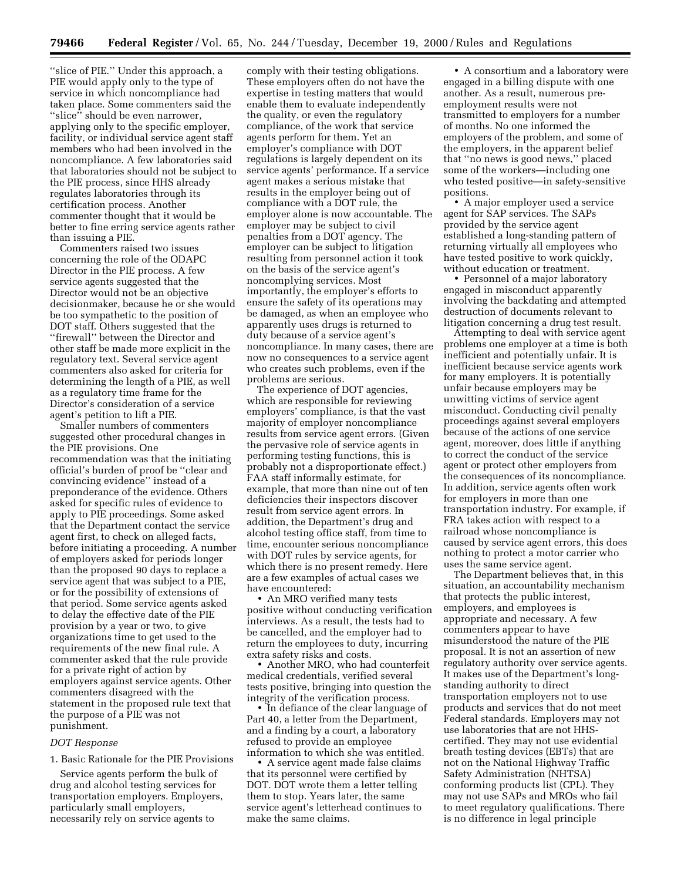''slice of PIE.'' Under this approach, a PIE would apply only to the type of service in which noncompliance had taken place. Some commenters said the ''slice'' should be even narrower, applying only to the specific employer, facility, or individual service agent staff members who had been involved in the noncompliance. A few laboratories said that laboratories should not be subject to the PIE process, since HHS already regulates laboratories through its certification process. Another commenter thought that it would be better to fine erring service agents rather than issuing a PIE.

Commenters raised two issues concerning the role of the ODAPC Director in the PIE process. A few service agents suggested that the Director would not be an objective decisionmaker, because he or she would be too sympathetic to the position of DOT staff. Others suggested that the ''firewall'' between the Director and other staff be made more explicit in the regulatory text. Several service agent commenters also asked for criteria for determining the length of a PIE, as well as a regulatory time frame for the Director's consideration of a service agent's petition to lift a PIE.

Smaller numbers of commenters suggested other procedural changes in the PIE provisions. One recommendation was that the initiating official's burden of proof be ''clear and convincing evidence'' instead of a preponderance of the evidence. Others asked for specific rules of evidence to apply to PIE proceedings. Some asked that the Department contact the service agent first, to check on alleged facts, before initiating a proceeding. A number of employers asked for periods longer than the proposed 90 days to replace a service agent that was subject to a PIE, or for the possibility of extensions of that period. Some service agents asked to delay the effective date of the PIE provision by a year or two, to give organizations time to get used to the requirements of the new final rule. A commenter asked that the rule provide for a private right of action by employers against service agents. Other commenters disagreed with the statement in the proposed rule text that the purpose of a PIE was not punishment.

*DOT Response*

1. Basic Rationale for the PIE Provisions

Service agents perform the bulk of drug and alcohol testing services for transportation employers. Employers, particularly small employers, necessarily rely on service agents to comply with their testing obligations. These employers often do not have the expertise in testing matters that would enable them to evaluate independently the quality, or even the regulatory compliance, of the work that service agents perform for them. Yet an employer's compliance with DOT regulations is largely dependent on its service agents' performance. If a service agent makes a serious mistake that results in the employer being out of compliance with a DOT rule, the employer alone is now accountable. The employer may be subject to civil penalties from a DOT agency. The employer can be subject to litigation resulting from personnel action it took on the basis of the service agent's noncomplying services. Most importantly, the employer's efforts to ensure the safety of its operations may be damaged, as when an employee who apparently uses drugs is returned to duty because of a service agent's noncompliance. In many cases, there are now no consequences to a service agent who creates such problems, even if the problems are serious.

The experience of DOT agencies, which are responsible for reviewing employers' compliance, is that the vast majority of employer noncompliance results from service agent errors. (Given the pervasive role of service agents in performing testing functions, this is probably not a disproportionate effect.) FAA staff informally estimate, for example, that more than nine out of ten deficiencies their inspectors discover result from service agent errors. In addition, the Department's drug and alcohol testing office staff, from time to time, encounter serious noncompliance with DOT rules by service agents, for which there is no present remedy. Here are a few examples of actual cases we have encountered:

- An MRO verified many tests positive without conducting verification interviews. As a result, the tests had to be cancelled, and the employer had to return the employees to duty, incurring extra safety risks and costs.
- Another MRO, who had counterfeit medical credentials, verified several tests positive, bringing into question the integrity of the verification process.
- In defiance of the clear language of Part 40, a letter from the Department, and a finding by a court, a laboratory refused to provide an employee information to which she was entitled.
- A service agent made false claims that its personnel were certified by DOT. DOT wrote them a letter telling them to stop. Years later, the same service agent's letterhead continues to make the same claims.
- A consortium and a laboratory were engaged in a billing dispute with one another. As a result, numerous pre-employment results were not transmitted to employers for a number of months. No one informed the employers of the problem, and some of the employers, in the apparent belief that ''no news is good news,'' placed some of the workers—including one who tested positive—in safety-sensitive positions.
- A major employer used a service agent for SAP services. The SAPs provided by the service agent established a long-standing pattern of returning virtually all employees who have tested positive to work quickly, without education or treatment.
- Personnel of a major laboratory engaged in misconduct apparently involving the backdating and attempted destruction of documents relevant to litigation concerning a drug test result.

Attempting to deal with service agent problems one employer at a time is both inefficient and potentially unfair. It is inefficient because service agents work for many employers. It is potentially unfair because employers may be unwitting victims of service agent misconduct. Conducting civil penalty proceedings against several employers because of the actions of one service agent, moreover, does little if anything to correct the conduct of the service agent or protect other employers from the consequences of its noncompliance. In addition, service agents often work for employers in more than one transportation industry. For example, if FRA takes action with respect to a railroad whose noncompliance is caused by service agent errors, this does nothing to protect a motor carrier who uses the same service agent.

The Department believes that, in this situation, an accountability mechanism that protects the public interest, employers, and employees is appropriate and necessary. A few commenters appear to have misunderstood the nature of the PIE proposal. It is not an assertion of new regulatory authority over service agents. It makes use of the Department's long-standing authority to direct transportation employers not to use products and services that do not meet Federal standards. Employers may not use laboratories that are not HHS-certified. They may not use evidential breath testing devices (EBTs) that are not on the National Highway Traffic Safety Administration (NHTSA) conforming products list (CPL). They may not use SAPs and MROs who fail to meet regulatory qualifications. There is no difference in legal principle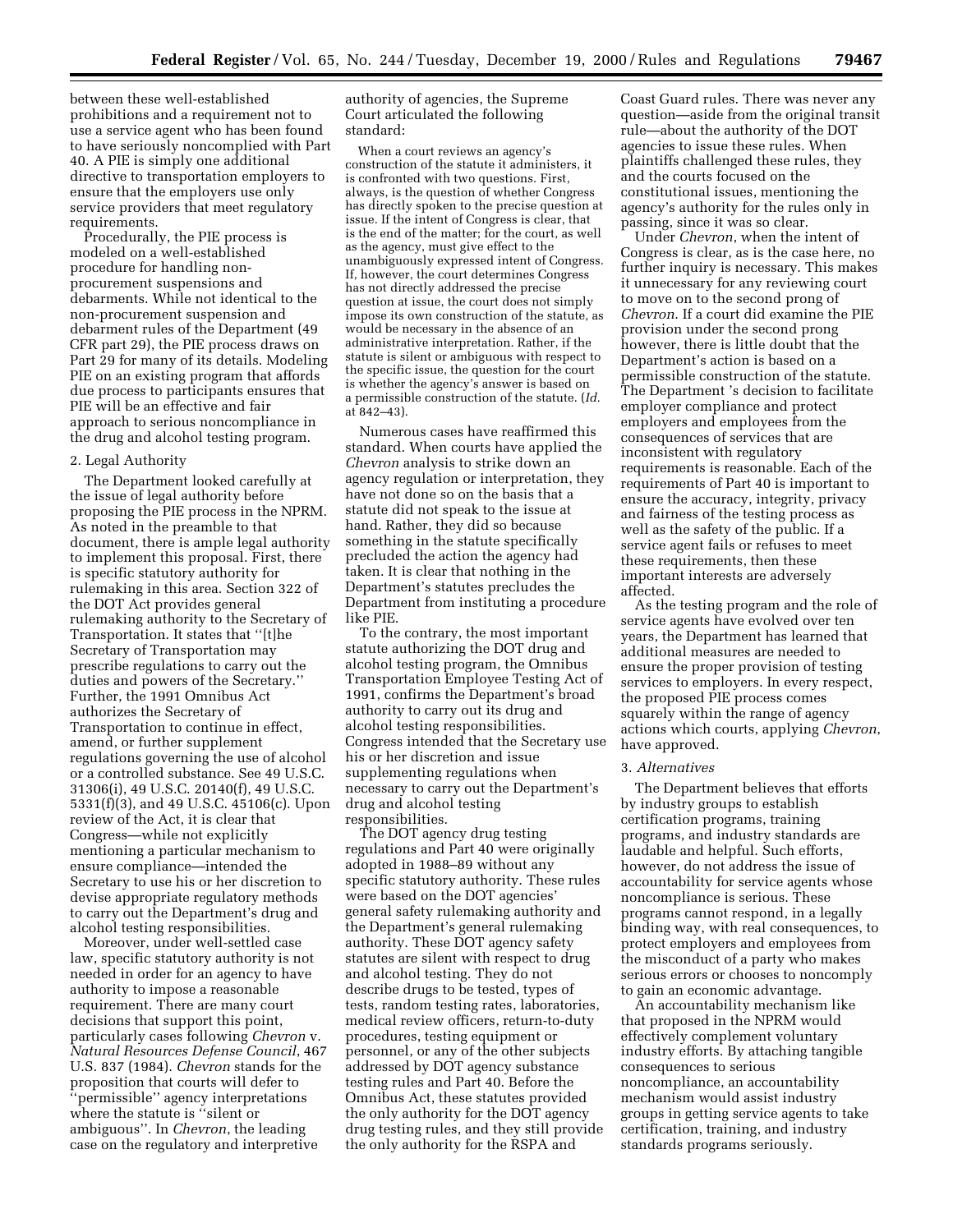between these well-established prohibitions and a requirement not to use a service agent who has been found to have seriously noncomplied with Part 40. A PIE is simply one additional directive to transportation employers to ensure that the employers use only service providers that meet regulatory requirements.

Procedurally, the PIE process is modeled on a well-established procedure for handling non-procurement suspensions and debarments. While not identical to the non-procurement suspension and debarment rules of the Department (49 CFR part 29), the PIE process draws on Part 29 for many of its details. Modeling PIE on an existing program that affords due process to participants ensures that PIE will be an effective and fair approach to serious noncompliance in the drug and alcohol testing program.

2. Legal Authority

The Department looked carefully at the issue of legal authority before proposing the PIE process in the NPRM. As noted in the preamble to that document, there is ample legal authority to implement this proposal. First, there is specific statutory authority for rulemaking in this area. Section 322 of the DOT Act provides general rulemaking authority to the Secretary of Transportation. It states that ''[t]he Secretary of Transportation may prescribe regulations to carry out the duties and powers of the Secretary.'' Further, the 1991 Omnibus Act authorizes the Secretary of Transportation to continue in effect, amend, or further supplement regulations governing the use of alcohol or a controlled substance. See 49 U.S.C. 31306(i), 49 U.S.C. 20140(f), 49 U.S.C. 5331(f)(3), and 49 U.S.C. 45106(c). Upon review of the Act, it is clear that Congress—while not explicitly mentioning a particular mechanism to ensure compliance—intended the Secretary to use his or her discretion to devise appropriate regulatory methods to carry out the Department's drug and alcohol testing responsibilities.

Moreover, under well-settled case law, specific statutory authority is not needed in order for an agency to have authority to impose a reasonable requirement. There are many court decisions that support this point, particularly cases following *Chevron* v. *Natural Resources Defense Council*, 467 U.S. 837 (1984). *Chevron* stands for the proposition that courts will defer to ''permissible'' agency interpretations where the statute is ''silent or ambiguous''. In *Chevron*, the leading case on the regulatory and interpretive authority of agencies, the Supreme Court articulated the following standard:

> When a court reviews an agency's construction of the statute it administers, it is confronted with two questions. First, always, is the question of whether Congress has directly spoken to the precise question at issue. If the intent of Congress is clear, that is the end of the matter; for the court, as well as the agency, must give effect to the unambiguously expressed intent of Congress. If, however, the court determines Congress has not directly addressed the precise question at issue, the court does not simply impose its own construction of the statute, as would be necessary in the absence of an administrative interpretation. Rather, if the statute is silent or ambiguous with respect to the specific issue, the question for the court is whether the agency's answer is based on a permissible construction of the statute. (*Id.* at 842–43).

Numerous cases have reaffirmed this standard. When courts have applied the *Chevron* analysis to strike down an agency regulation or interpretation, they have not done so on the basis that a statute did not speak to the issue at hand. Rather, they did so because something in the statute specifically precluded the action the agency had taken. It is clear that nothing in the Department's statutes precludes the Department from instituting a procedure like PIE.

To the contrary, the most important statute authorizing the DOT drug and alcohol testing program, the Omnibus Transportation Employee Testing Act of 1991, confirms the Department's broad authority to carry out its drug and alcohol testing responsibilities. Congress intended that the Secretary use his or her discretion and issue supplementing regulations when necessary to carry out the Department's drug and alcohol testing responsibilities.

The DOT agency drug testing regulations and Part 40 were originally adopted in 1988–89 without any specific statutory authority. These rules were based on the DOT agencies' general safety rulemaking authority and the Department's general rulemaking authority. These DOT agency safety statutes are silent with respect to drug and alcohol testing. They do not describe drugs to be tested, types of tests, random testing rates, laboratories, medical review officers, return-to-duty procedures, testing equipment or personnel, or any of the other subjects addressed by DOT agency substance testing rules and Part 40. Before the Omnibus Act, these statutes provided the only authority for the DOT agency drug testing rules, and they still provide the only authority for the RSPA and Coast Guard rules. There was never any question—aside from the original transit rule—about the authority of the DOT agencies to issue these rules. When plaintiffs challenged these rules, they and the courts focused on the constitutional issues, mentioning the agency's authority for the rules only in passing, since it was so clear.

Under *Chevron*, when the intent of Congress is clear, as is the case here, no further inquiry is necessary. This makes it unnecessary for any reviewing court to move on to the second prong of *Chevron*. If a court did examine the PIE provision under the second prong however, there is little doubt that the Department's action is based on a permissible construction of the statute. The Department 's decision to facilitate employer compliance and protect employers and employees from the consequences of services that are inconsistent with regulatory requirements is reasonable. Each of the requirements of Part 40 is important to ensure the accuracy, integrity, privacy and fairness of the testing process as well as the safety of the public. If a service agent fails or refuses to meet these requirements, then these important interests are adversely affected.

As the testing program and the role of service agents have evolved over ten years, the Department has learned that additional measures are needed to ensure the proper provision of testing services to employers. In every respect, the proposed PIE process comes squarely within the range of agency actions which courts, applying *Chevron*, have approved.

3. *Alternatives*

The Department believes that efforts by industry groups to establish certification programs, training programs, and industry standards are laudable and helpful. Such efforts, however, do not address the issue of accountability for service agents whose noncompliance is serious. These programs cannot respond, in a legally binding way, with real consequences, to protect employers and employees from the misconduct of a party who makes serious errors or chooses to noncomply to gain an economic advantage.

An accountability mechanism like that proposed in the NPRM would effectively complement voluntary industry efforts. By attaching tangible consequences to serious noncompliance, an accountability mechanism would assist industry groups in getting service agents to take certification, training, and industry standards programs seriously.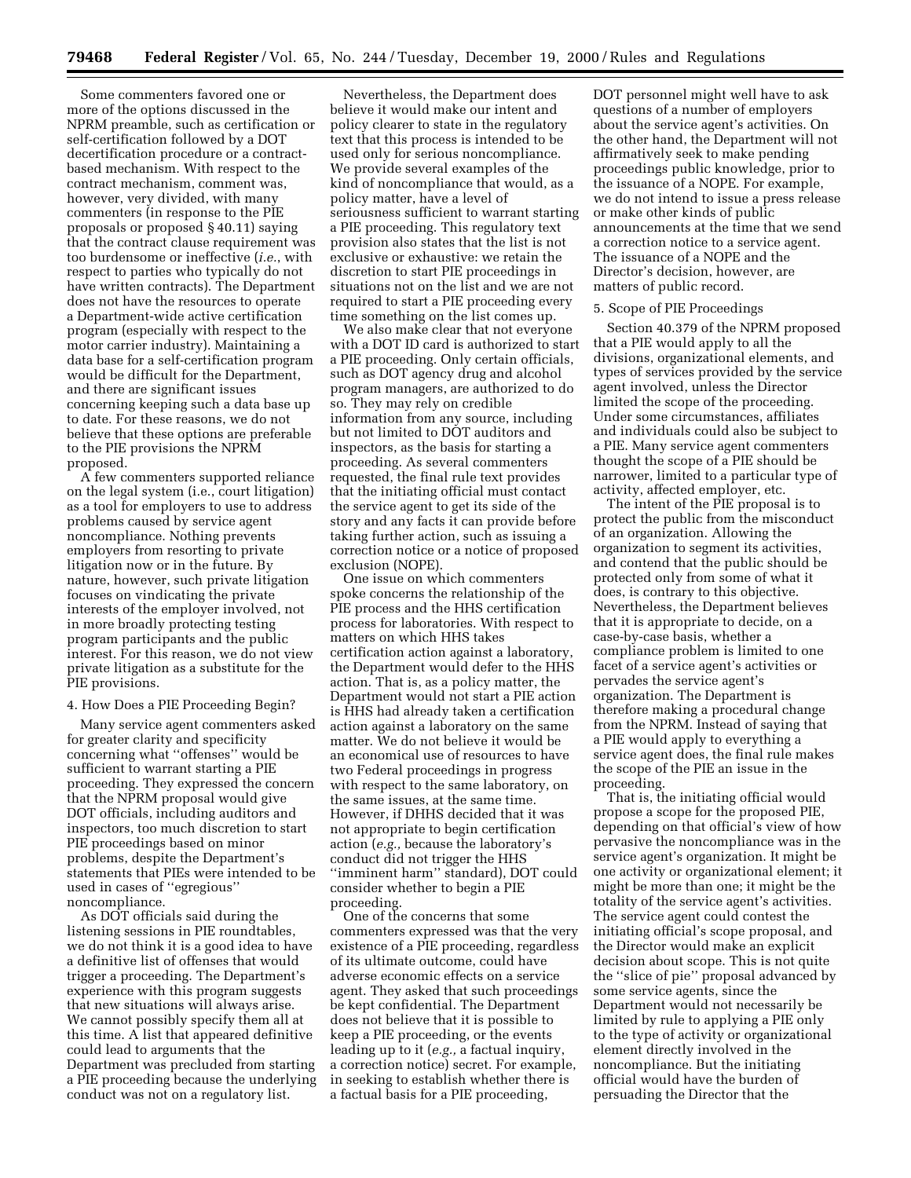Some commenters favored one or more of the options discussed in the NPRM preamble, such as certification or self-certification followed by a DOT decertification procedure or a contract-based mechanism. With respect to the contract mechanism, comment was, however, very divided, with many commenters (in response to the PIE proposals or proposed § 40.11) saying that the contract clause requirement was too burdensome or ineffective (*i.e.*, with respect to parties who typically do not have written contracts). The Department does not have the resources to operate a Department-wide active certification program (especially with respect to the motor carrier industry). Maintaining a data base for a self-certification program would be difficult for the Department, and there are significant issues concerning keeping such a data base up to date. For these reasons, we do not believe that these options are preferable to the PIE provisions the NPRM proposed.

A few commenters supported reliance on the legal system (i.e., court litigation) as a tool for employers to use to address problems caused by service agent noncompliance. Nothing prevents employers from resorting to private litigation now or in the future. By nature, however, such private litigation focuses on vindicating the private interests of the employer involved, not in more broadly protecting testing program participants and the public interest. For this reason, we do not view private litigation as a substitute for the PIE provisions.

4. How Does a PIE Proceeding Begin?

Many service agent commenters asked for greater clarity and specificity concerning what ''offenses'' would be sufficient to warrant starting a PIE proceeding. They expressed the concern that the NPRM proposal would give DOT officials, including auditors and inspectors, too much discretion to start PIE proceedings based on minor problems, despite the Department's statements that PIEs were intended to be used in cases of ''egregious'' noncompliance.

As DOT officials said during the listening sessions in PIE roundtables, we do not think it is a good idea to have a definitive list of offenses that would trigger a proceeding. The Department's experience with this program suggests that new situations will always arise. We cannot possibly specify them all at this time. A list that appeared definitive could lead to arguments that the Department was precluded from starting a PIE proceeding because the underlying conduct was not on a regulatory list.

Nevertheless, the Department does believe it would make our intent and policy clearer to state in the regulatory text that this process is intended to be used only for serious noncompliance. We provide several examples of the kind of noncompliance that would, as a policy matter, have a level of seriousness sufficient to warrant starting a PIE proceeding. This regulatory text provision also states that the list is not exclusive or exhaustive: we retain the discretion to start PIE proceedings in situations not on the list and we are not required to start a PIE proceeding every time something on the list comes up.

We also make clear that not everyone with a DOT ID card is authorized to start a PIE proceeding. Only certain officials, such as DOT agency drug and alcohol program managers, are authorized to do so. They may rely on credible information from any source, including but not limited to DOT auditors and inspectors, as the basis for starting a proceeding. As several commenters requested, the final rule text provides that the initiating official must contact the service agent to get its side of the story and any facts it can provide before taking further action, such as issuing a correction notice or a notice of proposed exclusion (NOPE).

One issue on which commenters spoke concerns the relationship of the PIE process and the HHS certification process for laboratories. With respect to matters on which HHS takes certification action against a laboratory, the Department would defer to the HHS action. That is, as a policy matter, the Department would not start a PIE action is HHS had already taken a certification action against a laboratory on the same matter. We do not believe it would be an economical use of resources to have two Federal proceedings in progress with respect to the same laboratory, on the same issues, at the same time. However, if DHHS decided that it was not appropriate to begin certification action (*e.g.,* because the laboratory's conduct did not trigger the HHS ''imminent harm'' standard), DOT could consider whether to begin a PIE proceeding.

One of the concerns that some commenters expressed was that the very existence of a PIE proceeding, regardless of its ultimate outcome, could have adverse economic effects on a service agent. They asked that such proceedings be kept confidential. The Department does not believe that it is possible to keep a PIE proceeding, or the events leading up to it (*e.g.,* a factual inquiry, a correction notice) secret. For example, in seeking to establish whether there is a factual basis for a PIE proceeding, DOT personnel might well have to ask questions of a number of employers about the service agent's activities. On the other hand, the Department will not affirmatively seek to make pending proceedings public knowledge, prior to the issuance of a NOPE. For example, we do not intend to issue a press release or make other kinds of public announcements at the time that we send a correction notice to a service agent. The issuance of a NOPE and the Director's decision, however, are matters of public record.

5. Scope of PIE Proceedings

Section 40.379 of the NPRM proposed that a PIE would apply to all the divisions, organizational elements, and types of services provided by the service agent involved, unless the Director limited the scope of the proceeding. Under some circumstances, affiliates and individuals could also be subject to a PIE. Many service agent commenters thought the scope of a PIE should be narrower, limited to a particular type of activity, affected employer, etc.

The intent of the PIE proposal is to protect the public from the misconduct of an organization. Allowing the organization to segment its activities, and contend that the public should be protected only from some of what it does, is contrary to this objective. Nevertheless, the Department believes that it is appropriate to decide, on a case-by-case basis, whether a compliance problem is limited to one facet of a service agent's activities or pervades the service agent's organization. The Department is therefore making a procedural change from the NPRM. Instead of saying that a PIE would apply to everything a service agent does, the final rule makes the scope of the PIE an issue in the proceeding.

That is, the initiating official would propose a scope for the proposed PIE, depending on that official's view of how pervasive the noncompliance was in the service agent's organization. It might be one activity or organizational element; it might be more than one; it might be the totality of the service agent's activities. The service agent could contest the initiating official's scope proposal, and the Director would make an explicit decision about scope. This is not quite the ''slice of pie'' proposal advanced by some service agents, since the Department would not necessarily be limited by rule to applying a PIE only to the type of activity or organizational element directly involved in the noncompliance. But the initiating official would have the burden of persuading the Director that the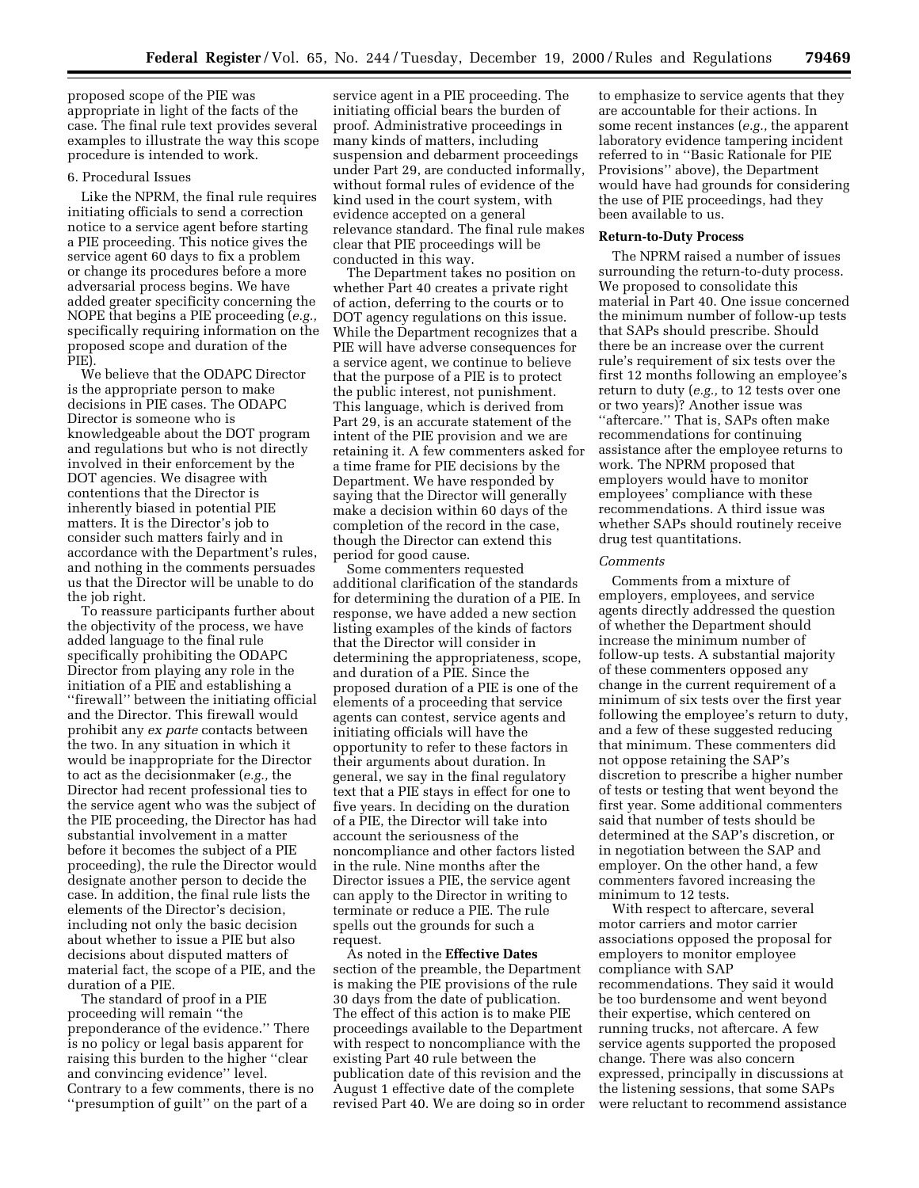proposed scope of the PIE was appropriate in light of the facts of the case. The final rule text provides several examples to illustrate the way this scope procedure is intended to work.

6. Procedural Issues

Like the NPRM, the final rule requires initiating officials to send a correction notice to a service agent before starting a PIE proceeding. This notice gives the service agent 60 days to fix a problem or change its procedures before a more adversarial process begins. We have added greater specificity concerning the NOPE that begins a PIE proceeding (*e.g.,* specifically requiring information on the proposed scope and duration of the PIE).

We believe that the ODAPC Director is the appropriate person to make decisions in PIE cases. The ODAPC Director is someone who is knowledgeable about the DOT program and regulations but who is not directly involved in their enforcement by the DOT agencies. We disagree with contentions that the Director is inherently biased in potential PIE matters. It is the Director's job to consider such matters fairly and in accordance with the Department's rules, and nothing in the comments persuades us that the Director will be unable to do the job right.

To reassure participants further about the objectivity of the process, we have added language to the final rule specifically prohibiting the ODAPC Director from playing any role in the initiation of a PIE and establishing a ''firewall'' between the initiating official and the Director. This firewall would prohibit any *ex parte* contacts between the two. In any situation in which it would be inappropriate for the Director to act as the decisionmaker (*e.g.,* the Director had recent professional ties to the service agent who was the subject of the PIE proceeding, the Director has had substantial involvement in a matter before it becomes the subject of a PIE proceeding), the rule the Director would designate another person to decide the case. In addition, the final rule lists the elements of the Director's decision, including not only the basic decision about whether to issue a PIE but also decisions about disputed matters of material fact, the scope of a PIE, and the duration of a PIE.

The standard of proof in a PIE proceeding will remain ''the preponderance of the evidence.'' There is no policy or legal basis apparent for raising this burden to the higher ''clear and convincing evidence'' level. Contrary to a few comments, there is no ''presumption of guilt'' on the part of a service agent in a PIE proceeding. The initiating official bears the burden of proof. Administrative proceedings in many kinds of matters, including suspension and debarment proceedings under Part 29, are conducted informally, without formal rules of evidence of the kind used in the court system, with evidence accepted on a general relevance standard. The final rule makes clear that PIE proceedings will be conducted in this way.

The Department takes no position on whether Part 40 creates a private right of action, deferring to the courts or to DOT agency regulations on this issue. While the Department recognizes that a PIE will have adverse consequences for a service agent, we continue to believe that the purpose of a PIE is to protect the public interest, not punishment. This language, which is derived from Part 29, is an accurate statement of the intent of the PIE provision and we are retaining it. A few commenters asked for a time frame for PIE decisions by the Department. We have responded by saying that the Director will generally make a decision within 60 days of the completion of the record in the case, though the Director can extend this period for good cause.

Some commenters requested additional clarification of the standards for determining the duration of a PIE. In response, we have added a new section listing examples of the kinds of factors that the Director will consider in determining the appropriateness, scope, and duration of a PIE. Since the proposed duration of a PIE is one of the elements of a proceeding that service agents can contest, service agents and initiating officials will have the opportunity to refer to these factors in their arguments about duration. In general, we say in the final regulatory text that a PIE stays in effect for one to five years. In deciding on the duration of a PIE, the Director will take into account the seriousness of the noncompliance and other factors listed in the rule. Nine months after the Director issues a PIE, the service agent can apply to the Director in writing to terminate or reduce a PIE. The rule spells out the grounds for such a request.

As noted in the **Effective Dates** section of the preamble, the Department is making the PIE provisions of the rule 30 days from the date of publication. The effect of this action is to make PIE proceedings available to the Department with respect to noncompliance with the existing Part 40 rule between the publication date of this revision and the August 1 effective date of the complete revised Part 40. We are doing so in order to emphasize to service agents that they are accountable for their actions. In some recent instances (*e.g.,* the apparent laboratory evidence tampering incident referred to in ''Basic Rationale for PIE Provisions'' above), the Department would have had grounds for considering the use of PIE proceedings, had they been available to us.

**Return-to-Duty Process**

The NPRM raised a number of issues surrounding the return-to-duty process. We proposed to consolidate this material in Part 40. One issue concerned the minimum number of follow-up tests that SAPs should prescribe. Should there be an increase over the current rule's requirement of six tests over the first 12 months following an employee's return to duty (*e.g.,* to 12 tests over one or two years)? Another issue was ''aftercare.'' That is, SAPs often make recommendations for continuing assistance after the employee returns to work. The NPRM proposed that employers would have to monitor employees' compliance with these recommendations. A third issue was whether SAPs should routinely receive drug test quantitations.

*Comments*

Comments from a mixture of employers, employees, and service agents directly addressed the question of whether the Department should increase the minimum number of follow-up tests. A substantial majority of these commenters opposed any change in the current requirement of a minimum of six tests over the first year following the employee's return to duty, and a few of these suggested reducing that minimum. These commenters did not oppose retaining the SAP's discretion to prescribe a higher number of tests or testing that went beyond the first year. Some additional commenters said that number of tests should be determined at the SAP's discretion, or in negotiation between the SAP and employer. On the other hand, a few commenters favored increasing the minimum to 12 tests.

With respect to aftercare, several motor carriers and motor carrier associations opposed the proposal for employers to monitor employee compliance with SAP recommendations. They said it would be too burdensome and went beyond their expertise, which centered on running trucks, not aftercare. A few service agents supported the proposed change. There was also concern expressed, principally in discussions at the listening sessions, that some SAPs were reluctant to recommend assistance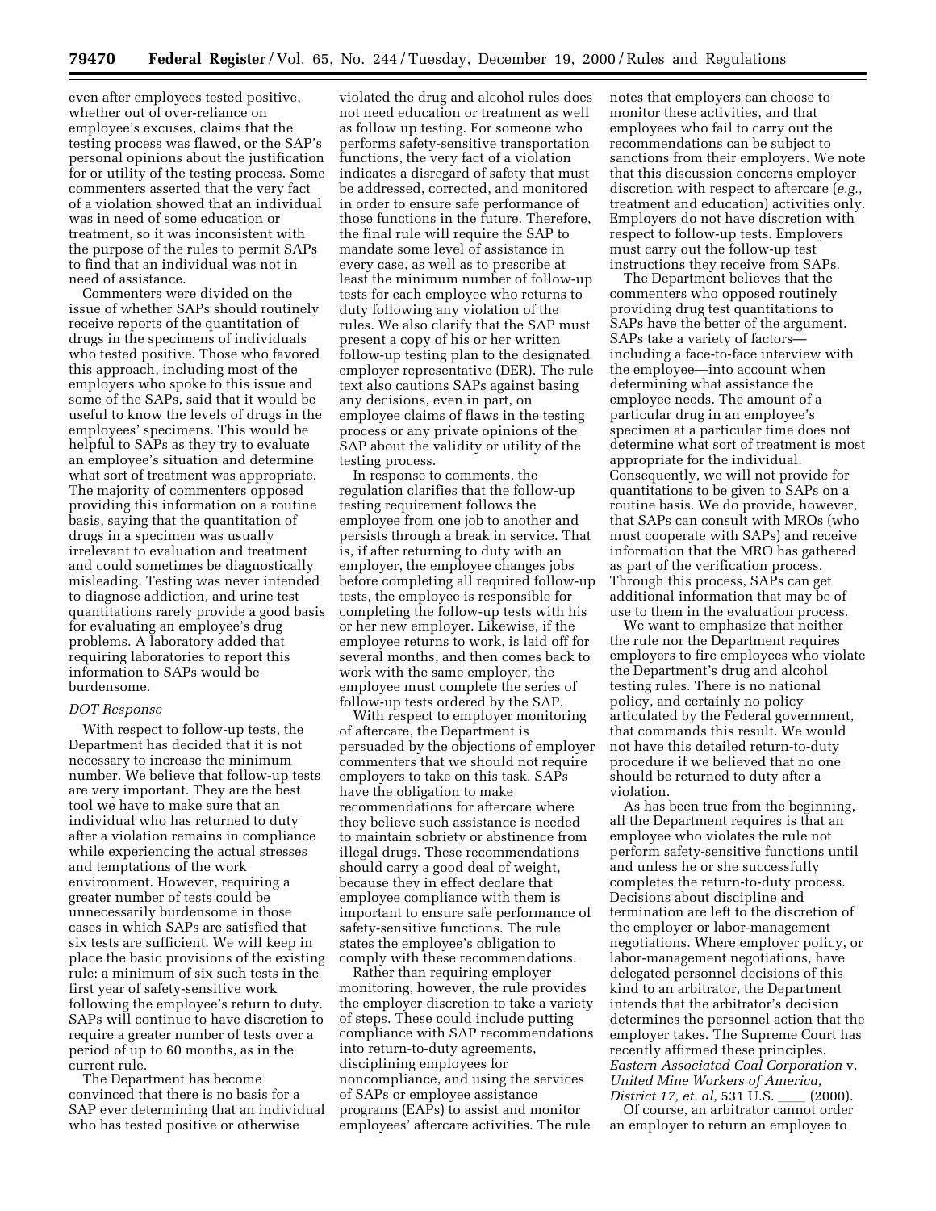even after employees tested positive, whether out of over-reliance on employee's excuses, claims that the testing process was flawed, or the SAP's personal opinions about the justification for or utility of the testing process. Some commenters asserted that the very fact of a violation showed that an individual was in need of some education or treatment, so it was inconsistent with the purpose of the rules to permit SAPs to find that an individual was not in need of assistance.

Commenters were divided on the issue of whether SAPs should routinely receive reports of the quantitation of drugs in the specimens of individuals who tested positive. Those who favored this approach, including most of the employers who spoke to this issue and some of the SAPs, said that it would be useful to know the levels of drugs in the employees' specimens. This would be helpful to SAPs as they try to evaluate an employee's situation and determine what sort of treatment was appropriate. The majority of commenters opposed providing this information on a routine basis, saying that the quantitation of drugs in a specimen was usually irrelevant to evaluation and treatment and could sometimes be diagnostically misleading. Testing was never intended to diagnose addiction, and urine test quantitations rarely provide a good basis for evaluating an employee's drug problems. A laboratory added that requiring laboratories to report this information to SAPs would be burdensome.

*DOT Response*

With respect to follow-up tests, the Department has decided that it is not necessary to increase the minimum number. We believe that follow-up tests are very important. They are the best tool we have to make sure that an individual who has returned to duty after a violation remains in compliance while experiencing the actual stresses and temptations of the work environment. However, requiring a greater number of tests could be unnecessarily burdensome in those cases in which SAPs are satisfied that six tests are sufficient. We will keep in place the basic provisions of the existing rule: a minimum of six such tests in the first year of safety-sensitive work following the employee's return to duty. SAPs will continue to have discretion to require a greater number of tests over a period of up to 60 months, as in the current rule.

The Department has become convinced that there is no basis for a SAP ever determining that an individual who has tested positive or otherwise violated the drug and alcohol rules does not need education or treatment as well as follow up testing. For someone who performs safety-sensitive transportation functions, the very fact of a violation indicates a disregard of safety that must be addressed, corrected, and monitored in order to ensure safe performance of those functions in the future. Therefore, the final rule will require the SAP to mandate some level of assistance in every case, as well as to prescribe at least the minimum number of follow-up tests for each employee who returns to duty following any violation of the rules. We also clarify that the SAP must present a copy of his or her written follow-up testing plan to the designated employer representative (DER). The rule text also cautions SAPs against basing any decisions, even in part, on employee claims of flaws in the testing process or any private opinions of the SAP about the validity or utility of the testing process.

In response to comments, the regulation clarifies that the follow-up testing requirement follows the employee from one job to another and persists through a break in service. That is, if after returning to duty with an employer, the employee changes jobs before completing all required follow-up tests, the employee is responsible for completing the follow-up tests with his or her new employer. Likewise, if the employee returns to work, is laid off for several months, and then comes back to work with the same employer, the employee must complete the series of follow-up tests ordered by the SAP.

With respect to employer monitoring of aftercare, the Department is persuaded by the objections of employer commenters that we should not require employers to take on this task. SAPs have the obligation to make recommendations for aftercare where they believe such assistance is needed to maintain sobriety or abstinence from illegal drugs. These recommendations should carry a good deal of weight, because they in effect declare that employee compliance with them is important to ensure safe performance of safety-sensitive functions. The rule states the employee's obligation to comply with these recommendations.

Rather than requiring employer monitoring, however, the rule provides the employer discretion to take a variety of steps. These could include putting compliance with SAP recommendations into return-to-duty agreements, disciplining employees for noncompliance, and using the services of SAPs or employee assistance programs (EAPs) to assist and monitor employees' aftercare activities. The rule notes that employers can choose to monitor these activities, and that employees who fail to carry out the recommendations can be subject to sanctions from their employers. We note that this discussion concerns employer discretion with respect to aftercare (*e.g.,* treatment and education) activities only. Employers do not have discretion with respect to follow-up tests. Employers must carry out the follow-up test instructions they receive from SAPs.

The Department believes that the commenters who opposed routinely providing drug test quantitations to SAPs have the better of the argument. SAPs take a variety of factors—including a face-to-face interview with the employee—into account when determining what assistance the employee needs. The amount of a particular drug in an employee's specimen at a particular time does not determine what sort of treatment is most appropriate for the individual. Consequently, we will not provide for quantitations to be given to SAPs on a routine basis. We do provide, however, that SAPs can consult with MROs (who must cooperate with SAPs) and receive information that the MRO has gathered as part of the verification process. Through this process, SAPs can get additional information that may be of use to them in the evaluation process.

We want to emphasize that neither the rule nor the Department requires employers to fire employees who violate the Department's drug and alcohol testing rules. There is no national policy, and certainly no policy articulated by the Federal government, that commands this result. We would not have this detailed return-to-duty procedure if we believed that no one should be returned to duty after a violation.

As has been true from the beginning, all the Department requires is that an employee who violates the rule not perform safety-sensitive functions until and unless he or she successfully completes the return-to-duty process. Decisions about discipline and termination are left to the discretion of the employer or labor-management negotiations. Where employer policy, or labor-management negotiations, have delegated personnel decisions of this kind to an arbitrator, the Department intends that the arbitrator's decision determines the personnel action that the employer takes. The Supreme Court has recently affirmed these principles. *Eastern Associated Coal Corporation* v. *United Mine Workers of America, District 17, et. al,* 531 U.S. ____ (2000).

Of course, an arbitrator cannot order an employer to return an employee to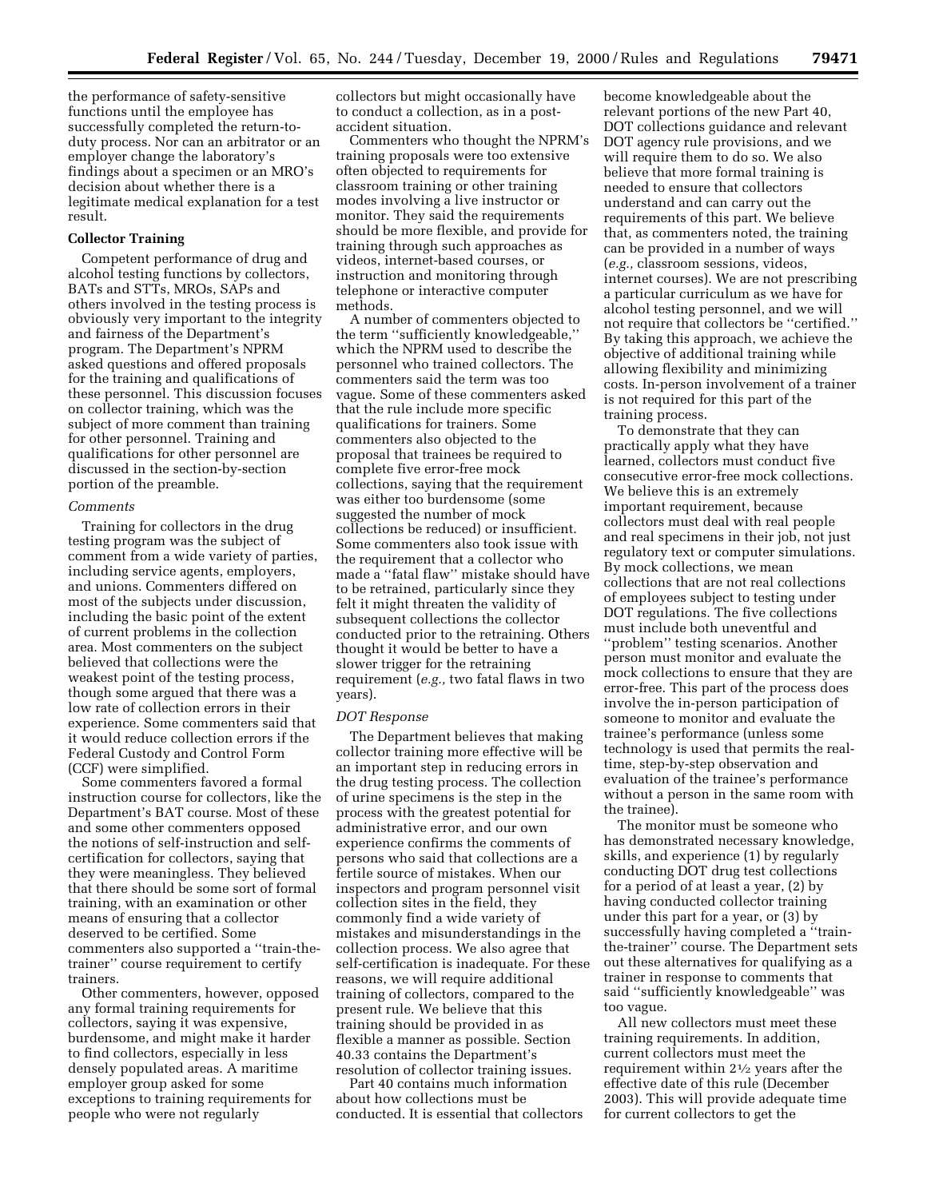the performance of safety-sensitive functions until the employee has successfully completed the return-to-duty process. Nor can an arbitrator or an employer change the laboratory's findings about a specimen or an MRO's decision about whether there is a legitimate medical explanation for a test result.

**Collector Training**

Competent performance of drug and alcohol testing functions by collectors, BATs and STTs, MROs, SAPs and others involved in the testing process is obviously very important to the integrity and fairness of the Department's program. The Department's NPRM asked questions and offered proposals for the training and qualifications of these personnel. This discussion focuses on collector training, which was the subject of more comment than training for other personnel. Training and qualifications for other personnel are discussed in the section-by-section portion of the preamble.

*Comments*

Training for collectors in the drug testing program was the subject of comment from a wide variety of parties, including service agents, employers, and unions. Commenters differed on most of the subjects under discussion, including the basic point of the extent of current problems in the collection area. Most commenters on the subject believed that collections were the weakest point of the testing process, though some argued that there was a low rate of collection errors in their experience. Some commenters said that it would reduce collection errors if the Federal Custody and Control Form (CCF) were simplified.

Some commenters favored a formal instruction course for collectors, like the Department's BAT course. Most of these and some other commenters opposed the notions of self-instruction and self-certification for collectors, saying that they were meaningless. They believed that there should be some sort of formal training, with an examination or other means of ensuring that a collector deserved to be certified. Some commenters also supported a "train-the-trainer" course requirement to certify trainers.

Other commenters, however, opposed any formal training requirements for collectors, saying it was expensive, burdensome, and might make it harder to find collectors, especially in less densely populated areas. A maritime employer group asked for some exceptions to training requirements for people who were not regularly collectors but might occasionally have to conduct a collection, as in a post-accident situation.

Commenters who thought the NPRM's training proposals were too extensive often objected to requirements for classroom training or other training modes involving a live instructor or monitor. They said the requirements should be more flexible, and provide for training through such approaches as videos, internet-based courses, or instruction and monitoring through telephone or interactive computer methods.

A number of commenters objected to the term "sufficiently knowledgeable," which the NPRM used to describe the personnel who trained collectors. The commenters said the term was too vague. Some of these commenters asked that the rule include more specific qualifications for trainers. Some commenters also objected to the proposal that trainees be required to complete five error-free mock collections, saying that the requirement was either too burdensome (some suggested the number of mock collections be reduced) or insufficient. Some commenters also took issue with the requirement that a collector who made a "fatal flaw" mistake should have to be retrained, particularly since they felt it might threaten the validity of subsequent collections the collector conducted prior to the retraining. Others thought it would be better to have a slower trigger for the retraining requirement (*e.g.,* two fatal flaws in two years).

*DOT Response*

The Department believes that making collector training more effective will be an important step in reducing errors in the drug testing process. The collection of urine specimens is the step in the process with the greatest potential for administrative error, and our own experience confirms the comments of persons who said that collections are a fertile source of mistakes. When our inspectors and program personnel visit collection sites in the field, they commonly find a wide variety of mistakes and misunderstandings in the collection process. We also agree that self-certification is inadequate. For these reasons, we will require additional training of collectors, compared to the present rule. We believe that this training should be provided in as flexible a manner as possible. Section 40.33 contains the Department's resolution of collector training issues.

Part 40 contains much information about how collections must be conducted. It is essential that collectors become knowledgeable about the relevant portions of the new Part 40, DOT collections guidance and relevant DOT agency rule provisions, and we will require them to do so. We also believe that more formal training is needed to ensure that collectors understand and can carry out the requirements of this part. We believe that, as commenters noted, the training can be provided in a number of ways (*e.g.,* classroom sessions, videos, internet courses). We are not prescribing a particular curriculum as we have for alcohol testing personnel, and we will not require that collectors be "certified." By taking this approach, we achieve the objective of additional training while allowing flexibility and minimizing costs. In-person involvement of a trainer is not required for this part of the training process.

To demonstrate that they can practically apply what they have learned, collectors must conduct five consecutive error-free mock collections. We believe this is an extremely important requirement, because collectors must deal with real people and real specimens in their job, not just regulatory text or computer simulations. By mock collections, we mean collections that are not real collections of employees subject to testing under DOT regulations. The five collections must include both uneventful and "problem" testing scenarios. Another person must monitor and evaluate the mock collections to ensure that they are error-free. This part of the process does involve the in-person participation of someone to monitor and evaluate the trainee's performance (unless some technology is used that permits the real-time, step-by-step observation and evaluation of the trainee's performance without a person in the same room with the trainee).

The monitor must be someone who has demonstrated necessary knowledge, skills, and experience (1) by regularly conducting DOT drug test collections for a period of at least a year, (2) by having conducted collector training under this part for a year, or (3) by successfully having completed a "train-the-trainer" course. The Department sets out these alternatives for qualifying as a trainer in response to comments that said "sufficiently knowledgeable" was too vague.

All new collectors must meet these training requirements. In addition, current collectors must meet the requirement within 2½ years after the effective date of this rule (December 2003). This will provide adequate time for current collectors to get the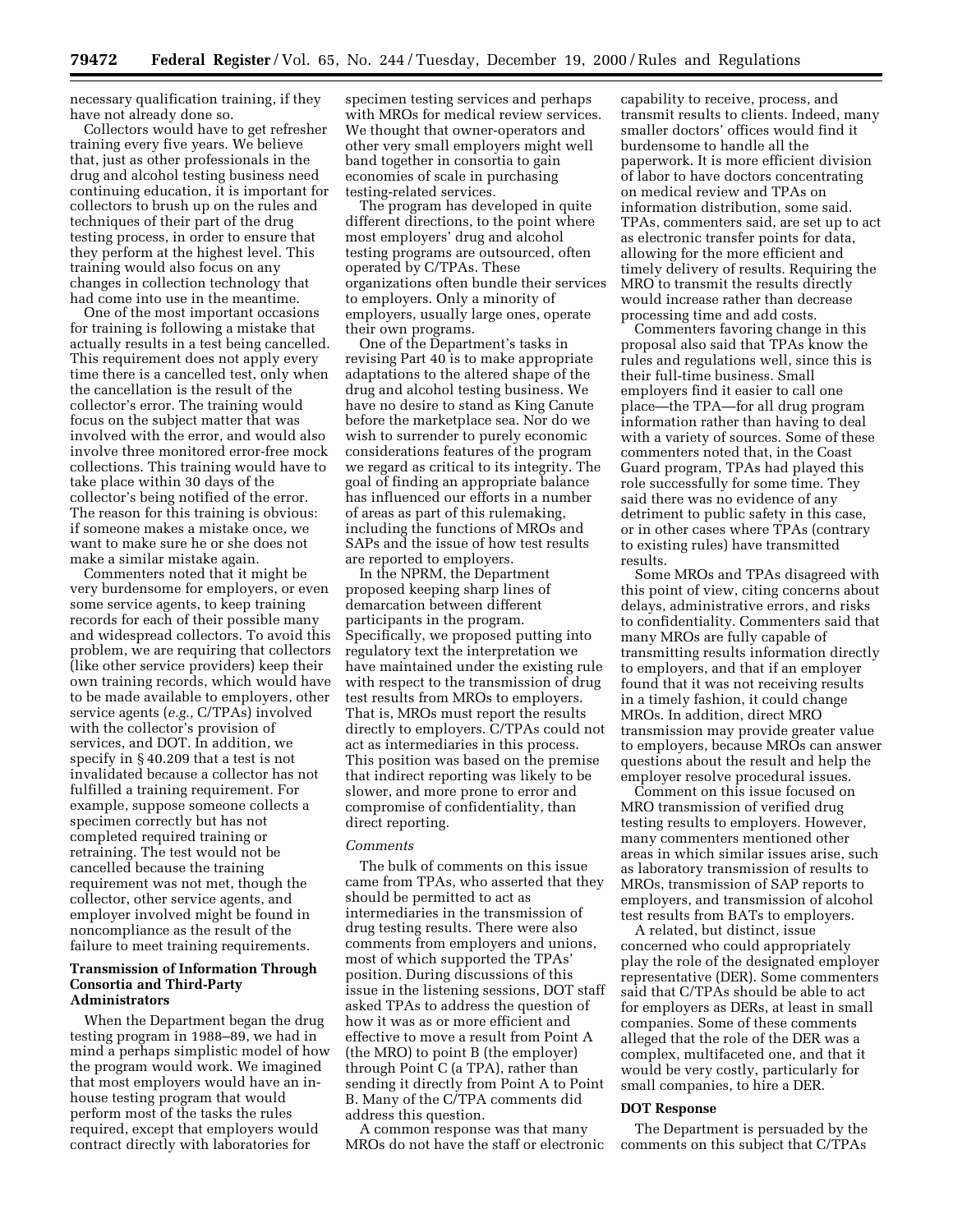necessary qualification training, if they have not already done so.

Collectors would have to get refresher training every five years. We believe that, just as other professionals in the drug and alcohol testing business need continuing education, it is important for collectors to brush up on the rules and techniques of their part of the drug testing process, in order to ensure that they perform at the highest level. This training would also focus on any changes in collection technology that had come into use in the meantime.

One of the most important occasions for training is following a mistake that actually results in a test being cancelled. This requirement does not apply every time there is a cancelled test, only when the cancellation is the result of the collector's error. The training would focus on the subject matter that was involved with the error, and would also involve three monitored error-free mock collections. This training would have to take place within 30 days of the collector's being notified of the error. The reason for this training is obvious: if someone makes a mistake once, we want to make sure he or she does not make a similar mistake again.

Commenters noted that it might be very burdensome for employers, or even some service agents, to keep training records for each of their possible many and widespread collectors. To avoid this problem, we are requiring that collectors (like other service providers) keep their own training records, which would have to be made available to employers, other service agents (*e.g.,* C/TPAs) involved with the collector's provision of services, and DOT. In addition, we specify in § 40.209 that a test is not invalidated because a collector has not fulfilled a training requirement. For example, suppose someone collects a specimen correctly but has not completed required training or retraining. The test would not be cancelled because the training requirement was not met, though the collector, other service agents, and employer involved might be found in noncompliance as the result of the failure to meet training requirements.

**Transmission of Information Through Consortia and Third-Party Administrators**

When the Department began the drug testing program in 1988–89, we had in mind a perhaps simplistic model of how the program would work. We imagined that most employers would have an in-house testing program that would perform most of the tasks the rules required, except that employers would contract directly with laboratories for specimen testing services and perhaps with MROs for medical review services. We thought that owner-operators and other very small employers might well band together in consortia to gain economies of scale in purchasing testing-related services.

The program has developed in quite different directions, to the point where most employers' drug and alcohol testing programs are outsourced, often operated by C/TPAs. These organizations often bundle their services to employers. Only a minority of employers, usually large ones, operate their own programs.

One of the Department's tasks in revising Part 40 is to make appropriate adaptations to the altered shape of the drug and alcohol testing business. We have no desire to stand as King Canute before the marketplace sea. Nor do we wish to surrender to purely economic considerations features of the program we regard as critical to its integrity. The goal of finding an appropriate balance has influenced our efforts in a number of areas as part of this rulemaking, including the functions of MROs and SAPs and the issue of how test results are reported to employers.

In the NPRM, the Department proposed keeping sharp lines of demarcation between different participants in the program. Specifically, we proposed putting into regulatory text the interpretation we have maintained under the existing rule with respect to the transmission of drug test results from MROs to employers. That is, MROs must report the results directly to employers. C/TPAs could not act as intermediaries in this process. This position was based on the premise that indirect reporting was likely to be slower, and more prone to error and compromise of confidentiality, than direct reporting.

*Comments*

The bulk of comments on this issue came from TPAs, who asserted that they should be permitted to act as intermediaries in the transmission of drug testing results. There were also comments from employers and unions, most of which supported the TPAs' position. During discussions of this issue in the listening sessions, DOT staff asked TPAs to address the question of how it was as or more efficient and effective to move a result from Point A (the MRO) to point B (the employer) through Point C (a TPA), rather than sending it directly from Point A to Point B. Many of the C/TPA comments did address this question.

A common response was that many MROs do not have the staff or electronic capability to receive, process, and transmit results to clients. Indeed, many smaller doctors' offices would find it burdensome to handle all the paperwork. It is more efficient division of labor to have doctors concentrating on medical review and TPAs on information distribution, some said. TPAs, commenters said, are set up to act as electronic transfer points for data, allowing for the more efficient and timely delivery of results. Requiring the MRO to transmit the results directly would increase rather than decrease processing time and add costs.

Commenters favoring change in this proposal also said that TPAs know the rules and regulations well, since this is their full-time business. Small employers find it easier to call one place—the TPA—for all drug program information rather than having to deal with a variety of sources. Some of these commenters noted that, in the Coast Guard program, TPAs had played this role successfully for some time. They said there was no evidence of any detriment to public safety in this case, or in other cases where TPAs (contrary to existing rules) have transmitted results.

Some MROs and TPAs disagreed with this point of view, citing concerns about delays, administrative errors, and risks to confidentiality. Commenters said that many MROs are fully capable of transmitting results information directly to employers, and that if an employer found that it was not receiving results in a timely fashion, it could change MROs. In addition, direct MRO transmission may provide greater value to employers, because MROs can answer questions about the result and help the employer resolve procedural issues.

Comment on this issue focused on MRO transmission of verified drug testing results to employers. However, many commenters mentioned other areas in which similar issues arise, such as laboratory transmission of results to MROs, transmission of SAP reports to employers, and transmission of alcohol test results from BATs to employers.

A related, but distinct, issue concerned who could appropriately play the role of the designated employer representative (DER). Some commenters said that C/TPAs should be able to act for employers as DERs, at least in small companies. Some of these comments alleged that the role of the DER was a complex, multifaceted one, and that it would be very costly, particularly for small companies, to hire a DER.

**DOT Response**

The Department is persuaded by the comments on this subject that C/TPAs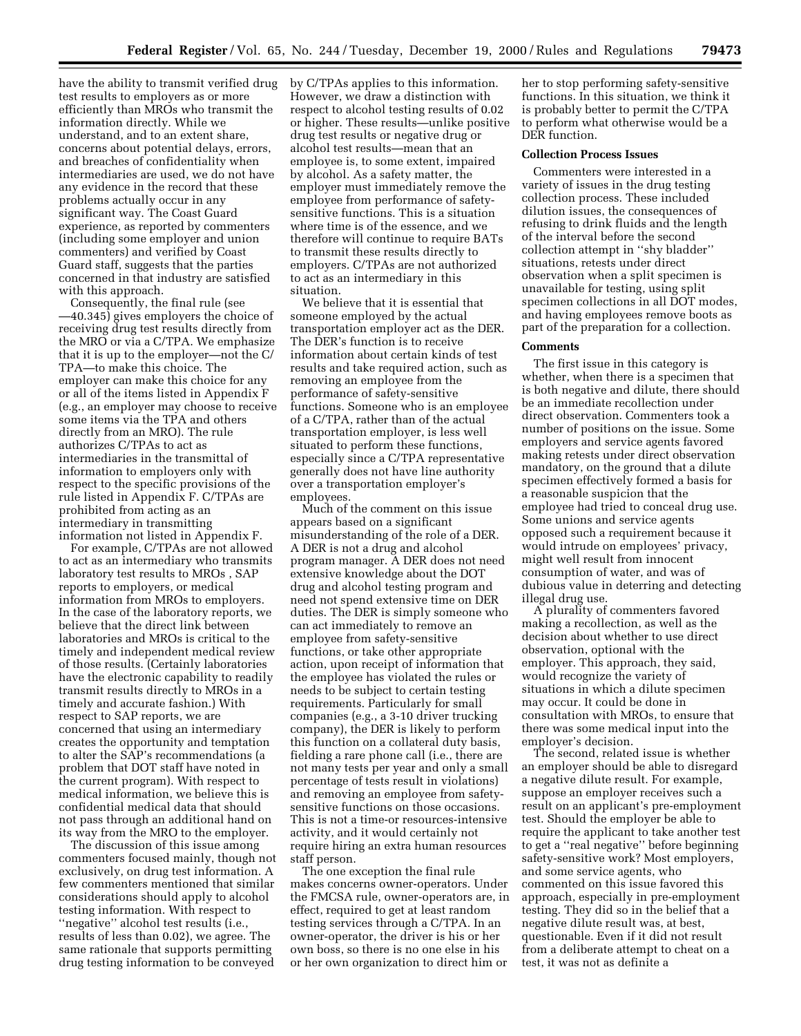have the ability to transmit verified drug test results to employers as or more efficiently than MROs who transmit the information directly. While we understand, and to an extent share, concerns about potential delays, errors, and breaches of confidentiality when intermediaries are used, we do not have any evidence in the record that these problems actually occur in any significant way. The Coast Guard experience, as reported by commenters (including some employer and union commenters) and verified by Coast Guard staff, suggests that the parties concerned in that industry are satisfied with this approach.

Consequently, the final rule (see —40.345) gives employers the choice of receiving drug test results directly from the MRO or via a C/TPA. We emphasize that it is up to the employer—not the C/TPA—to make this choice. The employer can make this choice for any or all of the items listed in Appendix F (e.g., an employer may choose to receive some items via the TPA and others directly from an MRO). The rule authorizes C/TPAs to act as intermediaries in the transmittal of information to employers only with respect to the specific provisions of the rule listed in Appendix F. C/TPAs are prohibited from acting as an intermediary in transmitting information not listed in Appendix F.

For example, C/TPAs are not allowed to act as an intermediary who transmits laboratory test results to MROs , SAP reports to employers, or medical information from MROs to employers. In the case of the laboratory reports, we believe that the direct link between laboratories and MROs is critical to the timely and independent medical review of those results. (Certainly laboratories have the electronic capability to readily transmit results directly to MROs in a timely and accurate fashion.) With respect to SAP reports, we are concerned that using an intermediary creates the opportunity and temptation to alter the SAP's recommendations (a problem that DOT staff have noted in the current program). With respect to medical information, we believe this is confidential medical data that should not pass through an additional hand on its way from the MRO to the employer.

The discussion of this issue among commenters focused mainly, though not exclusively, on drug test information. A few commenters mentioned that similar considerations should apply to alcohol testing information. With respect to ''negative'' alcohol test results (i.e., results of less than 0.02), we agree. The same rationale that supports permitting drug testing information to be conveyed by C/TPAs applies to this information. However, we draw a distinction with respect to alcohol testing results of 0.02 or higher. These results—unlike positive drug test results or negative drug or alcohol test results—mean that an employee is, to some extent, impaired by alcohol. As a safety matter, the employer must immediately remove the employee from performance of safety-sensitive functions. This is a situation where time is of the essence, and we therefore will continue to require BATs to transmit these results directly to employers. C/TPAs are not authorized to act as an intermediary in this situation.

We believe that it is essential that someone employed by the actual transportation employer act as the DER. The DER's function is to receive information about certain kinds of test results and take required action, such as removing an employee from the performance of safety-sensitive functions. Someone who is an employee of a C/TPA, rather than of the actual transportation employer, is less well situated to perform these functions, especially since a C/TPA representative generally does not have line authority over a transportation employer's employees.

Much of the comment on this issue appears based on a significant misunderstanding of the role of a DER. A DER is not a drug and alcohol program manager. A DER does not need extensive knowledge about the DOT drug and alcohol testing program and need not spend extensive time on DER duties. The DER is simply someone who can act immediately to remove an employee from safety-sensitive functions, or take other appropriate action, upon receipt of information that the employee has violated the rules or needs to be subject to certain testing requirements. Particularly for small companies (e.g., a 3-10 driver trucking company), the DER is likely to perform this function on a collateral duty basis, fielding a rare phone call (i.e., there are not many tests per year and only a small percentage of tests result in violations) and removing an employee from safety-sensitive functions on those occasions. This is not a time-or resources-intensive activity, and it would certainly not require hiring an extra human resources staff person.

The one exception the final rule makes concerns owner-operators. Under the FMCSA rule, owner-operators are, in effect, required to get at least random testing services through a C/TPA. In an owner-operator, the driver is his or her own boss, so there is no one else in his or her own organization to direct him or her to stop performing safety-sensitive functions. In this situation, we think it is probably better to permit the C/TPA to perform what otherwise would be a DER function.

**Collection Process Issues**

Commenters were interested in a variety of issues in the drug testing collection process. These included dilution issues, the consequences of refusing to drink fluids and the length of the interval before the second collection attempt in ''shy bladder'' situations, retests under direct observation when a split specimen is unavailable for testing, using split specimen collections in all DOT modes, and having employees remove boots as part of the preparation for a collection.

**Comments**

The first issue in this category is whether, when there is a specimen that is both negative and dilute, there should be an immediate recollection under direct observation. Commenters took a number of positions on the issue. Some employers and service agents favored making retests under direct observation mandatory, on the ground that a dilute specimen effectively formed a basis for a reasonable suspicion that the employee had tried to conceal drug use. Some unions and service agents opposed such a requirement because it would intrude on employees' privacy, might well result from innocent consumption of water, and was of dubious value in deterring and detecting illegal drug use.

A plurality of commenters favored making a recollection, as well as the decision about whether to use direct observation, optional with the employer. This approach, they said, would recognize the variety of situations in which a dilute specimen may occur. It could be done in consultation with MROs, to ensure that there was some medical input into the employer's decision.

The second, related issue is whether an employer should be able to disregard a negative dilute result. For example, suppose an employer receives such a result on an applicant's pre-employment test. Should the employer be able to require the applicant to take another test to get a ''real negative'' before beginning safety-sensitive work? Most employers, and some service agents, who commented on this issue favored this approach, especially in pre-employment testing. They did so in the belief that a negative dilute result was, at best, questionable. Even if it did not result from a deliberate attempt to cheat on a test, it was not as definite a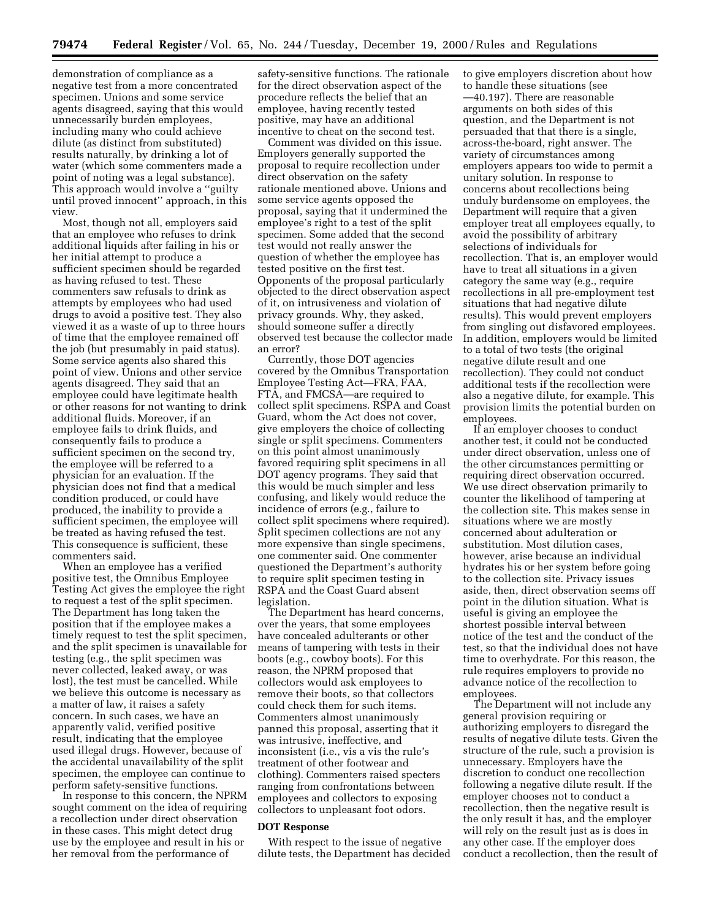demonstration of compliance as a negative test from a more concentrated specimen. Unions and some service agents disagreed, saying that this would unnecessarily burden employees, including many who could achieve dilute (as distinct from substituted) results naturally, by drinking a lot of water (which some commenters made a point of noting was a legal substance). This approach would involve a ''guilty until proved innocent'' approach, in this view.

Most, though not all, employers said that an employee who refuses to drink additional liquids after failing in his or her initial attempt to produce a sufficient specimen should be regarded as having refused to test. These commenters saw refusals to drink as attempts by employees who had used drugs to avoid a positive test. They also viewed it as a waste of up to three hours of time that the employee remained off the job (but presumably in paid status). Some service agents also shared this point of view. Unions and other service agents disagreed. They said that an employee could have legitimate health or other reasons for not wanting to drink additional fluids. Moreover, if an employee fails to drink fluids, and consequently fails to produce a sufficient specimen on the second try, the employee will be referred to a physician for an evaluation. If the physician does not find that a medical condition produced, or could have produced, the inability to provide a sufficient specimen, the employee will be treated as having refused the test. This consequence is sufficient, these commenters said.

When an employee has a verified positive test, the Omnibus Employee Testing Act gives the employee the right to request a test of the split specimen. The Department has long taken the position that if the employee makes a timely request to test the split specimen, and the split specimen is unavailable for testing (e.g., the split specimen was never collected, leaked away, or was lost), the test must be cancelled. While we believe this outcome is necessary as a matter of law, it raises a safety concern. In such cases, we have an apparently valid, verified positive result, indicating that the employee used illegal drugs. However, because of the accidental unavailability of the split specimen, the employee can continue to perform safety-sensitive functions.

In response to this concern, the NPRM sought comment on the idea of requiring a recollection under direct observation in these cases. This might detect drug use by the employee and result in his or her removal from the performance of safety-sensitive functions. The rationale for the direct observation aspect of the procedure reflects the belief that an employee, having recently tested positive, may have an additional incentive to cheat on the second test.

Comment was divided on this issue. Employers generally supported the proposal to require recollection under direct observation on the safety rationale mentioned above. Unions and some service agents opposed the proposal, saying that it undermined the employee's right to a test of the split specimen. Some added that the second test would not really answer the question of whether the employee has tested positive on the first test. Opponents of the proposal particularly objected to the direct observation aspect of it, on intrusiveness and violation of privacy grounds. Why, they asked, should someone suffer a directly observed test because the collector made an error?

Currently, those DOT agencies covered by the Omnibus Transportation Employee Testing Act—FRA, FAA, FTA, and FMCSA—are required to collect split specimens. RSPA and Coast Guard, whom the Act does not cover, give employers the choice of collecting single or split specimens. Commenters on this point almost unanimously favored requiring split specimens in all DOT agency programs. They said that this would be much simpler and less confusing, and likely would reduce the incidence of errors (e.g., failure to collect split specimens where required). Split specimen collections are not any more expensive than single specimens, one commenter said. One commenter questioned the Department's authority to require split specimen testing in RSPA and the Coast Guard absent legislation.

The Department has heard concerns, over the years, that some employees have concealed adulterants or other means of tampering with tests in their boots (e.g., cowboy boots). For this reason, the NPRM proposed that collectors would ask employees to remove their boots, so that collectors could check them for such items. Commenters almost unanimously panned this proposal, asserting that it was intrusive, ineffective, and inconsistent (i.e., vis a vis the rule's treatment of other footwear and clothing). Commenters raised specters ranging from confrontations between employees and collectors to exposing collectors to unpleasant foot odors.

## DOT Response

With respect to the issue of negative dilute tests, the Department has decided to give employers discretion about how to handle these situations (see —40.197). There are reasonable arguments on both sides of this question, and the Department is not persuaded that that there is a single, across-the-board, right answer. The variety of circumstances among employers appears too wide to permit a unitary solution. In response to concerns about recollections being unduly burdensome on employees, the Department will require that a given employer treat all employees equally, to avoid the possibility of arbitrary selections of individuals for recollection. That is, an employer would have to treat all situations in a given category the same way (e.g., require recollections in all pre-employment test situations that had negative dilute results). This would prevent employers from singling out disfavored employees. In addition, employers would be limited to a total of two tests (the original negative dilute result and one recollection). They could not conduct additional tests if the recollection were also a negative dilute, for example. This provision limits the potential burden on employees.

If an employer chooses to conduct another test, it could not be conducted under direct observation, unless one of the other circumstances permitting or requiring direct observation occurred. We use direct observation primarily to counter the likelihood of tampering at the collection site. This makes sense in situations where we are mostly concerned about adulteration or substitution. Most dilution cases, however, arise because an individual hydrates his or her system before going to the collection site. Privacy issues aside, then, direct observation seems off point in the dilution situation. What is useful is giving an employee the shortest possible interval between notice of the test and the conduct of the test, so that the individual does not have time to overhydrate. For this reason, the rule requires employers to provide no advance notice of the recollection to employees.

The Department will not include any general provision requiring or authorizing employers to disregard the results of negative dilute tests. Given the structure of the rule, such a provision is unnecessary. Employers have the discretion to conduct one recollection following a negative dilute result. If the employer chooses not to conduct a recollection, then the negative result is the only result it has, and the employer will rely on the result just as is does in any other case. If the employer does conduct a recollection, then the result of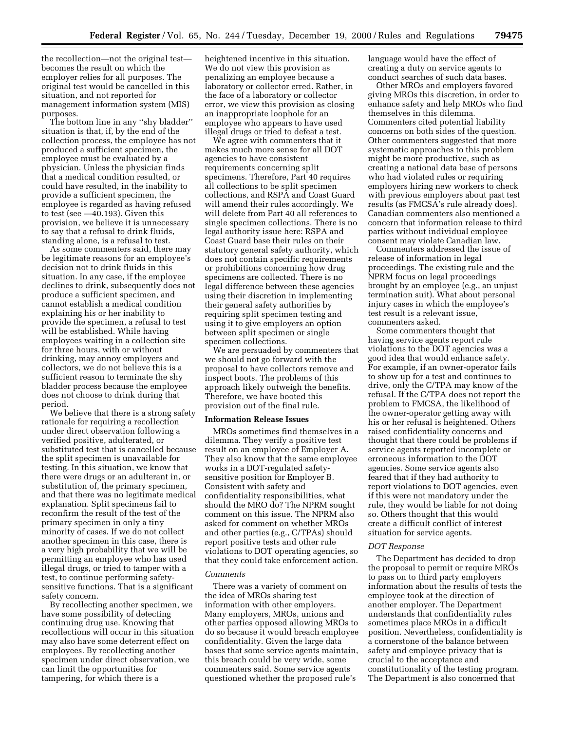the recollection—not the original test—becomes the result on which the employer relies for all purposes. The original test would be cancelled in this situation, and not reported for management information system (MIS) purposes.

The bottom line in any ''shy bladder'' situation is that, if, by the end of the collection process, the employee has not produced a sufficient specimen, the employee must be evaluated by a physician. Unless the physician finds that a medical condition resulted, or could have resulted, in the inability to provide a sufficient specimen, the employee is regarded as having refused to test (see —40.193). Given this provision, we believe it is unnecessary to say that a refusal to drink fluids, standing alone, is a refusal to test.

As some commenters said, there may be legitimate reasons for an employee's decision not to drink fluids in this situation. In any case, if the employee declines to drink, subsequently does not produce a sufficient specimen, and cannot establish a medical condition explaining his or her inability to provide the specimen, a refusal to test will be established. While having employees waiting in a collection site for three hours, with or without drinking, may annoy employers and collectors, we do not believe this is a sufficient reason to terminate the shy bladder process because the employee does not choose to drink during that period.

We believe that there is a strong safety rationale for requiring a recollection under direct observation following a verified positive, adulterated, or substituted test that is cancelled because the split specimen is unavailable for testing. In this situation, we know that there were drugs or an adulterant in, or substitution of, the primary specimen, and that there was no legitimate medical explanation. Split specimens fail to reconfirm the result of the test of the primary specimen in only a tiny minority of cases. If we do not collect another specimen in this case, there is a very high probability that we will be permitting an employee who has used illegal drugs, or tried to tamper with a test, to continue performing safety-sensitive functions. That is a significant safety concern.

By recollecting another specimen, we have some possibility of detecting continuing drug use. Knowing that recollections will occur in this situation may also have some deterrent effect on employees. By recollecting another specimen under direct observation, we can limit the opportunities for tampering, for which there is a heightened incentive in this situation. We do not view this provision as penalizing an employee because a laboratory or collector erred. Rather, in the face of a laboratory or collector error, we view this provision as closing an inappropriate loophole for an employee who appears to have used illegal drugs or tried to defeat a test.

We agree with commenters that it makes much more sense for all DOT agencies to have consistent requirements concerning split specimens. Therefore, Part 40 requires all collections to be split specimen collections, and RSPA and Coast Guard will amend their rules accordingly. We will delete from Part 40 all references to single specimen collections. There is no legal authority issue here: RSPA and Coast Guard base their rules on their statutory general safety authority, which does not contain specific requirements or prohibitions concerning how drug specimens are collected. There is no legal difference between these agencies using their discretion in implementing their general safety authorities by requiring split specimen testing and using it to give employers an option between split specimen or single specimen collections.

We are persuaded by commenters that we should not go forward with the proposal to have collectors remove and inspect boots. The problems of this approach likely outweigh the benefits. Therefore, we have booted this provision out of the final rule.

**Information Release Issues**

MROs sometimes find themselves in a dilemma. They verify a positive test result on an employee of Employer A. They also know that the same employee works in a DOT-regulated safety-sensitive position for Employer B. Consistent with safety and confidentiality responsibilities, what should the MRO do? The NPRM sought comment on this issue. The NPRM also asked for comment on whether MROs and other parties (e.g., C/TPAs) should report positive tests and other rule violations to DOT operating agencies, so that they could take enforcement action.

*Comments*

There was a variety of comment on the idea of MROs sharing test information with other employers. Many employers, MROs, unions and other parties opposed allowing MROs to do so because it would breach employee confidentiality. Given the large data bases that some service agents maintain, this breach could be very wide, some commenters said. Some service agents questioned whether the proposed rule's language would have the effect of creating a duty on service agents to conduct searches of such data bases.

Other MROs and employers favored giving MROs this discretion, in order to enhance safety and help MROs who find themselves in this dilemma. Commenters cited potential liability concerns on both sides of the question. Other commenters suggested that more systematic approaches to this problem might be more productive, such as creating a national data base of persons who had violated rules or requiring employers hiring new workers to check with previous employers about past test results (as FMCSA's rule already does). Canadian commenters also mentioned a concern that information release to third parties without individual employee consent may violate Canadian law.

Commenters addressed the issue of release of information in legal proceedings. The existing rule and the NPRM focus on legal proceedings brought by an employee (e.g., an unjust termination suit). What about personal injury cases in which the employee's test result is a relevant issue, commenters asked.

Some commenters thought that having service agents report rule violations to the DOT agencies was a good idea that would enhance safety. For example, if an owner-operator fails to show up for a test and continues to drive, only the C/TPA may know of the refusal. If the C/TPA does not report the problem to FMCSA, the likelihood of the owner-operator getting away with his or her refusal is heightened. Others raised confidentiality concerns and thought that there could be problems if service agents reported incomplete or erroneous information to the DOT agencies. Some service agents also feared that if they had authority to report violations to DOT agencies, even if this were not mandatory under the rule, they would be liable for not doing so. Others thought that this would create a difficult conflict of interest situation for service agents.

*DOT Response*

The Department has decided to drop the proposal to permit or require MROs to pass on to third party employers information about the results of tests the employee took at the direction of another employer. The Department understands that confidentiality rules sometimes place MROs in a difficult position. Nevertheless, confidentiality is a cornerstone of the balance between safety and employee privacy that is crucial to the acceptance and constitutionality of the testing program. The Department is also concerned that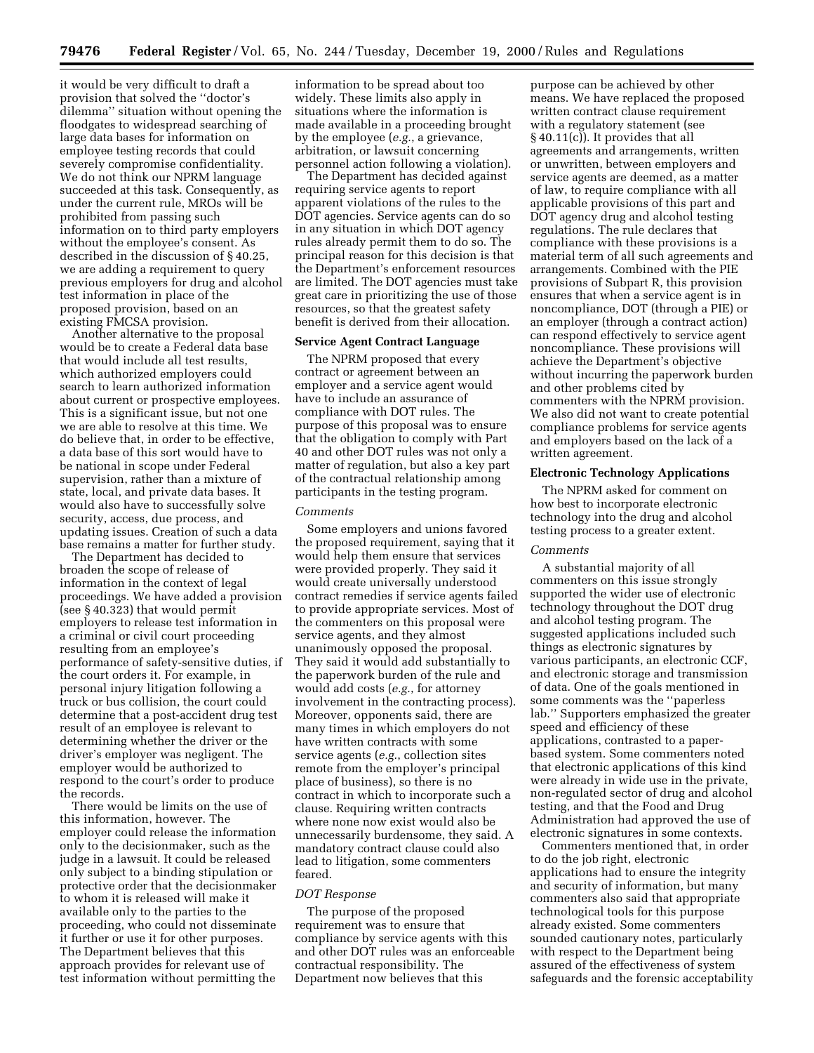it would be very difficult to draft a provision that solved the ''doctor's dilemma'' situation without opening the floodgates to widespread searching of large data bases for information on employee testing records that could severely compromise confidentiality. We do not think our NPRM language succeeded at this task. Consequently, as under the current rule, MROs will be prohibited from passing such information on to third party employers without the employee's consent. As described in the discussion of § 40.25, we are adding a requirement to query previous employers for drug and alcohol test information in place of the proposed provision, based on an existing FMCSA provision.

Another alternative to the proposal would be to create a Federal data base that would include all test results, which authorized employers could search to learn authorized information about current or prospective employees. This is a significant issue, but not one we are able to resolve at this time. We do believe that, in order to be effective, a data base of this sort would have to be national in scope under Federal supervision, rather than a mixture of state, local, and private data bases. It would also have to successfully solve security, access, due process, and updating issues. Creation of such a data base remains a matter for further study.

The Department has decided to broaden the scope of release of information in the context of legal proceedings. We have added a provision (see § 40.323) that would permit employers to release test information in a criminal or civil court proceeding resulting from an employee's performance of safety-sensitive duties, if the court orders it. For example, in personal injury litigation following a truck or bus collision, the court could determine that a post-accident drug test result of an employee is relevant to determining whether the driver or the driver's employer was negligent. The employer would be authorized to respond to the court's order to produce the records.

There would be limits on the use of this information, however. The employer could release the information only to the decisionmaker, such as the judge in a lawsuit. It could be released only subject to a binding stipulation or protective order that the decisionmaker to whom it is released will make it available only to the parties to the proceeding, who could not disseminate it further or use it for other purposes. The Department believes that this approach provides for relevant use of test information without permitting the information to be spread about too widely. These limits also apply in situations where the information is made available in a proceeding brought by the employee (*e.g.*, a grievance, arbitration, or lawsuit concerning personnel action following a violation).

The Department has decided against requiring service agents to report apparent violations of the rules to the DOT agencies. Service agents can do so in any situation in which DOT agency rules already permit them to do so. The principal reason for this decision is that the Department's enforcement resources are limited. The DOT agencies must take great care in prioritizing the use of those resources, so that the greatest safety benefit is derived from their allocation.

**Service Agent Contract Language**

The NPRM proposed that every contract or agreement between an employer and a service agent would have to include an assurance of compliance with DOT rules. The purpose of this proposal was to ensure that the obligation to comply with Part 40 and other DOT rules was not only a matter of regulation, but also a key part of the contractual relationship among participants in the testing program.

*Comments*

Some employers and unions favored the proposed requirement, saying that it would help them ensure that services were provided properly. They said it would create universally understood contract remedies if service agents failed to provide appropriate services. Most of the commenters on this proposal were service agents, and they almost unanimously opposed the proposal. They said it would add substantially to the paperwork burden of the rule and would add costs (*e.g.*, for attorney involvement in the contracting process). Moreover, opponents said, there are many times in which employers do not have written contracts with some service agents (*e.g.*, collection sites remote from the employer's principal place of business), so there is no contract in which to incorporate such a clause. Requiring written contracts where none now exist would also be unnecessarily burdensome, they said. A mandatory contract clause could also lead to litigation, some commenters feared.

*DOT Response*

The purpose of the proposed requirement was to ensure that compliance by service agents with this and other DOT rules was an enforceable contractual responsibility. The Department now believes that this purpose can be achieved by other means. We have replaced the proposed written contract clause requirement with a regulatory statement (see § 40.11(c)). It provides that all agreements and arrangements, written or unwritten, between employers and service agents are deemed, as a matter of law, to require compliance with all applicable provisions of this part and DOT agency drug and alcohol testing regulations. The rule declares that compliance with these provisions is a material term of all such agreements and arrangements. Combined with the PIE provisions of Subpart R, this provision ensures that when a service agent is in noncompliance, DOT (through a PIE) or an employer (through a contract action) can respond effectively to service agent noncompliance. These provisions will achieve the Department's objective without incurring the paperwork burden and other problems cited by commenters with the NPRM provision. We also did not want to create potential compliance problems for service agents and employers based on the lack of a written agreement.

**Electronic Technology Applications**

The NPRM asked for comment on how best to incorporate electronic technology into the drug and alcohol testing process to a greater extent.

*Comments*

A substantial majority of all commenters on this issue strongly supported the wider use of electronic technology throughout the DOT drug and alcohol testing program. The suggested applications included such things as electronic signatures by various participants, an electronic CCF, and electronic storage and transmission of data. One of the goals mentioned in some comments was the ''paperless lab.'' Supporters emphasized the greater speed and efficiency of these applications, contrasted to a paper-based system. Some commenters noted that electronic applications of this kind were already in wide use in the private, non-regulated sector of drug and alcohol testing, and that the Food and Drug Administration had approved the use of electronic signatures in some contexts.

Commenters mentioned that, in order to do the job right, electronic applications had to ensure the integrity and security of information, but many commenters also said that appropriate technological tools for this purpose already existed. Some commenters sounded cautionary notes, particularly with respect to the Department being assured of the effectiveness of system safeguards and the forensic acceptability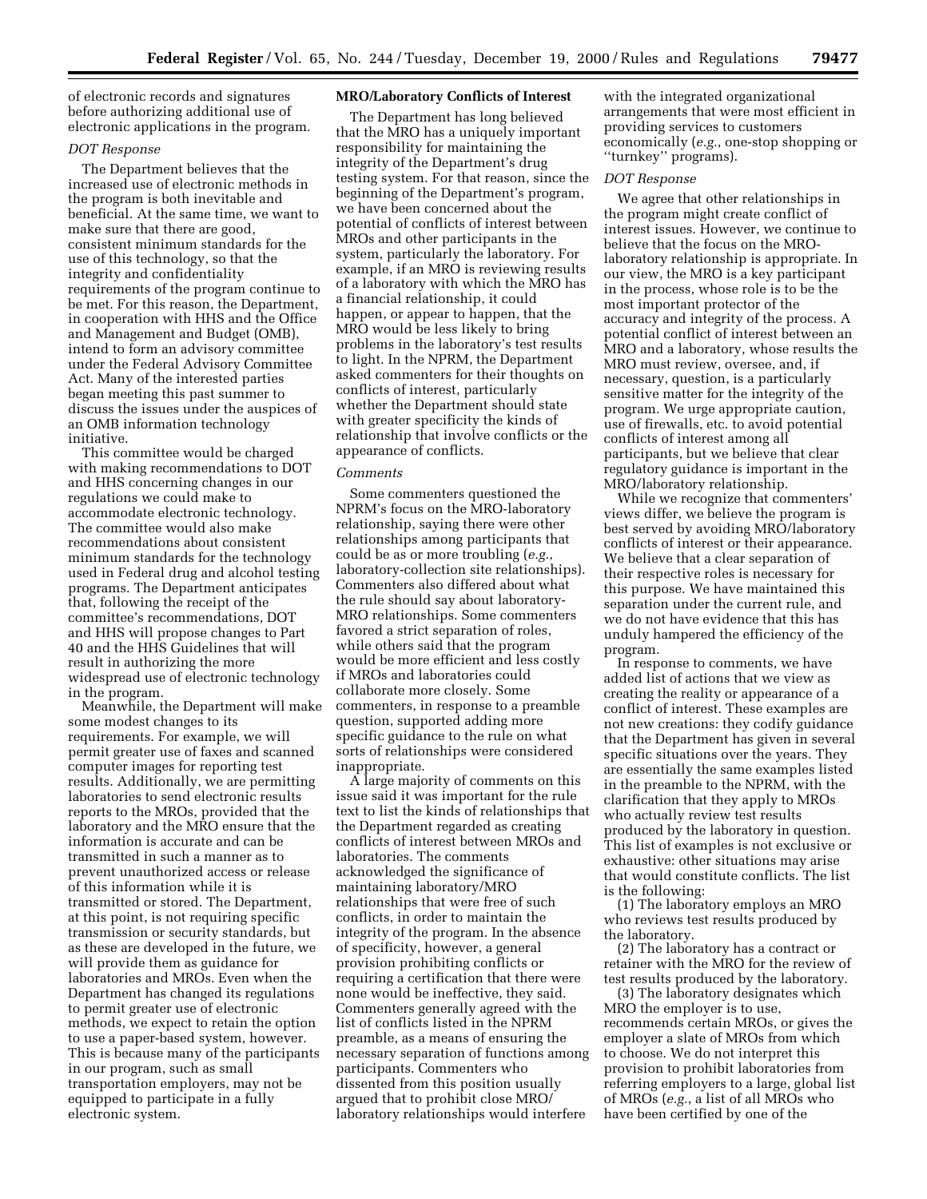of electronic records and signatures before authorizing additional use of electronic applications in the program.

*DOT Response*

The Department believes that the increased use of electronic methods in the program is both inevitable and beneficial. At the same time, we want to make sure that there are good, consistent minimum standards for the use of this technology, so that the integrity and confidentiality requirements of the program continue to be met. For this reason, the Department, in cooperation with HHS and the Office and Management and Budget (OMB), intend to form an advisory committee under the Federal Advisory Committee Act. Many of the interested parties began meeting this past summer to discuss the issues under the auspices of an OMB information technology initiative.

This committee would be charged with making recommendations to DOT and HHS concerning changes in our regulations we could make to accommodate electronic technology. The committee would also make recommendations about consistent minimum standards for the technology used in Federal drug and alcohol testing programs. The Department anticipates that, following the receipt of the committee's recommendations, DOT and HHS will propose changes to Part 40 and the HHS Guidelines that will result in authorizing the more widespread use of electronic technology in the program.

Meanwhile, the Department will make some modest changes to its requirements. For example, we will permit greater use of faxes and scanned computer images for reporting test results. Additionally, we are permitting laboratories to send electronic results reports to the MROs, provided that the laboratory and the MRO ensure that the information is accurate and can be transmitted in such a manner as to prevent unauthorized access or release of this information while it is transmitted or stored. The Department, at this point, is not requiring specific transmission or security standards, but as these are developed in the future, we will provide them as guidance for laboratories and MROs. Even when the Department has changed its regulations to permit greater use of electronic methods, we expect to retain the option to use a paper-based system, however. This is because many of the participants in our program, such as small transportation employers, may not be equipped to participate in a fully electronic system.

**MRO/Laboratory Conflicts of Interest**

The Department has long believed that the MRO has a uniquely important responsibility for maintaining the integrity of the Department's drug testing system. For that reason, since the beginning of the Department's program, we have been concerned about the potential of conflicts of interest between MROs and other participants in the system, particularly the laboratory. For example, if an MRO is reviewing results of a laboratory with which the MRO has a financial relationship, it could happen, or appear to happen, that the MRO would be less likely to bring problems in the laboratory's test results to light. In the NPRM, the Department asked commenters for their thoughts on conflicts of interest, particularly whether the Department should state with greater specificity the kinds of relationship that involve conflicts or the appearance of conflicts.

*Comments*

Some commenters questioned the NPRM's focus on the MRO-laboratory relationship, saying there were other relationships among participants that could be as or more troubling (*e.g.*, laboratory-collection site relationships). Commenters also differed about what the rule should say about laboratory-MRO relationships. Some commenters favored a strict separation of roles, while others said that the program would be more efficient and less costly if MROs and laboratories could collaborate more closely. Some commenters, in response to a preamble question, supported adding more specific guidance to the rule on what sorts of relationships were considered inappropriate.

A large majority of comments on this issue said it was important for the rule text to list the kinds of relationships that the Department regarded as creating conflicts of interest between MROs and laboratories. The comments acknowledged the significance of maintaining laboratory/MRO relationships that were free of such conflicts, in order to maintain the integrity of the program. In the absence of specificity, however, a general provision prohibiting conflicts or requiring a certification that there were none would be ineffective, they said. Commenters generally agreed with the list of conflicts listed in the NPRM preamble, as a means of ensuring the necessary separation of functions among participants. Commenters who dissented from this position usually argued that to prohibit close MRO/laboratory relationships would interfere with the integrated organizational arrangements that were most efficient in providing services to customers economically (*e.g.*, one-stop shopping or "turnkey" programs).

*DOT Response*

We agree that other relationships in the program might create conflict of interest issues. However, we continue to believe that the focus on the MRO-laboratory relationship is appropriate. In our view, the MRO is a key participant in the process, whose role is to be the most important protector of the accuracy and integrity of the process. A potential conflict of interest between an MRO and a laboratory, whose results the MRO must review, oversee, and, if necessary, question, is a particularly sensitive matter for the integrity of the program. We urge appropriate caution, use of firewalls, etc. to avoid potential conflicts of interest among all participants, but we believe that clear regulatory guidance is important in the MRO/laboratory relationship.

While we recognize that commenters' views differ, we believe the program is best served by avoiding MRO/laboratory conflicts of interest or their appearance. We believe that a clear separation of their respective roles is necessary for this purpose. We have maintained this separation under the current rule, and we do not have evidence that this has unduly hampered the efficiency of the program.

In response to comments, we have added list of actions that we view as creating the reality or appearance of a conflict of interest. These examples are not new creations: they codify guidance that the Department has given in several specific situations over the years. They are essentially the same examples listed in the preamble to the NPRM, with the clarification that they apply to MROs who actually review test results produced by the laboratory in question. This list of examples is not exclusive or exhaustive: other situations may arise that would constitute conflicts. The list is the following:

(1) The laboratory employs an MRO who reviews test results produced by the laboratory.

(2) The laboratory has a contract or retainer with the MRO for the review of test results produced by the laboratory.

(3) The laboratory designates which MRO the employer is to use, recommends certain MROs, or gives the employer a slate of MROs from which to choose. We do not interpret this provision to prohibit laboratories from referring employers to a large, global list of MROs (*e.g.*, a list of all MROs who have been certified by one of the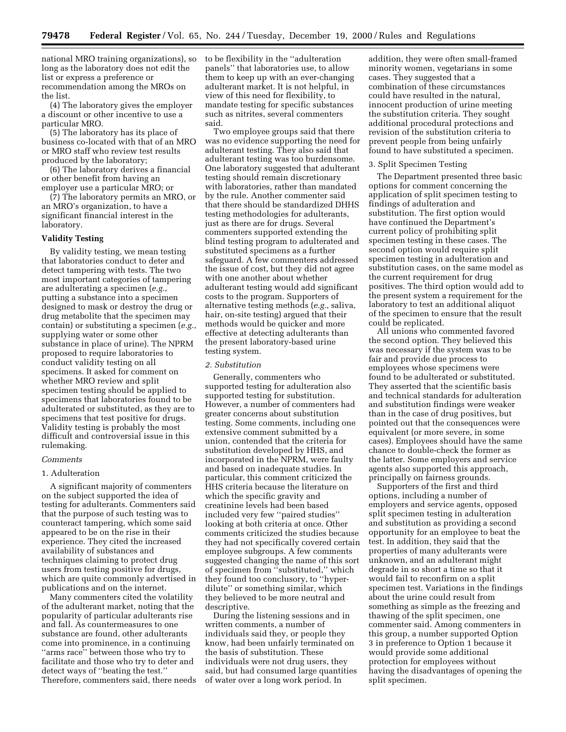national MRO training organizations), so long as the laboratory does not edit the list or express a preference or recommendation among the MROs on the list.

(4) The laboratory gives the employer a discount or other incentive to use a particular MRO.

(5) The laboratory has its place of business co-located with that of an MRO or MRO staff who review test results produced by the laboratory;

(6) The laboratory derives a financial or other benefit from having an employer use a particular MRO; or

(7) The laboratory permits an MRO, or an MRO's organization, to have a significant financial interest in the laboratory.

**Validity Testing**

By validity testing, we mean testing that laboratories conduct to deter and detect tampering with tests. The two most important categories of tampering are adulterating a specimen (*e.g.*, putting a substance into a specimen designed to mask or destroy the drug or drug metabolite that the specimen may contain) or substituting a specimen (*e.g.*, supplying water or some other substance in place of urine). The NPRM proposed to require laboratories to conduct validity testing on all specimens. It asked for comment on whether MRO review and split specimen testing should be applied to specimens that laboratories found to be adulterated or substituted, as they are to specimens that test positive for drugs. Validity testing is probably the most difficult and controversial issue in this rulemaking.

*Comments*

1. Adulteration

A significant majority of commenters on the subject supported the idea of testing for adulterants. Commenters said that the purpose of such testing was to counteract tampering, which some said appeared to be on the rise in their experience. They cited the increased availability of substances and techniques claiming to protect drug users from testing positive for drugs, which are quite commonly advertised in publications and on the internet.

Many commenters cited the volatility of the adulterant market, noting that the popularity of particular adulterants rise and fall. As countermeasures to one substance are found, other adulterants come into prominence, in a continuing "arms race" between those who try to facilitate and those who try to deter and detect ways of "beating the test." Therefore, commenters said, there needs to be flexibility in the "adulteration panels" that laboratories use, to allow them to keep up with an ever-changing adulterant market. It is not helpful, in view of this need for flexibility, to mandate testing for specific substances such as nitrites, several commenters said.

Two employee groups said that there was no evidence supporting the need for adulterant testing. They also said that adulterant testing was too burdensome. One laboratory suggested that adulterant testing should remain discretionary with laboratories, rather than mandated by the rule. Another commenter said that there should be standardized DHHS testing methodologies for adulterants, just as there are for drugs. Several commenters supported extending the blind testing program to adulterated and substituted specimens as a further safeguard. A few commenters addressed the issue of cost, but they did not agree with one another about whether adulterant testing would add significant costs to the program. Supporters of alternative testing methods (*e.g.*, saliva, hair, on-site testing) argued that their methods would be quicker and more effective at detecting adulterants than the present laboratory-based urine testing system.

*2. Substitution*

Generally, commenters who supported testing for adulteration also supported testing for substitution. However, a number of commenters had greater concerns about substitution testing. Some comments, including one extensive comment submitted by a union, contended that the criteria for substitution developed by HHS, and incorporated in the NPRM, were faulty and based on inadequate studies. In particular, this comment criticized the HHS criteria because the literature on which the specific gravity and creatinine levels had been based included very few "paired studies" looking at both criteria at once. Other comments criticized the studies because they had not specifically covered certain employee subgroups. A few comments suggested changing the name of this sort of specimen from "substituted," which they found too conclusory, to "hyper-dilute" or something similar, which they believed to be more neutral and descriptive.

During the listening sessions and in written comments, a number of individuals said they, or people they know, had been unfairly terminated on the basis of substitution. These individuals were not drug users, they said, but had consumed large quantities of water over a long work period. In addition, they were often small-framed minority women, vegetarians in some cases. They suggested that a combination of these circumstances could have resulted in the natural, innocent production of urine meeting the substitution criteria. They sought additional procedural protections and revision of the substitution criteria to prevent people from being unfairly found to have substituted a specimen.

3. Split Specimen Testing

The Department presented three basic options for comment concerning the application of split specimen testing to findings of adulteration and substitution. The first option would have continued the Department's current policy of prohibiting split specimen testing in these cases. The second option would require split specimen testing in adulteration and substitution cases, on the same model as the current requirement for drug positives. The third option would add to the present system a requirement for the laboratory to test an additional aliquot of the specimen to ensure that the result could be replicated.

All unions who commented favored the second option. They believed this was necessary if the system was to be fair and provide due process to employees whose specimens were found to be adulterated or substituted. They asserted that the scientific basis and technical standards for adulteration and substitution findings were weaker than in the case of drug positives, but pointed out that the consequences were equivalent (or more severe, in some cases). Employees should have the same chance to double-check the former as the latter. Some employers and service agents also supported this approach, principally on fairness grounds.

Supporters of the first and third options, including a number of employers and service agents, opposed split specimen testing in adulteration and substitution as providing a second opportunity for an employee to beat the test. In addition, they said that the properties of many adulterants were unknown, and an adulterant might degrade in so short a time so that it would fail to reconfirm on a split specimen test. Variations in the findings about the urine could result from something as simple as the freezing and thawing of the split specimen, one commenter said. Among commenters in this group, a number supported Option 3 in preference to Option 1 because it would provide some additional protection for employees without having the disadvantages of opening the split specimen.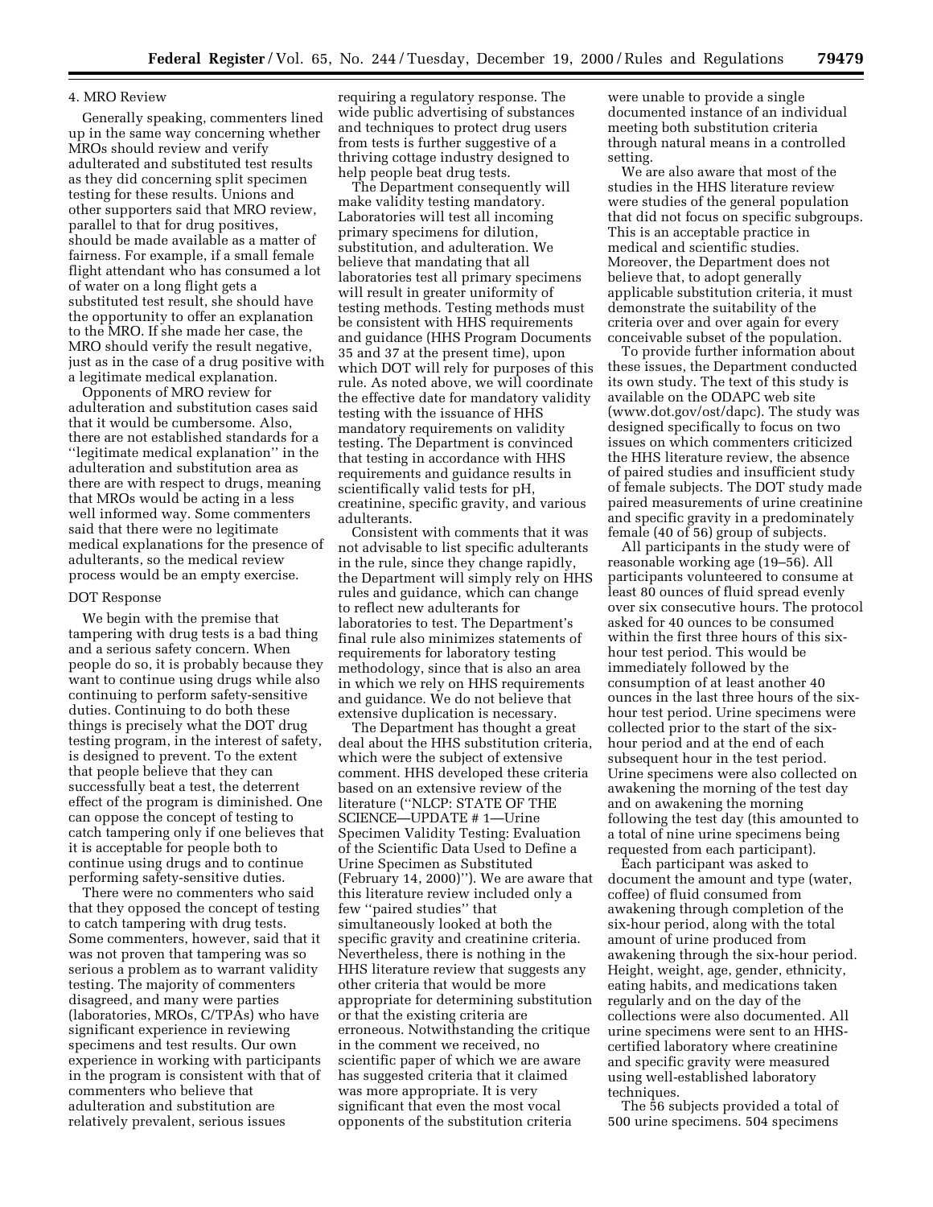### 4. MRO Review

Generally speaking, commenters lined up in the same way concerning whether MROs should review and verify adulterated and substituted test results as they did concerning split specimen testing for these results. Unions and other supporters said that MRO review, parallel to that for drug positives, should be made available as a matter of fairness. For example, if a small female flight attendant who has consumed a lot of water on a long flight gets a substituted test result, she should have the opportunity to offer an explanation to the MRO. If she made her case, the MRO should verify the result negative, just as in the case of a drug positive with a legitimate medical explanation.

Opponents of MRO review for adulteration and substitution cases said that it would be cumbersome. Also, there are not established standards for a ''legitimate medical explanation'' in the adulteration and substitution area as there are with respect to drugs, meaning that MROs would be acting in a less well informed way. Some commenters said that there were no legitimate medical explanations for the presence of adulterants, so the medical review process would be an empty exercise.

#### DOT Response

We begin with the premise that tampering with drug tests is a bad thing and a serious safety concern. When people do so, it is probably because they want to continue using drugs while also continuing to perform safety-sensitive duties. Continuing to do both these things is precisely what the DOT drug testing program, in the interest of safety, is designed to prevent. To the extent that people believe that they can successfully beat a test, the deterrent effect of the program is diminished. One can oppose the concept of testing to catch tampering only if one believes that it is acceptable for people both to continue using drugs and to continue performing safety-sensitive duties.

There were no commenters who said that they opposed the concept of testing to catch tampering with drug tests. Some commenters, however, said that it was not proven that tampering was so serious a problem as to warrant validity testing. The majority of commenters disagreed, and many were parties (laboratories, MROs, C/TPAs) who have significant experience in reviewing specimens and test results. Our own experience in working with participants in the program is consistent with that of commenters who believe that adulteration and substitution are relatively prevalent, serious issues requiring a regulatory response. The wide public advertising of substances and techniques to protect drug users from tests is further suggestive of a thriving cottage industry designed to help people beat drug tests.

The Department consequently will make validity testing mandatory. Laboratories will test all incoming primary specimens for dilution, substitution, and adulteration. We believe that mandating that all laboratories test all primary specimens will result in greater uniformity of testing methods. Testing methods must be consistent with HHS requirements and guidance (HHS Program Documents 35 and 37 at the present time), upon which DOT will rely for purposes of this rule. As noted above, we will coordinate the effective date for mandatory validity testing with the issuance of HHS mandatory requirements on validity testing. The Department is convinced that testing in accordance with HHS requirements and guidance results in scientifically valid tests for pH, creatinine, specific gravity, and various adulterants.

Consistent with comments that it was not advisable to list specific adulterants in the rule, since they change rapidly, the Department will simply rely on HHS rules and guidance, which can change to reflect new adulterants for laboratories to test. The Department's final rule also minimizes statements of requirements for laboratory testing methodology, since that is also an area in which we rely on HHS requirements and guidance. We do not believe that extensive duplication is necessary.

The Department has thought a great deal about the HHS substitution criteria, which were the subject of extensive comment. HHS developed these criteria based on an extensive review of the literature (''NLCP: STATE OF THE SCIENCE—UPDATE # 1—Urine Specimen Validity Testing: Evaluation of the Scientific Data Used to Define a Urine Specimen as Substituted (February 14, 2000)''). We are aware that this literature review included only a few ''paired studies'' that simultaneously looked at both the specific gravity and creatinine criteria. Nevertheless, there is nothing in the HHS literature review that suggests any other criteria that would be more appropriate for determining substitution or that the existing criteria are erroneous. Notwithstanding the critique in the comment we received, no scientific paper of which we are aware has suggested criteria that it claimed was more appropriate. It is very significant that even the most vocal opponents of the substitution criteria were unable to provide a single documented instance of an individual meeting both substitution criteria through natural means in a controlled setting.

We are also aware that most of the studies in the HHS literature review were studies of the general population that did not focus on specific subgroups. This is an acceptable practice in medical and scientific studies. Moreover, the Department does not believe that, to adopt generally applicable substitution criteria, it must demonstrate the suitability of the criteria over and over again for every conceivable subset of the population.

To provide further information about these issues, the Department conducted its own study. The text of this study is available on the ODAPC web site (www.dot.gov/ost/dapc). The study was designed specifically to focus on two issues on which commenters criticized the HHS literature review, the absence of paired studies and insufficient study of female subjects. The DOT study made paired measurements of urine creatinine and specific gravity in a predominately female (40 of 56) group of subjects.

All participants in the study were of reasonable working age (19–56). All participants volunteered to consume at least 80 ounces of fluid spread evenly over six consecutive hours. The protocol asked for 40 ounces to be consumed within the first three hours of this six-hour test period. This would be immediately followed by the consumption of at least another 40 ounces in the last three hours of the six-hour test period. Urine specimens were collected prior to the start of the six-hour period and at the end of each subsequent hour in the test period. Urine specimens were also collected on awakening the morning of the test day and on awakening the morning following the test day (this amounted to a total of nine urine specimens being requested from each participant).

Each participant was asked to document the amount and type (water, coffee) of fluid consumed from awakening through completion of the six-hour period, along with the total amount of urine produced from awakening through the six-hour period. Height, weight, age, gender, ethnicity, eating habits, and medications taken regularly and on the day of the collections were also documented. All urine specimens were sent to an HHS-certified laboratory where creatinine and specific gravity were measured using well-established laboratory techniques.

The 56 subjects provided a total of 500 urine specimens. 504 specimens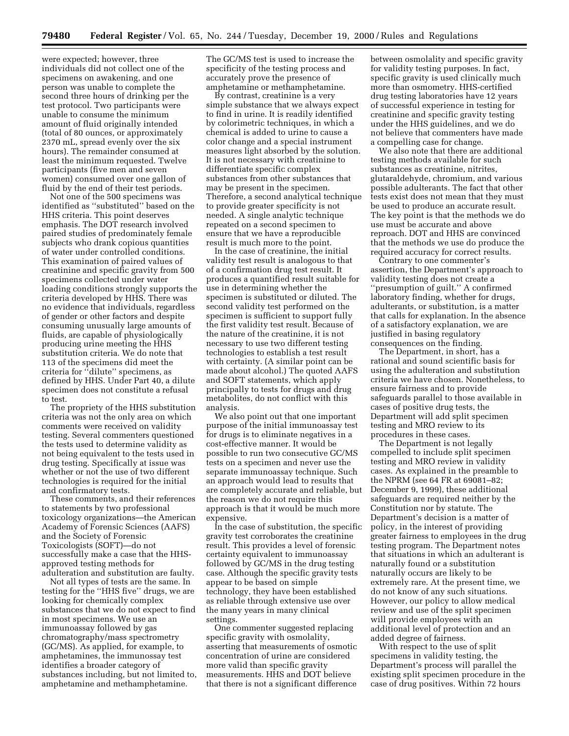were expected; however, three individuals did not collect one of the specimens on awakening, and one person was unable to complete the second three hours of drinking per the test protocol. Two participants were unable to consume the minimum amount of fluid originally intended (total of 80 ounces, or approximately 2370 mL, spread evenly over the six hours). The remainder consumed at least the minimum requested. Twelve participants (five men and seven women) consumed over one gallon of fluid by the end of their test periods.

Not one of the 500 specimens was identified as "substituted" based on the HHS criteria. This point deserves emphasis. The DOT research involved paired studies of predominately female subjects who drank copious quantities of water under controlled conditions. This examination of paired values of creatinine and specific gravity from 500 specimens collected under water loading conditions strongly supports the criteria developed by HHS. There was no evidence that individuals, regardless of gender or other factors and despite consuming unusually large amounts of fluids, are capable of physiologically producing urine meeting the HHS substitution criteria. We do note that 113 of the specimens did meet the criteria for "dilute" specimens, as defined by HHS. Under Part 40, a dilute specimen does not constitute a refusal to test.

The propriety of the HHS substitution criteria was not the only area on which comments were received on validity testing. Several commenters questioned the tests used to determine validity as not being equivalent to the tests used in drug testing. Specifically at issue was whether or not the use of two different technologies is required for the initial and confirmatory tests.

These comments, and their references to statements by two professional toxicology organizations—the American Academy of Forensic Sciences (AAFS) and the Society of Forensic Toxicologists (SOFT)—do not successfully make a case that the HHS-approved testing methods for adulteration and substitution are faulty.

Not all types of tests are the same. In testing for the "HHS five" drugs, we are looking for chemically complex substances that we do not expect to find in most specimens. We use an immunoassay followed by gas chromatography/mass spectrometry (GC/MS). As applied, for example, to amphetamines, the immunossay test identifies a broader category of substances including, but not limited to, amphetamine and methamphetamine. The GC/MS test is used to increase the specificity of the testing process and accurately prove the presence of amphetamine or methamphetamine.

By contrast, creatinine is a very simple substance that we always expect to find in urine. It is readily identified by colorimetric techniques, in which a chemical is added to urine to cause a color change and a special instrument measures light absorbed by the solution. It is not necessary with creatinine to differentiate specific complex substances from other substances that may be present in the specimen. Therefore, a second analytical technique to provide greater specificity is not needed. A single analytic technique repeated on a second specimen to ensure that we have a reproducible result is much more to the point.

In the case of creatinine, the initial validity test result is analogous to that of a confirmation drug test result. It produces a quantified result suitable for use in determining whether the specimen is substituted or diluted. The second validity test performed on the specimen is sufficient to support fully the first validity test result. Because of the nature of the creatinine, it is not necessary to use two different testing technologies to establish a test result with certainty. (A similar point can be made about alcohol.) The quoted AAFS and SOFT statements, which apply principally to tests for drugs and drug metabolites, do not conflict with this analysis.

We also point out that one important purpose of the initial immunoassay test for drugs is to eliminate negatives in a cost-effective manner. It would be possible to run two consecutive GC/MS tests on a specimen and never use the separate immunoassay technique. Such an approach would lead to results that are completely accurate and reliable, but the reason we do not require this approach is that it would be much more expensive.

In the case of substitution, the specific gravity test corroborates the creatinine result. This provides a level of forensic certainty equivalent to immunoassay followed by GC/MS in the drug testing case. Although the specific gravity tests appear to be based on simple technology, they have been established as reliable through extensive use over the many years in many clinical settings.

One commenter suggested replacing specific gravity with osmolality, asserting that measurements of osmotic concentration of urine are considered more valid than specific gravity measurements. HHS and DOT believe that there is not a significant difference between osmolality and specific gravity for validity testing purposes. In fact, specific gravity is used clinically much more than osmometry. HHS-certified drug testing laboratories have 12 years of successful experience in testing for creatinine and specific gravity testing under the HHS guidelines, and we do not believe that commenters have made a compelling case for change.

We also note that there are additional testing methods available for such substances as creatinine, nitrites, glutaraldehyde, chromium, and various possible adulterants. The fact that other tests exist does not mean that they must be used to produce an accurate result. The key point is that the methods we do use must be accurate and above reproach. DOT and HHS are convinced that the methods we use do produce the required accuracy for correct results.

Contrary to one commenter's assertion, the Department's approach to validity testing does not create a "presumption of guilt." A confirmed laboratory finding, whether for drugs, adulterants, or substitution, is a matter that calls for explanation. In the absence of a satisfactory explanation, we are justified in basing regulatory consequences on the finding.

The Department, in short, has a rational and sound scientific basis for using the adulteration and substitution criteria we have chosen. Nonetheless, to ensure fairness and to provide safeguards parallel to those available in cases of positive drug tests, the Department will add split specimen testing and MRO review to its procedures in these cases.

The Department is not legally compelled to include split specimen testing and MRO review in validity cases. As explained in the preamble to the NPRM (see 64 FR at 69081–82; December 9, 1999), these additional safeguards are required neither by the Constitution nor by statute. The Department's decision is a matter of policy, in the interest of providing greater fairness to employees in the drug testing program. The Department notes that situations in which an adulterant is naturally found or a substitution naturally occurs are likely to be extremely rare. At the present time, we do not know of any such situations. However, our policy to allow medical review and use of the split specimen will provide employees with an additional level of protection and an added degree of fairness.

With respect to the use of split specimens in validity testing, the Department's process will parallel the existing split specimen procedure in the case of drug positives. Within 72 hours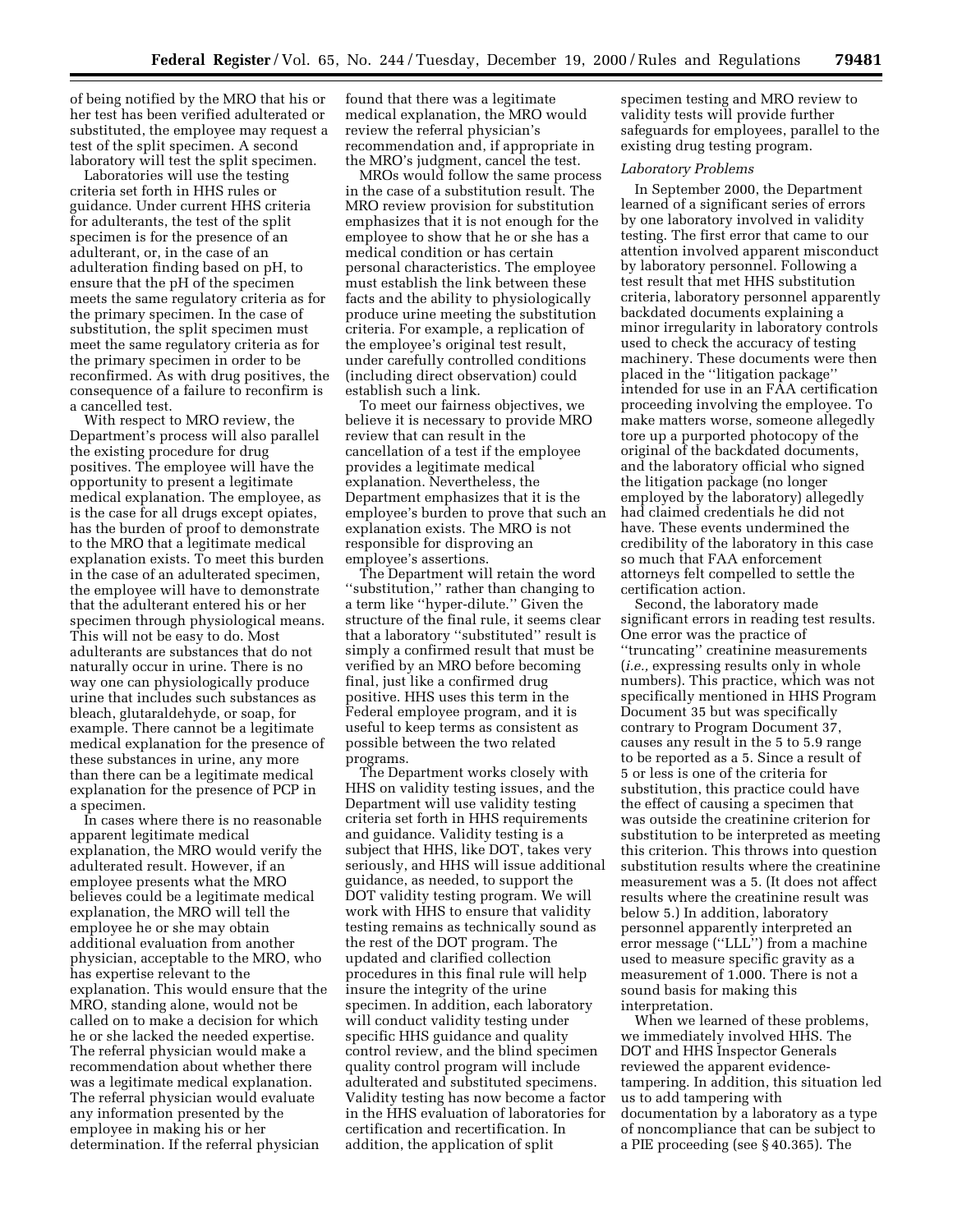of being notified by the MRO that his or her test has been verified adulterated or substituted, the employee may request a test of the split specimen. A second laboratory will test the split specimen.

Laboratories will use the testing criteria set forth in HHS rules or guidance. Under current HHS criteria for adulterants, the test of the split specimen is for the presence of an adulterant, or, in the case of an adulteration finding based on pH, to ensure that the pH of the specimen meets the same regulatory criteria as for the primary specimen. In the case of substitution, the split specimen must meet the same regulatory criteria as for the primary specimen in order to be reconfirmed. As with drug positives, the consequence of a failure to reconfirm is a cancelled test.

With respect to MRO review, the Department's process will also parallel the existing procedure for drug positives. The employee will have the opportunity to present a legitimate medical explanation. The employee, as is the case for all drugs except opiates, has the burden of proof to demonstrate to the MRO that a legitimate medical explanation exists. To meet this burden in the case of an adulterated specimen, the employee will have to demonstrate that the adulterant entered his or her specimen through physiological means. This will not be easy to do. Most adulterants are substances that do not naturally occur in urine. There is no way one can physiologically produce urine that includes such substances as bleach, glutaraldehyde, or soap, for example. There cannot be a legitimate medical explanation for the presence of these substances in urine, any more than there can be a legitimate medical explanation for the presence of PCP in a specimen.

In cases where there is no reasonable apparent legitimate medical explanation, the MRO would verify the adulterated result. However, if an employee presents what the MRO believes could be a legitimate medical explanation, the MRO will tell the employee he or she may obtain additional evaluation from another physician, acceptable to the MRO, who has expertise relevant to the explanation. This would ensure that the MRO, standing alone, would not be called on to make a decision for which he or she lacked the needed expertise. The referral physician would make a recommendation about whether there was a legitimate medical explanation. The referral physician would evaluate any information presented by the employee in making his or her determination. If the referral physician found that there was a legitimate medical explanation, the MRO would review the referral physician's recommendation and, if appropriate in the MRO's judgment, cancel the test.

MROs would follow the same process in the case of a substitution result. The MRO review provision for substitution emphasizes that it is not enough for the employee to show that he or she has a medical condition or has certain personal characteristics. The employee must establish the link between these facts and the ability to physiologically produce urine meeting the substitution criteria. For example, a replication of the employee's original test result, under carefully controlled conditions (including direct observation) could establish such a link.

To meet our fairness objectives, we believe it is necessary to provide MRO review that can result in the cancellation of a test if the employee provides a legitimate medical explanation. Nevertheless, the Department emphasizes that it is the employee's burden to prove that such an explanation exists. The MRO is not responsible for disproving an employee's assertions.

The Department will retain the word "substitution," rather than changing to a term like "hyper-dilute." Given the structure of the final rule, it seems clear that a laboratory "substituted" result is simply a confirmed result that must be verified by an MRO before becoming final, just like a confirmed drug positive. HHS uses this term in the Federal employee program, and it is useful to keep terms as consistent as possible between the two related programs.

The Department works closely with HHS on validity testing issues, and the Department will use validity testing criteria set forth in HHS requirements and guidance. Validity testing is a subject that HHS, like DOT, takes very seriously, and HHS will issue additional guidance, as needed, to support the DOT validity testing program. We will work with HHS to ensure that validity testing remains as technically sound as the rest of the DOT program. The updated and clarified collection procedures in this final rule will help insure the integrity of the urine specimen. In addition, each laboratory will conduct validity testing under specific HHS guidance and quality control review, and the blind specimen quality control program will include adulterated and substituted specimens. Validity testing has now become a factor in the HHS evaluation of laboratories for certification and recertification. In addition, the application of split specimen testing and MRO review to validity tests will provide further safeguards for employees, parallel to the existing drug testing program.

*Laboratory Problems*

In September 2000, the Department learned of a significant series of errors by one laboratory involved in validity testing. The first error that came to our attention involved apparent misconduct by laboratory personnel. Following a test result that met HHS substitution criteria, laboratory personnel apparently backdated documents explaining a minor irregularity in laboratory controls used to check the accuracy of testing machinery. These documents were then placed in the "litigation package" intended for use in an FAA certification proceeding involving the employee. To make matters worse, someone allegedly tore up a purported photocopy of the original of the backdated documents, and the laboratory official who signed the litigation package (no longer employed by the laboratory) allegedly had claimed credentials he did not have. These events undermined the credibility of the laboratory in this case so much that FAA enforcement attorneys felt compelled to settle the certification action.

Second, the laboratory made significant errors in reading test results. One error was the practice of "truncating" creatinine measurements (*i.e.,* expressing results only in whole numbers). This practice, which was not specifically mentioned in HHS Program Document 35 but was specifically contrary to Program Document 37, causes any result in the 5 to 5.9 range to be reported as a 5. Since a result of 5 or less is one of the criteria for substitution, this practice could have the effect of causing a specimen that was outside the creatinine criterion for substitution to be interpreted as meeting this criterion. This throws into question substitution results where the creatinine measurement was a 5. (It does not affect results where the creatinine result was below 5.) In addition, laboratory personnel apparently interpreted an error message ("LLL") from a machine used to measure specific gravity as a measurement of 1.000. There is not a sound basis for making this interpretation.

When we learned of these problems, we immediately involved HHS. The DOT and HHS Inspector Generals reviewed the apparent evidence-tampering. In addition, this situation led us to add tampering with documentation by a laboratory as a type of noncompliance that can be subject to a PIE proceeding (see § 40.365). The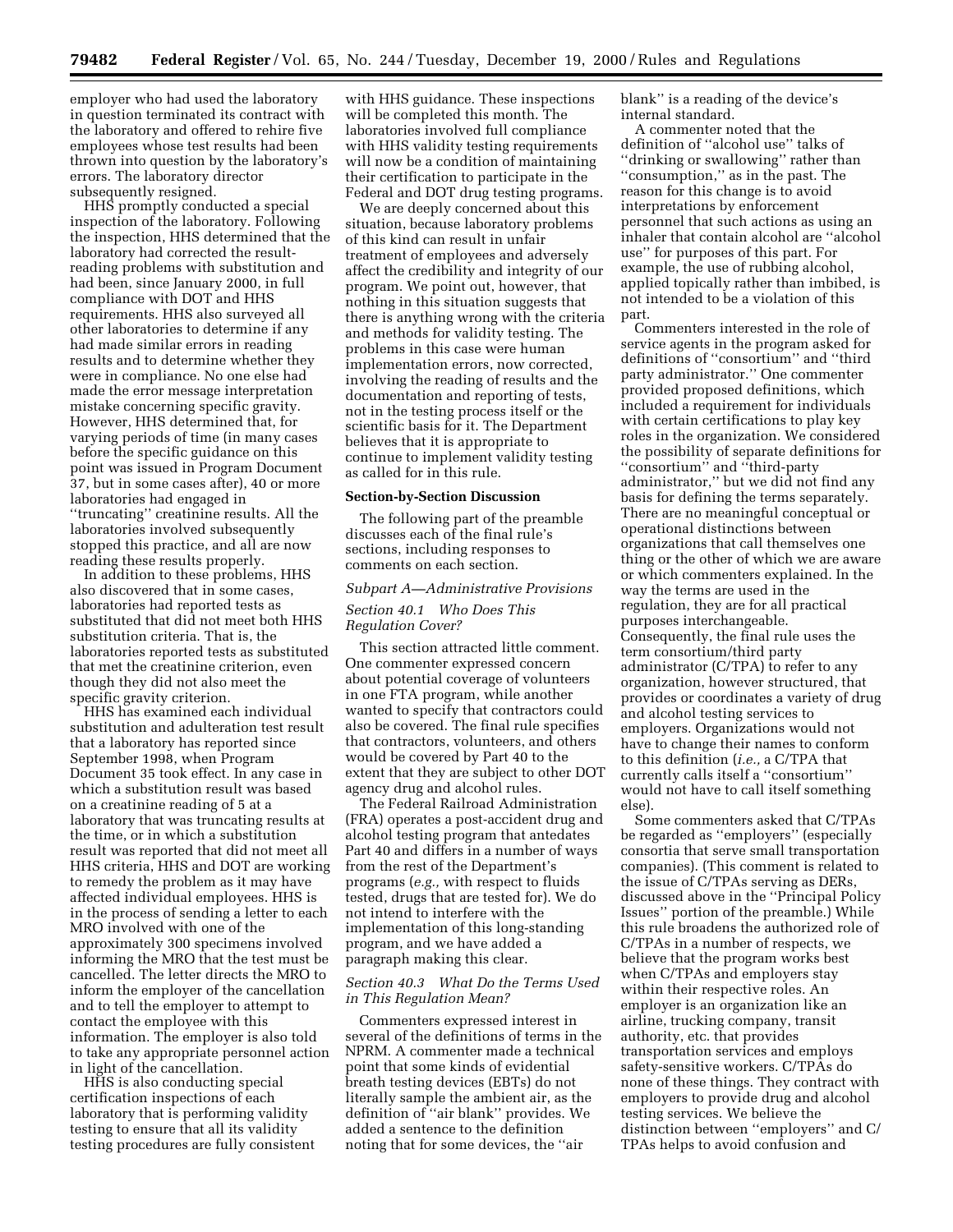employer who had used the laboratory in question terminated its contract with the laboratory and offered to rehire five employees whose test results had been thrown into question by the laboratory's errors. The laboratory director subsequently resigned.

HHS promptly conducted a special inspection of the laboratory. Following the inspection, HHS determined that the laboratory had corrected the result-reading problems with substitution and had been, since January 2000, in full compliance with DOT and HHS requirements. HHS also surveyed all other laboratories to determine if any had made similar errors in reading results and to determine whether they were in compliance. No one else had made the error message interpretation mistake concerning specific gravity. However, HHS determined that, for varying periods of time (in many cases before the specific guidance on this point was issued in Program Document 37, but in some cases after), 40 or more laboratories had engaged in ''truncating'' creatinine results. All the laboratories involved subsequently stopped this practice, and all are now reading these results properly.

In addition to these problems, HHS also discovered that in some cases, laboratories had reported tests as substituted that did not meet both HHS substitution criteria. That is, the laboratories reported tests as substituted that met the creatinine criterion, even though they did not also meet the specific gravity criterion.

HHS has examined each individual substitution and adulteration test result that a laboratory has reported since September 1998, when Program Document 35 took effect. In any case in which a substitution result was based on a creatinine reading of 5 at a laboratory that was truncating results at the time, or in which a substitution result was reported that did not meet all HHS criteria, HHS and DOT are working to remedy the problem as it may have affected individual employees. HHS is in the process of sending a letter to each MRO involved with one of the approximately 300 specimens involved informing the MRO that the test must be cancelled. The letter directs the MRO to inform the employer of the cancellation and to tell the employer to attempt to contact the employee with this information. The employer is also told to take any appropriate personnel action in light of the cancellation.

HHS is also conducting special certification inspections of each laboratory that is performing validity testing to ensure that all its validity testing procedures are fully consistent with HHS guidance. These inspections will be completed this month. The laboratories involved full compliance with HHS validity testing requirements will now be a condition of maintaining their certification to participate in the Federal and DOT drug testing programs.

We are deeply concerned about this situation, because laboratory problems of this kind can result in unfair treatment of employees and adversely affect the credibility and integrity of our program. We point out, however, that nothing in this situation suggests that there is anything wrong with the criteria and methods for validity testing. The problems in this case were human implementation errors, now corrected, involving the reading of results and the documentation and reporting of tests, not in the testing process itself or the scientific basis for it. The Department believes that it is appropriate to continue to implement validity testing as called for in this rule.

**Section-by-Section Discussion**

The following part of the preamble discusses each of the final rule's sections, including responses to comments on each section.

*Subpart A—Administrative Provisions*

*Section 40.1 Who Does This Regulation Cover?*

This section attracted little comment. One commenter expressed concern about potential coverage of volunteers in one FTA program, while another wanted to specify that contractors could also be covered. The final rule specifies that contractors, volunteers, and others would be covered by Part 40 to the extent that they are subject to other DOT agency drug and alcohol rules.

The Federal Railroad Administration (FRA) operates a post-accident drug and alcohol testing program that antedates Part 40 and differs in a number of ways from the rest of the Department's programs (*e.g.,* with respect to fluids tested, drugs that are tested for). We do not intend to interfere with the implementation of this long-standing program, and we have added a paragraph making this clear.

*Section 40.3 What Do the Terms Used in This Regulation Mean?*

Commenters expressed interest in several of the definitions of terms in the NPRM. A commenter made a technical point that some kinds of evidential breath testing devices (EBTs) do not literally sample the ambient air, as the definition of ''air blank'' provides. We added a sentence to the definition noting that for some devices, the ''air blank'' is a reading of the device's internal standard.

A commenter noted that the definition of ''alcohol use'' talks of ''drinking or swallowing'' rather than ''consumption,'' as in the past. The reason for this change is to avoid interpretations by enforcement personnel that such actions as using an inhaler that contain alcohol are ''alcohol use'' for purposes of this part. For example, the use of rubbing alcohol, applied topically rather than imbibed, is not intended to be a violation of this part.

Commenters interested in the role of service agents in the program asked for definitions of ''consortium'' and ''third party administrator.'' One commenter provided proposed definitions, which included a requirement for individuals with certain certifications to play key roles in the organization. We considered the possibility of separate definitions for ''consortium'' and ''third-party administrator,'' but we did not find any basis for defining the terms separately. There are no meaningful conceptual or operational distinctions between organizations that call themselves one thing or the other of which we are aware or which commenters explained. In the way the terms are used in the regulation, they are for all practical purposes interchangeable. Consequently, the final rule uses the term consortium/third party administrator (C/TPA) to refer to any organization, however structured, that provides or coordinates a variety of drug and alcohol testing services to employers. Organizations would not have to change their names to conform to this definition (*i.e.,* a C/TPA that currently calls itself a ''consortium'' would not have to call itself something else).

Some commenters asked that C/TPAs be regarded as ''employers'' (especially consortia that serve small transportation companies). (This comment is related to the issue of C/TPAs serving as DERs, discussed above in the ''Principal Policy Issues'' portion of the preamble.) While this rule broadens the authorized role of C/TPAs in a number of respects, we believe that the program works best when C/TPAs and employers stay within their respective roles. An employer is an organization like an airline, trucking company, transit authority, etc. that provides transportation services and employs safety-sensitive workers. C/TPAs do none of these things. They contract with employers to provide drug and alcohol testing services. We believe the distinction between ''employers'' and C/TPAs helps to avoid confusion and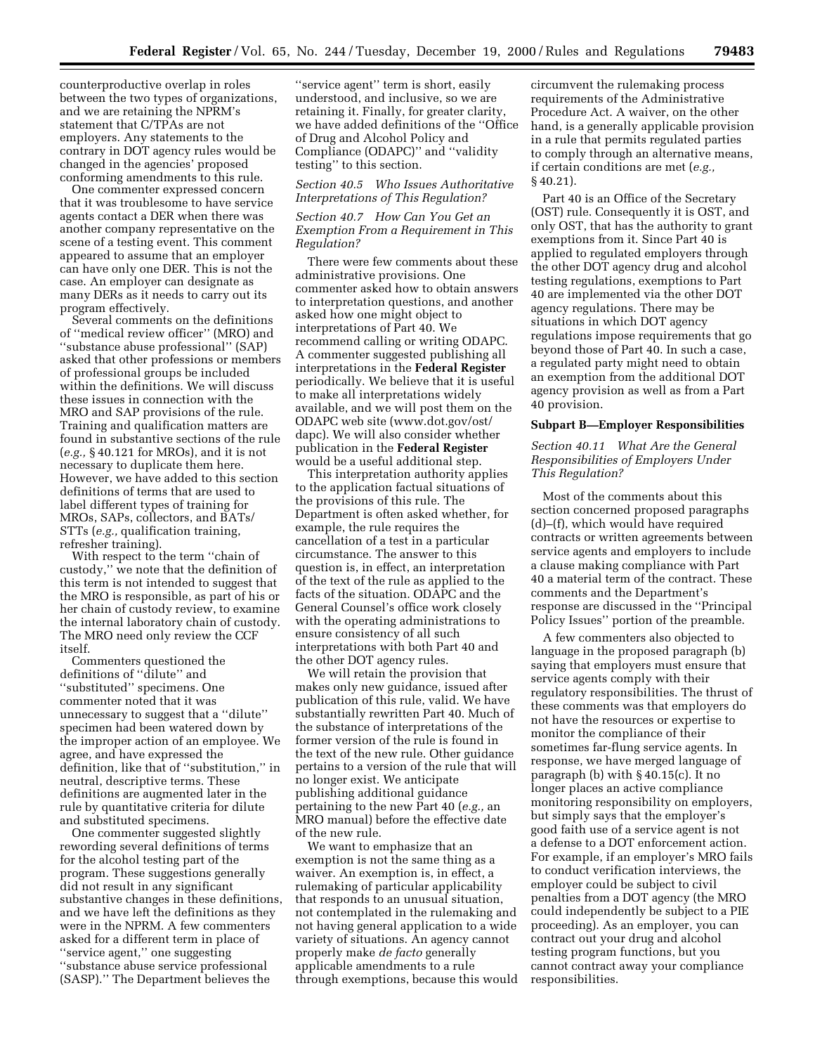counterproductive overlap in roles between the two types of organizations, and we are retaining the NPRM's statement that C/TPAs are not employers. Any statements to the contrary in DOT agency rules would be changed in the agencies' proposed conforming amendments to this rule.

One commenter expressed concern that it was troublesome to have service agents contact a DER when there was another company representative on the scene of a testing event. This comment appeared to assume that an employer can have only one DER. This is not the case. An employer can designate as many DERs as it needs to carry out its program effectively.

Several comments on the definitions of ''medical review officer'' (MRO) and ''substance abuse professional'' (SAP) asked that other professions or members of professional groups be included within the definitions. We will discuss these issues in connection with the MRO and SAP provisions of the rule. Training and qualification matters are found in substantive sections of the rule (*e.g.,* § 40.121 for MROs), and it is not necessary to duplicate them here. However, we have added to this section definitions of terms that are used to label different types of training for MROs, SAPs, collectors, and BATs/STTs (*e.g.,* qualification training, refresher training).

With respect to the term ''chain of custody,'' we note that the definition of this term is not intended to suggest that the MRO is responsible, as part of his or her chain of custody review, to examine the internal laboratory chain of custody. The MRO need only review the CCF itself.

Commenters questioned the definitions of ''dilute'' and ''substituted'' specimens. One commenter noted that it was unnecessary to suggest that a ''dilute'' specimen had been watered down by the improper action of an employee. We agree, and have expressed the definition, like that of ''substitution,'' in neutral, descriptive terms. These definitions are augmented later in the rule by quantitative criteria for dilute and substituted specimens.

One commenter suggested slightly rewording several definitions of terms for the alcohol testing part of the program. These suggestions generally did not result in any significant substantive changes in these definitions, and we have left the definitions as they were in the NPRM. A few commenters asked for a different term in place of ''service agent,'' one suggesting ''substance abuse service professional (SASP).'' The Department believes the ''service agent'' term is short, easily understood, and inclusive, so we are retaining it. Finally, for greater clarity, we have added definitions of the ''Office of Drug and Alcohol Policy and Compliance (ODAPC)'' and ''validity testing'' to this section.

*Section 40.5 Who Issues Authoritative Interpretations of This Regulation?*

*Section 40.7 How Can You Get an Exemption From a Requirement in This Regulation?*

There were few comments about these administrative provisions. One commenter asked how to obtain answers to interpretation questions, and another asked how one might object to interpretations of Part 40. We recommend calling or writing ODAPC. A commenter suggested publishing all interpretations in the **Federal Register** periodically. We believe that it is useful to make all interpretations widely available, and we will post them on the ODAPC web site (www.dot.gov/ost/dapc). We will also consider whether publication in the **Federal Register** would be a useful additional step.

This interpretation authority applies to the application factual situations of the provisions of this rule. The Department is often asked whether, for example, the rule requires the cancellation of a test in a particular circumstance. The answer to this question is, in effect, an interpretation of the text of the rule as applied to the facts of the situation. ODAPC and the General Counsel's office work closely with the operating administrations to ensure consistency of all such interpretations with both Part 40 and the other DOT agency rules.

We will retain the provision that makes only new guidance, issued after publication of this rule, valid. We have substantially rewritten Part 40. Much of the substance of interpretations of the former version of the rule is found in the text of the new rule. Other guidance pertains to a version of the rule that will no longer exist. We anticipate publishing additional guidance pertaining to the new Part 40 (*e.g.,* an MRO manual) before the effective date of the new rule.

We want to emphasize that an exemption is not the same thing as a waiver. An exemption is, in effect, a rulemaking of particular applicability that responds to an unusual situation, not contemplated in the rulemaking and not having general application to a wide variety of situations. An agency cannot properly make *de facto* generally applicable amendments to a rule through exemptions, because this would circumvent the rulemaking process requirements of the Administrative Procedure Act. A waiver, on the other hand, is a generally applicable provision in a rule that permits regulated parties to comply through an alternative means, if certain conditions are met (*e.g.,* § 40.21).

Part 40 is an Office of the Secretary (OST) rule. Consequently it is OST, and only OST, that has the authority to grant exemptions from it. Since Part 40 is applied to regulated employers through the other DOT agency drug and alcohol testing regulations, exemptions to Part 40 are implemented via the other DOT agency regulations. There may be situations in which DOT agency regulations impose requirements that go beyond those of Part 40. In such a case, a regulated party might need to obtain an exemption from the additional DOT agency provision as well as from a Part 40 provision.

**Subpart B—Employer Responsibilities**

*Section 40.11 What Are the General Responsibilities of Employers Under This Regulation?*

Most of the comments about this section concerned proposed paragraphs (d)–(f), which would have required contracts or written agreements between service agents and employers to include a clause making compliance with Part 40 a material term of the contract. These comments and the Department's response are discussed in the ''Principal Policy Issues'' portion of the preamble.

A few commenters also objected to language in the proposed paragraph (b) saying that employers must ensure that service agents comply with their regulatory responsibilities. The thrust of these comments was that employers do not have the resources or expertise to monitor the compliance of their sometimes far-flung service agents. In response, we have merged language of paragraph (b) with § 40.15(c). It no longer places an active compliance monitoring responsibility on employers, but simply says that the employer's good faith use of a service agent is not a defense to a DOT enforcement action. For example, if an employer's MRO fails to conduct verification interviews, the employer could be subject to civil penalties from a DOT agency (the MRO could independently be subject to a PIE proceeding). As an employer, you can contract out your drug and alcohol testing program functions, but you cannot contract away your compliance responsibilities.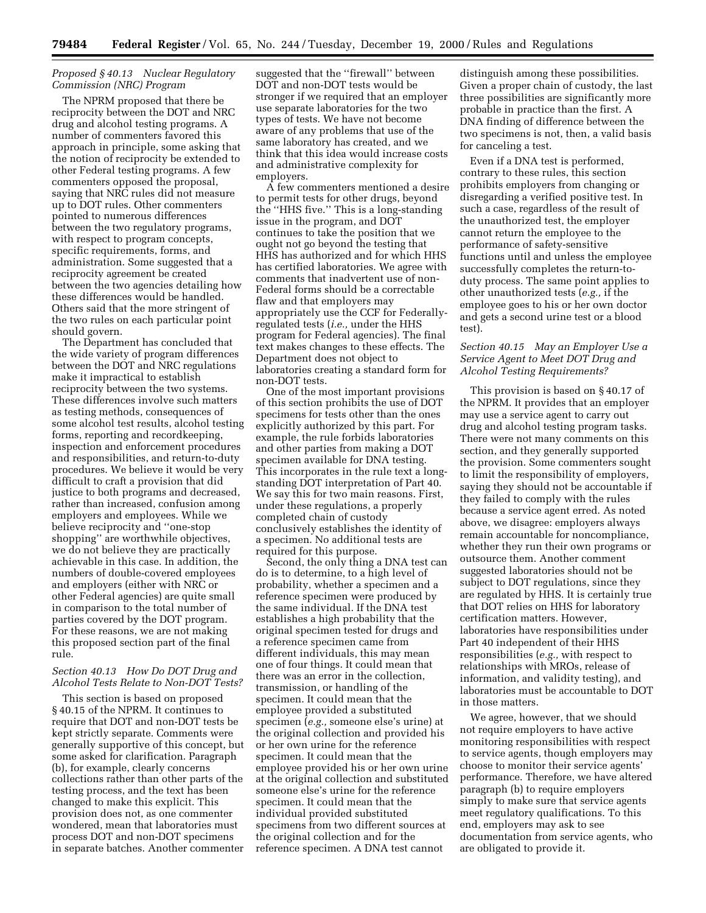### *Proposed § 40.13 Nuclear Regulatory Commission (NRC) Program*

The NPRM proposed that there be reciprocity between the DOT and NRC drug and alcohol testing programs. A number of commenters favored this approach in principle, some asking that the notion of reciprocity be extended to other Federal testing programs. A few commenters opposed the proposal, saying that NRC rules did not measure up to DOT rules. Other commenters pointed to numerous differences between the two regulatory programs, with respect to program concepts, specific requirements, forms, and administration. Some suggested that a reciprocity agreement be created between the two agencies detailing how these differences would be handled. Others said that the more stringent of the two rules on each particular point should govern.

The Department has concluded that the wide variety of program differences between the DOT and NRC regulations make it impractical to establish reciprocity between the two systems. These differences involve such matters as testing methods, consequences of some alcohol test results, alcohol testing forms, reporting and recordkeeping, inspection and enforcement procedures and responsibilities, and return-to-duty procedures. We believe it would be very difficult to craft a provision that did justice to both programs and decreased, rather than increased, confusion among employers and employees. While we believe reciprocity and ''one-stop shopping'' are worthwhile objectives, we do not believe they are practically achievable in this case. In addition, the numbers of double-covered employees and employers (either with NRC or other Federal agencies) are quite small in comparison to the total number of parties covered by the DOT program. For these reasons, we are not making this proposed section part of the final rule.

### *Section 40.13 How Do DOT Drug and Alcohol Tests Relate to Non-DOT Tests?*

This section is based on proposed § 40.15 of the NPRM. It continues to require that DOT and non-DOT tests be kept strictly separate. Comments were generally supportive of this concept, but some asked for clarification. Paragraph (b), for example, clearly concerns collections rather than other parts of the testing process, and the text has been changed to make this explicit. This provision does not, as one commenter wondered, mean that laboratories must process DOT and non-DOT specimens in separate batches. Another commenter suggested that the ''firewall'' between DOT and non-DOT tests would be stronger if we required that an employer use separate laboratories for the two types of tests. We have not become aware of any problems that use of the same laboratory has created, and we think that this idea would increase costs and administrative complexity for employers.

A few commenters mentioned a desire to permit tests for other drugs, beyond the ''HHS five.'' This is a long-standing issue in the program, and DOT continues to take the position that we ought not go beyond the testing that HHS has authorized and for which HHS has certified laboratories. We agree with comments that inadvertent use of non-Federal forms should be a correctable flaw and that employers may appropriately use the CCF for Federally-regulated tests (*i.e.,* under the HHS program for Federal agencies). The final text makes changes to these effects. The Department does not object to laboratories creating a standard form for non-DOT tests.

One of the most important provisions of this section prohibits the use of DOT specimens for tests other than the ones explicitly authorized by this part. For example, the rule forbids laboratories and other parties from making a DOT specimen available for DNA testing. This incorporates in the rule text a long-standing DOT interpretation of Part 40. We say this for two main reasons. First, under these regulations, a properly completed chain of custody conclusively establishes the identity of a specimen. No additional tests are required for this purpose.

Second, the only thing a DNA test can do is to determine, to a high level of probability, whether a specimen and a reference specimen were produced by the same individual. If the DNA test establishes a high probability that the original specimen tested for drugs and a reference specimen came from different individuals, this may mean one of four things. It could mean that there was an error in the collection, transmission, or handling of the specimen. It could mean that the employee provided a substituted specimen (*e.g.,* someone else's urine) at the original collection and provided his or her own urine for the reference specimen. It could mean that the employee provided his or her own urine at the original collection and substituted someone else's urine for the reference specimen. It could mean that the individual provided substituted specimens from two different sources at the original collection and for the reference specimen. A DNA test cannot distinguish among these possibilities. Given a proper chain of custody, the last three possibilities are significantly more probable in practice than the first. A DNA finding of difference between the two specimens is not, then, a valid basis for canceling a test.

Even if a DNA test is performed, contrary to these rules, this section prohibits employers from changing or disregarding a verified positive test. In such a case, regardless of the result of the unauthorized test, the employer cannot return the employee to the performance of safety-sensitive functions until and unless the employee successfully completes the return-to-duty process. The same point applies to other unauthorized tests (*e.g.,* if the employee goes to his or her own doctor and gets a second urine test or a blood test).

### *Section 40.15 May an Employer Use a Service Agent to Meet DOT Drug and Alcohol Testing Requirements?*

This provision is based on § 40.17 of the NPRM. It provides that an employer may use a service agent to carry out drug and alcohol testing program tasks. There were not many comments on this section, and they generally supported the provision. Some commenters sought to limit the responsibility of employers, saying they should not be accountable if they failed to comply with the rules because a service agent erred. As noted above, we disagree: employers always remain accountable for noncompliance, whether they run their own programs or outsource them. Another comment suggested laboratories should not be subject to DOT regulations, since they are regulated by HHS. It is certainly true that DOT relies on HHS for laboratory certification matters. However, laboratories have responsibilities under Part 40 independent of their HHS responsibilities (*e.g.,* with respect to relationships with MROs, release of information, and validity testing), and laboratories must be accountable to DOT in those matters.

We agree, however, that we should not require employers to have active monitoring responsibilities with respect to service agents, though employers may choose to monitor their service agents' performance. Therefore, we have altered paragraph (b) to require employers simply to make sure that service agents meet regulatory qualifications. To this end, employers may ask to see documentation from service agents, who are obligated to provide it.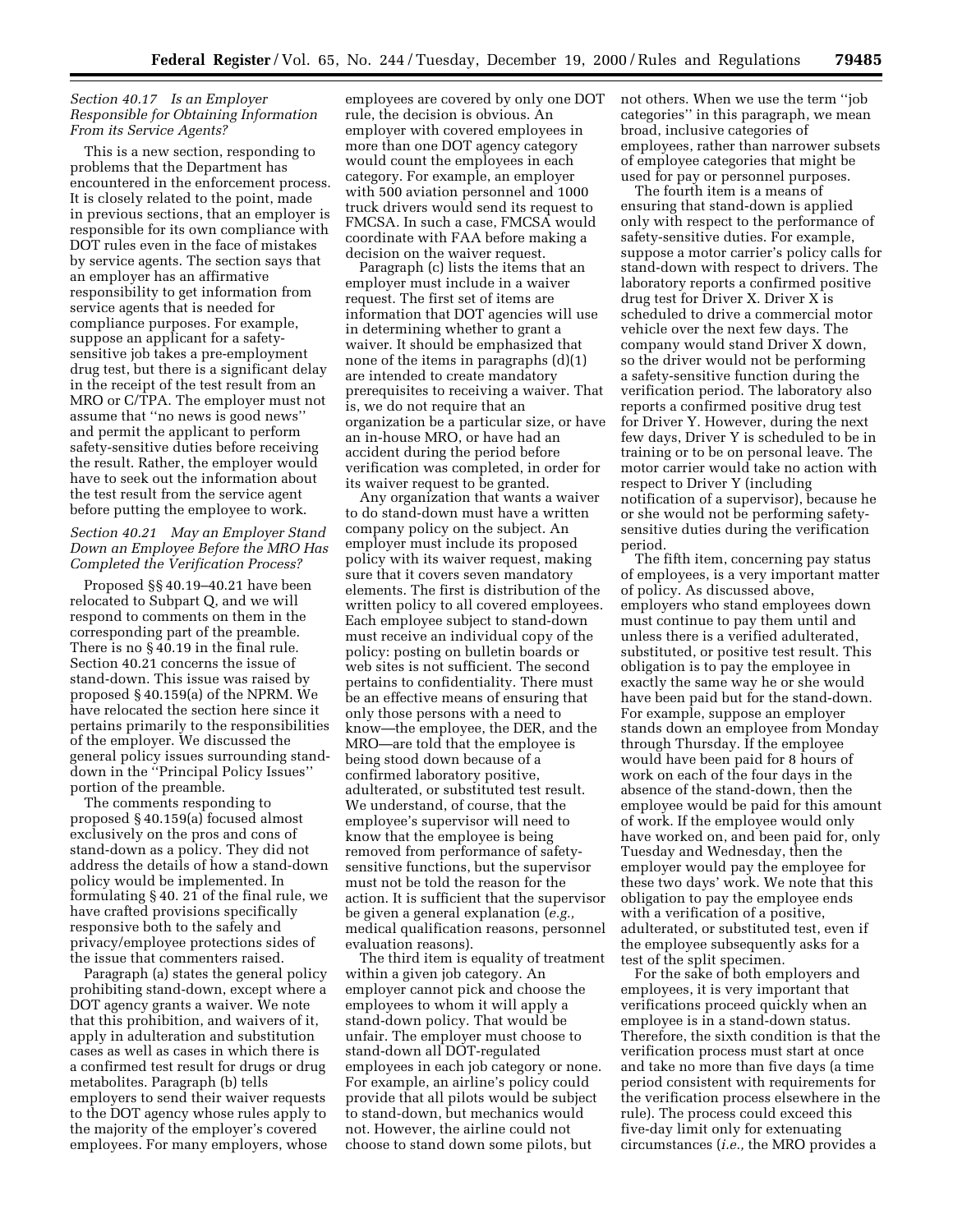### *Section 40.17 Is an Employer Responsible for Obtaining Information From its Service Agents?*

This is a new section, responding to problems that the Department has encountered in the enforcement process. It is closely related to the point, made in previous sections, that an employer is responsible for its own compliance with DOT rules even in the face of mistakes by service agents. The section says that an employer has an affirmative responsibility to get information from service agents that is needed for compliance purposes. For example, suppose an applicant for a safety-sensitive job takes a pre-employment drug test, but there is a significant delay in the receipt of the test result from an MRO or C/TPA. The employer must not assume that ''no news is good news'' and permit the applicant to perform safety-sensitive duties before receiving the result. Rather, the employer would have to seek out the information about the test result from the service agent before putting the employee to work.

### *Section 40.21 May an Employer Stand Down an Employee Before the MRO Has Completed the Verification Process?*

Proposed §§ 40.19–40.21 have been relocated to Subpart Q, and we will respond to comments on them in the corresponding part of the preamble. There is no § 40.19 in the final rule. Section 40.21 concerns the issue of stand-down. This issue was raised by proposed § 40.159(a) of the NPRM. We have relocated the section here since it pertains primarily to the responsibilities of the employer. We discussed the general policy issues surrounding stand-down in the ''Principal Policy Issues'' portion of the preamble.

The comments responding to proposed § 40.159(a) focused almost exclusively on the pros and cons of stand-down as a policy. They did not address the details of how a stand-down policy would be implemented. In formulating § 40. 21 of the final rule, we have crafted provisions specifically responsive both to the safely and privacy/employee protections sides of the issue that commenters raised.

Paragraph (a) states the general policy prohibiting stand-down, except where a DOT agency grants a waiver. We note that this prohibition, and waivers of it, apply in adulteration and substitution cases as well as cases in which there is a confirmed test result for drugs or drug metabolites. Paragraph (b) tells employers to send their waiver requests to the DOT agency whose rules apply to the majority of the employer's covered employees. For many employers, whose employees are covered by only one DOT rule, the decision is obvious. An employer with covered employees in more than one DOT agency category would count the employees in each category. For example, an employer with 500 aviation personnel and 1000 truck drivers would send its request to FMCSA. In such a case, FMCSA would coordinate with FAA before making a decision on the waiver request.

Paragraph (c) lists the items that an employer must include in a waiver request. The first set of items are information that DOT agencies will use in determining whether to grant a waiver. It should be emphasized that none of the items in paragraphs (d)(1) are intended to create mandatory prerequisites to receiving a waiver. That is, we do not require that an organization be a particular size, or have an in-house MRO, or have had an accident during the period before verification was completed, in order for its waiver request to be granted.

Any organization that wants a waiver to do stand-down must have a written company policy on the subject. An employer must include its proposed policy with its waiver request, making sure that it covers seven mandatory elements. The first is distribution of the written policy to all covered employees. Each employee subject to stand-down must receive an individual copy of the policy: posting on bulletin boards or web sites is not sufficient. The second pertains to confidentiality. There must be an effective means of ensuring that only those persons with a need to know—the employee, the DER, and the MRO—are told that the employee is being stood down because of a confirmed laboratory positive, adulterated, or substituted test result. We understand, of course, that the employee's supervisor will need to know that the employee is being removed from performance of safety-sensitive functions, but the supervisor must not be told the reason for the action. It is sufficient that the supervisor be given a general explanation (*e.g.,* medical qualification reasons, personnel evaluation reasons).

The third item is equality of treatment within a given job category. An employer cannot pick and choose the employees to whom it will apply a stand-down policy. That would be unfair. The employer must choose to stand-down all DOT-regulated employees in each job category or none. For example, an airline's policy could provide that all pilots would be subject to stand-down, but mechanics would not. However, the airline could not choose to stand down some pilots, but not others. When we use the term ''job categories'' in this paragraph, we mean broad, inclusive categories of employees, rather than narrower subsets of employee categories that might be used for pay or personnel purposes.

The fourth item is a means of ensuring that stand-down is applied only with respect to the performance of safety-sensitive duties. For example, suppose a motor carrier's policy calls for stand-down with respect to drivers. The laboratory reports a confirmed positive drug test for Driver X. Driver X is scheduled to drive a commercial motor vehicle over the next few days. The company would stand Driver X down, so the driver would not be performing a safety-sensitive function during the verification period. The laboratory also reports a confirmed positive drug test for Driver Y. However, during the next few days, Driver Y is scheduled to be in training or to be on personal leave. The motor carrier would take no action with respect to Driver Y (including notification of a supervisor), because he or she would not be performing safety-sensitive duties during the verification period.

The fifth item, concerning pay status of employees, is a very important matter of policy. As discussed above, employers who stand employees down must continue to pay them until and unless there is a verified adulterated, substituted, or positive test result. This obligation is to pay the employee in exactly the same way he or she would have been paid but for the stand-down. For example, suppose an employer stands down an employee from Monday through Thursday. If the employee would have been paid for 8 hours of work on each of the four days in the absence of the stand-down, then the employee would be paid for this amount of work. If the employee would only have worked on, and been paid for, only Tuesday and Wednesday, then the employer would pay the employee for these two days' work. We note that this obligation to pay the employee ends with a verification of a positive, adulterated, or substituted test, even if the employee subsequently asks for a test of the split specimen.

For the sake of both employers and employees, it is very important that verifications proceed quickly when an employee is in a stand-down status. Therefore, the sixth condition is that the verification process must start at once and take no more than five days (a time period consistent with requirements for the verification process elsewhere in the rule). The process could exceed this five-day limit only for extenuating circumstances (*i.e.,* the MRO provides a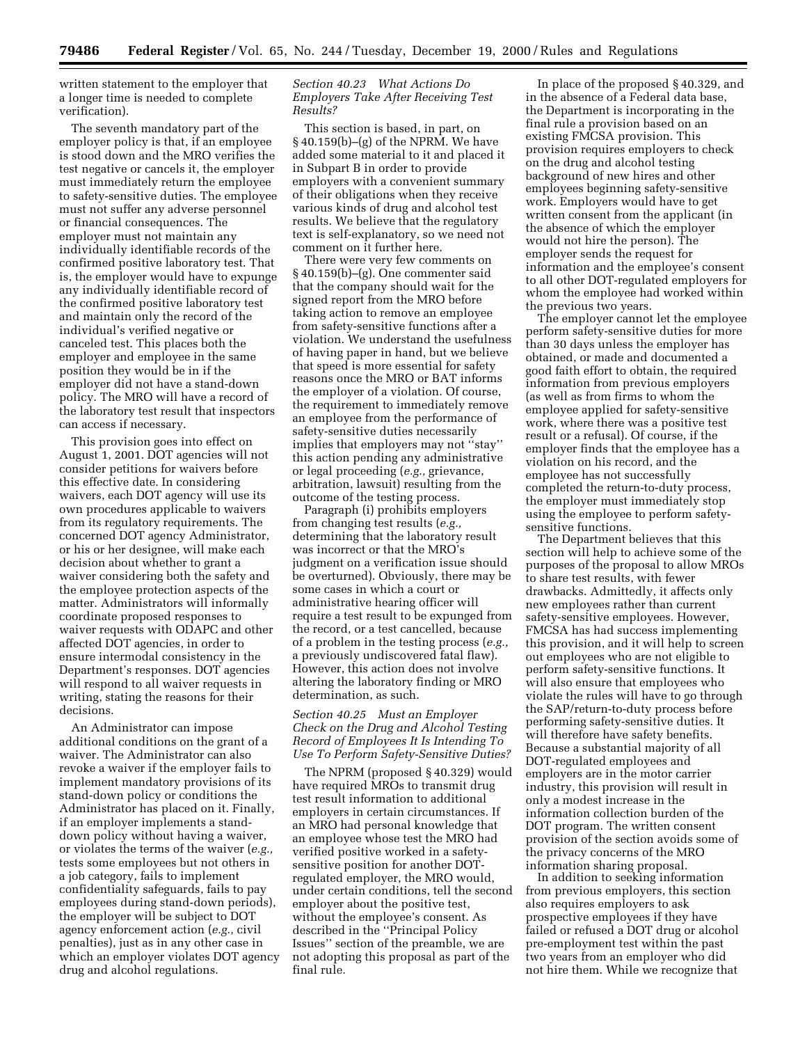written statement to the employer that a longer time is needed to complete verification).

The seventh mandatory part of the employer policy is that, if an employee is stood down and the MRO verifies the test negative or cancels it, the employer must immediately return the employee to safety-sensitive duties. The employee must not suffer any adverse personnel or financial consequences. The employer must not maintain any individually identifiable records of the confirmed positive laboratory test. That is, the employer would have to expunge any individually identifiable record of the confirmed positive laboratory test and maintain only the record of the individual's verified negative or canceled test. This places both the employer and employee in the same position they would be in if the employer did not have a stand-down policy. The MRO will have a record of the laboratory test result that inspectors can access if necessary.

This provision goes into effect on August 1, 2001. DOT agencies will not consider petitions for waivers before this effective date. In considering waivers, each DOT agency will use its own procedures applicable to waivers from its regulatory requirements. The concerned DOT agency Administrator, or his or her designee, will make each decision about whether to grant a waiver considering both the safety and the employee protection aspects of the matter. Administrators will informally coordinate proposed responses to waiver requests with ODAPC and other affected DOT agencies, in order to ensure intermodal consistency in the Department's responses. DOT agencies will respond to all waiver requests in writing, stating the reasons for their decisions.

An Administrator can impose additional conditions on the grant of a waiver. The Administrator can also revoke a waiver if the employer fails to implement mandatory provisions of its stand-down policy or conditions the Administrator has placed on it. Finally, if an employer implements a stand-down policy without having a waiver, or violates the terms of the waiver (*e.g.,* tests some employees but not others in a job category, fails to implement confidentiality safeguards, fails to pay employees during stand-down periods), the employer will be subject to DOT agency enforcement action (*e.g.,* civil penalties), just as in any other case in which an employer violates DOT agency drug and alcohol regulations.

*Section 40.23 What Actions Do Employers Take After Receiving Test Results?*

This section is based, in part, on § 40.159(b)–(g) of the NPRM. We have added some material to it and placed it in Subpart B in order to provide employers with a convenient summary of their obligations when they receive various kinds of drug and alcohol test results. We believe that the regulatory text is self-explanatory, so we need not comment on it further here.

There were very few comments on § 40.159(b)–(g). One commenter said that the company should wait for the signed report from the MRO before taking action to remove an employee from safety-sensitive functions after a violation. We understand the usefulness of having paper in hand, but we believe that speed is more essential for safety reasons once the MRO or BAT informs the employer of a violation. Of course, the requirement to immediately remove an employee from the performance of safety-sensitive duties necessarily implies that employers may not "stay" this action pending any administrative or legal proceeding (*e.g.,* grievance, arbitration, lawsuit) resulting from the outcome of the testing process.

Paragraph (i) prohibits employers from changing test results (*e.g.,* determining that the laboratory result was incorrect or that the MRO's judgment on a verification issue should be overturned). Obviously, there may be some cases in which a court or administrative hearing officer will require a test result to be expunged from the record, or a test cancelled, because of a problem in the testing process (*e.g.,* a previously undiscovered fatal flaw). However, this action does not involve altering the laboratory finding or MRO determination, as such.

*Section 40.25 Must an Employer Check on the Drug and Alcohol Testing Record of Employees It Is Intending To Use To Perform Safety-Sensitive Duties?*

The NPRM (proposed § 40.329) would have required MROs to transmit drug test result information to additional employers in certain circumstances. If an MRO had personal knowledge that an employee whose test the MRO had verified positive worked in a safety-sensitive position for another DOT-regulated employer, the MRO would, under certain conditions, tell the second employer about the positive test, without the employee's consent. As described in the "Principal Policy Issues" section of the preamble, we are not adopting this proposal as part of the final rule.

In place of the proposed § 40.329, and in the absence of a Federal data base, the Department is incorporating in the final rule a provision based on an existing FMCSA provision. This provision requires employers to check on the drug and alcohol testing background of new hires and other employees beginning safety-sensitive work. Employers would have to get written consent from the applicant (in the absence of which the employer would not hire the person). The employer sends the request for information and the employee's consent to all other DOT-regulated employers for whom the employee had worked within the previous two years.

The employer cannot let the employee perform safety-sensitive duties for more than 30 days unless the employer has obtained, or made and documented a good faith effort to obtain, the required information from previous employers (as well as from firms to whom the employee applied for safety-sensitive work, where there was a positive test result or a refusal). Of course, if the employer finds that the employee has a violation on his record, and the employee has not successfully completed the return-to-duty process, the employer must immediately stop using the employee to perform safety-sensitive functions.

The Department believes that this section will help to achieve some of the purposes of the proposal to allow MROs to share test results, with fewer drawbacks. Admittedly, it affects only new employees rather than current safety-sensitive employees. However, FMCSA has had success implementing this provision, and it will help to screen out employees who are not eligible to perform safety-sensitive functions. It will also ensure that employees who violate the rules will have to go through the SAP/return-to-duty process before performing safety-sensitive duties. It will therefore have safety benefits. Because a substantial majority of all DOT-regulated employees and employers are in the motor carrier industry, this provision will result in only a modest increase in the information collection burden of the DOT program. The written consent provision of the section avoids some of the privacy concerns of the MRO information sharing proposal.

In addition to seeking information from previous employers, this section also requires employers to ask prospective employees if they have failed or refused a DOT drug or alcohol pre-employment test within the past two years from an employer who did not hire them. While we recognize that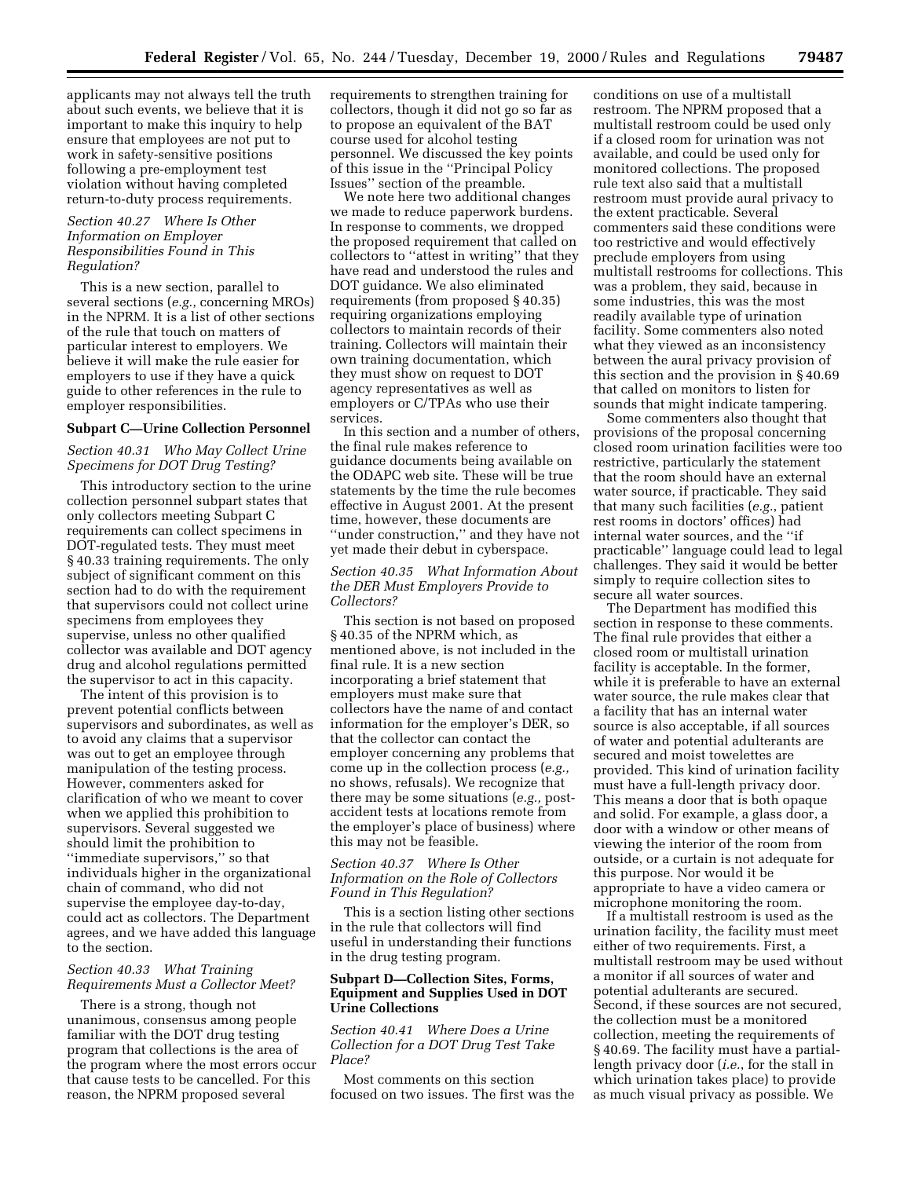applicants may not always tell the truth about such events, we believe that it is important to make this inquiry to help ensure that employees are not put to work in safety-sensitive positions following a pre-employment test violation without having completed return-to-duty process requirements.

*Section 40.27 Where Is Other Information on Employer Responsibilities Found in This Regulation?*

This is a new section, parallel to several sections (*e.g.*, concerning MROs) in the NPRM. It is a list of other sections of the rule that touch on matters of particular interest to employers. We believe it will make the rule easier for employers to use if they have a quick guide to other references in the rule to employer responsibilities.

**Subpart C—Urine Collection Personnel**

*Section 40.31 Who May Collect Urine Specimens for DOT Drug Testing?*

This introductory section to the urine collection personnel subpart states that only collectors meeting Subpart C requirements can collect specimens in DOT-regulated tests. They must meet § 40.33 training requirements. The only subject of significant comment on this section had to do with the requirement that supervisors could not collect urine specimens from employees they supervise, unless no other qualified collector was available and DOT agency drug and alcohol regulations permitted the supervisor to act in this capacity.

The intent of this provision is to prevent potential conflicts between supervisors and subordinates, as well as to avoid any claims that a supervisor was out to get an employee through manipulation of the testing process. However, commenters asked for clarification of who we meant to cover when we applied this prohibition to supervisors. Several suggested we should limit the prohibition to ''immediate supervisors,'' so that individuals higher in the organizational chain of command, who did not supervise the employee day-to-day, could act as collectors. The Department agrees, and we have added this language to the section.

*Section 40.33 What Training Requirements Must a Collector Meet?*

There is a strong, though not unanimous, consensus among people familiar with the DOT drug testing program that collections is the area of the program where the most errors occur that cause tests to be cancelled. For this reason, the NPRM proposed several requirements to strengthen training for collectors, though it did not go so far as to propose an equivalent of the BAT course used for alcohol testing personnel. We discussed the key points of this issue in the ''Principal Policy Issues'' section of the preamble.

We note here two additional changes we made to reduce paperwork burdens. In response to comments, we dropped the proposed requirement that called on collectors to ''attest in writing'' that they have read and understood the rules and DOT guidance. We also eliminated requirements (from proposed § 40.35) requiring organizations employing collectors to maintain records of their training. Collectors will maintain their own training documentation, which they must show on request to DOT agency representatives as well as employers or C/TPAs who use their services.

In this section and a number of others, the final rule makes reference to guidance documents being available on the ODAPC web site. These will be true statements by the time the rule becomes effective in August 2001. At the present time, however, these documents are ''under construction,'' and they have not yet made their debut in cyberspace.

*Section 40.35 What Information About the DER Must Employers Provide to Collectors?*

This section is not based on proposed § 40.35 of the NPRM which, as mentioned above, is not included in the final rule. It is a new section incorporating a brief statement that employers must make sure that collectors have the name and contact information for the employer's DER, so that the collector can contact the employer concerning any problems that come up in the collection process (*e.g.,* no shows, refusals). We recognize that there may be some situations (*e.g.,* post-accident tests at locations remote from the employer's place of business) where this may not be feasible.

*Section 40.37 Where Is Other Information on the Role of Collectors Found in This Regulation?*

This is a section listing other sections in the rule that collectors will find useful in understanding their functions in the drug testing program.

**Subpart D—Collection Sites, Forms, Equipment and Supplies Used in DOT Urine Collections**

*Section 40.41 Where Does a Urine Collection for a DOT Drug Test Take Place?*

Most comments on this section focused on two issues. The first was the conditions on use of a multistall restroom. The NPRM proposed that a multistall restroom could be used only if a closed room for urination was not available, and could be used only for monitored collections. The proposed rule text also said that a multistall restroom must provide aural privacy to the extent practicable. Several commenters said these conditions were too restrictive and would effectively preclude employers from using multistall restrooms for collections. This was a problem, they said, because in some industries, this was the most readily available type of urination facility. Some commenters also noted what they viewed as an inconsistency between the aural privacy provision of this section and the provision in § 40.69 that called on monitors to listen for sounds that might indicate tampering.

Some commenters also thought that provisions of the proposal concerning closed room urination facilities were too restrictive, particularly the statement that the room should have an external water source, if practicable. They said that many such facilities (*e.g.*, patient rest rooms in doctors' offices) had internal water sources, and the ''if practicable'' language could lead to legal challenges. They said it would be better simply to require collection sites to secure all water sources.

The Department has modified this section in response to these comments. The final rule provides that either a closed room or multistall urination facility is acceptable. In the former, while it is preferable to have an external water source, the rule makes clear that a facility that has an internal water source is also acceptable, if all sources of water and potential adulterants are secured and moist towelettes are provided. This kind of urination facility must have a full-length privacy door. This means a door that is both opaque and solid. For example, a glass door, a door with a window or other means of viewing the interior of the room from outside, or a curtain is not adequate for this purpose. Nor would it be appropriate to have a video camera or microphone monitoring the room.

If a multistall restroom is used as the urination facility, the facility must meet either of two requirements. First, a multistall restroom may be used without a monitor if all sources of water and potential adulterants are secured. Second, if these sources are not secured, the collection must be a monitored collection, meeting the requirements of § 40.69. The facility must have a partial-length privacy door (*i.e.*, for the stall in which urination takes place) to provide as much visual privacy as possible. We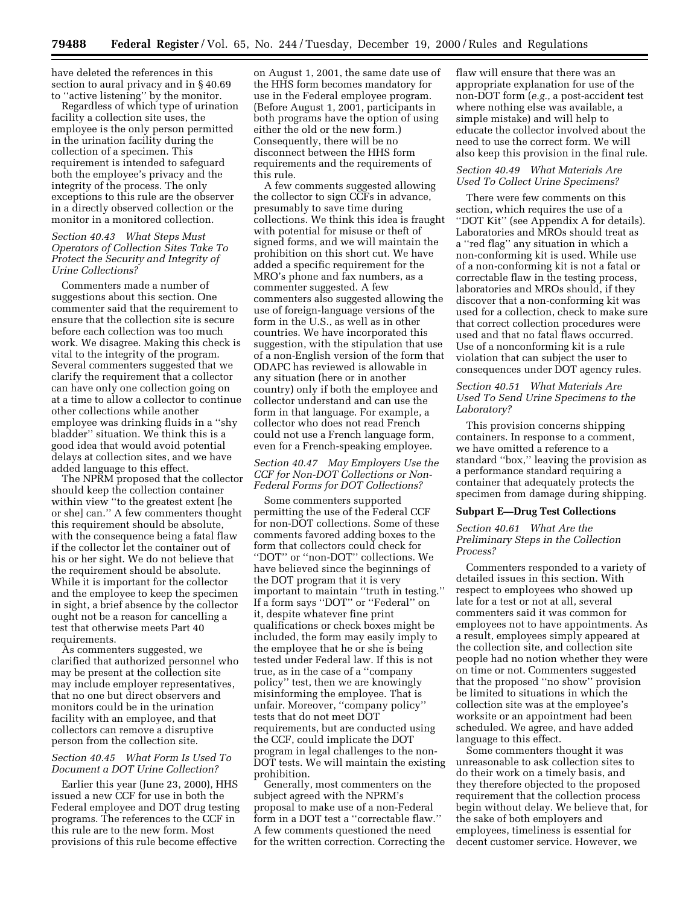have deleted the references in this section to aural privacy and in § 40.69 to ''active listening'' by the monitor.

Regardless of which type of urination facility a collection site uses, the employee is the only person permitted in the urination facility during the collection of a specimen. This requirement is intended to safeguard both the employee's privacy and the integrity of the process. The only exceptions to this rule are the observer in a directly observed collection or the monitor in a monitored collection.

*Section 40.43 What Steps Must Operators of Collection Sites Take To Protect the Security and Integrity of Urine Collections?*

Commenters made a number of suggestions about this section. One commenter said that the requirement to ensure that the collection site is secure before each collection was too much work. We disagree. Making this check is vital to the integrity of the program. Several commenters suggested that we clarify the requirement that a collector can have only one collection going on at a time to allow a collector to continue other collections while another employee was drinking fluids in a ''shy bladder'' situation. We think this is a good idea that would avoid potential delays at collection sites, and we have added language to this effect.

The NPRM proposed that the collector should keep the collection container within view ''to the greatest extent [he or she] can.'' A few commenters thought this requirement should be absolute, with the consequence being a fatal flaw if the collector let the container out of his or her sight. We do not believe that the requirement should be absolute. While it is important for the collector and the employee to keep the specimen in sight, a brief absence by the collector ought not be a reason for cancelling a test that otherwise meets Part 40 requirements.

As commenters suggested, we clarified that authorized personnel who may be present at the collection site may include employer representatives, that no one but direct observers and monitors could be in the urination facility with an employee, and that collectors can remove a disruptive person from the collection site.

*Section 40.45 What Form Is Used To Document a DOT Urine Collection?*

Earlier this year (June 23, 2000), HHS issued a new CCF for use in both the Federal employee and DOT drug testing programs. The references to the CCF in this rule are to the new form. Most provisions of this rule become effective on August 1, 2001, the same date use of the HHS form becomes mandatory for use in the Federal employee program. (Before August 1, 2001, participants in both programs have the option of using either the old or the new form.) Consequently, there will be no disconnect between the HHS form requirements and the requirements of this rule.

A few comments suggested allowing the collector to sign CCFs in advance, presumably to save time during collections. We think this idea is fraught with potential for misuse or theft of signed forms, and we will maintain the prohibition on this short cut. We have added a specific requirement for the MRO's phone and fax numbers, as a commenter suggested. A few commenters also suggested allowing the use of foreign-language versions of the form in the U.S., as well as in other countries. We have incorporated this suggestion, with the stipulation that use of a non-English version of the form that ODAPC has reviewed is allowable in any situation (here or in another country) only if both the employee and collector understand and can use the form in that language. For example, a collector who does not read French could not use a French language form, even for a French-speaking employee.

*Section 40.47 May Employers Use the CCF for Non-DOT Collections or Non-Federal Forms for DOT Collections?*

Some commenters supported permitting the use of the Federal CCF for non-DOT collections. Some of these comments favored adding boxes to the form that collectors could check for ''DOT'' or ''non-DOT'' collections. We have believed since the beginnings of the DOT program that it is very important to maintain ''truth in testing.'' If a form says ''DOT'' or ''Federal'' on it, despite whatever fine print qualifications or check boxes might be included, the form may easily imply to the employee that he or she is being tested under Federal law. If this is not true, as in the case of a ''company policy'' test, then we are knowingly misinforming the employee. That is unfair. Moreover, ''company policy'' tests that do not meet DOT requirements, but are conducted using the CCF, could implicate the DOT program in legal challenges to the non-DOT tests. We will maintain the existing prohibition.

Generally, most commenters on the subject agreed with the NPRM's proposal to make use of a non-Federal form in a DOT test a ''correctable flaw.'' A few comments questioned the need for the written correction. Correcting the flaw will ensure that there was an appropriate explanation for use of the non-DOT form (*e.g.,* a post-accident test where nothing else was available, a simple mistake) and will help to educate the collector involved about the need to use the correct form. We will also keep this provision in the final rule.

*Section 40.49 What Materials Are Used To Collect Urine Specimens?*

There were few comments on this section, which requires the use of a ''DOT Kit'' (see Appendix A for details). Laboratories and MROs should treat as a ''red flag'' any situation in which a non-conforming kit is used. While use of a non-conforming kit is not a fatal or correctable flaw in the testing process, laboratories and MROs should, if they discover that a non-conforming kit was used for a collection, check to make sure that correct collection procedures were used and that no fatal flaws occurred. Use of a nonconforming kit is a rule violation that can subject the user to consequences under DOT agency rules.

*Section 40.51 What Materials Are Used To Send Urine Specimens to the Laboratory?*

This provision concerns shipping containers. In response to a comment, we have omitted a reference to a standard ''box,'' leaving the provision as a performance standard requiring a container that adequately protects the specimen from damage during shipping.

**Subpart E—Drug Test Collections**

*Section 40.61 What Are the Preliminary Steps in the Collection Process?*

Commenters responded to a variety of detailed issues in this section. With respect to employees who showed up late for a test or not at all, several commenters said it was common for employees not to have appointments. As a result, employees simply appeared at the collection site, and collection site people had no notion whether they were on time or not. Commenters suggested that the proposed ''no show'' provision be limited to situations in which the collection site was at the employee's worksite or an appointment had been scheduled. We agree, and have added language to this effect.

Some commenters thought it was unreasonable to ask collection sites to do their work on a timely basis, and they therefore objected to the proposed requirement that the collection process begin without delay. We believe that, for the sake of both employers and employees, timeliness is essential for decent customer service. However, we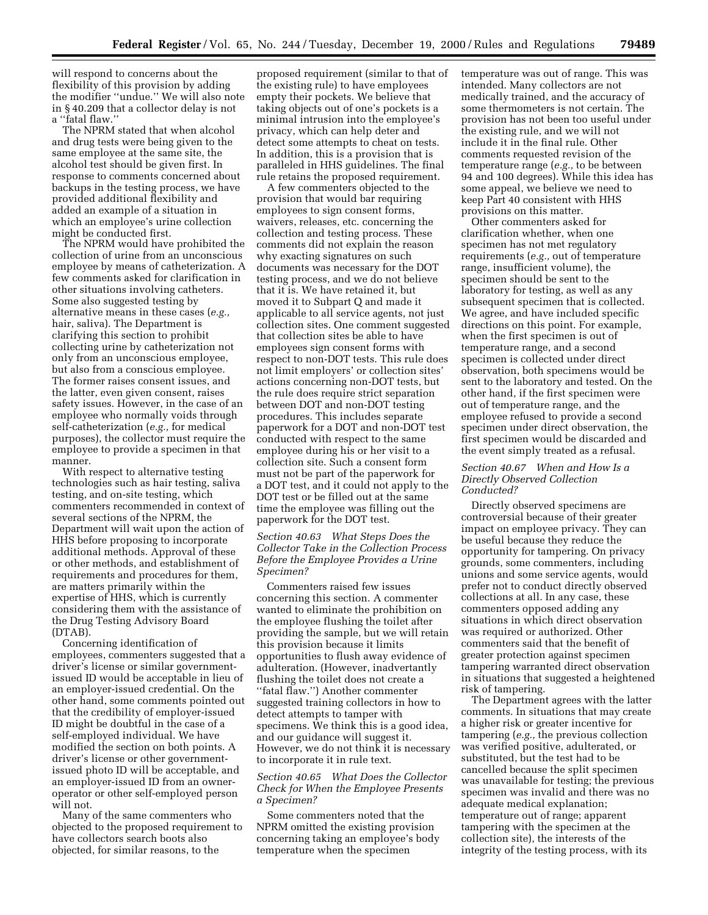will respond to concerns about the flexibility of this provision by adding the modifier "undue." We will also note in § 40.209 that a collector delay is not a "fatal flaw."

The NPRM stated that when alcohol and drug tests were being given to the same employee at the same site, the alcohol test should be given first. In response to comments concerned about backups in the testing process, we have provided additional flexibility and added an example of a situation in which an employee's urine collection might be conducted first.

The NPRM would have prohibited the collection of urine from an unconscious employee by means of catheterization. A few comments asked for clarification in other situations involving catheters. Some also suggested testing by alternative means in these cases (*e.g.,* hair, saliva). The Department is clarifying this section to prohibit collecting urine by catheterization not only from an unconscious employee, but also from a conscious employee. The former raises consent issues, and the latter, even given consent, raises safety issues. However, in the case of an employee who normally voids through self-catheterization (*e.g.,* for medical purposes), the collector must require the employee to provide a specimen in that manner.

With respect to alternative testing technologies such as hair testing, saliva testing, and on-site testing, which commenters recommended in context of several sections of the NPRM, the Department will wait upon the action of HHS before proposing to incorporate additional methods. Approval of these or other methods, and establishment of requirements and procedures for them, are matters primarily within the expertise of HHS, which is currently considering them with the assistance of the Drug Testing Advisory Board (DTAB).

Concerning identification of employees, commenters suggested that a driver's license or similar government-issued ID would be acceptable in lieu of an employer-issued credential. On the other hand, some comments pointed out that the credibility of employer-issued ID might be doubtful in the case of a self-employed individual. We have modified the section on both points. A driver's license or other government-issued photo ID will be acceptable, and an employer-issued ID from an owner-operator or other self-employed person will not.

Many of the same commenters who objected to the proposed requirement to have collectors search boots also objected, for similar reasons, to the proposed requirement (similar to that of the existing rule) to have employees empty their pockets. We believe that taking objects out of one's pockets is a minimal intrusion into the employee's privacy, which can help deter and detect some attempts to cheat on tests. In addition, this is a provision that is paralleled in HHS guidelines. The final rule retains the proposed requirement.

A few commenters objected to the provision that would bar requiring employees to sign consent forms, waivers, releases, etc. concerning the collection and testing process. These comments did not explain the reason why exacting signatures on such documents was necessary for the DOT testing process, and we do not believe that it is. We have retained it, but moved it to Subpart Q and made it applicable to all service agents, not just collection sites. One comment suggested that collection sites be able to have employees sign consent forms with respect to non-DOT tests. This rule does not limit employers' or collection sites' actions concerning non-DOT tests, but the rule does require strict separation between DOT and non-DOT testing procedures. This includes separate paperwork for a DOT and non-DOT test conducted with respect to the same employee during his or her visit to a collection site. Such a consent form must not be part of the paperwork for a DOT test, and it could not apply to the DOT test or be filled out at the same time the employee was filling out the paperwork for the DOT test.

### *Section 40.63 What Steps Does the Collector Take in the Collection Process Before the Employee Provides a Urine Specimen?*

Commenters raised few issues concerning this section. A commenter wanted to eliminate the prohibition on the employee flushing the toilet after providing the sample, but we will retain this provision because it limits opportunities to flush away evidence of adulteration. (However, inadvertantly flushing the toilet does not create a "fatal flaw.") Another commenter suggested training collectors in how to detect attempts to tamper with specimens. We think this is a good idea, and our guidance will suggest it. However, we do not think it is necessary to incorporate it in rule text.

### *Section 40.65 What Does the Collector Check for When the Employee Presents a Specimen?*

Some commenters noted that the NPRM omitted the existing provision concerning taking an employee's body temperature when the specimen temperature was out of range. This was intended. Many collectors are not medically trained, and the accuracy of some thermometers is not certain. The provision has not been too useful under the existing rule, and we will not include it in the final rule. Other comments requested revision of the temperature range (*e.g.,* to be between 94 and 100 degrees). While this idea has some appeal, we believe we need to keep Part 40 consistent with HHS provisions on this matter.

Other commenters asked for clarification whether, when one specimen has not met regulatory requirements (*e.g.,* out of temperature range, insufficient volume), the specimen should be sent to the laboratory for testing, as well as any subsequent specimen that is collected. We agree, and have included specific directions on this point. For example, when the first specimen is out of temperature range, and a second specimen is collected under direct observation, both specimens would be sent to the laboratory and tested. On the other hand, if the first specimen were out of temperature range, and the employee refused to provide a second specimen under direct observation, the first specimen would be discarded and the event simply treated as a refusal.

### *Section 40.67 When and How Is a Directly Observed Collection Conducted?*

Directly observed specimens are controversial because of their greater impact on employee privacy. They can be useful because they reduce the opportunity for tampering. On privacy grounds, some commenters, including unions and some service agents, would prefer not to conduct directly observed collections at all. In any case, these commenters opposed adding any situations in which direct observation was required or authorized. Other commenters said that the benefit of greater protection against specimen tampering warranted direct observation in situations that suggested a heightened risk of tampering.

The Department agrees with the latter comments. In situations that may create a higher risk or greater incentive for tampering (*e.g.,* the previous collection was verified positive, adulterated, or substituted, but the test had to be cancelled because the split specimen was unavailable for testing; the previous specimen was invalid and there was no adequate medical explanation; temperature out of range; apparent tampering with the specimen at the collection site), the interests of the integrity of the testing process, with its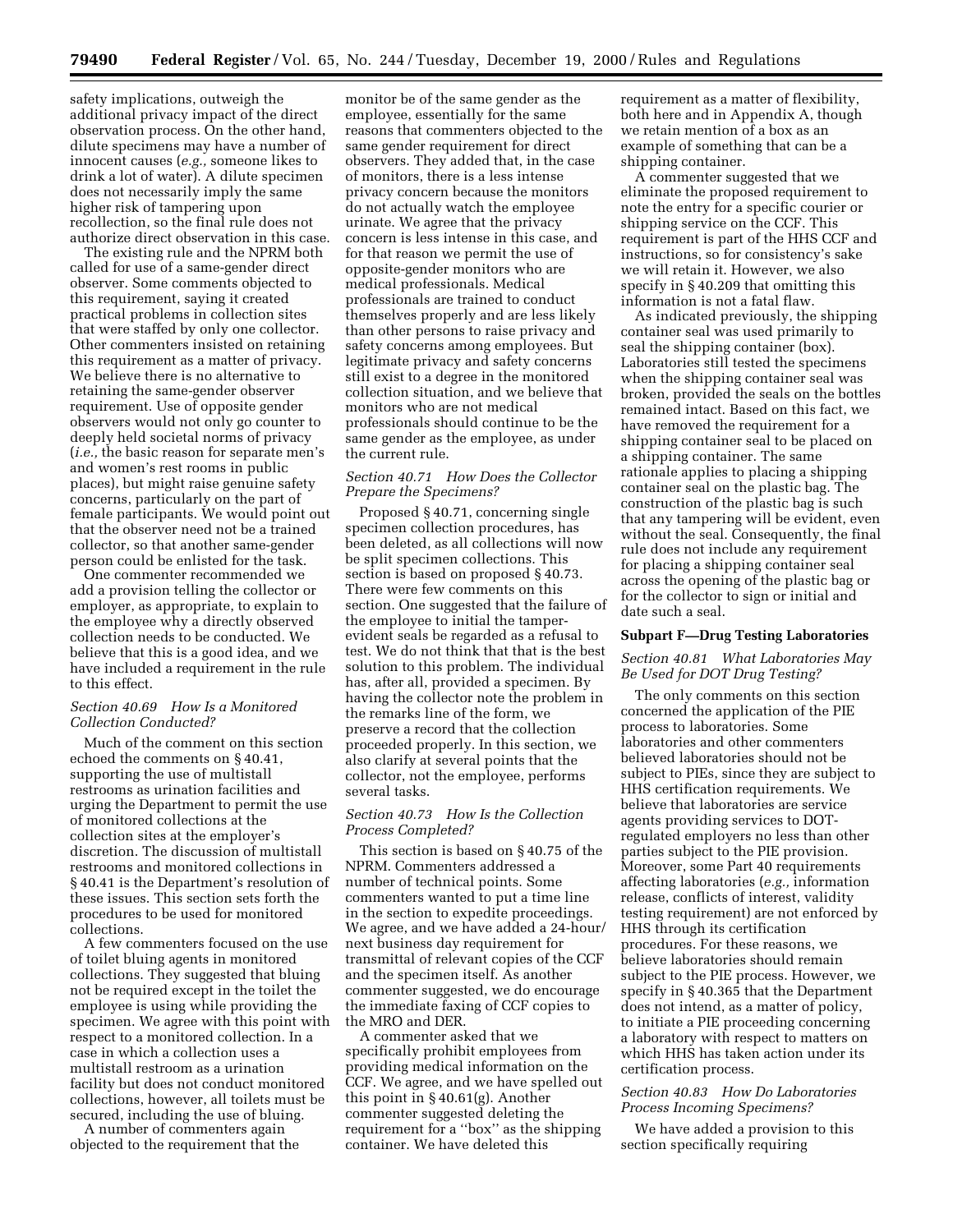safety implications, outweigh the additional privacy impact of the direct observation process. On the other hand, dilute specimens may have a number of innocent causes (*e.g.,* someone likes to drink a lot of water). A dilute specimen does not necessarily imply the same higher risk of tampering upon recollection, so the final rule does not authorize direct observation in this case.

The existing rule and the NPRM both called for use of a same-gender direct observer. Some comments objected to this requirement, saying it created practical problems in collection sites that were staffed by only one collector. Other commenters insisted on retaining this requirement as a matter of privacy. We believe there is no alternative to retaining the same-gender observer requirement. Use of opposite gender observers would not only go counter to deeply held societal norms of privacy (*i.e.,* the basic reason for separate men's and women's rest rooms in public places), but might raise genuine safety concerns, particularly on the part of female participants. We would point out that the observer need not be a trained collector, so that another same-gender person could be enlisted for the task.

One commenter recommended we add a provision telling the collector or employer, as appropriate, to explain to the employee why a directly observed collection needs to be conducted. We believe that this is a good idea, and we have included a requirement in the rule to this effect.

*Section 40.69 How Is a Monitored Collection Conducted?*

Much of the comment on this section echoed the comments on § 40.41, supporting the use of multistall restrooms as urination facilities and urging the Department to permit the use of monitored collections at the collection sites at the employer's discretion. The discussion of multistall restrooms and monitored collections in § 40.41 is the Department's resolution of these issues. This section sets forth the procedures to be used for monitored collections.

A few commenters focused on the use of toilet bluing agents in monitored collections. They suggested that bluing not be required except in the toilet the employee is using while providing the specimen. We agree with this point with respect to a monitored collection. In a case in which a collection uses a multistall restroom as a urination facility but does not conduct monitored collections, however, all toilets must be secured, including the use of bluing.

A number of commenters again objected to the requirement that the monitor be of the same gender as the employee, essentially for the same reasons that commenters objected to the same gender requirement for direct observers. They added that, in the case of monitors, there is a less intense privacy concern because the monitors do not actually watch the employee urinate. We agree that the privacy concern is less intense in this case, and for that reason we permit the use of opposite-gender monitors who are medical professionals. Medical professionals are trained to conduct themselves properly and are less likely than other persons to raise privacy and safety concerns among employees. But legitimate privacy and safety concerns still exist to a degree in the monitored collection situation, and we believe that monitors who are not medical professionals should continue to be the same gender as the employee, as under the current rule.

*Section 40.71 How Does the Collector Prepare the Specimens?*

Proposed § 40.71, concerning single specimen collection procedures, has been deleted, as all collections will now be split specimen collections. This section is based on proposed § 40.73. There were few comments on this section. One suggested that the failure of the employee to initial the tamper-evident seals be regarded as a refusal to test. We do not think that that is the best solution to this problem. The individual has, after all, provided a specimen. By having the collector note the problem in the remarks line of the form, we preserve a record that the collection proceeded properly. In this section, we also clarify at several points that the collector, not the employee, performs several tasks.

*Section 40.73 How Is the Collection Process Completed?*

This section is based on § 40.75 of the NPRM. Commenters addressed a number of technical points. Some commenters wanted to put a time line in the section to expedite proceedings. We agree, and we have added a 24-hour/next business day requirement for transmittal of relevant copies of the CCF and the specimen itself. As another commenter suggested, we do encourage the immediate faxing of CCF copies to the MRO and DER.

A commenter asked that we specifically prohibit employees from providing medical information on the CCF. We agree, and we have spelled out this point in § 40.61(g). Another commenter suggested deleting the requirement for a ''box'' as the shipping container. We have deleted this requirement as a matter of flexibility, both here and in Appendix A, though we retain mention of a box as an example of something that can be a shipping container.

A commenter suggested that we eliminate the proposed requirement to note the entry for a specific courier or shipping service on the CCF. This requirement is part of the HHS CCF and instructions, so for consistency's sake we will retain it. However, we also specify in § 40.209 that omitting this information is not a fatal flaw.

As indicated previously, the shipping container seal was used primarily to seal the shipping container (box). Laboratories still tested the specimens when the shipping container seal was broken, provided the seals on the bottles remained intact. Based on this fact, we have removed the requirement for a shipping container seal to be placed on a shipping container. The same rationale applies to placing a shipping container seal on the plastic bag. The construction of the plastic bag is such that any tampering will be evident, even without the seal. Consequently, the final rule does not include any requirement for placing a shipping container seal across the opening of the plastic bag or for the collector to sign or initial and date such a seal.

**Subpart F—Drug Testing Laboratories**

*Section 40.81 What Laboratories May Be Used for DOT Drug Testing?*

The only comments on this section concerned the application of the PIE process to laboratories. Some laboratories and other commenters believed laboratories should not be subject to PIEs, since they are subject to HHS certification requirements. We believe that laboratories are service agents providing services to DOT-regulated employers no less than other parties subject to the PIE provision. Moreover, some Part 40 requirements affecting laboratories (*e.g.,* information release, conflicts of interest, validity testing requirement) are not enforced by HHS through its certification procedures. For these reasons, we believe laboratories should remain subject to the PIE process. However, we specify in § 40.365 that the Department does not intend, as a matter of policy, to initiate a PIE proceeding concerning a laboratory with respect to matters on which HHS has taken action under its certification process.

*Section 40.83 How Do Laboratories Process Incoming Specimens?*

We have added a provision to this section specifically requiring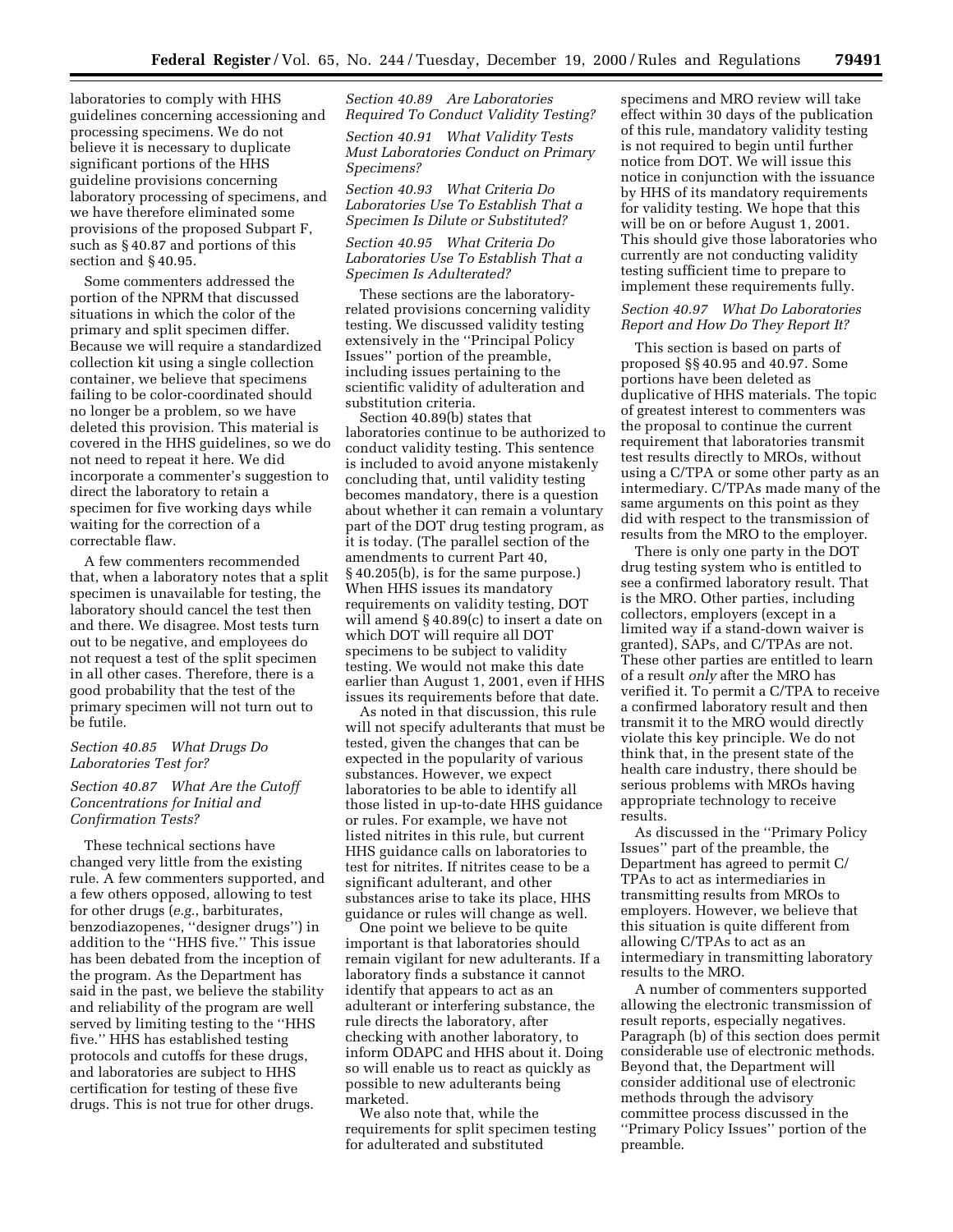laboratories to comply with HHS guidelines concerning accessioning and processing specimens. We do not believe it is necessary to duplicate significant portions of the HHS guideline provisions concerning laboratory processing of specimens, and we have therefore eliminated some provisions of the proposed Subpart F, such as § 40.87 and portions of this section and § 40.95.

Some commenters addressed the portion of the NPRM that discussed situations in which the color of the primary and split specimen differ. Because we will require a standardized collection kit using a single collection container, we believe that specimens failing to be color-coordinated should no longer be a problem, so we have deleted this provision. This material is covered in the HHS guidelines, so we do not need to repeat it here. We did incorporate a commenter's suggestion to direct the laboratory to retain a specimen for five working days while waiting for the correction of a correctable flaw.

A few commenters recommended that, when a laboratory notes that a split specimen is unavailable for testing, the laboratory should cancel the test then and there. We disagree. Most tests turn out to be negative, and employees do not request a test of the split specimen in all other cases. Therefore, there is a good probability that the test of the primary specimen will not turn out to be futile.

*Section 40.85 What Drugs Do Laboratories Test for?*

*Section 40.87 What Are the Cutoff Concentrations for Initial and Confirmation Tests?*

These technical sections have changed very little from the existing rule. A few commenters supported, and a few others opposed, allowing to test for other drugs (*e.g.*, barbiturates, benzodiazopenes, ''designer drugs'') in addition to the ''HHS five.'' This issue has been debated from the inception of the program. As the Department has said in the past, we believe the stability and reliability of the program are well served by limiting testing to the ''HHS five.'' HHS has established testing protocols and cutoffs for these drugs, and laboratories are subject to HHS certification for testing of these five drugs. This is not true for other drugs.

*Section 40.89 Are Laboratories Required To Conduct Validity Testing?*

*Section 40.91 What Validity Tests Must Laboratories Conduct on Primary Specimens?*

*Section 40.93 What Criteria Do Laboratories Use To Establish That a Specimen Is Dilute or Substituted?*

*Section 40.95 What Criteria Do Laboratories Use To Establish That a Specimen Is Adulterated?*

These sections are the laboratory-related provisions concerning validity testing. We discussed validity testing extensively in the ''Principal Policy Issues'' portion of the preamble, including issues pertaining to the scientific validity of adulteration and substitution criteria.

Section 40.89(b) states that laboratories continue to be authorized to conduct validity testing. This sentence is included to avoid anyone mistakenly concluding that, until validity testing becomes mandatory, there is a question about whether it can remain a voluntary part of the DOT drug testing program, as it is today. (The parallel section of the amendments to current Part 40, § 40.205(b), is for the same purpose.) When HHS issues its mandatory requirements on validity testing, DOT will amend § 40.89(c) to insert a date on which DOT will require all DOT specimens to be subject to validity testing. We would not make this date earlier than August 1, 2001, even if HHS issues its requirements before that date.

As noted in that discussion, this rule will not specify adulterants that must be tested, given the changes that can be expected in the popularity of various substances. However, we expect laboratories to be able to identify all those listed in up-to-date HHS guidance or rules. For example, we have not listed nitrites in this rule, but current HHS guidance calls on laboratories to test for nitrites. If nitrites cease to be a significant adulterant, and other substances arise to take its place, HHS guidance or rules will change as well.

One point we believe to be quite important is that laboratories should remain vigilant for new adulterants. If a laboratory finds a substance it cannot identify that appears to act as an adulterant or interfering substance, the rule directs the laboratory, after checking with another laboratory, to inform ODAPC and HHS about it. Doing so will enable us to react as quickly as possible to new adulterants being marketed.

We also note that, while the requirements for split specimen testing for adulterated and substituted specimens and MRO review will take effect within 30 days of the publication of this rule, mandatory validity testing is not required to begin until further notice from DOT. We will issue this notice in conjunction with the issuance by HHS of its mandatory requirements for validity testing. We hope that this will be on or before August 1, 2001. This should give those laboratories who currently are not conducting validity testing sufficient time to prepare to implement these requirements fully.

*Section 40.97 What Do Laboratories Report and How Do They Report It?*

This section is based on parts of proposed §§ 40.95 and 40.97. Some portions have been deleted as duplicative of HHS materials. The topic of greatest interest to commenters was the proposal to continue the current requirement that laboratories transmit test results directly to MROs, without using a C/TPA or some other party as an intermediary. C/TPAs made many of the same arguments on this point as they did with respect to the transmission of results from the MRO to the employer.

There is only one party in the DOT drug testing system who is entitled to see a confirmed laboratory result. That is the MRO. Other parties, including collectors, employers (except in a limited way if a stand-down waiver is granted), SAPs, and C/TPAs are not. These other parties are entitled to learn of a result *only* after the MRO has verified it. To permit a C/TPA to receive a confirmed laboratory result and then transmit it to the MRO would directly violate this key principle. We do not think that, in the present state of the health care industry, there should be serious problems with MROs having appropriate technology to receive results.

As discussed in the ''Primary Policy Issues'' part of the preamble, the Department has agreed to permit C/TPAs to act as intermediaries in transmitting results from MROs to employers. However, we believe that this situation is quite different from allowing C/TPAs to act as an intermediary in transmitting laboratory results to the MRO.

A number of commenters supported allowing the electronic transmission of result reports, especially negatives. Paragraph (b) of this section does permit considerable use of electronic methods. Beyond that, the Department will consider additional use of electronic methods through the advisory committee process discussed in the ''Primary Policy Issues'' portion of the preamble.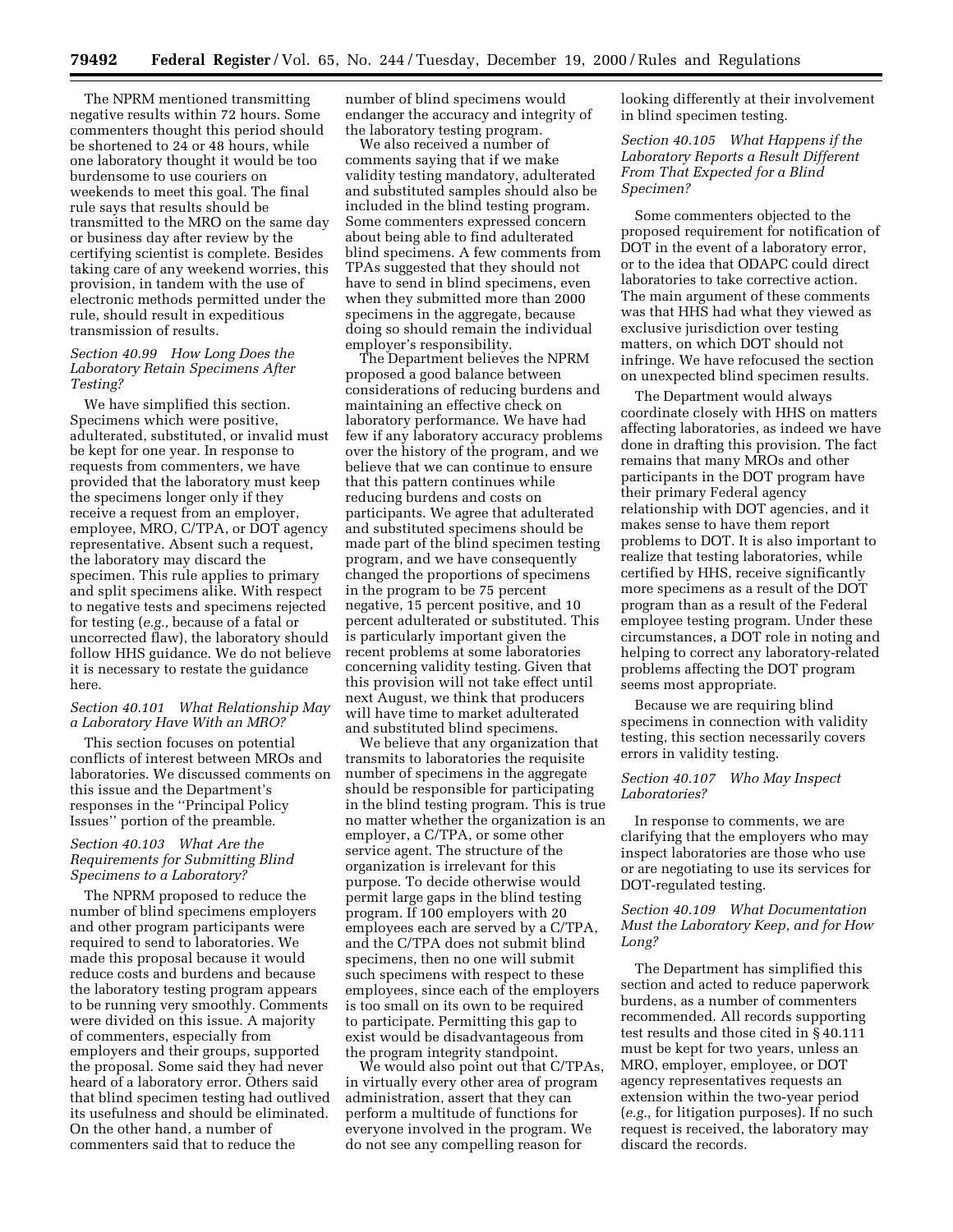The NPRM mentioned transmitting negative results within 72 hours. Some commenters thought this period should be shortened to 24 or 48 hours, while one laboratory thought it would be too burdensome to use couriers on weekends to meet this goal. The final rule says that results should be transmitted to the MRO on the same day or business day after review by the certifying scientist is complete. Besides taking care of any weekend worries, this provision, in tandem with the use of electronic methods permitted under the rule, should result in expeditious transmission of results.

*Section 40.99 How Long Does the Laboratory Retain Specimens After Testing?*

We have simplified this section. Specimens which were positive, adulterated, substituted, or invalid must be kept for one year. In response to requests from commenters, we have provided that the laboratory must keep the specimens longer only if they receive a request from an employer, employee, MRO, C/TPA, or DOT agency representative. Absent such a request, the laboratory may discard the specimen. This rule applies to primary and split specimens alike. With respect to negative tests and specimens rejected for testing (*e.g.,* because of a fatal or uncorrected flaw), the laboratory should follow HHS guidance. We do not believe it is necessary to restate the guidance here.

*Section 40.101 What Relationship May a Laboratory Have With an MRO?*

This section focuses on potential conflicts of interest between MROs and laboratories. We discussed comments on this issue and the Department's responses in the ''Principal Policy Issues'' portion of the preamble.

*Section 40.103 What Are the Requirements for Submitting Blind Specimens to a Laboratory?*

The NPRM proposed to reduce the number of blind specimens employers and other program participants were required to send to laboratories. We made this proposal because it would reduce costs and burdens and because the laboratory testing program appears to be running very smoothly. Comments were divided on this issue. A majority of commenters, especially from employers and their groups, supported the proposal. Some said they had never heard of a laboratory error. Others said that blind specimen testing had outlived its usefulness and should be eliminated. On the other hand, a number of commenters said that to reduce the number of blind specimens would endanger the accuracy and integrity of the laboratory testing program.

We also received a number of comments saying that if we make validity testing mandatory, adulterated and substituted samples should also be included in the blind testing program. Some commenters expressed concern about being able to find adulterated blind specimens. A few comments from TPAs suggested that they should not have to send in blind specimens, even when they submitted more than 2000 specimens in the aggregate, because doing so should remain the individual employer's responsibility.

The Department believes the NPRM proposed a good balance between considerations of reducing burdens and maintaining an effective check on laboratory performance. We have had few if any laboratory accuracy problems over the history of the program, and we believe that we can continue to ensure that this pattern continues while reducing burdens and costs on participants. We agree that adulterated and substituted specimens should be made part of the blind specimen testing program, and we have consequently changed the proportions of specimens in the program to be 75 percent negative, 15 percent positive, and 10 percent adulterated or substituted. This is particularly important given the recent problems at some laboratories concerning validity testing. Given that this provision will not take effect until next August, we think that producers will have time to market adulterated and substituted blind specimens.

We believe that any organization that transmits to laboratories the requisite number of specimens in the aggregate should be responsible for participating in the blind testing program. This is true no matter whether the organization is an employer, a C/TPA, or some other service agent. The structure of the organization is irrelevant for this purpose. To decide otherwise would permit large gaps in the blind testing program. If 100 employers with 20 employees each are served by a C/TPA, and the C/TPA does not submit blind specimens, then no one will submit such specimens with respect to these employees, since each of the employers is too small on its own to be required to participate. Permitting this gap to exist would be disadvantageous from the program integrity standpoint.

We would also point out that C/TPAs, in virtually every other area of program administration, assert that they can perform a multitude of functions for everyone involved in the program. We do not see any compelling reason for looking differently at their involvement in blind specimen testing.

*Section 40.105 What Happens if the Laboratory Reports a Result Different From That Expected for a Blind Specimen?*

Some commenters objected to the proposed requirement for notification of DOT in the event of a laboratory error, or to the idea that ODAPC could direct laboratories to take corrective action. The main argument of these comments was that HHS had what they viewed as exclusive jurisdiction over testing matters, on which DOT should not infringe. We have refocused the section on unexpected blind specimen results.

The Department would always coordinate closely with HHS on matters affecting laboratories, as indeed we have done in drafting this provision. The fact remains that many MROs and other participants in the DOT program have their primary Federal agency relationship with DOT agencies, and it makes sense to have them report problems to DOT. It is also important to realize that testing laboratories, while certified by HHS, receive significantly more specimens as a result of the DOT program than as a result of the Federal employee testing program. Under these circumstances, a DOT role in noting and helping to correct any laboratory-related problems affecting the DOT program seems most appropriate.

Because we are requiring blind specimens in connection with validity testing, this section necessarily covers errors in validity testing.

*Section 40.107 Who May Inspect Laboratories?*

In response to comments, we are clarifying that the employers who may inspect laboratories are those who use or are negotiating to use its services for DOT-regulated testing.

*Section 40.109 What Documentation Must the Laboratory Keep, and for How Long?*

The Department has simplified this section and acted to reduce paperwork burdens, as a number of commenters recommended. All records supporting test results and those cited in § 40.111 must be kept for two years, unless an MRO, employer, employee, or DOT agency representatives requests an extension within the two-year period (*e.g.,* for litigation purposes). If no such request is received, the laboratory may discard the records.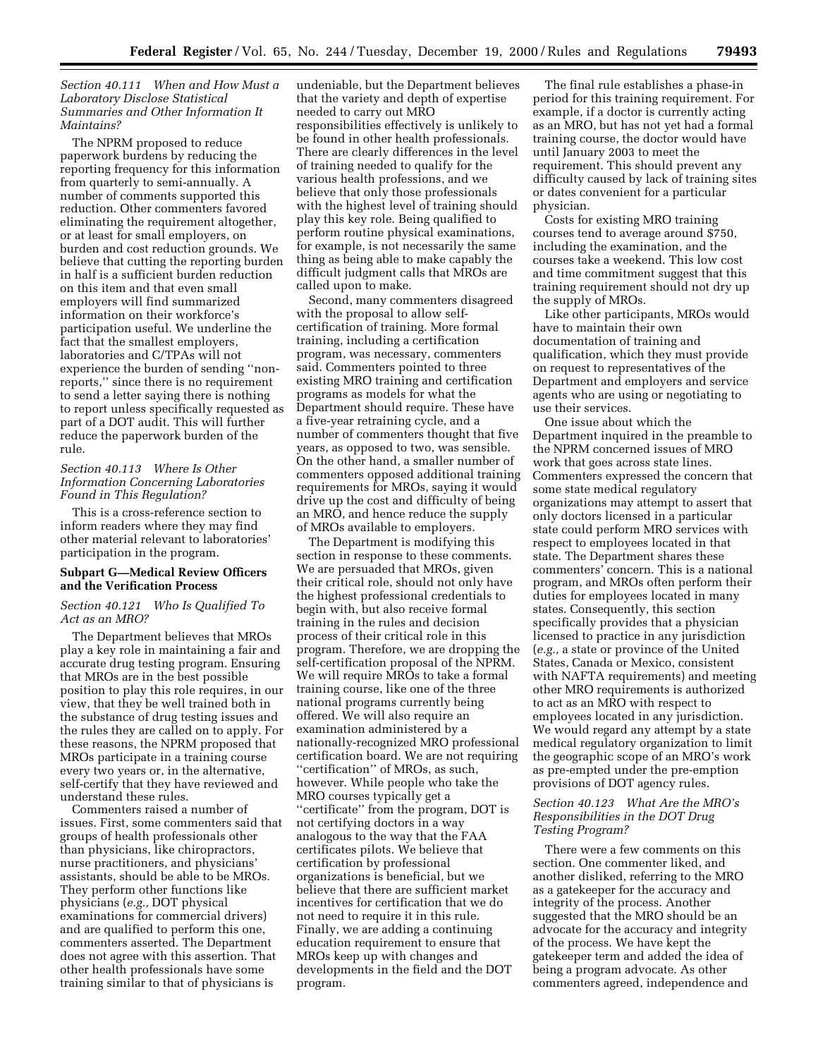*Section 40.111 When and How Must a Laboratory Disclose Statistical Summaries and Other Information It Maintains?*

The NPRM proposed to reduce paperwork burdens by reducing the reporting frequency for this information from quarterly to semi-annually. A number of comments supported this reduction. Other commenters favored eliminating the requirement altogether, or at least for small employers, on burden and cost reduction grounds. We believe that cutting the reporting burden in half is a sufficient burden reduction on this item and that even small employers will find summarized information on their workforce's participation useful. We underline the fact that the smallest employers, laboratories and C/TPAs will not experience the burden of sending ''non-reports,'' since there is no requirement to send a letter saying there is nothing to report unless specifically requested as part of a DOT audit. This will further reduce the paperwork burden of the rule.

*Section 40.113 Where Is Other Information Concerning Laboratories Found in This Regulation?*

This is a cross-reference section to inform readers where they may find other material relevant to laboratories' participation in the program.

**Subpart G—Medical Review Officers and the Verification Process**

*Section 40.121 Who Is Qualified To Act as an MRO?*

The Department believes that MROs play a key role in maintaining a fair and accurate drug testing program. Ensuring that MROs are in the best possible position to play this role requires, in our view, that they be well trained both in the substance of drug testing issues and the rules they are called on to apply. For these reasons, the NPRM proposed that MROs participate in a training course every two years or, in the alternative, self-certify that they have reviewed and understand these rules.

Commenters raised a number of issues. First, some commenters said that groups of health professionals other than physicians, like chiropractors, nurse practitioners, and physicians' assistants, should be able to be MROs. They perform other functions like physicians (*e.g.,* DOT physical examinations for commercial drivers) and are qualified to perform this one, commenters asserted. The Department does not agree with this assertion. That other health professionals have some training similar to that of physicians is undeniable, but the Department believes that the variety and depth of expertise needed to carry out MRO responsibilities effectively is unlikely to be found in other health professionals. There are clearly differences in the level of training needed to qualify for the various health professions, and we believe that only those professionals with the highest level of training should play this key role. Being qualified to perform routine physical examinations, for example, is not necessarily the same thing as being able to make capably the difficult judgment calls that MROs are called upon to make.

Second, many commenters disagreed with the proposal to allow self-certification of training. More formal training, including a certification program, was necessary, commenters said. Commenters pointed to three existing MRO training and certification programs as models for what the Department should require. These have a five-year retraining cycle, and a number of commenters thought that five years, as opposed to two, was sensible. On the other hand, a smaller number of commenters opposed additional training requirements for MROs, saying it would drive up the cost and difficulty of being an MRO, and hence reduce the supply of MROs available to employers.

The Department is modifying this section in response to these comments. We are persuaded that MROs, given their critical role, should not only have the highest professional credentials to begin with, but also receive formal training in the rules and decision process of their critical role in this program. Therefore, we are dropping the self-certification proposal of the NPRM. We will require MROs to take a formal training course, like one of the three national programs currently being offered. We will also require an examination administered by a nationally-recognized MRO professional certification board. We are not requiring ''certification'' of MROs, as such, however. While people who take the MRO courses typically get a ''certificate'' from the program, DOT is not certifying doctors in a way analogous to the way that the FAA certificates pilots. We believe that certification by professional organizations is beneficial, but we believe that there are sufficient market incentives for certification that we do not need to require it in this rule. Finally, we are adding a continuing education requirement to ensure that MROs keep up with changes and developments in the field and the DOT program.

The final rule establishes a phase-in period for this training requirement. For example, if a doctor is currently acting as an MRO, but has not yet had a formal training course, the doctor would have until January 2003 to meet the requirement. This should prevent any difficulty caused by lack of training sites or dates convenient for a particular physician.

Costs for existing MRO training courses tend to average around $750, including the examination, and the courses take a weekend. This low cost and time commitment suggest that this training requirement should not dry up the supply of MROs.

Like other participants, MROs would have to maintain their own documentation of training and qualification, which they must provide on request to representatives of the Department and employers and service agents who are using or negotiating to use their services.

One issue about which the Department inquired in the preamble to the NPRM concerned issues of MRO work that goes across state lines. Commenters expressed the concern that some state medical regulatory organizations may attempt to assert that only doctors licensed in a particular state could perform MRO services with respect to employees located in that state. The Department shares these commenters' concern. This is a national program, and MROs often perform their duties for employees located in many states. Consequently, this section specifically provides that a physician licensed to practice in any jurisdiction (*e.g.,* a state or province of the United States, Canada or Mexico, consistent with NAFTA requirements) and meeting other MRO requirements is authorized to act as an MRO with respect to employees located in any jurisdiction. We would regard any attempt by a state medical regulatory organization to limit the geographic scope of an MRO's work as pre-empted under the pre-emption provisions of DOT agency rules.

*Section 40.123 What Are the MRO's Responsibilities in the DOT Drug Testing Program?*

There were a few comments on this section. One commenter liked, and another disliked, referring to the MRO as a gatekeeper for the accuracy and integrity of the process. Another suggested that the MRO should be an advocate for the accuracy and integrity of the process. We have kept the gatekeeper term and added the idea of being a program advocate. As other commenters agreed, independence and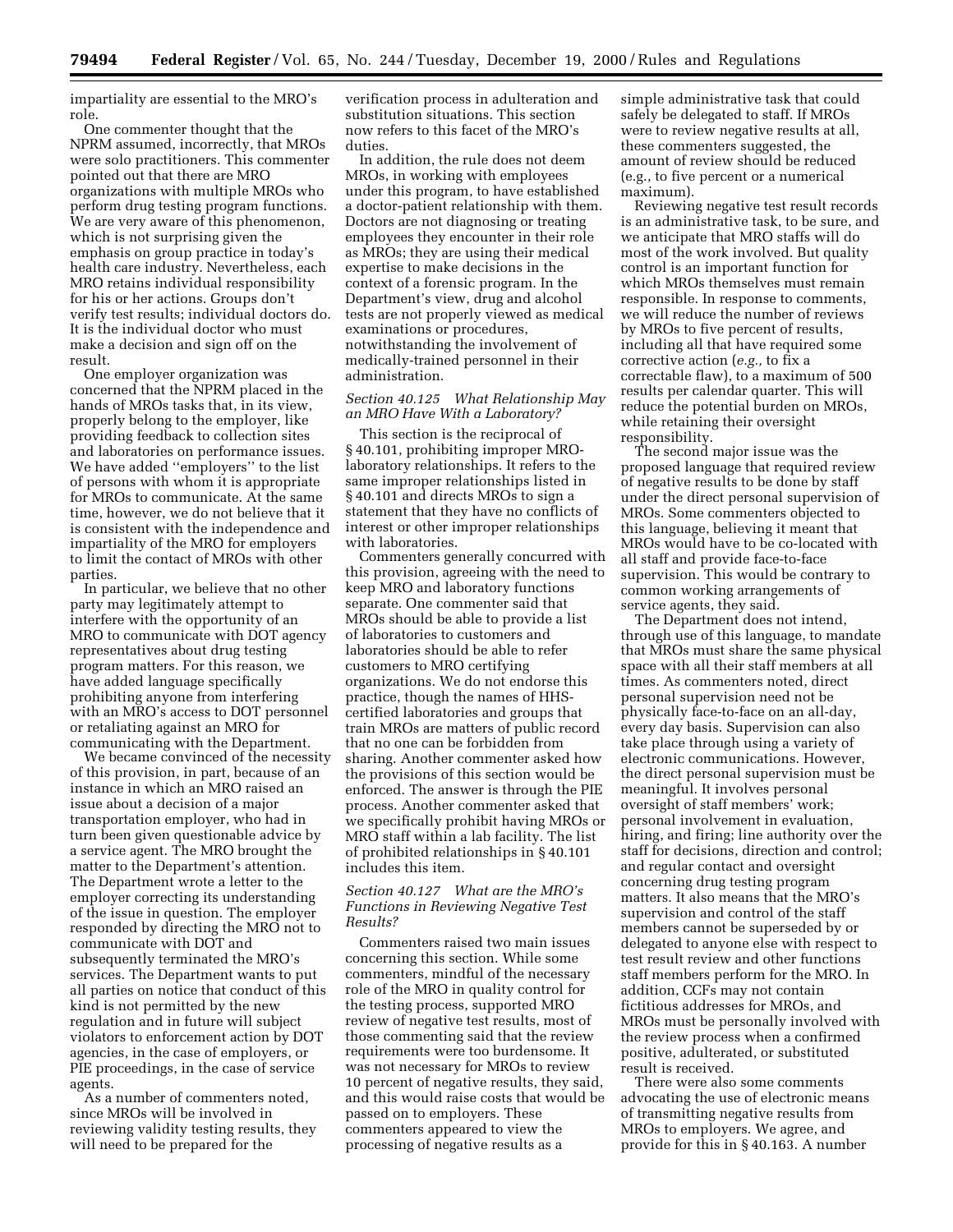impartiality are essential to the MRO's role.

One commenter thought that the NPRM assumed, incorrectly, that MROs were solo practitioners. This commenter pointed out that there are MRO organizations with multiple MROs who perform drug testing program functions. We are very aware of this phenomenon, which is not surprising given the emphasis on group practice in today's health care industry. Nevertheless, each MRO retains individual responsibility for his or her actions. Groups don't verify test results; individual doctors do. It is the individual doctor who must make a decision and sign off on the result.

One employer organization was concerned that the NPRM placed in the hands of MROs tasks that, in its view, properly belong to the employer, like providing feedback to collection sites and laboratories on performance issues. We have added "employers" to the list of persons with whom it is appropriate for MROs to communicate. At the same time, however, we do not believe that it is consistent with the independence and impartiality of the MRO for employers to limit the contact of MROs with other parties.

In particular, we believe that no other party may legitimately attempt to interfere with the opportunity of an MRO to communicate with DOT agency representatives about drug testing program matters. For this reason, we have added language specifically prohibiting anyone from interfering with an MRO's access to DOT personnel or retaliating against an MRO for communicating with the Department.

We became convinced of the necessity of this provision, in part, because of an instance in which an MRO raised an issue about a decision of a major transportation employer, who had in turn been given questionable advice by a service agent. The MRO brought the matter to the Department's attention. The Department wrote a letter to the employer correcting its understanding of the issue in question. The employer responded by directing the MRO not to communicate with DOT and subsequently terminated the MRO's services. The Department wants to put all parties on notice that conduct of this kind is not permitted by the new regulation and in future will subject violators to enforcement action by DOT agencies, in the case of employers, or PIE proceedings, in the case of service agents.

As a number of commenters noted, since MROs will be involved in reviewing validity testing results, they will need to be prepared for the verification process in adulteration and substitution situations. This section now refers to this facet of the MRO's duties.

In addition, the rule does not deem MROs, in working with employees under this program, to have established a doctor-patient relationship with them. Doctors are not diagnosing or treating employees they encounter in their role as MROs; they are using their medical expertise to make decisions in the context of a forensic program. In the Department's view, drug and alcohol tests are not properly viewed as medical examinations or procedures, notwithstanding the involvement of medically-trained personnel in their administration.

*Section 40.125 What Relationship May an MRO Have With a Laboratory?*

This section is the reciprocal of § 40.101, prohibiting improper MRO-laboratory relationships. It refers to the same improper relationships listed in § 40.101 and directs MROs to sign a statement that they have no conflicts of interest or other improper relationships with laboratories.

Commenters generally concurred with this provision, agreeing with the need to keep MRO and laboratory functions separate. One commenter said that MROs should be able to provide a list of laboratories to customers and laboratories should be able to refer customers to MRO certifying organizations. We do not endorse this practice, though the names of HHS-certified laboratories and groups that train MROs are matters of public record that no one can be forbidden from sharing. Another commenter asked how the provisions of this section would be enforced. The answer is through the PIE process. Another commenter asked that we specifically prohibit having MROs or MRO staff within a lab facility. The list of prohibited relationships in § 40.101 includes this item.

*Section 40.127 What are the MRO's Functions in Reviewing Negative Test Results?*

Commenters raised two main issues concerning this section. While some commenters, mindful of the necessary role of the MRO in quality control for the testing process, supported MRO review of negative test results, most of those commenting said that the review requirements were too burdensome. It was not necessary for MROs to review 10 percent of negative results, they said, and this would raise costs that would be passed on to employers. These commenters appeared to view the processing of negative results as a simple administrative task that could safely be delegated to staff. If MROs were to review negative results at all, these commenters suggested, the amount of review should be reduced (e.g., to five percent or a numerical maximum).

Reviewing negative test result records is an administrative task, to be sure, and we anticipate that MRO staffs will do most of the work involved. But quality control is an important function for which MROs themselves must remain responsible. In response to comments, we will reduce the number of reviews by MROs to five percent of results, including all that have required some corrective action (*e.g.,* to fix a correctable flaw), to a maximum of 500 results per calendar quarter. This will reduce the potential burden on MROs, while retaining their oversight responsibility.

The second major issue was the proposed language that required review of negative results to be done by staff under the direct personal supervision of MROs. Some commenters objected to this language, believing it meant that MROs would have to be co-located with all staff and provide face-to-face supervision. This would be contrary to common working arrangements of service agents, they said.

The Department does not intend, through use of this language, to mandate that MROs must share the same physical space with all their staff members at all times. As commenters noted, direct personal supervision need not be physically face-to-face on an all-day, every day basis. Supervision can also take place through using a variety of electronic communications. However, the direct personal supervision must be meaningful. It involves personal oversight of staff members' work; personal involvement in evaluation, hiring, and firing; line authority over the staff for decisions, direction and control; and regular contact and oversight concerning drug testing program matters. It also means that the MRO's supervision and control of the staff members cannot be superseded by or delegated to anyone else with respect to test result review and other functions staff members perform for the MRO. In addition, CCFs may not contain fictitious addresses for MROs, and MROs must be personally involved with the review process when a confirmed positive, adulterated, or substituted result is received.

There were also some comments advocating the use of electronic means of transmitting negative results from MROs to employers. We agree, and provide for this in § 40.163. A number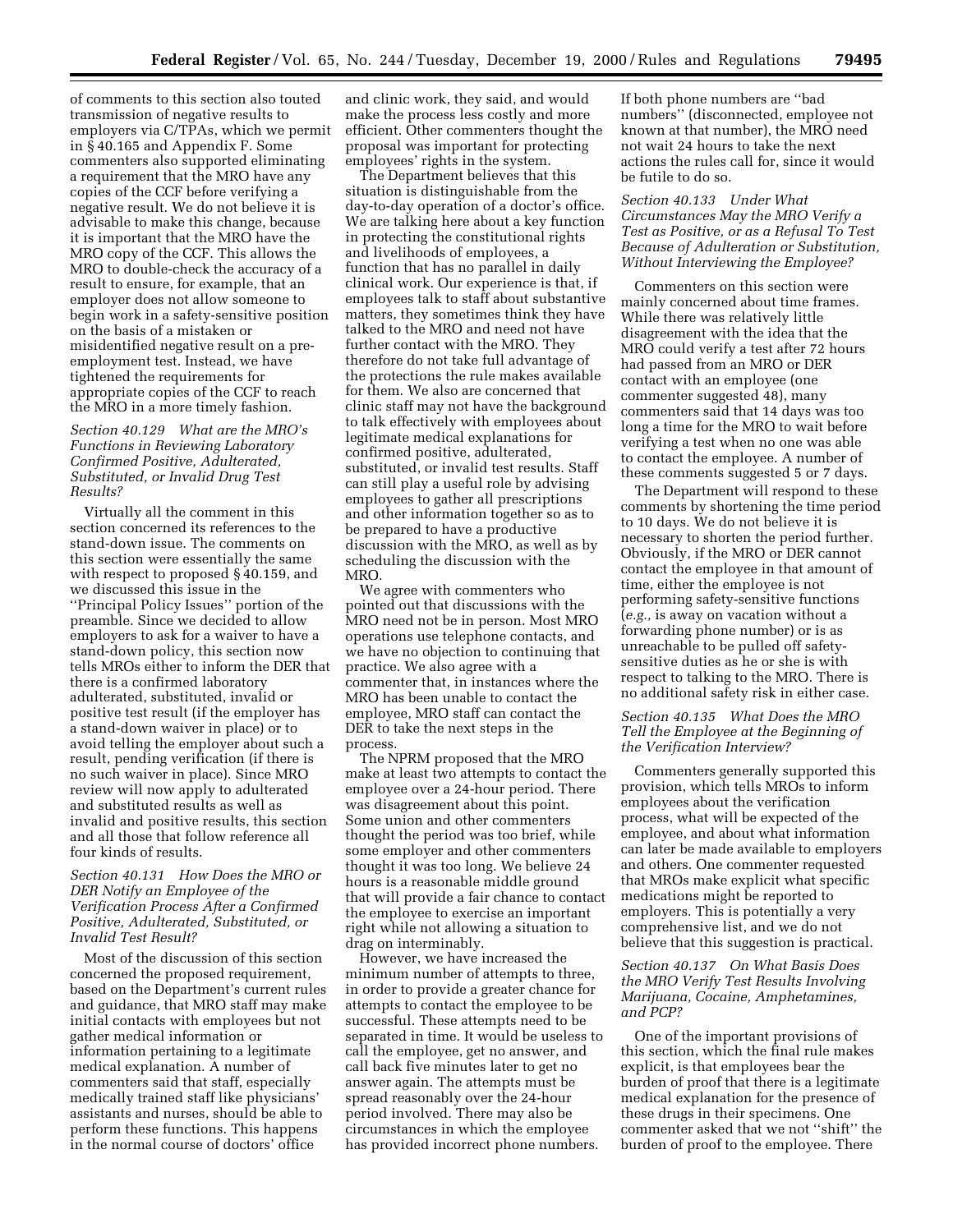of comments to this section also touted transmission of negative results to employers via C/TPAs, which we permit in § 40.165 and Appendix F. Some commenters also supported eliminating a requirement that the MRO have any copies of the CCF before verifying a negative result. We do not believe it is advisable to make this change, because it is important that the MRO have the MRO copy of the CCF. This allows the MRO to double-check the accuracy of a result to ensure, for example, that an employer does not allow someone to begin work in a safety-sensitive position on the basis of a mistaken or misidentified negative result on a pre-employment test. Instead, we have tightened the requirements for appropriate copies of the CCF to reach the MRO in a more timely fashion.

*Section 40.129 What are the MRO's Functions in Reviewing Laboratory Confirmed Positive, Adulterated, Substituted, or Invalid Drug Test Results?*

Virtually all the comment in this section concerned its references to the stand-down issue. The comments on this section were essentially the same with respect to proposed § 40.159, and we discussed this issue in the ''Principal Policy Issues'' portion of the preamble. Since we decided to allow employers to ask for a waiver to have a stand-down policy, this section now tells MROs either to inform the DER that there is a confirmed laboratory adulterated, substituted, invalid or positive test result (if the employer has a stand-down waiver in place) or to avoid telling the employer about such a result, pending verification (if there is no such waiver in place). Since MRO review will now apply to adulterated and substituted results as well as invalid and positive results, this section and all those that follow reference all four kinds of results.

*Section 40.131 How Does the MRO or DER Notify an Employee of the Verification Process After a Confirmed Positive, Adulterated, Substituted, or Invalid Test Result?*

Most of the discussion of this section concerned the proposed requirement, based on the Department's current rules and guidance, that MRO staff may make initial contacts with employees but not gather medical information or information pertaining to a legitimate medical explanation. A number of commenters said that staff, especially medically trained staff like physicians' assistants and nurses, should be able to perform these functions. This happens in the normal course of doctors' office and clinic work, they said, and would make the process less costly and more efficient. Other commenters thought the proposal was important for protecting employees' rights in the system.

The Department believes that this situation is distinguishable from the day-to-day operation of a doctor's office. We are talking here about a key function in protecting the constitutional rights and livelihoods of employees, a function that has no parallel in daily clinical work. Our experience is that, if employees talk to staff about substantive matters, they sometimes think they have talked to the MRO and need not have further contact with the MRO. They therefore do not take full advantage of the protections the rule makes available for them. We also are concerned that clinic staff may not have the background to talk effectively with employees about legitimate medical explanations for confirmed positive, adulterated, substituted, or invalid test results. Staff can still play a useful role by advising employees to gather all prescriptions and other information together so as to be prepared to have a productive discussion with the MRO, as well as by scheduling the discussion with the MRO.

We agree with commenters who pointed out that discussions with the MRO need not be in person. Most MRO operations use telephone contacts, and we have no objection to continuing that practice. We also agree with a commenter that, in instances where the MRO has been unable to contact the employee, MRO staff can contact the DER to take the next steps in the process.

The NPRM proposed that the MRO make at least two attempts to contact the employee over a 24-hour period. There was disagreement about this point. Some union and other commenters thought the period was too brief, while some employer and other commenters thought it was too long. We believe 24 hours is a reasonable middle ground that will provide a fair chance to contact the employee to exercise an important right while not allowing a situation to drag on interminably.

However, we have increased the minimum number of attempts to three, in order to provide a greater chance for attempts to contact the employee to be successful. These attempts need to be separated in time. It would be useless to call the employee, get no answer, and call back five minutes later to get no answer again. The attempts must be spread reasonably over the 24-hour period involved. There may also be circumstances in which the employee has provided incorrect phone numbers. If both phone numbers are ''bad numbers'' (disconnected, employee not known at that number), the MRO need not wait 24 hours to take the next actions the rules call for, since it would be futile to do so.

*Section 40.133 Under What Circumstances May the MRO Verify a Test as Positive, or as a Refusal To Test Because of Adulteration or Substitution, Without Interviewing the Employee?*

Commenters on this section were mainly concerned about time frames. While there was relatively little disagreement with the idea that the MRO could verify a test after 72 hours had passed from an MRO or DER contact with an employee (one commenter suggested 48), many commenters said that 14 days was too long a time for the MRO to wait before verifying a test when no one was able to contact the employee. A number of these comments suggested 5 or 7 days.

The Department will respond to these comments by shortening the time period to 10 days. We do not believe it is necessary to shorten the period further. Obviously, if the MRO or DER cannot contact the employee in that amount of time, either the employee is not performing safety-sensitive functions (*e.g.,* is away on vacation without a forwarding phone number) or is as unreachable to be pulled off safety-sensitive duties as he or she is with respect to talking to the MRO. There is no additional safety risk in either case.

*Section 40.135 What Does the MRO Tell the Employee at the Beginning of the Verification Interview?*

Commenters generally supported this provision, which tells MROs to inform employees about the verification process, what will be expected of the employee, and about what information can later be made available to employers and others. One commenter requested that MROs make explicit what specific medications might be reported to employers. This is potentially a very comprehensive list, and we do not believe that this suggestion is practical.

*Section 40.137 On What Basis Does the MRO Verify Test Results Involving Marijuana, Cocaine, Amphetamines, and PCP?*

One of the important provisions of this section, which the final rule makes explicit, is that employees bear the burden of proof that there is a legitimate medical explanation for the presence of these drugs in their specimens. One commenter asked that we not ''shift'' the burden of proof to the employee. There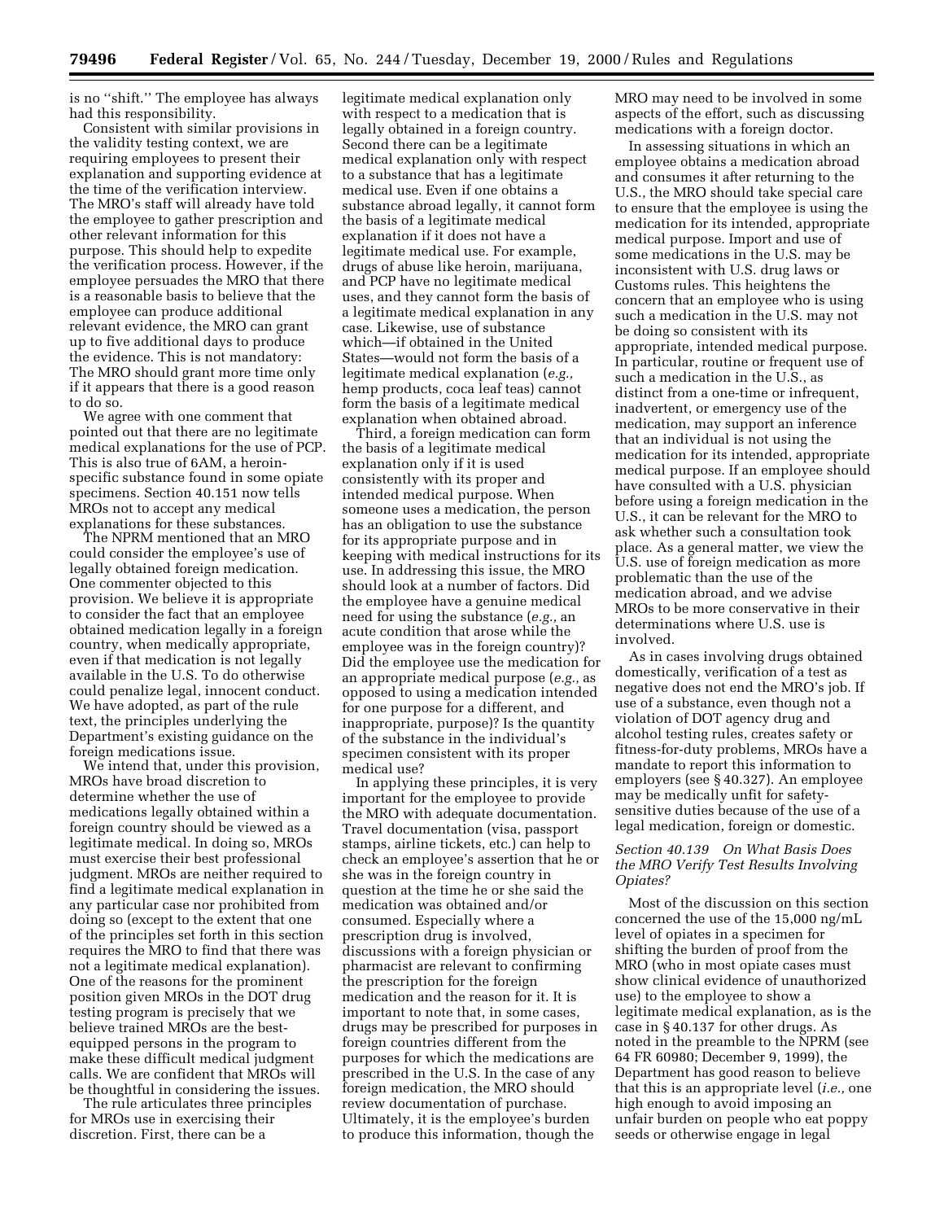is no "shift." The employee has always had this responsibility.

Consistent with similar provisions in the validity testing context, we are requiring employees to present their explanation and supporting evidence at the time of the verification interview. The MRO's staff will already have told the employee to gather prescription and other relevant information for this purpose. This should help to expedite the verification process. However, if the employee persuades the MRO that there is a reasonable basis to believe that the employee can produce additional relevant evidence, the MRO can grant up to five additional days to produce the evidence. This is not mandatory: The MRO should grant more time only if it appears that there is a good reason to do so.

We agree with one comment that pointed out that there are no legitimate medical explanations for the use of PCP. This is also true of 6AM, a heroin-specific substance found in some opiate specimens. Section 40.151 now tells MROs not to accept any medical explanations for these substances.

The NPRM mentioned that an MRO could consider the employee's use of legally obtained foreign medication. One commenter objected to this provision. We believe it is appropriate to consider the fact that an employee obtained medication legally in a foreign country, when medically appropriate, even if that medication is not legally available in the U.S. To do otherwise could penalize legal, innocent conduct. We have adopted, as part of the rule text, the principles underlying the Department's existing guidance on the foreign medications issue.

We intend that, under this provision, MROs have broad discretion to determine whether the use of medications legally obtained within a foreign country should be viewed as a legitimate medical. In doing so, MROs must exercise their best professional judgment. MROs are neither required to find a legitimate medical explanation in any particular case nor prohibited from doing so (except to the extent that one of the principles set forth in this section requires the MRO to find that there was not a legitimate medical explanation). One of the reasons for the prominent position given MROs in the DOT drug testing program is precisely that we believe trained MROs are the best-equipped persons in the program to make these difficult medical judgment calls. We are confident that MROs will be thoughtful in considering the issues.

The rule articulates three principles for MROs use in exercising their discretion. First, there can be a legitimate medical explanation only with respect to a medication that is legally obtained in a foreign country. Second there can be a legitimate medical explanation only with respect to a substance that has a legitimate medical use. Even if one obtains a substance abroad legally, it cannot form the basis of a legitimate medical explanation if it does not have a legitimate medical use. For example, drugs of abuse like heroin, marijuana, and PCP have no legitimate medical uses, and they cannot form the basis of a legitimate medical explanation in any case. Likewise, use of substance which—if obtained in the United States—would not form the basis of a legitimate medical explanation (*e.g.,* hemp products, coca leaf teas) cannot form the basis of a legitimate medical explanation when obtained abroad.

Third, a foreign medication can form the basis of a legitimate medical explanation only if it is used consistently with its proper and intended medical purpose. When someone uses a medication, the person has an obligation to use the substance for its appropriate purpose and in keeping with medical instructions for its use. In addressing this issue, the MRO should look at a number of factors. Did the employee have a genuine medical need for using the substance (*e.g.,* an acute condition that arose while the employee was in the foreign country)? Did the employee use the medication for an appropriate medical purpose (*e.g.,* as opposed to using a medication intended for one purpose for a different, and inappropriate, purpose)? Is the quantity of the substance in the individual's specimen consistent with its proper medical use?

In applying these principles, it is very important for the employee to provide the MRO with adequate documentation. Travel documentation (visa, passport stamps, airline tickets, etc.) can help to check an employee's assertion that he or she was in the foreign country in question at the time he or she said the medication was obtained and/or consumed. Especially where a prescription drug is involved, discussions with a foreign physician or pharmacist are relevant to confirming the prescription for the foreign medication and the reason for it. It is important to note that, in some cases, drugs may be prescribed for purposes in foreign countries different from the purposes for which the medications are prescribed in the U.S. In the case of any foreign medication, the MRO should review documentation of purchase. Ultimately, it is the employee's burden to produce this information, though the MRO may need to be involved in some aspects of the effort, such as discussing medications with a foreign doctor.

In assessing situations in which an employee obtains a medication abroad and consumes it after returning to the U.S., the MRO should take special care to ensure that the employee is using the medication for its intended, appropriate medical purpose. Import and use of some medications in the U.S. may be inconsistent with U.S. drug laws or Customs rules. This heightens the concern that an employee who is using such a medication in the U.S. may not be doing so consistent with its appropriate, intended medical purpose. In particular, routine or frequent use of such a medication in the U.S., as distinct from a one-time or infrequent, inadvertent, or emergency use of the medication, may support an inference that an individual is not using the medication for its intended, appropriate medical purpose. If an employee should have consulted with a U.S. physician before using a foreign medication in the U.S., it can be relevant for the MRO to ask whether such a consultation took place. As a general matter, we view the U.S. use of foreign medication as more problematic than the use of the medication abroad, and we advise MROs to be more conservative in their determinations where U.S. use is involved.

As in cases involving drugs obtained domestically, verification of a test as negative does not end the MRO's job. If use of a substance, even though not a violation of DOT agency drug and alcohol testing rules, creates safety or fitness-for-duty problems, MROs have a mandate to report this information to employers (see § 40.327). An employee may be medically unfit for safety-sensitive duties because of the use of a legal medication, foreign or domestic.

### *Section 40.139 On What Basis Does the MRO Verify Test Results Involving Opiates?*

Most of the discussion on this section concerned the use of the 15,000 ng/mL level of opiates in a specimen for shifting the burden of proof from the MRO (who in most opiate cases must show clinical evidence of unauthorized use) to the employee to show a legitimate medical explanation, as is the case in § 40.137 for other drugs. As noted in the preamble to the NPRM (see 64 FR 60980; December 9, 1999), the Department has good reason to believe that this is an appropriate level (*i.e.,* one high enough to avoid imposing an unfair burden on people who eat poppy seeds or otherwise engage in legal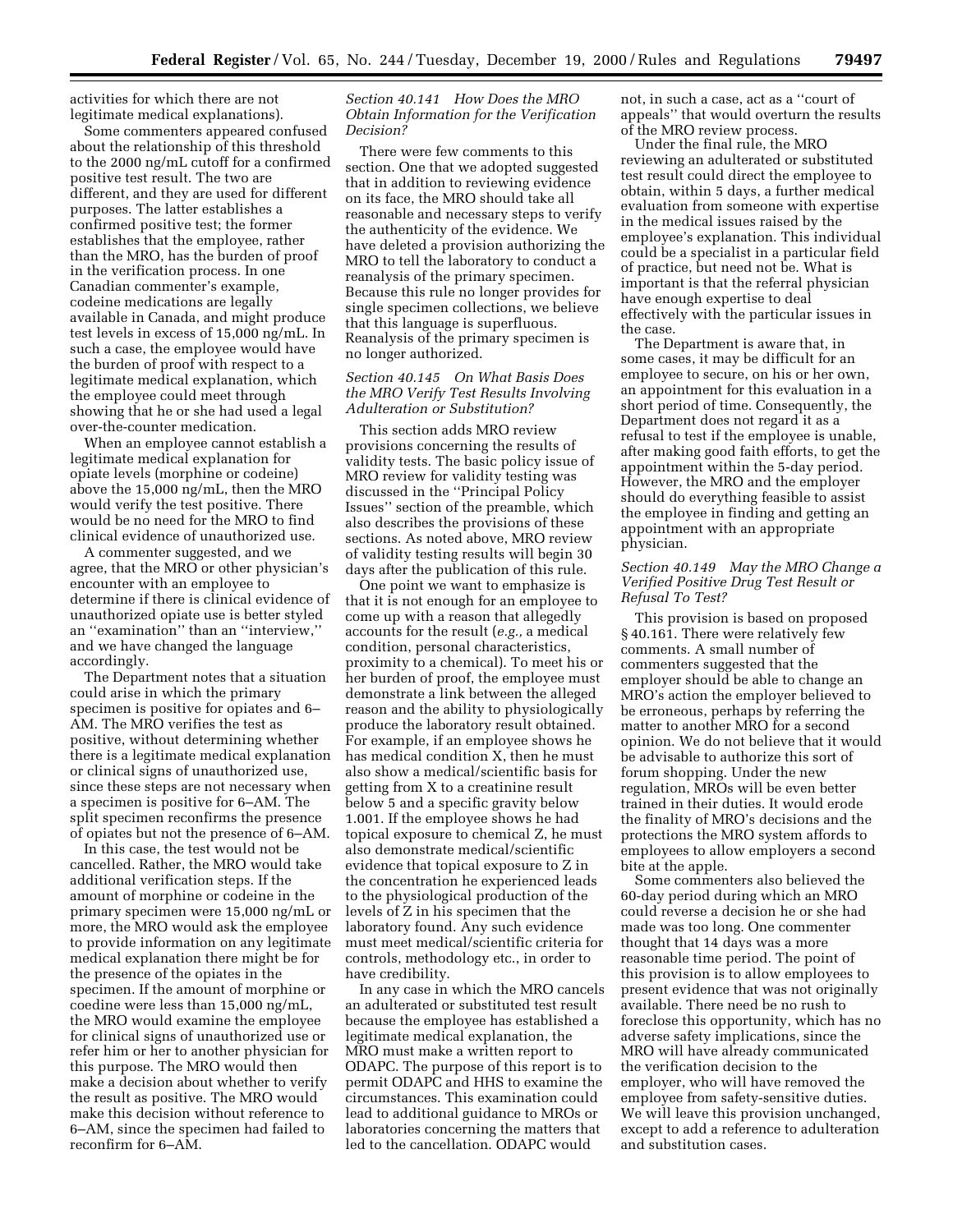activities for which there are not legitimate medical explanations).

Some commenters appeared confused about the relationship of this threshold to the 2000 ng/mL cutoff for a confirmed positive test result. The two are different, and they are used for different purposes. The latter establishes a confirmed positive test; the former establishes that the employee, rather than the MRO, has the burden of proof in the verification process. In one Canadian commenter's example, codeine medications are legally available in Canada, and might produce test levels in excess of 15,000 ng/mL. In such a case, the employee would have the burden of proof with respect to a legitimate medical explanation, which the employee could meet through showing that he or she had used a legal over-the-counter medication.

When an employee cannot establish a legitimate medical explanation for opiate levels (morphine or codeine) above the 15,000 ng/mL, then the MRO would verify the test positive. There would be no need for the MRO to find clinical evidence of unauthorized use.

A commenter suggested, and we agree, that the MRO or other physician's encounter with an employee to determine if there is clinical evidence of unauthorized opiate use is better styled an "examination" than an "interview," and we have changed the language accordingly.

The Department notes that a situation could arise in which the primary specimen is positive for opiates and 6–AM. The MRO verifies the test as positive, without determining whether there is a legitimate medical explanation or clinical signs of unauthorized use, since these steps are not necessary when a specimen is positive for 6–AM. The split specimen reconfirms the presence of opiates but not the presence of 6–AM.

In this case, the test would not be cancelled. Rather, the MRO would take additional verification steps. If the amount of morphine or codeine in the primary specimen were 15,000 ng/mL or more, the MRO would ask the employee to provide information on any legitimate medical explanation there might be for the presence of the opiates in the specimen. If the amount of morphine or coedine were less than 15,000 ng/mL, the MRO would examine the employee for clinical signs of unauthorized use or refer him or her to another physician for this purpose. The MRO would then make a decision about whether to verify the result as positive. The MRO would make this decision without reference to 6–AM, since the specimen had failed to reconfirm for 6–AM.

*Section 40.141 How Does the MRO Obtain Information for the Verification Decision?*

There were few comments to this section. One that we adopted suggested that in addition to reviewing evidence on its face, the MRO should take all reasonable and necessary steps to verify the authenticity of the evidence. We have deleted a provision authorizing the MRO to tell the laboratory to conduct a reanalysis of the primary specimen. Because this rule no longer provides for single specimen collections, we believe that this language is superfluous. Reanalysis of the primary specimen is no longer authorized.

*Section 40.145 On What Basis Does the MRO Verify Test Results Involving Adulteration or Substitution?*

This section adds MRO review provisions concerning the results of validity tests. The basic policy issue of MRO review for validity testing was discussed in the "Principal Policy Issues" section of the preamble, which also describes the provisions of these sections. As noted above, MRO review of validity testing results will begin 30 days after the publication of this rule.

One point we want to emphasize is that it is not enough for an employee to come up with a reason that allegedly accounts for the result (*e.g.,* a medical condition, personal characteristics, proximity to a chemical). To meet his or her burden of proof, the employee must demonstrate a link between the alleged reason and the ability to physiologically produce the laboratory result obtained. For example, if an employee shows he has medical condition X, then he must also show a medical/scientific basis for getting from X to a creatinine result below 5 and a specific gravity below 1.001. If the employee shows he had topical exposure to chemical Z, he must also demonstrate medical/scientific evidence that topical exposure to Z in the concentration he experienced leads to the physiological production of the levels of Z in his specimen that the laboratory found. Any such evidence must meet medical/scientific criteria for controls, methodology etc., in order to have credibility.

In any case in which the MRO cancels an adulterated or substituted test result because the employee has established a legitimate medical explanation, the MRO must make a written report to ODAPC. The purpose of this report is to permit ODAPC and HHS to examine the circumstances. This examination could lead to additional guidance to MROs or laboratories concerning the matters that led to the cancellation. ODAPC would not, in such a case, act as a "court of appeals" that would overturn the results of the MRO review process.

Under the final rule, the MRO reviewing an adulterated or substituted test result could direct the employee to obtain, within 5 days, a further medical evaluation from someone with expertise in the medical issues raised by the employee's explanation. This individual could be a specialist in a particular field of practice, but need not be. What is important is that the referral physician have enough expertise to deal effectively with the particular issues in the case.

The Department is aware that, in some cases, it may be difficult for an employee to secure, on his or her own, an appointment for this evaluation in a short period of time. Consequently, the Department does not regard it as a refusal to test if the employee is unable, after making good faith efforts, to get the appointment within the 5-day period. However, the MRO and the employer should do everything feasible to assist the employee in finding and getting an appointment with an appropriate physician.

*Section 40.149 May the MRO Change a Verified Positive Drug Test Result or Refusal To Test?*

This provision is based on proposed § 40.161. There were relatively few comments. A small number of commenters suggested that the employer should be able to change an MRO's action the employer believed to be erroneous, perhaps by referring the matter to another MRO for a second opinion. We do not believe that it would be advisable to authorize this sort of forum shopping. Under the new regulation, MROs will be even better trained in their duties. It would erode the finality of MRO's decisions and the protections the MRO system affords to employees to allow employers a second bite at the apple.

Some commenters also believed the 60-day period during which an MRO could reverse a decision he or she had made was too long. One commenter thought that 14 days was a more reasonable time period. The point of this provision is to allow employees to present evidence that was not originally available. There need be no rush to foreclose this opportunity, which has no adverse safety implications, since the MRO will have already communicated the verification decision to the employer, who will have removed the employee from safety-sensitive duties. We will leave this provision unchanged, except to add a reference to adulteration and substitution cases.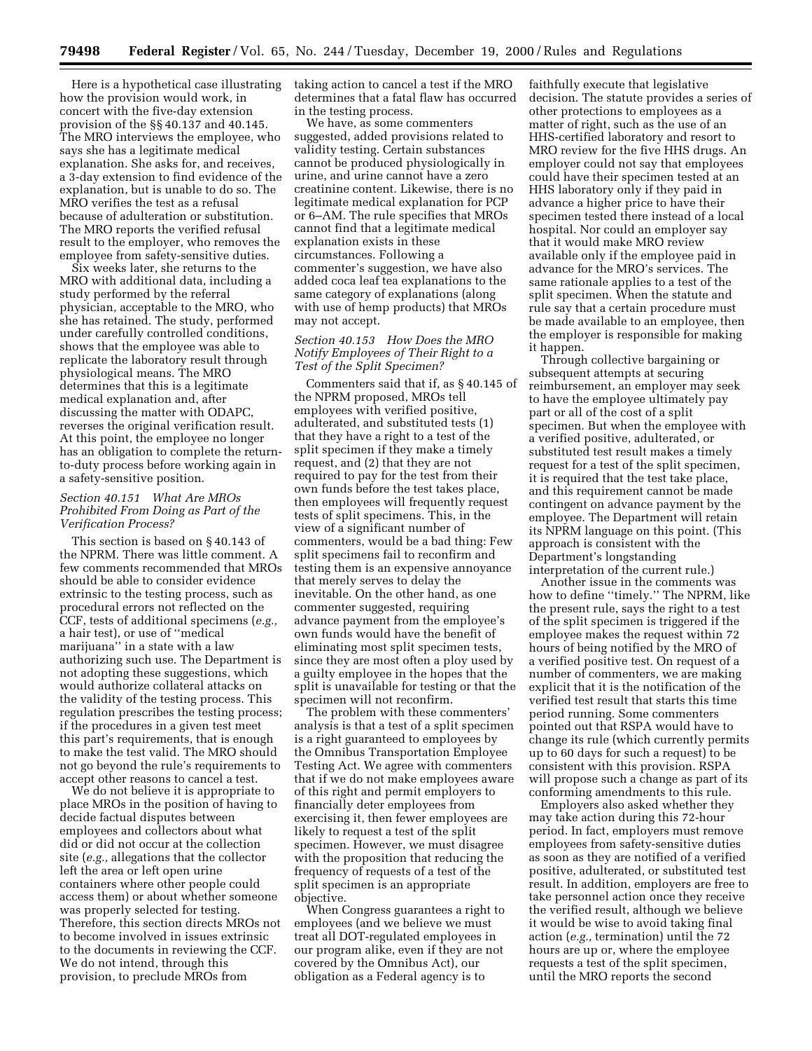Here is a hypothetical case illustrating how the provision would work, in concert with the five-day extension provision of the §§ 40.137 and 40.145. The MRO interviews the employee, who says she has a legitimate medical explanation. She asks for, and receives, a 3-day extension to find evidence of the explanation, but is unable to do so. The MRO verifies the test as a refusal because of adulteration or substitution. The MRO reports the verified refusal result to the employer, who removes the employee from safety-sensitive duties.

Six weeks later, she returns to the MRO with additional data, including a study performed by the referral physician, acceptable to the MRO, who she has retained. The study, performed under carefully controlled conditions, shows that the employee was able to replicate the laboratory result through physiological means. The MRO determines that this is a legitimate medical explanation and, after discussing the matter with ODAPC, reverses the original verification result. At this point, the employee no longer has an obligation to complete the return-to-duty process before working again in a safety-sensitive position.

### Section 40.151 What Are MROs Prohibited From Doing as Part of the Verification Process?

This section is based on § 40.143 of the NPRM. There was little comment. A few comments recommended that MROs should be able to consider evidence extrinsic to the testing process, such as procedural errors not reflected on the CCF, tests of additional specimens (*e.g.,* a hair test), or use of ''medical marijuana'' in a state with a law authorizing such use. The Department is not adopting these suggestions, which would authorize collateral attacks on the validity of the testing process. This regulation prescribes the testing process; if the procedures in a given test meet this part's requirements, that is enough to make the test valid. The MRO should not go beyond the rule's requirements to accept other reasons to cancel a test.

We do not believe it is appropriate to place MROs in the position of having to decide factual disputes between employees and collectors about what did or did not occur at the collection site (*e.g.,* allegations that the collector left the area or left open urine containers where other people could access them) or about whether someone was properly selected for testing. Therefore, this section directs MROs not to become involved in issues extrinsic to the documents in reviewing the CCF. We do not intend, through this provision, to preclude MROs from taking action to cancel a test if the MRO determines that a fatal flaw has occurred in the testing process.

We have, as some commenters suggested, added provisions related to validity testing. Certain substances cannot be produced physiologically in urine, and urine cannot have a zero creatinine content. Likewise, there is no legitimate medical explanation for PCP or 6–AM. The rule specifies that MROs cannot find that a legitimate medical explanation exists in these circumstances. Following a commenter's suggestion, we have also added coca leaf tea explanations to the same category of explanations (along with use of hemp products) that MROs may not accept.

### Section 40.153 How Does the MRO Notify Employees of Their Right to a Test of the Split Specimen?

Commenters said that if, as § 40.145 of the NPRM proposed, MROs tell employees with verified positive, adulterated, and substituted tests (1) that they have a right to a test of the split specimen if they make a timely request, and (2) that they are not required to pay for the test from their own funds before the test takes place, then employees will frequently request tests of split specimens. This, in the view of a significant number of commenters, would be a bad thing: Few split specimens fail to reconfirm and testing them is an expensive annoyance that merely serves to delay the inevitable. On the other hand, as one commenter suggested, requiring advance payment from the employee's own funds would have the benefit of eliminating most split specimen tests, since they are most often a ploy used by a guilty employee in the hopes that the split is unavailable for testing or that the specimen will not reconfirm.

The problem with these commenters' analysis is that a test of a split specimen is a right guaranteed to employees by the Omnibus Transportation Employee Testing Act. We agree with commenters that if we do not make employees aware of this right and permit employers to financially deter employees from exercising it, then fewer employees are likely to request a test of the split specimen. However, we must disagree with the proposition that reducing the frequency of requests of a test of the split specimen is an appropriate objective.

When Congress guarantees a right to employees (and we believe we must treat all DOT-regulated employees in our program alike, even if they are not covered by the Omnibus Act), our obligation as a Federal agency is to faithfully execute that legislative decision. The statute provides a series of other protections to employees as a matter of right, such as the use of an HHS-certified laboratory and resort to MRO review for the five HHS drugs. An employer could not say that employees could have their specimen tested at an HHS laboratory only if they paid in advance a higher price to have their specimen tested there instead of a local hospital. Nor could an employer say that it would make MRO review available only if the employee paid in advance for the MRO's services. The same rationale applies to a test of the split specimen. When the statute and rule say that a certain procedure must be made available to an employee, then the employer is responsible for making it happen.

Through collective bargaining or subsequent attempts at securing reimbursement, an employer may seek to have the employee ultimately pay part or all of the cost of a split specimen. But when the employee with a verified positive, adulterated, or substituted test result makes a timely request for a test of the split specimen, it is required that the test take place, and this requirement cannot be made contingent on advance payment by the employee. The Department will retain its NPRM language on this point. (This approach is consistent with the Department's longstanding interpretation of the current rule.)

Another issue in the comments was how to define ''timely.'' The NPRM, like the present rule, says the right to a test of the split specimen is triggered if the employee makes the request within 72 hours of being notified by the MRO of a verified positive test. On request of a number of commenters, we are making explicit that it is the notification of the verified test result that starts this time period running. Some commenters pointed out that RSPA would have to change its rule (which currently permits up to 60 days for such a request) to be consistent with this provision. RSPA will propose such a change as part of its conforming amendments to this rule.

Employers also asked whether they may take action during this 72-hour period. In fact, employers must remove employees from safety-sensitive duties as soon as they are notified of a verified positive, adulterated, or substituted test result. In addition, employers are free to take personnel action once they receive the verified result, although we believe it would be wise to avoid taking final action (*e.g.,* termination) until the 72 hours are up or, where the employee requests a test of the split specimen, until the MRO reports the second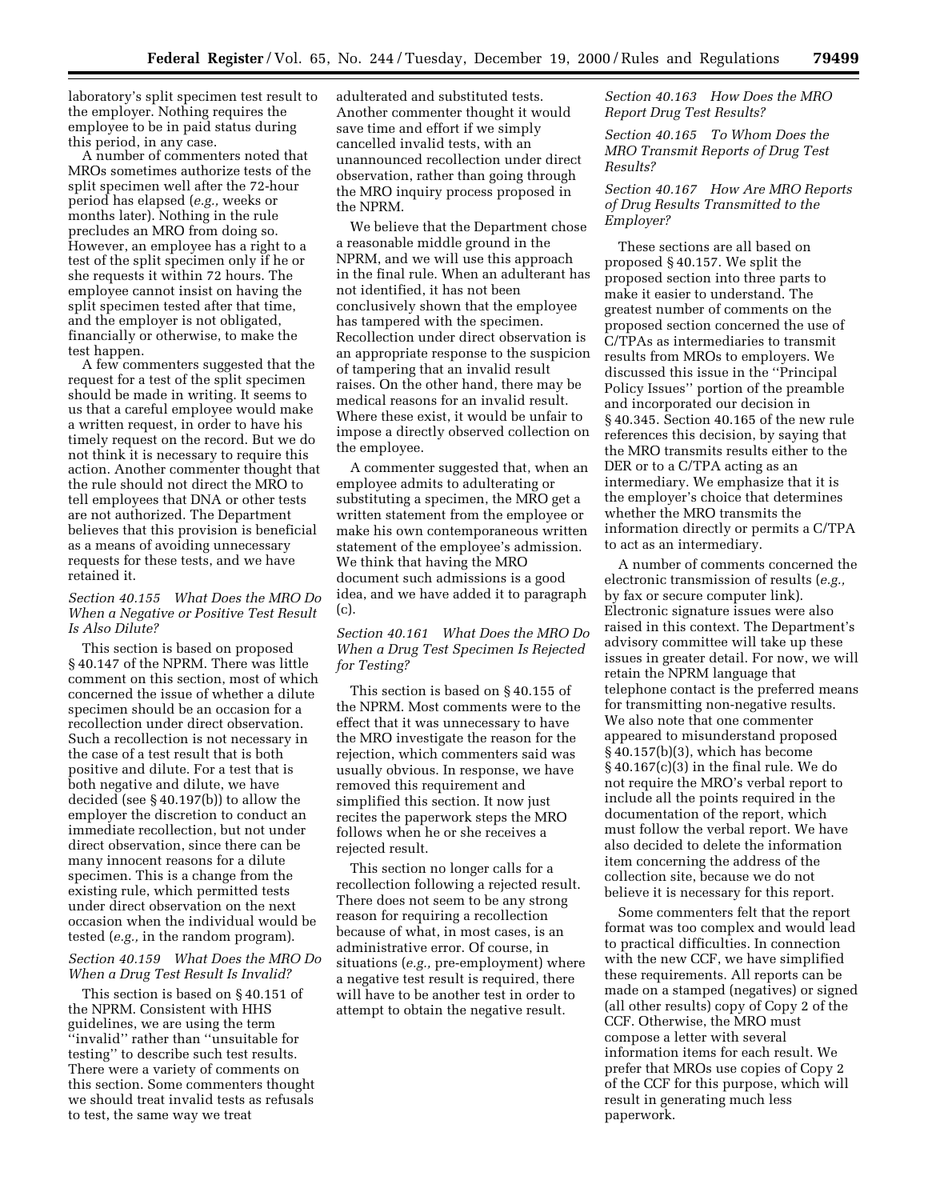laboratory's split specimen test result to the employer. Nothing requires the employee to be in paid status during this period, in any case.

A number of commenters noted that MROs sometimes authorize tests of the split specimen well after the 72-hour period has elapsed (*e.g.,* weeks or months later). Nothing in the rule precludes an MRO from doing so. However, an employee has a right to a test of the split specimen only if he or she requests it within 72 hours. The employee cannot insist on having the split specimen tested after that time, and the employer is not obligated, financially or otherwise, to make the test happen.

A few commenters suggested that the request for a test of the split specimen should be made in writing. It seems to us that a careful employee would make a written request, in order to have his timely request on the record. But we do not think it is necessary to require this action. Another commenter thought that the rule should not direct the MRO to tell employees that DNA or other tests are not authorized. The Department believes that this provision is beneficial as a means of avoiding unnecessary requests for these tests, and we have retained it.

*Section 40.155 What Does the MRO Do When a Negative or Positive Test Result Is Also Dilute?*

This section is based on proposed § 40.147 of the NPRM. There was little comment on this section, most of which concerned the issue of whether a dilute specimen should be an occasion for a recollection under direct observation. Such a recollection is not necessary in the case of a test result that is both positive and dilute. For a test that is both negative and dilute, we have decided (see § 40.197(b)) to allow the employer the discretion to conduct an immediate recollection, but not under direct observation, since there can be many innocent reasons for a dilute specimen. This is a change from the existing rule, which permitted tests under direct observation on the next occasion when the individual would be tested (*e.g.,* in the random program).

*Section 40.159 What Does the MRO Do When a Drug Test Result Is Invalid?*

This section is based on § 40.151 of the NPRM. Consistent with HHS guidelines, we are using the term ''invalid'' rather than ''unsuitable for testing'' to describe such test results. There were a variety of comments on this section. Some commenters thought we should treat invalid tests as refusals to test, the same way we treat adulterated and substituted tests. Another commenter thought it would save time and effort if we simply cancelled invalid tests, with an unannounced recollection under direct observation, rather than going through the MRO inquiry process proposed in the NPRM.

We believe that the Department chose a reasonable middle ground in the NPRM, and we will use this approach in the final rule. When an adulterant has not identified, it has not been conclusively shown that the employee has tampered with the specimen. Recollection under direct observation is an appropriate response to the suspicion of tampering that an invalid result raises. On the other hand, there may be medical reasons for an invalid result. Where these exist, it would be unfair to impose a directly observed collection on the employee.

A commenter suggested that, when an employee admits to adulterating or substituting a specimen, the MRO get a written statement from the employee or make his own contemporaneous written statement of the employee's admission. We think that having the MRO document such admissions is a good idea, and we have added it to paragraph (c).

*Section 40.161 What Does the MRO Do When a Drug Test Specimen Is Rejected for Testing?*

This section is based on § 40.155 of the NPRM. Most comments were to the effect that it was unnecessary to have the MRO investigate the reason for the rejection, which commenters said was usually obvious. In response, we have removed this requirement and simplified this section. It now just recites the paperwork steps the MRO follows when he or she receives a rejected result.

This section no longer calls for a recollection following a rejected result. There does not seem to be any strong reason for requiring a recollection because of what, in most cases, is an administrative error. Of course, in situations (*e.g.,* pre-employment) where a negative test result is required, there will have to be another test in order to attempt to obtain the negative result.

*Section 40.163 How Does the MRO Report Drug Test Results?*

*Section 40.165 To Whom Does the MRO Transmit Reports of Drug Test Results?*

*Section 40.167 How Are MRO Reports of Drug Results Transmitted to the Employer?*

These sections are all based on proposed § 40.157. We split the proposed section into three parts to make it easier to understand. The greatest number of comments on the proposed section concerned the use of C/TPAs as intermediaries to transmit results from MROs to employers. We discussed this issue in the ''Principal Policy Issues'' portion of the preamble and incorporated our decision in § 40.345. Section 40.165 of the new rule references this decision, by saying that the MRO transmits results either to the DER or to a C/TPA acting as an intermediary. We emphasize that it is the employer's choice that determines whether the MRO transmits the information directly or permits a C/TPA to act as an intermediary.

A number of comments concerned the electronic transmission of results (*e.g.,* by fax or secure computer link). Electronic signature issues were also raised in this context. The Department's advisory committee will take up these issues in greater detail. For now, we will retain the NPRM language that telephone contact is the preferred means for transmitting non-negative results. We also note that one commenter appeared to misunderstand proposed § 40.157(b)(3), which has become § 40.167(c)(3) in the final rule. We do not require the MRO's verbal report to include all the points required in the documentation of the report, which must follow the verbal report. We have also decided to delete the information item concerning the address of the collection site, because we do not believe it is necessary for this report.

Some commenters felt that the report format was too complex and would lead to practical difficulties. In connection with the new CCF, we have simplified these requirements. All reports can be made on a stamped (negatives) or signed (all other results) copy of Copy 2 of the CCF. Otherwise, the MRO must compose a letter with several information items for each result. We prefer that MROs use copies of Copy 2 of the CCF for this purpose, which will result in generating much less paperwork.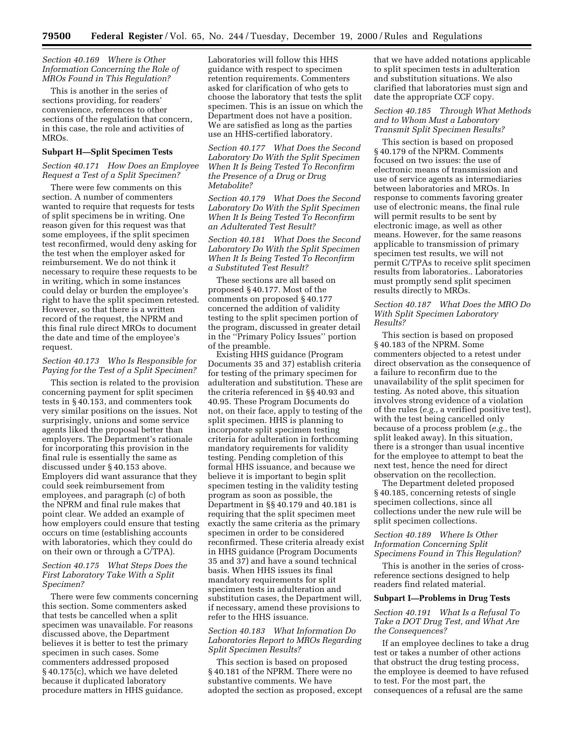*Section 40.169 Where is Other Information Concerning the Role of MROs Found in This Regulation?*

This is another in the series of sections providing, for readers' convenience, references to other sections of the regulation that concern, in this case, the role and activities of MROs.

**Subpart H—Split Specimen Tests**

*Section 40.171 How Does an Employee Request a Test of a Split Specimen?*

There were few comments on this section. A number of commenters wanted to require that requests for tests of split specimens be in writing. One reason given for this request was that some employees, if the split specimen test reconfirmed, would deny asking for the test when the employer asked for reimbursement. We do not think it necessary to require these requests to be in writing, which in some instances could delay or burden the employee's right to have the split specimen retested. However, so that there is a written record of the request, the NPRM and this final rule direct MROs to document the date and time of the employee's request.

*Section 40.173 Who Is Responsible for Paying for the Test of a Split Specimen?*

This section is related to the provision concerning payment for split specimen tests in § 40.153, and commenters took very similar positions on the issues. Not surprisingly, unions and some service agents liked the proposal better than employers. The Department's rationale for incorporating this provision in the final rule is essentially the same as discussed under § 40.153 above. Employers did want assurance that they could seek reimbursement from employees, and paragraph (c) of both the NPRM and final rule makes that point clear. We added an example of how employers could ensure that testing occurs on time (establishing accounts with laboratories, which they could do on their own or through a C/TPA).

*Section 40.175 What Steps Does the First Laboratory Take With a Split Specimen?*

There were few comments concerning this section. Some commenters asked that tests be cancelled when a split specimen was unavailable. For reasons discussed above, the Department believes it is better to test the primary specimen in such cases. Some commenters addressed proposed § 40.175(c), which we have deleted because it duplicated laboratory procedure matters in HHS guidance. Laboratories will follow this HHS guidance with respect to specimen retention requirements. Commenters asked for clarification of who gets to choose the laboratory that tests the split specimen. This is an issue on which the Department does not have a position. We are satisfied as long as the parties use an HHS-certified laboratory.

*Section 40.177 What Does the Second Laboratory Do With the Split Specimen When It Is Being Tested To Reconfirm the Presence of a Drug or Drug Metabolite?*

*Section 40.179 What Does the Second Laboratory Do With the Split Specimen When It Is Being Tested To Reconfirm an Adulterated Test Result?*

*Section 40.181 What Does the Second Laboratory Do With the Split Specimen When It Is Being Tested To Reconfirm a Substituted Test Result?*

These sections are all based on proposed § 40.177. Most of the comments on proposed § 40.177 concerned the addition of validity testing to the split specimen portion of the program, discussed in greater detail in the ''Primary Policy Issues'' portion of the preamble.

Existing HHS guidance (Program Documents 35 and 37) establish criteria for testing of the primary specimen for adulteration and substitution. These are the criteria referenced in §§ 40.93 and 40.95. These Program Documents do not, on their face, apply to testing of the split specimen. HHS is planning to incorporate split specimen testing criteria for adulteration in forthcoming mandatory requirements for validity testing. Pending completion of this formal HHS issuance, and because we believe it is important to begin split specimen testing in the validity testing program as soon as possible, the Department in §§ 40.179 and 40.181 is requiring that the split specimen meet exactly the same criteria as the primary specimen in order to be considered reconfirmed. These criteria already exist in HHS guidance (Program Documents 35 and 37) and have a sound technical basis. When HHS issues its final mandatory requirements for split specimen tests in adulteration and substitution cases, the Department will, if necessary, amend these provisions to refer to the HHS issuance.

*Section 40.183 What Information Do Laboratories Report to MROs Regarding Split Specimen Results?*

This section is based on proposed § 40.181 of the NPRM. There were no substantive comments. We have adopted the section as proposed, except that we have added notations applicable to split specimen tests in adulteration and substitution situations. We also clarified that laboratories must sign and date the appropriate CCF copy.

*Section 40.185 Through What Methods and to Whom Must a Laboratory Transmit Split Specimen Results?*

This section is based on proposed § 40.179 of the NPRM. Comments focused on two issues: the use of electronic means of transmission and use of service agents as intermediaries between laboratories and MROs. In response to comments favoring greater use of electronic means, the final rule will permit results to be sent by electronic image, as well as other means. However, for the same reasons applicable to transmission of primary specimen test results, we will not permit C/TPAs to receive split specimen results from laboratories.. Laboratories must promptly send split specimen results directly to MROs.

*Section 40.187 What Does the MRO Do With Split Specimen Laboratory Results?*

This section is based on proposed § 40.183 of the NPRM. Some commenters objected to a retest under direct observation as the consequence of a failure to reconfirm due to the unavailability of the split specimen for testing. As noted above, this situation involves strong evidence of a violation of the rules (*e.g.,* a verified positive test), with the test being cancelled only because of a process problem (*e.g.,* the split leaked away). In this situation, there is a stronger than usual incentive for the employee to attempt to beat the next test, hence the need for direct observation on the recollection.

The Department deleted proposed § 40.185, concerning retests of single specimen collections, since all collections under the new rule will be split specimen collections.

*Section 40.189 Where Is Other Information Concerning Split Specimens Found in This Regulation?*

This is another in the series of cross-reference sections designed to help readers find related material.

**Subpart I—Problems in Drug Tests**

*Section 40.191 What Is a Refusal To Take a DOT Drug Test, and What Are the Consequences?*

If an employee declines to take a drug test or takes a number of other actions that obstruct the drug testing process, the employee is deemed to have refused to test. For the most part, the consequences of a refusal are the same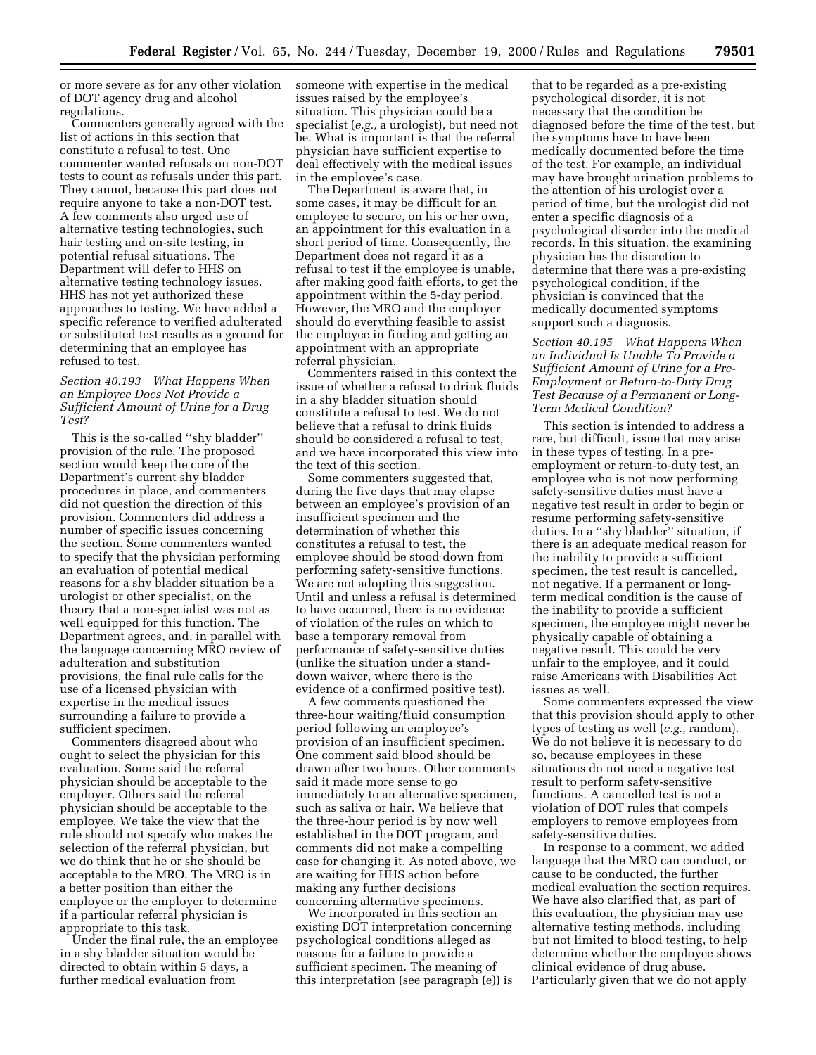or more severe as for any other violation of DOT agency drug and alcohol regulations.

Commenters generally agreed with the list of actions in this section that constitute a refusal to test. One commenter wanted refusals on non-DOT tests to count as refusals under this part. They cannot, because this part does not require anyone to take a non-DOT test. A few comments also urged use of alternative testing technologies, such hair testing and on-site testing, in potential refusal situations. The Department will defer to HHS on alternative testing technology issues. HHS has not yet authorized these approaches to testing. We have added a specific reference to verified adulterated or substituted test results as a ground for determining that an employee has refused to test.

### *Section 40.193 What Happens When an Employee Does Not Provide a Sufficient Amount of Urine for a Drug Test?*

This is the so-called ''shy bladder'' provision of the rule. The proposed section would keep the core of the Department's current shy bladder procedures in place, and commenters did not question the direction of this provision. Commenters did address a number of specific issues concerning the section. Some commenters wanted to specify that the physician performing an evaluation of potential medical reasons for a shy bladder situation be a urologist or other specialist, on the theory that a non-specialist was not as well equipped for this function. The Department agrees, and, in parallel with the language concerning MRO review of adulteration and substitution provisions, the final rule calls for the use of a licensed physician with expertise in the medical issues surrounding a failure to provide a sufficient specimen.

Commenters disagreed about who ought to select the physician for this evaluation. Some said the referral physician should be acceptable to the employer. Others said the referral physician should be acceptable to the employee. We take the view that the rule should not specify who makes the selection of the referral physician, but we do think that he or she should be acceptable to the MRO. The MRO is in a better position than either the employee or the employer to determine if a particular referral physician is appropriate to this task.

Under the final rule, the an employee in a shy bladder situation would be directed to obtain within 5 days, a further medical evaluation from someone with expertise in the medical issues raised by the employee's situation. This physician could be a specialist (*e.g.,* a urologist), but need not be. What is important is that the referral physician have sufficient expertise to deal effectively with the medical issues in the employee's case.

The Department is aware that, in some cases, it may be difficult for an employee to secure, on his or her own, an appointment for this evaluation in a short period of time. Consequently, the Department does not regard it as a refusal to test if the employee is unable, after making good faith efforts, to get the appointment within the 5-day period. However, the MRO and the employer should do everything feasible to assist the employee in finding and getting an appointment with an appropriate referral physician.

Commenters raised in this context the issue of whether a refusal to drink fluids in a shy bladder situation should constitute a refusal to test. We do not believe that a refusal to drink fluids should be considered a refusal to test, and we have incorporated this view into the text of this section.

Some commenters suggested that, during the five days that may elapse between an employee's provision of an insufficient specimen and the determination of whether this constitutes a refusal to test, the employee should be stood down from performing safety-sensitive functions. We are not adopting this suggestion. Until and unless a refusal is determined to have occurred, there is no evidence of violation of the rules on which to base a temporary removal from performance of safety-sensitive duties (unlike the situation under a stand-down waiver, where there is the evidence of a confirmed positive test).

A few comments questioned the three-hour waiting/fluid consumption period following an employee's provision of an insufficient specimen. One comment said blood should be drawn after two hours. Other comments said it made more sense to go immediately to an alternative specimen, such as saliva or hair. We believe that the three-hour period is by now well established in the DOT program, and comments did not make a compelling case for changing it. As noted above, we are waiting for HHS action before making any further decisions concerning alternative specimens.

We incorporated in this section an existing DOT interpretation concerning psychological conditions alleged as reasons for a failure to provide a sufficient specimen. The meaning of this interpretation (see paragraph (e)) is that to be regarded as a pre-existing psychological disorder, it is not necessary that the condition be diagnosed before the time of the test, but the symptoms have to have been medically documented before the time of the test. For example, an individual may have brought urination problems to the attention of his urologist over a period of time, but the urologist did not enter a specific diagnosis of a psychological disorder into the medical records. In this situation, the examining physician has the discretion to determine that there was a pre-existing psychological condition, if the physician is convinced that the medically documented symptoms support such a diagnosis.

### *Section 40.195 What Happens When an Individual Is Unable To Provide a Sufficient Amount of Urine for a Pre-Employment or Return-to-Duty Drug Test Because of a Permanent or Long-Term Medical Condition?*

This section is intended to address a rare, but difficult, issue that may arise in these types of testing. In a pre-employment or return-to-duty test, an employee who is not now performing safety-sensitive duties must have a negative test result in order to begin or resume performing safety-sensitive duties. In a ''shy bladder'' situation, if there is an adequate medical reason for the inability to provide a sufficient specimen, the test result is cancelled, not negative. If a permanent or long-term medical condition is the cause of the inability to provide a sufficient specimen, the employee might never be physically capable of obtaining a negative result. This could be very unfair to the employee, and it could raise Americans with Disabilities Act issues as well.

Some commenters expressed the view that this provision should apply to other types of testing as well (*e.g.,* random). We do not believe it is necessary to do so, because employees in these situations do not need a negative test result to perform safety-sensitive functions. A cancelled test is not a violation of DOT rules that compels employers to remove employees from safety-sensitive duties.

In response to a comment, we added language that the MRO can conduct, or cause to be conducted, the further medical evaluation the section requires. We have also clarified that, as part of this evaluation, the physician may use alternative testing methods, including but not limited to blood testing, to help determine whether the employee shows clinical evidence of drug abuse. Particularly given that we do not apply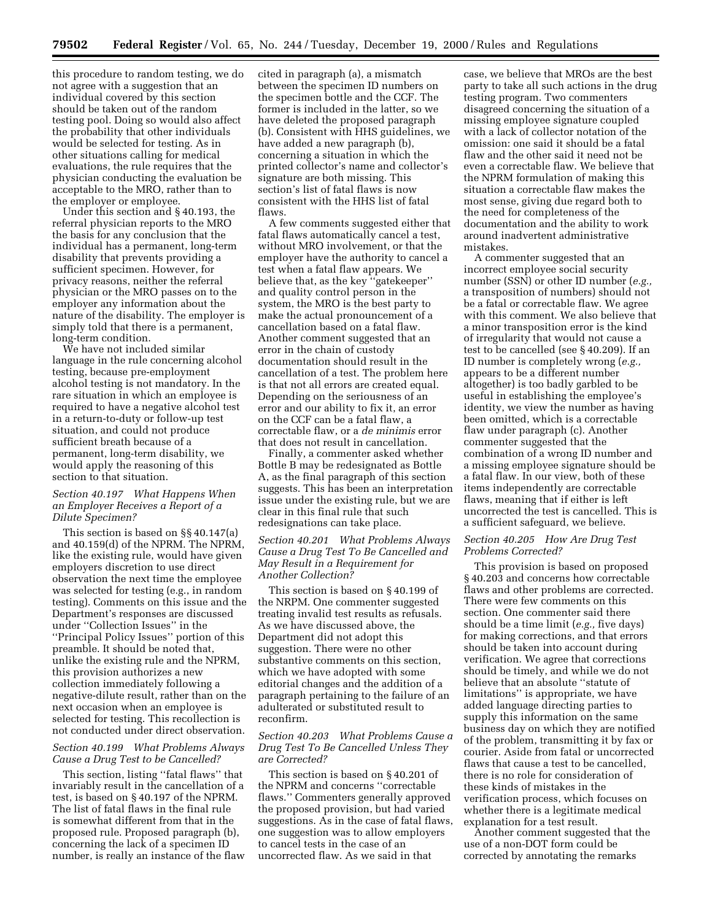this procedure to random testing, we do not agree with a suggestion that an individual covered by this section should be taken out of the random testing pool. Doing so would also affect the probability that other individuals would be selected for testing. As in other situations calling for medical evaluations, the rule requires that the physician conducting the evaluation be acceptable to the MRO, rather than to the employer or employee.

Under this section and § 40.193, the referral physician reports to the MRO the basis for any conclusion that the individual has a permanent, long-term disability that prevents providing a sufficient specimen. However, for privacy reasons, neither the referral physician or the MRO passes on to the employer any information about the nature of the disability. The employer is simply told that there is a permanent, long-term condition.

We have not included similar language in the rule concerning alcohol testing, because pre-employment alcohol testing is not mandatory. In the rare situation in which an employee is required to have a negative alcohol test in a return-to-duty or follow-up test situation, and could not produce sufficient breath because of a permanent, long-term disability, we would apply the reasoning of this section to that situation.

*Section 40.197 What Happens When an Employer Receives a Report of a Dilute Specimen?*

This section is based on §§ 40.147(a) and 40.159(d) of the NPRM. The NPRM, like the existing rule, would have given employers discretion to use direct observation the next time the employee was selected for testing (e.g., in random testing). Comments on this issue and the Department's responses are discussed under ''Collection Issues'' in the ''Principal Policy Issues'' portion of this preamble. It should be noted that, unlike the existing rule and the NPRM, this provision authorizes a new collection immediately following a negative-dilute result, rather than on the next occasion when an employee is selected for testing. This recollection is not conducted under direct observation.

*Section 40.199 What Problems Always Cause a Drug Test to be Cancelled?*

This section, listing ''fatal flaws'' that invariably result in the cancellation of a test, is based on § 40.197 of the NPRM. The list of fatal flaws in the final rule is somewhat different from that in the proposed rule. Proposed paragraph (b), concerning the lack of a specimen ID number, is really an instance of the flaw cited in paragraph (a), a mismatch between the specimen ID numbers on the specimen bottle and the CCF. The former is included in the latter, so we have deleted the proposed paragraph (b). Consistent with HHS guidelines, we have added a new paragraph (b), concerning a situation in which the printed collector's name and collector's signature are both missing. This section's list of fatal flaws is now consistent with the HHS list of fatal flaws.

A few comments suggested either that fatal flaws automatically cancel a test, without MRO involvement, or that the employer have the authority to cancel a test when a fatal flaw appears. We believe that, as the key ''gatekeeper'' and quality control person in the system, the MRO is the best party to make the actual pronouncement of a cancellation based on a fatal flaw. Another comment suggested that an error in the chain of custody documentation should result in the cancellation of a test. The problem here is that not all errors are created equal. Depending on the seriousness of an error and our ability to fix it, an error on the CCF can be a fatal flaw, a correctable flaw, or a *de minimis* error that does not result in cancellation.

Finally, a commenter asked whether Bottle B may be redesignated as Bottle A, as the final paragraph of this section suggests. This has been an interpretation issue under the existing rule, but we are clear in this final rule that such redesignations can take place.

*Section 40.201 What Problems Always Cause a Drug Test To Be Cancelled and May Result in a Requirement for Another Collection?*

This section is based on § 40.199 of the NRPM. One commenter suggested treating invalid test results as refusals. As we have discussed above, the Department did not adopt this suggestion. There were no other substantive comments on this section, which we have adopted with some editorial changes and the addition of a paragraph pertaining to the failure of an adulterated or substituted result to reconfirm.

*Section 40.203 What Problems Cause a Drug Test To Be Cancelled Unless They are Corrected?*

This section is based on § 40.201 of the NPRM and concerns ''correctable flaws.'' Commenters generally approved the proposed provision, but had varied suggestions. As in the case of fatal flaws, one suggestion was to allow employers to cancel tests in the case of an uncorrected flaw. As we said in that case, we believe that MROs are the best party to take all such actions in the drug testing program. Two commenters disagreed concerning the situation of a missing employee signature coupled with a lack of collector notation of the omission: one said it should be a fatal flaw and the other said it need not be even a correctable flaw. We believe that the NPRM formulation of making this situation a correctable flaw makes the most sense, giving due regard both to the need for completeness of the documentation and the ability to work around inadvertent administrative mistakes.

A commenter suggested that an incorrect employee social security number (SSN) or other ID number (*e.g.,* a transposition of numbers) should not be a fatal or correctable flaw. We agree with this comment. We also believe that a minor transposition error is the kind of irregularity that would not cause a test to be cancelled (see § 40.209). If an ID number is completely wrong (*e.g.,* appears to be a different number altogether) is too badly garbled to be useful in establishing the employee's identity, we view the number as having been omitted, which is a correctable flaw under paragraph (c). Another commenter suggested that the combination of a wrong ID number and a missing employee signature should be a fatal flaw. In our view, both of these items independently are correctable flaws, meaning that if either is left uncorrected the test is cancelled. This is a sufficient safeguard, we believe.

*Section 40.205 How Are Drug Test Problems Corrected?*

This provision is based on proposed § 40.203 and concerns how correctable flaws and other problems are corrected. There were few comments on this section. One commenter said there should be a time limit (*e.g.,* five days) for making corrections, and that errors should be taken into account during verification. We agree that corrections should be timely, and while we do not believe that an absolute ''statute of limitations'' is appropriate, we have added language directing parties to supply this information on the same business day on which they are notified of the problem, transmitting it by fax or courier. Aside from fatal or uncorrected flaws that cause a test to be cancelled, there is no role for consideration of these kinds of mistakes in the verification process, which focuses on whether there is a legitimate medical explanation for a test result.

Another comment suggested that the use of a non-DOT form could be corrected by annotating the remarks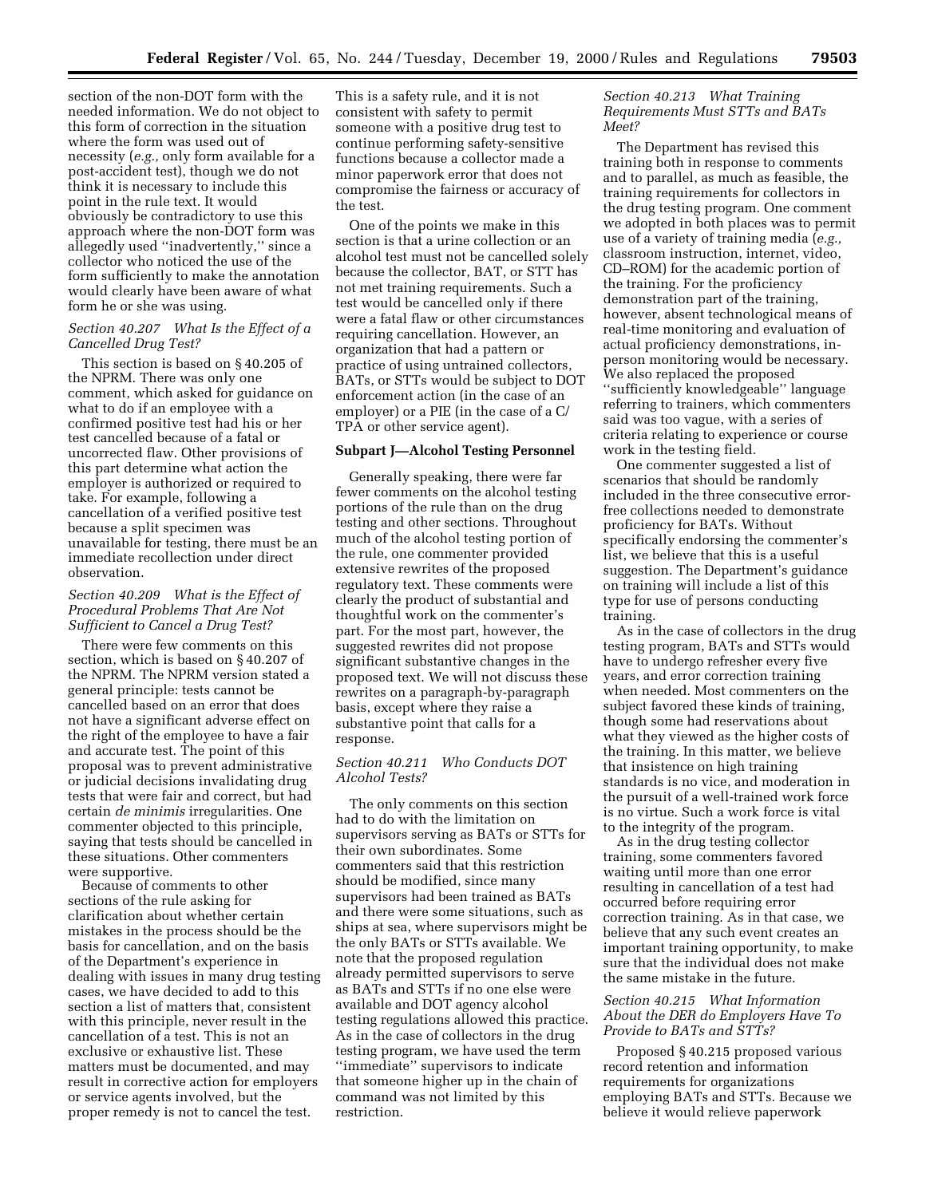section of the non-DOT form with the needed information. We do not object to this form of correction in the situation where the form was used out of necessity (*e.g.,* only form available for a post-accident test), though we do not think it is necessary to include this point in the rule text. It would obviously be contradictory to use this approach where the non-DOT form was allegedly used ''inadvertently,'' since a collector who noticed the use of the form sufficiently to make the annotation would clearly have been aware of what form he or she was using.

*Section 40.207 What Is the Effect of a Cancelled Drug Test?*

This section is based on § 40.205 of the NPRM. There was only one comment, which asked for guidance on what to do if an employee with a confirmed positive test had his or her test cancelled because of a fatal or uncorrected flaw. Other provisions of this part determine what action the employer is authorized or required to take. For example, following a cancellation of a verified positive test because a split specimen was unavailable for testing, there must be an immediate recollection under direct observation.

*Section 40.209 What is the Effect of Procedural Problems That Are Not Sufficient to Cancel a Drug Test?*

There were few comments on this section, which is based on § 40.207 of the NPRM. The NPRM version stated a general principle: tests cannot be cancelled based on an error that does not have a significant adverse effect on the right of the employee to have a fair and accurate test. The point of this proposal was to prevent administrative or judicial decisions invalidating drug tests that were fair and correct, but had certain *de minimis* irregularities. One commenter objected to this principle, saying that tests should be cancelled in these situations. Other commenters were supportive.

Because of comments to other sections of the rule asking for clarification about whether certain mistakes in the process should be the basis for cancellation, and on the basis of the Department's experience in dealing with issues in many drug testing cases, we have decided to add to this section a list of matters that, consistent with this principle, never result in the cancellation of a test. This is not an exclusive or exhaustive list. These matters must be documented, and may result in corrective action for employers or service agents involved, but the proper remedy is not to cancel the test. This is a safety rule, and it is not consistent with safety to permit someone with a positive drug test to continue performing safety-sensitive functions because a collector made a minor paperwork error that does not compromise the fairness or accuracy of the test.

One of the points we make in this section is that a urine collection or an alcohol test must not be cancelled solely because the collector, BAT, or STT has not met training requirements. Such a test would be cancelled only if there were a fatal flaw or other circumstances requiring cancellation. However, an organization that had a pattern or practice of using untrained collectors, BATs, or STTs would be subject to DOT enforcement action (in the case of an employer) or a PIE (in the case of a C/TPA or other service agent).

**Subpart J—Alcohol Testing Personnel**

Generally speaking, there were far fewer comments on the alcohol testing portions of the rule than on the drug testing and other sections. Throughout much of the alcohol testing portion of the rule, one commenter provided extensive rewrites of the proposed regulatory text. These comments were clearly the product of substantial and thoughtful work on the commenter's part. For the most part, however, the suggested rewrites did not propose significant substantive changes in the proposed text. We will not discuss these rewrites on a paragraph-by-paragraph basis, except where they raise a substantive point that calls for a response.

*Section 40.211 Who Conducts DOT Alcohol Tests?*

The only comments on this section had to do with the limitation on supervisors serving as BATs or STTs for their own subordinates. Some commenters said that this restriction should be modified, since many supervisors had been trained as BATs and there were some situations, such as ships at sea, where supervisors might be the only BATs or STTs available. We note that the proposed regulation already permitted supervisors to serve as BATs and STTs if no one else were available and DOT agency alcohol testing regulations allowed this practice. As in the case of collectors in the drug testing program, we have used the term ''immediate'' supervisors to indicate that someone higher up in the chain of command was not limited by this restriction.

*Section 40.213 What Training Requirements Must STTs and BATs Meet?*

The Department has revised this training both in response to comments and to parallel, as much as feasible, the training requirements for collectors in the drug testing program. One comment we adopted in both places was to permit use of a variety of training media (*e.g.,* classroom instruction, internet, video, CD–ROM) for the academic portion of the training. For the proficiency demonstration part of the training, however, absent technological means of real-time monitoring and evaluation of actual proficiency demonstrations, in-person monitoring would be necessary. We also replaced the proposed ''sufficiently knowledgeable'' language referring to trainers, which commenters said was too vague, with a series of criteria relating to experience or course work in the testing field.

One commenter suggested a list of scenarios that should be randomly included in the three consecutive error-free collections needed to demonstrate proficiency for BATs. Without specifically endorsing the commenter's list, we believe that this is a useful suggestion. The Department's guidance on training will include a list of this type for use of persons conducting training.

As in the case of collectors in the drug testing program, BATs and STTs would have to undergo refresher every five years, and error correction training when needed. Most commenters on the subject favored these kinds of training, though some had reservations about what they viewed as the higher costs of the training. In this matter, we believe that insistence on high training standards is no vice, and moderation in the pursuit of a well-trained work force is no virtue. Such a work force is vital to the integrity of the program.

As in the drug testing collector training, some commenters favored waiting until more than one error resulting in cancellation of a test had occurred before requiring error correction training. As in that case, we believe that any such event creates an important training opportunity, to make sure that the individual does not make the same mistake in the future.

*Section 40.215 What Information About the DER do Employers Have To Provide to BATs and STTs?*

Proposed § 40.215 proposed various record retention and information requirements for organizations employing BATs and STTs. Because we believe it would relieve paperwork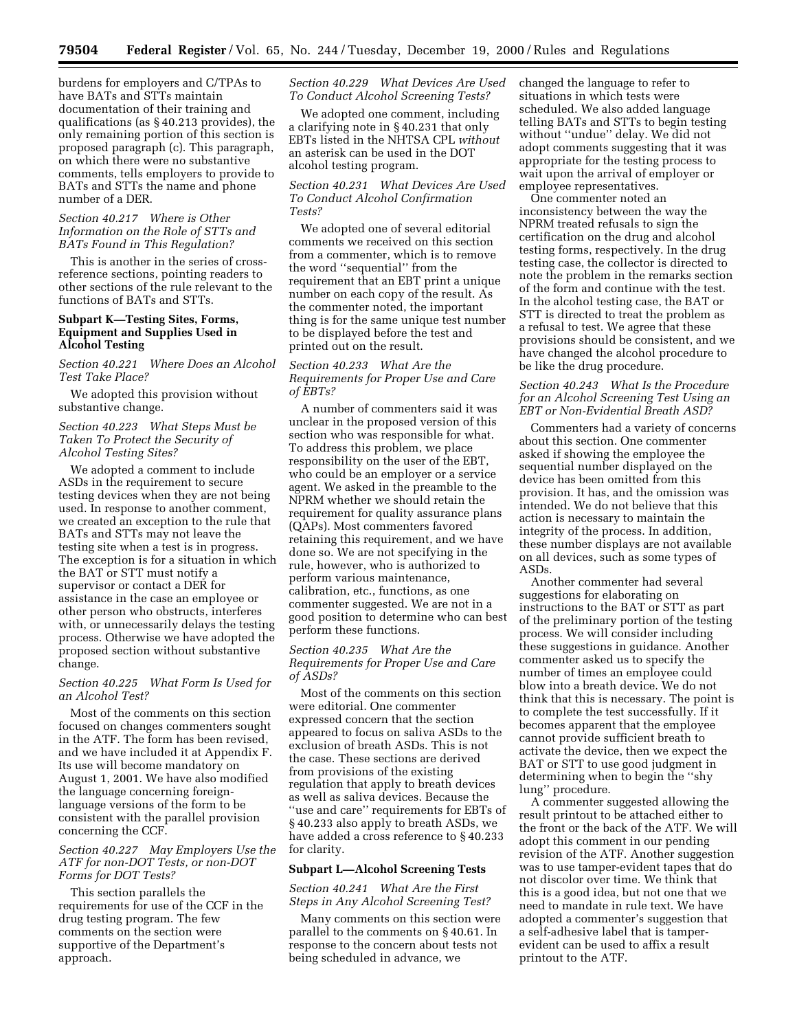burdens for employers and C/TPAs to have BATs and STTs maintain documentation of their training and qualifications (as § 40.213 provides), the only remaining portion of this section is proposed paragraph (c). This paragraph, on which there were no substantive comments, tells employers to provide to BATs and STTs the name and phone number of a DER.

*Section 40.217 Where is Other Information on the Role of STTs and BATs Found in This Regulation?*

This is another in the series of cross-reference sections, pointing readers to other sections of the rule relevant to the functions of BATs and STTs.

### Subpart K—Testing Sites, Forms, Equipment and Supplies Used in Alcohol Testing

*Section 40.221 Where Does an Alcohol Test Take Place?*

We adopted this provision without substantive change.

*Section 40.223 What Steps Must be Taken To Protect the Security of Alcohol Testing Sites?*

We adopted a comment to include ASDs in the requirement to secure testing devices when they are not being used. In response to another comment, we created an exception to the rule that BATs and STTs may not leave the testing site when a test is in progress. The exception is for a situation in which the BAT or STT must notify a supervisor or contact a DER for assistance in the case an employee or other person who obstructs, interferes with, or unnecessarily delays the testing process. Otherwise we have adopted the proposed section without substantive change.

*Section 40.225 What Form Is Used for an Alcohol Test?*

Most of the comments on this section focused on changes commenters sought in the ATF. The form has been revised, and we have included it at Appendix F. Its use will become mandatory on August 1, 2001. We have also modified the language concerning foreign-language versions of the form to be consistent with the parallel provision concerning the CCF.

*Section 40.227 May Employers Use the ATF for non-DOT Tests, or non-DOT Forms for DOT Tests?*

This section parallels the requirements for use of the CCF in the drug testing program. The few comments on the section were supportive of the Department's approach.

*Section 40.229 What Devices Are Used To Conduct Alcohol Screening Tests?*

We adopted one comment, including a clarifying note in § 40.231 that only EBTs listed in the NHTSA CPL *without* an asterisk can be used in the DOT alcohol testing program.

*Section 40.231 What Devices Are Used To Conduct Alcohol Confirmation Tests?*

We adopted one of several editorial comments we received on this section from a commenter, which is to remove the word ''sequential'' from the requirement that an EBT print a unique number on each copy of the result. As the commenter noted, the important thing is for the same unique test number to be displayed before the test and printed out on the result.

*Section 40.233 What Are the Requirements for Proper Use and Care of EBTs?*

A number of commenters said it was unclear in the proposed version of this section who was responsible for what. To address this problem, we place responsibility on the user of the EBT, who could be an employer or a service agent. We asked in the preamble to the NPRM whether we should retain the requirement for quality assurance plans (QAPs). Most commenters favored retaining this requirement, and we have done so. We are not specifying in the rule, however, who is authorized to perform various maintenance, calibration, etc., functions, as one commenter suggested. We are not in a good position to determine who can best perform these functions.

*Section 40.235 What Are the Requirements for Proper Use and Care of ASDs?*

Most of the comments on this section were editorial. One commenter expressed concern that the section appeared to focus on saliva ASDs to the exclusion of breath ASDs. This is not the case. These sections are derived from provisions of the existing regulation that apply to breath devices as well as saliva devices. Because the ''use and care'' requirements for EBTs of § 40.233 also apply to breath ASDs, we have added a cross reference to § 40.233 for clarity.

### Subpart L—Alcohol Screening Tests

*Section 40.241 What Are the First Steps in Any Alcohol Screening Test?*

Many comments on this section were parallel to the comments on § 40.61. In response to the concern about tests not being scheduled in advance, we changed the language to refer to situations in which tests were scheduled. We also added language telling BATs and STTs to begin testing without ''undue'' delay. We did not adopt comments suggesting that it was appropriate for the testing process to wait upon the arrival of employer or employee representatives.

One commenter noted an inconsistency between the way the NPRM treated refusals to sign the certification on the drug and alcohol testing forms, respectively. In the drug testing case, the collector is directed to note the problem in the remarks section of the form and continue with the test. In the alcohol testing case, the BAT or STT is directed to treat the problem as a refusal to test. We agree that these provisions should be consistent, and we have changed the alcohol procedure to be like the drug procedure.

*Section 40.243 What Is the Procedure for an Alcohol Screening Test Using an EBT or Non-Evidential Breath ASD?*

Commenters had a variety of concerns about this section. One commenter asked if showing the employee the sequential number displayed on the device has been omitted from this provision. It has, and the omission was intended. We do not believe that this action is necessary to maintain the integrity of the process. In addition, these number displays are not available on all devices, such as some types of ASDs.

Another commenter had several suggestions for elaborating on instructions to the BAT or STT as part of the preliminary portion of the testing process. We will consider including these suggestions in guidance. Another commenter asked us to specify the number of times an employee could blow into a breath device. We do not think that this is necessary. The point is to complete the test successfully. If it becomes apparent that the employee cannot provide sufficient breath to activate the device, then we expect the BAT or STT to use good judgment in determining when to begin the ''shy lung'' procedure.

A commenter suggested allowing the result printout to be attached either to the front or the back of the ATF. We will adopt this comment in our pending revision of the ATF. Another suggestion was to use tamper-evident tapes that do not discolor over time. We think that this is a good idea, but not one that we need to mandate in rule text. We have adopted a commenter's suggestion that a self-adhesive label that is tamper-evident can be used to affix a result printout to the ATF.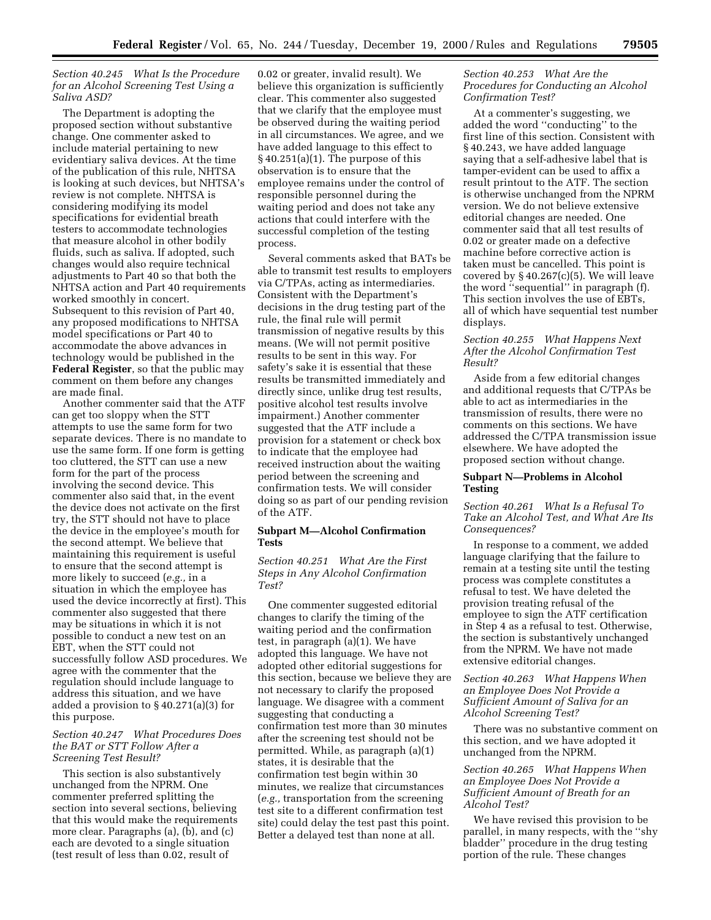*Section 40.245 What Is the Procedure for an Alcohol Screening Test Using a Saliva ASD?*

The Department is adopting the proposed section without substantive change. One commenter asked to include material pertaining to new evidentiary saliva devices. At the time of the publication of this rule, NHTSA is looking at such devices, but NHTSA's review is not complete. NHTSA is considering modifying its model specifications for evidential breath testers to accommodate technologies that measure alcohol in other bodily fluids, such as saliva. If adopted, such changes would also require technical adjustments to Part 40 so that both the NHTSA action and Part 40 requirements worked smoothly in concert. Subsequent to this revision of Part 40, any proposed modifications to NHTSA model specifications or Part 40 to accommodate the above advances in technology would be published in the **Federal Register**, so that the public may comment on them before any changes are made final.

Another commenter said that the ATF can get too sloppy when the STT attempts to use the same form for two separate devices. There is no mandate to use the same form. If one form is getting too cluttered, the STT can use a new form for the part of the process involving the second device. This commenter also said that, in the event the device does not activate on the first try, the STT should not have to place the device in the employee's mouth for the second attempt. We believe that maintaining this requirement is useful to ensure that the second attempt is more likely to succeed (*e.g.,* in a situation in which the employee has used the device incorrectly at first). This commenter also suggested that there may be situations in which it is not possible to conduct a new test on an EBT, when the STT could not successfully follow ASD procedures. We agree with the commenter that the regulation should include language to address this situation, and we have added a provision to § 40.271(a)(3) for this purpose.

*Section 40.247 What Procedures Does the BAT or STT Follow After a Screening Test Result?*

This section is also substantively unchanged from the NPRM. One commenter preferred splitting the section into several sections, believing that this would make the requirements more clear. Paragraphs (a), (b), and (c) each are devoted to a single situation (test result of less than 0.02, result of 0.02 or greater, invalid result). We believe this organization is sufficiently clear. This commenter also suggested that we clarify that the employee must be observed during the waiting period in all circumstances. We agree, and we have added language to this effect to § 40.251(a)(1). The purpose of this observation is to ensure that the employee remains under the control of responsible personnel during the waiting period and does not take any actions that could interfere with the successful completion of the testing process.

Several comments asked that BATs be able to transmit test results to employers via C/TPAs, acting as intermediaries. Consistent with the Department's decisions in the drug testing part of the rule, the final rule will permit transmission of negative results by this means. (We will not permit positive results to be sent in this way. For safety's sake it is essential that these results be transmitted immediately and directly since, unlike drug test results, positive alcohol test results involve impairment.) Another commenter suggested that the ATF include a provision for a statement or check box to indicate that the employee had received instruction about the waiting period between the screening and confirmation tests. We will consider doing so as part of our pending revision of the ATF.

**Subpart M—Alcohol Confirmation Tests**

*Section 40.251 What Are the First Steps in Any Alcohol Confirmation Test?*

One commenter suggested editorial changes to clarify the timing of the waiting period and the confirmation test, in paragraph (a)(1). We have adopted this language. We have not adopted other editorial suggestions for this section, because we believe they are not necessary to clarify the proposed language. We disagree with a comment suggesting that conducting a confirmation test more than 30 minutes after the screening test should not be permitted. While, as paragraph (a)(1) states, it is desirable that the confirmation test begin within 30 minutes, we realize that circumstances (*e.g.,* transportation from the screening test site to a different confirmation test site) could delay the test past this point. Better a delayed test than none at all.

*Section 40.253 What Are the Procedures for Conducting an Alcohol Confirmation Test?*

At a commenter's suggesting, we added the word ''conducting'' to the first line of this section. Consistent with § 40.243, we have added language saying that a self-adhesive label that is tamper-evident can be used to affix a result printout to the ATF. The section is otherwise unchanged from the NPRM version. We do not believe extensive editorial changes are needed. One commenter said that all test results of 0.02 or greater made on a defective machine before corrective action is taken must be cancelled. This point is covered by § 40.267(c)(5). We will leave the word ''sequential'' in paragraph (f). This section involves the use of EBTs, all of which have sequential test number displays.

*Section 40.255 What Happens Next After the Alcohol Confirmation Test Result?*

Aside from a few editorial changes and additional requests that C/TPAs be able to act as intermediaries in the transmission of results, there were no comments on this sections. We have addressed the C/TPA transmission issue elsewhere. We have adopted the proposed section without change.

**Subpart N—Problems in Alcohol Testing**

*Section 40.261 What Is a Refusal To Take an Alcohol Test, and What Are Its Consequences?*

In response to a comment, we added language clarifying that the failure to remain at a testing site until the testing process was complete constitutes a refusal to test. We have deleted the provision treating refusal of the employee to sign the ATF certification in Step 4 as a refusal to test. Otherwise, the section is substantively unchanged from the NPRM. We have not made extensive editorial changes.

*Section 40.263 What Happens When an Employee Does Not Provide a Sufficient Amount of Saliva for an Alcohol Screening Test?*

There was no substantive comment on this section, and we have adopted it unchanged from the NPRM.

*Section 40.265 What Happens When an Employee Does Not Provide a Sufficient Amount of Breath for an Alcohol Test?*

We have revised this provision to be parallel, in many respects, with the ''shy bladder'' procedure in the drug testing portion of the rule. These changes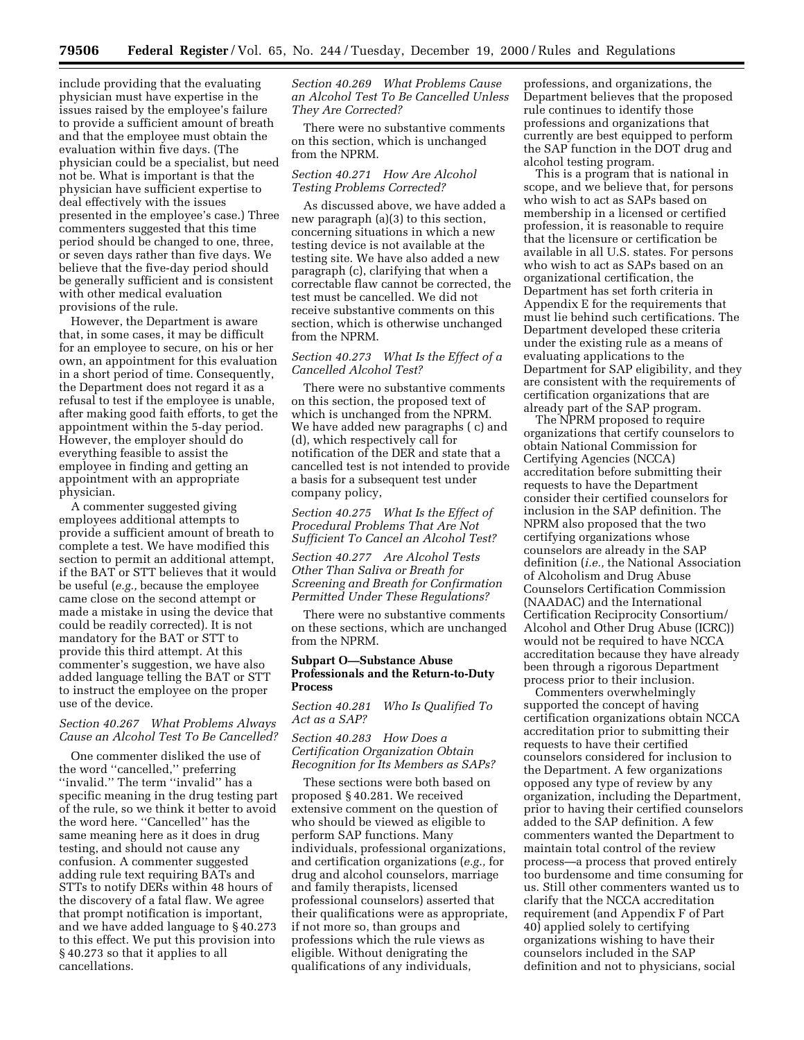include providing that the evaluating physician must have expertise in the issues raised by the employee's failure to provide a sufficient amount of breath and that the employee must obtain the evaluation within five days. (The physician could be a specialist, but need not be. What is important is that the physician have sufficient expertise to deal effectively with the issues presented in the employee's case.) Three commenters suggested that this time period should be changed to one, three, or seven days rather than five days. We believe that the five-day period should be generally sufficient and is consistent with other medical evaluation provisions of the rule.

However, the Department is aware that, in some cases, it may be difficult for an employee to secure, on his or her own, an appointment for this evaluation in a short period of time. Consequently, the Department does not regard it as a refusal to test if the employee is unable, after making good faith efforts, to get the appointment within the 5-day period. However, the employer should do everything feasible to assist the employee in finding and getting an appointment with an appropriate physician.

A commenter suggested giving employees additional attempts to provide a sufficient amount of breath to complete a test. We have modified this section to permit an additional attempt, if the BAT or STT believes that it would be useful (*e.g.,* because the employee came close on the second attempt or made a mistake in using the device that could be readily corrected). It is not mandatory for the BAT or STT to provide this third attempt. At this commenter's suggestion, we have also added language telling the BAT or STT to instruct the employee on the proper use of the device.

*Section 40.267 What Problems Always Cause an Alcohol Test To Be Cancelled?*

One commenter disliked the use of the word ''cancelled,'' preferring ''invalid.'' The term ''invalid'' has a specific meaning in the drug testing part of the rule, so we think it better to avoid the word here. ''Cancelled'' has the same meaning here as it does in drug testing, and should not cause any confusion. A commenter suggested adding rule text requiring BATs and STTs to notify DERs within 48 hours of the discovery of a fatal flaw. We agree that prompt notification is important, and we have added language to § 40.273 to this effect. We put this provision into § 40.273 so that it applies to all cancellations.

*Section 40.269 What Problems Cause an Alcohol Test To Be Cancelled Unless They Are Corrected?*

There were no substantive comments on this section, which is unchanged from the NPRM.

*Section 40.271 How Are Alcohol Testing Problems Corrected?*

As discussed above, we have added a new paragraph (a)(3) to this section, concerning situations in which a new testing device is not available at the testing site. We have also added a new paragraph (c), clarifying that when a correctable flaw cannot be corrected, the test must be cancelled. We did not receive substantive comments on this section, which is otherwise unchanged from the NPRM.

*Section 40.273 What Is the Effect of a Cancelled Alcohol Test?*

There were no substantive comments on this section, the proposed text of which is unchanged from the NPRM. We have added new paragraphs ( c) and (d), which respectively call for notification of the DER and state that a cancelled test is not intended to provide a basis for a subsequent test under company policy,

*Section 40.275 What Is the Effect of Procedural Problems That Are Not Sufficient To Cancel an Alcohol Test?*

*Section 40.277 Are Alcohol Tests Other Than Saliva or Breath for Screening and Breath for Confirmation Permitted Under These Regulations?*

There were no substantive comments on these sections, which are unchanged from the NPRM.

**Subpart O—Substance Abuse Professionals and the Return-to-Duty Process**

*Section 40.281 Who Is Qualified To Act as a SAP?*

*Section 40.283 How Does a Certification Organization Obtain Recognition for Its Members as SAPs?*

These sections were both based on proposed § 40.281. We received extensive comment on the question of who should be viewed as eligible to perform SAP functions. Many individuals, professional organizations, and certification organizations (*e.g.,* for drug and alcohol counselors, marriage and family therapists, licensed professional counselors) asserted that their qualifications were as appropriate, if not more so, than groups and professions which the rule views as eligible. Without denigrating the qualifications of any individuals, professions, and organizations, the Department believes that the proposed rule continues to identify those professions and organizations that currently are best equipped to perform the SAP function in the DOT drug and alcohol testing program.

This is a program that is national in scope, and we believe that, for persons who wish to act as SAPs based on membership in a licensed or certified profession, it is reasonable to require that the licensure or certification be available in all U.S. states. For persons who wish to act as SAPs based on an organizational certification, the Department has set forth criteria in Appendix E for the requirements that must lie behind such certifications. The Department developed these criteria under the existing rule as a means of evaluating applications to the Department for SAP eligibility, and they are consistent with the requirements of certification organizations that are already part of the SAP program.

The NPRM proposed to require organizations that certify counselors to obtain National Commission for Certifying Agencies (NCCA) accreditation before submitting their requests to have the Department consider their certified counselors for inclusion in the SAP definition. The NPRM also proposed that the two certifying organizations whose counselors are already in the SAP definition (*i.e.,* the National Association of Alcoholism and Drug Abuse Counselors Certification Commission (NAADAC) and the International Certification Reciprocity Consortium/ Alcohol and Other Drug Abuse (ICRC)) would not be required to have NCCA accreditation because they have already been through a rigorous Department process prior to their inclusion.

Commenters overwhelmingly supported the concept of having certification organizations obtain NCCA accreditation prior to submitting their requests to have their certified counselors considered for inclusion to the Department. A few organizations opposed any type of review by any organization, including the Department, prior to having their certified counselors added to the SAP definition. A few commenters wanted the Department to maintain total control of the review process—a process that proved entirely too burdensome and time consuming for us. Still other commenters wanted us to clarify that the NCCA accreditation requirement (and Appendix F of Part 40) applied solely to certifying organizations wishing to have their counselors included in the SAP definition and not to physicians, social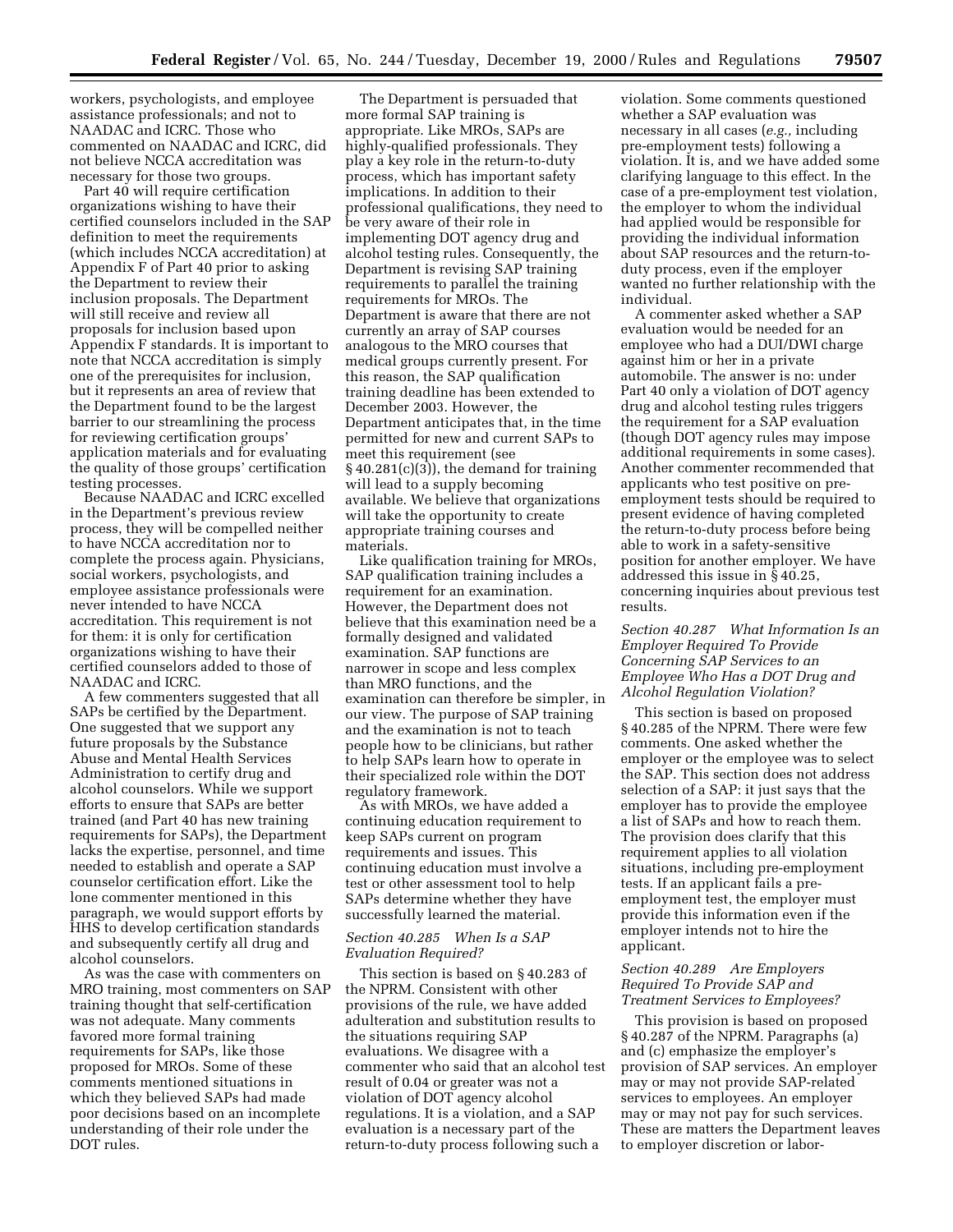workers, psychologists, and employee assistance professionals; and not to NAADAC and ICRC. Those who commented on NAADAC and ICRC, did not believe NCCA accreditation was necessary for those two groups.

Part 40 will require certification organizations wishing to have their certified counselors included in the SAP definition to meet the requirements (which includes NCCA accreditation) at Appendix F of Part 40 prior to asking the Department to review their inclusion proposals. The Department will still receive and review all proposals for inclusion based upon Appendix F standards. It is important to note that NCCA accreditation is simply one of the prerequisites for inclusion, but it represents an area of review that the Department found to be the largest barrier to our streamlining the process for reviewing certification groups' application materials and for evaluating the quality of those groups' certification testing processes.

Because NAADAC and ICRC excelled in the Department's previous review process, they will be compelled neither to have NCCA accreditation nor to complete the process again. Physicians, social workers, psychologists, and employee assistance professionals were never intended to have NCCA accreditation. This requirement is not for them: it is only for certification organizations wishing to have their certified counselors added to those of NAADAC and ICRC.

A few commenters suggested that all SAPs be certified by the Department. One suggested that we support any future proposals by the Substance Abuse and Mental Health Services Administration to certify drug and alcohol counselors. While we support efforts to ensure that SAPs are better trained (and Part 40 has new training requirements for SAPs), the Department lacks the expertise, personnel, and time needed to establish and operate a SAP counselor certification effort. Like the lone commenter mentioned in this paragraph, we would support efforts by HHS to develop certification standards and subsequently certify all drug and alcohol counselors.

As was the case with commenters on MRO training, most commenters on SAP training thought that self-certification was not adequate. Many comments favored more formal training requirements for SAPs, like those proposed for MROs. Some of these comments mentioned situations in which they believed SAPs had made poor decisions based on an incomplete understanding of their role under the DOT rules.

The Department is persuaded that more formal SAP training is appropriate. Like MROs, SAPs are highly-qualified professionals. They play a key role in the return-to-duty process, which has important safety implications. In addition to their professional qualifications, they need to be very aware of their role in implementing DOT agency drug and alcohol testing rules. Consequently, the Department is revising SAP training requirements to parallel the training requirements for MROs. The Department is aware that there are not currently an array of SAP courses analogous to the MRO courses that medical groups currently present. For this reason, the SAP qualification training deadline has been extended to December 2003. However, the Department anticipates that, in the time permitted for new and current SAPs to meet this requirement (see § 40.281(c)(3)), the demand for training will lead to a supply becoming available. We believe that organizations will take the opportunity to create appropriate training courses and materials.

Like qualification training for MROs, SAP qualification training includes a requirement for an examination. However, the Department does not believe that this examination need be a formally designed and validated examination. SAP functions are narrower in scope and less complex than MRO functions, and the examination can therefore be simpler, in our view. The purpose of SAP training and the examination is not to teach people how to be clinicians, but rather to help SAPs learn how to operate in their specialized role within the DOT regulatory framework.

As with MROs, we have added a continuing education requirement to keep SAPs current on program requirements and issues. This continuing education must involve a test or other assessment tool to help SAPs determine whether they have successfully learned the material.

*Section 40.285 When Is a SAP Evaluation Required?*

This section is based on § 40.283 of the NPRM. Consistent with other provisions of the rule, we have added adulteration and substitution results to the situations requiring SAP evaluations. We disagree with a commenter who said that an alcohol test result of 0.04 or greater was not a violation of DOT agency alcohol regulations. It is a violation, and a SAP evaluation is a necessary part of the return-to-duty process following such a violation. Some comments questioned whether a SAP evaluation was necessary in all cases (*e.g.,* including pre-employment tests) following a violation. It is, and we have added some clarifying language to this effect. In the case of a pre-employment test violation, the employer to whom the individual had applied would be responsible for providing the individual information about SAP resources and the return-to-duty process, even if the employer wanted no further relationship with the individual.

A commenter asked whether a SAP evaluation would be needed for an employee who had a DUI/DWI charge against him or her in a private automobile. The answer is no: under Part 40 only a violation of DOT agency drug and alcohol testing rules triggers the requirement for a SAP evaluation (though DOT agency rules may impose additional requirements in some cases). Another commenter recommended that applicants who test positive on pre-employment tests should be required to present evidence of having completed the return-to-duty process before being able to work in a safety-sensitive position for another employer. We have addressed this issue in § 40.25, concerning inquiries about previous test results.

*Section 40.287 What Information Is an Employer Required To Provide Concerning SAP Services to an Employee Who Has a DOT Drug and Alcohol Regulation Violation?*

This section is based on proposed § 40.285 of the NPRM. There were few comments. One asked whether the employer or the employee was to select the SAP. This section does not address selection of a SAP: it just says that the employer has to provide the employee a list of SAPs and how to reach them. The provision does clarify that this requirement applies to all violation situations, including pre-employment tests. If an applicant fails a pre-employment test, the employer must provide this information even if the employer intends not to hire the applicant.

*Section 40.289 Are Employers Required To Provide SAP and Treatment Services to Employees?*

This provision is based on proposed § 40.287 of the NPRM. Paragraphs (a) and (c) emphasize the employer's provision of SAP services. An employer may or may not provide SAP-related services to employees. An employer may or may not pay for such services. These are matters the Department leaves to employer discretion or labor-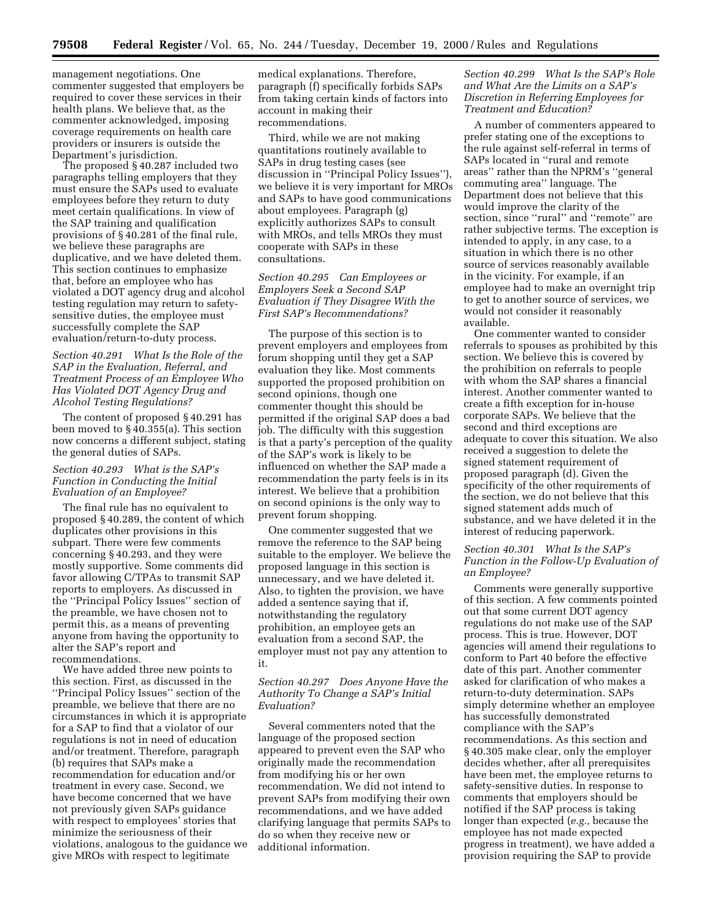management negotiations. One commenter suggested that employers be required to cover these services in their health plans. We believe that, as the commenter acknowledged, imposing coverage requirements on health care providers or insurers is outside the Department's jurisdiction.

The proposed § 40.287 included two paragraphs telling employers that they must ensure the SAPs used to evaluate employees before they return to duty meet certain qualifications. In view of the SAP training and qualification provisions of § 40.281 of the final rule, we believe these paragraphs are duplicative, and we have deleted them. This section continues to emphasize that, before an employee who has violated a DOT agency drug and alcohol testing regulation may return to safety-sensitive duties, the employee must successfully complete the SAP evaluation/return-to-duty process.

*Section 40.291 What Is the Role of the SAP in the Evaluation, Referral, and Treatment Process of an Employee Who Has Violated DOT Agency Drug and Alcohol Testing Regulations?*

The content of proposed § 40.291 has been moved to § 40.355(a). This section now concerns a different subject, stating the general duties of SAPs.

*Section 40.293 What is the SAP's Function in Conducting the Initial Evaluation of an Employee?*

The final rule has no equivalent to proposed § 40.289, the content of which duplicates other provisions in this subpart. There were few comments concerning § 40.293, and they were mostly supportive. Some comments did favor allowing C/TPAs to transmit SAP reports to employers. As discussed in the "Principal Policy Issues" section of the preamble, we have chosen not to permit this, as a means of preventing anyone from having the opportunity to alter the SAP's report and recommendations.

We have added three new points to this section. First, as discussed in the "Principal Policy Issues" section of the preamble, we believe that there are no circumstances in which it is appropriate for a SAP to find that a violator of our regulations is not in need of education and/or treatment. Therefore, paragraph (b) requires that SAPs make a recommendation for education and/or treatment in every case. Second, we have become concerned that we have not previously given SAPs guidance with respect to employees' stories that minimize the seriousness of their violations, analogous to the guidance we give MROs with respect to legitimate medical explanations. Therefore, paragraph (f) specifically forbids SAPs from taking certain kinds of factors into account in making their recommendations.

Third, while we are not making quantitations routinely available to SAPs in drug testing cases (see discussion in "Principal Policy Issues"), we believe it is very important for MROs and SAPs to have good communications about employees. Paragraph (g) explicitly authorizes SAPs to consult with MROs, and tells MROs they must cooperate with SAPs in these consultations.

*Section 40.295 Can Employees or Employers Seek a Second SAP Evaluation if They Disagree With the First SAP's Recommendations?*

The purpose of this section is to prevent employers and employees from forum shopping until they get a SAP evaluation they like. Most comments supported the proposed prohibition on second opinions, though one commenter thought this should be permitted if the original SAP does a bad job. The difficulty with this suggestion is that a party's perception of the quality of the SAP's work is likely to be influenced on whether the SAP made a recommendation the party feels is in its interest. We believe that a prohibition on second opinions is the only way to prevent forum shopping.

One commenter suggested that we remove the reference to the SAP being suitable to the employer. We believe the proposed language in this section is unnecessary, and we have deleted it. Also, to tighten the provision, we have added a sentence saying that if, notwithstanding the regulatory prohibition, an employee gets an evaluation from a second SAP, the employer must not pay any attention to it.

*Section 40.297 Does Anyone Have the Authority To Change a SAP's Initial Evaluation?*

Several commenters noted that the language of the proposed section appeared to prevent even the SAP who originally made the recommendation from modifying his or her own recommendation. We did not intend to prevent SAPs from modifying their own recommendations, and we have added clarifying language that permits SAPs to do so when they receive new or additional information.

*Section 40.299 What Is the SAP's Role and What Are the Limits on a SAP's Discretion in Referring Employees for Treatment and Education?*

A number of commenters appeared to prefer stating one of the exceptions to the rule against self-referral in terms of SAPs located in "rural and remote areas" rather than the NPRM's "general commuting area" language. The Department does not believe that this would improve the clarity of the section, since "rural" and "remote" are rather subjective terms. The exception is intended to apply, in any case, to a situation in which there is no other source of services reasonably available in the vicinity. For example, if an employee had to make an overnight trip to get to another source of services, we would not consider it reasonably available.

One commenter wanted to consider referrals to spouses as prohibited by this section. We believe this is covered by the prohibition on referrals to people with whom the SAP shares a financial interest. Another commenter wanted to create a fifth exception for in-house corporate SAPs. We believe that the second and third exceptions are adequate to cover this situation. We also received a suggestion to delete the signed statement requirement of proposed paragraph (d). Given the specificity of the other requirements of the section, we do not believe that this signed statement adds much of substance, and we have deleted it in the interest of reducing paperwork.

*Section 40.301 What Is the SAP's Function in the Follow-Up Evaluation of an Employee?*

Comments were generally supportive of this section. A few comments pointed out that some current DOT agency regulations do not make use of the SAP process. This is true. However, DOT agencies will amend their regulations to conform to Part 40 before the effective date of this part. Another commenter asked for clarification of who makes a return-to-duty determination. SAPs simply determine whether an employee has successfully demonstrated compliance with the SAP's recommendations. As this section and § 40.305 make clear, only the employer decides whether, after all prerequisites have been met, the employee returns to safety-sensitive duties. In response to comments that employers should be notified if the SAP process is taking longer than expected (*e.g.,* because the employee has not made expected progress in treatment), we have added a provision requiring the SAP to provide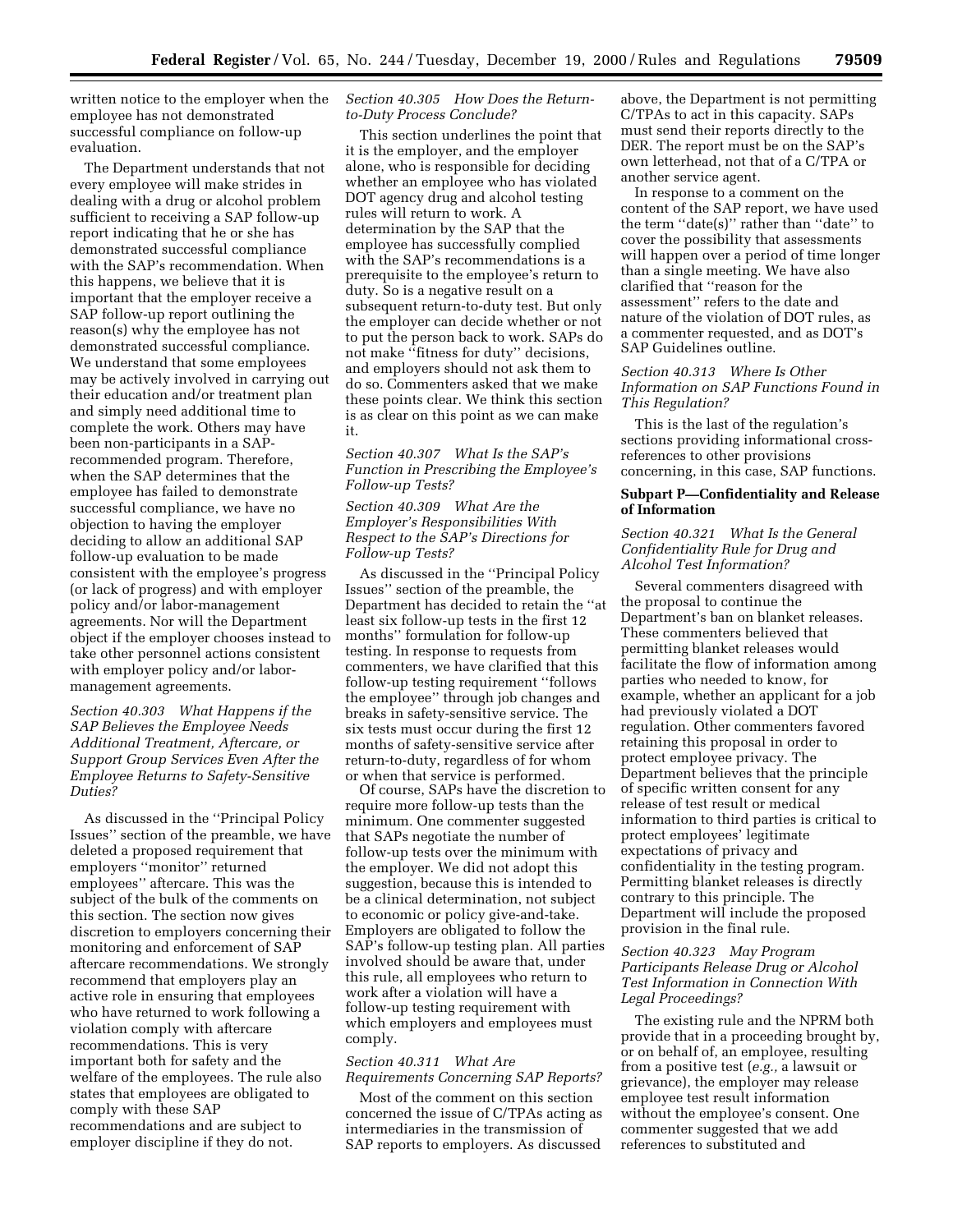written notice to the employer when the employee has not demonstrated successful compliance on follow-up evaluation.

The Department understands that not every employee will make strides in dealing with a drug or alcohol problem sufficient to receiving a SAP follow-up report indicating that he or she has demonstrated successful compliance with the SAP's recommendation. When this happens, we believe that it is important that the employer receive a SAP follow-up report outlining the reason(s) why the employee has not demonstrated successful compliance. We understand that some employees may be actively involved in carrying out their education and/or treatment plan and simply need additional time to complete the work. Others may have been non-participants in a SAP-recommended program. Therefore, when the SAP determines that the employee has failed to demonstrate successful compliance, we have no objection to having the employer deciding to allow an additional SAP follow-up evaluation to be made consistent with the employee's progress (or lack of progress) and with employer policy and/or labor-management agreements. Nor will the Department object if the employer chooses instead to take other personnel actions consistent with employer policy and/or labor-management agreements.

*Section 40.303 What Happens if the SAP Believes the Employee Needs Additional Treatment, Aftercare, or Support Group Services Even After the Employee Returns to Safety-Sensitive Duties?*

As discussed in the ''Principal Policy Issues'' section of the preamble, we have deleted a proposed requirement that employers ''monitor'' returned employees'' aftercare. This was the subject of the bulk of the comments on this section. The section now gives discretion to employers concerning their monitoring and enforcement of SAP aftercare recommendations. We strongly recommend that employers play an active role in ensuring that employees who have returned to work following a violation comply with aftercare recommendations. This is very important both for safety and the welfare of the employees. The rule also states that employees are obligated to comply with these SAP recommendations and are subject to employer discipline if they do not.

*Section 40.305 How Does the Return-to-Duty Process Conclude?*

This section underlines the point that it is the employer, and the employer alone, who is responsible for deciding whether an employee who has violated DOT agency drug and alcohol testing rules will return to work. A determination by the SAP that the employee has successfully complied with the SAP's recommendations is a prerequisite to the employee's return to duty. So is a negative result on a subsequent return-to-duty test. But only the employer can decide whether or not to put the person back to work. SAPs do not make ''fitness for duty'' decisions, and employers should not ask them to do so. Commenters asked that we make these points clear. We think this section is as clear on this point as we can make it.

*Section 40.307 What Is the SAP's Function in Prescribing the Employee's Follow-up Tests?*

*Section 40.309 What Are the Employer's Responsibilities With Respect to the SAP's Directions for Follow-up Tests?*

As discussed in the ''Principal Policy Issues'' section of the preamble, the Department has decided to retain the ''at least six follow-up tests in the first 12 months'' formulation for follow-up testing. In response to requests from commenters, we have clarified that this follow-up testing requirement ''follows the employee'' through job changes and breaks in safety-sensitive service. The six tests must occur during the first 12 months of safety-sensitive service after return-to-duty, regardless of for whom or when that service is performed.

Of course, SAPs have the discretion to require more follow-up tests than the minimum. One commenter suggested that SAPs negotiate the number of follow-up tests over the minimum with the employer. We did not adopt this suggestion, because this is intended to be a clinical determination, not subject to economic or policy give-and-take. Employers are obligated to follow the SAP's follow-up testing plan. All parties involved should be aware that, under this rule, all employees who return to work after a violation will have a follow-up testing requirement with which employers and employees must comply.

*Section 40.311 What Are Requirements Concerning SAP Reports?*

Most of the comment on this section concerned the issue of C/TPAs acting as intermediaries in the transmission of SAP reports to employers. As discussed above, the Department is not permitting C/TPAs to act in this capacity. SAPs must send their reports directly to the DER. The report must be on the SAP's own letterhead, not that of a C/TPA or another service agent.

In response to a comment on the content of the SAP report, we have used the term ''date(s)'' rather than ''date'' to cover the possibility that assessments will happen over a period of time longer than a single meeting. We have also clarified that ''reason for the assessment'' refers to the date and nature of the violation of DOT rules, as a commenter requested, and as DOT's SAP Guidelines outline.

*Section 40.313 Where Is Other Information on SAP Functions Found in This Regulation?*

This is the last of the regulation's sections providing informational cross-references to other provisions concerning, in this case, SAP functions.

**Subpart P—Confidentiality and Release of Information**

*Section 40.321 What Is the General Confidentiality Rule for Drug and Alcohol Test Information?*

Several commenters disagreed with the proposal to continue the Department's ban on blanket releases. These commenters believed that permitting blanket releases would facilitate the flow of information among parties who needed to know, for example, whether an applicant for a job had previously violated a DOT regulation. Other commenters favored retaining this proposal in order to protect employee privacy. The Department believes that the principle of specific written consent for any release of test result or medical information to third parties is critical to protect employees' legitimate expectations of privacy and confidentiality in the testing program. Permitting blanket releases is directly contrary to this principle. The Department will include the proposed provision in the final rule.

*Section 40.323 May Program Participants Release Drug or Alcohol Test Information in Connection With Legal Proceedings?*

The existing rule and the NPRM both provide that in a proceeding brought by, or on behalf of, an employee, resulting from a positive test (*e.g.,* a lawsuit or grievance), the employer may release employee test result information without the employee's consent. One commenter suggested that we add references to substituted and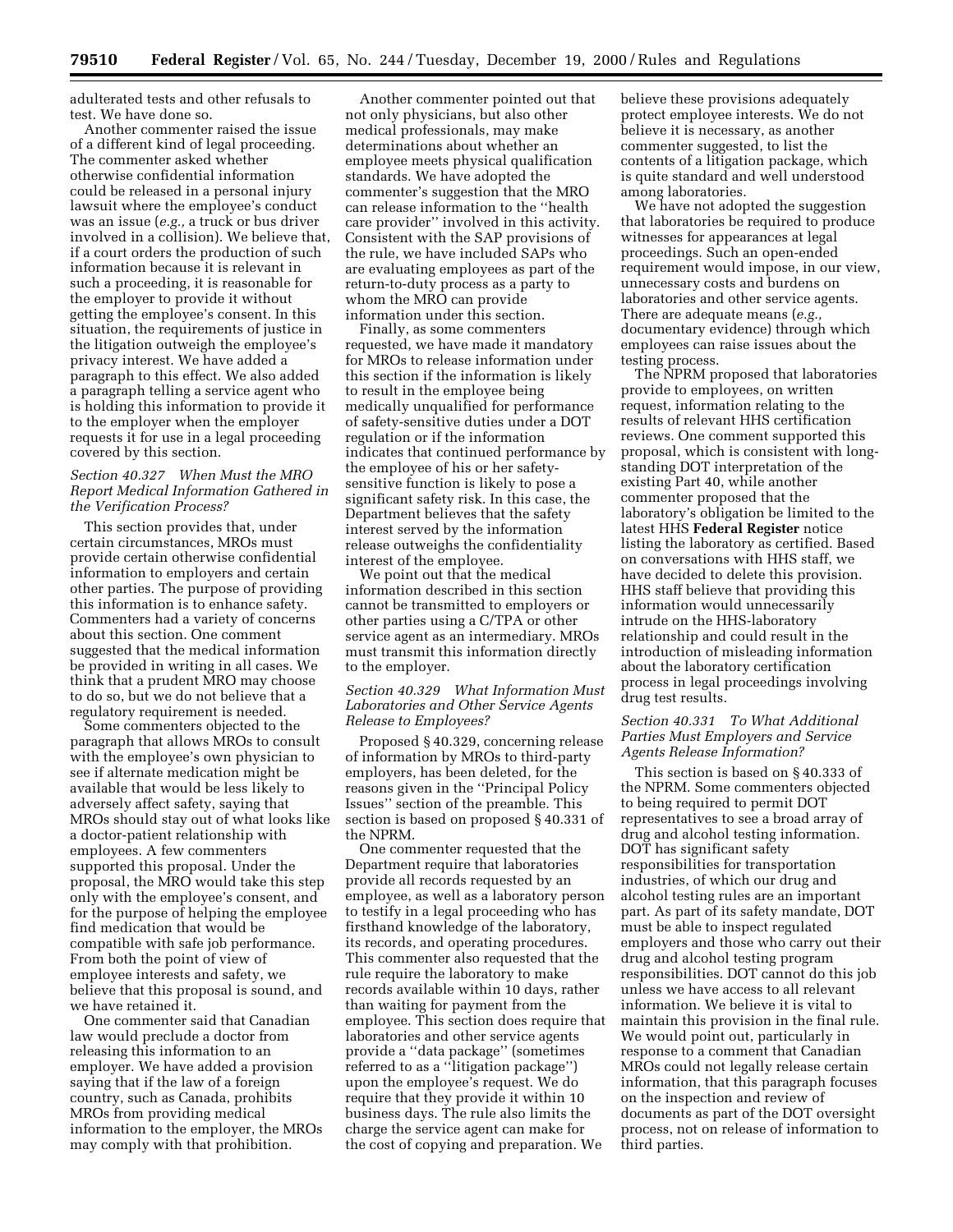adulterated tests and other refusals to test. We have done so.

Another commenter raised the issue of a different kind of legal proceeding. The commenter asked whether otherwise confidential information could be released in a personal injury lawsuit where the employee's conduct was an issue (*e.g.,* a truck or bus driver involved in a collision). We believe that, if a court orders the production of such information because it is relevant in such a proceeding, it is reasonable for the employer to provide it without getting the employee's consent. In this situation, the requirements of justice in the litigation outweigh the employee's privacy interest. We have added a paragraph to this effect. We also added a paragraph telling a service agent who is holding this information to provide it to the employer when the employer requests it for use in a legal proceeding covered by this section.

### *Section 40.327 When Must the MRO Report Medical Information Gathered in the Verification Process?*

This section provides that, under certain circumstances, MROs must provide certain otherwise confidential information to employers and certain other parties. The purpose of providing this information is to enhance safety. Commenters had a variety of concerns about this section. One comment suggested that the medical information be provided in writing in all cases. We think that a prudent MRO may choose to do so, but we do not believe that a regulatory requirement is needed.

Some commenters objected to the paragraph that allows MROs to consult with the employee's own physician to see if alternate medication might be available that would be less likely to adversely affect safety, saying that MROs should stay out of what looks like a doctor-patient relationship with employees. A few commenters supported this proposal. Under the proposal, the MRO would take this step only with the employee's consent, and for the purpose of helping the employee find medication that would be compatible with safe job performance. From both the point of view of employee interests and safety, we believe that this proposal is sound, and we have retained it.

One commenter said that Canadian law would preclude a doctor from releasing this information to an employer. We have added a provision saying that if the law of a foreign country, such as Canada, prohibits MROs from providing medical information to the employer, the MROs may comply with that prohibition.

Another commenter pointed out that not only physicians, but also other medical professionals, may make determinations about whether an employee meets physical qualification standards. We have adopted the commenter's suggestion that the MRO can release information to the ''health care provider'' involved in this activity. Consistent with the SAP provisions of the rule, we have included SAPs who are evaluating employees as part of the return-to-duty process as a party to whom the MRO can provide information under this section.

Finally, as some commenters requested, we have made it mandatory for MROs to release information under this section if the information is likely to result in the employee being medically unqualified for performance of safety-sensitive duties under a DOT regulation or if the information indicates that continued performance by the employee of his or her safety-sensitive function is likely to pose a significant safety risk. In this case, the Department believes that the safety interest served by the information release outweighs the confidentiality interest of the employee.

We point out that the medical information described in this section cannot be transmitted to employers or other parties using a C/TPA or other service agent as an intermediary. MROs must transmit this information directly to the employer.

### *Section 40.329 What Information Must Laboratories and Other Service Agents Release to Employees?*

Proposed § 40.329, concerning release of information by MROs to third-party employers, has been deleted, for the reasons given in the ''Principal Policy Issues'' section of the preamble. This section is based on proposed § 40.331 of the NPRM.

One commenter requested that the Department require that laboratories provide all records requested by an employee, as well as a laboratory person to testify in a legal proceeding who has firsthand knowledge of the laboratory, its records, and operating procedures. This commenter also requested that the rule require the laboratory to make records available within 10 days, rather than waiting for payment from the employee. This section does require that laboratories and other service agents provide a ''data package'' (sometimes referred to as a ''litigation package'') upon the employee's request. We do require that they provide it within 10 business days. The rule also limits the charge the service agent can make for the cost of copying and preparation. We believe these provisions adequately protect employee interests. We do not believe it is necessary, as another commenter suggested, to list the contents of a litigation package, which is quite standard and well understood among laboratories.

We have not adopted the suggestion that laboratories be required to produce witnesses for appearances at legal proceedings. Such an open-ended requirement would impose, in our view, unnecessary costs and burdens on laboratories and other service agents. There are adequate means (*e.g.,* documentary evidence) through which employees can raise issues about the testing process.

The NPRM proposed that laboratories provide to employees, on written request, information relating to the results of relevant HHS certification reviews. One comment supported this proposal, which is consistent with long-standing DOT interpretation of the existing Part 40, while another commenter proposed that the laboratory's obligation be limited to the latest HHS **Federal Register** notice listing the laboratory as certified. Based on conversations with HHS staff, we have decided to delete this provision. HHS staff believe that providing this information would unnecessarily intrude on the HHS-laboratory relationship and could result in the introduction of misleading information about the laboratory certification process in legal proceedings involving drug test results.

### *Section 40.331 To What Additional Parties Must Employers and Service Agents Release Information?*

This section is based on § 40.333 of the NPRM. Some commenters objected to being required to permit DOT representatives to see a broad array of drug and alcohol testing information. DOT has significant safety responsibilities for transportation industries, of which our drug and alcohol testing rules are an important part. As part of its safety mandate, DOT must be able to inspect regulated employers and those who carry out their drug and alcohol testing program responsibilities. DOT cannot do this job unless we have access to all relevant information. We believe it is vital to maintain this provision in the final rule. We would point out, particularly in response to a comment that Canadian MROs could not legally release certain information, that this paragraph focuses on the inspection and review of documents as part of the DOT oversight process, not on release of information to third parties.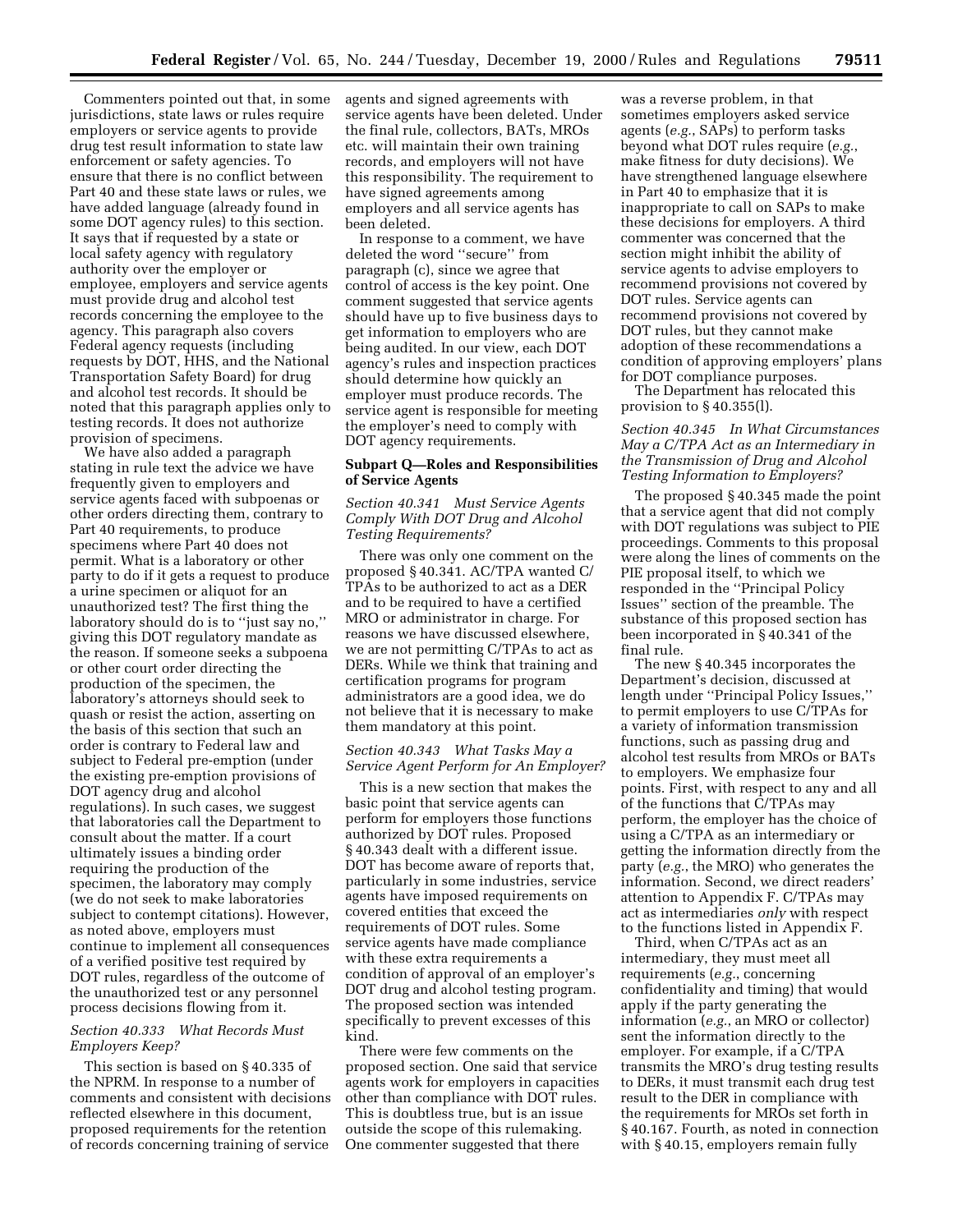Commenters pointed out that, in some jurisdictions, state laws or rules require employers or service agents to provide drug test result information to state law enforcement or safety agencies. To ensure that there is no conflict between Part 40 and these state laws or rules, we have added language (already found in some DOT agency rules) to this section. It says that if requested by a state or local safety agency with regulatory authority over the employer or employee, employers and service agents must provide drug and alcohol test records concerning the employee to the agency. This paragraph also covers Federal agency requests (including requests by DOT, HHS, and the National Transportation Safety Board) for drug and alcohol test records. It should be noted that this paragraph applies only to testing records. It does not authorize provision of specimens.

We have also added a paragraph stating in rule text the advice we have frequently given to employers and service agents faced with subpoenas or other orders directing them, contrary to Part 40 requirements, to produce specimens where Part 40 does not permit. What is a laboratory or other party to do if it gets a request to produce a urine specimen or aliquot for an unauthorized test? The first thing the laboratory should do is to ''just say no,'' giving this DOT regulatory mandate as the reason. If someone seeks a subpoena or other court order directing the production of the specimen, the laboratory's attorneys should seek to quash or resist the action, asserting on the basis of this section that such an order is contrary to Federal law and subject to Federal pre-emption (under the existing pre-emption provisions of DOT agency drug and alcohol regulations). In such cases, we suggest that laboratories call the Department to consult about the matter. If a court ultimately issues a binding order requiring the production of the specimen, the laboratory may comply (we do not seek to make laboratories subject to contempt citations). However, as noted above, employers must continue to implement all consequences of a verified positive test required by DOT rules, regardless of the outcome of the unauthorized test or any personnel process decisions flowing from it.

*Section 40.333 What Records Must Employers Keep?*

This section is based on § 40.335 of the NPRM. In response to a number of comments and consistent with decisions reflected elsewhere in this document, proposed requirements for the retention of records concerning training of service agents and signed agreements with service agents have been deleted. Under the final rule, collectors, BATs, MROs etc. will maintain their own training records, and employers will not have this responsibility. The requirement to have signed agreements among employers and all service agents has been deleted.

In response to a comment, we have deleted the word ''secure'' from paragraph (c), since we agree that control of access is the key point. One comment suggested that service agents should have up to five business days to get information to employers who are being audited. In our view, each DOT agency's rules and inspection practices should determine how quickly an employer must produce records. The service agent is responsible for meeting the employer's need to comply with DOT agency requirements.

## Subpart Q—Roles and Responsibilities of Service Agents

*Section 40.341 Must Service Agents Comply With DOT Drug and Alcohol Testing Requirements?*

There was only one comment on the proposed § 40.341. AC/TPA wanted C/TPAs to be authorized to act as a DER and to be required to have a certified MRO or administrator in charge. For reasons we have discussed elsewhere, we are not permitting C/TPAs to act as DERs. While we think that training and certification programs for program administrators are a good idea, we do not believe that it is necessary to make them mandatory at this point.

*Section 40.343 What Tasks May a Service Agent Perform for An Employer?*

This is a new section that makes the basic point that service agents can perform for employers those functions authorized by DOT rules. Proposed § 40.343 dealt with a different issue. DOT has become aware of reports that, particularly in some industries, service agents have imposed requirements on covered entities that exceed the requirements of DOT rules. Some service agents have made compliance with these extra requirements a condition of approval of an employer's DOT drug and alcohol testing program. The proposed section was intended specifically to prevent excesses of this kind.

There were few comments on the proposed section. One said that service agents work for employers in capacities other than compliance with DOT rules. This is doubtless true, but is an issue outside the scope of this rulemaking. One commenter suggested that there was a reverse problem, in that sometimes employers asked service agents (*e.g.*, SAPs) to perform tasks beyond what DOT rules require (*e.g.*, make fitness for duty decisions). We have strengthened language elsewhere in Part 40 to emphasize that it is inappropriate to call on SAPs to make these decisions for employers. A third commenter was concerned that the section might inhibit the ability of service agents to advise employers to recommend provisions not covered by DOT rules. Service agents can recommend provisions not covered by DOT rules, but they cannot make adoption of these recommendations a condition of approving employers' plans for DOT compliance purposes.

The Department has relocated this provision to § 40.355(l).

*Section 40.345 In What Circumstances May a C/TPA Act as an Intermediary in the Transmission of Drug and Alcohol Testing Information to Employers?*

The proposed § 40.345 made the point that a service agent that did not comply with DOT regulations was subject to PIE proceedings. Comments to this proposal were along the lines of comments on the PIE proposal itself, to which we responded in the ''Principal Policy Issues'' section of the preamble. The substance of this proposed section has been incorporated in § 40.341 of the final rule.

The new § 40.345 incorporates the Department's decision, discussed at length under ''Principal Policy Issues,'' to permit employers to use C/TPAs for a variety of information transmission functions, such as passing drug and alcohol test results from MROs or BATs to employers. We emphasize four points. First, with respect to any and all of the functions that C/TPAs may perform, the employer has the choice of using a C/TPA as an intermediary or getting the information directly from the party (*e.g.*, the MRO) who generates the information. Second, we direct readers' attention to Appendix F. C/TPAs may act as intermediaries *only* with respect to the functions listed in Appendix F.

Third, when C/TPAs act as an intermediary, they must meet all requirements (*e.g.*, concerning confidentiality and timing) that would apply if the party generating the information (*e.g.*, an MRO or collector) sent the information directly to the employer. For example, if a C/TPA transmits the MRO's drug testing results to DERs, it must transmit each drug test result to the DER in compliance with the requirements for MROs set forth in § 40.167. Fourth, as noted in connection with § 40.15, employers remain fully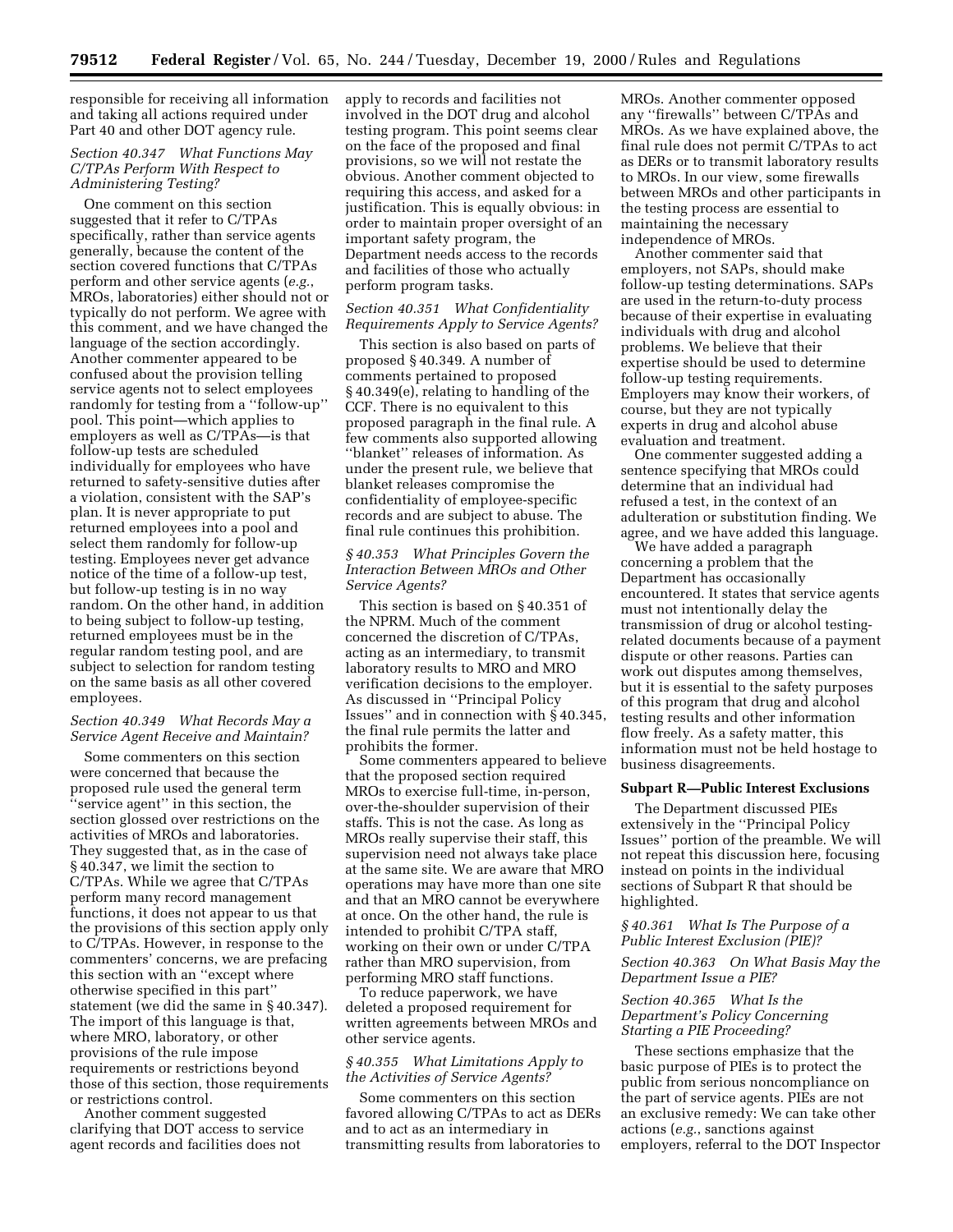responsible for receiving all information and taking all actions required under Part 40 and other DOT agency rule.

### *Section 40.347 What Functions May C/TPAs Perform With Respect to Administering Testing?*

One comment on this section suggested that it refer to C/TPAs specifically, rather than service agents generally, because the content of the section covered functions that C/TPAs perform and other service agents (*e.g.*, MROs, laboratories) either should not or typically do not perform. We agree with this comment, and we have changed the language of the section accordingly. Another commenter appeared to be confused about the provision telling service agents not to select employees randomly for testing from a ''follow-up'' pool. This point—which applies to employers as well as C/TPAs—is that follow-up tests are scheduled individually for employees who have returned to safety-sensitive duties after a violation, consistent with the SAP's plan. It is never appropriate to put returned employees into a pool and select them randomly for follow-up testing. Employees never get advance notice of the time of a follow-up test, but follow-up testing is in no way random. On the other hand, in addition to being subject to follow-up testing, returned employees must be in the regular random testing pool, and are subject to selection for random testing on the same basis as all other covered employees.

### *Section 40.349 What Records May a Service Agent Receive and Maintain?*

Some commenters on this section were concerned that because the proposed rule used the general term ''service agent'' in this section, the section glossed over restrictions on the activities of MROs and laboratories. They suggested that, as in the case of § 40.347, we limit the section to C/TPAs. While we agree that C/TPAs perform many record management functions, it does not appear to us that the provisions of this section apply only to C/TPAs. However, in response to the commenters' concerns, we are prefacing this section with an ''except where otherwise specified in this part'' statement (we did the same in § 40.347). The import of this language is that, where MRO, laboratory, or other provisions of the rule impose requirements or restrictions beyond those of this section, those requirements or restrictions control.

Another comment suggested clarifying that DOT access to service agent records and facilities does not apply to records and facilities not involved in the DOT drug and alcohol testing program. This point seems clear on the face of the proposed and final provisions, so we will not restate the obvious. Another comment objected to requiring this access, and asked for a justification. This is equally obvious: in order to maintain proper oversight of an important safety program, the Department needs access to the records and facilities of those who actually perform program tasks.

### *Section 40.351 What Confidentiality Requirements Apply to Service Agents?*

This section is also based on parts of proposed § 40.349. A number of comments pertained to proposed § 40.349(e), relating to handling of the CCF. There is no equivalent to this proposed paragraph in the final rule. A few comments also supported allowing ''blanket'' releases of information. As under the present rule, we believe that blanket releases compromise the confidentiality of employee-specific records and are subject to abuse. The final rule continues this prohibition.

### *§ 40.353 What Principles Govern the Interaction Between MROs and Other Service Agents?*

This section is based on § 40.351 of the NPRM. Much of the comment concerned the discretion of C/TPAs, acting as an intermediary, to transmit laboratory results to MRO and MRO verification decisions to the employer. As discussed in ''Principal Policy Issues'' and in connection with § 40.345, the final rule permits the latter and prohibits the former.

Some commenters appeared to believe that the proposed section required MROs to exercise full-time, in-person, over-the-shoulder supervision of their staffs. This is not the case. As long as MROs really supervise their staff, this supervision need not always take place at the same site. We are aware that MRO operations may have more than one site and that an MRO cannot be everywhere at once. On the other hand, the rule is intended to prohibit C/TPA staff, working on their own or under C/TPA rather than MRO supervision, from performing MRO staff functions.

To reduce paperwork, we have deleted a proposed requirement for written agreements between MROs and other service agents.

### *§ 40.355 What Limitations Apply to the Activities of Service Agents?*

Some commenters on this section favored allowing C/TPAs to act as DERs and to act as an intermediary in transmitting results from laboratories to MROs. Another commenter opposed any ''firewalls'' between C/TPAs and MROs. As we have explained above, the final rule does not permit C/TPAs to act as DERs or to transmit laboratory results to MROs. In our view, some firewalls between MROs and other participants in the testing process are essential to maintaining the necessary independence of MROs.

Another commenter said that employers, not SAPs, should make follow-up testing determinations. SAPs are used in the return-to-duty process because of their expertise in evaluating individuals with drug and alcohol problems. We believe that their expertise should be used to determine follow-up testing requirements. Employers may know their workers, of course, but they are not typically experts in drug and alcohol abuse evaluation and treatment.

One commenter suggested adding a sentence specifying that MROs could determine that an individual had refused a test, in the context of an adulteration or substitution finding. We agree, and we have added this language.

We have added a paragraph concerning a problem that the Department has occasionally encountered. It states that service agents must not intentionally delay the transmission of drug or alcohol testing-related documents because of a payment dispute or other reasons. Parties can work out disputes among themselves, but it is essential to the safety purposes of this program that drug and alcohol testing results and other information flow freely. As a safety matter, this information must not be held hostage to business disagreements.

## Subpart R—Public Interest Exclusions

The Department discussed PIEs extensively in the ''Principal Policy Issues'' portion of the preamble. We will not repeat this discussion here, focusing instead on points in the individual sections of Subpart R that should be highlighted.

### *§ 40.361 What Is The Purpose of a Public Interest Exclusion (PIE)?*

### *Section 40.363 On What Basis May the Department Issue a PIE?*

### *Section 40.365 What Is the Department's Policy Concerning Starting a PIE Proceeding?*

These sections emphasize that the basic purpose of PIEs is to protect the public from serious noncompliance on the part of service agents. PIEs are not an exclusive remedy: We can take other actions (*e.g.*, sanctions against employers, referral to the DOT Inspector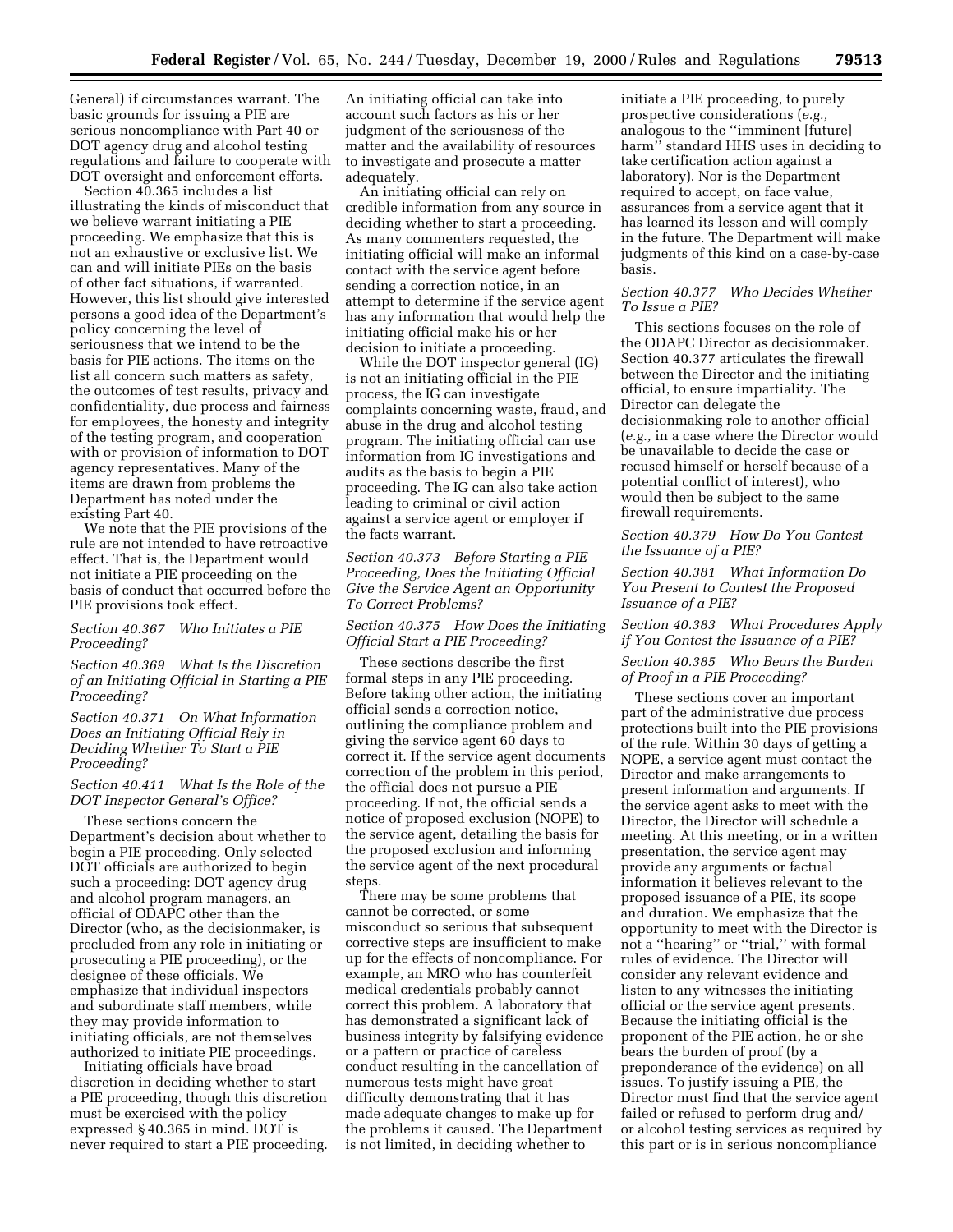General) if circumstances warrant. The basic grounds for issuing a PIE are serious noncompliance with Part 40 or DOT agency drug and alcohol testing regulations and failure to cooperate with DOT oversight and enforcement efforts.

Section 40.365 includes a list illustrating the kinds of misconduct that we believe warrant initiating a PIE proceeding. We emphasize that this is not an exhaustive or exclusive list. We can and will initiate PIEs on the basis of other fact situations, if warranted. However, this list should give interested persons a good idea of the Department's policy concerning the level of seriousness that we intend to be the basis for PIE actions. The items on the list all concern such matters as safety, the outcomes of test results, privacy and confidentiality, due process and fairness for employees, the honesty and integrity of the testing program, and cooperation with or provision of information to DOT agency representatives. Many of the items are drawn from problems the Department has noted under the existing Part 40.

We note that the PIE provisions of the rule are not intended to have retroactive effect. That is, the Department would not initiate a PIE proceeding on the basis of conduct that occurred before the PIE provisions took effect.

*Section 40.367 Who Initiates a PIE Proceeding?*

*Section 40.369 What Is the Discretion of an Initiating Official in Starting a PIE Proceeding?*

*Section 40.371 On What Information Does an Initiating Official Rely in Deciding Whether To Start a PIE Proceeding?*

*Section 40.411 What Is the Role of the DOT Inspector General's Office?*

These sections concern the Department's decision about whether to begin a PIE proceeding. Only selected DOT officials are authorized to begin such a proceeding: DOT agency drug and alcohol program managers, an official of ODAPC other than the Director (who, as the decisionmaker, is precluded from any role in initiating or prosecuting a PIE proceeding), or the designee of these officials. We emphasize that individual inspectors and subordinate staff members, while they may provide information to initiating officials, are not themselves authorized to initiate PIE proceedings.

Initiating officials have broad discretion in deciding whether to start a PIE proceeding, though this discretion must be exercised with the policy expressed § 40.365 in mind. DOT is never required to start a PIE proceeding. An initiating official can take into account such factors as his or her judgment of the seriousness of the matter and the availability of resources to investigate and prosecute a matter adequately.

An initiating official can rely on credible information from any source in deciding whether to start a proceeding. As many commenters requested, the initiating official will make an informal contact with the service agent before sending a correction notice, in an attempt to determine if the service agent has any information that would help the initiating official make his or her decision to initiate a proceeding.

While the DOT inspector general (IG) is not an initiating official in the PIE process, the IG can investigate complaints concerning waste, fraud, and abuse in the drug and alcohol testing program. The initiating official can use information from IG investigations and audits as the basis to begin a PIE proceeding. The IG can also take action leading to criminal or civil action against a service agent or employer if the facts warrant.

*Section 40.373 Before Starting a PIE Proceeding, Does the Initiating Official Give the Service Agent an Opportunity To Correct Problems?*

*Section 40.375 How Does the Initiating Official Start a PIE Proceeding?*

These sections describe the first formal steps in any PIE proceeding. Before taking other action, the initiating official sends a correction notice, outlining the compliance problem and giving the service agent 60 days to correct it. If the service agent documents correction of the problem in this period, the official does not pursue a PIE proceeding. If not, the official sends a notice of proposed exclusion (NOPE) to the service agent, detailing the basis for the proposed exclusion and informing the service agent of the next procedural steps.

There may be some problems that cannot be corrected, or some misconduct so serious that subsequent corrective steps are insufficient to make up for the effects of noncompliance. For example, an MRO who has counterfeit medical credentials probably cannot correct this problem. A laboratory that has demonstrated a significant lack of business integrity by falsifying evidence or a pattern or practice of careless conduct resulting in the cancellation of numerous tests might have great difficulty demonstrating that it has made adequate changes to make up for the problems it caused. The Department is not limited, in deciding whether to initiate a PIE proceeding, to purely prospective considerations (*e.g.,* analogous to the ''imminent [future] harm'' standard HHS uses in deciding to take certification action against a laboratory). Nor is the Department required to accept, on face value, assurances from a service agent that it has learned its lesson and will comply in the future. The Department will make judgments of this kind on a case-by-case basis.

*Section 40.377 Who Decides Whether To Issue a PIE?*

This sections focuses on the role of the ODAPC Director as decisionmaker. Section 40.377 articulates the firewall between the Director and the initiating official, to ensure impartiality. The Director can delegate the decisionmaking role to another official (*e.g.,* in a case where the Director would be unavailable to decide the case or recused himself or herself because of a potential conflict of interest), who would then be subject to the same firewall requirements.

*Section 40.379 How Do You Contest the Issuance of a PIE?*

*Section 40.381 What Information Do You Present to Contest the Proposed Issuance of a PIE?*

*Section 40.383 What Procedures Apply if You Contest the Issuance of a PIE?*

*Section 40.385 Who Bears the Burden of Proof in a PIE Proceeding?*

These sections cover an important part of the administrative due process protections built into the PIE provisions of the rule. Within 30 days of getting a NOPE, a service agent must contact the Director and make arrangements to present information and arguments. If the service agent asks to meet with the Director, the Director will schedule a meeting. At this meeting, or in a written presentation, the service agent may provide any arguments or factual information it believes relevant to the proposed issuance of a PIE, its scope and duration. We emphasize that the opportunity to meet with the Director is not a ''hearing'' or ''trial,'' with formal rules of evidence. The Director will consider any relevant evidence and listen to any witnesses the initiating official or the service agent presents. Because the initiating official is the proponent of the PIE action, he or she bears the burden of proof (by a preponderance of the evidence) on all issues. To justify issuing a PIE, the Director must find that the service agent failed or refused to perform drug and/ or alcohol testing services as required by this part or is in serious noncompliance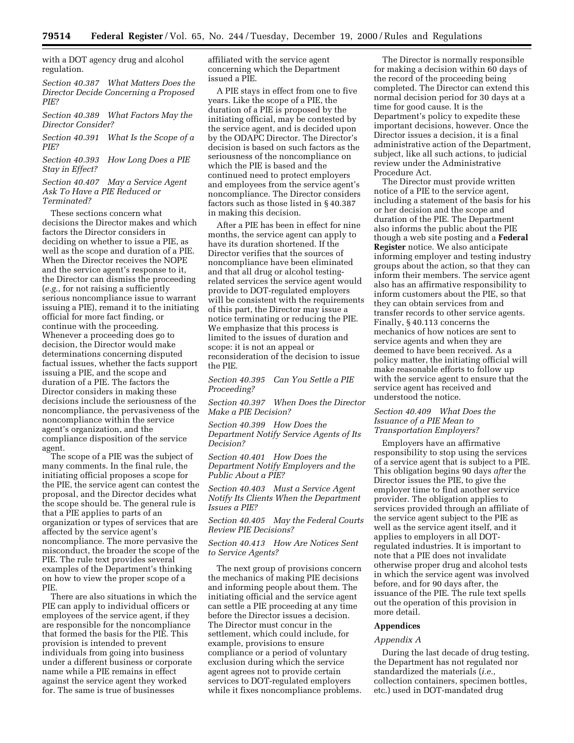with a DOT agency drug and alcohol regulation.

*Section 40.387 What Matters Does the Director Decide Concerning a Proposed PIE?*

*Section 40.389 What Factors May the Director Consider?*

*Section 40.391 What Is the Scope of a PIE?*

*Section 40.393 How Long Does a PIE Stay in Effect?*

*Section 40.407 May a Service Agent Ask To Have a PIE Reduced or Terminated?*

These sections concern what decisions the Director makes and which factors the Director considers in deciding on whether to issue a PIE, as well as the scope and duration of a PIE. When the Director receives the NOPE and the service agent's response to it, the Director can dismiss the proceeding (*e.g.,* for not raising a sufficiently serious noncompliance issue to warrant issuing a PIE), remand it to the initiating official for more fact finding, or continue with the proceeding. Whenever a proceeding does go to decision, the Director would make determinations concerning disputed factual issues, whether the facts support issuing a PIE, and the scope and duration of a PIE. The factors the Director considers in making these decisions include the seriousness of the noncompliance, the pervasiveness of the noncompliance within the service agent's organization, and the compliance disposition of the service agent.

The scope of a PIE was the subject of many comments. In the final rule, the initiating official proposes a scope for the PIE, the service agent can contest the proposal, and the Director decides what the scope should be. The general rule is that a PIE applies to parts of an organization or types of services that are affected by the service agent's noncompliance. The more pervasive the misconduct, the broader the scope of the PIE. The rule text provides several examples of the Department's thinking on how to view the proper scope of a PIE.

There are also situations in which the PIE can apply to individual officers or employees of the service agent, if they are responsible for the noncompliance that formed the basis for the PIE. This provision is intended to prevent individuals from going into business under a different business or corporate name while a PIE remains in effect against the service agent they worked for. The same is true of businesses affiliated with the service agent concerning which the Department issued a PIE.

A PIE stays in effect from one to five years. Like the scope of a PIE, the duration of a PIE is proposed by the initiating official, may be contested by the service agent, and is decided upon by the ODAPC Director. The Director's decision is based on such factors as the seriousness of the noncompliance on which the PIE is based and the continued need to protect employers and employees from the service agent's noncompliance. The Director considers factors such as those listed in § 40.387 in making this decision.

After a PIE has been in effect for nine months, the service agent can apply to have its duration shortened. If the Director verifies that the sources of noncompliance have been eliminated and that all drug or alcohol testing-related services the service agent would provide to DOT-regulated employers will be consistent with the requirements of this part, the Director may issue a notice terminating or reducing the PIE. We emphasize that this process is limited to the issues of duration and scope: it is not an appeal or reconsideration of the decision to issue the PIE.

*Section 40.395 Can You Settle a PIE Proceeding?*

*Section 40.397 When Does the Director Make a PIE Decision?*

*Section 40.399 How Does the Department Notify Service Agents of Its Decision?*

*Section 40.401 How Does the Department Notify Employers and the Public About a PIE?*

*Section 40.403 Must a Service Agent Notify Its Clients When the Department Issues a PIE?*

*Section 40.405 May the Federal Courts Review PIE Decisions?*

*Section 40.413 How Are Notices Sent to Service Agents?*

The next group of provisions concern the mechanics of making PIE decisions and informing people about them. The initiating official and the service agent can settle a PIE proceeding at any time before the Director issues a decision. The Director must concur in the settlement, which could include, for example, provisions to ensure compliance or a period of voluntary exclusion during which the service agent agrees not to provide certain services to DOT-regulated employers while it fixes noncompliance problems.

The Director is normally responsible for making a decision within 60 days of the record of the proceeding being completed. The Director can extend this normal decision period for 30 days at a time for good cause. It is the Department's policy to expedite these important decisions, however. Once the Director issues a decision, it is a final administrative action of the Department, subject, like all such actions, to judicial review under the Administrative Procedure Act.

The Director must provide written notice of a PIE to the service agent, including a statement of the basis for his or her decision and the scope and duration of the PIE. The Department also informs the public about the PIE though a web site posting and a **Federal Register** notice. We also anticipate informing employer and testing industry groups about the action, so that they can inform their members. The service agent also has an affirmative responsibility to inform customers about the PIE, so that they can obtain services from and transfer records to other service agents. Finally, § 40.113 concerns the mechanics of how notices are sent to service agents and when they are deemed to have been received. As a policy matter, the initiating official will make reasonable efforts to follow up with the service agent to ensure that the service agent has received and understood the notice.

*Section 40.409 What Does the Issuance of a PIE Mean to Transportation Employers?*

Employers have an affirmative responsibility to stop using the services of a service agent that is subject to a PIE. This obligation begins 90 days *after* the Director issues the PIE, to give the employer time to find another service provider. The obligation applies to services provided through an affiliate of the service agent subject to the PIE as well as the service agent itself, and it applies to employers in all DOT-regulated industries. It is important to note that a PIE does not invalidate otherwise proper drug and alcohol tests in which the service agent was involved before, and for 90 days after, the issuance of the PIE. The rule text spells out the operation of this provision in more detail.

**Appendices**

*Appendix A*

During the last decade of drug testing, the Department has not regulated nor standardized the materials (*i.e.,* collection containers, specimen bottles, etc.) used in DOT-mandated drug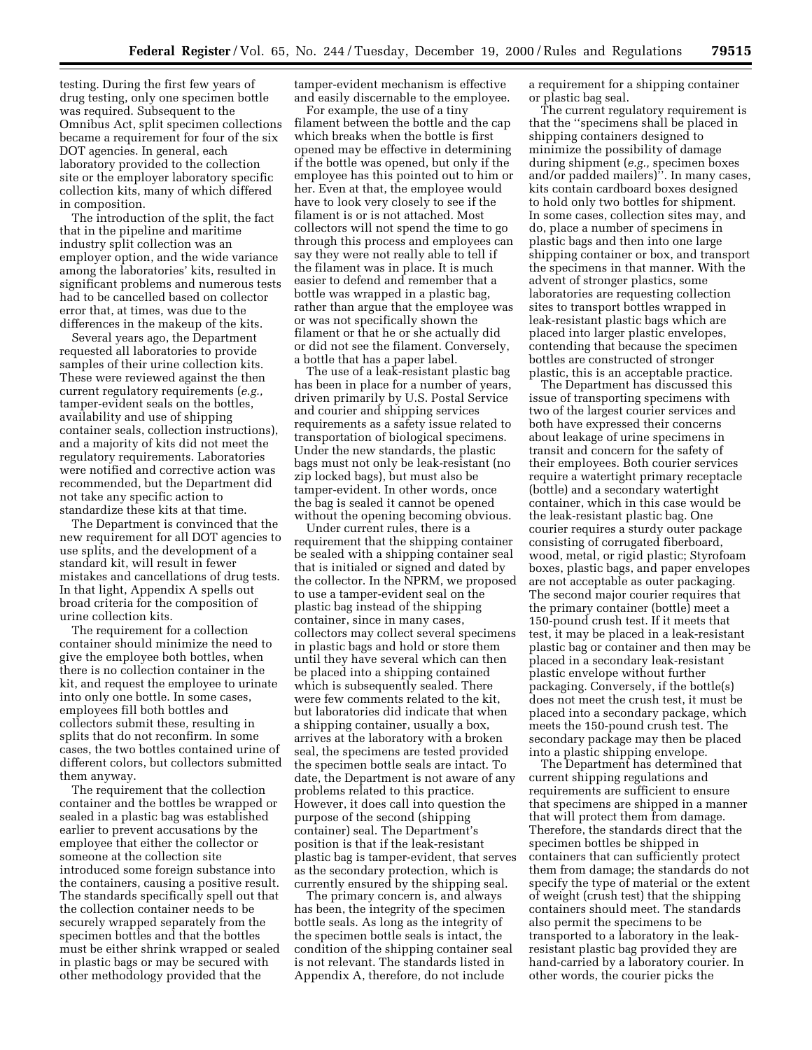testing. During the first few years of drug testing, only one specimen bottle was required. Subsequent to the Omnibus Act, split specimen collections became a requirement for four of the six DOT agencies. In general, each laboratory provided to the collection site or the employer laboratory specific collection kits, many of which differed in composition.

The introduction of the split, the fact that in the pipeline and maritime industry split collection was an employer option, and the wide variance among the laboratories' kits, resulted in significant problems and numerous tests had to be cancelled based on collector error that, at times, was due to the differences in the makeup of the kits.

Several years ago, the Department requested all laboratories to provide samples of their urine collection kits. These were reviewed against the then current regulatory requirements (*e.g.,* tamper-evident seals on the bottles, availability and use of shipping container seals, collection instructions), and a majority of kits did not meet the regulatory requirements. Laboratories were notified and corrective action was recommended, but the Department did not take any specific action to standardize these kits at that time.

The Department is convinced that the new requirement for all DOT agencies to use splits, and the development of a standard kit, will result in fewer mistakes and cancellations of drug tests. In that light, Appendix A spells out broad criteria for the composition of urine collection kits.

The requirement for a collection container should minimize the need to give the employee both bottles, when there is no collection container in the kit, and request the employee to urinate into only one bottle. In some cases, employees fill both bottles and collectors submit these, resulting in splits that do not reconfirm. In some cases, the two bottles contained urine of different colors, but collectors submitted them anyway.

The requirement that the collection container and the bottles be wrapped or sealed in a plastic bag was established earlier to prevent accusations by the employee that either the collector or someone at the collection site introduced some foreign substance into the containers, causing a positive result. The standards specifically spell out that the collection container needs to be securely wrapped separately from the specimen bottles and that the bottles must be either shrink wrapped or sealed in plastic bags or may be secured with other methodology provided that the tamper-evident mechanism is effective and easily discernable to the employee.

For example, the use of a tiny filament between the bottle and the cap which breaks when the bottle is first opened may be effective in determining if the bottle was opened, but only if the employee has this pointed out to him or her. Even at that, the employee would have to look very closely to see if the filament is or is not attached. Most collectors will not spend the time to go through this process and employees can say they were not really able to tell if the filament was in place. It is much easier to defend and remember that a bottle was wrapped in a plastic bag, rather than argue that the employee was or was not specifically shown the filament or that he or she actually did or did not see the filament. Conversely, a bottle that has a paper label.

The use of a leak-resistant plastic bag has been in place for a number of years, driven primarily by U.S. Postal Service and courier and shipping services requirements as a safety issue related to transportation of biological specimens. Under the new standards, the plastic bags must not only be leak-resistant (no zip locked bags), but must also be tamper-evident. In other words, once the bag is sealed it cannot be opened without the opening becoming obvious.

Under current rules, there is a requirement that the shipping container be sealed with a shipping container seal that is initialed or signed and dated by the collector. In the NPRM, we proposed to use a tamper-evident seal on the plastic bag instead of the shipping container, since in many cases, collectors may collect several specimens in plastic bags and hold or store them until they have several which can then be placed into a shipping contained which is subsequently sealed. There were few comments related to the kit, but laboratories did indicate that when a shipping container, usually a box, arrives at the laboratory with a broken seal, the specimens are tested provided the specimen bottle seals are intact. To date, the Department is not aware of any problems related to this practice. However, it does call into question the purpose of the second (shipping container) seal. The Department's position is that if the leak-resistant plastic bag is tamper-evident, that serves as the secondary protection, which is currently ensured by the shipping seal.

The primary concern is, and always has been, the integrity of the specimen bottle seals. As long as the integrity of the specimen bottle seals is intact, the condition of the shipping container seal is not relevant. The standards listed in Appendix A, therefore, do not include a requirement for a shipping container or plastic bag seal.

The current regulatory requirement is that the "specimens shall be placed in shipping containers designed to minimize the possibility of damage during shipment (*e.g.,* specimen boxes and/or padded mailers)". In many cases, kits contain cardboard boxes designed to hold only two bottles for shipment. In some cases, collection sites may, and do, place a number of specimens in plastic bags and then into one large shipping container or box, and transport the specimens in that manner. With the advent of stronger plastics, some laboratories are requesting collection sites to transport bottles wrapped in leak-resistant plastic bags which are placed into larger plastic envelopes, contending that because the specimen bottles are constructed of stronger plastic, this is an acceptable practice.

The Department has discussed this issue of transporting specimens with two of the largest courier services and both have expressed their concerns about leakage of urine specimens in transit and concern for the safety of their employees. Both courier services require a watertight primary receptacle (bottle) and a secondary watertight container, which in this case would be the leak-resistant plastic bag. One courier requires a sturdy outer package consisting of corrugated fiberboard, wood, metal, or rigid plastic; Styrofoam boxes, plastic bags, and paper envelopes are not acceptable as outer packaging. The second major courier requires that the primary container (bottle) meet a 150-pound crush test. If it meets that test, it may be placed in a leak-resistant plastic bag or container and then may be placed in a secondary leak-resistant plastic envelope without further packaging. Conversely, if the bottle(s) does not meet the crush test, it must be placed into a secondary package, which meets the 150-pound crush test. The secondary package may then be placed into a plastic shipping envelope.

The Department has determined that current shipping regulations and requirements are sufficient to ensure that specimens are shipped in a manner that will protect them from damage. Therefore, the standards direct that the specimen bottles be shipped in containers that can sufficiently protect them from damage; the standards do not specify the type of material or the extent of weight (crush test) that the shipping containers should meet. The standards also permit the specimens to be transported to a laboratory in the leak-resistant plastic bag provided they are hand-carried by a laboratory courier. In other words, the courier picks the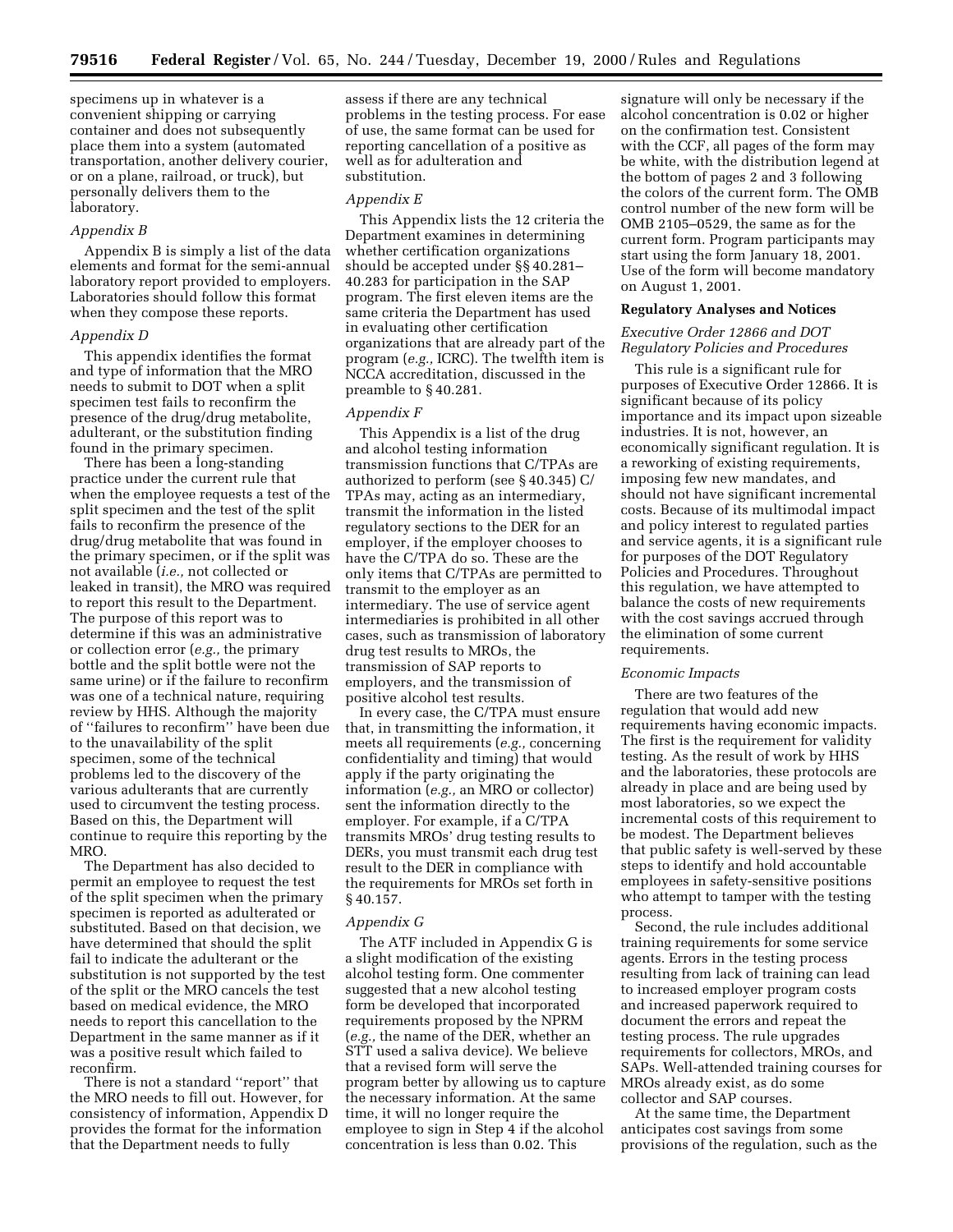specimens up in whatever is a convenient shipping or carrying container and does not subsequently place them into a system (automated transportation, another delivery courier, or on a plane, railroad, or truck), but personally delivers them to the laboratory.

*Appendix B*

Appendix B is simply a list of the data elements and format for the semi-annual laboratory report provided to employers. Laboratories should follow this format when they compose these reports.

*Appendix D*

This appendix identifies the format and type of information that the MRO needs to submit to DOT when a split specimen test fails to reconfirm the presence of the drug/drug metabolite, adulterant, or the substitution finding found in the primary specimen.

There has been a long-standing practice under the current rule that when the employee requests a test of the split specimen and the test of the split fails to reconfirm the presence of the drug/drug metabolite that was found in the primary specimen, or if the split was not available (*i.e.,* not collected or leaked in transit), the MRO was required to report this result to the Department. The purpose of this report was to determine if this was an administrative or collection error (*e.g.,* the primary bottle and the split bottle were not the same urine) or if the failure to reconfirm was one of a technical nature, requiring review by HHS. Although the majority of ''failures to reconfirm'' have been due to the unavailability of the split specimen, some of the technical problems led to the discovery of the various adulterants that are currently used to circumvent the testing process. Based on this, the Department will continue to require this reporting by the MRO.

The Department has also decided to permit an employee to request the test of the split specimen when the primary specimen is reported as adulterated or substituted. Based on that decision, we have determined that should the split fail to indicate the adulterant or the substitution is not supported by the test of the split or the MRO cancels the test based on medical evidence, the MRO needs to report this cancellation to the Department in the same manner as if it was a positive result which failed to reconfirm.

There is not a standard ''report'' that the MRO needs to fill out. However, for consistency of information, Appendix D provides the format for the information that the Department needs to fully assess if there are any technical problems in the testing process. For ease of use, the same format can be used for reporting cancellation of a positive as well as for adulteration and substitution.

*Appendix E*

This Appendix lists the 12 criteria the Department examines in determining whether certification organizations should be accepted under §§ 40.281–40.283 for participation in the SAP program. The first eleven items are the same criteria the Department has used in evaluating other certification organizations that are already part of the program (*e.g.,* ICRC). The twelfth item is NCCA accreditation, discussed in the preamble to § 40.281.

*Appendix F*

This Appendix is a list of the drug and alcohol testing information transmission functions that C/TPAs are authorized to perform (see § 40.345) C/TPAs may, acting as an intermediary, transmit the information in the listed regulatory sections to the DER for an employer, if the employer chooses to have the C/TPA do so. These are the only items that C/TPAs are permitted to transmit to the employer as an intermediary. The use of service agent intermediaries is prohibited in all other cases, such as transmission of laboratory drug test results to MROs, the transmission of SAP reports to employers, and the transmission of positive alcohol test results.

In every case, the C/TPA must ensure that, in transmitting the information, it meets all requirements (*e.g.,* concerning confidentiality and timing) that would apply if the party originating the information (*e.g.,* an MRO or collector) sent the information directly to the employer. For example, if a C/TPA transmits MROs' drug testing results to DERs, you must transmit each drug test result to the DER in compliance with the requirements for MROs set forth in § 40.157.

*Appendix G*

The ATF included in Appendix G is a slight modification of the existing alcohol testing form. One commenter suggested that a new alcohol testing form be developed that incorporated requirements proposed by the NPRM (*e.g.,* the name of the DER, whether an STT used a saliva device). We believe that a revised form will serve the program better by allowing us to capture the necessary information. At the same time, it will no longer require the employee to sign in Step 4 if the alcohol concentration is less than 0.02. This signature will only be necessary if the alcohol concentration is 0.02 or higher on the confirmation test. Consistent with the CCF, all pages of the form may be white, with the distribution legend at the bottom of pages 2 and 3 following the colors of the current form. The OMB control number of the new form will be OMB 2105–0529, the same as for the current form. Program participants may start using the form January 18, 2001. Use of the form will become mandatory on August 1, 2001.

**Regulatory Analyses and Notices**

*Executive Order 12866 and DOT Regulatory Policies and Procedures*

This rule is a significant rule for purposes of Executive Order 12866. It is significant because of its policy importance and its impact upon sizeable industries. It is not, however, an economically significant regulation. It is a reworking of existing requirements, imposing few new mandates, and should not have significant incremental costs. Because of its multimodal impact and policy interest to regulated parties and service agents, it is a significant rule for purposes of the DOT Regulatory Policies and Procedures. Throughout this regulation, we have attempted to balance the costs of new requirements with the cost savings accrued through the elimination of some current requirements.

*Economic Impacts*

There are two features of the regulation that would add new requirements having economic impacts. The first is the requirement for validity testing. As the result of work by HHS and the laboratories, these protocols are already in place and are being used by most laboratories, so we expect the incremental costs of this requirement to be modest. The Department believes that public safety is well-served by these steps to identify and hold accountable employees in safety-sensitive positions who attempt to tamper with the testing process.

Second, the rule includes additional training requirements for some service agents. Errors in the testing process resulting from lack of training can lead to increased employer program costs and increased paperwork required to document the errors and repeat the testing process. The rule upgrades requirements for collectors, MROs, and SAPs. Well-attended training courses for MROs already exist, as do some collector and SAP courses.

At the same time, the Department anticipates cost savings from some provisions of the regulation, such as the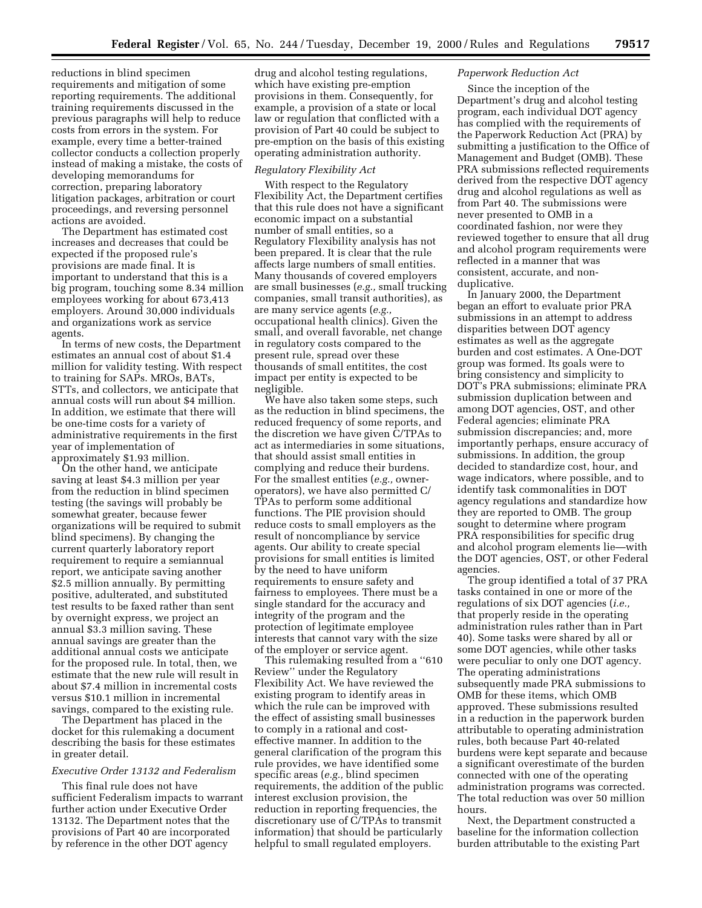reductions in blind specimen requirements and mitigation of some reporting requirements. The additional training requirements discussed in the previous paragraphs will help to reduce costs from errors in the system. For example, every time a better-trained collector conducts a collection properly instead of making a mistake, the costs of developing memorandums for correction, preparing laboratory litigation packages, arbitration or court proceedings, and reversing personnel actions are avoided.

The Department has estimated cost increases and decreases that could be expected if the proposed rule's provisions are made final. It is important to understand that this is a big program, touching some 8.34 million employees working for about 673,413 employers. Around 30,000 individuals and organizations work as service agents.

In terms of new costs, the Department estimates an annual cost of about $1.4 million for validity testing. With respect to training for SAPs. MROs, BATs, STTs, and collectors, we anticipate that annual costs will run about $4 million. In addition, we estimate that there will be one-time costs for a variety of administrative requirements in the first year of implementation of approximately $1.93 million.

On the other hand, we anticipate saving at least $4.3 million per year from the reduction in blind specimen testing (the savings will probably be somewhat greater, because fewer organizations will be required to submit blind specimens). By changing the current quarterly laboratory report requirement to require a semiannual report, we anticipate saving another $2.5 million annually. By permitting positive, adulterated, and substituted test results to be faxed rather than sent by overnight express, we project an annual $3.3 million saving. These annual savings are greater than the additional annual costs we anticipate for the proposed rule. In total, then, we estimate that the new rule will result in about $7.4 million in incremental costs versus $10.1 million in incremental savings, compared to the existing rule.

The Department has placed in the docket for this rulemaking a document describing the basis for these estimates in greater detail.

*Executive Order 13132 and Federalism*

This final rule does not have sufficient Federalism impacts to warrant further action under Executive Order 13132. The Department notes that the provisions of Part 40 are incorporated by reference in the other DOT agency drug and alcohol testing regulations, which have existing pre-emption provisions in them. Consequently, for example, a provision of a state or local law or regulation that conflicted with a provision of Part 40 could be subject to pre-emption on the basis of this existing operating administration authority.

*Regulatory Flexibility Act*

With respect to the Regulatory Flexibility Act, the Department certifies that this rule does not have a significant economic impact on a substantial number of small entities, so a Regulatory Flexibility analysis has not been prepared. It is clear that the rule affects large numbers of small entities. Many thousands of covered employers are small businesses (*e.g.,* small trucking companies, small transit authorities), as are many service agents (*e.g.,* occupational health clinics). Given the small, and overall favorable, net change in regulatory costs compared to the present rule, spread over these thousands of small entitites, the cost impact per entity is expected to be negligible.

We have also taken some steps, such as the reduction in blind specimens, the reduced frequency of some reports, and the discretion we have given C/TPAs to act as intermediaries in some situations, that should assist small entities in complying and reduce their burdens. For the smallest entities (*e.g.,* owner-operators), we have also permitted C/TPAs to perform some additional functions. The PIE provision should reduce costs to small employers as the result of noncompliance by service agents. Our ability to create special provisions for small entities is limited by the need to have uniform requirements to ensure safety and fairness to employees. There must be a single standard for the accuracy and integrity of the program and the protection of legitimate employee interests that cannot vary with the size of the employer or service agent.

This rulemaking resulted from a ''610 Review'' under the Regulatory Flexibility Act. We have reviewed the existing program to identify areas in which the rule can be improved with the effect of assisting small businesses to comply in a rational and cost-effective manner. In addition to the general clarification of the program this rule provides, we have identified some specific areas (*e.g.,* blind specimen requirements, the addition of the public interest exclusion provision, the reduction in reporting frequencies, the discretionary use of C/TPAs to transmit information) that should be particularly helpful to small regulated employers.

*Paperwork Reduction Act*

Since the inception of the Department's drug and alcohol testing program, each individual DOT agency has complied with the requirements of the Paperwork Reduction Act (PRA) by submitting a justification to the Office of Management and Budget (OMB). These PRA submissions reflected requirements derived from the respective DOT agency drug and alcohol regulations as well as from Part 40. The submissions were never presented to OMB in a coordinated fashion, nor were they reviewed together to ensure that all drug and alcohol program requirements were reflected in a manner that was consistent, accurate, and non-duplicative.

In January 2000, the Department began an effort to evaluate prior PRA submissions in an attempt to address disparities between DOT agency estimates as well as the aggregate burden and cost estimates. A One-DOT group was formed. Its goals were to bring consistency and simplicity to DOT's PRA submissions; eliminate PRA submission duplication between and among DOT agencies, OST, and other Federal agencies; eliminate PRA submission discrepancies; and, more importantly perhaps, ensure accuracy of submissions. In addition, the group decided to standardize cost, hour, and wage indicators, where possible, and to identify task commonalities in DOT agency regulations and standardize how they are reported to OMB. The group sought to determine where program PRA responsibilities for specific drug and alcohol program elements lie—with the DOT agencies, OST, or other Federal agencies.

The group identified a total of 37 PRA tasks contained in one or more of the regulations of six DOT agencies (*i.e.,* that properly reside in the operating administration rules rather than in Part 40). Some tasks were shared by all or some DOT agencies, while other tasks were peculiar to only one DOT agency. The operating administrations subsequently made PRA submissions to OMB for these items, which OMB approved. These submissions resulted in a reduction in the paperwork burden attributable to operating administration rules, both because Part 40-related burdens were kept separate and because a significant overestimate of the burden connected with one of the operating administration programs was corrected. The total reduction was over 50 million hours.

Next, the Department constructed a baseline for the information collection burden attributable to the existing Part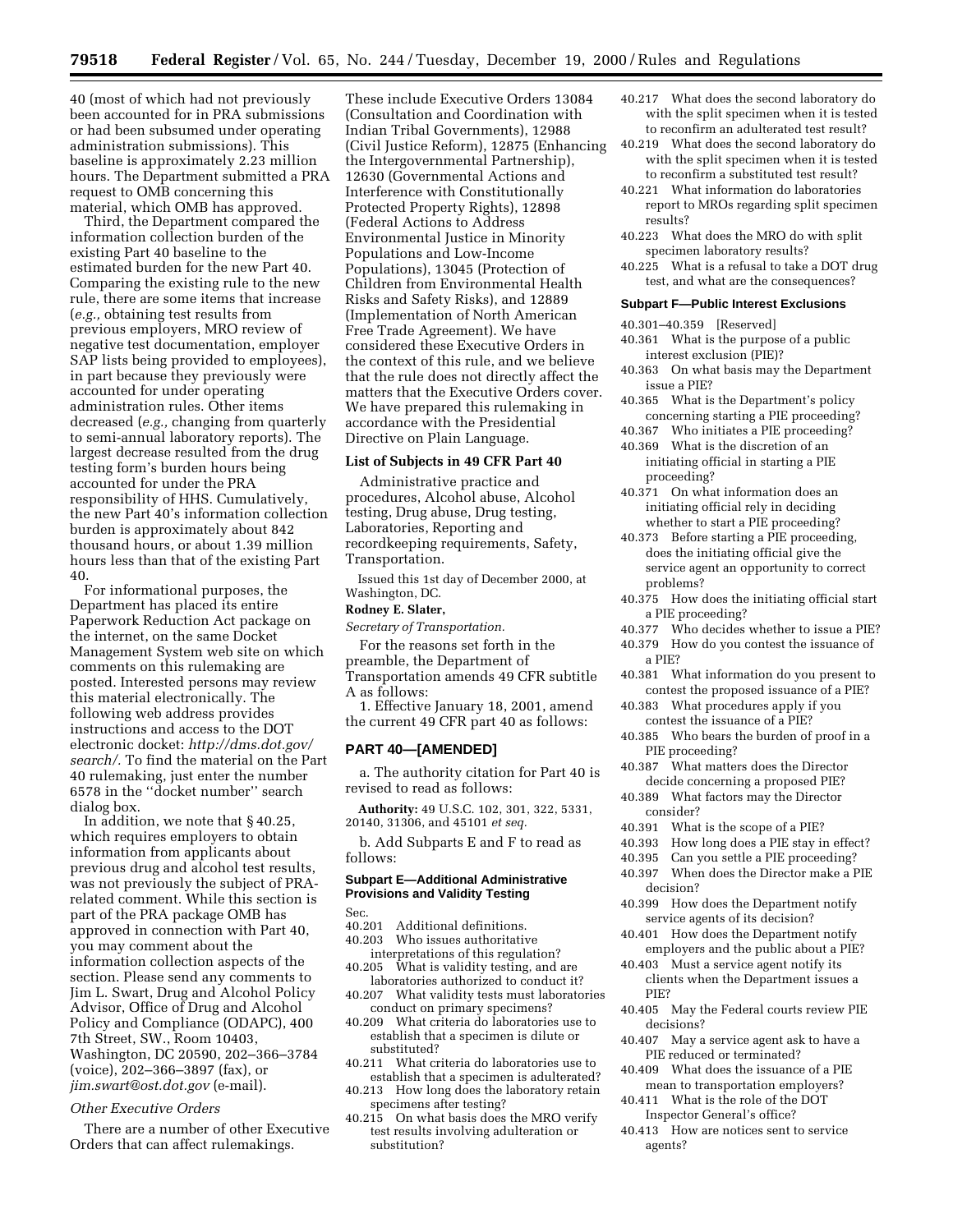40 (most of which had not previously been accounted for in PRA submissions or had been subsumed under operating administration submissions). This baseline is approximately 2.23 million hours. The Department submitted a PRA request to OMB concerning this material, which OMB has approved.

Third, the Department compared the information collection burden of the existing Part 40 baseline to the estimated burden for the new Part 40. Comparing the existing rule to the new rule, there are some items that increase (*e.g.,* obtaining test results from previous employers, MRO review of negative test documentation, employer SAP lists being provided to employees), in part because they previously were accounted for under operating administration rules. Other items decreased (*e.g.,* changing from quarterly to semi-annual laboratory reports). The largest decrease resulted from the drug testing form's burden hours being accounted for under the PRA responsibility of HHS. Cumulatively, the new Part 40's information collection burden is approximately about 842 thousand hours, or about 1.39 million hours less than that of the existing Part 40.

For informational purposes, the Department has placed its entire Paperwork Reduction Act package on the internet, on the same Docket Management System web site on which comments on this rulemaking are posted. Interested persons may review this material electronically. The following web address provides instructions and access to the DOT electronic docket: *http://dms.dot.gov/search/.* To find the material on the Part 40 rulemaking, just enter the number 6578 in the ''docket number'' search dialog box.

In addition, we note that § 40.25, which requires employers to obtain information from applicants about previous drug and alcohol test results, was not previously the subject of PRA-related comment. While this section is part of the PRA package OMB has approved in connection with Part 40, you may comment about the information collection aspects of the section. Please send any comments to Jim L. Swart, Drug and Alcohol Policy Advisor, Office of Drug and Alcohol Policy and Compliance (ODAPC), 400 7th Street, SW., Room 10403, Washington, DC 20590, 202–366–3784 (voice), 202–366–3897 (fax), or *jim.swart@ost.dot.gov* (e-mail).

*Other Executive Orders*

There are a number of other Executive Orders that can affect rulemakings. These include Executive Orders 13084 (Consultation and Coordination with Indian Tribal Governments), 12988 (Civil Justice Reform), 12875 (Enhancing the Intergovernmental Partnership), 12630 (Governmental Actions and Interference with Constitutionally Protected Property Rights), 12898 (Federal Actions to Address Environmental Justice in Minority Populations and Low-Income Populations), 13045 (Protection of Children from Environmental Health Risks and Safety Risks), and 12889 (Implementation of North American Free Trade Agreement). We have considered these Executive Orders in the context of this rule, and we believe that the rule does not directly affect the matters that the Executive Orders cover. We have prepared this rulemaking in accordance with the Presidential Directive on Plain Language.

**List of Subjects in 49 CFR Part 40**

Administrative practice and procedures, Alcohol abuse, Alcohol testing, Drug abuse, Drug testing, Laboratories, Reporting and recordkeeping requirements, Safety, Transportation.

Issued this 1st day of December 2000, at Washington, DC.

**Rodney E. Slater,**

*Secretary of Transportation.*

For the reasons set forth in the preamble, the Department of Transportation amends 49 CFR subtitle A as follows:

1. Effective January 18, 2001, amend the current 49 CFR part 40 as follows:

## PART 40—[AMENDED]

a. The authority citation for Part 40 is revised to read as follows:

**Authority:** 49 U.S.C. 102, 301, 322, 5331, 20140, 31306, and 45101 *et seq.*

b. Add Subparts E and F to read as follows:

### Subpart E—Additional Administrative Provisions and Validity Testing

Sec.
40.201 Additional definitions.
40.203 Who issues authoritative interpretations of this regulation?
40.205 What is validity testing, and are laboratories authorized to conduct it?
40.207 What validity tests must laboratories conduct on primary specimens?
40.209 What criteria do laboratories use to establish that a specimen is dilute or substituted?
40.211 What criteria do laboratories use to establish that a specimen is adulterated?
40.213 How long does the laboratory retain specimens after testing?
40.215 On what basis does the MRO verify test results involving adulteration or substitution?
40.217 What does the second laboratory do with the split specimen when it is tested to reconfirm an adulterated test result?
40.219 What does the second laboratory do with the split specimen when it is tested to reconfirm a substituted test result?
40.221 What information do laboratories report to MROs regarding split specimen results?
40.223 What does the MRO do with split specimen laboratory results?
40.225 What is a refusal to take a DOT drug test, and what are the consequences?

### Subpart F—Public Interest Exclusions

40.301–40.359 [Reserved]
40.361 What is the purpose of a public interest exclusion (PIE)?
40.363 On what basis may the Department issue a PIE?
40.365 What is the Department's policy concerning starting a PIE proceeding?
40.367 Who initiates a PIE proceeding?
40.369 What is the discretion of an initiating official in starting a PIE proceeding?
40.371 On what information does an initiating official rely in deciding whether to start a PIE proceeding?
40.373 Before starting a PIE proceeding, does the initiating official give the service agent an opportunity to correct problems?
40.375 How does the initiating official start a PIE proceeding?
40.377 Who decides whether to issue a PIE?
40.379 How do you contest the issuance of a PIE?
40.381 What information do you present to contest the proposed issuance of a PIE?
40.383 What procedures apply if you contest the issuance of a PIE?
40.385 Who bears the burden of proof in a PIE proceeding?
40.387 What matters does the Director decide concerning a proposed PIE?
40.389 What factors may the Director consider?
40.391 What is the scope of a PIE?
40.393 How long does a PIE stay in effect?
40.395 Can you settle a PIE proceeding?
40.397 When does the Director make a PIE decision?
40.399 How does the Department notify service agents of its decision?
40.401 How does the Department notify employers and the public about a PIE?
40.403 Must a service agent notify its clients when the Department issues a PIE?
40.405 May the Federal courts review PIE decisions?
40.407 May a service agent ask to have a PIE reduced or terminated?
40.409 What does the issuance of a PIE mean to transportation employers?
40.411 What is the role of the DOT Inspector General's office?
40.413 How are notices sent to service agents?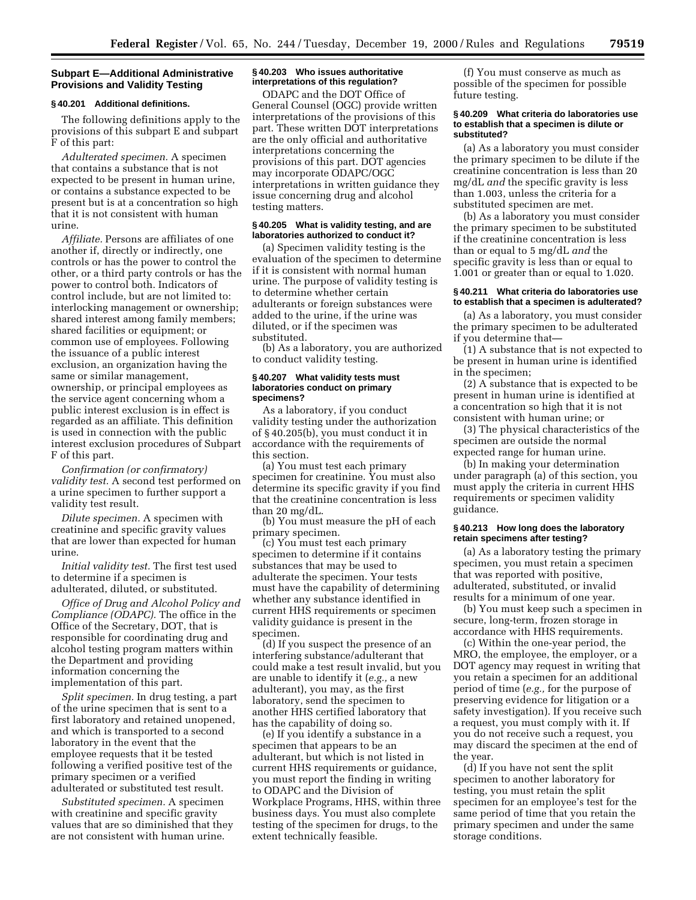## Subpart E—Additional Administrative Provisions and Validity Testing

### § 40.201 Additional definitions.

The following definitions apply to the provisions of this subpart E and subpart F of this part:

*Adulterated specimen.* A specimen that contains a substance that is not expected to be present in human urine, or contains a substance expected to be present but is at a concentration so high that it is not consistent with human urine.

*Affiliate.* Persons are affiliates of one another if, directly or indirectly, one controls or has the power to control the other, or a third party controls or has the power to control both. Indicators of control include, but are not limited to: interlocking management or ownership; shared interest among family members; shared facilities or equipment; or common use of employees. Following the issuance of a public interest exclusion, an organization having the same or similar management, ownership, or principal employees as the service agent concerning whom a public interest exclusion is in effect is regarded as an affiliate. This definition is used in connection with the public interest exclusion procedures of Subpart F of this part.

*Confirmation (or confirmatory) validity test.* A second test performed on a urine specimen to further support a validity test result.

*Dilute specimen.* A specimen with creatinine and specific gravity values that are lower than expected for human urine.

*Initial validity test.* The first test used to determine if a specimen is adulterated, diluted, or substituted.

*Office of Drug and Alcohol Policy and Compliance (ODAPC).* The office in the Office of the Secretary, DOT, that is responsible for coordinating drug and alcohol testing program matters within the Department and providing information concerning the implementation of this part.

*Split specimen.* In drug testing, a part of the urine specimen that is sent to a first laboratory and retained unopened, and which is transported to a second laboratory in the event that the employee requests that it be tested following a verified positive test of the primary specimen or a verified adulterated or substituted test result.

*Substituted specimen.* A specimen with creatinine and specific gravity values that are so diminished that they are not consistent with human urine.

### § 40.203 Who issues authoritative interpretations of this regulation?

ODAPC and the DOT Office of General Counsel (OGC) provide written interpretations of the provisions of this part. These written DOT interpretations are the only official and authoritative interpretations concerning the provisions of this part. DOT agencies may incorporate ODAPC/OGC interpretations in written guidance they issue concerning drug and alcohol testing matters.

### § 40.205 What is validity testing, and are laboratories authorized to conduct it?

(a) Specimen validity testing is the evaluation of the specimen to determine if it is consistent with normal human urine. The purpose of validity testing is to determine whether certain adulterants or foreign substances were added to the urine, if the urine was diluted, or if the specimen was substituted.

(b) As a laboratory, you are authorized to conduct validity testing.

### § 40.207 What validity tests must laboratories conduct on primary specimens?

As a laboratory, if you conduct validity testing under the authorization of § 40.205(b), you must conduct it in accordance with the requirements of this section.

(a) You must test each primary specimen for creatinine. You must also determine its specific gravity if you find that the creatinine concentration is less than 20 mg/dL.

(b) You must measure the pH of each primary specimen.

(c) You must test each primary specimen to determine if it contains substances that may be used to adulterate the specimen. Your tests must have the capability of determining whether any substance identified in current HHS requirements or specimen validity guidance is present in the specimen.

(d) If you suspect the presence of an interfering substance/adulterant that could make a test result invalid, but you are unable to identify it (*e.g.,* a new adulterant), you may, as the first laboratory, send the specimen to another HHS certified laboratory that has the capability of doing so.

(e) If you identify a substance in a specimen that appears to be an adulterant, but which is not listed in current HHS requirements or guidance, you must report the finding in writing to ODAPC and the Division of Workplace Programs, HHS, within three business days. You must also complete testing of the specimen for drugs, to the extent technically feasible.

(f) You must conserve as much as possible of the specimen for possible future testing.

### § 40.209 What criteria do laboratories use to establish that a specimen is dilute or substituted?

(a) As a laboratory you must consider the primary specimen to be dilute if the creatinine concentration is less than 20 mg/dL *and* the specific gravity is less than 1.003, unless the criteria for a substituted specimen are met.

(b) As a laboratory you must consider the primary specimen to be substituted if the creatinine concentration is less than or equal to 5 mg/dL *and* the specific gravity is less than or equal to 1.001 or greater than or equal to 1.020.

### § 40.211 What criteria do laboratories use to establish that a specimen is adulterated?

(a) As a laboratory, you must consider the primary specimen to be adulterated if you determine that—

(1) A substance that is not expected to be present in human urine is identified in the specimen;

(2) A substance that is expected to be present in human urine is identified at a concentration so high that it is not consistent with human urine; or

(3) The physical characteristics of the specimen are outside the normal expected range for human urine.

(b) In making your determination under paragraph (a) of this section, you must apply the criteria in current HHS requirements or specimen validity guidance.

### § 40.213 How long does the laboratory retain specimens after testing?

(a) As a laboratory testing the primary specimen, you must retain a specimen that was reported with positive, adulterated, substituted, or invalid results for a minimum of one year.

(b) You must keep such a specimen in secure, long-term, frozen storage in accordance with HHS requirements.

(c) Within the one-year period, the MRO, the employee, the employer, or a DOT agency may request in writing that you retain a specimen for an additional period of time (*e.g.,* for the purpose of preserving evidence for litigation or a safety investigation). If you receive such a request, you must comply with it. If you do not receive such a request, you may discard the specimen at the end of the year.

(d) If you have not sent the split specimen to another laboratory for testing, you must retain the split specimen for an employee's test for the same period of time that you retain the primary specimen and under the same storage conditions.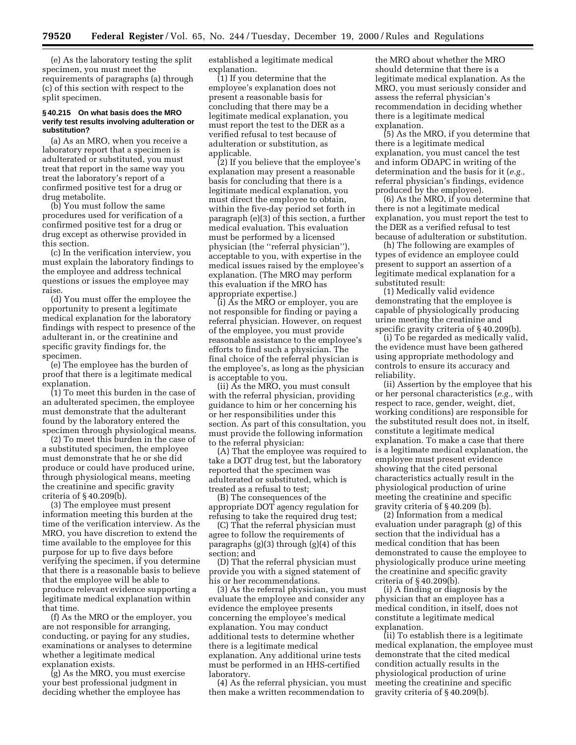(e) As the laboratory testing the split specimen, you must meet the requirements of paragraphs (a) through (c) of this section with respect to the split specimen.

**§ 40.215 On what basis does the MRO verify test results involving adulteration or substitution?**

(a) As an MRO, when you receive a laboratory report that a specimen is adulterated or substituted, you must treat that report in the same way you treat the laboratory's report of a confirmed positive test for a drug or drug metabolite.

(b) You must follow the same procedures used for verification of a confirmed positive test for a drug or drug except as otherwise provided in this section.

(c) In the verification interview, you must explain the laboratory findings to the employee and address technical questions or issues the employee may raise.

(d) You must offer the employee the opportunity to present a legitimate medical explanation for the laboratory findings with respect to presence of the adulterant in, or the creatinine and specific gravity findings for, the specimen.

(e) The employee has the burden of proof that there is a legitimate medical explanation.

(1) To meet this burden in the case of an adulterated specimen, the employee must demonstrate that the adulterant found by the laboratory entered the specimen through physiological means.

(2) To meet this burden in the case of a substituted specimen, the employee must demonstrate that he or she did produce or could have produced urine, through physiological means, meeting the creatinine and specific gravity criteria of § 40.209(b).

(3) The employee must present information meeting this burden at the time of the verification interview. As the MRO, you have discretion to extend the time available to the employee for this purpose for up to five days before verifying the specimen, if you determine that there is a reasonable basis to believe that the employee will be able to produce relevant evidence supporting a legitimate medical explanation within that time.

(f) As the MRO or the employer, you are not responsible for arranging, conducting, or paying for any studies, examinations or analyses to determine whether a legitimate medical explanation exists.

(g) As the MRO, you must exercise your best professional judgment in deciding whether the employee has established a legitimate medical explanation.

(1) If you determine that the employee's explanation does not present a reasonable basis for concluding that there may be a legitimate medical explanation, you must report the test to the DER as a verified refusal to test because of adulteration or substitution, as applicable.

(2) If you believe that the employee's explanation may present a reasonable basis for concluding that there is a legitimate medical explanation, you must direct the employee to obtain, within the five-day period set forth in paragraph (e)(3) of this section, a further medical evaluation. This evaluation must be performed by a licensed physician (the ''referral physician''), acceptable to you, with expertise in the medical issues raised by the employee's explanation. (The MRO may perform this evaluation if the MRO has appropriate expertise.)

(i) As the MRO or employer, you are not responsible for finding or paying a referral physician. However, on request of the employee, you must provide reasonable assistance to the employee's efforts to find such a physician. The final choice of the referral physician is the employee's, as long as the physician is acceptable to you.

(ii) As the MRO, you must consult with the referral physician, providing guidance to him or her concerning his or her responsibilities under this section. As part of this consultation, you must provide the following information to the referral physician:

(A) That the employee was required to take a DOT drug test, but the laboratory reported that the specimen was adulterated or substituted, which is treated as a refusal to test;

(B) The consequences of the appropriate DOT agency regulation for refusing to take the required drug test;

(C) That the referral physician must agree to follow the requirements of paragraphs (g)(3) through (g)(4) of this section; and

(D) That the referral physician must provide you with a signed statement of his or her recommendations.

(3) As the referral physician, you must evaluate the employee and consider any evidence the employee presents concerning the employee's medical explanation. You may conduct additional tests to determine whether there is a legitimate medical explanation. Any additional urine tests must be performed in an HHS-certified laboratory.

(4) As the referral physician, you must then make a written recommendation to the MRO about whether the MRO should determine that there is a legitimate medical explanation. As the MRO, you must seriously consider and assess the referral physician's recommendation in deciding whether there is a legitimate medical explanation.

(5) As the MRO, if you determine that there is a legitimate medical explanation, you must cancel the test and inform ODAPC in writing of the determination and the basis for it (*e.g.,* referral physician's findings, evidence produced by the employee).

(6) As the MRO, if you determine that there is not a legitimate medical explanation, you must report the test to the DER as a verified refusal to test because of adulteration or substitution.

(h) The following are examples of types of evidence an employee could present to support an assertion of a legitimate medical explanation for a substituted result:

(1) Medically valid evidence demonstrating that the employee is capable of physiologically producing urine meeting the creatinine and specific gravity criteria of § 40.209(b).

(i) To be regarded as medically valid, the evidence must have been gathered using appropriate methodology and controls to ensure its accuracy and reliability.

(ii) Assertion by the employee that his or her personal characteristics (*e.g.,* with respect to race, gender, weight, diet, working conditions) are responsible for the substituted result does not, in itself, constitute a legitimate medical explanation. To make a case that there is a legitimate medical explanation, the employee must present evidence showing that the cited personal characteristics actually result in the physiological production of urine meeting the creatinine and specific gravity criteria of § 40.209 (b).

(2) Information from a medical evaluation under paragraph (g) of this section that the individual has a medical condition that has been demonstrated to cause the employee to physiologically produce urine meeting the creatinine and specific gravity criteria of § 40.209(b).

(i) A finding or diagnosis by the physician that an employee has a medical condition, in itself, does not constitute a legitimate medical explanation.

(ii) To establish there is a legitimate medical explanation, the employee must demonstrate that the cited medical condition actually results in the physiological production of urine meeting the creatinine and specific gravity criteria of § 40.209(b).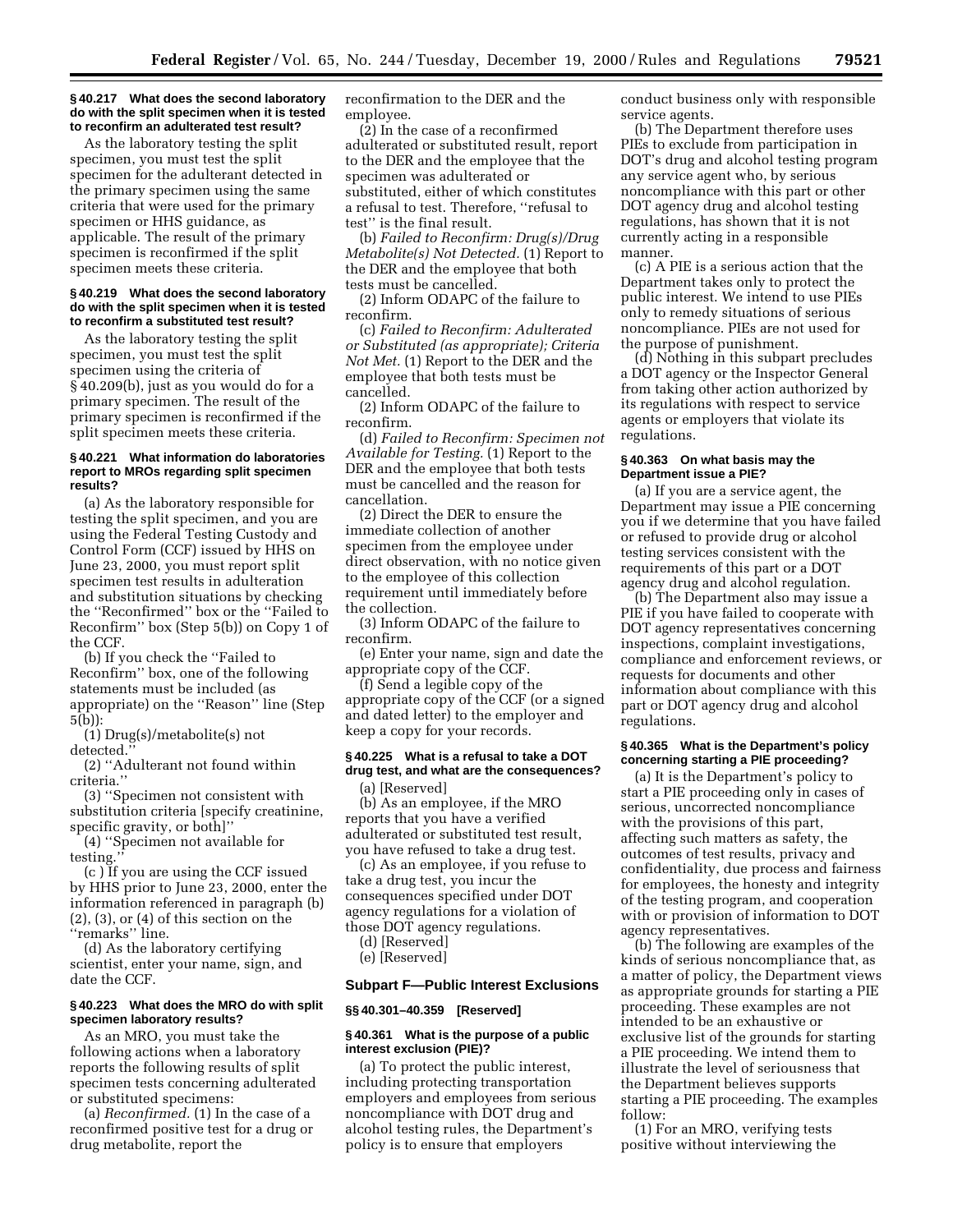### § 40.217 What does the second laboratory do with the split specimen when it is tested to reconfirm an adulterated test result?

As the laboratory testing the split specimen, you must test the split specimen for the adulterant detected in the primary specimen using the same criteria that were used for the primary specimen or HHS guidance, as applicable. The result of the primary specimen is reconfirmed if the split specimen meets these criteria.

### § 40.219 What does the second laboratory do with the split specimen when it is tested to reconfirm a substituted test result?

As the laboratory testing the split specimen, you must test the split specimen using the criteria of § 40.209(b), just as you would do for a primary specimen. The result of the primary specimen is reconfirmed if the split specimen meets these criteria.

### § 40.221 What information do laboratories report to MROs regarding split specimen results?

(a) As the laboratory responsible for testing the split specimen, and you are using the Federal Testing Custody and Control Form (CCF) issued by HHS on June 23, 2000, you must report split specimen test results in adulteration and substitution situations by checking the ''Reconfirmed'' box or the ''Failed to Reconfirm'' box (Step 5(b)) on Copy 1 of the CCF.

(b) If you check the ''Failed to Reconfirm'' box, one of the following statements must be included (as appropriate) on the ''Reason'' line (Step 5(b)):

(1) Drug(s)/metabolite(s) not detected.''

(2) ''Adulterant not found within criteria.''

(3) ''Specimen not consistent with substitution criteria [specify creatinine, specific gravity, or both]''

(4) ''Specimen not available for testing.''

(c ) If you are using the CCF issued by HHS prior to June 23, 2000, enter the information referenced in paragraph (b) (2), (3), or (4) of this section on the ''remarks'' line.

(d) As the laboratory certifying scientist, enter your name, sign, and date the CCF.

### § 40.223 What does the MRO do with split specimen laboratory results?

As an MRO, you must take the following actions when a laboratory reports the following results of split specimen tests concerning adulterated or substituted specimens:

(a) *Reconfirmed.* (1) In the case of a reconfirmed positive test for a drug or drug metabolite, report the reconfirmation to the DER and the employee.

(2) In the case of a reconfirmed adulterated or substituted result, report to the DER and the employee that the specimen was adulterated or substituted, either of which constitutes a refusal to test. Therefore, ''refusal to test'' is the final result.

(b) *Failed to Reconfirm: Drug(s)/Drug Metabolite(s) Not Detected.* (1) Report to the DER and the employee that both tests must be cancelled.

(2) Inform ODAPC of the failure to reconfirm.

(c) *Failed to Reconfirm: Adulterated or Substituted (as appropriate); Criteria Not Met.* (1) Report to the DER and the employee that both tests must be cancelled.

(2) Inform ODAPC of the failure to reconfirm.

(d) *Failed to Reconfirm: Specimen not Available for Testing.* (1) Report to the DER and the employee that both tests must be cancelled and the reason for cancellation.

(2) Direct the DER to ensure the immediate collection of another specimen from the employee under direct observation, with no notice given to the employee of this collection requirement until immediately before the collection.

(3) Inform ODAPC of the failure to reconfirm.

(e) Enter your name, sign and date the appropriate copy of the CCF.

(f) Send a legible copy of the appropriate copy of the CCF (or a signed and dated letter) to the employer and keep a copy for your records.

### § 40.225 What is a refusal to take a DOT drug test, and what are the consequences?

(a) [Reserved]

(b) As an employee, if the MRO reports that you have a verified adulterated or substituted test result, you have refused to take a drug test.

(c) As an employee, if you refuse to take a drug test, you incur the consequences specified under DOT agency regulations for a violation of those DOT agency regulations.

(d) [Reserved]

(e) [Reserved]

## Subpart F—Public Interest Exclusions

### §§ 40.301–40.359 [Reserved]

### § 40.361 What is the purpose of a public interest exclusion (PIE)?

(a) To protect the public interest, including protecting transportation employers and employees from serious noncompliance with DOT drug and alcohol testing rules, the Department's policy is to ensure that employers conduct business only with responsible service agents.

(b) The Department therefore uses PIEs to exclude from participation in DOT's drug and alcohol testing program any service agent who, by serious noncompliance with this part or other DOT agency drug and alcohol testing regulations, has shown that it is not currently acting in a responsible manner.

(c) A PIE is a serious action that the Department takes only to protect the public interest. We intend to use PIEs only to remedy situations of serious noncompliance. PIEs are not used for the purpose of punishment.

(d) Nothing in this subpart precludes a DOT agency or the Inspector General from taking other action authorized by its regulations with respect to service agents or employers that violate its regulations.

### § 40.363 On what basis may the Department issue a PIE?

(a) If you are a service agent, the Department may issue a PIE concerning you if we determine that you have failed or refused to provide drug or alcohol testing services consistent with the requirements of this part or a DOT agency drug and alcohol regulation.

(b) The Department also may issue a PIE if you have failed to cooperate with DOT agency representatives concerning inspections, complaint investigations, compliance and enforcement reviews, or requests for documents and other information about compliance with this part or DOT agency drug and alcohol regulations.

### § 40.365 What is the Department's policy concerning starting a PIE proceeding?

(a) It is the Department's policy to start a PIE proceeding only in cases of serious, uncorrected noncompliance with the provisions of this part, affecting such matters as safety, the outcomes of test results, privacy and confidentiality, due process and fairness for employees, the honesty and integrity of the testing program, and cooperation with or provision of information to DOT agency representatives.

(b) The following are examples of the kinds of serious noncompliance that, as a matter of policy, the Department views as appropriate grounds for starting a PIE proceeding. These examples are not intended to be an exhaustive or exclusive list of the grounds for starting a PIE proceeding. We intend them to illustrate the level of seriousness that the Department believes supports starting a PIE proceeding. The examples follow:

(1) For an MRO, verifying tests positive without interviewing the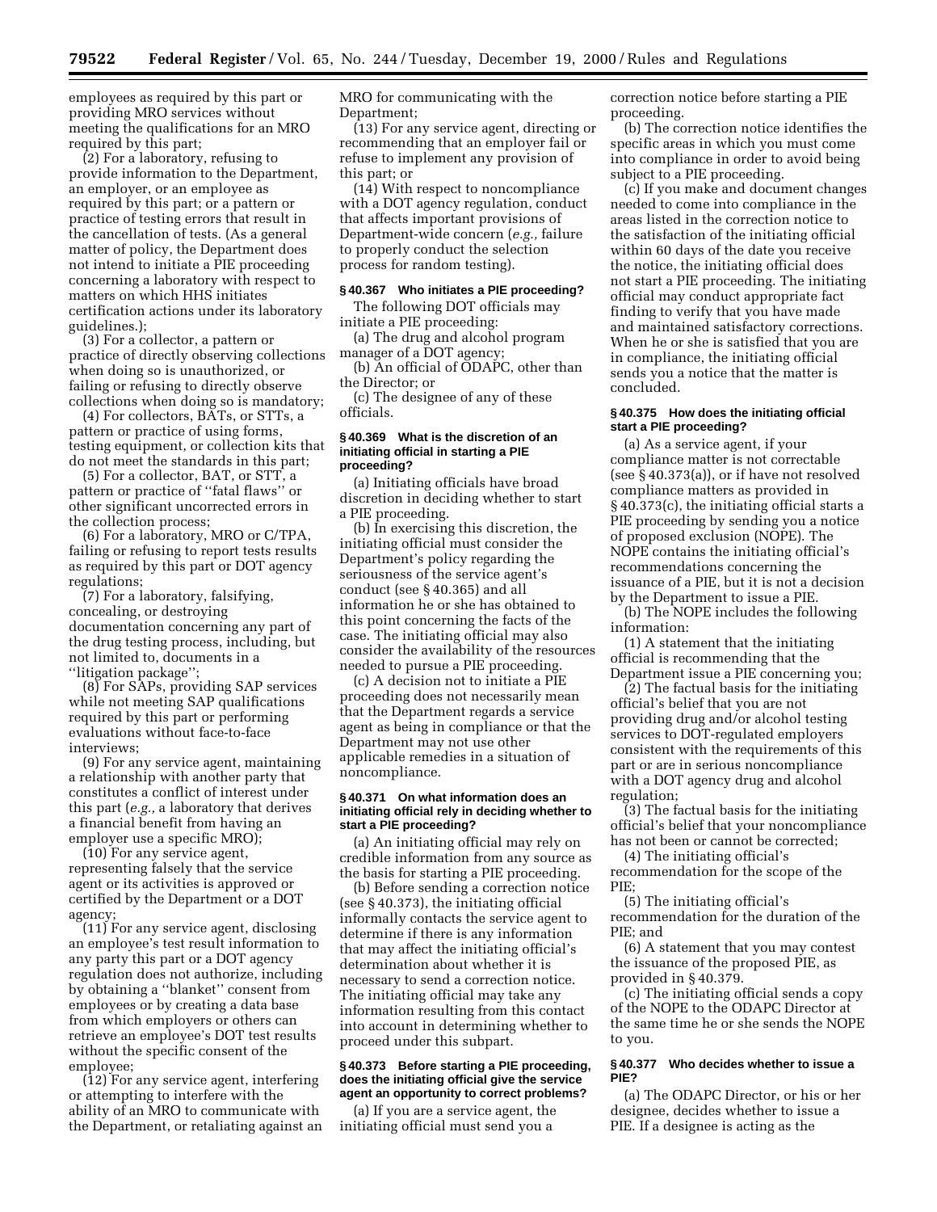employees as required by this part or providing MRO services without meeting the qualifications for an MRO required by this part;

(2) For a laboratory, refusing to provide information to the Department, an employer, or an employee as required by this part; or a pattern or practice of testing errors that result in the cancellation of tests. (As a general matter of policy, the Department does not intend to initiate a PIE proceeding concerning a laboratory with respect to matters on which HHS initiates certification actions under its laboratory guidelines.);

(3) For a collector, a pattern or practice of directly observing collections when doing so is unauthorized, or failing or refusing to directly observe collections when doing so is mandatory;

(4) For collectors, BATs, or STTs, a pattern or practice of using forms, testing equipment, or collection kits that do not meet the standards in this part;

(5) For a collector, BAT, or STT, a pattern or practice of "fatal flaws" or other significant uncorrected errors in the collection process;

(6) For a laboratory, MRO or C/TPA, failing or refusing to report tests results as required by this part or DOT agency regulations;

(7) For a laboratory, falsifying, concealing, or destroying documentation concerning any part of the drug testing process, including, but not limited to, documents in a "litigation package";

(8) For SAPs, providing SAP services while not meeting SAP qualifications required by this part or performing evaluations without face-to-face interviews;

(9) For any service agent, maintaining a relationship with another party that constitutes a conflict of interest under this part (*e.g.,* a laboratory that derives a financial benefit from having an employer use a specific MRO);

(10) For any service agent, representing falsely that the service agent or its activities is approved or certified by the Department or a DOT agency;

(11) For any service agent, disclosing an employee's test result information to any party this part or a DOT agency regulation does not authorize, including by obtaining a "blanket" consent from employees or by creating a data base from which employers or others can retrieve an employee's DOT test results without the specific consent of the employee;

(12) For any service agent, interfering or attempting to interfere with the ability of an MRO to communicate with the Department, or retaliating against an MRO for communicating with the Department;

(13) For any service agent, directing or recommending that an employer fail or refuse to implement any provision of this part; or

(14) With respect to noncompliance with a DOT agency regulation, conduct that affects important provisions of Department-wide concern (*e.g.,* failure to properly conduct the selection process for random testing).

#### § 40.367 Who initiates a PIE proceeding?

The following DOT officials may initiate a PIE proceeding:

(a) The drug and alcohol program manager of a DOT agency;

(b) An official of ODAPC, other than the Director; or

(c) The designee of any of these officials.

#### § 40.369 What is the discretion of an initiating official in starting a PIE proceeding?

(a) Initiating officials have broad discretion in deciding whether to start a PIE proceeding.

(b) In exercising this discretion, the initiating official must consider the Department's policy regarding the seriousness of the service agent's conduct (see § 40.365) and all information he or she has obtained to this point concerning the facts of the case. The initiating official may also consider the availability of the resources needed to pursue a PIE proceeding.

(c) A decision not to initiate a PIE proceeding does not necessarily mean that the Department regards a service agent as being in compliance or that the Department may not use other applicable remedies in a situation of noncompliance.

#### § 40.371 On what information does an initiating official rely in deciding whether to start a PIE proceeding?

(a) An initiating official may rely on credible information from any source as the basis for starting a PIE proceeding.

(b) Before sending a correction notice (see § 40.373), the initiating official informally contacts the service agent to determine if there is any information that may affect the initiating official's determination about whether it is necessary to send a correction notice. The initiating official may take any information resulting from this contact into account in determining whether to proceed under this subpart.

#### § 40.373 Before starting a PIE proceeding, does the initiating official give the service agent an opportunity to correct problems?

(a) If you are a service agent, the initiating official must send you a correction notice before starting a PIE proceeding.

(b) The correction notice identifies the specific areas in which you must come into compliance in order to avoid being subject to a PIE proceeding.

(c) If you make and document changes needed to come into compliance in the areas listed in the correction notice to the satisfaction of the initiating official within 60 days of the date you receive the notice, the initiating official does not start a PIE proceeding. The initiating official may conduct appropriate fact finding to verify that you have made and maintained satisfactory corrections. When he or she is satisfied that you are in compliance, the initiating official sends you a notice that the matter is concluded.

#### § 40.375 How does the initiating official start a PIE proceeding?

(a) As a service agent, if your compliance matter is not correctable (see § 40.373(a)), or if have not resolved compliance matters as provided in § 40.373(c), the initiating official starts a PIE proceeding by sending you a notice of proposed exclusion (NOPE). The NOPE contains the initiating official's recommendations concerning the issuance of a PIE, but it is not a decision by the Department to issue a PIE.

(b) The NOPE includes the following information:

(1) A statement that the initiating official is recommending that the Department issue a PIE concerning you;

(2) The factual basis for the initiating official's belief that you are not providing drug and/or alcohol testing services to DOT-regulated employers consistent with the requirements of this part or are in serious noncompliance with a DOT agency drug and alcohol regulation;

(3) The factual basis for the initiating official's belief that your noncompliance has not been or cannot be corrected;

(4) The initiating official's recommendation for the scope of the PIE;

(5) The initiating official's recommendation for the duration of the PIE; and

(6) A statement that you may contest the issuance of the proposed PIE, as provided in § 40.379.

(c) The initiating official sends a copy of the NOPE to the ODAPC Director at the same time he or she sends the NOPE to you.

#### § 40.377 Who decides whether to issue a PIE?

(a) The ODAPC Director, or his or her designee, decides whether to issue a PIE. If a designee is acting as the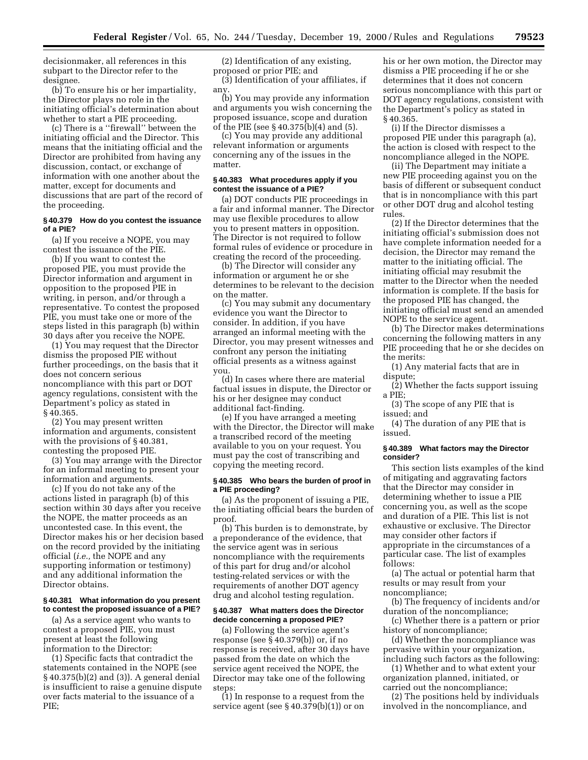decisionmaker, all references in this subpart to the Director refer to the designee.

(b) To ensure his or her impartiality, the Director plays no role in the initiating official's determination about whether to start a PIE proceeding.

(c) There is a ''firewall'' between the initiating official and the Director. This means that the initiating official and the Director are prohibited from having any discussion, contact, or exchange of information with one another about the matter, except for documents and discussions that are part of the record of the proceeding.

### § 40.379 How do you contest the issuance of a PIE?

(a) If you receive a NOPE, you may contest the issuance of the PIE.

(b) If you want to contest the proposed PIE, you must provide the Director information and argument in opposition to the proposed PIE in writing, in person, and/or through a representative. To contest the proposed PIE, you must take one or more of the steps listed in this paragraph (b) within 30 days after you receive the NOPE.

(1) You may request that the Director dismiss the proposed PIE without further proceedings, on the basis that it does not concern serious noncompliance with this part or DOT agency regulations, consistent with the Department's policy as stated in § 40.365.

(2) You may present written information and arguments, consistent with the provisions of § 40.381, contesting the proposed PIE.

(3) You may arrange with the Director for an informal meeting to present your information and arguments.

(c) If you do not take any of the actions listed in paragraph (b) of this section within 30 days after you receive the NOPE, the matter proceeds as an uncontested case. In this event, the Director makes his or her decision based on the record provided by the initiating official (*i.e.,* the NOPE and any supporting information or testimony) and any additional information the Director obtains.

### § 40.381 What information do you present to contest the proposed issuance of a PIE?

(a) As a service agent who wants to contest a proposed PIE, you must present at least the following information to the Director:

(1) Specific facts that contradict the statements contained in the NOPE (see § 40.375(b)(2) and (3)). A general denial is insufficient to raise a genuine dispute over facts material to the issuance of a PIE;

(2) Identification of any existing, proposed or prior PIE; and

(3) Identification of your affiliates, if any.

(b) You may provide any information and arguments you wish concerning the proposed issuance, scope and duration of the PIE (see § 40.375(b)(4) and (5).

(c) You may provide any additional relevant information or arguments concerning any of the issues in the matter.

### § 40.383 What procedures apply if you contest the issuance of a PIE?

(a) DOT conducts PIE proceedings in a fair and informal manner. The Director may use flexible procedures to allow you to present matters in opposition. The Director is not required to follow formal rules of evidence or procedure in creating the record of the proceeding.

(b) The Director will consider any information or argument he or she determines to be relevant to the decision on the matter.

(c) You may submit any documentary evidence you want the Director to consider. In addition, if you have arranged an informal meeting with the Director, you may present witnesses and confront any person the initiating official presents as a witness against you.

(d) In cases where there are material factual issues in dispute, the Director or his or her designee may conduct additional fact-finding.

(e) If you have arranged a meeting with the Director, the Director will make a transcribed record of the meeting available to you on your request. You must pay the cost of transcribing and copying the meeting record.

### § 40.385 Who bears the burden of proof in a PIE proceeding?

(a) As the proponent of issuing a PIE, the initiating official bears the burden of proof.

(b) This burden is to demonstrate, by a preponderance of the evidence, that the service agent was in serious noncompliance with the requirements of this part for drug and/or alcohol testing-related services or with the requirements of another DOT agency drug and alcohol testing regulation.

### § 40.387 What matters does the Director decide concerning a proposed PIE?

(a) Following the service agent's response (see § 40.379(b)) or, if no response is received, after 30 days have passed from the date on which the service agent received the NOPE, the Director may take one of the following steps:

(1) In response to a request from the service agent (see § 40.379(b)(1)) or on his or her own motion, the Director may dismiss a PIE proceeding if he or she determines that it does not concern serious noncompliance with this part or DOT agency regulations, consistent with the Department's policy as stated in § 40.365.

(i) If the Director dismisses a proposed PIE under this paragraph (a), the action is closed with respect to the noncompliance alleged in the NOPE.

(ii) The Department may initiate a new PIE proceeding against you on the basis of different or subsequent conduct that is in noncompliance with this part or other DOT drug and alcohol testing rules.

(2) If the Director determines that the initiating official's submission does not have complete information needed for a decision, the Director may remand the matter to the initiating official. The initiating official may resubmit the matter to the Director when the needed information is complete. If the basis for the proposed PIE has changed, the initiating official must send an amended NOPE to the service agent.

(b) The Director makes determinations concerning the following matters in any PIE proceeding that he or she decides on the merits:

(1) Any material facts that are in dispute;

(2) Whether the facts support issuing a PIE;

(3) The scope of any PIE that is issued; and

(4) The duration of any PIE that is issued.

### § 40.389 What factors may the Director consider?

This section lists examples of the kind of mitigating and aggravating factors that the Director may consider in determining whether to issue a PIE concerning you, as well as the scope and duration of a PIE. This list is not exhaustive or exclusive. The Director may consider other factors if appropriate in the circumstances of a particular case. The list of examples follows:

(a) The actual or potential harm that results or may result from your noncompliance;

(b) The frequency of incidents and/or duration of the noncompliance;

(c) Whether there is a pattern or prior history of noncompliance;

(d) Whether the noncompliance was pervasive within your organization, including such factors as the following:

(1) Whether and to what extent your organization planned, initiated, or carried out the noncompliance;

(2) The positions held by individuals involved in the noncompliance, and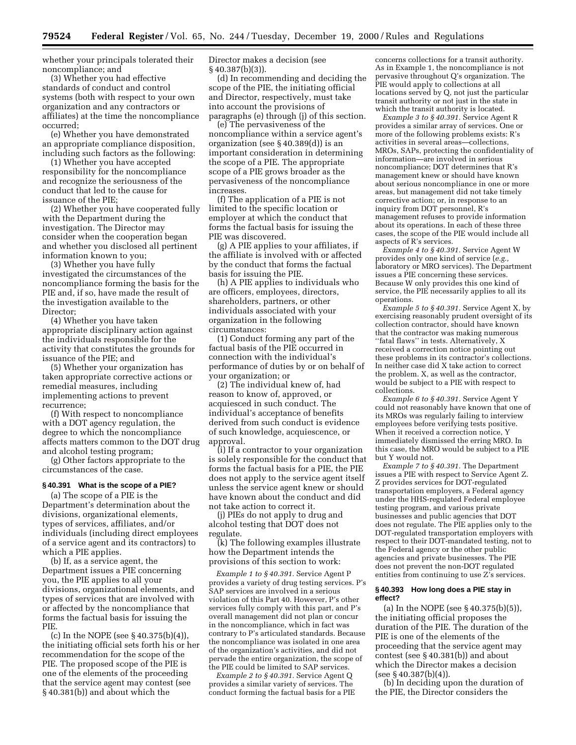whether your principals tolerated their noncompliance; and

(3) Whether you had effective standards of conduct and control systems (both with respect to your own organization and any contractors or affiliates) at the time the noncompliance occurred;

(e) Whether you have demonstrated an appropriate compliance disposition, including such factors as the following:

(1) Whether you have accepted responsibility for the noncompliance and recognize the seriousness of the conduct that led to the cause for issuance of the PIE;

(2) Whether you have cooperated fully with the Department during the investigation. The Director may consider when the cooperation began and whether you disclosed all pertinent information known to you;

(3) Whether you have fully investigated the circumstances of the noncompliance forming the basis for the PIE and, if so, have made the result of the investigation available to the Director;

(4) Whether you have taken appropriate disciplinary action against the individuals responsible for the activity that constitutes the grounds for issuance of the PIE; and

(5) Whether your organization has taken appropriate corrective actions or remedial measures, including implementing actions to prevent recurrence;

(f) With respect to noncompliance with a DOT agency regulation, the degree to which the noncompliance affects matters common to the DOT drug and alcohol testing program;

(g) Other factors appropriate to the circumstances of the case.

### § 40.391 What is the scope of a PIE?

(a) The scope of a PIE is the Department's determination about the divisions, organizational elements, types of services, affiliates, and/or individuals (including direct employees of a service agent and its contractors) to which a PIE applies.

(b) If, as a service agent, the Department issues a PIE concerning you, the PIE applies to all your divisions, organizational elements, and types of services that are involved with or affected by the noncompliance that forms the factual basis for issuing the PIE.

(c) In the NOPE (see § 40.375(b)(4)), the initiating official sets forth his or her recommendation for the scope of the PIE. The proposed scope of the PIE is one of the elements of the proceeding that the service agent may contest (see § 40.381(b)) and about which the Director makes a decision (see § 40.387(b)(3)).

(d) In recommending and deciding the scope of the PIE, the initiating official and Director, respectively, must take into account the provisions of paragraphs (e) through (j) of this section.

(e) The pervasiveness of the noncompliance within a service agent's organization (see § 40.389(d)) is an important consideration in determining the scope of a PIE. The appropriate scope of a PIE grows broader as the pervasiveness of the noncompliance increases.

(f) The application of a PIE is not limited to the specific location or employer at which the conduct that forms the factual basis for issuing the PIE was discovered.

(g) A PIE applies to your affiliates, if the affiliate is involved with or affected by the conduct that forms the factual basis for issuing the PIE.

(h) A PIE applies to individuals who are officers, employees, directors, shareholders, partners, or other individuals associated with your organization in the following circumstances:

(1) Conduct forming any part of the factual basis of the PIE occurred in connection with the individual's performance of duties by or on behalf of your organization; or

(2) The individual knew of, had reason to know of, approved, or acquiesced in such conduct. The individual's acceptance of benefits derived from such conduct is evidence of such knowledge, acquiescence, or approval.

(i) If a contractor to your organization is solely responsible for the conduct that forms the factual basis for a PIE, the PIE does not apply to the service agent itself unless the service agent knew or should have known about the conduct and did not take action to correct it.

(j) PIEs do not apply to drug and alcohol testing that DOT does not regulate.

(k) The following examples illustrate how the Department intends the provisions of this section to work:

*Example 1 to § 40.391.* Service Agent P provides a variety of drug testing services. P's SAP services are involved in a serious violation of this Part 40. However, P's other services fully comply with this part, and P's overall management did not plan or concur in the noncompliance, which in fact was contrary to P's articulated standards. Because the noncompliance was isolated in one area of the organization's activities, and did not pervade the entire organization, the scope of the PIE could be limited to SAP services.

*Example 2 to § 40.391.* Service Agent Q provides a similar variety of services. The conduct forming the factual basis for a PIE concerns collections for a transit authority. As in Example 1, the noncompliance is not pervasive throughout Q's organization. The PIE would apply to collections at all locations served by Q, not just the particular transit authority or not just in the state in which the transit authority is located.

*Example 3 to § 40.391.* Service Agent R provides a similar array of services. One or more of the following problems exists: R's activities in several areas—collections, MROs, SAPs, protecting the confidentiality of information—are involved in serious noncompliance; DOT determines that R's management knew or should have known about serious noncompliance in one or more areas, but management did not take timely corrective action; or, in response to an inquiry from DOT personnel, R's management refuses to provide information about its operations. In each of these three cases, the scope of the PIE would include all aspects of R's services.

*Example 4 to § 40.391.* Service Agent W provides only one kind of service (*e.g.,* laboratory or MRO services). The Department issues a PIE concerning these services. Because W only provides this one kind of service, the PIE necessarily applies to all its operations.

*Example 5 to § 40.391.* Service Agent X, by exercising reasonably prudent oversight of its collection contractor, should have known that the contractor was making numerous "fatal flaws" in tests. Alternatively, X received a correction notice pointing out these problems in its contractor's collections. In neither case did X take action to correct the problem. X, as well as the contractor, would be subject to a PIE with respect to collections.

*Example 6 to § 40.391.* Service Agent Y could not reasonably have known that one of its MROs was regularly failing to interview employees before verifying tests positive. When it received a correction notice, Y immediately dismissed the erring MRO. In this case, the MRO would be subject to a PIE but Y would not.

*Example 7 to § 40.391.* The Department issues a PIE with respect to Service Agent Z. Z provides services for DOT-regulated transportation employers, a Federal agency under the HHS-regulated Federal employee testing program, and various private businesses and public agencies that DOT does not regulate. The PIE applies only to the DOT-regulated transportation employers with respect to their DOT-mandated testing, not to the Federal agency or the other public agencies and private businesses. The PIE does not prevent the non-DOT regulated entities from continuing to use Z's services.

### § 40.393 How long does a PIE stay in effect?

(a) In the NOPE (see § 40.375(b)(5)), the initiating official proposes the duration of the PIE. The duration of the PIE is one of the elements of the proceeding that the service agent may contest (see § 40.381(b)) and about which the Director makes a decision (see § 40.387(b)(4)).

(b) In deciding upon the duration of the PIE, the Director considers the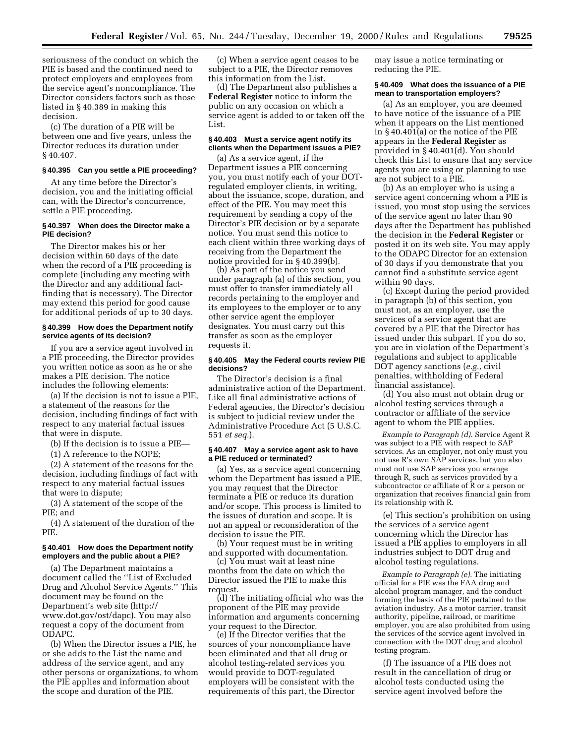seriousness of the conduct on which the PIE is based and the continued need to protect employers and employees from the service agent's noncompliance. The Director considers factors such as those listed in § 40.389 in making this decision.

(c) The duration of a PIE will be between one and five years, unless the Director reduces its duration under § 40.407.

### § 40.395 Can you settle a PIE proceeding?

At any time before the Director's decision, you and the initiating official can, with the Director's concurrence, settle a PIE proceeding.

### § 40.397 When does the Director make a PIE decision?

The Director makes his or her decision within 60 days of the date when the record of a PIE proceeding is complete (including any meeting with the Director and any additional fact-finding that is necessary). The Director may extend this period for good cause for additional periods of up to 30 days.

### § 40.399 How does the Department notify service agents of its decision?

If you are a service agent involved in a PIE proceeding, the Director provides you written notice as soon as he or she makes a PIE decision. The notice includes the following elements:

(a) If the decision is not to issue a PIE, a statement of the reasons for the decision, including findings of fact with respect to any material factual issues that were in dispute.

(b) If the decision is to issue a PIE—

(1) A reference to the NOPE;

(2) A statement of the reasons for the decision, including findings of fact with respect to any material factual issues that were in dispute;

(3) A statement of the scope of the PIE; and

(4) A statement of the duration of the PIE.

### § 40.401 How does the Department notify employers and the public about a PIE?

(a) The Department maintains a document called the ''List of Excluded Drug and Alcohol Service Agents.'' This document may be found on the Department's web site (http://www.dot.gov/ost/dapc). You may also request a copy of the document from ODAPC.

(b) When the Director issues a PIE, he or she adds to the List the name and address of the service agent, and any other persons or organizations, to whom the PIE applies and information about the scope and duration of the PIE.

(c) When a service agent ceases to be subject to a PIE, the Director removes this information from the List.

(d) The Department also publishes a **Federal Register** notice to inform the public on any occasion on which a service agent is added to or taken off the List.

### § 40.403 Must a service agent notify its clients when the Department issues a PIE?

(a) As a service agent, if the Department issues a PIE concerning you, you must notify each of your DOT-regulated employer clients, in writing, about the issuance, scope, duration, and effect of the PIE. You may meet this requirement by sending a copy of the Director's PIE decision or by a separate notice. You must send this notice to each client within three working days of receiving from the Department the notice provided for in § 40.399(b).

(b) As part of the notice you send under paragraph (a) of this section, you must offer to transfer immediately all records pertaining to the employer and its employees to the employer or to any other service agent the employer designates. You must carry out this transfer as soon as the employer requests it.

### § 40.405 May the Federal courts review PIE decisions?

The Director's decision is a final administrative action of the Department. Like all final administrative actions of Federal agencies, the Director's decision is subject to judicial review under the Administrative Procedure Act (5 U.S.C. 551 *et seq.*).

### § 40.407 May a service agent ask to have a PIE reduced or terminated?

(a) Yes, as a service agent concerning whom the Department has issued a PIE, you may request that the Director terminate a PIE or reduce its duration and/or scope. This process is limited to the issues of duration and scope. It is not an appeal or reconsideration of the decision to issue the PIE.

(b) Your request must be in writing and supported with documentation.

(c) You must wait at least nine months from the date on which the Director issued the PIE to make this request.

(d) The initiating official who was the proponent of the PIE may provide information and arguments concerning your request to the Director.

(e) If the Director verifies that the sources of your noncompliance have been eliminated and that all drug or alcohol testing-related services you would provide to DOT-regulated employers will be consistent with the requirements of this part, the Director may issue a notice terminating or reducing the PIE.

### § 40.409 What does the issuance of a PIE mean to transportation employers?

(a) As an employer, you are deemed to have notice of the issuance of a PIE when it appears on the List mentioned in § 40.401(a) or the notice of the PIE appears in the **Federal Register** as provided in § 40.401(d). You should check this List to ensure that any service agents you are using or planning to use are not subject to a PIE.

(b) As an employer who is using a service agent concerning whom a PIE is issued, you must stop using the services of the service agent no later than 90 days after the Department has published the decision in the **Federal Register** or posted it on its web site. You may apply to the ODAPC Director for an extension of 30 days if you demonstrate that you cannot find a substitute service agent within 90 days.

(c) Except during the period provided in paragraph (b) of this section, you must not, as an employer, use the services of a service agent that are covered by a PIE that the Director has issued under this subpart. If you do so, you are in violation of the Department's regulations and subject to applicable DOT agency sanctions (*e.g.,* civil penalties, withholding of Federal financial assistance).

(d) You also must not obtain drug or alcohol testing services through a contractor or affiliate of the service agent to whom the PIE applies.

*Example to Paragraph (d).* Service Agent R was subject to a PIE with respect to SAP services. As an employer, not only must you not use R's own SAP services, but you also must not use SAP services you arrange through R, such as services provided by a subcontractor or affiliate of R or a person or organization that receives financial gain from its relationship with R.

(e) This section's prohibition on using the services of a service agent concerning which the Director has issued a PIE applies to employers in all industries subject to DOT drug and alcohol testing regulations.

*Example to Paragraph (e).* The initiating official for a PIE was the FAA drug and alcohol program manager, and the conduct forming the basis of the PIE pertained to the aviation industry. As a motor carrier, transit authority, pipeline, railroad, or maritime employer, you are also prohibited from using the services of the service agent involved in connection with the DOT drug and alcohol testing program.

(f) The issuance of a PIE does not result in the cancellation of drug or alcohol tests conducted using the service agent involved before the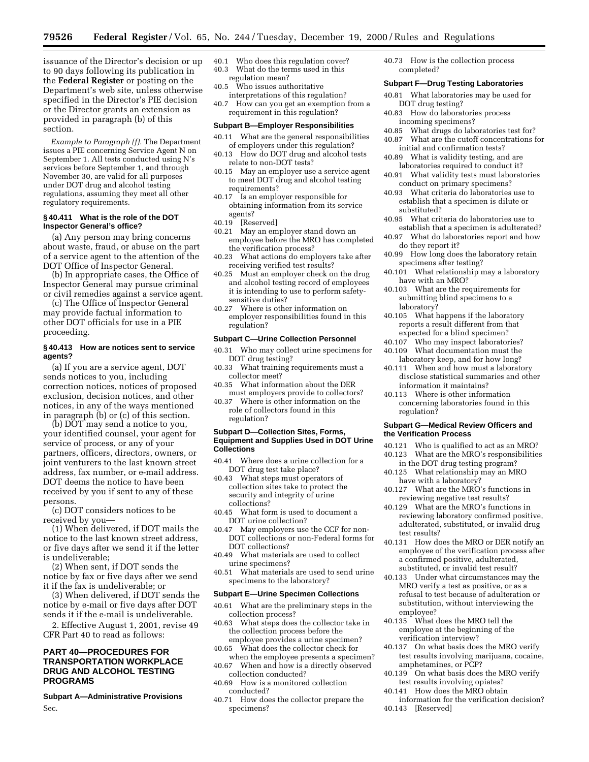issuance of the Director's decision or up to 90 days following its publication in the **Federal Register** or posting on the Department's web site, unless otherwise specified in the Director's PIE decision or the Director grants an extension as provided in paragraph (b) of this section.

*Example to Paragraph (f).* The Department issues a PIE concerning Service Agent N on September 1. All tests conducted using N's services before September 1, and through November 30, are valid for all purposes under DOT drug and alcohol testing regulations, assuming they meet all other regulatory requirements.

### § 40.411 What is the role of the DOT Inspector General's office?

(a) Any person may bring concerns about waste, fraud, or abuse on the part of a service agent to the attention of the DOT Office of Inspector General.

(b) In appropriate cases, the Office of Inspector General may pursue criminal or civil remedies against a service agent.

(c) The Office of Inspector General may provide factual information to other DOT officials for use in a PIE proceeding.

### § 40.413 How are notices sent to service agents?

(a) If you are a service agent, DOT sends notices to you, including correction notices, notices of proposed exclusion, decision notices, and other notices, in any of the ways mentioned in paragraph (b) or (c) of this section.

(b) DOT may send a notice to you, your identified counsel, your agent for service of process, or any of your partners, officers, directors, owners, or joint venturers to the last known street address, fax number, or e-mail address. DOT deems the notice to have been received by you if sent to any of these persons.

(c) DOT considers notices to be received by you—

(1) When delivered, if DOT mails the notice to the last known street address, or five days after we send it if the letter is undeliverable;

(2) When sent, if DOT sends the notice by fax or five days after we send it if the fax is undeliverable; or

(3) When delivered, if DOT sends the notice by e-mail or five days after DOT sends it if the e-mail is undeliverable.

2. Effective August 1, 2001, revise 49 CFR Part 40 to read as follows:

## PART 40—PROCEDURES FOR TRANSPORTATION WORKPLACE DRUG AND ALCOHOL TESTING PROGRAMS

### Subpart A—Administrative Provisions

Sec.

40.1 Who does this regulation cover?
40.3 What do the terms used in this regulation mean?
40.5 Who issues authoritative interpretations of this regulation?
40.7 How can you get an exemption from a requirement in this regulation?

### Subpart B—Employer Responsibilities

40.11 What are the general responsibilities of employers under this regulation?
40.13 How do DOT drug and alcohol tests relate to non-DOT tests?
40.15 May an employer use a service agent to meet DOT drug and alcohol testing requirements?
40.17 Is an employer responsible for obtaining information from its service agents?
40.19 [Reserved]
40.21 May an employer stand down an employee before the MRO has completed the verification process?
40.23 What actions do employers take after receiving verified test results?
40.25 Must an employer check on the drug and alcohol testing record of employees it is intending to use to perform safety-sensitive duties?
40.27 Where is other information on employer responsibilities found in this regulation?

### Subpart C—Urine Collection Personnel

40.31 Who may collect urine specimens for DOT drug testing?
40.33 What training requirements must a collector meet?
40.35 What information about the DER must employers provide to collectors?
40.37 Where is other information on the role of collectors found in this regulation?

### Subpart D—Collection Sites, Forms, Equipment and Supplies Used in DOT Urine Collections

40.41 Where does a urine collection for a DOT drug test take place?
40.43 What steps must operators of collection sites take to protect the security and integrity of urine collections?
40.45 What form is used to document a DOT urine collection?
40.47 May employers use the CCF for non-DOT collections or non-Federal forms for DOT collections?
40.49 What materials are used to collect urine specimens?
40.51 What materials are used to send urine specimens to the laboratory?

### Subpart E—Urine Specimen Collections

40.61 What are the preliminary steps in the collection process?
40.63 What steps does the collector take in the collection process before the employee provides a urine specimen?
40.65 What does the collector check for when the employee presents a specimen?
40.67 When and how is a directly observed collection conducted?
40.69 How is a monitored collection conducted?
40.71 How does the collector prepare the specimens?
40.73 How is the collection process completed?

### Subpart F—Drug Testing Laboratories

40.81 What laboratories may be used for DOT drug testing?
40.83 How do laboratories process incoming specimens?
40.85 What drugs do laboratories test for?
40.87 What are the cutoff concentrations for initial and confirmation tests?
40.89 What is validity testing, and are laboratories required to conduct it?
40.91 What validity tests must laboratories conduct on primary specimens?
40.93 What criteria do laboratories use to establish that a specimen is dilute or substituted?
40.95 What criteria do laboratories use to establish that a specimen is adulterated?
40.97 What do laboratories report and how do they report it?
40.99 How long does the laboratory retain specimens after testing?
40.101 What relationship may a laboratory have with an MRO?
40.103 What are the requirements for submitting blind specimens to a laboratory?
40.105 What happens if the laboratory reports a result different from that expected for a blind specimen?
40.107 Who may inspect laboratories?
40.109 What documentation must the laboratory keep, and for how long?
40.111 When and how must a laboratory disclose statistical summaries and other information it maintains?
40.113 Where is other information concerning laboratories found in this regulation?

### Subpart G—Medical Review Officers and the Verification Process

40.121 Who is qualified to act as an MRO?
40.123 What are the MRO's responsibilities in the DOT drug testing program?
40.125 What relationship may an MRO have with a laboratory?
40.127 What are the MRO's functions in reviewing negative test results?
40.129 What are the MRO's functions in reviewing laboratory confirmed positive, adulterated, substituted, or invalid drug test results?
40.131 How does the MRO or DER notify an employee of the verification process after a confirmed positive, adulterated, substituted, or invalid test result?
40.133 Under what circumstances may the MRO verify a test as positive, or as a refusal to test because of adulteration or substitution, without interviewing the employee?
40.135 What does the MRO tell the employee at the beginning of the verification interview?
40.137 On what basis does the MRO verify test results involving marijuana, cocaine, amphetamines, or PCP?
40.139 On what basis does the MRO verify test results involving opiates?
40.141 How does the MRO obtain information for the verification decision?
40.143 [Reserved]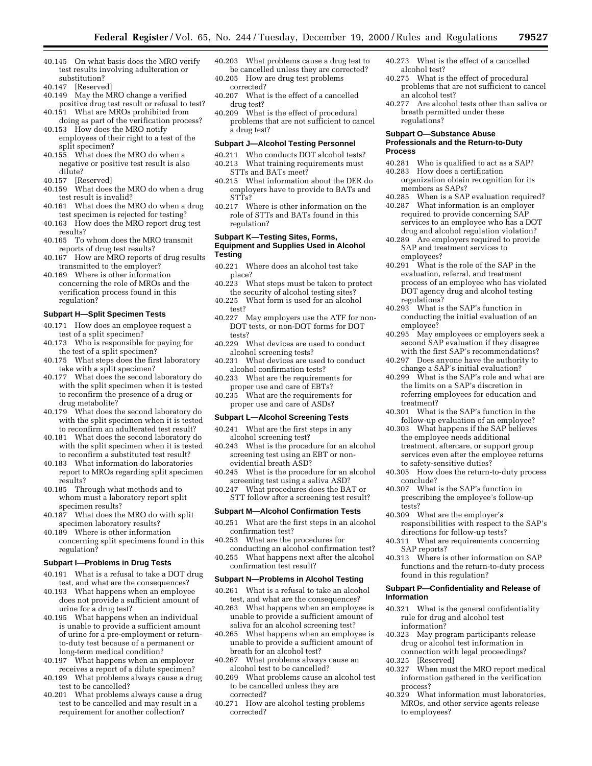40.145 On what basis does the MRO verify test results involving adulteration or substitution?
40.147 [Reserved]
40.149 May the MRO change a verified positive drug test result or refusal to test?
40.151 What are MROs prohibited from doing as part of the verification process?
40.153 How does the MRO notify employees of their right to a test of the split specimen?
40.155 What does the MRO do when a negative or positive test result is also dilute?
40.157 [Reserved]
40.159 What does the MRO do when a drug test result is invalid?
40.161 What does the MRO do when a drug test specimen is rejected for testing?
40.163 How does the MRO report drug test results?
40.165 To whom does the MRO transmit reports of drug test results?
40.167 How are MRO reports of drug results transmitted to the employer?
40.169 Where is other information concerning the role of MROs and the verification process found in this regulation?

#### Subpart H—Split Specimen Tests

40.171 How does an employee request a test of a split specimen?
40.173 Who is responsible for paying for the test of a split specimen?
40.175 What steps does the first laboratory take with a split specimen?
40.177 What does the second laboratory do with the split specimen when it is tested to reconfirm the presence of a drug or drug metabolite?
40.179 What does the second laboratory do with the split specimen when it is tested to reconfirm an adulterated test result?
40.181 What does the second laboratory do with the split specimen when it is tested to reconfirm a substituted test result?
40.183 What information do laboratories report to MROs regarding split specimen results?
40.185 Through what methods and to whom must a laboratory report split specimen results?
40.187 What does the MRO do with split specimen laboratory results?
40.189 Where is other information concerning split specimens found in this regulation?

#### Subpart I—Problems in Drug Tests

40.191 What is a refusal to take a DOT drug test, and what are the consequences?
40.193 What happens when an employee does not provide a sufficient amount of urine for a drug test?
40.195 What happens when an individual is unable to provide a sufficient amount of urine for a pre-employment or return-to-duty test because of a permanent or long-term medical condition?
40.197 What happens when an employer receives a report of a dilute specimen?
40.199 What problems always cause a drug test to be cancelled?
40.201 What problems always cause a drug test to be cancelled and may result in a requirement for another collection?
40.203 What problems cause a drug test to be cancelled unless they are corrected?
40.205 How are drug test problems corrected?
40.207 What is the effect of a cancelled drug test?
40.209 What is the effect of procedural problems that are not sufficient to cancel a drug test?

#### Subpart J—Alcohol Testing Personnel

40.211 Who conducts DOT alcohol tests?
40.213 What training requirements must STTs and BATs meet?
40.215 What information about the DER do employers have to provide to BATs and STTs?
40.217 Where is other information on the role of STTs and BATs found in this regulation?

#### Subpart K—Testing Sites, Forms, Equipment and Supplies Used in Alcohol Testing

40.221 Where does an alcohol test take place?
40.223 What steps must be taken to protect the security of alcohol testing sites?
40.225 What form is used for an alcohol test?
40.227 May employers use the ATF for non-DOT tests, or non-DOT forms for DOT tests?
40.229 What devices are used to conduct alcohol screening tests?
40.231 What devices are used to conduct alcohol confirmation tests?
40.233 What are the requirements for proper use and care of EBTs?
40.235 What are the requirements for proper use and care of ASDs?

#### Subpart L—Alcohol Screening Tests

40.241 What are the first steps in any alcohol screening test?
40.243 What is the procedure for an alcohol screening test using an EBT or non-evidential breath ASD?
40.245 What is the procedure for an alcohol screening test using a saliva ASD?
40.247 What procedures does the BAT or STT follow after a screening test result?

#### Subpart M—Alcohol Confirmation Tests

40.251 What are the first steps in an alcohol confirmation test?
40.253 What are the procedures for conducting an alcohol confirmation test?
40.255 What happens next after the alcohol confirmation test result?

#### Subpart N—Problems in Alcohol Testing

40.261 What is a refusal to take an alcohol test, and what are the consequences?
40.263 What happens when an employee is unable to provide a sufficient amount of saliva for an alcohol screening test?
40.265 What happens when an employee is unable to provide a sufficient amount of breath for an alcohol test?
40.267 What problems always cause an alcohol test to be cancelled?
40.269 What problems cause an alcohol test to be cancelled unless they are corrected?
40.271 How are alcohol testing problems corrected?
40.273 What is the effect of a cancelled alcohol test?
40.275 What is the effect of procedural problems that are not sufficient to cancel an alcohol test?
40.277 Are alcohol tests other than saliva or breath permitted under these regulations?

#### Subpart O—Substance Abuse Professionals and the Return-to-Duty Process

40.281 Who is qualified to act as a SAP?
40.283 How does a certification organization obtain recognition for its members as SAPs?
40.285 When is a SAP evaluation required?
40.287 What information is an employer required to provide concerning SAP services to an employee who has a DOT drug and alcohol regulation violation?
40.289 Are employers required to provide SAP and treatment services to employees?
40.291 What is the role of the SAP in the evaluation, referral, and treatment process of an employee who has violated DOT agency drug and alcohol testing regulations?
40.293 What is the SAP's function in conducting the initial evaluation of an employee?
40.295 May employees or employers seek a second SAP evaluation if they disagree with the first SAP's recommendations?
40.297 Does anyone have the authority to change a SAP's initial evaluation?
40.299 What is the SAP's role and what are the limits on a SAP's discretion in referring employees for education and treatment?
40.301 What is the SAP's function in the follow-up evaluation of an employee?
40.303 What happens if the SAP believes the employee needs additional treatment, aftercare, or support group services even after the employee returns to safety-sensitive duties?
40.305 How does the return-to-duty process conclude?
40.307 What is the SAP's function in prescribing the employee's follow-up tests?
40.309 What are the employer's responsibilities with respect to the SAP's directions for follow-up tests?
40.311 What are requirements concerning SAP reports?
40.313 Where is other information on SAP functions and the return-to-duty process found in this regulation?

#### Subpart P—Confidentiality and Release of Information

40.321 What is the general confidentiality rule for drug and alcohol test information?
40.323 May program participants release drug or alcohol test information in connection with legal proceedings?
40.325 [Reserved]
40.327 When must the MRO report medical information gathered in the verification process?
40.329 What information must laboratories, MROs, and other service agents release to employees?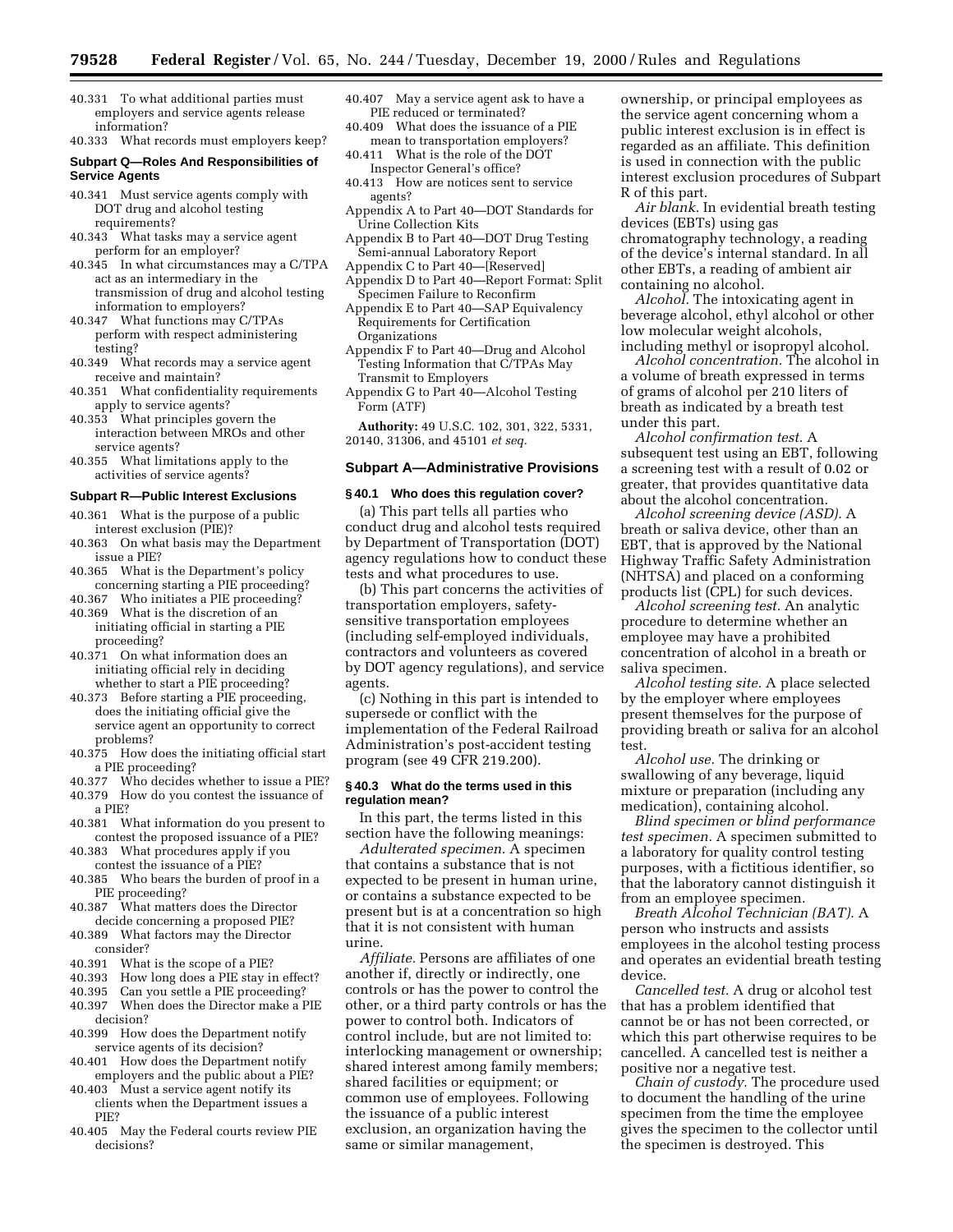40.331 To what additional parties must employers and service agents release information?

40.333 What records must employers keep?

**Subpart Q—Roles And Responsibilities of Service Agents**

40.341 Must service agents comply with DOT drug and alcohol testing requirements?

40.343 What tasks may a service agent perform for an employer?

40.345 In what circumstances may a C/TPA act as an intermediary in the transmission of drug and alcohol testing information to employers?

40.347 What functions may C/TPAs perform with respect administering testing?

40.349 What records may a service agent receive and maintain?

40.351 What confidentiality requirements apply to service agents?

40.353 What principles govern the interaction between MROs and other service agents?

40.355 What limitations apply to the activities of service agents?

**Subpart R—Public Interest Exclusions**

40.361 What is the purpose of a public interest exclusion (PIE)?

40.363 On what basis may the Department issue a PIE?

40.365 What is the Department's policy concerning starting a PIE proceeding?

40.367 Who initiates a PIE proceeding?

40.369 What is the discretion of an initiating official in starting a PIE proceeding?

40.371 On what information does an initiating official rely in deciding whether to start a PIE proceeding?

40.373 Before starting a PIE proceeding, does the initiating official give the service agent an opportunity to correct problems?

40.375 How does the initiating official start a PIE proceeding?

40.377 Who decides whether to issue a PIE?

40.379 How do you contest the issuance of a PIE?

40.381 What information do you present to contest the proposed issuance of a PIE?

40.383 What procedures apply if you contest the issuance of a PIE?

40.385 Who bears the burden of proof in a PIE proceeding?

40.387 What matters does the Director decide concerning a proposed PIE?

40.389 What factors may the Director consider?

40.391 What is the scope of a PIE?

40.393 How long does a PIE stay in effect?

40.395 Can you settle a PIE proceeding?

40.397 When does the Director make a PIE decision?

40.399 How does the Department notify service agents of its decision?

40.401 How does the Department notify employers and the public about a PIE?

40.403 Must a service agent notify its clients when the Department issues a PIE?

40.405 May the Federal courts review PIE decisions?

40.407 May a service agent ask to have a PIE reduced or terminated?

40.409 What does the issuance of a PIE mean to transportation employers?

40.411 What is the role of the DOT Inspector General's office?

40.413 How are notices sent to service agents?

Appendix A to Part 40—DOT Standards for Urine Collection Kits

Appendix B to Part 40—DOT Drug Testing Semi-annual Laboratory Report

Appendix C to Part 40—[Reserved]

Appendix D to Part 40—Report Format: Split Specimen Failure to Reconfirm

Appendix E to Part 40—SAP Equivalency Requirements for Certification Organizations

Appendix F to Part 40—Drug and Alcohol Testing Information that C/TPAs May Transmit to Employers

Appendix G to Part 40—Alcohol Testing Form (ATF)

**Authority:** 49 U.S.C. 102, 301, 322, 5331, 20140, 31306, and 45101 *et seq.*

## Subpart A—Administrative Provisions

### § 40.1 Who does this regulation cover?

(a) This part tells all parties who conduct drug and alcohol tests required by Department of Transportation (DOT) agency regulations how to conduct these tests and what procedures to use.

(b) This part concerns the activities of transportation employers, safety-sensitive transportation employees (including self-employed individuals, contractors and volunteers as covered by DOT agency regulations), and service agents.

(c) Nothing in this part is intended to supersede or conflict with the implementation of the Federal Railroad Administration's post-accident testing program (see 49 CFR 219.200).

### § 40.3 What do the terms used in this regulation mean?

In this part, the terms listed in this section have the following meanings:

*Adulterated specimen.* A specimen that contains a substance that is not expected to be present in human urine, or contains a substance expected to be present but is at a concentration so high that it is not consistent with human urine.

*Affiliate.* Persons are affiliates of one another if, directly or indirectly, one controls or has the power to control the other, or a third party controls or has the power to control both. Indicators of control include, but are not limited to: interlocking management or ownership; shared interest among family members; shared facilities or equipment; or common use of employees. Following the issuance of a public interest exclusion, an organization having the same or similar management, ownership, or principal employees as the service agent concerning whom a public interest exclusion is in effect is regarded as an affiliate. This definition is used in connection with the public interest exclusion procedures of Subpart R of this part.

*Air blank.* In evidential breath testing devices (EBTs) using gas chromatography technology, a reading of the device's internal standard. In all other EBTs, a reading of ambient air containing no alcohol.

*Alcohol.* The intoxicating agent in beverage alcohol, ethyl alcohol or other low molecular weight alcohols, including methyl or isopropyl alcohol.

*Alcohol concentration.* The alcohol in a volume of breath expressed in terms of grams of alcohol per 210 liters of breath as indicated by a breath test under this part.

*Alcohol confirmation test.* A subsequent test using an EBT, following a screening test with a result of 0.02 or greater, that provides quantitative data about the alcohol concentration.

*Alcohol screening device (ASD).* A breath or saliva device, other than an EBT, that is approved by the National Highway Traffic Safety Administration (NHTSA) and placed on a conforming products list (CPL) for such devices.

*Alcohol screening test.* An analytic procedure to determine whether an employee may have a prohibited concentration of alcohol in a breath or saliva specimen.

*Alcohol testing site.* A place selected by the employer where employees present themselves for the purpose of providing breath or saliva for an alcohol test.

*Alcohol use.* The drinking or swallowing of any beverage, liquid mixture or preparation (including any medication), containing alcohol.

*Blind specimen or blind performance test specimen.* A specimen submitted to a laboratory for quality control testing purposes, with a fictitious identifier, so that the laboratory cannot distinguish it from an employee specimen.

*Breath Alcohol Technician (BAT).* A person who instructs and assists employees in the alcohol testing process and operates an evidential breath testing device.

*Cancelled test.* A drug or alcohol test that has a problem identified that cannot be or has not been corrected, or which this part otherwise requires to be cancelled. A cancelled test is neither a positive nor a negative test.

*Chain of custody.* The procedure used to document the handling of the urine specimen from the time the employee gives the specimen to the collector until the specimen is destroyed. This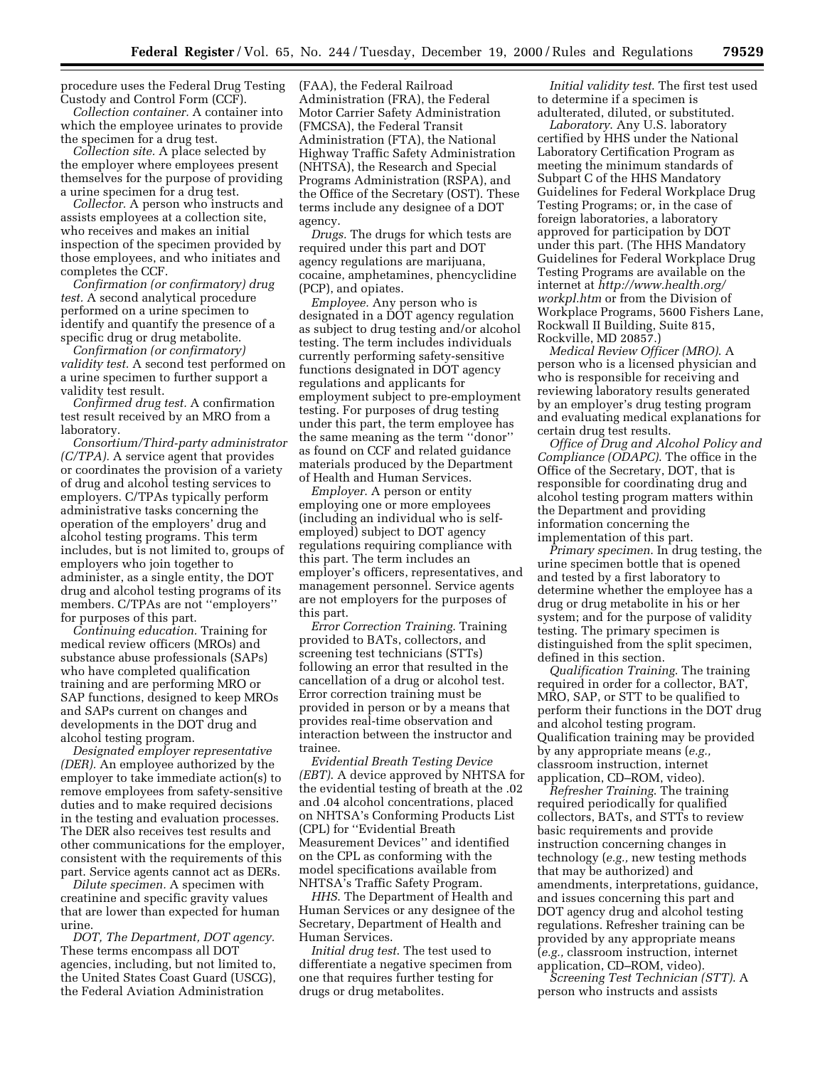procedure uses the Federal Drug Testing Custody and Control Form (CCF).

*Collection container.* A container into which the employee urinates to provide the specimen for a drug test.

*Collection site.* A place selected by the employer where employees present themselves for the purpose of providing a urine specimen for a drug test.

*Collector.* A person who instructs and assists employees at a collection site, who receives and makes an initial inspection of the specimen provided by those employees, and who initiates and completes the CCF.

*Confirmation (or confirmatory) drug test.* A second analytical procedure performed on a urine specimen to identify and quantify the presence of a specific drug or drug metabolite.

*Confirmation (or confirmatory) validity test.* A second test performed on a urine specimen to further support a validity test result.

*Confirmed drug test.* A confirmation test result received by an MRO from a laboratory.

*Consortium/Third-party administrator (C/TPA).* A service agent that provides or coordinates the provision of a variety of drug and alcohol testing services to employers. C/TPAs typically perform administrative tasks concerning the operation of the employers' drug and alcohol testing programs. This term includes, but is not limited to, groups of employers who join together to administer, as a single entity, the DOT drug and alcohol testing programs of its members. C/TPAs are not ''employers'' for purposes of this part.

*Continuing education.* Training for medical review officers (MROs) and substance abuse professionals (SAPs) who have completed qualification training and are performing MRO or SAP functions, designed to keep MROs and SAPs current on changes and developments in the DOT drug and alcohol testing program.

*Designated employer representative (DER).* An employee authorized by the employer to take immediate action(s) to remove employees from safety-sensitive duties and to make required decisions in the testing and evaluation processes. The DER also receives test results and other communications for the employer, consistent with the requirements of this part. Service agents cannot act as DERs.

*Dilute specimen.* A specimen with creatinine and specific gravity values that are lower than expected for human urine.

*DOT, The Department, DOT agency.* These terms encompass all DOT agencies, including, but not limited to, the United States Coast Guard (USCG), the Federal Aviation Administration (FAA), the Federal Railroad Administration (FRA), the Federal Motor Carrier Safety Administration (FMCSA), the Federal Transit Administration (FTA), the National Highway Traffic Safety Administration (NHTSA), the Research and Special Programs Administration (RSPA), and the Office of the Secretary (OST). These terms include any designee of a DOT agency.

*Drugs.* The drugs for which tests are required under this part and DOT agency regulations are marijuana, cocaine, amphetamines, phencyclidine (PCP), and opiates.

*Employee.* Any person who is designated in a DOT agency regulation as subject to drug testing and/or alcohol testing. The term includes individuals currently performing safety-sensitive functions designated in DOT agency regulations and applicants for employment subject to pre-employment testing. For purposes of drug testing under this part, the term employee has the same meaning as the term ''donor'' as found on CCF and related guidance materials produced by the Department of Health and Human Services.

*Employer.* A person or entity employing one or more employees (including an individual who is self-employed) subject to DOT agency regulations requiring compliance with this part. The term includes an employer's officers, representatives, and management personnel. Service agents are not employers for the purposes of this part.

*Error Correction Training.* Training provided to BATs, collectors, and screening test technicians (STTs) following an error that resulted in the cancellation of a drug or alcohol test. Error correction training must be provided in person or by a means that provides real-time observation and interaction between the instructor and trainee.

*Evidential Breath Testing Device (EBT).* A device approved by NHTSA for the evidential testing of breath at the .02 and .04 alcohol concentrations, placed on NHTSA's Conforming Products List (CPL) for ''Evidential Breath Measurement Devices'' and identified on the CPL as conforming with the model specifications available from NHTSA's Traffic Safety Program.

*HHS.* The Department of Health and Human Services or any designee of the Secretary, Department of Health and Human Services.

*Initial drug test.* The test used to differentiate a negative specimen from one that requires further testing for drugs or drug metabolites.

*Initial validity test.* The first test used to determine if a specimen is adulterated, diluted, or substituted.

*Laboratory.* Any U.S. laboratory certified by HHS under the National Laboratory Certification Program as meeting the minimum standards of Subpart C of the HHS Mandatory Guidelines for Federal Workplace Drug Testing Programs; or, in the case of foreign laboratories, a laboratory approved for participation by DOT under this part. (The HHS Mandatory Guidelines for Federal Workplace Drug Testing Programs are available on the internet at *http://www.health.org/workpl.htm* or from the Division of Workplace Programs, 5600 Fishers Lane, Rockwall II Building, Suite 815, Rockville, MD 20857.)

*Medical Review Officer (MRO).* A person who is a licensed physician and who is responsible for receiving and reviewing laboratory results generated by an employer's drug testing program and evaluating medical explanations for certain drug test results.

*Office of Drug and Alcohol Policy and Compliance (ODAPC).* The office in the Office of the Secretary, DOT, that is responsible for coordinating drug and alcohol testing program matters within the Department and providing information concerning the implementation of this part.

*Primary specimen.* In drug testing, the urine specimen bottle that is opened and tested by a first laboratory to determine whether the employee has a drug or drug metabolite in his or her system; and for the purpose of validity testing. The primary specimen is distinguished from the split specimen, defined in this section.

*Qualification Training.* The training required in order for a collector, BAT, MRO, SAP, or STT to be qualified to perform their functions in the DOT drug and alcohol testing program. Qualification training may be provided by any appropriate means (*e.g.,* classroom instruction, internet application, CD–ROM, video).

*Refresher Training.* The training required periodically for qualified collectors, BATs, and STTs to review basic requirements and provide instruction concerning changes in technology (*e.g.,* new testing methods that may be authorized) and amendments, interpretations, guidance, and issues concerning this part and DOT agency drug and alcohol testing regulations. Refresher training can be provided by any appropriate means (*e.g.,* classroom instruction, internet application, CD–ROM, video).

*Screening Test Technician (STT).* A person who instructs and assists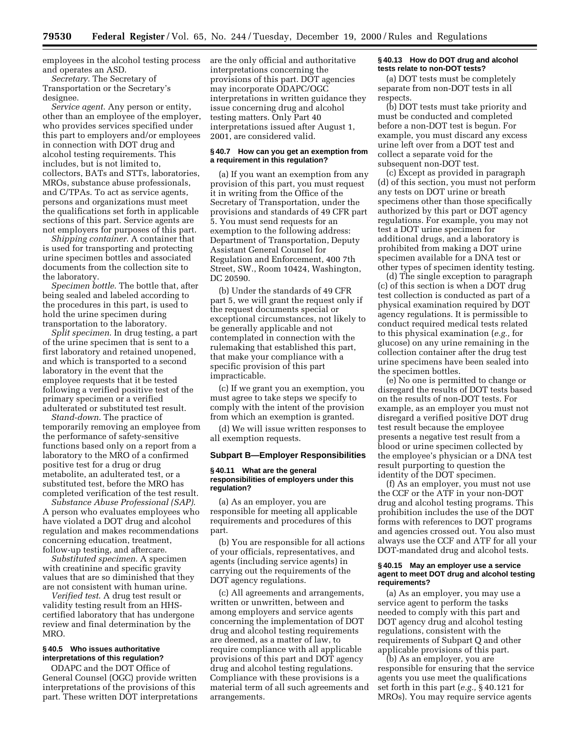employees in the alcohol testing process and operates an ASD.

*Secretary*. The Secretary of Transportation or the Secretary's designee.

*Service agent*. Any person or entity, other than an employee of the employer, who provides services specified under this part to employers and/or employees in connection with DOT drug and alcohol testing requirements. This includes, but is not limited to, collectors, BATs and STTs, laboratories, MROs, substance abuse professionals, and C/TPAs. To act as service agents, persons and organizations must meet the qualifications set forth in applicable sections of this part. Service agents are not employers for purposes of this part.

*Shipping container*. A container that is used for transporting and protecting urine specimen bottles and associated documents from the collection site to the laboratory.

*Specimen bottle*. The bottle that, after being sealed and labeled according to the procedures in this part, is used to hold the urine specimen during transportation to the laboratory.

*Split specimen*. In drug testing, a part of the urine specimen that is sent to a first laboratory and retained unopened, and which is transported to a second laboratory in the event that the employee requests that it be tested following a verified positive test of the primary specimen or a verified adulterated or substituted test result.

*Stand-down*. The practice of temporarily removing an employee from the performance of safety-sensitive functions based only on a report from a laboratory to the MRO of a confirmed positive test for a drug or drug metabolite, an adulterated test, or a substituted test, before the MRO has completed verification of the test result.

*Substance Abuse Professional (SAP)*. A person who evaluates employees who have violated a DOT drug and alcohol regulation and makes recommendations concerning education, treatment, follow-up testing, and aftercare.

*Substituted specimen*. A specimen with creatinine and specific gravity values that are so diminished that they are not consistent with human urine.

*Verified test*. A drug test result or validity testing result from an HHS-certified laboratory that has undergone review and final determination by the MRO.

#### § 40.5 Who issues authoritative interpretations of this regulation?

ODAPC and the DOT Office of General Counsel (OGC) provide written interpretations of the provisions of this part. These written DOT interpretations are the only official and authoritative interpretations concerning the provisions of this part. DOT agencies may incorporate ODAPC/OGC interpretations in written guidance they issue concerning drug and alcohol testing matters. Only Part 40 interpretations issued after August 1, 2001, are considered valid.

#### § 40.7 How can you get an exemption from a requirement in this regulation?

(a) If you want an exemption from any provision of this part, you must request it in writing from the Office of the Secretary of Transportation, under the provisions and standards of 49 CFR part 5. You must send requests for an exemption to the following address: Department of Transportation, Deputy Assistant General Counsel for Regulation and Enforcement, 400 7th Street, SW., Room 10424, Washington, DC 20590.

(b) Under the standards of 49 CFR part 5, we will grant the request only if the request documents special or exceptional circumstances, not likely to be generally applicable and not contemplated in connection with the rulemaking that established this part, that make your compliance with a specific provision of this part impracticable.

(c) If we grant you an exemption, you must agree to take steps we specify to comply with the intent of the provision from which an exemption is granted.

(d) We will issue written responses to all exemption requests.

### Subpart B—Employer Responsibilities

#### § 40.11 What are the general responsibilities of employers under this regulation?

(a) As an employer, you are responsible for meeting all applicable requirements and procedures of this part.

(b) You are responsible for all actions of your officials, representatives, and agents (including service agents) in carrying out the requirements of the DOT agency regulations.

(c) All agreements and arrangements, written or unwritten, between and among employers and service agents concerning the implementation of DOT drug and alcohol testing requirements are deemed, as a matter of law, to require compliance with all applicable provisions of this part and DOT agency drug and alcohol testing regulations. Compliance with these provisions is a material term of all such agreements and arrangements.

#### § 40.13 How do DOT drug and alcohol tests relate to non-DOT tests?

(a) DOT tests must be completely separate from non-DOT tests in all respects.

(b) DOT tests must take priority and must be conducted and completed before a non-DOT test is begun. For example, you must discard any excess urine left over from a DOT test and collect a separate void for the subsequent non-DOT test.

(c) Except as provided in paragraph (d) of this section, you must not perform any tests on DOT urine or breath specimens other than those specifically authorized by this part or DOT agency regulations. For example, you may not test a DOT urine specimen for additional drugs, and a laboratory is prohibited from making a DOT urine specimen available for a DNA test or other types of specimen identity testing.

(d) The single exception to paragraph (c) of this section is when a DOT drug test collection is conducted as part of a physical examination required by DOT agency regulations. It is permissible to conduct required medical tests related to this physical examination (*e.g.*, for glucose) on any urine remaining in the collection container after the drug test urine specimens have been sealed into the specimen bottles.

(e) No one is permitted to change or disregard the results of DOT tests based on the results of non-DOT tests. For example, as an employer you must not disregard a verified positive DOT drug test result because the employee presents a negative test result from a blood or urine specimen collected by the employee's physician or a DNA test result purporting to question the identity of the DOT specimen.

(f) As an employer, you must not use the CCF or the ATF in your non-DOT drug and alcohol testing programs. This prohibition includes the use of the DOT forms with references to DOT programs and agencies crossed out. You also must always use the CCF and ATF for all your DOT-mandated drug and alcohol tests.

#### § 40.15 May an employer use a service agent to meet DOT drug and alcohol testing requirements?

(a) As an employer, you may use a service agent to perform the tasks needed to comply with this part and DOT agency drug and alcohol testing regulations, consistent with the requirements of Subpart Q and other applicable provisions of this part.

(b) As an employer, you are responsible for ensuring that the service agents you use meet the qualifications set forth in this part (*e.g.*, § 40.121 for MROs). You may require service agents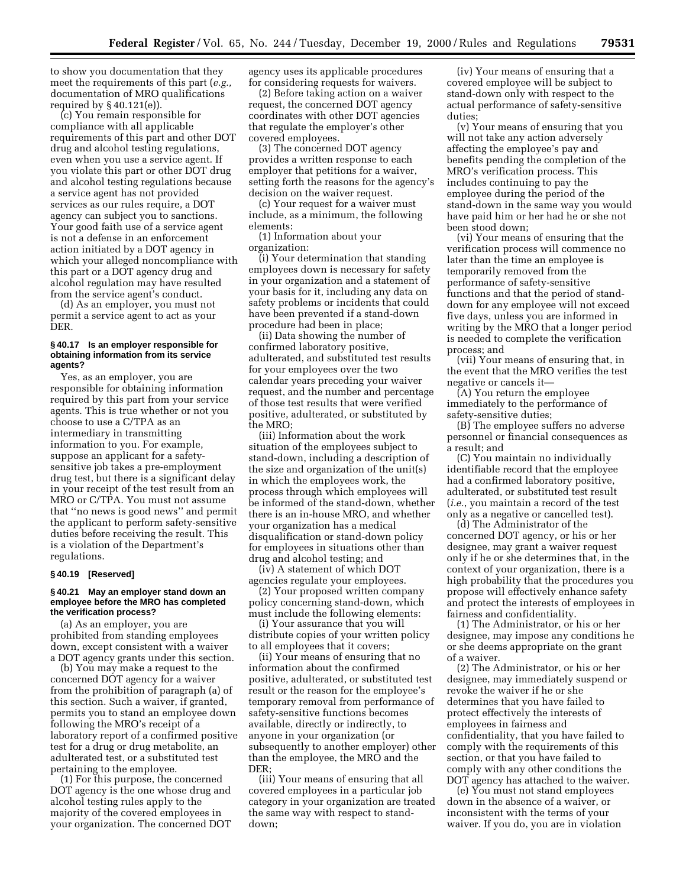to show you documentation that they meet the requirements of this part (*e.g.,* documentation of MRO qualifications required by § 40.121(e)).

(c) You remain responsible for compliance with all applicable requirements of this part and other DOT drug and alcohol testing regulations, even when you use a service agent. If you violate this part or other DOT drug and alcohol testing regulations because a service agent has not provided services as our rules require, a DOT agency can subject you to sanctions. Your good faith use of a service agent is not a defense in an enforcement action initiated by a DOT agency in which your alleged noncompliance with this part or a DOT agency drug and alcohol regulation may have resulted from the service agent's conduct.

(d) As an employer, you must not permit a service agent to act as your DER.

#### § 40.17 Is an employer responsible for obtaining information from its service agents?

Yes, as an employer, you are responsible for obtaining information required by this part from your service agents. This is true whether or not you choose to use a C/TPA as an intermediary in transmitting information to you. For example, suppose an applicant for a safety-sensitive job takes a pre-employment drug test, but there is a significant delay in your receipt of the test result from an MRO or C/TPA. You must not assume that ''no news is good news'' and permit the applicant to perform safety-sensitive duties before receiving the result. This is a violation of the Department's regulations.

#### § 40.19 [Reserved]

#### § 40.21 May an employer stand down an employee before the MRO has completed the verification process?

(a) As an employer, you are prohibited from standing employees down, except consistent with a waiver a DOT agency grants under this section.

(b) You may make a request to the concerned DOT agency for a waiver from the prohibition of paragraph (a) of this section. Such a waiver, if granted, permits you to stand an employee down following the MRO's receipt of a laboratory report of a confirmed positive test for a drug or drug metabolite, an adulterated test, or a substituted test pertaining to the employee.

(1) For this purpose, the concerned DOT agency is the one whose drug and alcohol testing rules apply to the majority of the covered employees in your organization. The concerned DOT agency uses its applicable procedures for considering requests for waivers.

(2) Before taking action on a waiver request, the concerned DOT agency coordinates with other DOT agencies that regulate the employer's other covered employees.

(3) The concerned DOT agency provides a written response to each employer that petitions for a waiver, setting forth the reasons for the agency's decision on the waiver request.

(c) Your request for a waiver must include, as a minimum, the following elements:

(1) Information about your organization:

(i) Your determination that standing employees down is necessary for safety in your organization and a statement of your basis for it, including any data on safety problems or incidents that could have been prevented if a stand-down procedure had been in place;

(ii) Data showing the number of confirmed laboratory positive, adulterated, and substituted test results for your employees over the two calendar years preceding your waiver request, and the number and percentage of those test results that were verified positive, adulterated, or substituted by the MRO;

(iii) Information about the work situation of the employees subject to stand-down, including a description of the size and organization of the unit(s) in which the employees work, the process through which employees will be informed of the stand-down, whether there is an in-house MRO, and whether your organization has a medical disqualification or stand-down policy for employees in situations other than drug and alcohol testing; and

(iv) A statement of which DOT agencies regulate your employees.

(2) Your proposed written company policy concerning stand-down, which must include the following elements:

(i) Your assurance that you will distribute copies of your written policy to all employees that it covers;

(ii) Your means of ensuring that no information about the confirmed positive, adulterated, or substituted test result or the reason for the employee's temporary removal from performance of safety-sensitive functions becomes available, directly or indirectly, to anyone in your organization (or subsequently to another employer) other than the employee, the MRO and the DER;

(iii) Your means of ensuring that all covered employees in a particular job category in your organization are treated the same way with respect to stand-down;

(iv) Your means of ensuring that a covered employee will be subject to stand-down only with respect to the actual performance of safety-sensitive duties;

(v) Your means of ensuring that you will not take any action adversely affecting the employee's pay and benefits pending the completion of the MRO's verification process. This includes continuing to pay the employee during the period of the stand-down in the same way you would have paid him or her had he or she not been stood down;

(vi) Your means of ensuring that the verification process will commence no later than the time an employee is temporarily removed from the performance of safety-sensitive functions and that the period of stand-down for any employee will not exceed five days, unless you are informed in writing by the MRO that a longer period is needed to complete the verification process; and

(vii) Your means of ensuring that, in the event that the MRO verifies the test negative or cancels it—

(A) You return the employee immediately to the performance of safety-sensitive duties;

(B) The employee suffers no adverse personnel or financial consequences as a result; and

(C) You maintain no individually identifiable record that the employee had a confirmed laboratory positive, adulterated, or substituted test result (*i.e.*, you maintain a record of the test only as a negative or cancelled test).

(d) The Administrator of the concerned DOT agency, or his or her designee, may grant a waiver request only if he or she determines that, in the context of your organization, there is a high probability that the procedures you propose will effectively enhance safety and protect the interests of employees in fairness and confidentiality.

(1) The Administrator, or his or her designee, may impose any conditions he or she deems appropriate on the grant of a waiver.

(2) The Administrator, or his or her designee, may immediately suspend or revoke the waiver if he or she determines that you have failed to protect effectively the interests of employees in fairness and confidentiality, that you have failed to comply with the requirements of this section, or that you have failed to comply with any other conditions the DOT agency has attached to the waiver.

(e) You must not stand employees down in the absence of a waiver, or inconsistent with the terms of your waiver. If you do, you are in violation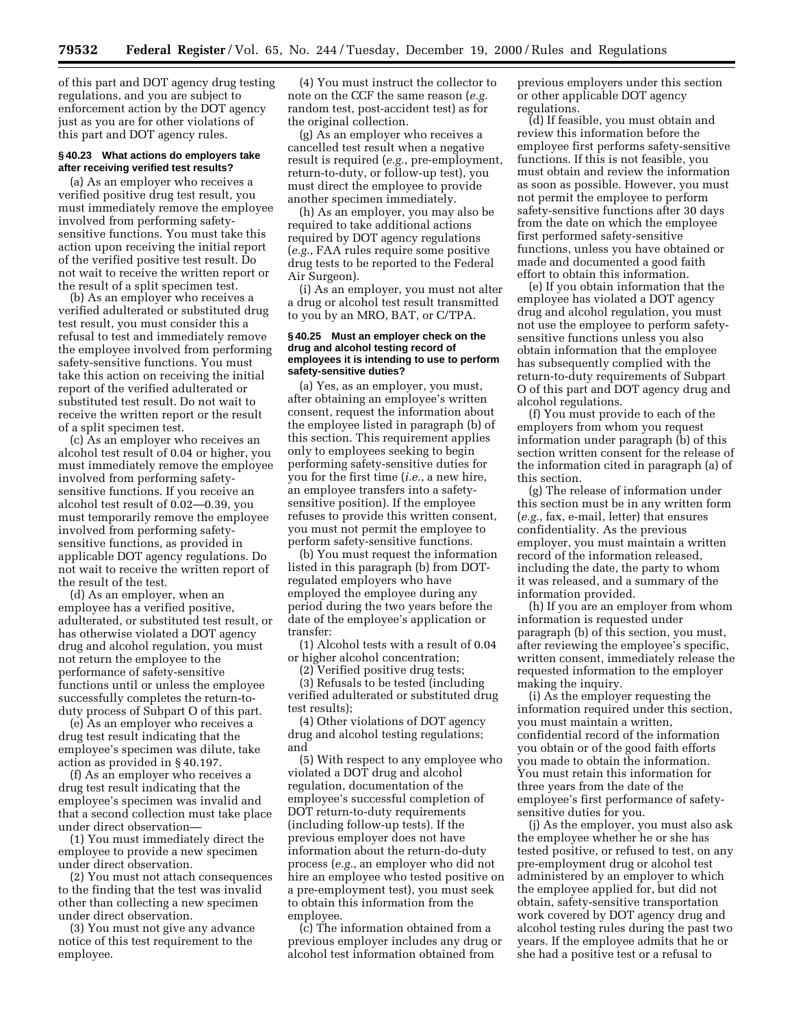of this part and DOT agency drug testing regulations, and you are subject to enforcement action by the DOT agency just as you are for other violations of this part and DOT agency rules.

### § 40.23 What actions do employers take after receiving verified test results?

(a) As an employer who receives a verified positive drug test result, you must immediately remove the employee involved from performing safety-sensitive functions. You must take this action upon receiving the initial report of the verified positive test result. Do not wait to receive the written report or the result of a split specimen test.

(b) As an employer who receives a verified adulterated or substituted drug test result, you must consider this a refusal to test and immediately remove the employee involved from performing safety-sensitive functions. You must take this action on receiving the initial report of the verified adulterated or substituted test result. Do not wait to receive the written report or the result of a split specimen test.

(c) As an employer who receives an alcohol test result of 0.04 or higher, you must immediately remove the employee involved from performing safety-sensitive functions. If you receive an alcohol test result of 0.02—0.39, you must temporarily remove the employee involved from performing safety-sensitive functions, as provided in applicable DOT agency regulations. Do not wait to receive the written report of the result of the test.

(d) As an employer, when an employee has a verified positive, adulterated, or substituted test result, or has otherwise violated a DOT agency drug and alcohol regulation, you must not return the employee to the performance of safety-sensitive functions until or unless the employee successfully completes the return-to-duty process of Subpart O of this part.

(e) As an employer who receives a drug test result indicating that the employee's specimen was dilute, take action as provided in § 40.197.

(f) As an employer who receives a drug test result indicating that the employee's specimen was invalid and that a second collection must take place under direct observation—

(1) You must immediately direct the employee to provide a new specimen under direct observation.

(2) You must not attach consequences to the finding that the test was invalid other than collecting a new specimen under direct observation.

(3) You must not give any advance notice of this test requirement to the employee.

(4) You must instruct the collector to note on the CCF the same reason (*e.g.* random test, post-accident test) as for the original collection.

(g) As an employer who receives a cancelled test result when a negative result is required (*e.g.*, pre-employment, return-to-duty, or follow-up test), you must direct the employee to provide another specimen immediately.

(h) As an employer, you may also be required to take additional actions required by DOT agency regulations (*e.g.*, FAA rules require some positive drug tests to be reported to the Federal Air Surgeon).

(i) As an employer, you must not alter a drug or alcohol test result transmitted to you by an MRO, BAT, or C/TPA.

### § 40.25 Must an employer check on the drug and alcohol testing record of employees it is intending to use to perform safety-sensitive duties?

(a) Yes, as an employer, you must, after obtaining an employee's written consent, request the information about the employee listed in paragraph (b) of this section. This requirement applies only to employees seeking to begin performing safety-sensitive duties for you for the first time (*i.e.*, a new hire, an employee transfers into a safety-sensitive position). If the employee refuses to provide this written consent, you must not permit the employee to perform safety-sensitive functions.

(b) You must request the information listed in this paragraph (b) from DOT-regulated employers who have employed the employee during any period during the two years before the date of the employee's application or transfer:

(1) Alcohol tests with a result of 0.04 or higher alcohol concentration;

(2) Verified positive drug tests;

(3) Refusals to be tested (including verified adulterated or substituted drug test results);

(4) Other violations of DOT agency drug and alcohol testing regulations; and

(5) With respect to any employee who violated a DOT drug and alcohol regulation, documentation of the employee's successful completion of DOT return-to-duty requirements (including follow-up tests). If the previous employer does not have information about the return-do-duty process (*e.g.*, an employer who did not hire an employee who tested positive on a pre-employment test), you must seek to obtain this information from the employee.

(c) The information obtained from a previous employer includes any drug or alcohol test information obtained from previous employers under this section or other applicable DOT agency regulations.

(d) If feasible, you must obtain and review this information before the employee first performs safety-sensitive functions. If this is not feasible, you must obtain and review the information as soon as possible. However, you must not permit the employee to perform safety-sensitive functions after 30 days from the date on which the employee first performed safety-sensitive functions, unless you have obtained or made and documented a good faith effort to obtain this information.

(e) If you obtain information that the employee has violated a DOT agency drug and alcohol regulation, you must not use the employee to perform safety-sensitive functions unless you also obtain information that the employee has subsequently complied with the return-to-duty requirements of Subpart O of this part and DOT agency drug and alcohol regulations.

(f) You must provide to each of the employers from whom you request information under paragraph (b) of this section written consent for the release of the information cited in paragraph (a) of this section.

(g) The release of information under this section must be in any written form (*e.g.*, fax, e-mail, letter) that ensures confidentiality. As the previous employer, you must maintain a written record of the information released, including the date, the party to whom it was released, and a summary of the information provided.

(h) If you are an employer from whom information is requested under paragraph (b) of this section, you must, after reviewing the employee's specific, written consent, immediately release the requested information to the employer making the inquiry.

(i) As the employer requesting the information required under this section, you must maintain a written, confidential record of the information you obtain or of the good faith efforts you made to obtain the information. You must retain this information for three years from the date of the employee's first performance of safety-sensitive duties for you.

(j) As the employer, you must also ask the employee whether he or she has tested positive, or refused to test, on any pre-employment drug or alcohol test administered by an employer to which the employee applied for, but did not obtain, safety-sensitive transportation work covered by DOT agency drug and alcohol testing rules during the past two years. If the employee admits that he or she had a positive test or a refusal to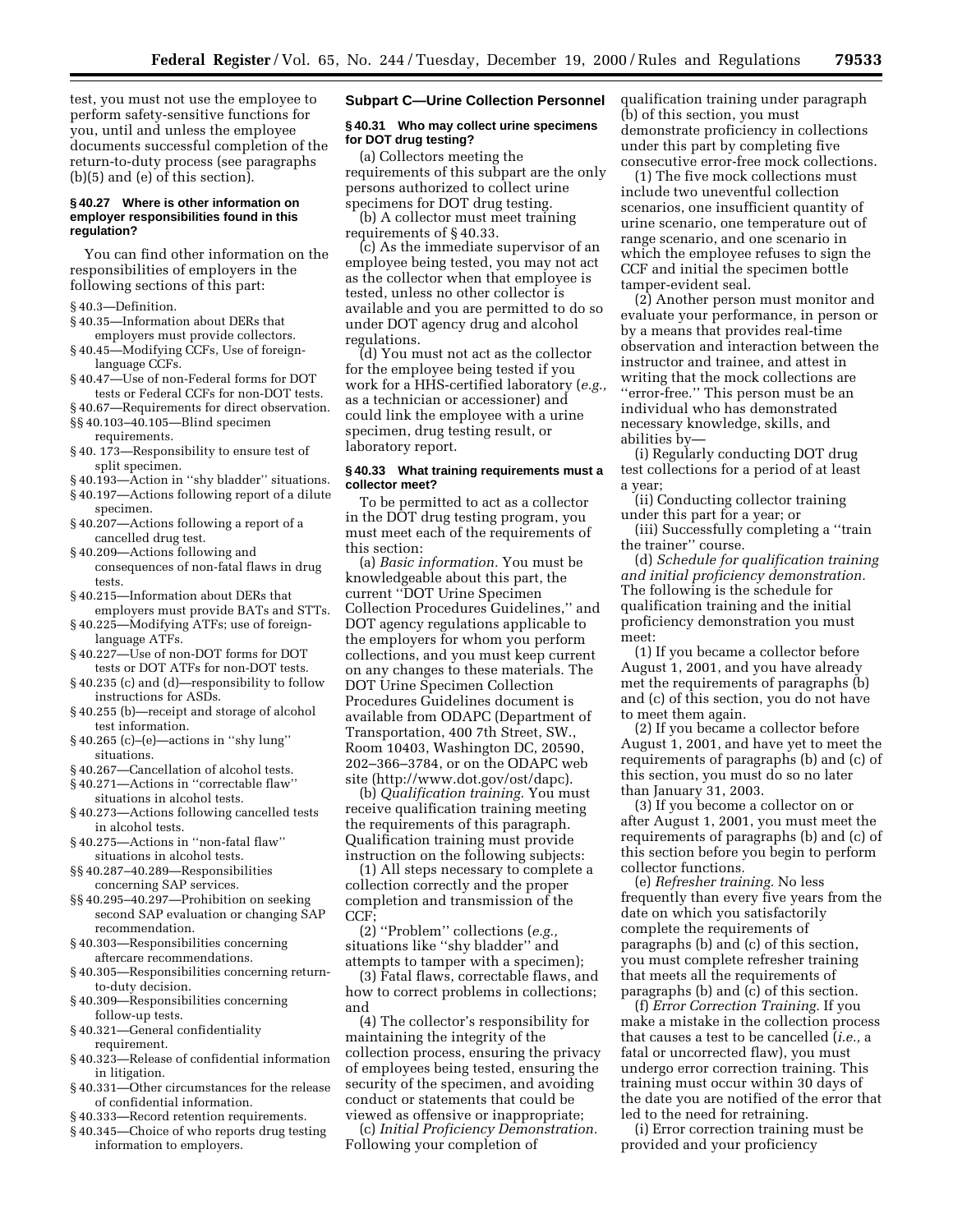test, you must not use the employee to perform safety-sensitive functions for you, until and unless the employee documents successful completion of the return-to-duty process (see paragraphs (b)(5) and (e) of this section).

#### § 40.27 Where is other information on employer responsibilities found in this regulation?

You can find other information on the responsibilities of employers in the following sections of this part:

§ 40.3—Definition.
§ 40.35—Information about DERs that employers must provide collectors.
§ 40.45—Modifying CCFs, Use of foreign-language CCFs.
§ 40.47—Use of non-Federal forms for DOT tests or Federal CCFs for non-DOT tests.
§ 40.67—Requirements for direct observation.
§§ 40.103–40.105—Blind specimen requirements.
§ 40. 173—Responsibility to ensure test of split specimen.
§ 40.193—Action in ''shy bladder'' situations.
§ 40.197—Actions following report of a dilute specimen.
§ 40.207—Actions following a report of a cancelled drug test.
§ 40.209—Actions following and consequences of non-fatal flaws in drug tests.
§ 40.215—Information about DERs that employers must provide BATs and STTs.
§ 40.225—Modifying ATFs; use of foreign-language ATFs.
§ 40.227—Use of non-DOT forms for DOT tests or DOT ATFs for non-DOT tests.
§ 40.235 (c) and (d)—responsibility to follow instructions for ASDs.
§ 40.255 (b)—receipt and storage of alcohol test information.
§ 40.265 (c)–(e)—actions in ''shy lung'' situations.
§ 40.267—Cancellation of alcohol tests.
§ 40.271—Actions in ''correctable flaw'' situations in alcohol tests.
§ 40.273—Actions following cancelled tests in alcohol tests.
§ 40.275—Actions in ''non-fatal flaw'' situations in alcohol tests.
§§ 40.287–40.289—Responsibilities concerning SAP services.
§§ 40.295–40.297—Prohibition on seeking second SAP evaluation or changing SAP recommendation.
§ 40.303—Responsibilities concerning aftercare recommendations.
§ 40.305—Responsibilities concerning return-to-duty decision.
§ 40.309—Responsibilities concerning follow-up tests.
§ 40.321—General confidentiality requirement.
§ 40.323—Release of confidential information in litigation.
§ 40.331—Other circumstances for the release of confidential information.
§ 40.333—Record retention requirements.
§ 40.345—Choice of who reports drug testing information to employers.

### Subpart C—Urine Collection Personnel

#### § 40.31 Who may collect urine specimens for DOT drug testing?

(a) Collectors meeting the requirements of this subpart are the only persons authorized to collect urine specimens for DOT drug testing.

(b) A collector must meet training requirements of § 40.33.

(c) As the immediate supervisor of an employee being tested, you may not act as the collector when that employee is tested, unless no other collector is available and you are permitted to do so under DOT agency drug and alcohol regulations.

(d) You must not act as the collector for the employee being tested if you work for a HHS-certified laboratory (*e.g.,* as a technician or accessioner) and could link the employee with a urine specimen, drug testing result, or laboratory report.

#### § 40.33 What training requirements must a collector meet?

To be permitted to act as a collector in the DOT drug testing program, you must meet each of the requirements of this section:

(a) *Basic information.* You must be knowledgeable about this part, the current ''DOT Urine Specimen Collection Procedures Guidelines,'' and DOT agency regulations applicable to the employers for whom you perform collections, and you must keep current on any changes to these materials. The DOT Urine Specimen Collection Procedures Guidelines document is available from ODAPC (Department of Transportation, 400 7th Street, SW., Room 10403, Washington DC, 20590, 202–366–3784, or on the ODAPC web site (http://www.dot.gov/ost/dapc).

(b) *Qualification training.* You must receive qualification training meeting the requirements of this paragraph. Qualification training must provide instruction on the following subjects:

(1) All steps necessary to complete a collection correctly and the proper completion and transmission of the CCF;

(2) ''Problem'' collections (*e.g.,* situations like ''shy bladder'' and attempts to tamper with a specimen);

(3) Fatal flaws, correctable flaws, and how to correct problems in collections; and

(4) The collector's responsibility for maintaining the integrity of the collection process, ensuring the privacy of employees being tested, ensuring the security of the specimen, and avoiding conduct or statements that could be viewed as offensive or inappropriate;

(c) *Initial Proficiency Demonstration.* Following your completion of qualification training under paragraph (b) of this section, you must demonstrate proficiency in collections under this part by completing five consecutive error-free mock collections.

(1) The five mock collections must include two uneventful collection scenarios, one insufficient quantity of urine scenario, one temperature out of range scenario, and one scenario in which the employee refuses to sign the CCF and initial the specimen bottle tamper-evident seal.

(2) Another person must monitor and evaluate your performance, in person or by a means that provides real-time observation and interaction between the instructor and trainee, and attest in writing that the mock collections are ''error-free.'' This person must be an individual who has demonstrated necessary knowledge, skills, and abilities by—

(i) Regularly conducting DOT drug test collections for a period of at least a year;

(ii) Conducting collector training under this part for a year; or

(iii) Successfully completing a ''train the trainer'' course.

(d) *Schedule for qualification training and initial proficiency demonstration.* The following is the schedule for qualification training and the initial proficiency demonstration you must meet:

(1) If you became a collector before August 1, 2001, and you have already met the requirements of paragraphs (b) and (c) of this section, you do not have to meet them again.

(2) If you became a collector before August 1, 2001, and have yet to meet the requirements of paragraphs (b) and (c) of this section, you must do so no later than January 31, 2003.

(3) If you become a collector on or after August 1, 2001, you must meet the requirements of paragraphs (b) and (c) of this section before you begin to perform collector functions.

(e) *Refresher training.* No less frequently than every five years from the date on which you satisfactorily complete the requirements of paragraphs (b) and (c) of this section, you must complete refresher training that meets all the requirements of paragraphs (b) and (c) of this section.

(f) *Error Correction Training.* If you make a mistake in the collection process that causes a test to be cancelled (*i.e.,* a fatal or uncorrected flaw), you must undergo error correction training. This training must occur within 30 days of the date you are notified of the error that led to the need for retraining.

(i) Error correction training must be provided and your proficiency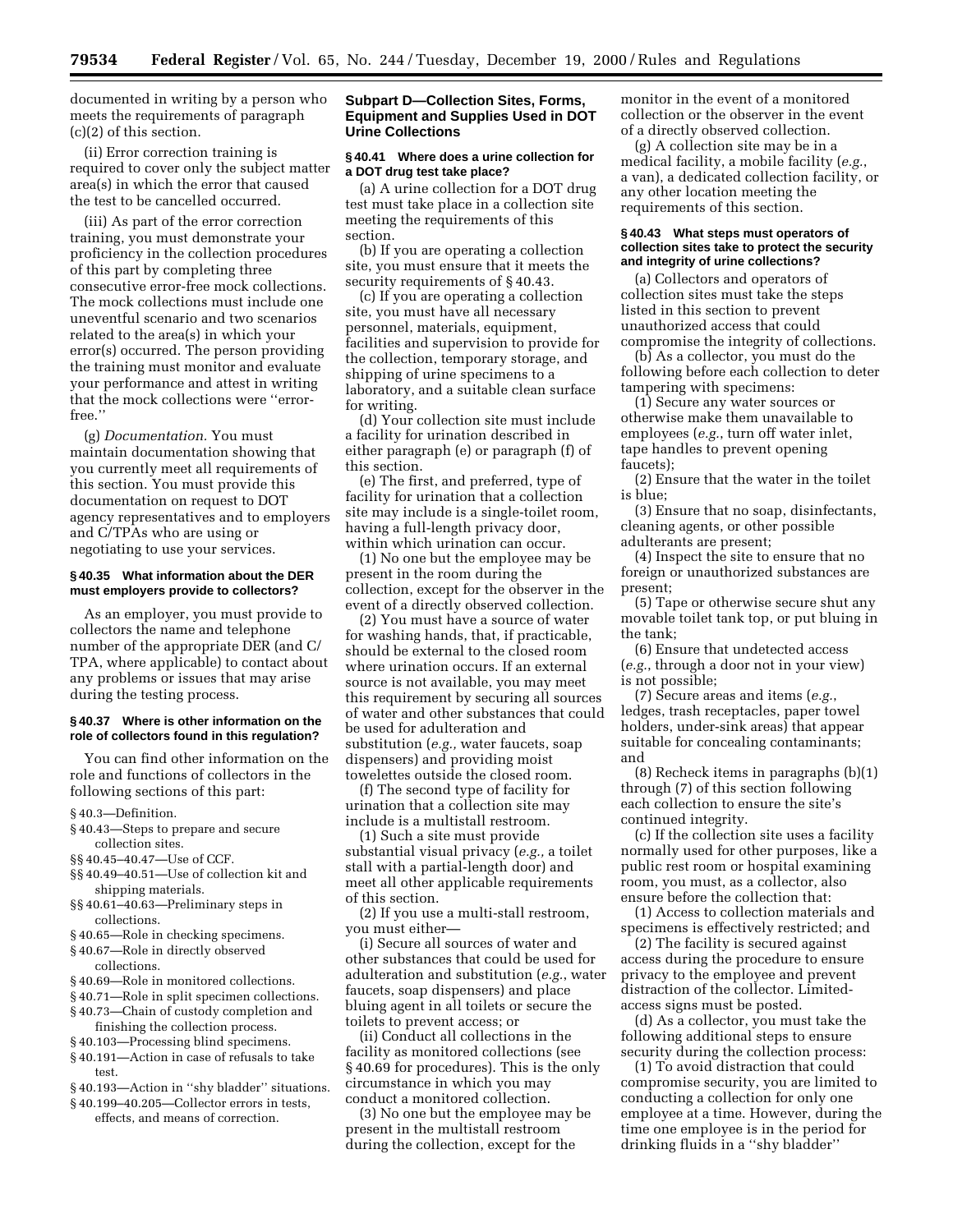documented in writing by a person who meets the requirements of paragraph (c)(2) of this section.

(ii) Error correction training is required to cover only the subject matter area(s) in which the error that caused the test to be cancelled occurred.

(iii) As part of the error correction training, you must demonstrate your proficiency in the collection procedures of this part by completing three consecutive error-free mock collections. The mock collections must include one uneventful scenario and two scenarios related to the area(s) in which your error(s) occurred. The person providing the training must monitor and evaluate your performance and attest in writing that the mock collections were ''error-free.''

(g) *Documentation.* You must maintain documentation showing that you currently meet all requirements of this section. You must provide this documentation on request to DOT agency representatives and to employers and C/TPAs who are using or negotiating to use your services.

#### § 40.35 What information about the DER must employers provide to collectors?

As an employer, you must provide to collectors the name and telephone number of the appropriate DER (and C/TPA, where applicable) to contact about any problems or issues that may arise during the testing process.

#### § 40.37 Where is other information on the role of collectors found in this regulation?

You can find other information on the role and functions of collectors in the following sections of this part:

§ 40.3—Definition.
§ 40.43—Steps to prepare and secure collection sites.
§§ 40.45–40.47—Use of CCF.
§§ 40.49–40.51—Use of collection kit and shipping materials.
§§ 40.61–40.63—Preliminary steps in collections.
§ 40.65—Role in checking specimens.
§ 40.67—Role in directly observed collections.
§ 40.69—Role in monitored collections.
§ 40.71—Role in split specimen collections.
§ 40.73—Chain of custody completion and finishing the collection process.
§ 40.103—Processing blind specimens.
§ 40.191—Action in case of refusals to take test.
§ 40.193—Action in ''shy bladder'' situations.
§ 40.199–40.205—Collector errors in tests, effects, and means of correction.

### Subpart D—Collection Sites, Forms, Equipment and Supplies Used in DOT Urine Collections

#### § 40.41 Where does a urine collection for a DOT drug test take place?

(a) A urine collection for a DOT drug test must take place in a collection site meeting the requirements of this section.

(b) If you are operating a collection site, you must ensure that it meets the security requirements of § 40.43.

(c) If you are operating a collection site, you must have all necessary personnel, materials, equipment, facilities and supervision to provide for the collection, temporary storage, and shipping of urine specimens to a laboratory, and a suitable clean surface for writing.

(d) Your collection site must include a facility for urination described in either paragraph (e) or paragraph (f) of this section.

(e) The first, and preferred, type of facility for urination that a collection site may include is a single-toilet room, having a full-length privacy door, within which urination can occur.

(1) No one but the employee may be present in the room during the collection, except for the observer in the event of a directly observed collection.

(2) You must have a source of water for washing hands, that, if practicable, should be external to the closed room where urination occurs. If an external source is not available, you may meet this requirement by securing all sources of water and other substances that could be used for adulteration and substitution (*e.g.,* water faucets, soap dispensers) and providing moist towelettes outside the closed room.

(f) The second type of facility for urination that a collection site may include is a multistall restroom.

(1) Such a site must provide substantial visual privacy (*e.g.,* a toilet stall with a partial-length door) and meet all other applicable requirements of this section.

(2) If you use a multi-stall restroom, you must either—

(i) Secure all sources of water and other substances that could be used for adulteration and substitution (*e.g.,* water faucets, soap dispensers) and place bluing agent in all toilets or secure the toilets to prevent access; or

(ii) Conduct all collections in the facility as monitored collections (see § 40.69 for procedures). This is the only circumstance in which you may conduct a monitored collection.

(3) No one but the employee may be present in the multistall restroom during the collection, except for the monitor in the event of a monitored collection or the observer in the event of a directly observed collection.

(g) A collection site may be in a medical facility, a mobile facility (*e.g.,* a van), a dedicated collection facility, or any other location meeting the requirements of this section.

#### § 40.43 What steps must operators of collection sites take to protect the security and integrity of urine collections?

(a) Collectors and operators of collection sites must take the steps listed in this section to prevent unauthorized access that could compromise the integrity of collections.

(b) As a collector, you must do the following before each collection to deter tampering with specimens:

(1) Secure any water sources or otherwise make them unavailable to employees (*e.g.,* turn off water inlet, tape handles to prevent opening faucets);

(2) Ensure that the water in the toilet is blue;

(3) Ensure that no soap, disinfectants, cleaning agents, or other possible adulterants are present;

(4) Inspect the site to ensure that no foreign or unauthorized substances are present;

(5) Tape or otherwise secure shut any movable toilet tank top, or put bluing in the tank;

(6) Ensure that undetected access (*e.g.,* through a door not in your view) is not possible;

(7) Secure areas and items (*e.g.,* ledges, trash receptacles, paper towel holders, under-sink areas) that appear suitable for concealing contaminants; and

(8) Recheck items in paragraphs (b)(1) through (7) of this section following each collection to ensure the site's continued integrity.

(c) If the collection site uses a facility normally used for other purposes, like a public rest room or hospital examining room, you must, as a collector, also ensure before the collection that:

(1) Access to collection materials and specimens is effectively restricted; and

(2) The facility is secured against access during the procedure to ensure privacy to the employee and prevent distraction of the collector. Limited-access signs must be posted.

(d) As a collector, you must take the following additional steps to ensure security during the collection process:

(1) To avoid distraction that could compromise security, you are limited to conducting a collection for only one employee at a time. However, during the time one employee is in the period for drinking fluids in a ''shy bladder''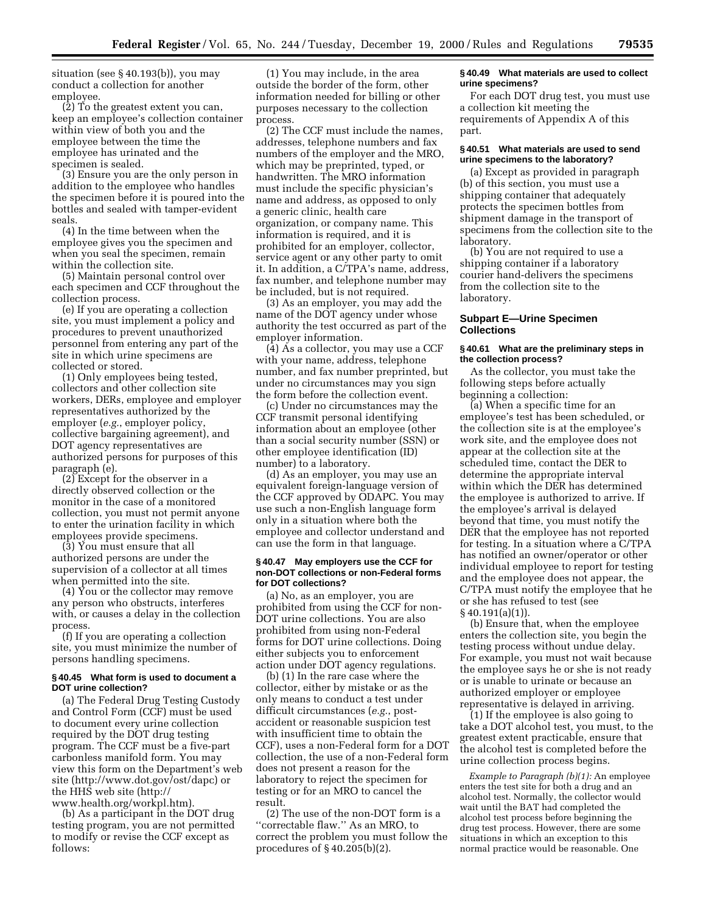situation (see § 40.193(b)), you may conduct a collection for another employee.

(2) To the greatest extent you can, keep an employee's collection container within view of both you and the employee between the time the employee has urinated and the specimen is sealed.

(3) Ensure you are the only person in addition to the employee who handles the specimen before it is poured into the bottles and sealed with tamper-evident seals.

(4) In the time between when the employee gives you the specimen and when you seal the specimen, remain within the collection site.

(5) Maintain personal control over each specimen and CCF throughout the collection process.

(e) If you are operating a collection site, you must implement a policy and procedures to prevent unauthorized personnel from entering any part of the site in which urine specimens are collected or stored.

(1) Only employees being tested, collectors and other collection site workers, DERs, employee and employer representatives authorized by the employer (*e.g.*, employer policy, collective bargaining agreement), and DOT agency representatives are authorized persons for purposes of this paragraph (e).

(2) Except for the observer in a directly observed collection or the monitor in the case of a monitored collection, you must not permit anyone to enter the urination facility in which employees provide specimens.

(3) You must ensure that all authorized persons are under the supervision of a collector at all times when permitted into the site.

(4) You or the collector may remove any person who obstructs, interferes with, or causes a delay in the collection process.

(f) If you are operating a collection site, you must minimize the number of persons handling specimens.

### § 40.45 What form is used to document a DOT urine collection?

(a) The Federal Drug Testing Custody and Control Form (CCF) must be used to document every urine collection required by the DOT drug testing program. The CCF must be a five-part carbonless manifold form. You may view this form on the Department's web site (http://www.dot.gov/ost/dapc) or the HHS web site (http://www.health.org/workpl.htm).

(b) As a participant in the DOT drug testing program, you are not permitted to modify or revise the CCF except as follows:

(1) You may include, in the area outside the border of the form, other information needed for billing or other purposes necessary to the collection process.

(2) The CCF must include the names, addresses, telephone numbers and fax numbers of the employer and the MRO, which may be preprinted, typed, or handwritten. The MRO information must include the specific physician's name and address, as opposed to only a generic clinic, health care organization, or company name. This information is required, and it is prohibited for an employer, collector, service agent or any other party to omit it. In addition, a C/TPA's name, address, fax number, and telephone number may be included, but is not required.

(3) As an employer, you may add the name of the DOT agency under whose authority the test occurred as part of the employer information.

(4) As a collector, you may use a CCF with your name, address, telephone number, and fax number preprinted, but under no circumstances may you sign the form before the collection event.

(c) Under no circumstances may the CCF transmit personal identifying information about an employee (other than a social security number (SSN) or other employee identification (ID) number) to a laboratory.

(d) As an employer, you may use an equivalent foreign-language version of the CCF approved by ODAPC. You may use such a non-English language form only in a situation where both the employee and collector understand and can use the form in that language.

### § 40.47 May employers use the CCF for non-DOT collections or non-Federal forms for DOT collections?

(a) No, as an employer, you are prohibited from using the CCF for non-DOT urine collections. You are also prohibited from using non-Federal forms for DOT urine collections. Doing either subjects you to enforcement action under DOT agency regulations.

(b) (1) In the rare case where the collector, either by mistake or as the only means to conduct a test under difficult circumstances (*e.g.*, post-accident or reasonable suspicion test with insufficient time to obtain the CCF), uses a non-Federal form for a DOT collection, the use of a non-Federal form does not present a reason for the laboratory to reject the specimen for testing or for an MRO to cancel the result.

(2) The use of the non-DOT form is a "correctable flaw." As an MRO, to correct the problem you must follow the procedures of § 40.205(b)(2).

### § 40.49 What materials are used to collect urine specimens?

For each DOT drug test, you must use a collection kit meeting the requirements of Appendix A of this part.

### § 40.51 What materials are used to send urine specimens to the laboratory?

(a) Except as provided in paragraph (b) of this section, you must use a shipping container that adequately protects the specimen bottles from shipment damage in the transport of specimens from the collection site to the laboratory.

(b) You are not required to use a shipping container if a laboratory courier hand-delivers the specimens from the collection site to the laboratory.

## Subpart E—Urine Specimen Collections

### § 40.61 What are the preliminary steps in the collection process?

As the collector, you must take the following steps before actually beginning a collection:

(a) When a specific time for an employee's test has been scheduled, or the collection site is at the employee's work site, and the employee does not appear at the collection site at the scheduled time, contact the DER to determine the appropriate interval within which the DER has determined the employee is authorized to arrive. If the employee's arrival is delayed beyond that time, you must notify the DER that the employee has not reported for testing. In a situation where a C/TPA has notified an owner/operator or other individual employee to report for testing and the employee does not appear, the C/TPA must notify the employee that he or she has refused to test (see § 40.191(a)(1)).

(b) Ensure that, when the employee enters the collection site, you begin the testing process without undue delay. For example, you must not wait because the employee says he or she is not ready or is unable to urinate or because an authorized employer or employee representative is delayed in arriving.

(1) If the employee is also going to take a DOT alcohol test, you must, to the greatest extent practicable, ensure that the alcohol test is completed before the urine collection process begins.

*Example to Paragraph (b)(1):* An employee enters the test site for both a drug and an alcohol test. Normally, the collector would wait until the BAT had completed the alcohol test process before beginning the drug test process. However, there are some situations in which an exception to this normal practice would be reasonable. One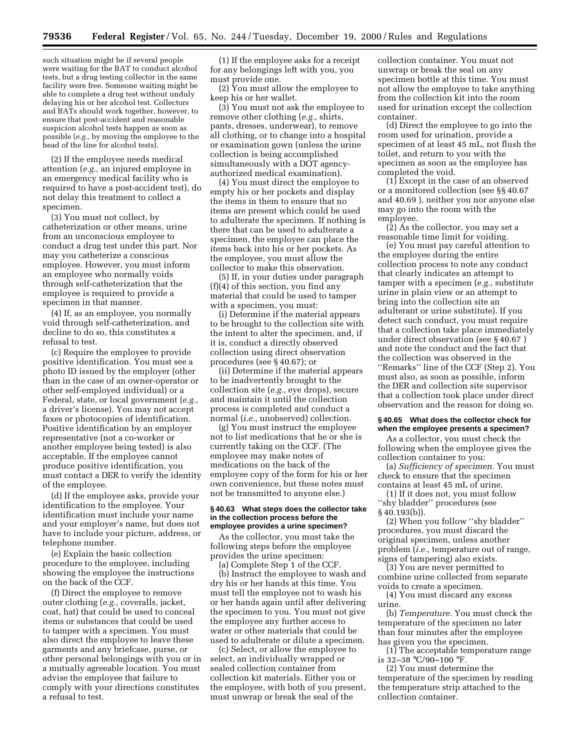such situation might be if several people were waiting for the BAT to conduct alcohol tests, but a drug testing collector in the same facility were free. Someone waiting might be able to complete a drug test without unduly delaying his or her alcohol test. Collectors and BATs should work together, however, to ensure that post-accident and reasonable suspicion alcohol tests happen as soon as possible (*e.g.*, by moving the employee to the head of the line for alcohol tests).

(2) If the employee needs medical attention (*e.g.,* an injured employee in an emergency medical facility who is required to have a post-accident test), do not delay this treatment to collect a specimen.

(3) You must not collect, by catheterization or other means, urine from an unconscious employee to conduct a drug test under this part. Nor may you catheterize a conscious employee. However, you must inform an employee who normally voids through self-catheterization that the employee is required to provide a specimen in that manner.

(4) If, as an employee, you normally void through self-catheterization, and decline to do so, this constitutes a refusal to test.

(c) Require the employee to provide positive identification. You must see a photo ID issued by the employer (other than in the case of an owner-operator or other self-employed individual) or a Federal, state, or local government (*e.g.,* a driver's license). You may not accept faxes or photocopies of identification. Positive identification by an employer representative (not a co-worker or another employee being tested) is also acceptable. If the employee cannot produce positive identification, you must contact a DER to verify the identity of the employee.

(d) If the employee asks, provide your identification to the employee. Your identification must include your name and your employer's name, but does not have to include your picture, address, or telephone number.

(e) Explain the basic collection procedure to the employee, including showing the employee the instructions on the back of the CCF.

(f) Direct the employee to remove outer clothing (*e.g.,* coveralls, jacket, coat, hat) that could be used to conceal items or substances that could be used to tamper with a specimen. You must also direct the employee to leave these garments and any briefcase, purse, or other personal belongings with you or in a mutually agreeable location. You must advise the employee that failure to comply with your directions constitutes a refusal to test.

(1) If the employee asks for a receipt for any belongings left with you, you must provide one.

(2) You must allow the employee to keep his or her wallet.

(3) You must not ask the employee to remove other clothing (*e.g.,* shirts, pants, dresses, underwear), to remove all clothing, or to change into a hospital or examination gown (unless the urine collection is being accomplished simultaneously with a DOT agency-authorized medical examination).

(4) You must direct the employee to empty his or her pockets and display the items in them to ensure that no items are present which could be used to adulterate the specimen. If nothing is there that can be used to adulterate a specimen, the employee can place the items back into his or her pockets. As the employee, you must allow the collector to make this observation.

(5) If, in your duties under paragraph (f)(4) of this section, you find any material that could be used to tamper with a specimen, you must:

(i) Determine if the material appears to be brought to the collection site with the intent to alter the specimen, and, if it is, conduct a directly observed collection using direct observation procedures (see § 40.67); or

(ii) Determine if the material appears to be inadvertently brought to the collection site (*e.g.,* eye drops), secure and maintain it until the collection process is completed and conduct a normal (*i.e.,* unobserved) collection.

(g) You must instruct the employee not to list medications that he or she is currently taking on the CCF. (The employee may make notes of medications on the back of the employee copy of the form for his or her own convenience, but these notes must not be transmitted to anyone else.)

**§ 40.63 What steps does the collector take in the collection process before the employee provides a urine specimen?**

As the collector, you must take the following steps before the employee provides the urine specimen:

(a) Complete Step 1 of the CCF.

(b) Instruct the employee to wash and dry his or her hands at this time. You must tell the employee not to wash his or her hands again until after delivering the specimen to you. You must not give the employee any further access to water or other materials that could be used to adulterate or dilute a specimen.

(c) Select, or allow the employee to select, an individually wrapped or sealed collection container from collection kit materials. Either you or the employee, with both of you present, must unwrap or break the seal of the collection container. You must not unwrap or break the seal on any specimen bottle at this time. You must not allow the employee to take anything from the collection kit into the room used for urination except the collection container.

(d) Direct the employee to go into the room used for urination, provide a specimen of at least 45 mL, not flush the toilet, and return to you with the specimen as soon as the employee has completed the void.

(1) Except in the case of an observed or a monitored collection (see §§ 40.67 and 40.69 ), neither you nor anyone else may go into the room with the employee.

(2) As the collector, you may set a reasonable time limit for voiding.

(e) You must pay careful attention to the employee during the entire collection process to note any conduct that clearly indicates an attempt to tamper with a specimen (*e.g.,* substitute urine in plain view or an attempt to bring into the collection site an adulterant or urine substitute). If you detect such conduct, you must require that a collection take place immediately under direct observation (see § 40.67 ) and note the conduct and the fact that the collection was observed in the ''Remarks'' line of the CCF (Step 2). You must also, as soon as possible, inform the DER and collection site supervisor that a collection took place under direct observation and the reason for doing so.

**§ 40.65 What does the collector check for when the employee presents a specimen?**

As a collector, you must check the following when the employee gives the collection container to you:

(a) *Sufficiency of specimen.* You must check to ensure that the specimen contains at least 45 mL of urine.

(1) If it does not, you must follow ''shy bladder'' procedures (see § 40.193(b)).

(2) When you follow ''shy bladder'' procedures, you must discard the original specimen, unless another problem (*i.e.,* temperature out of range, signs of tampering) also exists.

(3) You are never permitted to combine urine collected from separate voids to create a specimen.

(4) You must discard any excess urine.

(b) *Temperature.* You must check the temperature of the specimen no later than four minutes after the employee has given you the specimen.

(1) The acceptable temperature range is 32–38 °C/90–100 °F.

(2) You must determine the temperature of the specimen by reading the temperature strip attached to the collection container.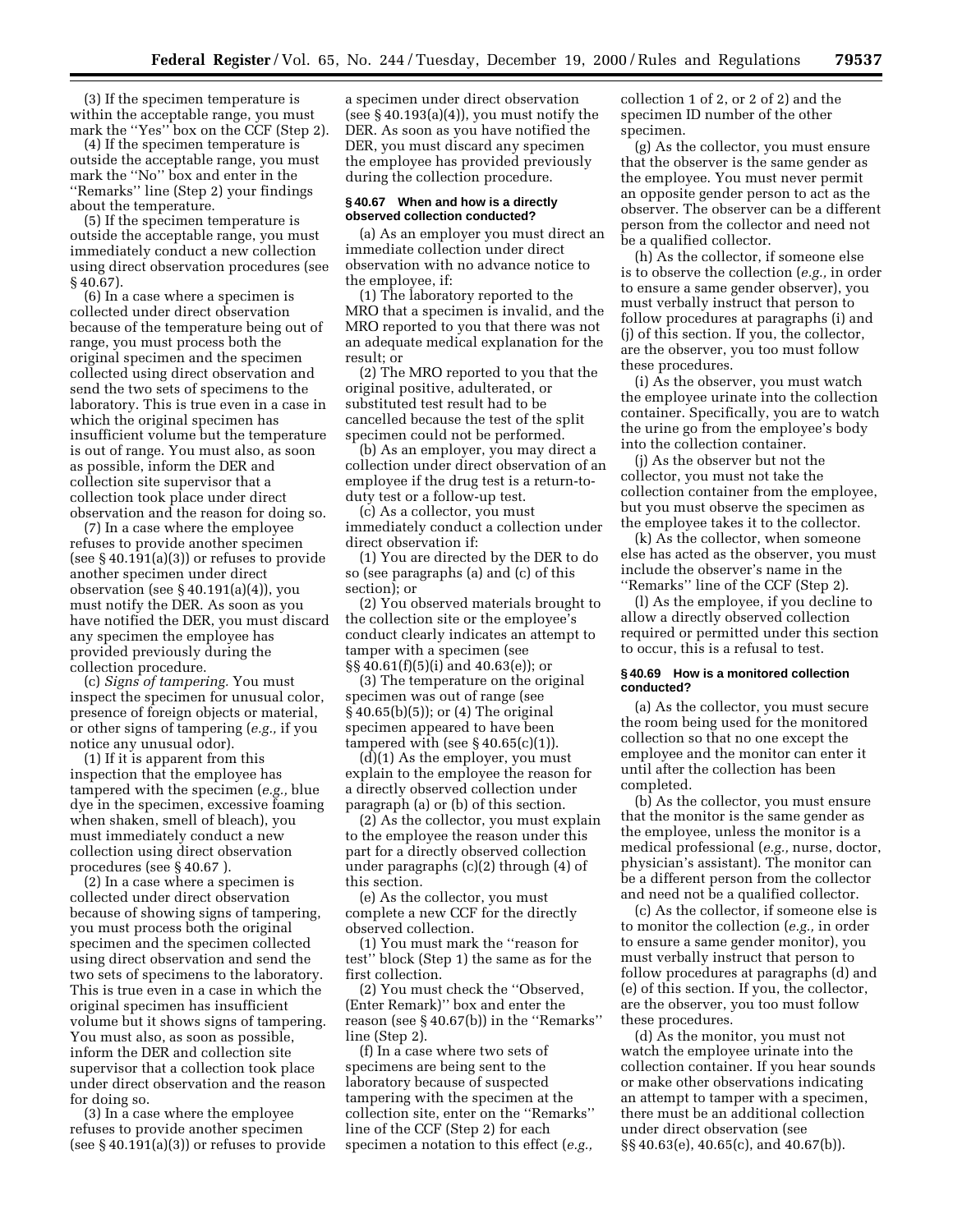(3) If the specimen temperature is within the acceptable range, you must mark the ''Yes'' box on the CCF (Step 2).

(4) If the specimen temperature is outside the acceptable range, you must mark the ''No'' box and enter in the ''Remarks'' line (Step 2) your findings about the temperature.

(5) If the specimen temperature is outside the acceptable range, you must immediately conduct a new collection using direct observation procedures (see § 40.67).

(6) In a case where a specimen is collected under direct observation because of the temperature being out of range, you must process both the original specimen and the specimen collected using direct observation and send the two sets of specimens to the laboratory. This is true even in a case in which the original specimen has insufficient volume but the temperature is out of range. You must also, as soon as possible, inform the DER and collection site supervisor that a collection took place under direct observation and the reason for doing so.

(7) In a case where the employee refuses to provide another specimen (see § 40.191(a)(3)) or refuses to provide another specimen under direct observation (see § 40.191(a)(4)), you must notify the DER. As soon as you have notified the DER, you must discard any specimen the employee has provided previously during the collection procedure.

(c) *Signs of tampering.* You must inspect the specimen for unusual color, presence of foreign objects or material, or other signs of tampering (*e.g.,* if you notice any unusual odor).

(1) If it is apparent from this inspection that the employee has tampered with the specimen (*e.g.,* blue dye in the specimen, excessive foaming when shaken, smell of bleach), you must immediately conduct a new collection using direct observation procedures (see § 40.67 ).

(2) In a case where a specimen is collected under direct observation because of showing signs of tampering, you must process both the original specimen and the specimen collected using direct observation and send the two sets of specimens to the laboratory. This is true even in a case in which the original specimen has insufficient volume but it shows signs of tampering. You must also, as soon as possible, inform the DER and collection site supervisor that a collection took place under direct observation and the reason for doing so.

(3) In a case where the employee refuses to provide another specimen (see § 40.191(a)(3)) or refuses to provide a specimen under direct observation (see § 40.193(a)(4)), you must notify the DER. As soon as you have notified the DER, you must discard any specimen the employee has provided previously during the collection procedure.

### § 40.67 When and how is a directly observed collection conducted?

(a) As an employer you must direct an immediate collection under direct observation with no advance notice to the employee, if:

(1) The laboratory reported to the MRO that a specimen is invalid, and the MRO reported to you that there was not an adequate medical explanation for the result; or

(2) The MRO reported to you that the original positive, adulterated, or substituted test result had to be cancelled because the test of the split specimen could not be performed.

(b) As an employer, you may direct a collection under direct observation of an employee if the drug test is a return-to-duty test or a follow-up test.

(c) As a collector, you must immediately conduct a collection under direct observation if:

(1) You are directed by the DER to do so (see paragraphs (a) and (c) of this section); or

(2) You observed materials brought to the collection site or the employee's conduct clearly indicates an attempt to tamper with a specimen (see §§ 40.61(f)(5)(i) and 40.63(e)); or

(3) The temperature on the original specimen was out of range (see § 40.65(b)(5)); or (4) The original specimen appeared to have been tampered with (see § 40.65(c)(1)).

(d)(1) As the employer, you must explain to the employee the reason for a directly observed collection under paragraph (a) or (b) of this section.

(2) As the collector, you must explain to the employee the reason under this part for a directly observed collection under paragraphs (c)(2) through (4) of this section.

(e) As the collector, you must complete a new CCF for the directly observed collection.

(1) You must mark the ''reason for test'' block (Step 1) the same as for the first collection.

(2) You must check the ''Observed, (Enter Remark)'' box and enter the reason (see § 40.67(b)) in the ''Remarks'' line (Step 2).

(f) In a case where two sets of specimens are being sent to the laboratory because of suspected tampering with the specimen at the collection site, enter on the ''Remarks'' line of the CCF (Step 2) for each specimen a notation to this effect (*e.g.,* collection 1 of 2, or 2 of 2) and the specimen ID number of the other specimen.

(g) As the collector, you must ensure that the observer is the same gender as the employee. You must never permit an opposite gender person to act as the observer. The observer can be a different person from the collector and need not be a qualified collector.

(h) As the collector, if someone else is to observe the collection (*e.g.,* in order to ensure a same gender observer), you must verbally instruct that person to follow procedures at paragraphs (i) and (j) of this section. If you, the collector, are the observer, you too must follow these procedures.

(i) As the observer, you must watch the employee urinate into the collection container. Specifically, you are to watch the urine go from the employee's body into the collection container.

(j) As the observer but not the collector, you must not take the collection container from the employee, but you must observe the specimen as the employee takes it to the collector.

(k) As the collector, when someone else has acted as the observer, you must include the observer's name in the ''Remarks'' line of the CCF (Step 2).

(l) As the employee, if you decline to allow a directly observed collection required or permitted under this section to occur, this is a refusal to test.

### § 40.69 How is a monitored collection conducted?

(a) As the collector, you must secure the room being used for the monitored collection so that no one except the employee and the monitor can enter it until after the collection has been completed.

(b) As the collector, you must ensure that the monitor is the same gender as the employee, unless the monitor is a medical professional (*e.g.,* nurse, doctor, physician's assistant). The monitor can be a different person from the collector and need not be a qualified collector.

(c) As the collector, if someone else is to monitor the collection (*e.g.,* in order to ensure a same gender monitor), you must verbally instruct that person to follow procedures at paragraphs (d) and (e) of this section. If you, the collector, are the observer, you too must follow these procedures.

(d) As the monitor, you must not watch the employee urinate into the collection container. If you hear sounds or make other observations indicating an attempt to tamper with a specimen, there must be an additional collection under direct observation (see §§ 40.63(e), 40.65(c), and 40.67(b)).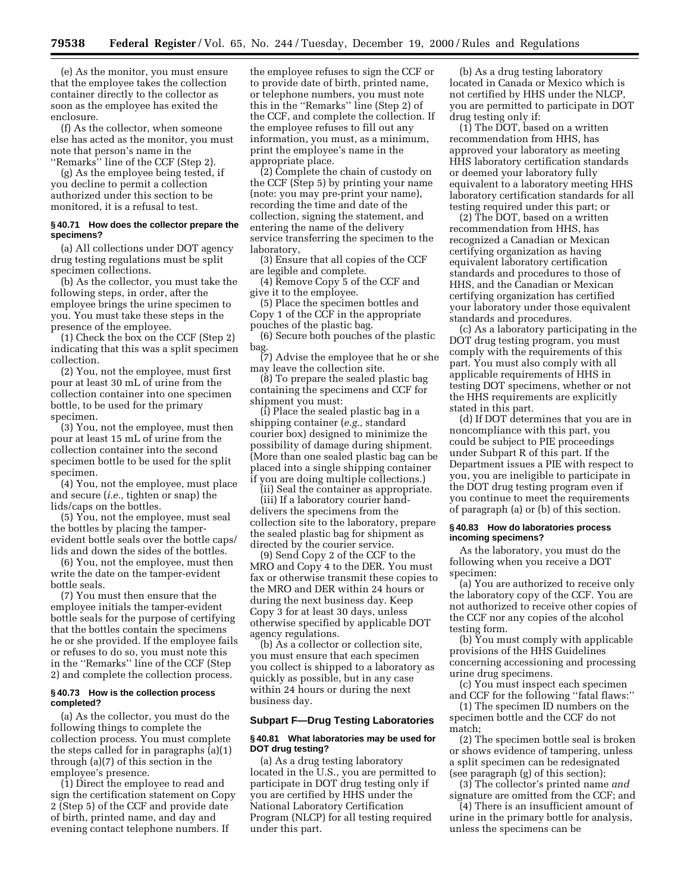(e) As the monitor, you must ensure that the employee takes the collection container directly to the collector as soon as the employee has exited the enclosure.

(f) As the collector, when someone else has acted as the monitor, you must note that person's name in the ''Remarks'' line of the CCF (Step 2).

(g) As the employee being tested, if you decline to permit a collection authorized under this section to be monitored, it is a refusal to test.

#### § 40.71 How does the collector prepare the specimens?

(a) All collections under DOT agency drug testing regulations must be split specimen collections.

(b) As the collector, you must take the following steps, in order, after the employee brings the urine specimen to you. You must take these steps in the presence of the employee.

(1) Check the box on the CCF (Step 2) indicating that this was a split specimen collection.

(2) You, not the employee, must first pour at least 30 mL of urine from the collection container into one specimen bottle, to be used for the primary specimen.

(3) You, not the employee, must then pour at least 15 mL of urine from the collection container into the second specimen bottle to be used for the split specimen.

(4) You, not the employee, must place and secure (*i.e.,* tighten or snap) the lids/caps on the bottles.

(5) You, not the employee, must seal the bottles by placing the tamper-evident bottle seals over the bottle caps/lids and down the sides of the bottles.

(6) You, not the employee, must then write the date on the tamper-evident bottle seals.

(7) You must then ensure that the employee initials the tamper-evident bottle seals for the purpose of certifying that the bottles contain the specimens he or she provided. If the employee fails or refuses to do so, you must note this in the ''Remarks'' line of the CCF (Step 2) and complete the collection process.

#### § 40.73 How is the collection process completed?

(a) As the collector, you must do the following things to complete the collection process. You must complete the steps called for in paragraphs (a)(1) through (a)(7) of this section in the employee's presence.

(1) Direct the employee to read and sign the certification statement on Copy 2 (Step 5) of the CCF and provide date of birth, printed name, and day and evening contact telephone numbers. If the employee refuses to sign the CCF or to provide date of birth, printed name, or telephone numbers, you must note this in the ''Remarks'' line (Step 2) of the CCF, and complete the collection. If the employee refuses to fill out any information, you must, as a minimum, print the employee's name in the appropriate place.

(2) Complete the chain of custody on the CCF (Step 5) by printing your name (note: you may pre-print your name), recording the time and date of the collection, signing the statement, and entering the name of the delivery service transferring the specimen to the laboratory,

(3) Ensure that all copies of the CCF are legible and complete.

(4) Remove Copy 5 of the CCF and give it to the employee.

(5) Place the specimen bottles and Copy 1 of the CCF in the appropriate pouches of the plastic bag.

(6) Secure both pouches of the plastic bag.

(7) Advise the employee that he or she may leave the collection site.

(8) To prepare the sealed plastic bag containing the specimens and CCF for shipment you must:

(i) Place the sealed plastic bag in a shipping container (*e.g.,* standard courier box) designed to minimize the possibility of damage during shipment. (More than one sealed plastic bag can be placed into a single shipping container if you are doing multiple collections.)

(ii) Seal the container as appropriate.

(iii) If a laboratory courier hand-delivers the specimens from the collection site to the laboratory, prepare the sealed plastic bag for shipment as directed by the courier service.

(9) Send Copy 2 of the CCF to the MRO and Copy 4 to the DER. You must fax or otherwise transmit these copies to the MRO and DER within 24 hours or during the next business day. Keep Copy 3 for at least 30 days, unless otherwise specified by applicable DOT agency regulations.

(b) As a collector or collection site, you must ensure that each specimen you collect is shipped to a laboratory as quickly as possible, but in any case within 24 hours or during the next business day.

### Subpart F—Drug Testing Laboratories

#### § 40.81 What laboratories may be used for DOT drug testing?

(a) As a drug testing laboratory located in the U.S., you are permitted to participate in DOT drug testing only if you are certified by HHS under the National Laboratory Certification Program (NLCP) for all testing required under this part.

(b) As a drug testing laboratory located in Canada or Mexico which is not certified by HHS under the NLCP, you are permitted to participate in DOT drug testing only if:

(1) The DOT, based on a written recommendation from HHS, has approved your laboratory as meeting HHS laboratory certification standards or deemed your laboratory fully equivalent to a laboratory meeting HHS laboratory certification standards for all testing required under this part; or

(2) The DOT, based on a written recommendation from HHS, has recognized a Canadian or Mexican certifying organization as having equivalent laboratory certification standards and procedures to those of HHS, and the Canadian or Mexican certifying organization has certified your laboratory under those equivalent standards and procedures.

(c) As a laboratory participating in the DOT drug testing program, you must comply with the requirements of this part. You must also comply with all applicable requirements of HHS in testing DOT specimens, whether or not the HHS requirements are explicitly stated in this part.

(d) If DOT determines that you are in noncompliance with this part, you could be subject to PIE proceedings under Subpart R of this part. If the Department issues a PIE with respect to you, you are ineligible to participate in the DOT drug testing program even if you continue to meet the requirements of paragraph (a) or (b) of this section.

#### § 40.83 How do laboratories process incoming specimens?

As the laboratory, you must do the following when you receive a DOT specimen:

(a) You are authorized to receive only the laboratory copy of the CCF. You are not authorized to receive other copies of the CCF nor any copies of the alcohol testing form.

(b) You must comply with applicable provisions of the HHS Guidelines concerning accessioning and processing urine drug specimens.

(c) You must inspect each specimen and CCF for the following ''fatal flaws:''

(1) The specimen ID numbers on the specimen bottle and the CCF do not match;

(2) The specimen bottle seal is broken or shows evidence of tampering, unless a split specimen can be redesignated (see paragraph (g) of this section);

(3) The collector's printed name *and* signature are omitted from the CCF; and

(4) There is an insufficient amount of urine in the primary bottle for analysis, unless the specimens can be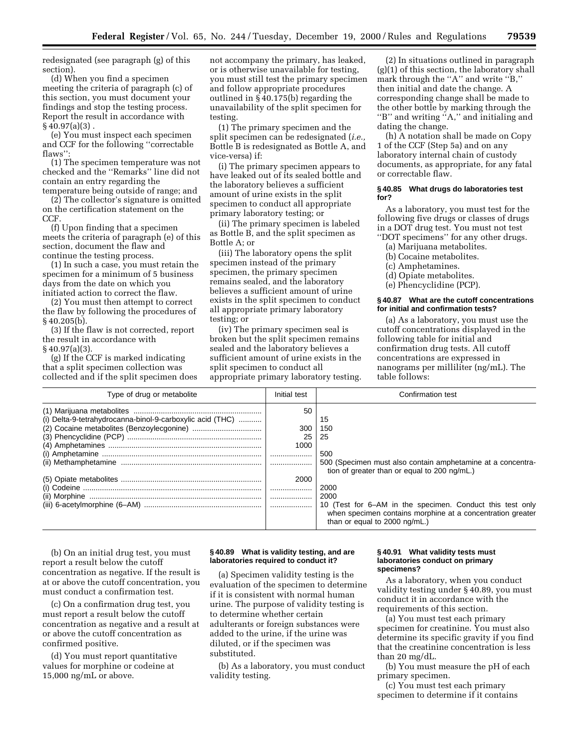redesignated (see paragraph (g) of this section).

(d) When you find a specimen meeting the criteria of paragraph (c) of this section, you must document your findings and stop the testing process. Report the result in accordance with § 40.97(a)(3) .

(e) You must inspect each specimen and CCF for the following "correctable flaws":

(1) The specimen temperature was not checked and the "Remarks" line did not contain an entry regarding the temperature being outside of range; and

(2) The collector's signature is omitted on the certification statement on the CCF.

(f) Upon finding that a specimen meets the criteria of paragraph (e) of this section, document the flaw and continue the testing process.

(1) In such a case, you must retain the specimen for a minimum of 5 business days from the date on which you initiated action to correct the flaw.

(2) You must then attempt to correct the flaw by following the procedures of § 40.205(b).

(3) If the flaw is not corrected, report the result in accordance with § 40.97(a)(3).

(g) If the CCF is marked indicating that a split specimen collection was collected and if the split specimen does not accompany the primary, has leaked, or is otherwise unavailable for testing, you must still test the primary specimen and follow appropriate procedures outlined in § 40.175(b) regarding the unavailability of the split specimen for testing.

(1) The primary specimen and the split specimen can be redesignated (*i.e.,* Bottle B is redesignated as Bottle A, and vice-versa) if:

(i) The primary specimen appears to have leaked out of its sealed bottle and the laboratory believes a sufficient amount of urine exists in the split specimen to conduct all appropriate primary laboratory testing; or

(ii) The primary specimen is labeled as Bottle B, and the split specimen as Bottle A; or

(iii) The laboratory opens the split specimen instead of the primary specimen, the primary specimen remains sealed, and the laboratory believes a sufficient amount of urine exists in the split specimen to conduct all appropriate primary laboratory testing; or

(iv) The primary specimen seal is broken but the split specimen remains sealed and the laboratory believes a sufficient amount of urine exists in the split specimen to conduct all appropriate primary laboratory testing.

(2) In situations outlined in paragraph (g)(1) of this section, the laboratory shall mark through the "A" and write "B," then initial and date the change. A corresponding change shall be made to the other bottle by marking through the "B" and writing "A," and initialing and dating the change.

(h) A notation shall be made on Copy 1 of the CCF (Step 5a) and on any laboratory internal chain of custody documents, as appropriate, for any fatal or correctable flaw.

**§ 40.85 What drugs do laboratories test for?**

As a laboratory, you must test for the following five drugs or classes of drugs in a DOT drug test. You must not test "DOT specimens" for any other drugs.

(a) Marijuana metabolites.

(b) Cocaine metabolites.

(c) Amphetamines.

(d) Opiate metabolites.

(e) Phencyclidine (PCP).

**§ 40.87 What are the cutoff concentrations for initial and confirmation tests?**

(a) As a laboratory, you must use the cutoff concentrations displayed in the following table for initial and confirmation drug tests. All cutoff concentrations are expressed in nanograms per milliliter (ng/mL). The table follows:

| Type of drug or metabolite | Initial test | Confirmation test |
|---|---|---|
| (1) Marijuana metabolites | 50 | |
| (i) Delta-9-tetrahydrocanna-binol-9-carboxylic acid (THC) | | 15 |
| (2) Cocaine metabolites (Benzoylecgonine) | 300 | 150 |
| (3) Phencyclidine (PCP) | 25 | 25 |
| (4) Amphetamines | 1000 | |
| (i) Amphetamine | | 500 |
| (ii) Methamphetamine | | 500 (Specimen must also contain amphetamine at a concentration of greater than or equal to 200 ng/mL.) |
| (5) Opiate metabolites | 2000 | |
| (i) Codeine | | 2000 |
| (ii) Morphine | | 2000 |
| (iii) 6-acetylmorphine (6–AM) | | 10 (Test for 6–AM in the specimen. Conduct this test only when specimen contains morphine at a concentration greater than or equal to 2000 ng/mL.) |

(b) On an initial drug test, you must report a result below the cutoff concentration as negative. If the result is at or above the cutoff concentration, you must conduct a confirmation test.

(c) On a confirmation drug test, you must report a result below the cutoff concentration as negative and a result at or above the cutoff concentration as confirmed positive.

(d) You must report quantitative values for morphine or codeine at 15,000 ng/mL or above.

**§ 40.89 What is validity testing, and are laboratories required to conduct it?**

(a) Specimen validity testing is the evaluation of the specimen to determine if it is consistent with normal human urine. The purpose of validity testing is to determine whether certain adulterants or foreign substances were added to the urine, if the urine was diluted, or if the specimen was substituted.

(b) As a laboratory, you must conduct validity testing.

**§ 40.91 What validity tests must laboratories conduct on primary specimens?**

As a laboratory, when you conduct validity testing under § 40.89, you must conduct it in accordance with the requirements of this section.

(a) You must test each primary specimen for creatinine. You must also determine its specific gravity if you find that the creatinine concentration is less than 20 mg/dL.

(b) You must measure the pH of each primary specimen.

(c) You must test each primary specimen to determine if it contains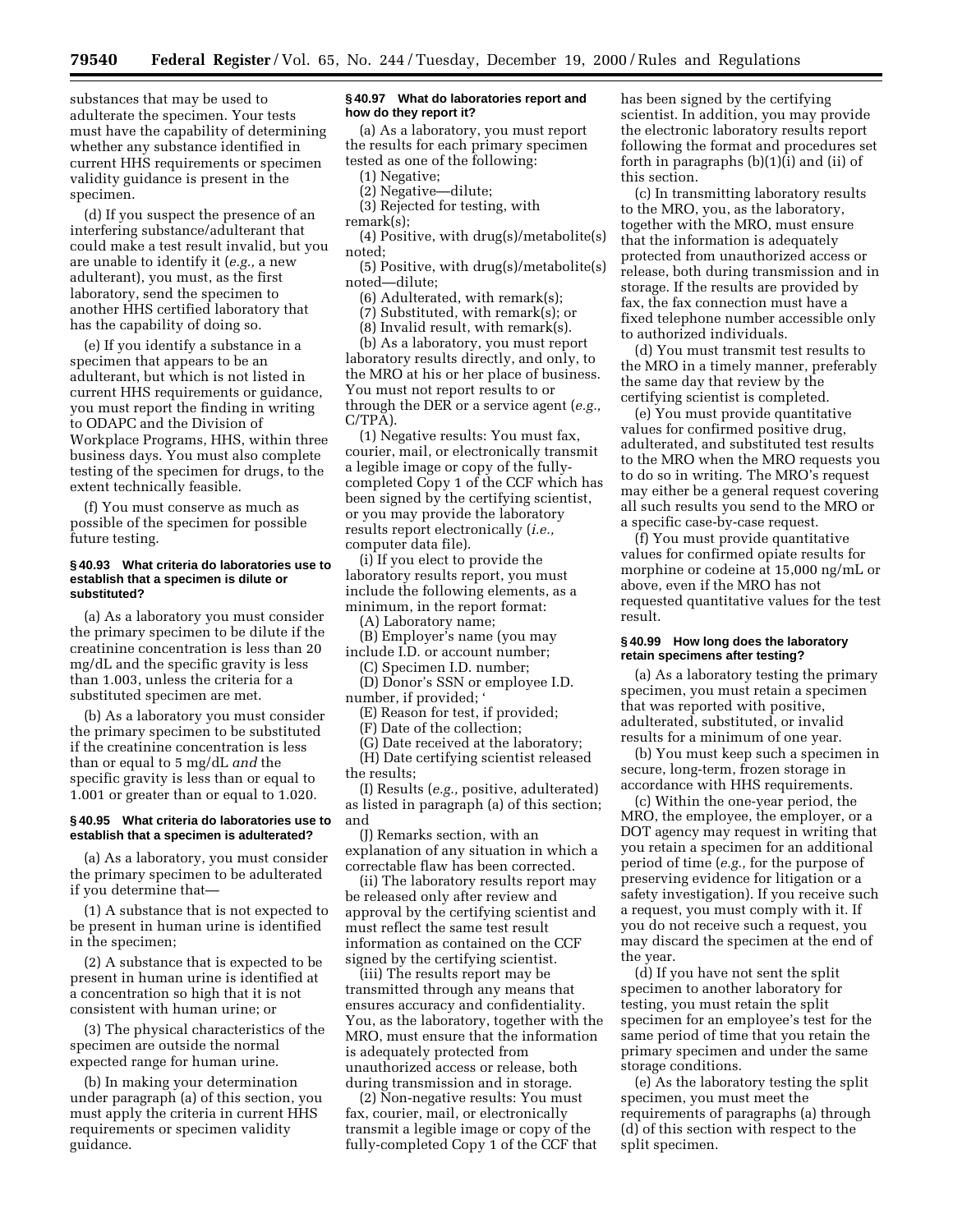substances that may be used to adulterate the specimen. Your tests must have the capability of determining whether any substance identified in current HHS requirements or specimen validity guidance is present in the specimen.

(d) If you suspect the presence of an interfering substance/adulterant that could make a test result invalid, but you are unable to identify it (*e.g.,* a new adulterant), you must, as the first laboratory, send the specimen to another HHS certified laboratory that has the capability of doing so.

(e) If you identify a substance in a specimen that appears to be an adulterant, but which is not listed in current HHS requirements or guidance, you must report the finding in writing to ODAPC and the Division of Workplace Programs, HHS, within three business days. You must also complete testing of the specimen for drugs, to the extent technically feasible.

(f) You must conserve as much as possible of the specimen for possible future testing.

#### § 40.93 What criteria do laboratories use to establish that a specimen is dilute or substituted?

(a) As a laboratory you must consider the primary specimen to be dilute if the creatinine concentration is less than 20 mg/dL and the specific gravity is less than 1.003, unless the criteria for a substituted specimen are met.

(b) As a laboratory you must consider the primary specimen to be substituted if the creatinine concentration is less than or equal to 5 mg/dL *and* the specific gravity is less than or equal to 1.001 or greater than or equal to 1.020.

#### § 40.95 What criteria do laboratories use to establish that a specimen is adulterated?

(a) As a laboratory, you must consider the primary specimen to be adulterated if you determine that—

(1) A substance that is not expected to be present in human urine is identified in the specimen;

(2) A substance that is expected to be present in human urine is identified at a concentration so high that it is not consistent with human urine; or

(3) The physical characteristics of the specimen are outside the normal expected range for human urine.

(b) In making your determination under paragraph (a) of this section, you must apply the criteria in current HHS requirements or specimen validity guidance.

#### § 40.97 What do laboratories report and how do they report it?

(a) As a laboratory, you must report the results for each primary specimen tested as one of the following:

(1) Negative;

(2) Negative—dilute;

(3) Rejected for testing, with remark(s);

(4) Positive, with drug(s)/metabolite(s) noted;

(5) Positive, with drug(s)/metabolite(s) noted—dilute;

(6) Adulterated, with remark(s);

(7) Substituted, with remark(s); or

(8) Invalid result, with remark(s).

(b) As a laboratory, you must report laboratory results directly, and only, to the MRO at his or her place of business. You must not report results to or through the DER or a service agent (*e.g.,* C/TPA).

(1) Negative results: You must fax, courier, mail, or electronically transmit a legible image or copy of the fully-completed Copy 1 of the CCF which has been signed by the certifying scientist, or you may provide the laboratory results report electronically (*i.e.,* computer data file).

(i) If you elect to provide the laboratory results report, you must include the following elements, as a minimum, in the report format:

(A) Laboratory name;

(B) Employer's name (you may include I.D. or account number;

(C) Specimen I.D. number;

(D) Donor's SSN or employee I.D. number, if provided; '

(E) Reason for test, if provided;

(F) Date of the collection;

(G) Date received at the laboratory;

(H) Date certifying scientist released the results;

(I) Results (*e.g.,* positive, adulterated) as listed in paragraph (a) of this section; and

(J) Remarks section, with an explanation of any situation in which a correctable flaw has been corrected.

(ii) The laboratory results report may be released only after review and approval by the certifying scientist and must reflect the same test result information as contained on the CCF signed by the certifying scientist.

(iii) The results report may be transmitted through any means that ensures accuracy and confidentiality. You, as the laboratory, together with the MRO, must ensure that the information is adequately protected from unauthorized access or release, both during transmission and in storage.

(2) Non-negative results: You must fax, courier, mail, or electronically transmit a legible image or copy of the fully-completed Copy 1 of the CCF that has been signed by the certifying scientist. In addition, you may provide the electronic laboratory results report following the format and procedures set forth in paragraphs (b)(1)(i) and (ii) of this section.

(c) In transmitting laboratory results to the MRO, you, as the laboratory, together with the MRO, must ensure that the information is adequately protected from unauthorized access or release, both during transmission and in storage. If the results are provided by fax, the fax connection must have a fixed telephone number accessible only to authorized individuals.

(d) You must transmit test results to the MRO in a timely manner, preferably the same day that review by the certifying scientist is completed.

(e) You must provide quantitative values for confirmed positive drug, adulterated, and substituted test results to the MRO when the MRO requests you to do so in writing. The MRO's request may either be a general request covering all such results you send to the MRO or a specific case-by-case request.

(f) You must provide quantitative values for confirmed opiate results for morphine or codeine at 15,000 ng/mL or above, even if the MRO has not requested quantitative values for the test result.

#### § 40.99 How long does the laboratory retain specimens after testing?

(a) As a laboratory testing the primary specimen, you must retain a specimen that was reported with positive, adulterated, substituted, or invalid results for a minimum of one year.

(b) You must keep such a specimen in secure, long-term, frozen storage in accordance with HHS requirements.

(c) Within the one-year period, the MRO, the employee, the employer, or a DOT agency may request in writing that you retain a specimen for an additional period of time (*e.g.,* for the purpose of preserving evidence for litigation or a safety investigation). If you receive such a request, you must comply with it. If you do not receive such a request, you may discard the specimen at the end of the year.

(d) If you have not sent the split specimen to another laboratory for testing, you must retain the split specimen for an employee's test for the same period of time that you retain the primary specimen and under the same storage conditions.

(e) As the laboratory testing the split specimen, you must meet the requirements of paragraphs (a) through (d) of this section with respect to the split specimen.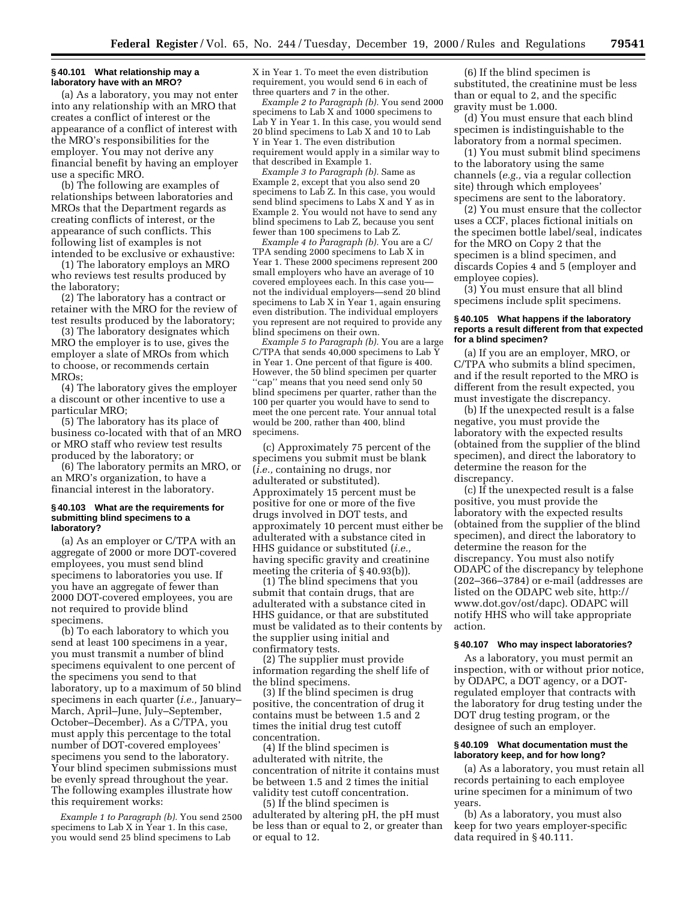### § 40.101 What relationship may a laboratory have with an MRO?

(a) As a laboratory, you may not enter into any relationship with an MRO that creates a conflict of interest or the appearance of a conflict of interest with the MRO's responsibilities for the employer. You may not derive any financial benefit by having an employer use a specific MRO.

(b) The following are examples of relationships between laboratories and MROs that the Department regards as creating conflicts of interest, or the appearance of such conflicts. This following list of examples is not intended to be exclusive or exhaustive:

(1) The laboratory employs an MRO who reviews test results produced by the laboratory;

(2) The laboratory has a contract or retainer with the MRO for the review of test results produced by the laboratory;

(3) The laboratory designates which MRO the employer is to use, gives the employer a slate of MROs from which to choose, or recommends certain MROs;

(4) The laboratory gives the employer a discount or other incentive to use a particular MRO;

(5) The laboratory has its place of business co-located with that of an MRO or MRO staff who review test results produced by the laboratory; or

(6) The laboratory permits an MRO, or an MRO's organization, to have a financial interest in the laboratory.

### § 40.103 What are the requirements for submitting blind specimens to a laboratory?

(a) As an employer or C/TPA with an aggregate of 2000 or more DOT-covered employees, you must send blind specimens to laboratories you use. If you have an aggregate of fewer than 2000 DOT-covered employees, you are not required to provide blind specimens.

(b) To each laboratory to which you send at least 100 specimens in a year, you must transmit a number of blind specimens equivalent to one percent of the specimens you send to that laboratory, up to a maximum of 50 blind specimens in each quarter (*i.e.,* January–March, April–June, July–September, October–December). As a C/TPA, you must apply this percentage to the total number of DOT-covered employees' specimens you send to the laboratory. Your blind specimen submissions must be evenly spread throughout the year. The following examples illustrate how this requirement works:

*Example 1 to Paragraph (b).* You send 2500 specimens to Lab X in Year 1. In this case, you would send 25 blind specimens to Lab X in Year 1. To meet the even distribution requirement, you would send 6 in each of three quarters and 7 in the other.

*Example 2 to Paragraph (b).* You send 2000 specimens to Lab X and 1000 specimens to Lab Y in Year 1. In this case, you would send 20 blind specimens to Lab X and 10 to Lab Y in Year 1. The even distribution requirement would apply in a similar way to that described in Example 1.

*Example 3 to Paragraph (b).* Same as Example 2, except that you also send 20 specimens to Lab Z. In this case, you would send blind specimens to Labs X and Y as in Example 2. You would not have to send any blind specimens to Lab Z, because you sent fewer than 100 specimens to Lab Z.

*Example 4 to Paragraph (b).* You are a C/TPA sending 2000 specimens to Lab X in Year 1. These 2000 specimens represent 200 small employers who have an average of 10 covered employees each. In this case you—not the individual employers—send 20 blind specimens to Lab X in Year 1, again ensuring even distribution. The individual employers you represent are not required to provide any blind specimens on their own.

*Example 5 to Paragraph (b).* You are a large C/TPA that sends 40,000 specimens to Lab Y in Year 1. One percent of that figure is 400. However, the 50 blind specimen per quarter ''cap'' means that you need send only 50 blind specimens per quarter, rather than the 100 per quarter you would have to send to meet the one percent rate. Your annual total would be 200, rather than 400, blind specimens.

(c) Approximately 75 percent of the specimens you submit must be blank (*i.e.,* containing no drugs, nor adulterated or substituted). Approximately 15 percent must be positive for one or more of the five drugs involved in DOT tests, and approximately 10 percent must either be adulterated with a substance cited in HHS guidance or substituted (*i.e.,* having specific gravity and creatinine meeting the criteria of § 40.93(b)).

(1) The blind specimens that you submit that contain drugs, that are adulterated with a substance cited in HHS guidance, or that are substituted must be validated as to their contents by the supplier using initial and confirmatory tests.

(2) The supplier must provide information regarding the shelf life of the blind specimens.

(3) If the blind specimen is drug positive, the concentration of drug it contains must be between 1.5 and 2 times the initial drug test cutoff concentration.

(4) If the blind specimen is adulterated with nitrite, the concentration of nitrite it contains must be between 1.5 and 2 times the initial validity test cutoff concentration.

(5) If the blind specimen is adulterated by altering pH, the pH must be less than or equal to 2, or greater than or equal to 12.

(6) If the blind specimen is substituted, the creatinine must be less than or equal to 2, and the specific gravity must be 1.000.

(d) You must ensure that each blind specimen is indistinguishable to the laboratory from a normal specimen.

(1) You must submit blind specimens to the laboratory using the same channels (*e.g.,* via a regular collection site) through which employees' specimens are sent to the laboratory.

(2) You must ensure that the collector uses a CCF, places fictional initials on the specimen bottle label/seal, indicates for the MRO on Copy 2 that the specimen is a blind specimen, and discards Copies 4 and 5 (employer and employee copies).

(3) You must ensure that all blind specimens include split specimens.

### § 40.105 What happens if the laboratory reports a result different from that expected for a blind specimen?

(a) If you are an employer, MRO, or C/TPA who submits a blind specimen, and if the result reported to the MRO is different from the result expected, you must investigate the discrepancy.

(b) If the unexpected result is a false negative, you must provide the laboratory with the expected results (obtained from the supplier of the blind specimen), and direct the laboratory to determine the reason for the discrepancy.

(c) If the unexpected result is a false positive, you must provide the laboratory with the expected results (obtained from the supplier of the blind specimen), and direct the laboratory to determine the reason for the discrepancy. You must also notify ODAPC of the discrepancy by telephone (202–366–3784) or e-mail (addresses are listed on the ODAPC web site, http://www.dot.gov/ost/dapc). ODAPC will notify HHS who will take appropriate action.

### § 40.107 Who may inspect laboratories?

As a laboratory, you must permit an inspection, with or without prior notice, by ODAPC, a DOT agency, or a DOT-regulated employer that contracts with the laboratory for drug testing under the DOT drug testing program, or the designee of such an employer.

### § 40.109 What documentation must the laboratory keep, and for how long?

(a) As a laboratory, you must retain all records pertaining to each employee urine specimen for a minimum of two years.

(b) As a laboratory, you must also keep for two years employer-specific data required in § 40.111.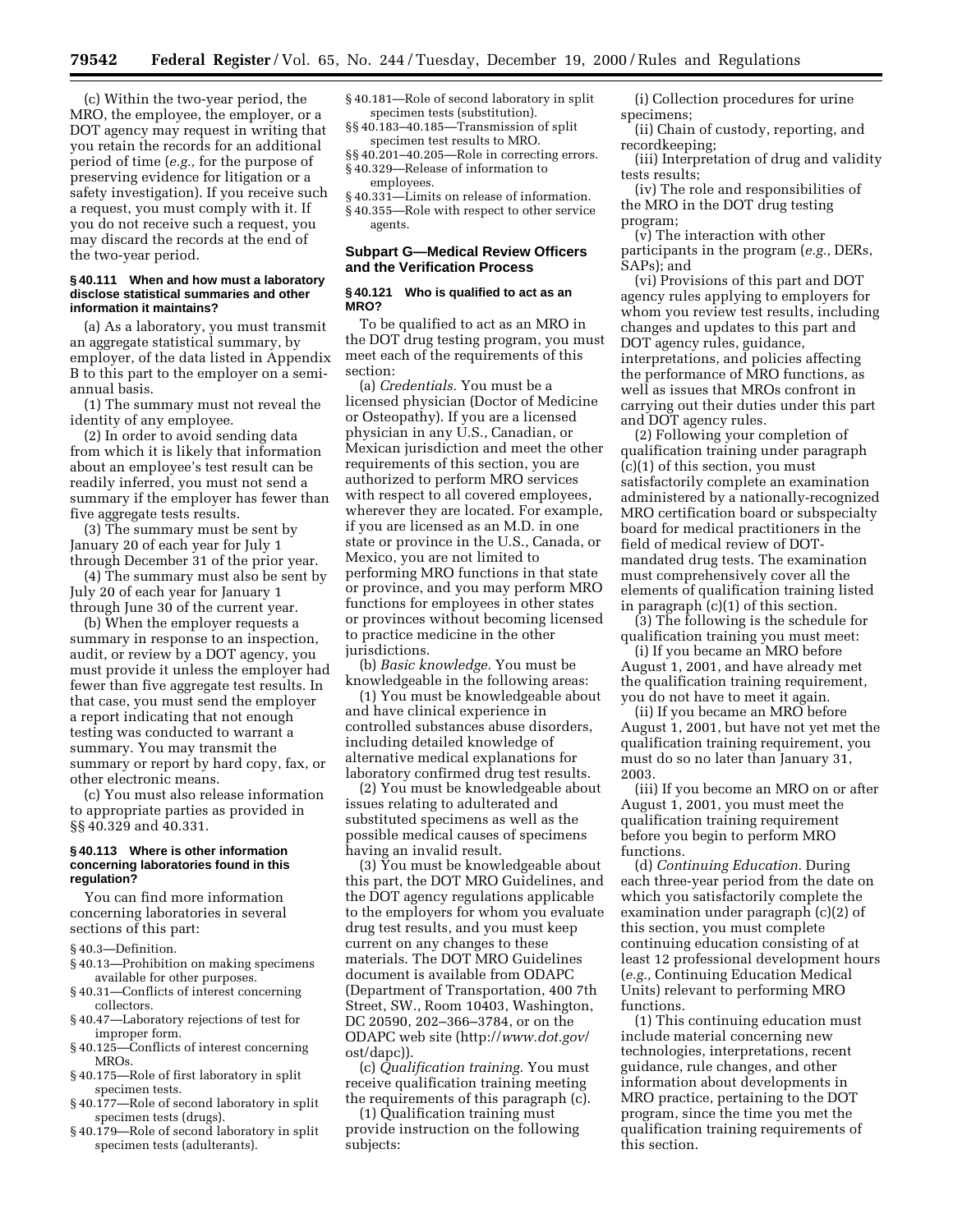(c) Within the two-year period, the MRO, the employee, the employer, or a DOT agency may request in writing that you retain the records for an additional period of time (*e.g.,* for the purpose of preserving evidence for litigation or a safety investigation). If you receive such a request, you must comply with it. If you do not receive such a request, you may discard the records at the end of the two-year period.

#### § 40.111 When and how must a laboratory disclose statistical summaries and other information it maintains?

(a) As a laboratory, you must transmit an aggregate statistical summary, by employer, of the data listed in Appendix B to this part to the employer on a semi-annual basis.

(1) The summary must not reveal the identity of any employee.

(2) In order to avoid sending data from which it is likely that information about an employee's test result can be readily inferred, you must not send a summary if the employer has fewer than five aggregate tests results.

(3) The summary must be sent by January 20 of each year for July 1 through December 31 of the prior year.

(4) The summary must also be sent by July 20 of each year for January 1 through June 30 of the current year.

(b) When the employer requests a summary in response to an inspection, audit, or review by a DOT agency, you must provide it unless the employer had fewer than five aggregate test results. In that case, you must send the employer a report indicating that not enough testing was conducted to warrant a summary. You may transmit the summary or report by hard copy, fax, or other electronic means.

(c) You must also release information to appropriate parties as provided in §§ 40.329 and 40.331.

#### § 40.113 Where is other information concerning laboratories found in this regulation?

You can find more information concerning laboratories in several sections of this part:

§ 40.3—Definition.
§ 40.13—Prohibition on making specimens available for other purposes.
§ 40.31—Conflicts of interest concerning collectors.
§ 40.47—Laboratory rejections of test for improper form.
§ 40.125—Conflicts of interest concerning MROs.
§ 40.175—Role of first laboratory in split specimen tests.
§ 40.177—Role of second laboratory in split specimen tests (drugs).
§ 40.179—Role of second laboratory in split specimen tests (adulterants).
§ 40.181—Role of second laboratory in split specimen tests (substitution).
§§ 40.183–40.185—Transmission of split specimen test results to MRO.
§§ 40.201–40.205—Role in correcting errors.
§ 40.329—Release of information to employees.
§ 40.331—Limits on release of information.
§ 40.355—Role with respect to other service agents.

### Subpart G—Medical Review Officers and the Verification Process

#### § 40.121 Who is qualified to act as an MRO?

To be qualified to act as an MRO in the DOT drug testing program, you must meet each of the requirements of this section:

(a) *Credentials.* You must be a licensed physician (Doctor of Medicine or Osteopathy). If you are a licensed physician in any U.S., Canadian, or Mexican jurisdiction and meet the other requirements of this section, you are authorized to perform MRO services with respect to all covered employees, wherever they are located. For example, if you are licensed as an M.D. in one state or province in the U.S., Canada, or Mexico, you are not limited to performing MRO functions in that state or province, and you may perform MRO functions for employees in other states or provinces without becoming licensed to practice medicine in the other jurisdictions.

(b) *Basic knowledge.* You must be knowledgeable in the following areas:

(1) You must be knowledgeable about and have clinical experience in controlled substances abuse disorders, including detailed knowledge of alternative medical explanations for laboratory confirmed drug test results.

(2) You must be knowledgeable about issues relating to adulterated and substituted specimens as well as the possible medical causes of specimens having an invalid result.

(3) You must be knowledgeable about this part, the DOT MRO Guidelines, and the DOT agency regulations applicable to the employers for whom you evaluate drug test results, and you must keep current on any changes to these materials. The DOT MRO Guidelines document is available from ODAPC (Department of Transportation, 400 7th Street, SW., Room 10403, Washington, DC 20590, 202–366–3784, or on the ODAPC web site (http://*www.dot.gov*/ost/dapc)).

(c) *Qualification training.* You must receive qualification training meeting the requirements of this paragraph (c).

(1) Qualification training must provide instruction on the following subjects:

(i) Collection procedures for urine specimens;

(ii) Chain of custody, reporting, and recordkeeping;

(iii) Interpretation of drug and validity tests results;

(iv) The role and responsibilities of the MRO in the DOT drug testing program;

(v) The interaction with other participants in the program (*e.g.,* DERs, SAPs); and

(vi) Provisions of this part and DOT agency rules applying to employers for whom you review test results, including changes and updates to this part and DOT agency rules, guidance, interpretations, and policies affecting the performance of MRO functions, as well as issues that MROs confront in carrying out their duties under this part and DOT agency rules.

(2) Following your completion of qualification training under paragraph (c)(1) of this section, you must satisfactorily complete an examination administered by a nationally-recognized MRO certification board or subspecialty board for medical practitioners in the field of medical review of DOT-mandated drug tests. The examination must comprehensively cover all the elements of qualification training listed in paragraph (c)(1) of this section.

(3) The following is the schedule for qualification training you must meet:

(i) If you became an MRO before August 1, 2001, and have already met the qualification training requirement, you do not have to meet it again.

(ii) If you became an MRO before August 1, 2001, but have not yet met the qualification training requirement, you must do so no later than January 31, 2003.

(iii) If you become an MRO on or after August 1, 2001, you must meet the qualification training requirement before you begin to perform MRO functions.

(d) *Continuing Education.* During each three-year period from the date on which you satisfactorily complete the examination under paragraph (c)(2) of this section, you must complete continuing education consisting of at least 12 professional development hours (*e.g.,* Continuing Education Medical Units) relevant to performing MRO functions.

(1) This continuing education must include material concerning new technologies, interpretations, recent guidance, rule changes, and other information about developments in MRO practice, pertaining to the DOT program, since the time you met the qualification training requirements of this section.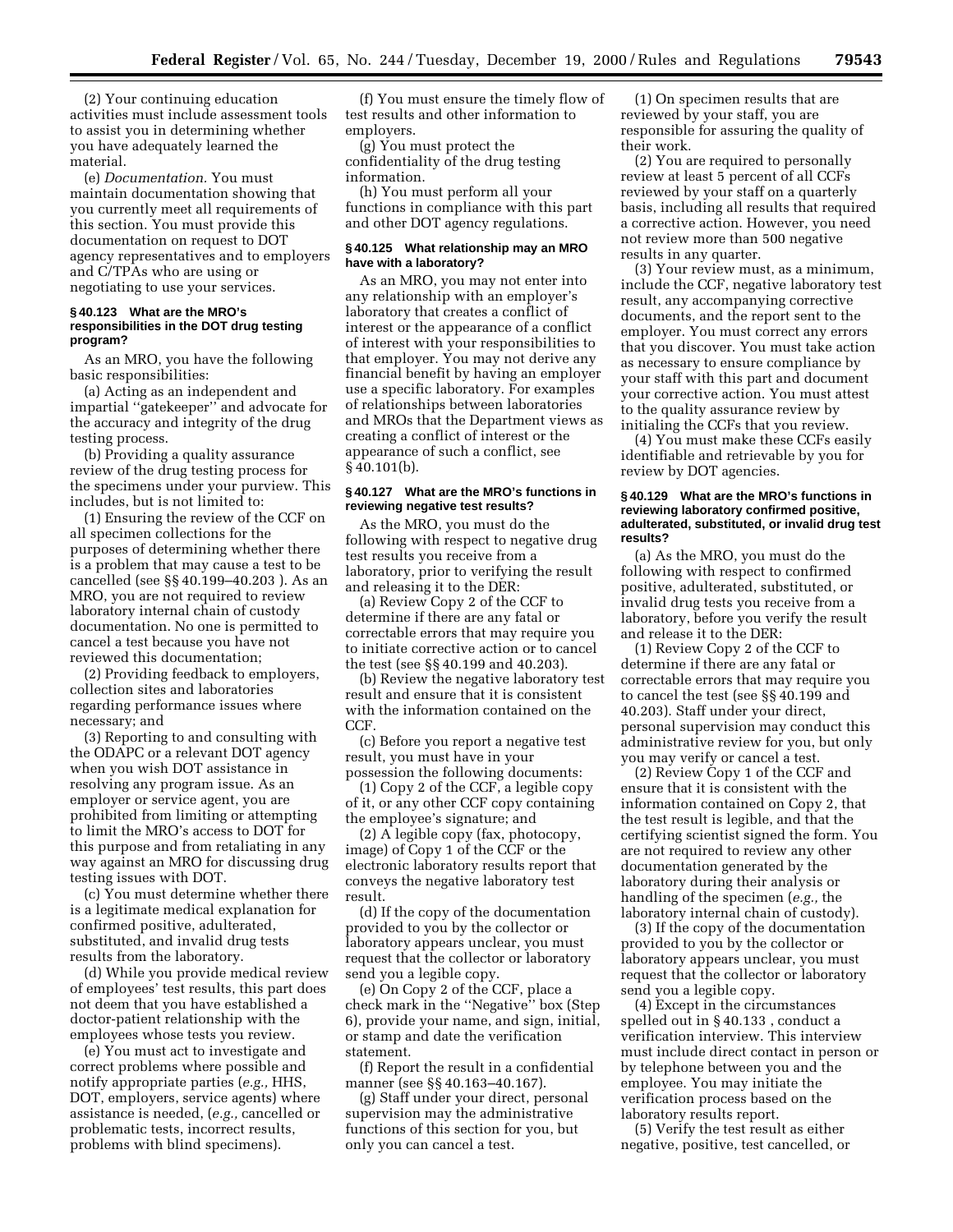(2) Your continuing education activities must include assessment tools to assist you in determining whether you have adequately learned the material.

(e) *Documentation.* You must maintain documentation showing that you currently meet all requirements of this section. You must provide this documentation on request to DOT agency representatives and to employers and C/TPAs who are using or negotiating to use your services.

### § 40.123 What are the MRO's responsibilities in the DOT drug testing program?

As an MRO, you have the following basic responsibilities:

(a) Acting as an independent and impartial ''gatekeeper'' and advocate for the accuracy and integrity of the drug testing process.

(b) Providing a quality assurance review of the drug testing process for the specimens under your purview. This includes, but is not limited to:

(1) Ensuring the review of the CCF on all specimen collections for the purposes of determining whether there is a problem that may cause a test to be cancelled (see §§ 40.199–40.203 ). As an MRO, you are not required to review laboratory internal chain of custody documentation. No one is permitted to cancel a test because you have not reviewed this documentation;

(2) Providing feedback to employers, collection sites and laboratories regarding performance issues where necessary; and

(3) Reporting to and consulting with the ODAPC or a relevant DOT agency when you wish DOT assistance in resolving any program issue. As an employer or service agent, you are prohibited from limiting or attempting to limit the MRO's access to DOT for this purpose and from retaliating in any way against an MRO for discussing drug testing issues with DOT.

(c) You must determine whether there is a legitimate medical explanation for confirmed positive, adulterated, substituted, and invalid drug tests results from the laboratory.

(d) While you provide medical review of employees' test results, this part does not deem that you have established a doctor-patient relationship with the employees whose tests you review.

(e) You must act to investigate and correct problems where possible and notify appropriate parties (*e.g.,* HHS, DOT, employers, service agents) where assistance is needed, (*e.g.,* cancelled or problematic tests, incorrect results, problems with blind specimens).

(f) You must ensure the timely flow of test results and other information to employers.

(g) You must protect the confidentiality of the drug testing information.

(h) You must perform all your functions in compliance with this part and other DOT agency regulations.

### § 40.125 What relationship may an MRO have with a laboratory?

As an MRO, you may not enter into any relationship with an employer's laboratory that creates a conflict of interest or the appearance of a conflict of interest with your responsibilities to that employer. You may not derive any financial benefit by having an employer use a specific laboratory. For examples of relationships between laboratories and MROs that the Department views as creating a conflict of interest or the appearance of such a conflict, see § 40.101(b).

### § 40.127 What are the MRO's functions in reviewing negative test results?

As the MRO, you must do the following with respect to negative drug test results you receive from a laboratory, prior to verifying the result and releasing it to the DER:

(a) Review Copy 2 of the CCF to determine if there are any fatal or correctable errors that may require you to initiate corrective action or to cancel the test (see §§ 40.199 and 40.203).

(b) Review the negative laboratory test result and ensure that it is consistent with the information contained on the CCF.

(c) Before you report a negative test result, you must have in your possession the following documents:

(1) Copy 2 of the CCF, a legible copy of it, or any other CCF copy containing the employee's signature; and

(2) A legible copy (fax, photocopy, image) of Copy 1 of the CCF or the electronic laboratory results report that conveys the negative laboratory test result.

(d) If the copy of the documentation provided to you by the collector or laboratory appears unclear, you must request that the collector or laboratory send you a legible copy.

(e) On Copy 2 of the CCF, place a check mark in the ''Negative'' box (Step 6), provide your name, and sign, initial, or stamp and date the verification statement.

(f) Report the result in a confidential manner (see §§ 40.163–40.167).

(g) Staff under your direct, personal supervision may the administrative functions of this section for you, but only you can cancel a test.

(1) On specimen results that are reviewed by your staff, you are responsible for assuring the quality of their work.

(2) You are required to personally review at least 5 percent of all CCFs reviewed by your staff on a quarterly basis, including all results that required a corrective action. However, you need not review more than 500 negative results in any quarter.

(3) Your review must, as a minimum, include the CCF, negative laboratory test result, any accompanying corrective documents, and the report sent to the employer. You must correct any errors that you discover. You must take action as necessary to ensure compliance by your staff with this part and document your corrective action. You must attest to the quality assurance review by initialing the CCFs that you review.

(4) You must make these CCFs easily identifiable and retrievable by you for review by DOT agencies.

### § 40.129 What are the MRO's functions in reviewing laboratory confirmed positive, adulterated, substituted, or invalid drug test results?

(a) As the MRO, you must do the following with respect to confirmed positive, adulterated, substituted, or invalid drug tests you receive from a laboratory, before you verify the result and release it to the DER:

(1) Review Copy 2 of the CCF to determine if there are any fatal or correctable errors that may require you to cancel the test (see §§ 40.199 and 40.203). Staff under your direct, personal supervision may conduct this administrative review for you, but only you may verify or cancel a test.

(2) Review Copy 1 of the CCF and ensure that it is consistent with the information contained on Copy 2, that the test result is legible, and that the certifying scientist signed the form. You are not required to review any other documentation generated by the laboratory during their analysis or handling of the specimen (*e.g.,* the laboratory internal chain of custody).

(3) If the copy of the documentation provided to you by the collector or laboratory appears unclear, you must request that the collector or laboratory send you a legible copy.

(4) Except in the circumstances spelled out in § 40.133 , conduct a verification interview. This interview must include direct contact in person or by telephone between you and the employee. You may initiate the verification process based on the laboratory results report.

(5) Verify the test result as either negative, positive, test cancelled, or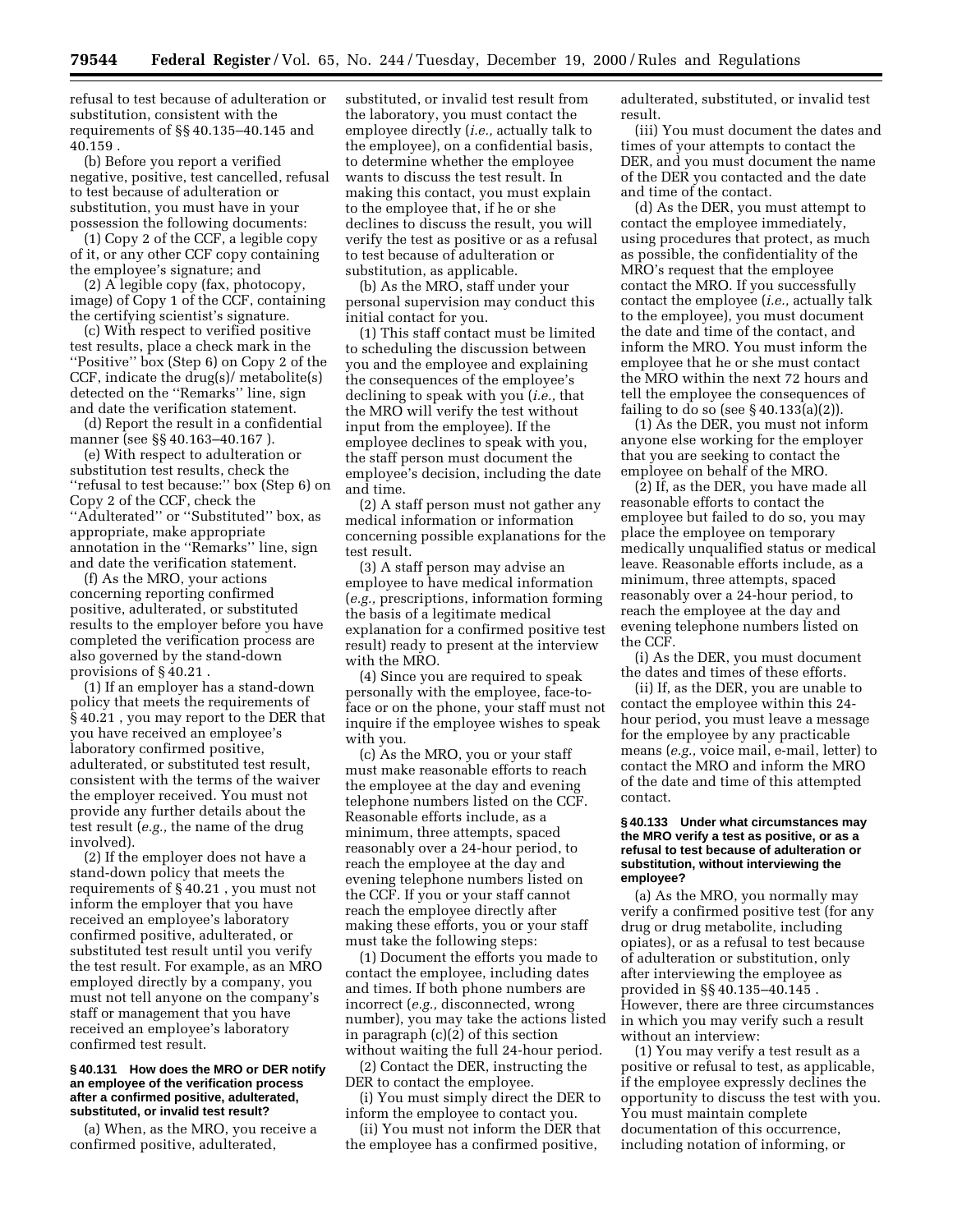refusal to test because of adulteration or substitution, consistent with the requirements of §§ 40.135–40.145 and 40.159 .

(b) Before you report a verified negative, positive, test cancelled, refusal to test because of adulteration or substitution, you must have in your possession the following documents:

(1) Copy 2 of the CCF, a legible copy of it, or any other CCF copy containing the employee's signature; and

(2) A legible copy (fax, photocopy, image) of Copy 1 of the CCF, containing the certifying scientist's signature.

(c) With respect to verified positive test results, place a check mark in the ''Positive'' box (Step 6) on Copy 2 of the CCF, indicate the drug(s)/ metabolite(s) detected on the ''Remarks'' line, sign and date the verification statement.

(d) Report the result in a confidential manner (see §§ 40.163–40.167 ).

(e) With respect to adulteration or substitution test results, check the ''refusal to test because:'' box (Step 6) on Copy 2 of the CCF, check the ''Adulterated'' or ''Substituted'' box, as appropriate, make appropriate annotation in the ''Remarks'' line, sign and date the verification statement.

(f) As the MRO, your actions concerning reporting confirmed positive, adulterated, or substituted results to the employer before you have completed the verification process are also governed by the stand-down provisions of § 40.21 .

(1) If an employer has a stand-down policy that meets the requirements of § 40.21 , you may report to the DER that you have received an employee's laboratory confirmed positive, adulterated, or substituted test result, consistent with the terms of the waiver the employer received. You must not provide any further details about the test result (*e.g.,* the name of the drug involved).

(2) If the employer does not have a stand-down policy that meets the requirements of § 40.21 , you must not inform the employer that you have received an employee's laboratory confirmed positive, adulterated, or substituted test result until you verify the test result. For example, as an MRO employed directly by a company, you must not tell anyone on the company's staff or management that you have received an employee's laboratory confirmed test result.

**§ 40.131 How does the MRO or DER notify an employee of the verification process after a confirmed positive, adulterated, substituted, or invalid test result?**

(a) When, as the MRO, you receive a confirmed positive, adulterated, substituted, or invalid test result from the laboratory, you must contact the employee directly (*i.e.,* actually talk to the employee), on a confidential basis, to determine whether the employee wants to discuss the test result. In making this contact, you must explain to the employee that, if he or she declines to discuss the result, you will verify the test as positive or as a refusal to test because of adulteration or substitution, as applicable.

(b) As the MRO, staff under your personal supervision may conduct this initial contact for you.

(1) This staff contact must be limited to scheduling the discussion between you and the employee and explaining the consequences of the employee's declining to speak with you (*i.e.,* that the MRO will verify the test without input from the employee). If the employee declines to speak with you, the staff person must document the employee's decision, including the date and time.

(2) A staff person must not gather any medical information or information concerning possible explanations for the test result.

(3) A staff person may advise an employee to have medical information (*e.g.,* prescriptions, information forming the basis of a legitimate medical explanation for a confirmed positive test result) ready to present at the interview with the MRO.

(4) Since you are required to speak personally with the employee, face-to-face or on the phone, your staff must not inquire if the employee wishes to speak with you.

(c) As the MRO, you or your staff must make reasonable efforts to reach the employee at the day and evening telephone numbers listed on the CCF. Reasonable efforts include, as a minimum, three attempts, spaced reasonably over a 24-hour period, to reach the employee at the day and evening telephone numbers listed on the CCF. If you or your staff cannot reach the employee directly after making these efforts, you or your staff must take the following steps:

(1) Document the efforts you made to contact the employee, including dates and times. If both phone numbers are incorrect (*e.g.,* disconnected, wrong number), you may take the actions listed in paragraph (c)(2) of this section without waiting the full 24-hour period.

(2) Contact the DER, instructing the DER to contact the employee.

(i) You must simply direct the DER to inform the employee to contact you.

(ii) You must not inform the DER that the employee has a confirmed positive, adulterated, substituted, or invalid test result.

(iii) You must document the dates and times of your attempts to contact the DER, and you must document the name of the DER you contacted and the date and time of the contact.

(d) As the DER, you must attempt to contact the employee immediately, using procedures that protect, as much as possible, the confidentiality of the MRO's request that the employee contact the MRO. If you successfully contact the employee (*i.e.,* actually talk to the employee), you must document the date and time of the contact, and inform the MRO. You must inform the employee that he or she must contact the MRO within the next 72 hours and tell the employee the consequences of failing to do so (see § 40.133(a)(2)).

(1) As the DER, you must not inform anyone else working for the employer that you are seeking to contact the employee on behalf of the MRO.

(2) If, as the DER, you have made all reasonable efforts to contact the employee but failed to do so, you may place the employee on temporary medically unqualified status or medical leave. Reasonable efforts include, as a minimum, three attempts, spaced reasonably over a 24-hour period, to reach the employee at the day and evening telephone numbers listed on the CCF.

(i) As the DER, you must document the dates and times of these efforts.

(ii) If, as the DER, you are unable to contact the employee within this 24-hour period, you must leave a message for the employee by any practicable means (*e.g.,* voice mail, e-mail, letter) to contact the MRO and inform the MRO of the date and time of this attempted contact.

**§ 40.133 Under what circumstances may the MRO verify a test as positive, or as a refusal to test because of adulteration or substitution, without interviewing the employee?**

(a) As the MRO, you normally may verify a confirmed positive test (for any drug or drug metabolite, including opiates), or as a refusal to test because of adulteration or substitution, only after interviewing the employee as provided in §§ 40.135–40.145 . However, there are three circumstances in which you may verify such a result without an interview:

(1) You may verify a test result as a positive or refusal to test, as applicable, if the employee expressly declines the opportunity to discuss the test with you. You must maintain complete documentation of this occurrence, including notation of informing, or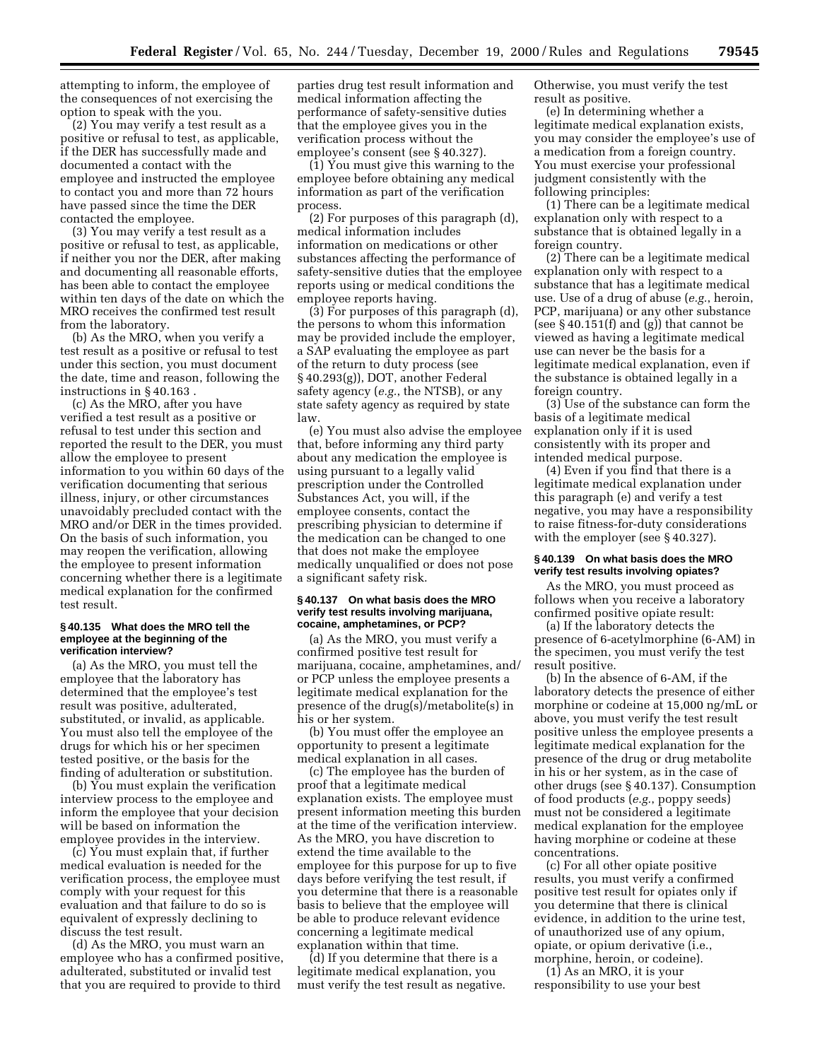attempting to inform, the employee of the consequences of not exercising the option to speak with the you.

(2) You may verify a test result as a positive or refusal to test, as applicable, if the DER has successfully made and documented a contact with the employee and instructed the employee to contact you and more than 72 hours have passed since the time the DER contacted the employee.

(3) You may verify a test result as a positive or refusal to test, as applicable, if neither you nor the DER, after making and documenting all reasonable efforts, has been able to contact the employee within ten days of the date on which the MRO receives the confirmed test result from the laboratory.

(b) As the MRO, when you verify a test result as a positive or refusal to test under this section, you must document the date, time and reason, following the instructions in § 40.163 .

(c) As the MRO, after you have verified a test result as a positive or refusal to test under this section and reported the result to the DER, you must allow the employee to present information to you within 60 days of the verification documenting that serious illness, injury, or other circumstances unavoidably precluded contact with the MRO and/or DER in the times provided. On the basis of such information, you may reopen the verification, allowing the employee to present information concerning whether there is a legitimate medical explanation for the confirmed test result.

#### § 40.135 What does the MRO tell the employee at the beginning of the verification interview?

(a) As the MRO, you must tell the employee that the laboratory has determined that the employee's test result was positive, adulterated, substituted, or invalid, as applicable. You must also tell the employee of the drugs for which his or her specimen tested positive, or the basis for the finding of adulteration or substitution.

(b) You must explain the verification interview process to the employee and inform the employee that your decision will be based on information the employee provides in the interview.

(c) You must explain that, if further medical evaluation is needed for the verification process, the employee must comply with your request for this evaluation and that failure to do so is equivalent of expressly declining to discuss the test result.

(d) As the MRO, you must warn an employee who has a confirmed positive, adulterated, substituted or invalid test that you are required to provide to third parties drug test result information and medical information affecting the performance of safety-sensitive duties that the employee gives you in the verification process without the employee's consent (see § 40.327).

(1) You must give this warning to the employee before obtaining any medical information as part of the verification process.

(2) For purposes of this paragraph (d), medical information includes information on medications or other substances affecting the performance of safety-sensitive duties that the employee reports using or medical conditions the employee reports having.

(3) For purposes of this paragraph (d), the persons to whom this information may be provided include the employer, a SAP evaluating the employee as part of the return to duty process (see § 40.293(g)), DOT, another Federal safety agency (*e.g.*, the NTSB), or any state safety agency as required by state law.

(e) You must also advise the employee that, before informing any third party about any medication the employee is using pursuant to a legally valid prescription under the Controlled Substances Act, you will, if the employee consents, contact the prescribing physician to determine if the medication can be changed to one that does not make the employee medically unqualified or does not pose a significant safety risk.

#### § 40.137 On what basis does the MRO verify test results involving marijuana, cocaine, amphetamines, or PCP?

(a) As the MRO, you must verify a confirmed positive test result for marijuana, cocaine, amphetamines, and/or PCP unless the employee presents a legitimate medical explanation for the presence of the drug(s)/metabolite(s) in his or her system.

(b) You must offer the employee an opportunity to present a legitimate medical explanation in all cases.

(c) The employee has the burden of proof that a legitimate medical explanation exists. The employee must present information meeting this burden at the time of the verification interview. As the MRO, you have discretion to extend the time available to the employee for this purpose for up to five days before verifying the test result, if you determine that there is a reasonable basis to believe that the employee will be able to produce relevant evidence concerning a legitimate medical explanation within that time.

(d) If you determine that there is a legitimate medical explanation, you must verify the test result as negative. Otherwise, you must verify the test result as positive.

(e) In determining whether a legitimate medical explanation exists, you may consider the employee's use of a medication from a foreign country. You must exercise your professional judgment consistently with the following principles:

(1) There can be a legitimate medical explanation only with respect to a substance that is obtained legally in a foreign country.

(2) There can be a legitimate medical explanation only with respect to a substance that has a legitimate medical use. Use of a drug of abuse (*e.g.*, heroin, PCP, marijuana) or any other substance (see § 40.151(f) and (g)) that cannot be viewed as having a legitimate medical use can never be the basis for a legitimate medical explanation, even if the substance is obtained legally in a foreign country.

(3) Use of the substance can form the basis of a legitimate medical explanation only if it is used consistently with its proper and intended medical purpose.

(4) Even if you find that there is a legitimate medical explanation under this paragraph (e) and verify a test negative, you may have a responsibility to raise fitness-for-duty considerations with the employer (see § 40.327).

#### § 40.139 On what basis does the MRO verify test results involving opiates?

As the MRO, you must proceed as follows when you receive a laboratory confirmed positive opiate result:

(a) If the laboratory detects the presence of 6-acetylmorphine (6-AM) in the specimen, you must verify the test result positive.

(b) In the absence of 6-AM, if the laboratory detects the presence of either morphine or codeine at 15,000 ng/mL or above, you must verify the test result positive unless the employee presents a legitimate medical explanation for the presence of the drug or drug metabolite in his or her system, as in the case of other drugs (see § 40.137). Consumption of food products (*e.g.*, poppy seeds) must not be considered a legitimate medical explanation for the employee having morphine or codeine at these concentrations.

(c) For all other opiate positive results, you must verify a confirmed positive test result for opiates only if you determine that there is clinical evidence, in addition to the urine test, of unauthorized use of any opium, opiate, or opium derivative (i.e., morphine, heroin, or codeine).

(1) As an MRO, it is your responsibility to use your best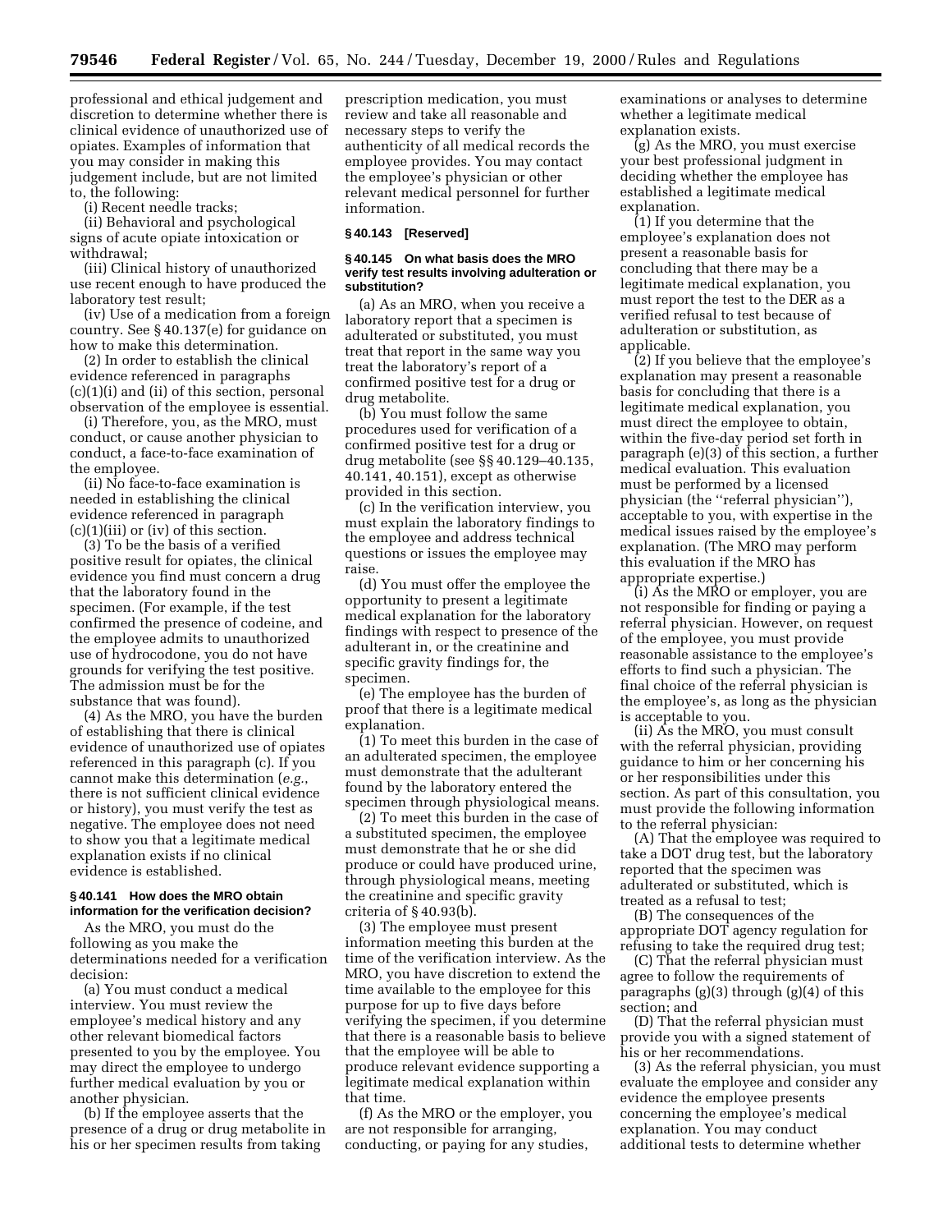professional and ethical judgement and discretion to determine whether there is clinical evidence of unauthorized use of opiates. Examples of information that you may consider in making this judgement include, but are not limited to, the following:

(i) Recent needle tracks;

(ii) Behavioral and psychological signs of acute opiate intoxication or withdrawal;

(iii) Clinical history of unauthorized use recent enough to have produced the laboratory test result;

(iv) Use of a medication from a foreign country. See § 40.137(e) for guidance on how to make this determination.

(2) In order to establish the clinical evidence referenced in paragraphs (c)(1)(i) and (ii) of this section, personal observation of the employee is essential.

(i) Therefore, you, as the MRO, must conduct, or cause another physician to conduct, a face-to-face examination of the employee.

(ii) No face-to-face examination is needed in establishing the clinical evidence referenced in paragraph (c)(1)(iii) or (iv) of this section.

(3) To be the basis of a verified positive result for opiates, the clinical evidence you find must concern a drug that the laboratory found in the specimen. (For example, if the test confirmed the presence of codeine, and the employee admits to unauthorized use of hydrocodone, you do not have grounds for verifying the test positive. The admission must be for the substance that was found).

(4) As the MRO, you have the burden of establishing that there is clinical evidence of unauthorized use of opiates referenced in this paragraph (c). If you cannot make this determination (*e.g.*, there is not sufficient clinical evidence or history), you must verify the test as negative. The employee does not need to show you that a legitimate medical explanation exists if no clinical evidence is established.

### § 40.141 How does the MRO obtain information for the verification decision?

As the MRO, you must do the following as you make the determinations needed for a verification decision:

(a) You must conduct a medical interview. You must review the employee's medical history and any other relevant biomedical factors presented to you by the employee. You may direct the employee to undergo further medical evaluation by you or another physician.

(b) If the employee asserts that the presence of a drug or drug metabolite in his or her specimen results from taking prescription medication, you must review and take all reasonable and necessary steps to verify the authenticity of all medical records the employee provides. You may contact the employee's physician or other relevant medical personnel for further information.

### § 40.143 [Reserved]

### § 40.145 On what basis does the MRO verify test results involving adulteration or substitution?

(a) As an MRO, when you receive a laboratory report that a specimen is adulterated or substituted, you must treat that report in the same way you treat the laboratory's report of a confirmed positive test for a drug or drug metabolite.

(b) You must follow the same procedures used for verification of a confirmed positive test for a drug or drug metabolite (see §§ 40.129–40.135, 40.141, 40.151), except as otherwise provided in this section.

(c) In the verification interview, you must explain the laboratory findings to the employee and address technical questions or issues the employee may raise.

(d) You must offer the employee the opportunity to present a legitimate medical explanation for the laboratory findings with respect to presence of the adulterant in, or the creatinine and specific gravity findings for, the specimen.

(e) The employee has the burden of proof that there is a legitimate medical explanation.

(1) To meet this burden in the case of an adulterated specimen, the employee must demonstrate that the adulterant found by the laboratory entered the specimen through physiological means.

(2) To meet this burden in the case of a substituted specimen, the employee must demonstrate that he or she did produce or could have produced urine, through physiological means, meeting the creatinine and specific gravity criteria of § 40.93(b).

(3) The employee must present information meeting this burden at the time of the verification interview. As the MRO, you have discretion to extend the time available to the employee for this purpose for up to five days before verifying the specimen, if you determine that there is a reasonable basis to believe that the employee will be able to produce relevant evidence supporting a legitimate medical explanation within that time.

(f) As the MRO or the employer, you are not responsible for arranging, conducting, or paying for any studies, examinations or analyses to determine whether a legitimate medical explanation exists.

(g) As the MRO, you must exercise your best professional judgment in deciding whether the employee has established a legitimate medical explanation.

(1) If you determine that the employee's explanation does not present a reasonable basis for concluding that there may be a legitimate medical explanation, you must report the test to the DER as a verified refusal to test because of adulteration or substitution, as applicable.

(2) If you believe that the employee's explanation may present a reasonable basis for concluding that there is a legitimate medical explanation, you must direct the employee to obtain, within the five-day period set forth in paragraph (e)(3) of this section, a further medical evaluation. This evaluation must be performed by a licensed physician (the "referral physician"), acceptable to you, with expertise in the medical issues raised by the employee's explanation. (The MRO may perform this evaluation if the MRO has appropriate expertise.)

(i) As the MRO or employer, you are not responsible for finding or paying a referral physician. However, on request of the employee, you must provide reasonable assistance to the employee's efforts to find such a physician. The final choice of the referral physician is the employee's, as long as the physician is acceptable to you.

(ii) As the MRO, you must consult with the referral physician, providing guidance to him or her concerning his or her responsibilities under this section. As part of this consultation, you must provide the following information to the referral physician:

(A) That the employee was required to take a DOT drug test, but the laboratory reported that the specimen was adulterated or substituted, which is treated as a refusal to test;

(B) The consequences of the appropriate DOT agency regulation for refusing to take the required drug test;

(C) That the referral physician must agree to follow the requirements of paragraphs (g)(3) through (g)(4) of this section; and

(D) That the referral physician must provide you with a signed statement of his or her recommendations.

(3) As the referral physician, you must evaluate the employee and consider any evidence the employee presents concerning the employee's medical explanation. You may conduct additional tests to determine whether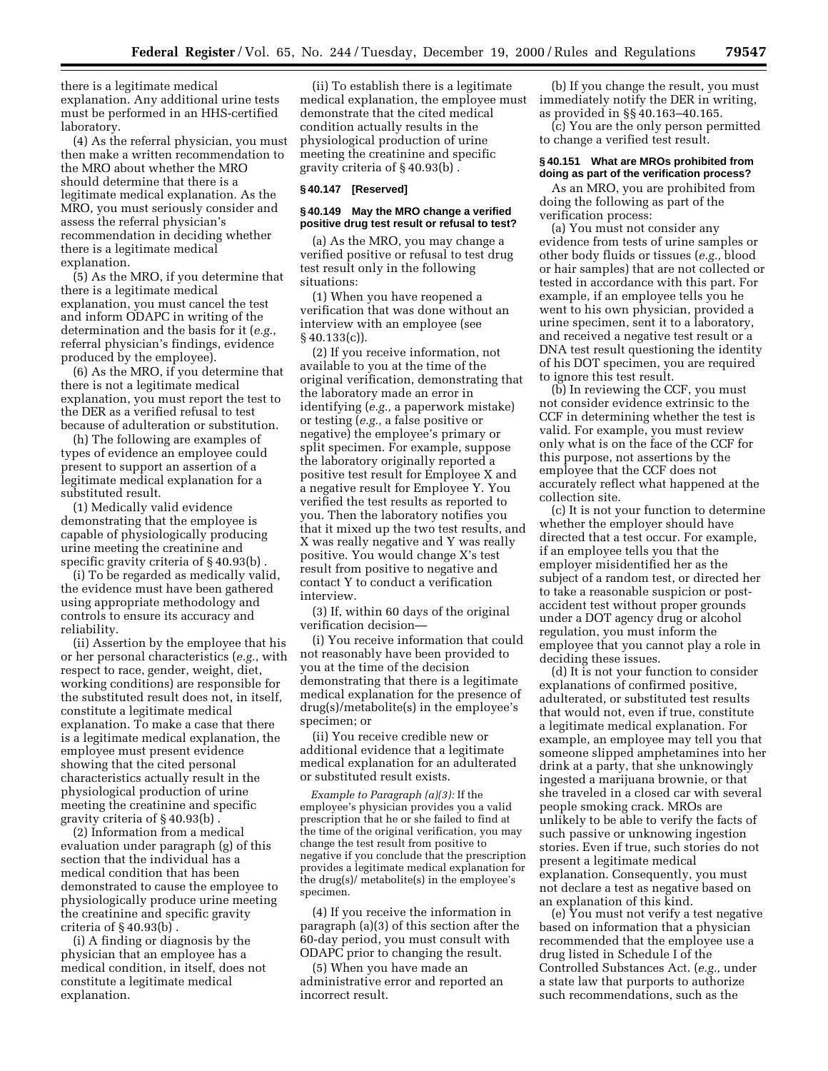there is a legitimate medical explanation. Any additional urine tests must be performed in an HHS-certified laboratory.

(4) As the referral physician, you must then make a written recommendation to the MRO about whether the MRO should determine that there is a legitimate medical explanation. As the MRO, you must seriously consider and assess the referral physician's recommendation in deciding whether there is a legitimate medical explanation.

(5) As the MRO, if you determine that there is a legitimate medical explanation, you must cancel the test and inform ODAPC in writing of the determination and the basis for it (*e.g.*, referral physician's findings, evidence produced by the employee).

(6) As the MRO, if you determine that there is not a legitimate medical explanation, you must report the test to the DER as a verified refusal to test because of adulteration or substitution.

(h) The following are examples of types of evidence an employee could present to support an assertion of a legitimate medical explanation for a substituted result.

(1) Medically valid evidence demonstrating that the employee is capable of physiologically producing urine meeting the creatinine and specific gravity criteria of § 40.93(b) .

(i) To be regarded as medically valid, the evidence must have been gathered using appropriate methodology and controls to ensure its accuracy and reliability.

(ii) Assertion by the employee that his or her personal characteristics (*e.g.*, with respect to race, gender, weight, diet, working conditions) are responsible for the substituted result does not, in itself, constitute a legitimate medical explanation. To make a case that there is a legitimate medical explanation, the employee must present evidence showing that the cited personal characteristics actually result in the physiological production of urine meeting the creatinine and specific gravity criteria of § 40.93(b) .

(2) Information from a medical evaluation under paragraph (g) of this section that the individual has a medical condition that has been demonstrated to cause the employee to physiologically produce urine meeting the creatinine and specific gravity criteria of § 40.93(b) .

(i) A finding or diagnosis by the physician that an employee has a medical condition, in itself, does not constitute a legitimate medical explanation.

(ii) To establish there is a legitimate medical explanation, the employee must demonstrate that the cited medical condition actually results in the physiological production of urine meeting the creatinine and specific gravity criteria of § 40.93(b) .

**§ 40.147 [Reserved]**

**§ 40.149 May the MRO change a verified positive drug test result or refusal to test?**

(a) As the MRO, you may change a verified positive or refusal to test drug test result only in the following situations:

(1) When you have reopened a verification that was done without an interview with an employee (see § 40.133(c)).

(2) If you receive information, not available to you at the time of the original verification, demonstrating that the laboratory made an error in identifying (*e.g.,* a paperwork mistake) or testing (*e.g.,* a false positive or negative) the employee's primary or split specimen. For example, suppose the laboratory originally reported a positive test result for Employee X and a negative result for Employee Y. You verified the test results as reported to you. Then the laboratory notifies you that it mixed up the two test results, and X was really negative and Y was really positive. You would change X's test result from positive to negative and contact Y to conduct a verification interview.

(3) If, within 60 days of the original verification decision—

(i) You receive information that could not reasonably have been provided to you at the time of the decision demonstrating that there is a legitimate medical explanation for the presence of drug(s)/metabolite(s) in the employee's specimen; or

(ii) You receive credible new or additional evidence that a legitimate medical explanation for an adulterated or substituted result exists.

*Example to Paragraph (a)(3):* If the employee's physician provides you a valid prescription that he or she failed to find at the time of the original verification, you may change the test result from positive to negative if you conclude that the prescription provides a legitimate medical explanation for the drug(s)/ metabolite(s) in the employee's specimen.

(4) If you receive the information in paragraph (a)(3) of this section after the 60-day period, you must consult with ODAPC prior to changing the result.

(5) When you have made an administrative error and reported an incorrect result.

(b) If you change the result, you must immediately notify the DER in writing, as provided in §§ 40.163–40.165.

(c) You are the only person permitted to change a verified test result.

**§ 40.151 What are MROs prohibited from doing as part of the verification process?**

As an MRO, you are prohibited from doing the following as part of the verification process:

(a) You must not consider any evidence from tests of urine samples or other body fluids or tissues (*e.g.,* blood or hair samples) that are not collected or tested in accordance with this part. For example, if an employee tells you he went to his own physician, provided a urine specimen, sent it to a laboratory, and received a negative test result or a DNA test result questioning the identity of his DOT specimen, you are required to ignore this test result.

(b) In reviewing the CCF, you must not consider evidence extrinsic to the CCF in determining whether the test is valid. For example, you must review only what is on the face of the CCF for this purpose, not assertions by the employee that the CCF does not accurately reflect what happened at the collection site.

(c) It is not your function to determine whether the employer should have directed that a test occur. For example, if an employee tells you that the employer misidentified her as the subject of a random test, or directed her to take a reasonable suspicion or post-accident test without proper grounds under a DOT agency drug or alcohol regulation, you must inform the employee that you cannot play a role in deciding these issues.

(d) It is not your function to consider explanations of confirmed positive, adulterated, or substituted test results that would not, even if true, constitute a legitimate medical explanation. For example, an employee may tell you that someone slipped amphetamines into her drink at a party, that she unknowingly ingested a marijuana brownie, or that she traveled in a closed car with several people smoking crack. MROs are unlikely to be able to verify the facts of such passive or unknowing ingestion stories. Even if true, such stories do not present a legitimate medical explanation. Consequently, you must not declare a test as negative based on an explanation of this kind.

(e) You must not verify a test negative based on information that a physician recommended that the employee use a drug listed in Schedule I of the Controlled Substances Act. (*e.g.,* under a state law that purports to authorize such recommendations, such as the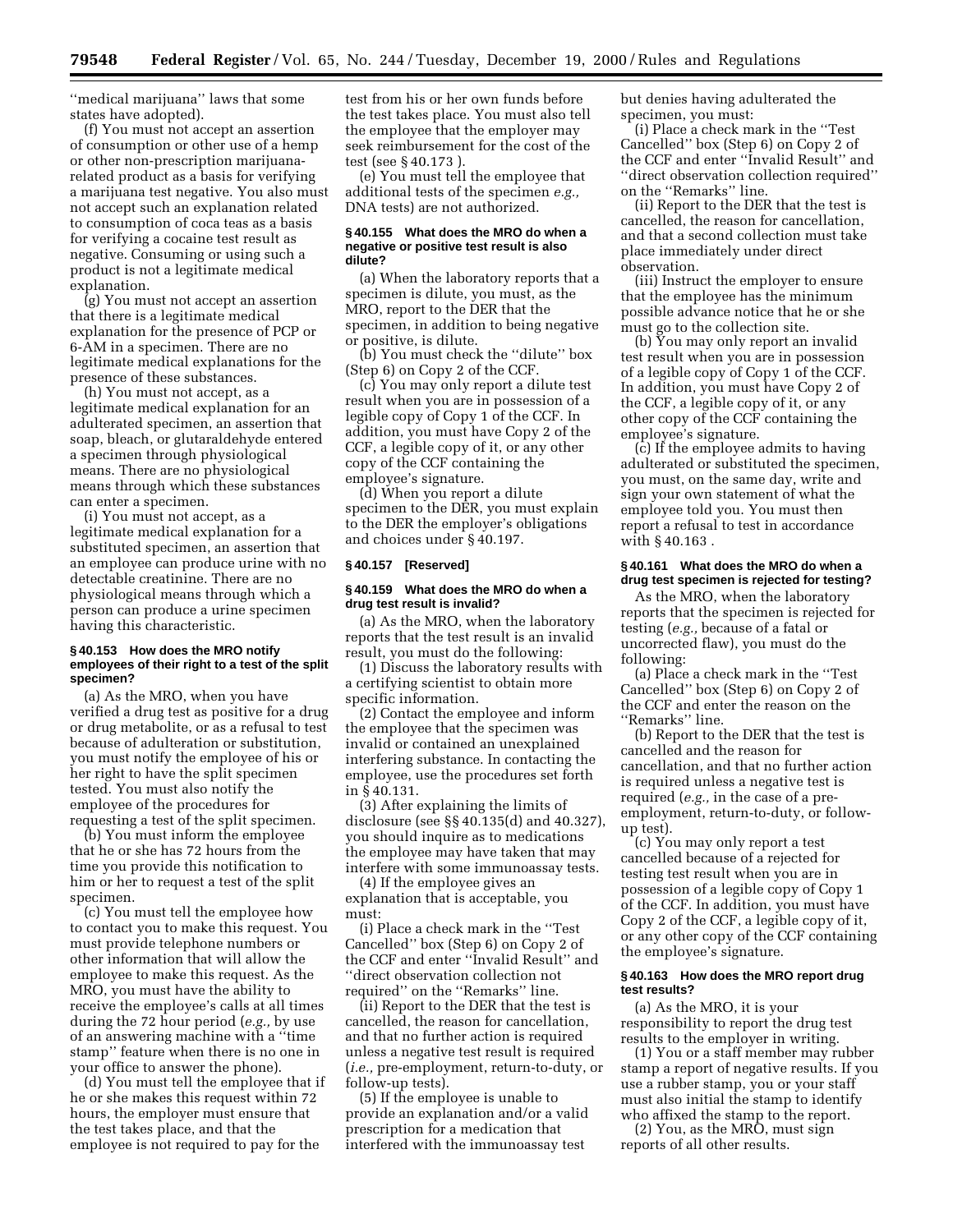''medical marijuana'' laws that some states have adopted).

(f) You must not accept an assertion of consumption or other use of a hemp or other non-prescription marijuana-related product as a basis for verifying a marijuana test negative. You also must not accept such an explanation related to consumption of coca teas as a basis for verifying a cocaine test result as negative. Consuming or using such a product is not a legitimate medical explanation.

(g) You must not accept an assertion that there is a legitimate medical explanation for the presence of PCP or 6-AM in a specimen. There are no legitimate medical explanations for the presence of these substances.

(h) You must not accept, as a legitimate medical explanation for an adulterated specimen, an assertion that soap, bleach, or glutaraldehyde entered a specimen through physiological means. There are no physiological means through which these substances can enter a specimen.

(i) You must not accept, as a legitimate medical explanation for a substituted specimen, an assertion that an employee can produce urine with no detectable creatinine. There are no physiological means through which a person can produce a urine specimen having this characteristic.

### § 40.153 How does the MRO notify employees of their right to a test of the split specimen?

(a) As the MRO, when you have verified a drug test as positive for a drug or drug metabolite, or as a refusal to test because of adulteration or substitution, you must notify the employee of his or her right to have the split specimen tested. You must also notify the employee of the procedures for requesting a test of the split specimen.

(b) You must inform the employee that he or she has 72 hours from the time you provide this notification to him or her to request a test of the split specimen.

(c) You must tell the employee how to contact you to make this request. You must provide telephone numbers or other information that will allow the employee to make this request. As the MRO, you must have the ability to receive the employee's calls at all times during the 72 hour period (*e.g.,* by use of an answering machine with a ''time stamp'' feature when there is no one in your office to answer the phone).

(d) You must tell the employee that if he or she makes this request within 72 hours, the employer must ensure that the test takes place, and that the employee is not required to pay for the test from his or her own funds before the test takes place. You must also tell the employee that the employer may seek reimbursement for the cost of the test (see § 40.173 ).

(e) You must tell the employee that additional tests of the specimen *e.g.,* DNA tests) are not authorized.

### § 40.155 What does the MRO do when a negative or positive test result is also dilute?

(a) When the laboratory reports that a specimen is dilute, you must, as the MRO, report to the DER that the specimen, in addition to being negative or positive, is dilute.

(b) You must check the ''dilute'' box (Step 6) on Copy 2 of the CCF.

(c) You may only report a dilute test result when you are in possession of a legible copy of Copy 1 of the CCF. In addition, you must have Copy 2 of the CCF, a legible copy of it, or any other copy of the CCF containing the employee's signature.

(d) When you report a dilute specimen to the DER, you must explain to the DER the employer's obligations and choices under § 40.197.

### § 40.157 [Reserved]

### § 40.159 What does the MRO do when a drug test result is invalid?

(a) As the MRO, when the laboratory reports that the test result is an invalid result, you must do the following:

(1) Discuss the laboratory results with a certifying scientist to obtain more specific information.

(2) Contact the employee and inform the employee that the specimen was invalid or contained an unexplained interfering substance. In contacting the employee, use the procedures set forth in § 40.131.

(3) After explaining the limits of disclosure (see §§ 40.135(d) and 40.327), you should inquire as to medications the employee may have taken that may interfere with some immunoassay tests.

(4) If the employee gives an explanation that is acceptable, you must:

(i) Place a check mark in the ''Test Cancelled'' box (Step 6) on Copy 2 of the CCF and enter ''Invalid Result'' and ''direct observation collection not required'' on the ''Remarks'' line.

(ii) Report to the DER that the test is cancelled, the reason for cancellation, and that no further action is required unless a negative test result is required (*i.e.,* pre-employment, return-to-duty, or follow-up tests).

(5) If the employee is unable to provide an explanation and/or a valid prescription for a medication that interfered with the immunoassay test but denies having adulterated the specimen, you must:

(i) Place a check mark in the ''Test Cancelled'' box (Step 6) on Copy 2 of the CCF and enter ''Invalid Result'' and ''direct observation collection required'' on the ''Remarks'' line.

(ii) Report to the DER that the test is cancelled, the reason for cancellation, and that a second collection must take place immediately under direct observation.

(iii) Instruct the employer to ensure that the employee has the minimum possible advance notice that he or she must go to the collection site.

(b) You may only report an invalid test result when you are in possession of a legible copy of Copy 1 of the CCF. In addition, you must have Copy 2 of the CCF, a legible copy of it, or any other copy of the CCF containing the employee's signature.

(c) If the employee admits to having adulterated or substituted the specimen, you must, on the same day, write and sign your own statement of what the employee told you. You must then report a refusal to test in accordance with § 40.163 .

### § 40.161 What does the MRO do when a drug test specimen is rejected for testing?

As the MRO, when the laboratory reports that the specimen is rejected for testing (*e.g.,* because of a fatal or uncorrected flaw), you must do the following:

(a) Place a check mark in the ''Test Cancelled'' box (Step 6) on Copy 2 of the CCF and enter the reason on the ''Remarks'' line.

(b) Report to the DER that the test is cancelled and the reason for cancellation, and that no further action is required unless a negative test is required (*e.g.,* in the case of a pre-employment, return-to-duty, or follow-up test).

(c) You may only report a test cancelled because of a rejected for testing test result when you are in possession of a legible copy of Copy 1 of the CCF. In addition, you must have Copy 2 of the CCF, a legible copy of it, or any other copy of the CCF containing the employee's signature.

### § 40.163 How does the MRO report drug test results?

(a) As the MRO, it is your responsibility to report the drug test results to the employer in writing.

(1) You or a staff member may rubber stamp a report of negative results. If you use a rubber stamp, you or your staff must also initial the stamp to identify who affixed the stamp to the report.

(2) You, as the MRO, must sign reports of all other results.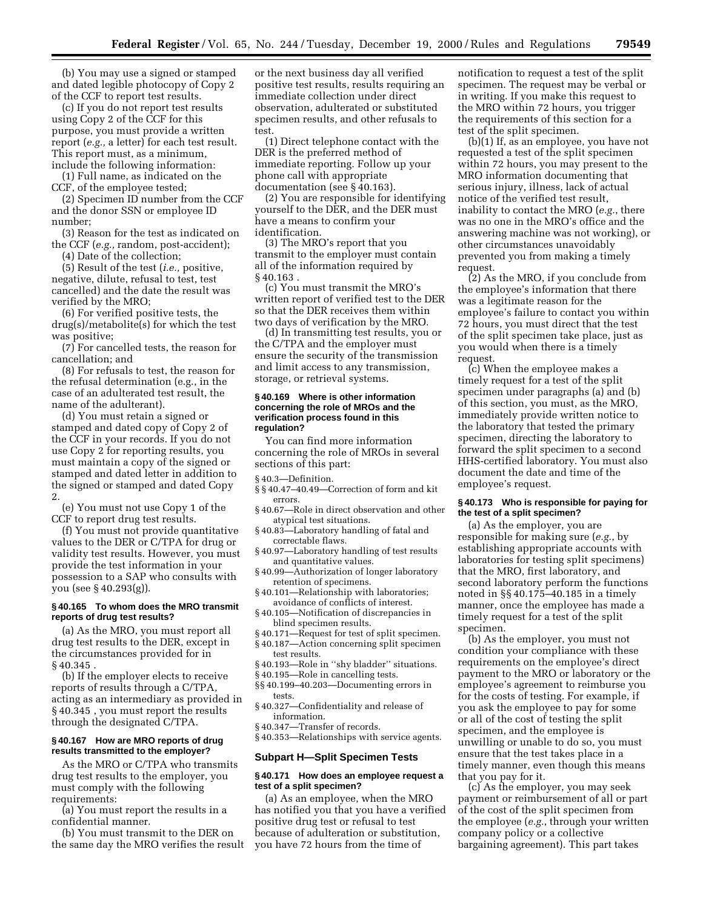(b) You may use a signed or stamped and dated legible photocopy of Copy 2 of the CCF to report test results.

(c) If you do not report test results using Copy 2 of the CCF for this purpose, you must provide a written report (*e.g.,* a letter) for each test result. This report must, as a minimum, include the following information:

(1) Full name, as indicated on the CCF, of the employee tested;

(2) Specimen ID number from the CCF and the donor SSN or employee ID number;

(3) Reason for the test as indicated on the CCF (*e.g.,* random, post-accident);

(4) Date of the collection;

(5) Result of the test (*i.e.,* positive, negative, dilute, refusal to test, test cancelled) and the date the result was verified by the MRO;

(6) For verified positive tests, the drug(s)/metabolite(s) for which the test was positive;

(7) For cancelled tests, the reason for cancellation; and

(8) For refusals to test, the reason for the refusal determination (e.g., in the case of an adulterated test result, the name of the adulterant).

(d) You must retain a signed or stamped and dated copy of Copy 2 of the CCF in your records. If you do not use Copy 2 for reporting results, you must maintain a copy of the signed or stamped and dated letter in addition to the signed or stamped and dated Copy 2.

(e) You must not use Copy 1 of the CCF to report drug test results.

(f) You must not provide quantitative values to the DER or C/TPA for drug or validity test results. However, you must provide the test information in your possession to a SAP who consults with you (see § 40.293(g)).

#### § 40.165 To whom does the MRO transmit reports of drug test results?

(a) As the MRO, you must report all drug test results to the DER, except in the circumstances provided for in § 40.345 .

(b) If the employer elects to receive reports of results through a C/TPA, acting as an intermediary as provided in § 40.345 , you must report the results through the designated C/TPA.

#### § 40.167 How are MRO reports of drug results transmitted to the employer?

As the MRO or C/TPA who transmits drug test results to the employer, you must comply with the following requirements:

(a) You must report the results in a confidential manner.

(b) You must transmit to the DER on the same day the MRO verifies the result or the next business day all verified positive test results, results requiring an immediate collection under direct observation, adulterated or substituted specimen results, and other refusals to test.

(1) Direct telephone contact with the DER is the preferred method of immediate reporting. Follow up your phone call with appropriate documentation (see § 40.163).

(2) You are responsible for identifying yourself to the DER, and the DER must have a means to confirm your identification.

(3) The MRO's report that you transmit to the employer must contain all of the information required by § 40.163 .

(c) You must transmit the MRO's written report of verified test to the DER so that the DER receives them within two days of verification by the MRO.

(d) In transmitting test results, you or the C/TPA and the employer must ensure the security of the transmission and limit access to any transmission, storage, or retrieval systems.

#### § 40.169 Where is other information concerning the role of MROs and the verification process found in this regulation?

You can find more information concerning the role of MROs in several sections of this part:

§ 40.3—Definition.
§ § 40.47–40.49—Correction of form and kit errors.
§ 40.67—Role in direct observation and other atypical test situations.
§ 40.83—Laboratory handling of fatal and correctable flaws.
§ 40.97—Laboratory handling of test results and quantitative values.
§ 40.99—Authorization of longer laboratory retention of specimens.
§ 40.101—Relationship with laboratories; avoidance of conflicts of interest.
§ 40.105—Notification of discrepancies in blind specimen results.
§ 40.171—Request for test of split specimen.
§ 40.187—Action concerning split specimen test results.
§ 40.193—Role in ''shy bladder'' situations.
§ 40.195—Role in cancelling tests.
§§ 40.199–40.203—Documenting errors in tests.
§ 40.327—Confidentiality and release of information.
§ 40.347—Transfer of records.
§ 40.353—Relationships with service agents.

### Subpart H—Split Specimen Tests

#### § 40.171 How does an employee request a test of a split specimen?

(a) As an employee, when the MRO has notified you that you have a verified positive drug test or refusal to test because of adulteration or substitution, you have 72 hours from the time of notification to request a test of the split specimen. The request may be verbal or in writing. If you make this request to the MRO within 72 hours, you trigger the requirements of this section for a test of the split specimen.

(b)(1) If, as an employee, you have not requested a test of the split specimen within 72 hours, you may present to the MRO information documenting that serious injury, illness, lack of actual notice of the verified test result, inability to contact the MRO (*e.g.*, there was no one in the MRO's office and the answering machine was not working), or other circumstances unavoidably prevented you from making a timely request.

(2) As the MRO, if you conclude from the employee's information that there was a legitimate reason for the employee's failure to contact you within 72 hours, you must direct that the test of the split specimen take place, just as you would when there is a timely request.

(c) When the employee makes a timely request for a test of the split specimen under paragraphs (a) and (b) of this section, you must, as the MRO, immediately provide written notice to the laboratory that tested the primary specimen, directing the laboratory to forward the split specimen to a second HHS-certified laboratory. You must also document the date and time of the employee's request.

#### § 40.173 Who is responsible for paying for the test of a split specimen?

(a) As the employer, you are responsible for making sure (*e.g.*, by establishing appropriate accounts with laboratories for testing split specimens) that the MRO, first laboratory, and second laboratory perform the functions noted in §§ 40.175–40.185 in a timely manner, once the employee has made a timely request for a test of the split specimen.

(b) As the employer, you must not condition your compliance with these requirements on the employee's direct payment to the MRO or laboratory or the employee's agreement to reimburse you for the costs of testing. For example, if you ask the employee to pay for some or all of the cost of testing the split specimen, and the employee is unwilling or unable to do so, you must ensure that the test takes place in a timely manner, even though this means that you pay for it.

(c) As the employer, you may seek payment or reimbursement of all or part of the cost of the split specimen from the employee (*e.g.*, through your written company policy or a collective bargaining agreement). This part takes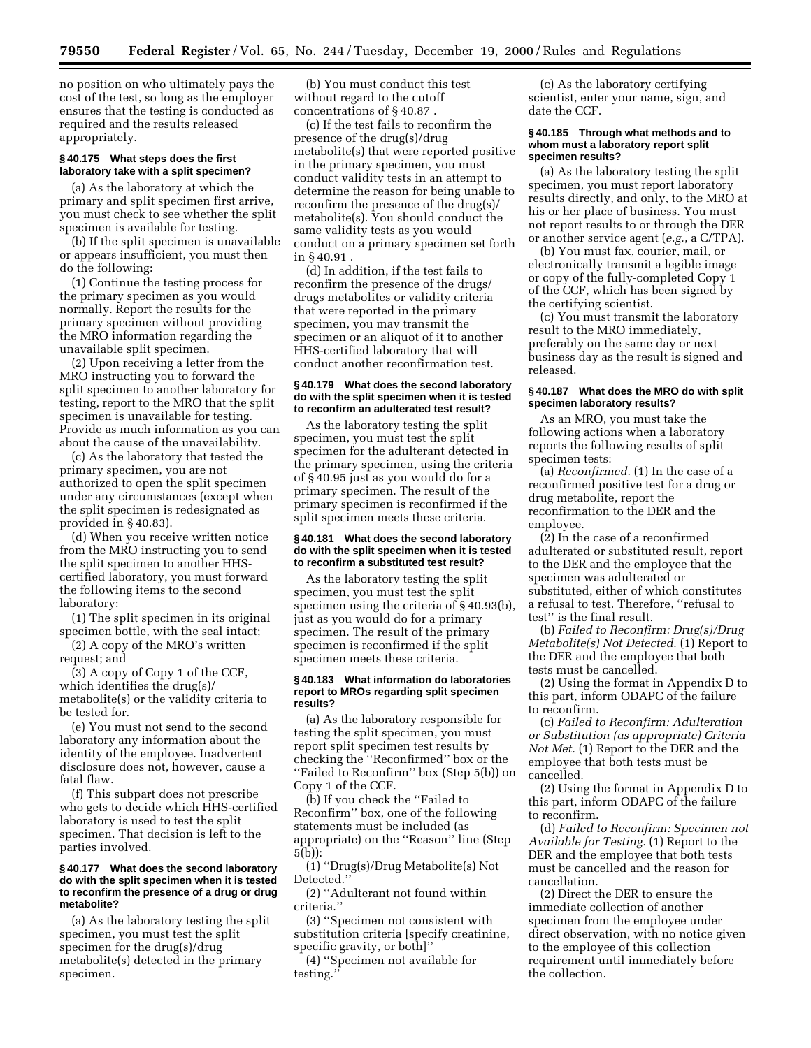no position on who ultimately pays the cost of the test, so long as the employer ensures that the testing is conducted as required and the results released appropriately.

**§ 40.175 What steps does the first laboratory take with a split specimen?**

(a) As the laboratory at which the primary and split specimen first arrive, you must check to see whether the split specimen is available for testing.

(b) If the split specimen is unavailable or appears insufficient, you must then do the following:

(1) Continue the testing process for the primary specimen as you would normally. Report the results for the primary specimen without providing the MRO information regarding the unavailable split specimen.

(2) Upon receiving a letter from the MRO instructing you to forward the split specimen to another laboratory for testing, report to the MRO that the split specimen is unavailable for testing. Provide as much information as you can about the cause of the unavailability.

(c) As the laboratory that tested the primary specimen, you are not authorized to open the split specimen under any circumstances (except when the split specimen is redesignated as provided in § 40.83).

(d) When you receive written notice from the MRO instructing you to send the split specimen to another HHS-certified laboratory, you must forward the following items to the second laboratory:

(1) The split specimen in its original specimen bottle, with the seal intact;

(2) A copy of the MRO's written request; and

(3) A copy of Copy 1 of the CCF, which identifies the drug(s)/metabolite(s) or the validity criteria to be tested for.

(e) You must not send to the second laboratory any information about the identity of the employee. Inadvertent disclosure does not, however, cause a fatal flaw.

(f) This subpart does not prescribe who gets to decide which HHS-certified laboratory is used to test the split specimen. That decision is left to the parties involved.

**§ 40.177 What does the second laboratory do with the split specimen when it is tested to reconfirm the presence of a drug or drug metabolite?**

(a) As the laboratory testing the split specimen, you must test the split specimen for the drug(s)/drug metabolite(s) detected in the primary specimen.

(b) You must conduct this test without regard to the cutoff concentrations of § 40.87 .

(c) If the test fails to reconfirm the presence of the drug(s)/drug metabolite(s) that were reported positive in the primary specimen, you must conduct validity tests in an attempt to determine the reason for being unable to reconfirm the presence of the drug(s)/metabolite(s). You should conduct the same validity tests as you would conduct on a primary specimen set forth in § 40.91 .

(d) In addition, if the test fails to reconfirm the presence of the drugs/drugs metabolites or validity criteria that were reported in the primary specimen, you may transmit the specimen or an aliquot of it to another HHS-certified laboratory that will conduct another reconfirmation test.

**§ 40.179 What does the second laboratory do with the split specimen when it is tested to reconfirm an adulterated test result?**

As the laboratory testing the split specimen, you must test the split specimen for the adulterant detected in the primary specimen, using the criteria of § 40.95 just as you would do for a primary specimen. The result of the primary specimen is reconfirmed if the split specimen meets these criteria.

**§ 40.181 What does the second laboratory do with the split specimen when it is tested to reconfirm a substituted test result?**

As the laboratory testing the split specimen, you must test the split specimen using the criteria of § 40.93(b), just as you would do for a primary specimen. The result of the primary specimen is reconfirmed if the split specimen meets these criteria.

**§ 40.183 What information do laboratories report to MROs regarding split specimen results?**

(a) As the laboratory responsible for testing the split specimen, you must report split specimen test results by checking the "Reconfirmed" box or the "Failed to Reconfirm" box (Step 5(b)) on Copy 1 of the CCF.

(b) If you check the "Failed to Reconfirm" box, one of the following statements must be included (as appropriate) on the "Reason" line (Step 5(b)):

(1) "Drug(s)/Drug Metabolite(s) Not Detected."

(2) "Adulterant not found within criteria."

(3) "Specimen not consistent with substitution criteria [specify creatinine, specific gravity, or both]"

(4) "Specimen not available for testing."

(c) As the laboratory certifying scientist, enter your name, sign, and date the CCF.

**§ 40.185 Through what methods and to whom must a laboratory report split specimen results?**

(a) As the laboratory testing the split specimen, you must report laboratory results directly, and only, to the MRO at his or her place of business. You must not report results to or through the DER or another service agent (*e.g.*, a C/TPA).

(b) You must fax, courier, mail, or electronically transmit a legible image or copy of the fully-completed Copy 1 of the CCF, which has been signed by the certifying scientist.

(c) You must transmit the laboratory result to the MRO immediately, preferably on the same day or next business day as the result is signed and released.

**§ 40.187 What does the MRO do with split specimen laboratory results?**

As an MRO, you must take the following actions when a laboratory reports the following results of split specimen tests:

(a) *Reconfirmed.* (1) In the case of a reconfirmed positive test for a drug or drug metabolite, report the reconfirmation to the DER and the employee.

(2) In the case of a reconfirmed adulterated or substituted result, report to the DER and the employee that the specimen was adulterated or substituted, either of which constitutes a refusal to test. Therefore, "refusal to test" is the final result.

(b) *Failed to Reconfirm: Drug(s)/Drug Metabolite(s) Not Detected.* (1) Report to the DER and the employee that both tests must be cancelled.

(2) Using the format in Appendix D to this part, inform ODAPC of the failure to reconfirm.

(c) *Failed to Reconfirm: Adulteration or Substitution (as appropriate) Criteria Not Met.* (1) Report to the DER and the employee that both tests must be cancelled.

(2) Using the format in Appendix D to this part, inform ODAPC of the failure to reconfirm.

(d) *Failed to Reconfirm: Specimen not Available for Testing.* (1) Report to the DER and the employee that both tests must be cancelled and the reason for cancellation.

(2) Direct the DER to ensure the immediate collection of another specimen from the employee under direct observation, with no notice given to the employee of this collection requirement until immediately before the collection.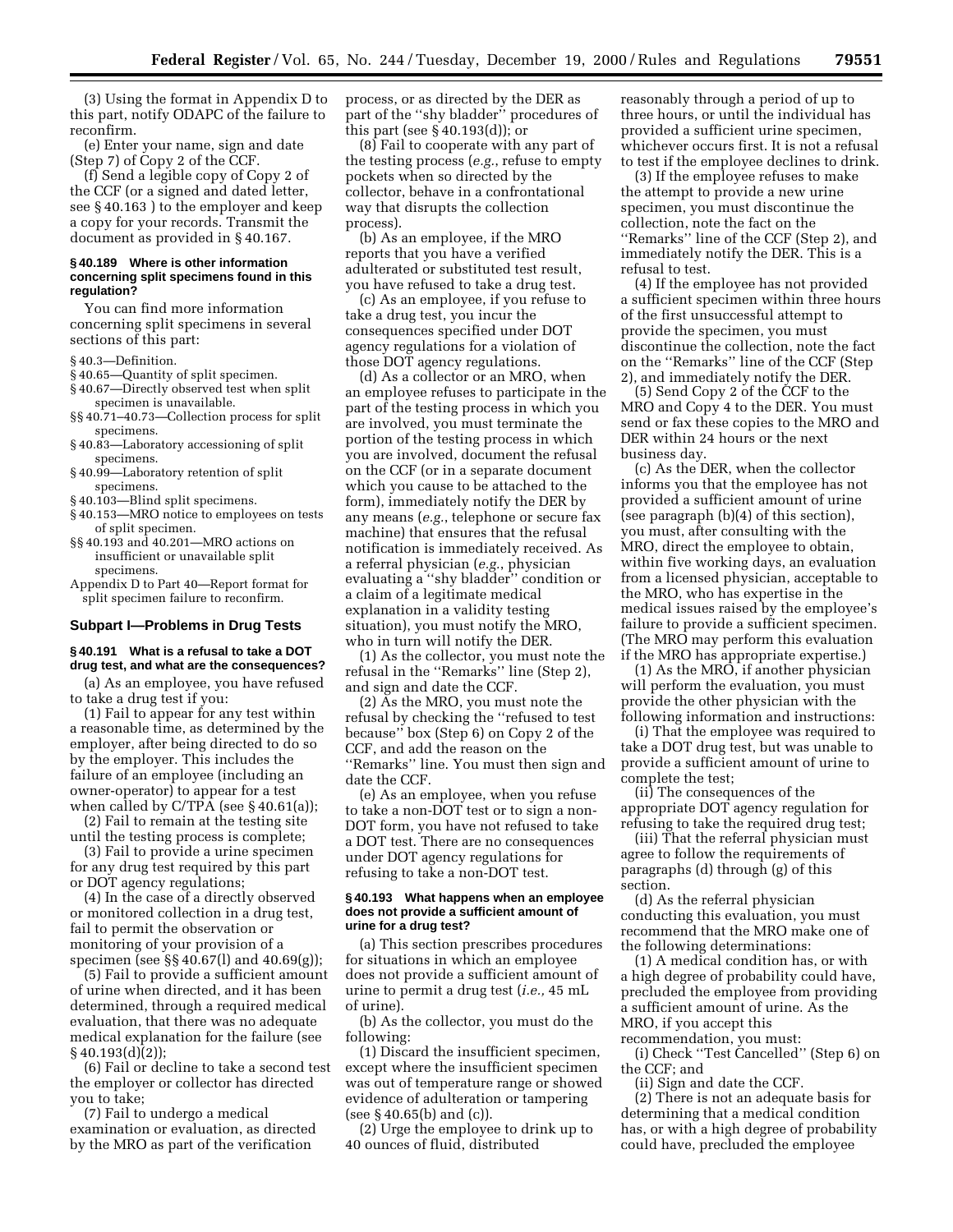(3) Using the format in Appendix D to this part, notify ODAPC of the failure to reconfirm.

(e) Enter your name, sign and date (Step 7) of Copy 2 of the CCF.

(f) Send a legible copy of Copy 2 of the CCF (or a signed and dated letter, see § 40.163 ) to the employer and keep a copy for your records. Transmit the document as provided in § 40.167.

#### § 40.189 Where is other information concerning split specimens found in this regulation?

You can find more information concerning split specimens in several sections of this part:

§ 40.3—Definition.
§ 40.65—Quantity of split specimen.
§ 40.67—Directly observed test when split specimen is unavailable.
§§ 40.71–40.73—Collection process for split specimens.
§ 40.83—Laboratory accessioning of split specimens.
§ 40.99—Laboratory retention of split specimens.
§ 40.103—Blind split specimens.
§ 40.153—MRO notice to employees on tests of split specimen.
§§ 40.193 and 40.201—MRO actions on insufficient or unavailable split specimens.
Appendix D to Part 40—Report format for split specimen failure to reconfirm.

### Subpart I—Problems in Drug Tests

#### § 40.191 What is a refusal to take a DOT drug test, and what are the consequences?

(a) As an employee, you have refused to take a drug test if you:

(1) Fail to appear for any test within a reasonable time, as determined by the employer, after being directed to do so by the employer. This includes the failure of an employee (including an owner-operator) to appear for a test when called by C/TPA (see § 40.61(a));

(2) Fail to remain at the testing site until the testing process is complete;

(3) Fail to provide a urine specimen for any drug test required by this part or DOT agency regulations;

(4) In the case of a directly observed or monitored collection in a drug test, fail to permit the observation or monitoring of your provision of a specimen (see §§ 40.67(l) and 40.69(g));

(5) Fail to provide a sufficient amount of urine when directed, and it has been determined, through a required medical evaluation, that there was no adequate medical explanation for the failure (see § 40.193(d)(2));

(6) Fail or decline to take a second test the employer or collector has directed you to take;

(7) Fail to undergo a medical examination or evaluation, as directed by the MRO as part of the verification process, or as directed by the DER as part of the ''shy bladder'' procedures of this part (see § 40.193(d)); or

(8) Fail to cooperate with any part of the testing process (*e.g.*, refuse to empty pockets when so directed by the collector, behave in a confrontational way that disrupts the collection process).

(b) As an employee, if the MRO reports that you have a verified adulterated or substituted test result, you have refused to take a drug test.

(c) As an employee, if you refuse to take a drug test, you incur the consequences specified under DOT agency regulations for a violation of those DOT agency regulations.

(d) As a collector or an MRO, when an employee refuses to participate in the part of the testing process in which you are involved, you must terminate the portion of the testing process in which you are involved, document the refusal on the CCF (or in a separate document which you cause to be attached to the form), immediately notify the DER by any means (*e.g.*, telephone or secure fax machine) that ensures that the refusal notification is immediately received. As a referral physician (*e.g.*, physician evaluating a ''shy bladder'' condition or a claim of a legitimate medical explanation in a validity testing situation), you must notify the MRO, who in turn will notify the DER.

(1) As the collector, you must note the refusal in the ''Remarks'' line (Step 2), and sign and date the CCF.

(2) As the MRO, you must note the refusal by checking the ''refused to test because'' box (Step 6) on Copy 2 of the CCF, and add the reason on the ''Remarks'' line. You must then sign and date the CCF.

(e) As an employee, when you refuse to take a non-DOT test or to sign a non-DOT form, you have not refused to take a DOT test. There are no consequences under DOT agency regulations for refusing to take a non-DOT test.

#### § 40.193 What happens when an employee does not provide a sufficient amount of urine for a drug test?

(a) This section prescribes procedures for situations in which an employee does not provide a sufficient amount of urine to permit a drug test (*i.e.,* 45 mL of urine).

(b) As the collector, you must do the following:

(1) Discard the insufficient specimen, except where the insufficient specimen was out of temperature range or showed evidence of adulteration or tampering (see § 40.65(b) and (c)).

(2) Urge the employee to drink up to 40 ounces of fluid, distributed reasonably through a period of up to three hours, or until the individual has provided a sufficient urine specimen, whichever occurs first. It is not a refusal to test if the employee declines to drink.

(3) If the employee refuses to make the attempt to provide a new urine specimen, you must discontinue the collection, note the fact on the ''Remarks'' line of the CCF (Step 2), and immediately notify the DER. This is a refusal to test.

(4) If the employee has not provided a sufficient specimen within three hours of the first unsuccessful attempt to provide the specimen, you must discontinue the collection, note the fact on the ''Remarks'' line of the CCF (Step 2), and immediately notify the DER.

(5) Send Copy 2 of the CCF to the MRO and Copy 4 to the DER. You must send or fax these copies to the MRO and DER within 24 hours or the next business day.

(c) As the DER, when the collector informs you that the employee has not provided a sufficient amount of urine (see paragraph (b)(4) of this section), you must, after consulting with the MRO, direct the employee to obtain, within five working days, an evaluation from a licensed physician, acceptable to the MRO, who has expertise in the medical issues raised by the employee's failure to provide a sufficient specimen. (The MRO may perform this evaluation if the MRO has appropriate expertise.)

(1) As the MRO, if another physician will perform the evaluation, you must provide the other physician with the following information and instructions:

(i) That the employee was required to take a DOT drug test, but was unable to provide a sufficient amount of urine to complete the test;

(ii) The consequences of the appropriate DOT agency regulation for refusing to take the required drug test;

(iii) That the referral physician must agree to follow the requirements of paragraphs (d) through (g) of this section.

(d) As the referral physician conducting this evaluation, you must recommend that the MRO make one of the following determinations:

(1) A medical condition has, or with a high degree of probability could have, precluded the employee from providing a sufficient amount of urine. As the MRO, if you accept this recommendation, you must:

(i) Check ''Test Cancelled'' (Step 6) on the CCF; and

(ii) Sign and date the CCF.

(2) There is not an adequate basis for determining that a medical condition has, or with a high degree of probability could have, precluded the employee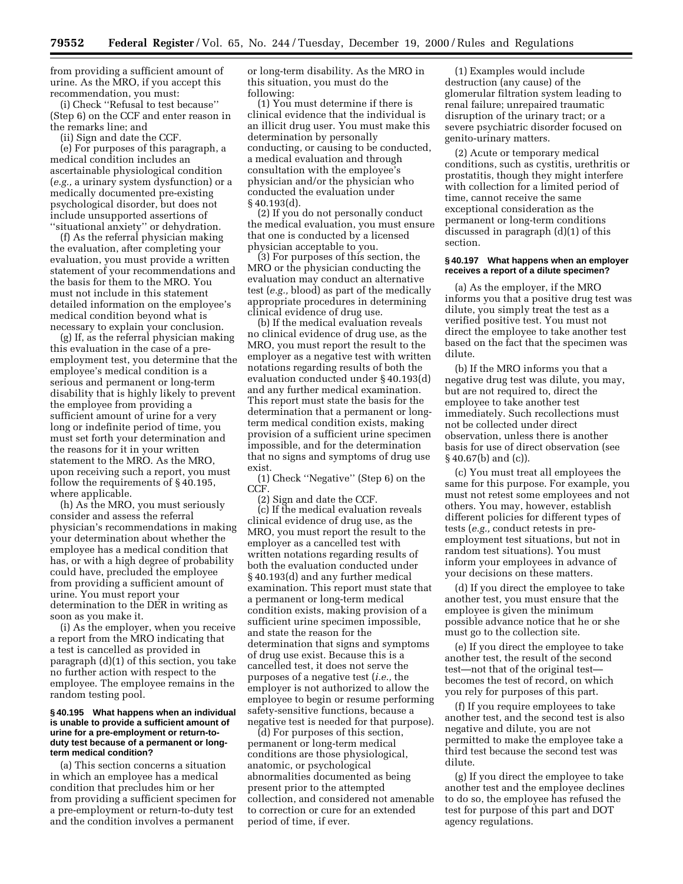from providing a sufficient amount of urine. As the MRO, if you accept this recommendation, you must:

(i) Check ''Refusal to test because'' (Step 6) on the CCF and enter reason in the remarks line; and

(ii) Sign and date the CCF.

(e) For purposes of this paragraph, a medical condition includes an ascertainable physiological condition (*e.g.,* a urinary system dysfunction) or a medically documented pre-existing psychological disorder, but does not include unsupported assertions of ''situational anxiety'' or dehydration.

(f) As the referral physician making the evaluation, after completing your evaluation, you must provide a written statement of your recommendations and the basis for them to the MRO. You must not include in this statement detailed information on the employee's medical condition beyond what is necessary to explain your conclusion.

(g) If, as the referral physician making this evaluation in the case of a pre-employment test, you determine that the employee's medical condition is a serious and permanent or long-term disability that is highly likely to prevent the employee from providing a sufficient amount of urine for a very long or indefinite period of time, you must set forth your determination and the reasons for it in your written statement to the MRO. As the MRO, upon receiving such a report, you must follow the requirements of § 40.195, where applicable.

(h) As the MRO, you must seriously consider and assess the referral physician's recommendations in making your determination about whether the employee has a medical condition that has, or with a high degree of probability could have, precluded the employee from providing a sufficient amount of urine. You must report your determination to the DER in writing as soon as you make it.

(i) As the employer, when you receive a report from the MRO indicating that a test is cancelled as provided in paragraph (d)(1) of this section, you take no further action with respect to the employee. The employee remains in the random testing pool.

**§ 40.195 What happens when an individual is unable to provide a sufficient amount of urine for a pre-employment or return-to-duty test because of a permanent or long-term medical condition?**

(a) This section concerns a situation in which an employee has a medical condition that precludes him or her from providing a sufficient specimen for a pre-employment or return-to-duty test and the condition involves a permanent or long-term disability. As the MRO in this situation, you must do the following:

(1) You must determine if there is clinical evidence that the individual is an illicit drug user. You must make this determination by personally conducting, or causing to be conducted, a medical evaluation and through consultation with the employee's physician and/or the physician who conducted the evaluation under § 40.193(d).

(2) If you do not personally conduct the medical evaluation, you must ensure that one is conducted by a licensed physician acceptable to you.

(3) For purposes of this section, the MRO or the physician conducting the evaluation may conduct an alternative test (*e.g.,* blood) as part of the medically appropriate procedures in determining clinical evidence of drug use.

(b) If the medical evaluation reveals no clinical evidence of drug use, as the MRO, you must report the result to the employer as a negative test with written notations regarding results of both the evaluation conducted under § 40.193(d) and any further medical examination. This report must state the basis for the determination that a permanent or long-term medical condition exists, making provision of a sufficient urine specimen impossible, and for the determination that no signs and symptoms of drug use exist.

(1) Check ''Negative'' (Step 6) on the CCF.

(2) Sign and date the CCF.

(c) If the medical evaluation reveals clinical evidence of drug use, as the MRO, you must report the result to the employer as a cancelled test with written notations regarding results of both the evaluation conducted under § 40.193(d) and any further medical examination. This report must state that a permanent or long-term medical condition exists, making provision of a sufficient urine specimen impossible, and state the reason for the determination that signs and symptoms of drug use exist. Because this is a cancelled test, it does not serve the purposes of a negative test (*i.e.,* the employer is not authorized to allow the employee to begin or resume performing safety-sensitive functions, because a negative test is needed for that purpose).

(d) For purposes of this section, permanent or long-term medical conditions are those physiological, anatomic, or psychological abnormalities documented as being present prior to the attempted collection, and considered not amenable to correction or cure for an extended period of time, if ever.

(1) Examples would include destruction (any cause) of the glomerular filtration system leading to renal failure; unrepaired traumatic disruption of the urinary tract; or a severe psychiatric disorder focused on genito-urinary matters.

(2) Acute or temporary medical conditions, such as cystitis, urethritis or prostatitis, though they might interfere with collection for a limited period of time, cannot receive the same exceptional consideration as the permanent or long-term conditions discussed in paragraph (d)(1) of this section.

**§ 40.197 What happens when an employer receives a report of a dilute specimen?**

(a) As the employer, if the MRO informs you that a positive drug test was dilute, you simply treat the test as a verified positive test. You must not direct the employee to take another test based on the fact that the specimen was dilute.

(b) If the MRO informs you that a negative drug test was dilute, you may, but are not required to, direct the employee to take another test immediately. Such recollections must not be collected under direct observation, unless there is another basis for use of direct observation (see § 40.67(b) and (c)).

(c) You must treat all employees the same for this purpose. For example, you must not retest some employees and not others. You may, however, establish different policies for different types of tests (*e.g.,* conduct retests in pre-employment test situations, but not in random test situations). You must inform your employees in advance of your decisions on these matters.

(d) If you direct the employee to take another test, you must ensure that the employee is given the minimum possible advance notice that he or she must go to the collection site.

(e) If you direct the employee to take another test, the result of the second test—not that of the original test—becomes the test of record, on which you rely for purposes of this part.

(f) If you require employees to take another test, and the second test is also negative and dilute, you are not permitted to make the employee take a third test because the second test was dilute.

(g) If you direct the employee to take another test and the employee declines to do so, the employee has refused the test for purpose of this part and DOT agency regulations.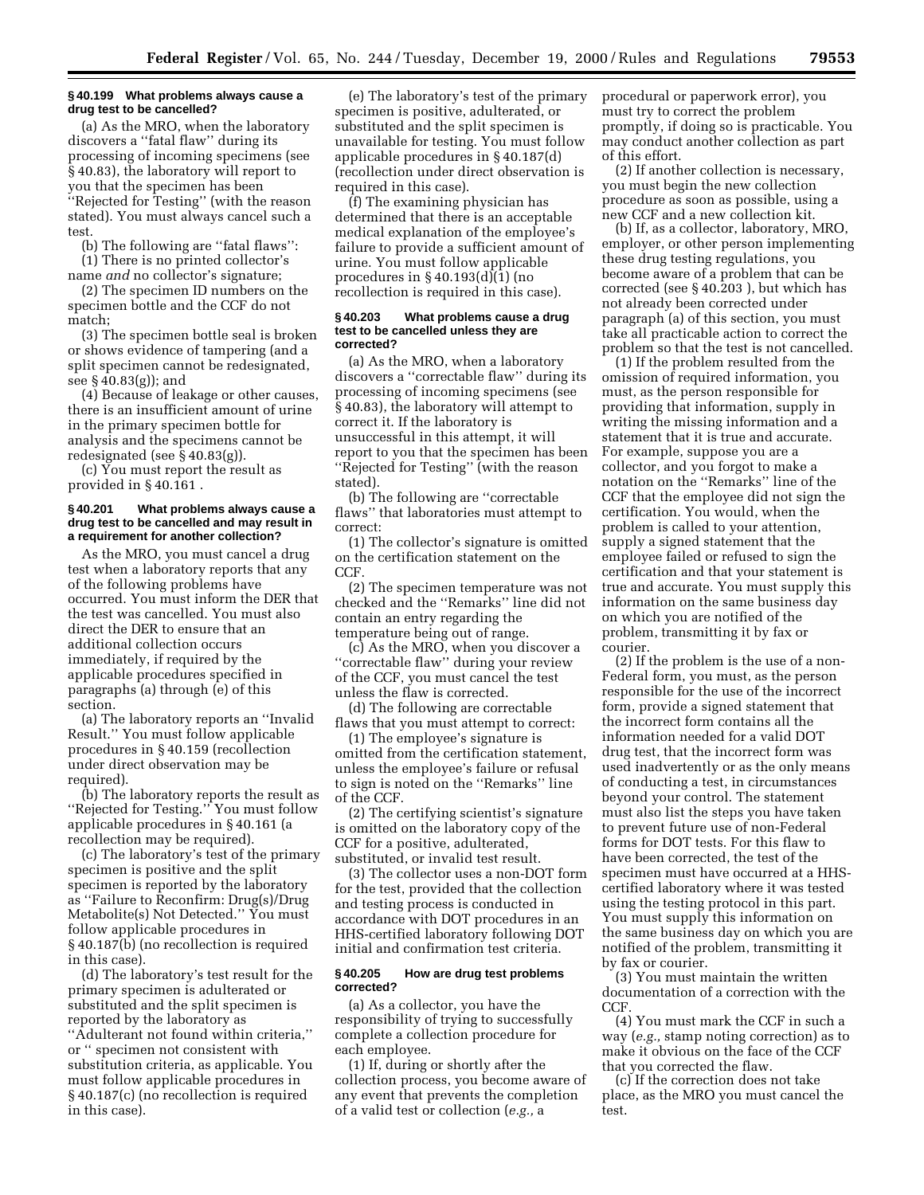### § 40.199 What problems always cause a drug test to be cancelled?

(a) As the MRO, when the laboratory discovers a ''fatal flaw'' during its processing of incoming specimens (see § 40.83), the laboratory will report to you that the specimen has been ''Rejected for Testing'' (with the reason stated). You must always cancel such a test.

(b) The following are ''fatal flaws'':

(1) There is no printed collector's name *and* no collector's signature;

(2) The specimen ID numbers on the specimen bottle and the CCF do not match;

(3) The specimen bottle seal is broken or shows evidence of tampering (and a split specimen cannot be redesignated, see § 40.83(g)); and

(4) Because of leakage or other causes, there is an insufficient amount of urine in the primary specimen bottle for analysis and the specimens cannot be redesignated (see § 40.83(g)).

(c) You must report the result as provided in § 40.161 .

### § 40.201 What problems always cause a drug test to be cancelled and may result in a requirement for another collection?

As the MRO, you must cancel a drug test when a laboratory reports that any of the following problems have occurred. You must inform the DER that the test was cancelled. You must also direct the DER to ensure that an additional collection occurs immediately, if required by the applicable procedures specified in paragraphs (a) through (e) of this section.

(a) The laboratory reports an ''Invalid Result.'' You must follow applicable procedures in § 40.159 (recollection under direct observation may be required).

(b) The laboratory reports the result as ''Rejected for Testing.'' You must follow applicable procedures in § 40.161 (a recollection may be required).

(c) The laboratory's test of the primary specimen is positive and the split specimen is reported by the laboratory as ''Failure to Reconfirm: Drug(s)/Drug Metabolite(s) Not Detected.'' You must follow applicable procedures in § 40.187(b) (no recollection is required in this case).

(d) The laboratory's test result for the primary specimen is adulterated or substituted and the split specimen is reported by the laboratory as ''Adulterant not found within criteria,'' or '' specimen not consistent with substitution criteria, as applicable. You must follow applicable procedures in § 40.187(c) (no recollection is required in this case).

(e) The laboratory's test of the primary specimen is positive, adulterated, or substituted and the split specimen is unavailable for testing. You must follow applicable procedures in § 40.187(d) (recollection under direct observation is required in this case).

(f) The examining physician has determined that there is an acceptable medical explanation of the employee's failure to provide a sufficient amount of urine. You must follow applicable procedures in § 40.193(d)(1) (no recollection is required in this case).

### § 40.203 What problems cause a drug test to be cancelled unless they are corrected?

(a) As the MRO, when a laboratory discovers a ''correctable flaw'' during its processing of incoming specimens (see § 40.83), the laboratory will attempt to correct it. If the laboratory is unsuccessful in this attempt, it will report to you that the specimen has been ''Rejected for Testing'' (with the reason stated).

(b) The following are ''correctable flaws'' that laboratories must attempt to correct:

(1) The collector's signature is omitted on the certification statement on the CCF.

(2) The specimen temperature was not checked and the ''Remarks'' line did not contain an entry regarding the temperature being out of range.

(c) As the MRO, when you discover a ''correctable flaw'' during your review of the CCF, you must cancel the test unless the flaw is corrected.

(d) The following are correctable flaws that you must attempt to correct:

(1) The employee's signature is omitted from the certification statement, unless the employee's failure or refusal to sign is noted on the ''Remarks'' line of the CCF.

(2) The certifying scientist's signature is omitted on the laboratory copy of the CCF for a positive, adulterated, substituted, or invalid test result.

(3) The collector uses a non-DOT form for the test, provided that the collection and testing process is conducted in accordance with DOT procedures in an HHS-certified laboratory following DOT initial and confirmation test criteria.

### § 40.205 How are drug test problems corrected?

(a) As a collector, you have the responsibility of trying to successfully complete a collection procedure for each employee.

(1) If, during or shortly after the collection process, you become aware of any event that prevents the completion of a valid test or collection (*e.g.,* a procedural or paperwork error), you must try to correct the problem promptly, if doing so is practicable. You may conduct another collection as part of this effort.

(2) If another collection is necessary, you must begin the new collection procedure as soon as possible, using a new CCF and a new collection kit.

(b) If, as a collector, laboratory, MRO, employer, or other person implementing these drug testing regulations, you become aware of a problem that can be corrected (see § 40.203 ), but which has not already been corrected under paragraph (a) of this section, you must take all practicable action to correct the problem so that the test is not cancelled.

(1) If the problem resulted from the omission of required information, you must, as the person responsible for providing that information, supply in writing the missing information and a statement that it is true and accurate. For example, suppose you are a collector, and you forgot to make a notation on the ''Remarks'' line of the CCF that the employee did not sign the certification. You would, when the problem is called to your attention, supply a signed statement that the employee failed or refused to sign the certification and that your statement is true and accurate. You must supply this information on the same business day on which you are notified of the problem, transmitting it by fax or courier.

(2) If the problem is the use of a non-Federal form, you must, as the person responsible for the use of the incorrect form, provide a signed statement that the incorrect form contains all the information needed for a valid DOT drug test, that the incorrect form was used inadvertently or as the only means of conducting a test, in circumstances beyond your control. The statement must also list the steps you have taken to prevent future use of non-Federal forms for DOT tests. For this flaw to have been corrected, the test of the specimen must have occurred at a HHS-certified laboratory where it was tested using the testing protocol in this part. You must supply this information on the same business day on which you are notified of the problem, transmitting it by fax or courier.

(3) You must maintain the written documentation of a correction with the CCF.

(4) You must mark the CCF in such a way (*e.g.,* stamp noting correction) as to make it obvious on the face of the CCF that you corrected the flaw.

(c) If the correction does not take place, as the MRO you must cancel the test.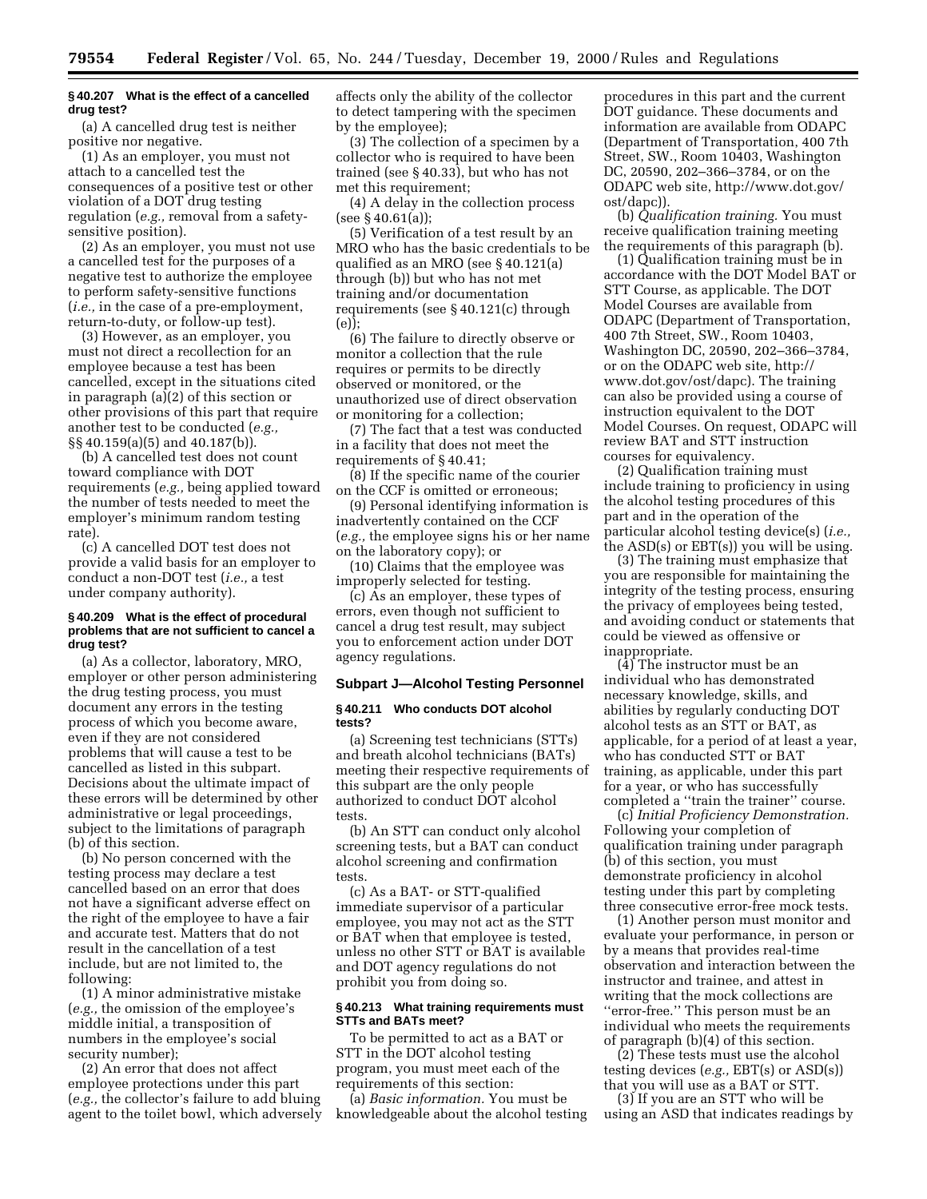### § 40.207 What is the effect of a cancelled drug test?

(a) A cancelled drug test is neither positive nor negative.

(1) As an employer, you must not attach to a cancelled test the consequences of a positive test or other violation of a DOT drug testing regulation (*e.g.,* removal from a safety-sensitive position).

(2) As an employer, you must not use a cancelled test for the purposes of a negative test to authorize the employee to perform safety-sensitive functions (*i.e.,* in the case of a pre-employment, return-to-duty, or follow-up test).

(3) However, as an employer, you must not direct a recollection for an employee because a test has been cancelled, except in the situations cited in paragraph (a)(2) of this section or other provisions of this part that require another test to be conducted (*e.g.,* §§ 40.159(a)(5) and 40.187(b)).

(b) A cancelled test does not count toward compliance with DOT requirements (*e.g.,* being applied toward the number of tests needed to meet the employer's minimum random testing rate).

(c) A cancelled DOT test does not provide a valid basis for an employer to conduct a non-DOT test (*i.e.,* a test under company authority).

### § 40.209 What is the effect of procedural problems that are not sufficient to cancel a drug test?

(a) As a collector, laboratory, MRO, employer or other person administering the drug testing process, you must document any errors in the testing process of which you become aware, even if they are not considered problems that will cause a test to be cancelled as listed in this subpart. Decisions about the ultimate impact of these errors will be determined by other administrative or legal proceedings, subject to the limitations of paragraph (b) of this section.

(b) No person concerned with the testing process may declare a test cancelled based on an error that does not have a significant adverse effect on the right of the employee to have a fair and accurate test. Matters that do not result in the cancellation of a test include, but are not limited to, the following:

(1) A minor administrative mistake (*e.g.,* the omission of the employee's middle initial, a transposition of numbers in the employee's social security number);

(2) An error that does not affect employee protections under this part (*e.g.,* the collector's failure to add bluing agent to the toilet bowl, which adversely affects only the ability of the collector to detect tampering with the specimen by the employee);

(3) The collection of a specimen by a collector who is required to have been trained (see § 40.33), but who has not met this requirement;

(4) A delay in the collection process (see § 40.61(a));

(5) Verification of a test result by an MRO who has the basic credentials to be qualified as an MRO (see § 40.121(a) through (b)) but who has not met training and/or documentation requirements (see § 40.121(c) through (e));

(6) The failure to directly observe or monitor a collection that the rule requires or permits to be directly observed or monitored, or the unauthorized use of direct observation or monitoring for a collection;

(7) The fact that a test was conducted in a facility that does not meet the requirements of § 40.41;

(8) If the specific name of the courier on the CCF is omitted or erroneous;

(9) Personal identifying information is inadvertently contained on the CCF (*e.g.,* the employee signs his or her name on the laboratory copy); or

(10) Claims that the employee was improperly selected for testing.

(c) As an employer, these types of errors, even though not sufficient to cancel a drug test result, may subject you to enforcement action under DOT agency regulations.

## Subpart J—Alcohol Testing Personnel

### § 40.211 Who conducts DOT alcohol tests?

(a) Screening test technicians (STTs) and breath alcohol technicians (BATs) meeting their respective requirements of this subpart are the only people authorized to conduct DOT alcohol tests.

(b) An STT can conduct only alcohol screening tests, but a BAT can conduct alcohol screening and confirmation tests.

(c) As a BAT- or STT-qualified immediate supervisor of a particular employee, you may not act as the STT or BAT when that employee is tested, unless no other STT or BAT is available and DOT agency regulations do not prohibit you from doing so.

### § 40.213 What training requirements must STTs and BATs meet?

To be permitted to act as a BAT or STT in the DOT alcohol testing program, you must meet each of the requirements of this section:

(a) *Basic information.* You must be knowledgeable about the alcohol testing procedures in this part and the current DOT guidance. These documents and information are available from ODAPC (Department of Transportation, 400 7th Street, SW., Room 10403, Washington DC, 20590, 202–366–3784, or on the ODAPC web site, http://www.dot.gov/ost/dapc)).

(b) *Qualification training.* You must receive qualification training meeting the requirements of this paragraph (b).

(1) Qualification training must be in accordance with the DOT Model BAT or STT Course, as applicable. The DOT Model Courses are available from ODAPC (Department of Transportation, 400 7th Street, SW., Room 10403, Washington DC, 20590, 202–366–3784, or on the ODAPC web site, http://www.dot.gov/ost/dapc). The training can also be provided using a course of instruction equivalent to the DOT Model Courses. On request, ODAPC will review BAT and STT instruction courses for equivalency.

(2) Qualification training must include training to proficiency in using the alcohol testing procedures of this part and in the operation of the particular alcohol testing device(s) (*i.e.,* the ASD(s) or EBT(s)) you will be using.

(3) The training must emphasize that you are responsible for maintaining the integrity of the testing process, ensuring the privacy of employees being tested, and avoiding conduct or statements that could be viewed as offensive or inappropriate.

(4) The instructor must be an individual who has demonstrated necessary knowledge, skills, and abilities by regularly conducting DOT alcohol tests as an STT or BAT, as applicable, for a period of at least a year, who has conducted STT or BAT training, as applicable, under this part for a year, or who has successfully completed a ''train the trainer'' course.

(c) *Initial Proficiency Demonstration.* Following your completion of qualification training under paragraph (b) of this section, you must demonstrate proficiency in alcohol testing under this part by completing three consecutive error-free mock tests.

(1) Another person must monitor and evaluate your performance, in person or by a means that provides real-time observation and interaction between the instructor and trainee, and attest in writing that the mock collections are ''error-free.'' This person must be an individual who meets the requirements of paragraph (b)(4) of this section.

(2) These tests must use the alcohol testing devices (*e.g.,* EBT(s) or ASD(s)) that you will use as a BAT or STT.

(3) If you are an STT who will be using an ASD that indicates readings by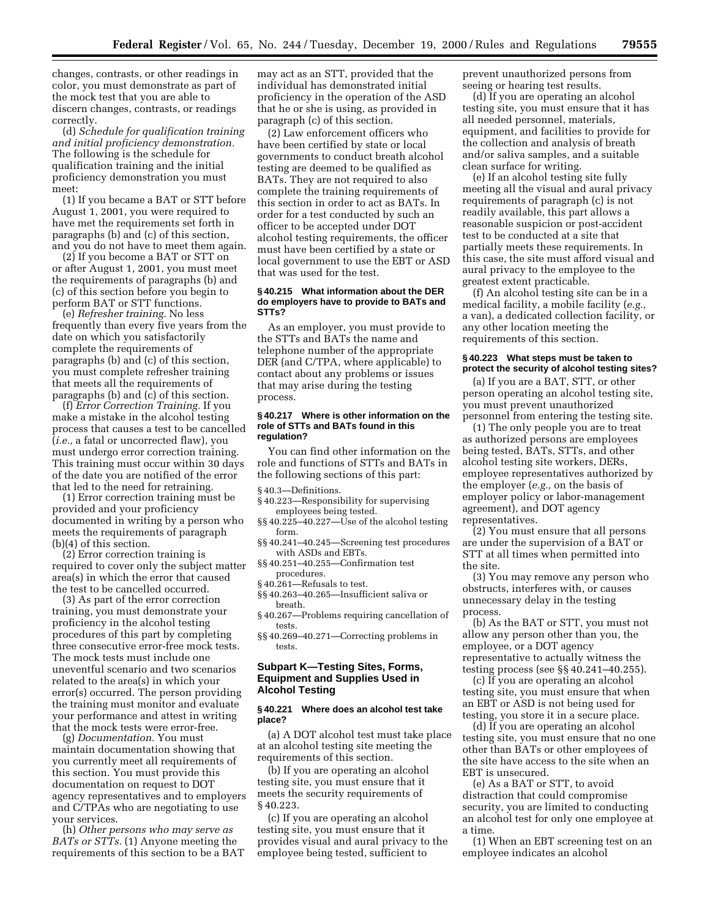changes, contrasts, or other readings in color, you must demonstrate as part of the mock test that you are able to discern changes, contrasts, or readings correctly.

(d) *Schedule for qualification training and initial proficiency demonstration.* The following is the schedule for qualification training and the initial proficiency demonstration you must meet:

(1) If you became a BAT or STT before August 1, 2001, you were required to have met the requirements set forth in paragraphs (b) and (c) of this section, and you do not have to meet them again.

(2) If you become a BAT or STT on or after August 1, 2001, you must meet the requirements of paragraphs (b) and (c) of this section before you begin to perform BAT or STT functions.

(e) *Refresher training.* No less frequently than every five years from the date on which you satisfactorily complete the requirements of paragraphs (b) and (c) of this section, you must complete refresher training that meets all the requirements of paragraphs (b) and (c) of this section.

(f) *Error Correction Training.* If you make a mistake in the alcohol testing process that causes a test to be cancelled (*i.e.,* a fatal or uncorrected flaw), you must undergo error correction training. This training must occur within 30 days of the date you are notified of the error that led to the need for retraining.

(1) Error correction training must be provided and your proficiency documented in writing by a person who meets the requirements of paragraph (b)(4) of this section.

(2) Error correction training is required to cover only the subject matter area(s) in which the error that caused the test to be cancelled occurred.

(3) As part of the error correction training, you must demonstrate your proficiency in the alcohol testing procedures of this part by completing three consecutive error-free mock tests. The mock tests must include one uneventful scenario and two scenarios related to the area(s) in which your error(s) occurred. The person providing the training must monitor and evaluate your performance and attest in writing that the mock tests were error-free.

(g) *Documentation.* You must maintain documentation showing that you currently meet all requirements of this section. You must provide this documentation on request to DOT agency representatives and to employers and C/TPAs who are negotiating to use your services.

(h) *Other persons who may serve as BATs or STTs.* (1) Anyone meeting the requirements of this section to be a BAT may act as an STT, provided that the individual has demonstrated initial proficiency in the operation of the ASD that he or she is using, as provided in paragraph (c) of this section.

(2) Law enforcement officers who have been certified by state or local governments to conduct breath alcohol testing are deemed to be qualified as BATs. They are not required to also complete the training requirements of this section in order to act as BATs. In order for a test conducted by such an officer to be accepted under DOT alcohol testing requirements, the officer must have been certified by a state or local government to use the EBT or ASD that was used for the test.

#### § 40.215 What information about the DER do employers have to provide to BATs and STTs?

As an employer, you must provide to the STTs and BATs the name and telephone number of the appropriate DER (and C/TPA, where applicable) to contact about any problems or issues that may arise during the testing process.

#### § 40.217 Where is other information on the role of STTs and BATs found in this regulation?

You can find other information on the role and functions of STTs and BATs in the following sections of this part:

§ 40.3—Definitions.
§ 40.223—Responsibility for supervising employees being tested.
§§ 40.225–40.227—Use of the alcohol testing form.
§§ 40.241–40.245—Screening test procedures with ASDs and EBTs.
§§ 40.251–40.255—Confirmation test procedures.
§ 40.261—Refusals to test.
§§ 40.263–40.265—Insufficient saliva or breath.
§ 40.267—Problems requiring cancellation of tests.
§§ 40.269–40.271—Correcting problems in tests.

### Subpart K—Testing Sites, Forms, Equipment and Supplies Used in Alcohol Testing

#### § 40.221 Where does an alcohol test take place?

(a) A DOT alcohol test must take place at an alcohol testing site meeting the requirements of this section.

(b) If you are operating an alcohol testing site, you must ensure that it meets the security requirements of § 40.223.

(c) If you are operating an alcohol testing site, you must ensure that it provides visual and aural privacy to the employee being tested, sufficient to prevent unauthorized persons from seeing or hearing test results.

(d) If you are operating an alcohol testing site, you must ensure that it has all needed personnel, materials, equipment, and facilities to provide for the collection and analysis of breath and/or saliva samples, and a suitable clean surface for writing.

(e) If an alcohol testing site fully meeting all the visual and aural privacy requirements of paragraph (c) is not readily available, this part allows a reasonable suspicion or post-accident test to be conducted at a site that partially meets these requirements. In this case, the site must afford visual and aural privacy to the employee to the greatest extent practicable.

(f) An alcohol testing site can be in a medical facility, a mobile facility (*e.g.,* a van), a dedicated collection facility, or any other location meeting the requirements of this section.

#### § 40.223 What steps must be taken to protect the security of alcohol testing sites?

(a) If you are a BAT, STT, or other person operating an alcohol testing site, you must prevent unauthorized personnel from entering the testing site.

(1) The only people you are to treat as authorized persons are employees being tested, BATs, STTs, and other alcohol testing site workers, DERs, employee representatives authorized by the employer (*e.g.,* on the basis of employer policy or labor-management agreement), and DOT agency representatives.

(2) You must ensure that all persons are under the supervision of a BAT or STT at all times when permitted into the site.

(3) You may remove any person who obstructs, interferes with, or causes unnecessary delay in the testing process.

(b) As the BAT or STT, you must not allow any person other than you, the employee, or a DOT agency representative to actually witness the testing process (see §§ 40.241–40.255).

(c) If you are operating an alcohol testing site, you must ensure that when an EBT or ASD is not being used for testing, you store it in a secure place.

(d) If you are operating an alcohol testing site, you must ensure that no one other than BATs or other employees of the site have access to the site when an EBT is unsecured.

(e) As a BAT or STT, to avoid distraction that could compromise security, you are limited to conducting an alcohol test for only one employee at a time.

(1) When an EBT screening test on an employee indicates an alcohol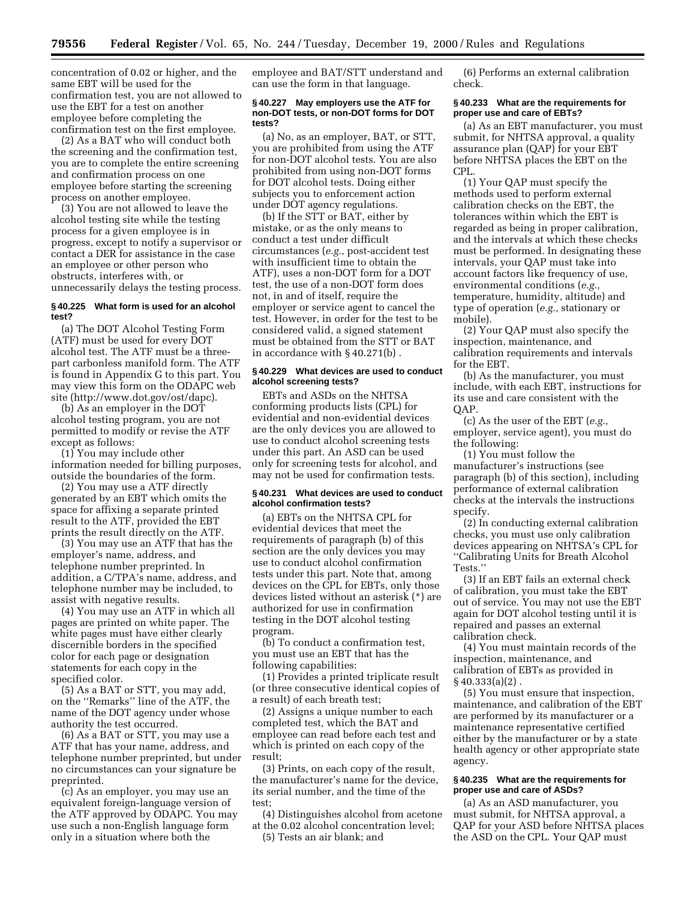concentration of 0.02 or higher, and the same EBT will be used for the confirmation test, you are not allowed to use the EBT for a test on another employee before completing the confirmation test on the first employee.

(2) As a BAT who will conduct both the screening and the confirmation test, you are to complete the entire screening and confirmation process on one employee before starting the screening process on another employee.

(3) You are not allowed to leave the alcohol testing site while the testing process for a given employee is in progress, except to notify a supervisor or contact a DER for assistance in the case an employee or other person who obstructs, interferes with, or unnecessarily delays the testing process.

#### § 40.225 What form is used for an alcohol test?

(a) The DOT Alcohol Testing Form (ATF) must be used for every DOT alcohol test. The ATF must be a three-part carbonless manifold form. The ATF is found in Appendix G to this part. You may view this form on the ODAPC web site (http://www.dot.gov/ost/dapc).

(b) As an employer in the DOT alcohol testing program, you are not permitted to modify or revise the ATF except as follows:

(1) You may include other information needed for billing purposes, outside the boundaries of the form.

(2) You may use a ATF directly generated by an EBT which omits the space for affixing a separate printed result to the ATF, provided the EBT prints the result directly on the ATF.

(3) You may use an ATF that has the employer's name, address, and telephone number preprinted. In addition, a C/TPA's name, address, and telephone number may be included, to assist with negative results.

(4) You may use an ATF in which all pages are printed on white paper. The white pages must have either clearly discernible borders in the specified color for each page or designation statements for each copy in the specified color.

(5) As a BAT or STT, you may add, on the "Remarks" line of the ATF, the name of the DOT agency under whose authority the test occurred.

(6) As a BAT or STT, you may use a ATF that has your name, address, and telephone number preprinted, but under no circumstances can your signature be preprinted.

(c) As an employer, you may use an equivalent foreign-language version of the ATF approved by ODAPC. You may use such a non-English language form only in a situation where both the employee and BAT/STT understand and can use the form in that language.

#### § 40.227 May employers use the ATF for non-DOT tests, or non-DOT forms for DOT tests?

(a) No, as an employer, BAT, or STT, you are prohibited from using the ATF for non-DOT alcohol tests. You are also prohibited from using non-DOT forms for DOT alcohol tests. Doing either subjects you to enforcement action under DOT agency regulations.

(b) If the STT or BAT, either by mistake, or as the only means to conduct a test under difficult circumstances (*e.g.,* post-accident test with insufficient time to obtain the ATF), uses a non-DOT form for a DOT test, the use of a non-DOT form does not, in and of itself, require the employer or service agent to cancel the test. However, in order for the test to be considered valid, a signed statement must be obtained from the STT or BAT in accordance with § 40.271(b) .

#### § 40.229 What devices are used to conduct alcohol screening tests?

EBTs and ASDs on the NHTSA conforming products lists (CPL) for evidential and non-evidential devices are the only devices you are allowed to use to conduct alcohol screening tests under this part. An ASD can be used only for screening tests for alcohol, and may not be used for confirmation tests.

#### § 40.231 What devices are used to conduct alcohol confirmation tests?

(a) EBTs on the NHTSA CPL for evidential devices that meet the requirements of paragraph (b) of this section are the only devices you may use to conduct alcohol confirmation tests under this part. Note that, among devices on the CPL for EBTs, only those devices listed without an asterisk (*) are authorized for use in confirmation testing in the DOT alcohol testing program.

(b) To conduct a confirmation test, you must use an EBT that has the following capabilities:

(1) Provides a printed triplicate result (or three consecutive identical copies of a result) of each breath test;

(2) Assigns a unique number to each completed test, which the BAT and employee can read before each test and which is printed on each copy of the result;

(3) Prints, on each copy of the result, the manufacturer's name for the device, its serial number, and the time of the test;

(4) Distinguishes alcohol from acetone at the 0.02 alcohol concentration level;

(5) Tests an air blank; and

(6) Performs an external calibration check.

#### § 40.233 What are the requirements for proper use and care of EBTs?

(a) As an EBT manufacturer, you must submit, for NHTSA approval, a quality assurance plan (QAP) for your EBT before NHTSA places the EBT on the CPL.

(1) Your QAP must specify the methods used to perform external calibration checks on the EBT, the tolerances within which the EBT is regarded as being in proper calibration, and the intervals at which these checks must be performed. In designating these intervals, your QAP must take into account factors like frequency of use, environmental conditions (*e.g.,* temperature, humidity, altitude) and type of operation (*e.g.,* stationary or mobile).

(2) Your QAP must also specify the inspection, maintenance, and calibration requirements and intervals for the EBT.

(b) As the manufacturer, you must include, with each EBT, instructions for its use and care consistent with the QAP.

(c) As the user of the EBT (*e.g.,* employer, service agent), you must do the following:

(1) You must follow the manufacturer's instructions (see paragraph (b) of this section), including performance of external calibration checks at the intervals the instructions specify.

(2) In conducting external calibration checks, you must use only calibration devices appearing on NHTSA's CPL for "Calibrating Units for Breath Alcohol Tests."

(3) If an EBT fails an external check of calibration, you must take the EBT out of service. You may not use the EBT again for DOT alcohol testing until it is repaired and passes an external calibration check.

(4) You must maintain records of the inspection, maintenance, and calibration of EBTs as provided in § 40.333(a)(2) .

(5) You must ensure that inspection, maintenance, and calibration of the EBT are performed by its manufacturer or a maintenance representative certified either by the manufacturer or by a state health agency or other appropriate state agency.

#### § 40.235 What are the requirements for proper use and care of ASDs?

(a) As an ASD manufacturer, you must submit, for NHTSA approval, a QAP for your ASD before NHTSA places the ASD on the CPL. Your QAP must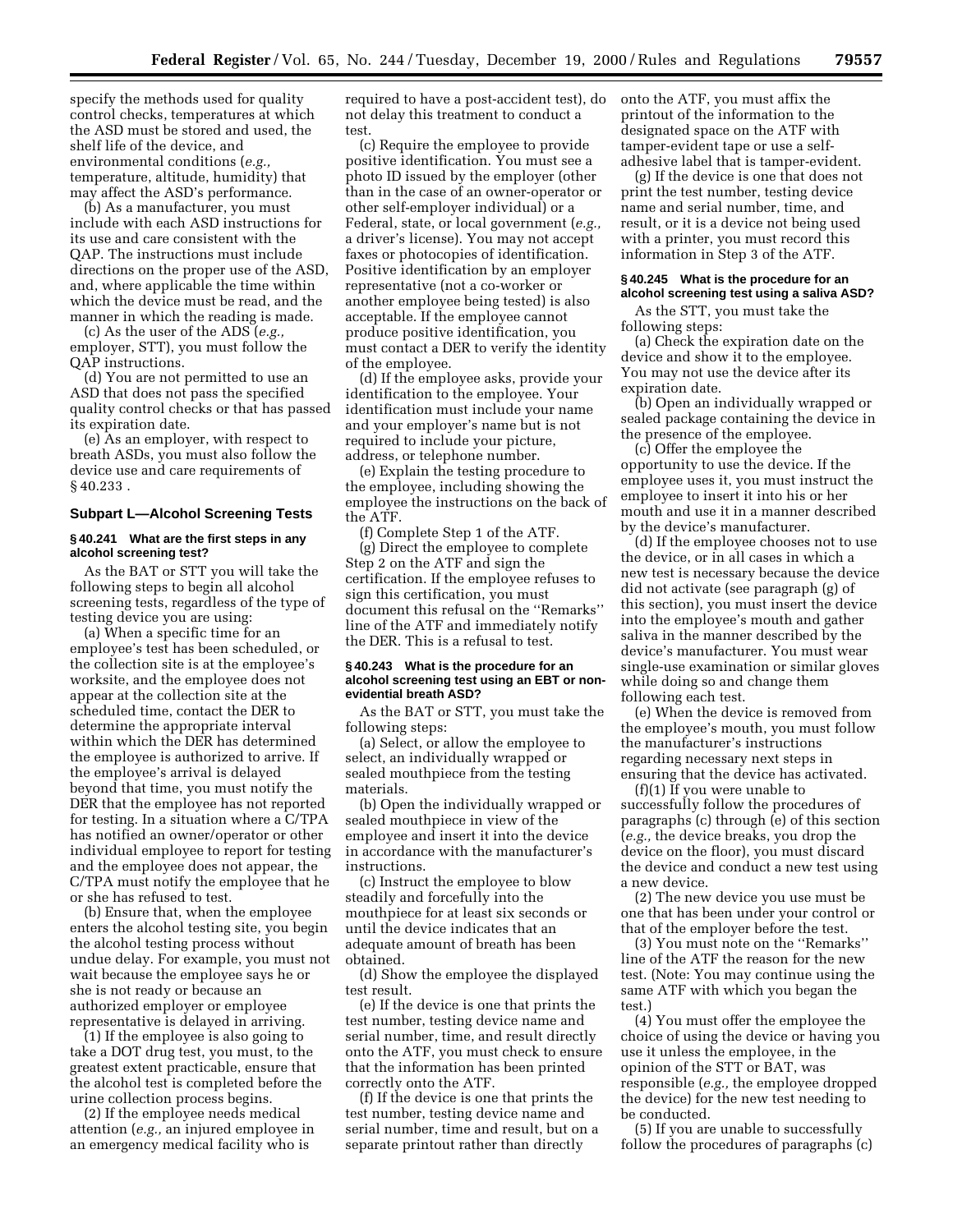specify the methods used for quality control checks, temperatures at which the ASD must be stored and used, the shelf life of the device, and environmental conditions (*e.g.,* temperature, altitude, humidity) that may affect the ASD's performance.

(b) As a manufacturer, you must include with each ASD instructions for its use and care consistent with the QAP. The instructions must include directions on the proper use of the ASD, and, where applicable the time within which the device must be read, and the manner in which the reading is made.

(c) As the user of the ADS (*e.g.,* employer, STT), you must follow the QAP instructions.

(d) You are not permitted to use an ASD that does not pass the specified quality control checks or that has passed its expiration date.

(e) As an employer, with respect to breath ASDs, you must also follow the device use and care requirements of § 40.233 .

## Subpart L—Alcohol Screening Tests

### § 40.241 What are the first steps in any alcohol screening test?

As the BAT or STT you will take the following steps to begin all alcohol screening tests, regardless of the type of testing device you are using:

(a) When a specific time for an employee's test has been scheduled, or the collection site is at the employee's worksite, and the employee does not appear at the collection site at the scheduled time, contact the DER to determine the appropriate interval within which the DER has determined the employee is authorized to arrive. If the employee's arrival is delayed beyond that time, you must notify the DER that the employee has not reported for testing. In a situation where a C/TPA has notified an owner/operator or other individual employee to report for testing and the employee does not appear, the C/TPA must notify the employee that he or she has refused to test.

(b) Ensure that, when the employee enters the alcohol testing site, you begin the alcohol testing process without undue delay. For example, you must not wait because the employee says he or she is not ready or because an authorized employer or employee representative is delayed in arriving.

(1) If the employee is also going to take a DOT drug test, you must, to the greatest extent practicable, ensure that the alcohol test is completed before the urine collection process begins.

(2) If the employee needs medical attention (*e.g.,* an injured employee in an emergency medical facility who is required to have a post-accident test), do not delay this treatment to conduct a test.

(c) Require the employee to provide positive identification. You must see a photo ID issued by the employer (other than in the case of an owner-operator or other self-employer individual) or a Federal, state, or local government (*e.g.,* a driver's license). You may not accept faxes or photocopies of identification. Positive identification by an employer representative (not a co-worker or another employee being tested) is also acceptable. If the employee cannot produce positive identification, you must contact a DER to verify the identity of the employee.

(d) If the employee asks, provide your identification to the employee. Your identification must include your name and your employer's name but is not required to include your picture, address, or telephone number.

(e) Explain the testing procedure to the employee, including showing the employee the instructions on the back of the ATF.

(f) Complete Step 1 of the ATF.

(g) Direct the employee to complete Step 2 on the ATF and sign the certification. If the employee refuses to sign this certification, you must document this refusal on the ''Remarks'' line of the ATF and immediately notify the DER. This is a refusal to test.

### § 40.243 What is the procedure for an alcohol screening test using an EBT or non-evidential breath ASD?

As the BAT or STT, you must take the following steps:

(a) Select, or allow the employee to select, an individually wrapped or sealed mouthpiece from the testing materials.

(b) Open the individually wrapped or sealed mouthpiece in view of the employee and insert it into the device in accordance with the manufacturer's instructions.

(c) Instruct the employee to blow steadily and forcefully into the mouthpiece for at least six seconds or until the device indicates that an adequate amount of breath has been obtained.

(d) Show the employee the displayed test result.

(e) If the device is one that prints the test number, testing device name and serial number, time, and result directly onto the ATF, you must check to ensure that the information has been printed correctly onto the ATF.

(f) If the device is one that prints the test number, testing device name and serial number, time and result, but on a separate printout rather than directly onto the ATF, you must affix the printout of the information to the designated space on the ATF with tamper-evident tape or use a self-adhesive label that is tamper-evident.

(g) If the device is one that does not print the test number, testing device name and serial number, time, and result, or it is a device not being used with a printer, you must record this information in Step 3 of the ATF.

### § 40.245 What is the procedure for an alcohol screening test using a saliva ASD?

As the STT, you must take the following steps:

(a) Check the expiration date on the device and show it to the employee. You may not use the device after its expiration date.

(b) Open an individually wrapped or sealed package containing the device in the presence of the employee.

(c) Offer the employee the opportunity to use the device. If the employee uses it, you must instruct the employee to insert it into his or her mouth and use it in a manner described by the device's manufacturer.

(d) If the employee chooses not to use the device, or in all cases in which a new test is necessary because the device did not activate (see paragraph (g) of this section), you must insert the device into the employee's mouth and gather saliva in the manner described by the device's manufacturer. You must wear single-use examination or similar gloves while doing so and change them following each test.

(e) When the device is removed from the employee's mouth, you must follow the manufacturer's instructions regarding necessary next steps in ensuring that the device has activated.

(f)(1) If you were unable to successfully follow the procedures of paragraphs (c) through (e) of this section (*e.g.,* the device breaks, you drop the device on the floor), you must discard the device and conduct a new test using a new device.

(2) The new device you use must be one that has been under your control or that of the employer before the test.

(3) You must note on the ''Remarks'' line of the ATF the reason for the new test. (Note: You may continue using the same ATF with which you began the test.)

(4) You must offer the employee the choice of using the device or having you use it unless the employee, in the opinion of the STT or BAT, was responsible (*e.g.,* the employee dropped the device) for the new test needing to be conducted.

(5) If you are unable to successfully follow the procedures of paragraphs (c)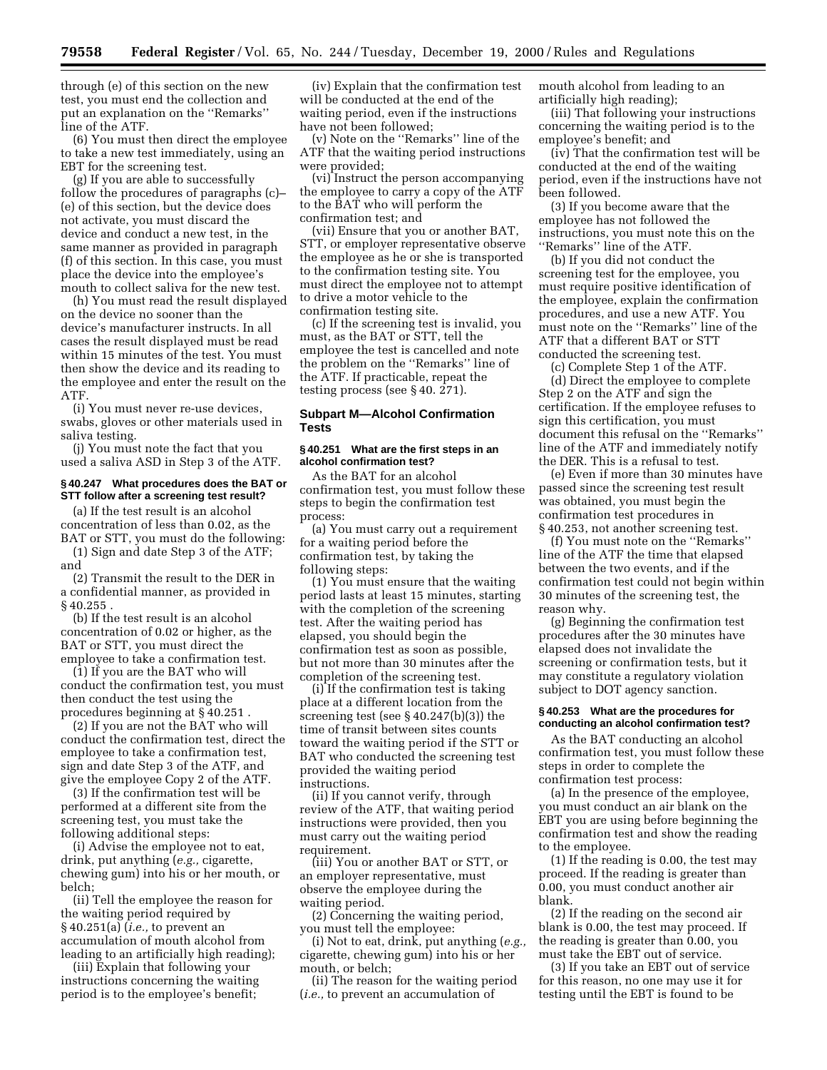through (e) of this section on the new test, you must end the collection and put an explanation on the ''Remarks'' line of the ATF.

(6) You must then direct the employee to take a new test immediately, using an EBT for the screening test.

(g) If you are able to successfully follow the procedures of paragraphs (c)–(e) of this section, but the device does not activate, you must discard the device and conduct a new test, in the same manner as provided in paragraph (f) of this section. In this case, you must place the device into the employee's mouth to collect saliva for the new test.

(h) You must read the result displayed on the device no sooner than the device's manufacturer instructs. In all cases the result displayed must be read within 15 minutes of the test. You must then show the device and its reading to the employee and enter the result on the ATF.

(i) You must never re-use devices, swabs, gloves or other materials used in saliva testing.

(j) You must note the fact that you used a saliva ASD in Step 3 of the ATF.

**§ 40.247 What procedures does the BAT or STT follow after a screening test result?**

(a) If the test result is an alcohol concentration of less than 0.02, as the BAT or STT, you must do the following:

(1) Sign and date Step 3 of the ATF; and

(2) Transmit the result to the DER in a confidential manner, as provided in § 40.255 .

(b) If the test result is an alcohol concentration of 0.02 or higher, as the BAT or STT, you must direct the employee to take a confirmation test.

(1) If you are the BAT who will conduct the confirmation test, you must then conduct the test using the procedures beginning at § 40.251 .

(2) If you are not the BAT who will conduct the confirmation test, direct the employee to take a confirmation test, sign and date Step 3 of the ATF, and give the employee Copy 2 of the ATF.

(3) If the confirmation test will be performed at a different site from the screening test, you must take the following additional steps:

(i) Advise the employee not to eat, drink, put anything (*e.g.,* cigarette, chewing gum) into his or her mouth, or belch;

(ii) Tell the employee the reason for the waiting period required by § 40.251(a) (*i.e.,* to prevent an accumulation of mouth alcohol from leading to an artificially high reading);

(iii) Explain that following your instructions concerning the waiting period is to the employee's benefit;

(iv) Explain that the confirmation test will be conducted at the end of the waiting period, even if the instructions have not been followed;

(v) Note on the ''Remarks'' line of the ATF that the waiting period instructions were provided;

(vi) Instruct the person accompanying the employee to carry a copy of the ATF to the BAT who will perform the confirmation test; and

(vii) Ensure that you or another BAT, STT, or employer representative observe the employee as he or she is transported to the confirmation testing site. You must direct the employee not to attempt to drive a motor vehicle to the confirmation testing site.

(c) If the screening test is invalid, you must, as the BAT or STT, tell the employee the test is cancelled and note the problem on the ''Remarks'' line of the ATF. If practicable, repeat the testing process (see § 40. 271).

## Subpart M—Alcohol Confirmation Tests

**§ 40.251 What are the first steps in an alcohol confirmation test?**

As the BAT for an alcohol confirmation test, you must follow these steps to begin the confirmation test process:

(a) You must carry out a requirement for a waiting period before the confirmation test, by taking the following steps:

(1) You must ensure that the waiting period lasts at least 15 minutes, starting with the completion of the screening test. After the waiting period has elapsed, you should begin the confirmation test as soon as possible, but not more than 30 minutes after the completion of the screening test.

(i) If the confirmation test is taking place at a different location from the screening test (see § 40.247(b)(3)) the time of transit between sites counts toward the waiting period if the STT or BAT who conducted the screening test provided the waiting period instructions.

(ii) If you cannot verify, through review of the ATF, that waiting period instructions were provided, then you must carry out the waiting period requirement.

(iii) You or another BAT or STT, or an employer representative, must observe the employee during the waiting period.

(2) Concerning the waiting period, you must tell the employee:

(i) Not to eat, drink, put anything (*e.g.,* cigarette, chewing gum) into his or her mouth, or belch;

(ii) The reason for the waiting period (*i.e.,* to prevent an accumulation of mouth alcohol from leading to an artificially high reading);

(iii) That following your instructions concerning the waiting period is to the employee's benefit; and

(iv) That the confirmation test will be conducted at the end of the waiting period, even if the instructions have not been followed.

(3) If you become aware that the employee has not followed the instructions, you must note this on the ''Remarks'' line of the ATF.

(b) If you did not conduct the screening test for the employee, you must require positive identification of the employee, explain the confirmation procedures, and use a new ATF. You must note on the ''Remarks'' line of the ATF that a different BAT or STT conducted the screening test.

(c) Complete Step 1 of the ATF.

(d) Direct the employee to complete Step 2 on the ATF and sign the certification. If the employee refuses to sign this certification, you must document this refusal on the ''Remarks'' line of the ATF and immediately notify the DER. This is a refusal to test.

(e) Even if more than 30 minutes have passed since the screening test result was obtained, you must begin the confirmation test procedures in § 40.253, not another screening test.

(f) You must note on the ''Remarks'' line of the ATF the time that elapsed between the two events, and if the confirmation test could not begin within 30 minutes of the screening test, the reason why.

(g) Beginning the confirmation test procedures after the 30 minutes have elapsed does not invalidate the screening or confirmation tests, but it may constitute a regulatory violation subject to DOT agency sanction.

**§ 40.253 What are the procedures for conducting an alcohol confirmation test?**

As the BAT conducting an alcohol confirmation test, you must follow these steps in order to complete the confirmation test process:

(a) In the presence of the employee, you must conduct an air blank on the EBT you are using before beginning the confirmation test and show the reading to the employee.

(1) If the reading is 0.00, the test may proceed. If the reading is greater than 0.00, you must conduct another air blank.

(2) If the reading on the second air blank is 0.00, the test may proceed. If the reading is greater than 0.00, you must take the EBT out of service.

(3) If you take an EBT out of service for this reason, no one may use it for testing until the EBT is found to be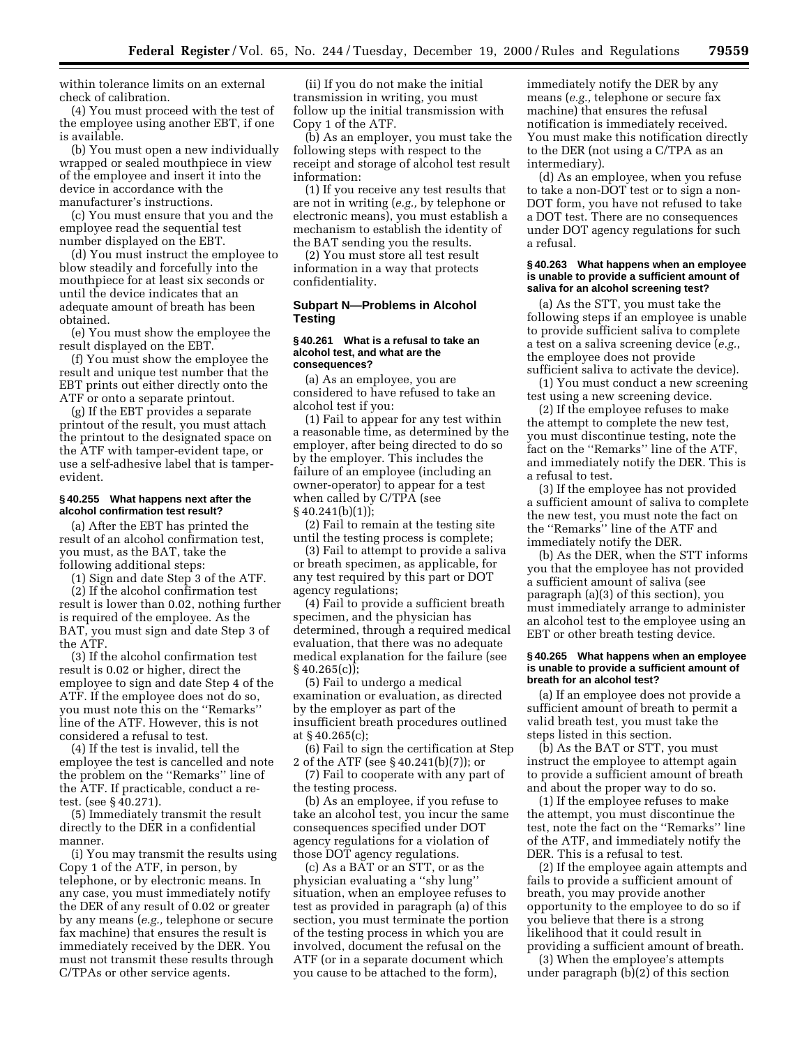within tolerance limits on an external check of calibration.

(4) You must proceed with the test of the employee using another EBT, if one is available.

(b) You must open a new individually wrapped or sealed mouthpiece in view of the employee and insert it into the device in accordance with the manufacturer's instructions.

(c) You must ensure that you and the employee read the sequential test number displayed on the EBT.

(d) You must instruct the employee to blow steadily and forcefully into the mouthpiece for at least six seconds or until the device indicates that an adequate amount of breath has been obtained.

(e) You must show the employee the result displayed on the EBT.

(f) You must show the employee the result and unique test number that the EBT prints out either directly onto the ATF or onto a separate printout.

(g) If the EBT provides a separate printout of the result, you must attach the printout to the designated space on the ATF with tamper-evident tape, or use a self-adhesive label that is tamper-evident.

#### § 40.255 What happens next after the alcohol confirmation test result?

(a) After the EBT has printed the result of an alcohol confirmation test, you must, as the BAT, take the following additional steps:

(1) Sign and date Step 3 of the ATF.

(2) If the alcohol confirmation test result is lower than 0.02, nothing further is required of the employee. As the BAT, you must sign and date Step 3 of the ATF.

(3) If the alcohol confirmation test result is 0.02 or higher, direct the employee to sign and date Step 4 of the ATF. If the employee does not do so, you must note this on the "Remarks" line of the ATF. However, this is not considered a refusal to test.

(4) If the test is invalid, tell the employee the test is cancelled and note the problem on the "Remarks" line of the ATF. If practicable, conduct a re-test. (see § 40.271).

(5) Immediately transmit the result directly to the DER in a confidential manner.

(i) You may transmit the results using Copy 1 of the ATF, in person, by telephone, or by electronic means. In any case, you must immediately notify the DER of any result of 0.02 or greater by any means (*e.g.,* telephone or secure fax machine) that ensures the result is immediately received by the DER. You must not transmit these results through C/TPAs or other service agents.

(ii) If you do not make the initial transmission in writing, you must follow up the initial transmission with Copy 1 of the ATF.

(b) As an employer, you must take the following steps with respect to the receipt and storage of alcohol test result information:

(1) If you receive any test results that are not in writing (*e.g.,* by telephone or electronic means), you must establish a mechanism to establish the identity of the BAT sending you the results.

(2) You must store all test result information in a way that protects confidentiality.

### Subpart N—Problems in Alcohol Testing

#### § 40.261 What is a refusal to take an alcohol test, and what are the consequences?

(a) As an employee, you are considered to have refused to take an alcohol test if you:

(1) Fail to appear for any test within a reasonable time, as determined by the employer, after being directed to do so by the employer. This includes the failure of an employee (including an owner-operator) to appear for a test when called by C/TPA (see § 40.241(b)(1));

(2) Fail to remain at the testing site until the testing process is complete;

(3) Fail to attempt to provide a saliva or breath specimen, as applicable, for any test required by this part or DOT agency regulations;

(4) Fail to provide a sufficient breath specimen, and the physician has determined, through a required medical evaluation, that there was no adequate medical explanation for the failure (see § 40.265(c));

(5) Fail to undergo a medical examination or evaluation, as directed by the employer as part of the insufficient breath procedures outlined at § 40.265(c);

(6) Fail to sign the certification at Step 2 of the ATF (see § 40.241(b)(7)); or

(7) Fail to cooperate with any part of the testing process.

(b) As an employee, if you refuse to take an alcohol test, you incur the same consequences specified under DOT agency regulations for a violation of those DOT agency regulations.

(c) As a BAT or an STT, or as the physician evaluating a "shy lung" situation, when an employee refuses to test as provided in paragraph (a) of this section, you must terminate the portion of the testing process in which you are involved, document the refusal on the ATF (or in a separate document which you cause to be attached to the form), immediately notify the DER by any means (*e.g.,* telephone or secure fax machine) that ensures the refusal notification is immediately received. You must make this notification directly to the DER (not using a C/TPA as an intermediary).

(d) As an employee, when you refuse to take a non-DOT test or to sign a non-DOT form, you have not refused to take a DOT test. There are no consequences under DOT agency regulations for such a refusal.

#### § 40.263 What happens when an employee is unable to provide a sufficient amount of saliva for an alcohol screening test?

(a) As the STT, you must take the following steps if an employee is unable to provide sufficient saliva to complete a test on a saliva screening device (*e.g.*, the employee does not provide sufficient saliva to activate the device).

(1) You must conduct a new screening test using a new screening device.

(2) If the employee refuses to make the attempt to complete the new test, you must discontinue testing, note the fact on the "Remarks" line of the ATF, and immediately notify the DER. This is a refusal to test.

(3) If the employee has not provided a sufficient amount of saliva to complete the new test, you must note the fact on the "Remarks" line of the ATF and immediately notify the DER.

(b) As the DER, when the STT informs you that the employee has not provided a sufficient amount of saliva (see paragraph (a)(3) of this section), you must immediately arrange to administer an alcohol test to the employee using an EBT or other breath testing device.

#### § 40.265 What happens when an employee is unable to provide a sufficient amount of breath for an alcohol test?

(a) If an employee does not provide a sufficient amount of breath to permit a valid breath test, you must take the steps listed in this section.

(b) As the BAT or STT, you must instruct the employee to attempt again to provide a sufficient amount of breath and about the proper way to do so.

(1) If the employee refuses to make the attempt, you must discontinue the test, note the fact on the "Remarks" line of the ATF, and immediately notify the DER. This is a refusal to test.

(2) If the employee again attempts and fails to provide a sufficient amount of breath, you may provide another opportunity to the employee to do so if you believe that there is a strong likelihood that it could result in providing a sufficient amount of breath.

(3) When the employee's attempts under paragraph (b)(2) of this section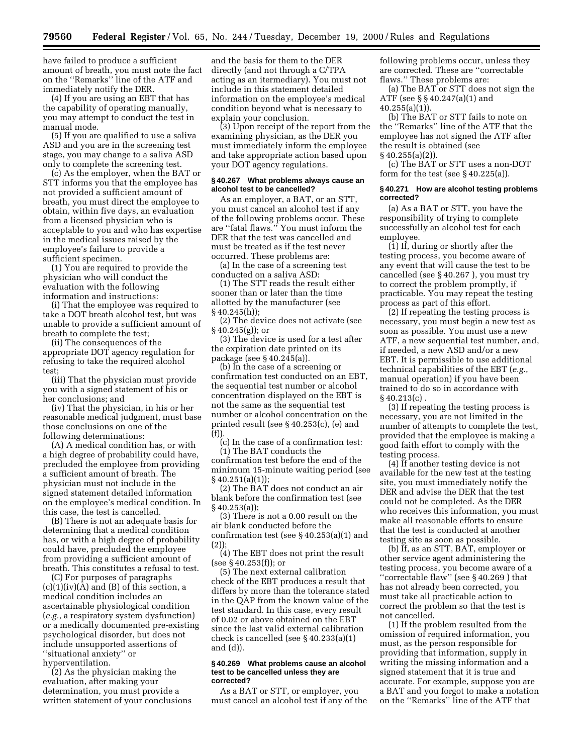have failed to produce a sufficient amount of breath, you must note the fact on the ''Remarks'' line of the ATF and immediately notify the DER.

(4) If you are using an EBT that has the capability of operating manually, you may attempt to conduct the test in manual mode.

(5) If you are qualified to use a saliva ASD and you are in the screening test stage, you may change to a saliva ASD only to complete the screening test.

(c) As the employer, when the BAT or STT informs you that the employee has not provided a sufficient amount of breath, you must direct the employee to obtain, within five days, an evaluation from a licensed physician who is acceptable to you and who has expertise in the medical issues raised by the employee's failure to provide a sufficient specimen.

(1) You are required to provide the physician who will conduct the evaluation with the following information and instructions:

(i) That the employee was required to take a DOT breath alcohol test, but was unable to provide a sufficient amount of breath to complete the test;

(ii) The consequences of the appropriate DOT agency regulation for refusing to take the required alcohol test;

(iii) That the physician must provide you with a signed statement of his or her conclusions; and

(iv) That the physician, in his or her reasonable medical judgment, must base those conclusions on one of the following determinations:

(A) A medical condition has, or with a high degree of probability could have, precluded the employee from providing a sufficient amount of breath. The physician must not include in the signed statement detailed information on the employee's medical condition. In this case, the test is cancelled.

(B) There is not an adequate basis for determining that a medical condition has, or with a high degree of probability could have, precluded the employee from providing a sufficient amount of breath. This constitutes a refusal to test.

(C) For purposes of paragraphs (c)(1)(iv)(A) and (B) of this section, a medical condition includes an ascertainable physiological condition (*e.g.*, a respiratory system dysfunction) or a medically documented pre-existing psychological disorder, but does not include unsupported assertions of ''situational anxiety'' or hyperventilation.

(2) As the physician making the evaluation, after making your determination, you must provide a written statement of your conclusions and the basis for them to the DER directly (and not through a C/TPA acting as an itermediary). You must not include in this statement detailed information on the employee's medical condition beyond what is necessary to explain your conclusion.

(3) Upon receipt of the report from the examining physician, as the DER you must immediately inform the employee and take appropriate action based upon your DOT agency regulations.

**§ 40.267 What problems always cause an alcohol test to be cancelled?**

As an employer, a BAT, or an STT, you must cancel an alcohol test if any of the following problems occur. These are ''fatal flaws.'' You must inform the DER that the test was cancelled and must be treated as if the test never occurred. These problems are:

(a) In the case of a screening test conducted on a saliva ASD:

(1) The STT reads the result either sooner than or later than the time allotted by the manufacturer (see § 40.245(h));

(2) The device does not activate (see § 40.245(g)); or

(3) The device is used for a test after the expiration date printed on its package (see § 40.245(a)).

(b) In the case of a screening or confirmation test conducted on an EBT, the sequential test number or alcohol concentration displayed on the EBT is not the same as the sequential test number or alcohol concentration on the printed result (see § 40.253(c), (e) and (f)).

(c) In the case of a confirmation test:

(1) The BAT conducts the confirmation test before the end of the minimum 15-minute waiting period (see § 40.251(a)(1));

(2) The BAT does not conduct an air blank before the confirmation test (see § 40.253(a));

(3) There is not a 0.00 result on the air blank conducted before the confirmation test (see § 40.253(a)(1) and (2));

(4) The EBT does not print the result (see § 40.253(f)); or

(5) The next external calibration check of the EBT produces a result that differs by more than the tolerance stated in the QAP from the known value of the test standard. In this case, every result of 0.02 or above obtained on the EBT since the last valid external calibration check is cancelled (see § 40.233(a)(1) and (d)).

**§ 40.269 What problems cause an alcohol test to be cancelled unless they are corrected?**

As a BAT or STT, or employer, you must cancel an alcohol test if any of the following problems occur, unless they are corrected. These are ''correctable flaws.'' These problems are:

(a) The BAT or STT does not sign the ATF (see §§ 40.247(a)(1) and 40.255(a)(1)).

(b) The BAT or STT fails to note on the ''Remarks'' line of the ATF that the employee has not signed the ATF after the result is obtained (see § 40.255(a)(2)).

(c) The BAT or STT uses a non-DOT form for the test (see § 40.225(a)).

**§ 40.271 How are alcohol testing problems corrected?**

(a) As a BAT or STT, you have the responsibility of trying to complete successfully an alcohol test for each employee.

(1) If, during or shortly after the testing process, you become aware of any event that will cause the test to be cancelled (see § 40.267 ), you must try to correct the problem promptly, if practicable. You may repeat the testing process as part of this effort.

(2) If repeating the testing process is necessary, you must begin a new test as soon as possible. You must use a new ATF, a new sequential test number, and, if needed, a new ASD and/or a new EBT. It is permissible to use additional technical capabilities of the EBT (*e.g.*, manual operation) if you have been trained to do so in accordance with § 40.213(c) .

(3) If repeating the testing process is necessary, you are not limited in the number of attempts to complete the test, provided that the employee is making a good faith effort to comply with the testing process.

(4) If another testing device is not available for the new test at the testing site, you must immediately notify the DER and advise the DER that the test could not be completed. As the DER who receives this information, you must make all reasonable efforts to ensure that the test is conducted at another testing site as soon as possible.

(b) If, as an STT, BAT, employer or other service agent administering the testing process, you become aware of a ''correctable flaw'' (see § 40.269 ) that has not already been corrected, you must take all practicable action to correct the problem so that the test is not cancelled.

(1) If the problem resulted from the omission of required information, you must, as the person responsible for providing that information, supply in writing the missing information and a signed statement that it is true and accurate. For example, suppose you are a BAT and you forgot to make a notation on the ''Remarks'' line of the ATF that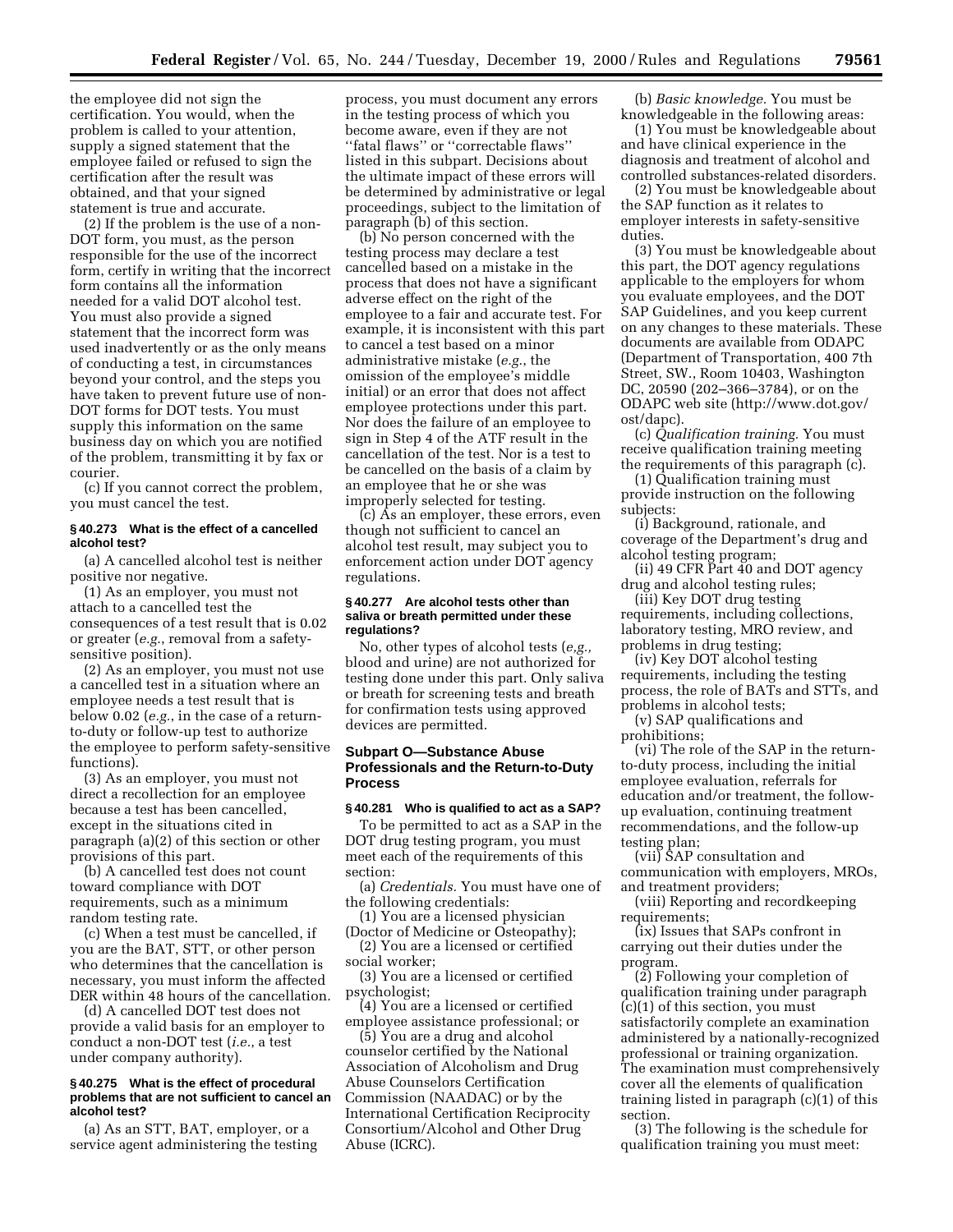the employee did not sign the certification. You would, when the problem is called to your attention, supply a signed statement that the employee failed or refused to sign the certification after the result was obtained, and that your signed statement is true and accurate.

(2) If the problem is the use of a non-DOT form, you must, as the person responsible for the use of the incorrect form, certify in writing that the incorrect form contains all the information needed for a valid DOT alcohol test. You must also provide a signed statement that the incorrect form was used inadvertently or as the only means of conducting a test, in circumstances beyond your control, and the steps you have taken to prevent future use of non-DOT forms for DOT tests. You must supply this information on the same business day on which you are notified of the problem, transmitting it by fax or courier.

(c) If you cannot correct the problem, you must cancel the test.

#### § 40.273 What is the effect of a cancelled alcohol test?

(a) A cancelled alcohol test is neither positive nor negative.

(1) As an employer, you must not attach to a cancelled test the consequences of a test result that is 0.02 or greater (*e.g.*, removal from a safety-sensitive position).

(2) As an employer, you must not use a cancelled test in a situation where an employee needs a test result that is below 0.02 (*e.g.*, in the case of a return-to-duty or follow-up test to authorize the employee to perform safety-sensitive functions).

(3) As an employer, you must not direct a recollection for an employee because a test has been cancelled, except in the situations cited in paragraph (a)(2) of this section or other provisions of this part.

(b) A cancelled test does not count toward compliance with DOT requirements, such as a minimum random testing rate.

(c) When a test must be cancelled, if you are the BAT, STT, or other person who determines that the cancellation is necessary, you must inform the affected DER within 48 hours of the cancellation.

(d) A cancelled DOT test does not provide a valid basis for an employer to conduct a non-DOT test (*i.e.*, a test under company authority).

#### § 40.275 What is the effect of procedural problems that are not sufficient to cancel an alcohol test?

(a) As an STT, BAT, employer, or a service agent administering the testing process, you must document any errors in the testing process of which you become aware, even if they are not "fatal flaws" or "correctable flaws" listed in this subpart. Decisions about the ultimate impact of these errors will be determined by administrative or legal proceedings, subject to the limitation of paragraph (b) of this section.

(b) No person concerned with the testing process may declare a test cancelled based on a mistake in the process that does not have a significant adverse effect on the right of the employee to a fair and accurate test. For example, it is inconsistent with this part to cancel a test based on a minor administrative mistake (*e.g.*, the omission of the employee's middle initial) or an error that does not affect employee protections under this part. Nor does the failure of an employee to sign in Step 4 of the ATF result in the cancellation of the test. Nor is a test to be cancelled on the basis of a claim by an employee that he or she was improperly selected for testing.

(c) As an employer, these errors, even though not sufficient to cancel an alcohol test result, may subject you to enforcement action under DOT agency regulations.

#### § 40.277 Are alcohol tests other than saliva or breath permitted under these regulations?

No, other types of alcohol tests (*e.g.,* blood and urine) are not authorized for testing done under this part. Only saliva or breath for screening tests and breath for confirmation tests using approved devices are permitted.

### Subpart O—Substance Abuse Professionals and the Return-to-Duty Process

#### § 40.281 Who is qualified to act as a SAP?

To be permitted to act as a SAP in the DOT drug testing program, you must meet each of the requirements of this section:

(a) *Credentials.* You must have one of the following credentials:

(1) You are a licensed physician (Doctor of Medicine or Osteopathy);

(2) You are a licensed or certified social worker;

(3) You are a licensed or certified psychologist;

(4) You are a licensed or certified employee assistance professional; or

(5) You are a drug and alcohol counselor certified by the National Association of Alcoholism and Drug Abuse Counselors Certification Commission (NAADAC) or by the International Certification Reciprocity Consortium/Alcohol and Other Drug Abuse (ICRC).

(b) *Basic knowledge.* You must be knowledgeable in the following areas:

(1) You must be knowledgeable about and have clinical experience in the diagnosis and treatment of alcohol and controlled substances-related disorders.

(2) You must be knowledgeable about the SAP function as it relates to employer interests in safety-sensitive duties.

(3) You must be knowledgeable about this part, the DOT agency regulations applicable to the employers for whom you evaluate employees, and the DOT SAP Guidelines, and you keep current on any changes to these materials. These documents are available from ODAPC (Department of Transportation, 400 7th Street, SW., Room 10403, Washington DC, 20590 (202–366–3784), or on the ODAPC web site (http://www.dot.gov/ost/dapc).

(c) *Qualification training.* You must receive qualification training meeting the requirements of this paragraph (c).

(1) Qualification training must provide instruction on the following subjects:

(i) Background, rationale, and coverage of the Department's drug and alcohol testing program;

(ii) 49 CFR Part 40 and DOT agency drug and alcohol testing rules;

(iii) Key DOT drug testing requirements, including collections, laboratory testing, MRO review, and problems in drug testing;

(iv) Key DOT alcohol testing requirements, including the testing process, the role of BATs and STTs, and problems in alcohol tests;

(v) SAP qualifications and prohibitions;

(vi) The role of the SAP in the return-to-duty process, including the initial employee evaluation, referrals for education and/or treatment, the follow-up evaluation, continuing treatment recommendations, and the follow-up testing plan;

(vii) SAP consultation and communication with employers, MROs, and treatment providers;

(viii) Reporting and recordkeeping requirements;

(ix) Issues that SAPs confront in carrying out their duties under the program.

(2) Following your completion of qualification training under paragraph (c)(1) of this section, you must satisfactorily complete an examination administered by a nationally-recognized professional or training organization. The examination must comprehensively cover all the elements of qualification training listed in paragraph (c)(1) of this section.

(3) The following is the schedule for qualification training you must meet: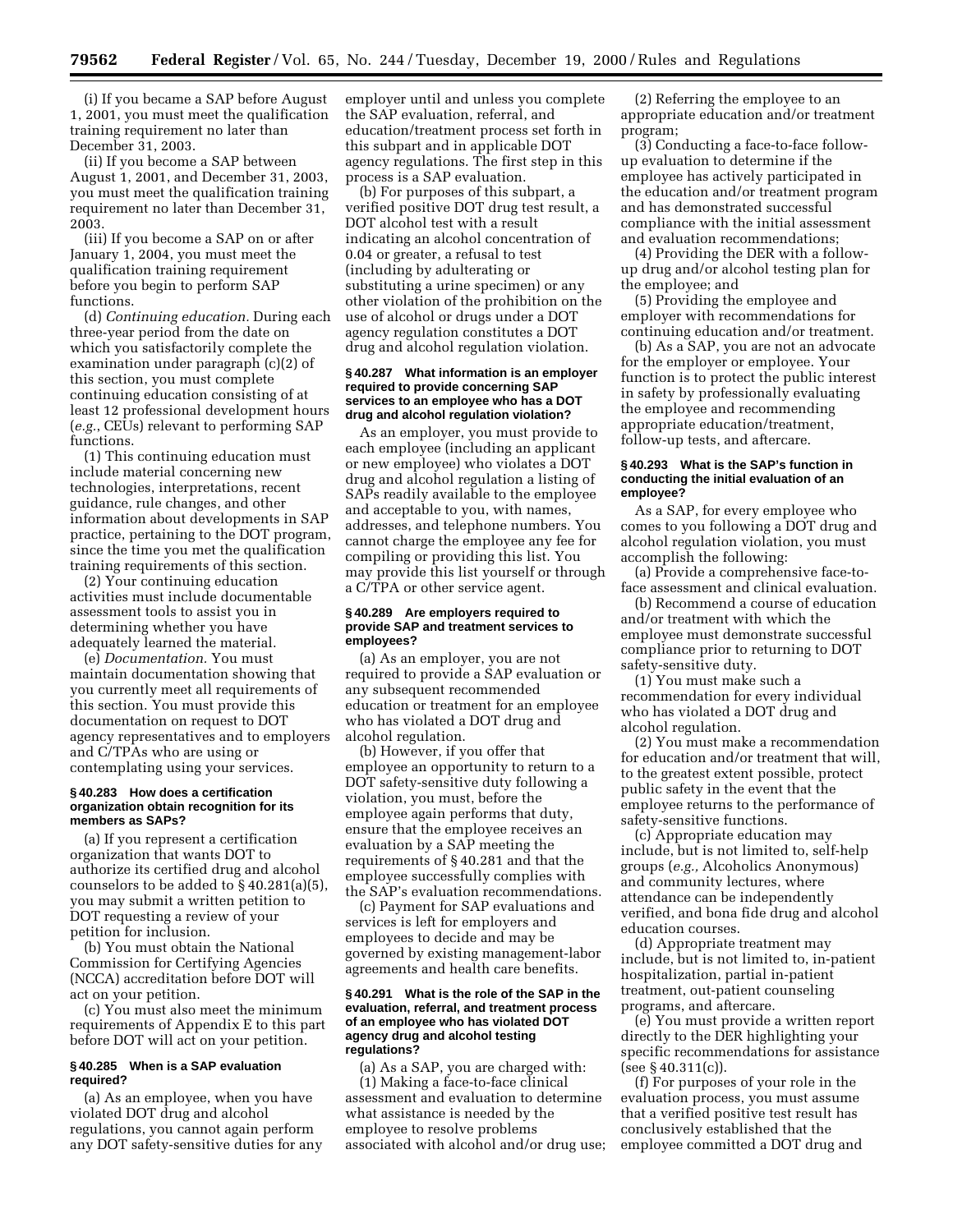(i) If you became a SAP before August 1, 2001, you must meet the qualification training requirement no later than December 31, 2003.

(ii) If you become a SAP between August 1, 2001, and December 31, 2003, you must meet the qualification training requirement no later than December 31, 2003.

(iii) If you become a SAP on or after January 1, 2004, you must meet the qualification training requirement before you begin to perform SAP functions.

(d) *Continuing education.* During each three-year period from the date on which you satisfactorily complete the examination under paragraph (c)(2) of this section, you must complete continuing education consisting of at least 12 professional development hours (*e.g.*, CEUs) relevant to performing SAP functions.

(1) This continuing education must include material concerning new technologies, interpretations, recent guidance, rule changes, and other information about developments in SAP practice, pertaining to the DOT program, since the time you met the qualification training requirements of this section.

(2) Your continuing education activities must include documentable assessment tools to assist you in determining whether you have adequately learned the material.

(e) *Documentation.* You must maintain documentation showing that you currently meet all requirements of this section. You must provide this documentation on request to DOT agency representatives and to employers and C/TPAs who are using or contemplating using your services.

#### § 40.283 How does a certification organization obtain recognition for its members as SAPs?

(a) If you represent a certification organization that wants DOT to authorize its certified drug and alcohol counselors to be added to § 40.281(a)(5), you may submit a written petition to DOT requesting a review of your petition for inclusion.

(b) You must obtain the National Commission for Certifying Agencies (NCCA) accreditation before DOT will act on your petition.

(c) You must also meet the minimum requirements of Appendix E to this part before DOT will act on your petition.

#### § 40.285 When is a SAP evaluation required?

(a) As an employee, when you have violated DOT drug and alcohol regulations, you cannot again perform any DOT safety-sensitive duties for any employer until and unless you complete the SAP evaluation, referral, and education/treatment process set forth in this subpart and in applicable DOT agency regulations. The first step in this process is a SAP evaluation.

(b) For purposes of this subpart, a verified positive DOT drug test result, a DOT alcohol test with a result indicating an alcohol concentration of 0.04 or greater, a refusal to test (including by adulterating or substituting a urine specimen) or any other violation of the prohibition on the use of alcohol or drugs under a DOT agency regulation constitutes a DOT drug and alcohol regulation violation.

#### § 40.287 What information is an employer required to provide concerning SAP services to an employee who has a DOT drug and alcohol regulation violation?

As an employer, you must provide to each employee (including an applicant or new employee) who violates a DOT drug and alcohol regulation a listing of SAPs readily available to the employee and acceptable to you, with names, addresses, and telephone numbers. You cannot charge the employee any fee for compiling or providing this list. You may provide this list yourself or through a C/TPA or other service agent.

#### § 40.289 Are employers required to provide SAP and treatment services to employees?

(a) As an employer, you are not required to provide a SAP evaluation or any subsequent recommended education or treatment for an employee who has violated a DOT drug and alcohol regulation.

(b) However, if you offer that employee an opportunity to return to a DOT safety-sensitive duty following a violation, you must, before the employee again performs that duty, ensure that the employee receives an evaluation by a SAP meeting the requirements of § 40.281 and that the employee successfully complies with the SAP's evaluation recommendations.

(c) Payment for SAP evaluations and services is left for employers and employees to decide and may be governed by existing management-labor agreements and health care benefits.

#### § 40.291 What is the role of the SAP in the evaluation, referral, and treatment process of an employee who has violated DOT agency drug and alcohol testing regulations?

(a) As a SAP, you are charged with:

(1) Making a face-to-face clinical assessment and evaluation to determine what assistance is needed by the employee to resolve problems associated with alcohol and/or drug use;

(2) Referring the employee to an appropriate education and/or treatment program;

(3) Conducting a face-to-face follow-up evaluation to determine if the employee has actively participated in the education and/or treatment program and has demonstrated successful compliance with the initial assessment and evaluation recommendations;

(4) Providing the DER with a follow-up drug and/or alcohol testing plan for the employee; and

(5) Providing the employee and employer with recommendations for continuing education and/or treatment.

(b) As a SAP, you are not an advocate for the employer or employee. Your function is to protect the public interest in safety by professionally evaluating the employee and recommending appropriate education/treatment, follow-up tests, and aftercare.

#### § 40.293 What is the SAP's function in conducting the initial evaluation of an employee?

As a SAP, for every employee who comes to you following a DOT drug and alcohol regulation violation, you must accomplish the following:

(a) Provide a comprehensive face-to-face assessment and clinical evaluation.

(b) Recommend a course of education and/or treatment with which the employee must demonstrate successful compliance prior to returning to DOT safety-sensitive duty.

(1) You must make such a recommendation for every individual who has violated a DOT drug and alcohol regulation.

(2) You must make a recommendation for education and/or treatment that will, to the greatest extent possible, protect public safety in the event that the employee returns to the performance of safety-sensitive functions.

(c) Appropriate education may include, but is not limited to, self-help groups (*e.g.,* Alcoholics Anonymous) and community lectures, where attendance can be independently verified, and bona fide drug and alcohol education courses.

(d) Appropriate treatment may include, but is not limited to, in-patient hospitalization, partial in-patient treatment, out-patient counseling programs, and aftercare.

(e) You must provide a written report directly to the DER highlighting your specific recommendations for assistance (see § 40.311(c)).

(f) For purposes of your role in the evaluation process, you must assume that a verified positive test result has conclusively established that the employee committed a DOT drug and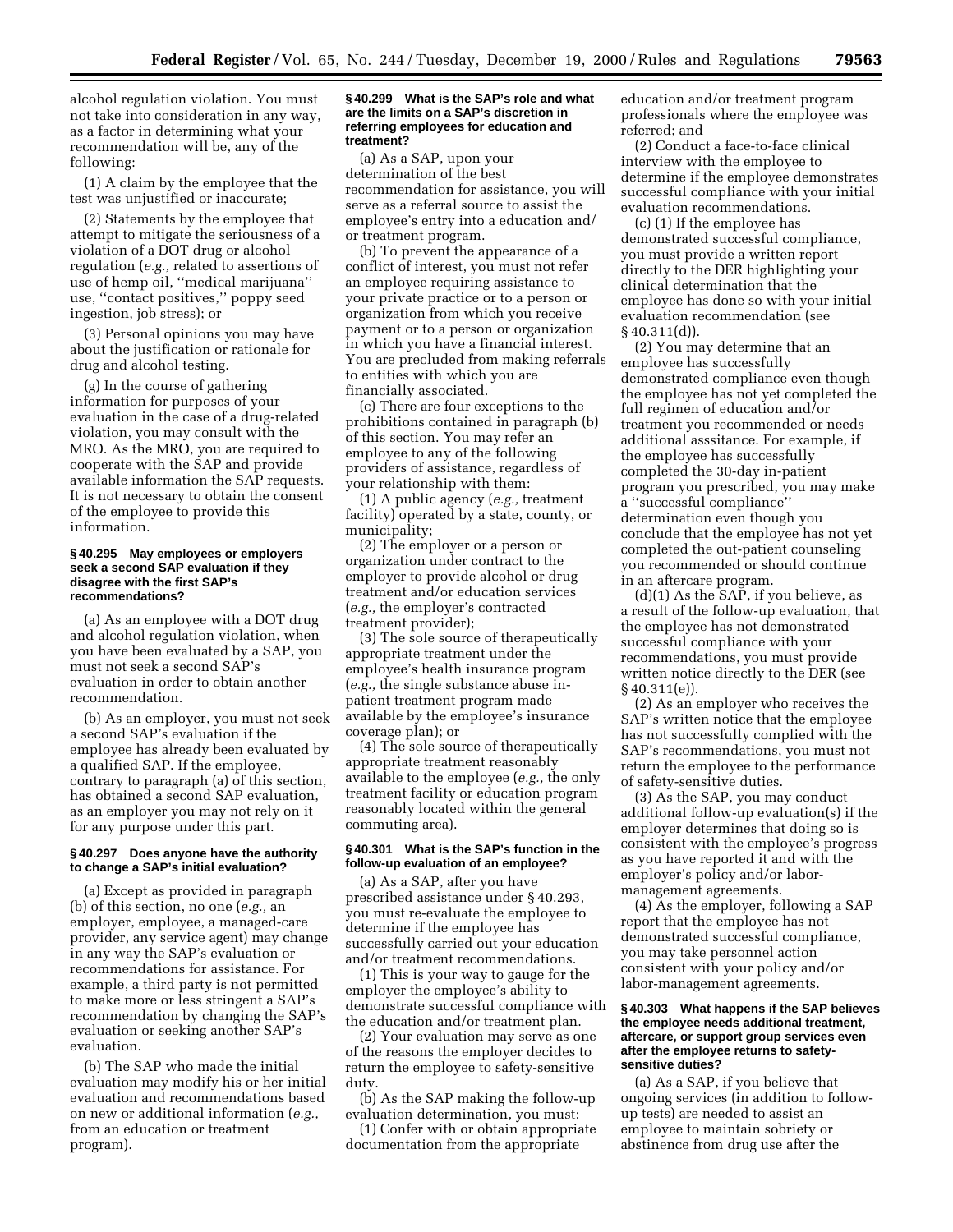alcohol regulation violation. You must not take into consideration in any way, as a factor in determining what your recommendation will be, any of the following:

(1) A claim by the employee that the test was unjustified or inaccurate;

(2) Statements by the employee that attempt to mitigate the seriousness of a violation of a DOT drug or alcohol regulation (*e.g.,* related to assertions of use of hemp oil, ''medical marijuana'' use, ''contact positives,'' poppy seed ingestion, job stress); or

(3) Personal opinions you may have about the justification or rationale for drug and alcohol testing.

(g) In the course of gathering information for purposes of your evaluation in the case of a drug-related violation, you may consult with the MRO. As the MRO, you are required to cooperate with the SAP and provide available information the SAP requests. It is not necessary to obtain the consent of the employee to provide this information.

#### § 40.295 May employees or employers seek a second SAP evaluation if they disagree with the first SAP's recommendations?

(a) As an employee with a DOT drug and alcohol regulation violation, when you have been evaluated by a SAP, you must not seek a second SAP's evaluation in order to obtain another recommendation.

(b) As an employer, you must not seek a second SAP's evaluation if the employee has already been evaluated by a qualified SAP. If the employee, contrary to paragraph (a) of this section, has obtained a second SAP evaluation, as an employer you may not rely on it for any purpose under this part.

#### § 40.297 Does anyone have the authority to change a SAP's initial evaluation?

(a) Except as provided in paragraph (b) of this section, no one (*e.g.,* an employer, employee, a managed-care provider, any service agent) may change in any way the SAP's evaluation or recommendations for assistance. For example, a third party is not permitted to make more or less stringent a SAP's recommendation by changing the SAP's evaluation or seeking another SAP's evaluation.

(b) The SAP who made the initial evaluation may modify his or her initial evaluation and recommendations based on new or additional information (*e.g.,* from an education or treatment program).

#### § 40.299 What is the SAP's role and what are the limits on a SAP's discretion in referring employees for education and treatment?

(a) As a SAP, upon your determination of the best recommendation for assistance, you will serve as a referral source to assist the employee's entry into a education and/or treatment program.

(b) To prevent the appearance of a conflict of interest, you must not refer an employee requiring assistance to your private practice or to a person or organization from which you receive payment or to a person or organization in which you have a financial interest. You are precluded from making referrals to entities with which you are financially associated.

(c) There are four exceptions to the prohibitions contained in paragraph (b) of this section. You may refer an employee to any of the following providers of assistance, regardless of your relationship with them:

(1) A public agency (*e.g.,* treatment facility) operated by a state, county, or municipality;

(2) The employer or a person or organization under contract to the employer to provide alcohol or drug treatment and/or education services (*e.g.,* the employer's contracted treatment provider);

(3) The sole source of therapeutically appropriate treatment under the employee's health insurance program (*e.g.,* the single substance abuse in-patient treatment program made available by the employee's insurance coverage plan); or

(4) The sole source of therapeutically appropriate treatment reasonably available to the employee (*e.g.,* the only treatment facility or education program reasonably located within the general commuting area).

#### § 40.301 What is the SAP's function in the follow-up evaluation of an employee?

(a) As a SAP, after you have prescribed assistance under § 40.293, you must re-evaluate the employee to determine if the employee has successfully carried out your education and/or treatment recommendations.

(1) This is your way to gauge for the employer the employee's ability to demonstrate successful compliance with the education and/or treatment plan.

(2) Your evaluation may serve as one of the reasons the employer decides to return the employee to safety-sensitive duty.

(b) As the SAP making the follow-up evaluation determination, you must:

(1) Confer with or obtain appropriate documentation from the appropriate education and/or treatment program professionals where the employee was referred; and

(2) Conduct a face-to-face clinical interview with the employee to determine if the employee demonstrates successful compliance with your initial evaluation recommendations.

(c) (1) If the employee has demonstrated successful compliance, you must provide a written report directly to the DER highlighting your clinical determination that the employee has done so with your initial evaluation recommendation (see § 40.311(d)).

(2) You may determine that an employee has successfully demonstrated compliance even though the employee has not yet completed the full regimen of education and/or treatment you recommended or needs additional asssitance. For example, if the employee has successfully completed the 30-day in-patient program you prescribed, you may make a ''successful compliance'' determination even though you conclude that the employee has not yet completed the out-patient counseling you recommended or should continue in an aftercare program.

(d)(1) As the SAP, if you believe, as a result of the follow-up evaluation, that the employee has not demonstrated successful compliance with your recommendations, you must provide written notice directly to the DER (see § 40.311(e)).

(2) As an employer who receives the SAP's written notice that the employee has not successfully complied with the SAP's recommendations, you must not return the employee to the performance of safety-sensitive duties.

(3) As the SAP, you may conduct additional follow-up evaluation(s) if the employer determines that doing so is consistent with the employee's progress as you have reported it and with the employer's policy and/or labor-management agreements.

(4) As the employer, following a SAP report that the employee has not demonstrated successful compliance, you may take personnel action consistent with your policy and/or labor-management agreements.

#### § 40.303 What happens if the SAP believes the employee needs additional treatment, aftercare, or support group services even after the employee returns to safety-sensitive duties?

(a) As a SAP, if you believe that ongoing services (in addition to follow-up tests) are needed to assist an employee to maintain sobriety or abstinence from drug use after the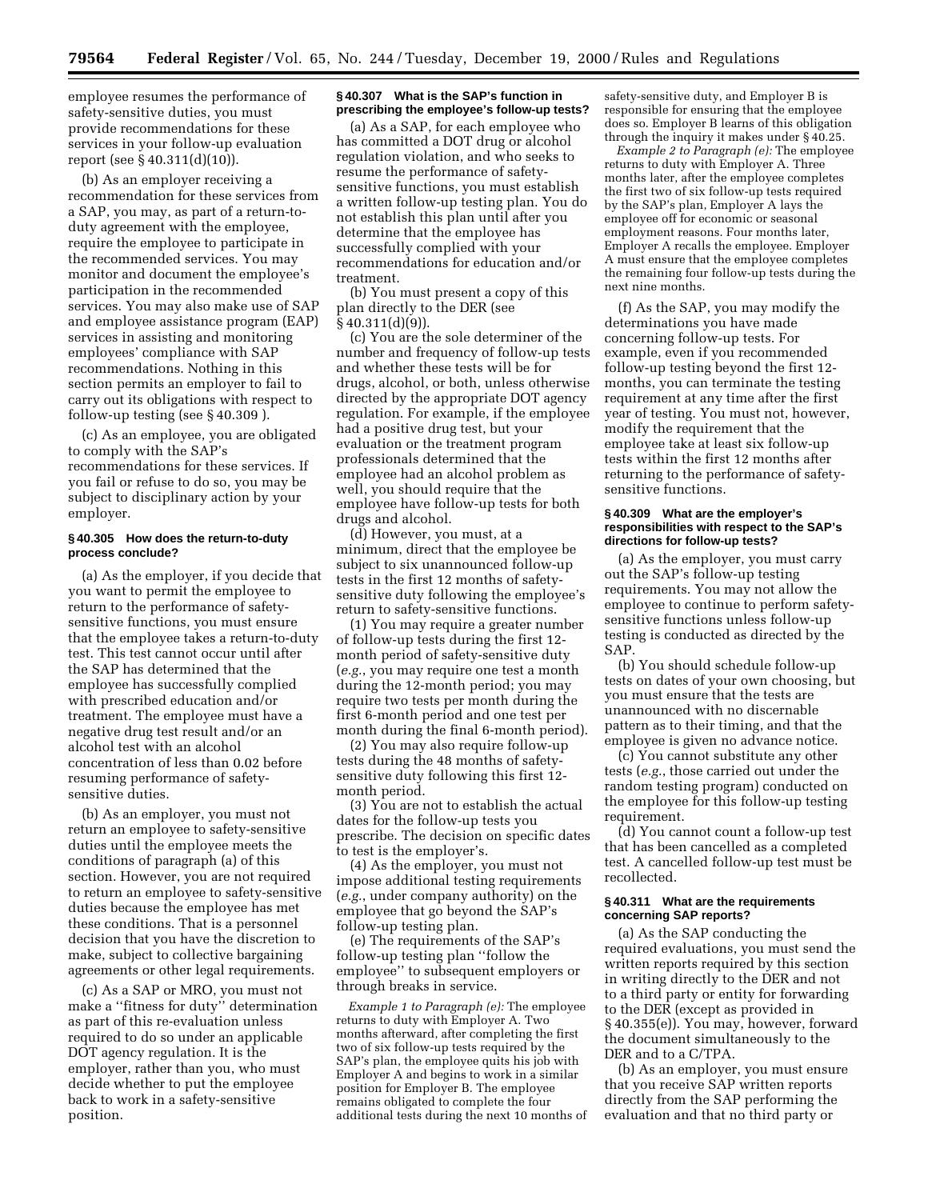employee resumes the performance of safety-sensitive duties, you must provide recommendations for these services in your follow-up evaluation report (see § 40.311(d)(10)).

(b) As an employer receiving a recommendation for these services from a SAP, you may, as part of a return-to-duty agreement with the employee, require the employee to participate in the recommended services. You may monitor and document the employee's participation in the recommended services. You may also make use of SAP and employee assistance program (EAP) services in assisting and monitoring employees' compliance with SAP recommendations. Nothing in this section permits an employer to fail to carry out its obligations with respect to follow-up testing (see § 40.309 ).

(c) As an employee, you are obligated to comply with the SAP's recommendations for these services. If you fail or refuse to do so, you may be subject to disciplinary action by your employer.

### § 40.305 How does the return-to-duty process conclude?

(a) As the employer, if you decide that you want to permit the employee to return to the performance of safety-sensitive functions, you must ensure that the employee takes a return-to-duty test. This test cannot occur until after the SAP has determined that the employee has successfully complied with prescribed education and/or treatment. The employee must have a negative drug test result and/or an alcohol test with an alcohol concentration of less than 0.02 before resuming performance of safety-sensitive duties.

(b) As an employer, you must not return an employee to safety-sensitive duties until the employee meets the conditions of paragraph (a) of this section. However, you are not required to return an employee to safety-sensitive duties because the employee has met these conditions. That is a personnel decision that you have the discretion to make, subject to collective bargaining agreements or other legal requirements.

(c) As a SAP or MRO, you must not make a ''fitness for duty'' determination as part of this re-evaluation unless required to do so under an applicable DOT agency regulation. It is the employer, rather than you, who must decide whether to put the employee back to work in a safety-sensitive position.

### § 40.307 What is the SAP's function in prescribing the employee's follow-up tests?

(a) As a SAP, for each employee who has committed a DOT drug or alcohol regulation violation, and who seeks to resume the performance of safety-sensitive functions, you must establish a written follow-up testing plan. You do not establish this plan until after you determine that the employee has successfully complied with your recommendations for education and/or treatment.

(b) You must present a copy of this plan directly to the DER (see § 40.311(d)(9)).

(c) You are the sole determiner of the number and frequency of follow-up tests and whether these tests will be for drugs, alcohol, or both, unless otherwise directed by the appropriate DOT agency regulation. For example, if the employee had a positive drug test, but your evaluation or the treatment program professionals determined that the employee had an alcohol problem as well, you should require that the employee have follow-up tests for both drugs and alcohol.

(d) However, you must, at a minimum, direct that the employee be subject to six unannounced follow-up tests in the first 12 months of safety-sensitive duty following the employee's return to safety-sensitive functions.

(1) You may require a greater number of follow-up tests during the first 12-month period of safety-sensitive duty (*e.g.*, you may require one test a month during the 12-month period; you may require two tests per month during the first 6-month period and one test per month during the final 6-month period).

(2) You may also require follow-up tests during the 48 months of safety-sensitive duty following this first 12-month period.

(3) You are not to establish the actual dates for the follow-up tests you prescribe. The decision on specific dates to test is the employer's.

(4) As the employer, you must not impose additional testing requirements (*e.g.*, under company authority) on the employee that go beyond the SAP's follow-up testing plan.

(e) The requirements of the SAP's follow-up testing plan ''follow the employee'' to subsequent employers or through breaks in service.

*Example 1 to Paragraph (e):* The employee returns to duty with Employer A. Two months afterward, after completing the first two of six follow-up tests required by the SAP's plan, the employee quits his job with Employer A and begins to work in a similar position for Employer B. The employee remains obligated to complete the four additional tests during the next 10 months of safety-sensitive duty, and Employer B is responsible for ensuring that the employee does so. Employer B learns of this obligation through the inquiry it makes under § 40.25.

*Example 2 to Paragraph (e):* The employee returns to duty with Employer A. Three months later, after the employee completes the first two of six follow-up tests required by the SAP's plan, Employer A lays the employee off for economic or seasonal employment reasons. Four months later, Employer A recalls the employee. Employer A must ensure that the employee completes the remaining four follow-up tests during the next nine months.

(f) As the SAP, you may modify the determinations you have made concerning follow-up tests. For example, even if you recommended follow-up testing beyond the first 12-months, you can terminate the testing requirement at any time after the first year of testing. You must not, however, modify the requirement that the employee take at least six follow-up tests within the first 12 months after returning to the performance of safety-sensitive functions.

### § 40.309 What are the employer's responsibilities with respect to the SAP's directions for follow-up tests?

(a) As the employer, you must carry out the SAP's follow-up testing requirements. You may not allow the employee to continue to perform safety-sensitive functions unless follow-up testing is conducted as directed by the SAP.

(b) You should schedule follow-up tests on dates of your own choosing, but you must ensure that the tests are unannounced with no discernable pattern as to their timing, and that the employee is given no advance notice.

(c) You cannot substitute any other tests (*e.g.*, those carried out under the random testing program) conducted on the employee for this follow-up testing requirement.

(d) You cannot count a follow-up test that has been cancelled as a completed test. A cancelled follow-up test must be recollected.

### § 40.311 What are the requirements concerning SAP reports?

(a) As the SAP conducting the required evaluations, you must send the written reports required by this section in writing directly to the DER and not to a third party or entity for forwarding to the DER (except as provided in § 40.355(e)). You may, however, forward the document simultaneously to the DER and to a C/TPA.

(b) As an employer, you must ensure that you receive SAP written reports directly from the SAP performing the evaluation and that no third party or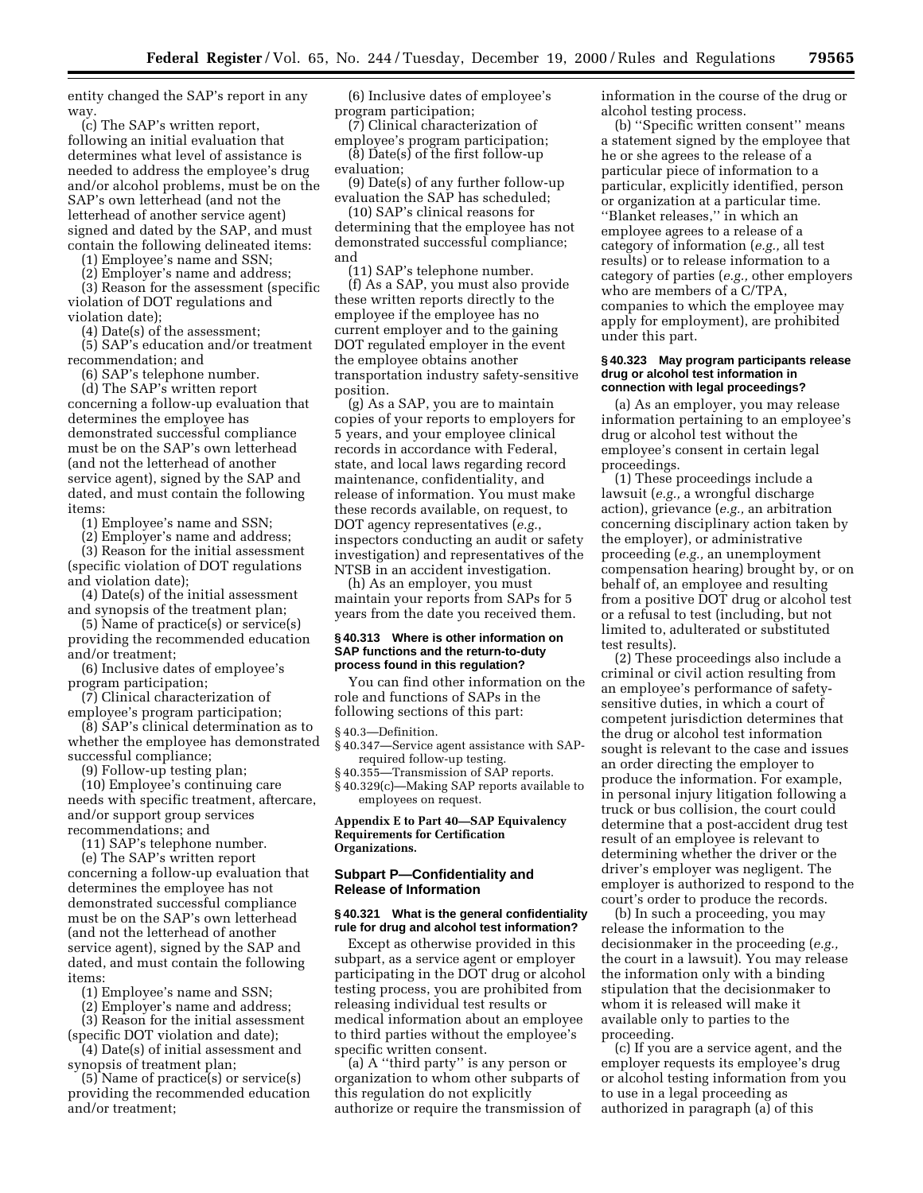entity changed the SAP's report in any way.

(c) The SAP's written report, following an initial evaluation that determines what level of assistance is needed to address the employee's drug and/or alcohol problems, must be on the SAP's own letterhead (and not the letterhead of another service agent) signed and dated by the SAP, and must contain the following delineated items:

(1) Employee's name and SSN;

(2) Employer's name and address;

(3) Reason for the assessment (specific violation of DOT regulations and violation date);

(4) Date(s) of the assessment;

(5) SAP's education and/or treatment recommendation; and

(6) SAP's telephone number.

(d) The SAP's written report concerning a follow-up evaluation that determines the employee has demonstrated successful compliance must be on the SAP's own letterhead (and not the letterhead of another service agent), signed by the SAP and dated, and must contain the following items:

(1) Employee's name and SSN;

(2) Employer's name and address;

(3) Reason for the initial assessment (specific violation of DOT regulations and violation date);

(4) Date(s) of the initial assessment and synopsis of the treatment plan;

(5) Name of practice(s) or service(s) providing the recommended education and/or treatment;

(6) Inclusive dates of employee's program participation;

(7) Clinical characterization of employee's program participation;

(8) SAP's clinical determination as to whether the employee has demonstrated successful compliance;

(9) Follow-up testing plan;

(10) Employee's continuing care needs with specific treatment, aftercare, and/or support group services recommendations; and

(11) SAP's telephone number.

(e) The SAP's written report concerning a follow-up evaluation that determines the employee has not demonstrated successful compliance must be on the SAP's own letterhead (and not the letterhead of another service agent), signed by the SAP and dated, and must contain the following items:

(1) Employee's name and SSN;

(2) Employer's name and address;

(3) Reason for the initial assessment (specific DOT violation and date);

(4) Date(s) of initial assessment and synopsis of treatment plan;

(5) Name of practice(s) or service(s) providing the recommended education and/or treatment;

(6) Inclusive dates of employee's program participation;

(7) Clinical characterization of employee's program participation;

(8) Date(s) of the first follow-up evaluation;

(9) Date(s) of any further follow-up evaluation the SAP has scheduled;

(10) SAP's clinical reasons for determining that the employee has not demonstrated successful compliance; and

(11) SAP's telephone number.

(f) As a SAP, you must also provide these written reports directly to the employee if the employee has no current employer and to the gaining DOT regulated employer in the event the employee obtains another transportation industry safety-sensitive position.

(g) As a SAP, you are to maintain copies of your reports to employers for 5 years, and your employee clinical records in accordance with Federal, state, and local laws regarding record maintenance, confidentiality, and release of information. You must make these records available, on request, to DOT agency representatives (*e.g.*, inspectors conducting an audit or safety investigation) and representatives of the NTSB in an accident investigation.

(h) As an employer, you must maintain your reports from SAPs for 5 years from the date you received them.

### § 40.313 Where is other information on SAP functions and the return-to-duty process found in this regulation?

You can find other information on the role and functions of SAPs in the following sections of this part:

§ 40.3—Definition.
§ 40.347—Service agent assistance with SAP-required follow-up testing.
§ 40.355—Transmission of SAP reports.
§ 40.329(c)—Making SAP reports available to employees on request.

**Appendix E to Part 40—SAP Equivalency Requirements for Certification Organizations.**

## Subpart P—Confidentiality and Release of Information

### § 40.321 What is the general confidentiality rule for drug and alcohol test information?

Except as otherwise provided in this subpart, as a service agent or employer participating in the DOT drug or alcohol testing process, you are prohibited from releasing individual test results or medical information about an employee to third parties without the employee's specific written consent.

(a) A ''third party'' is any person or organization to whom other subparts of this regulation do not explicitly authorize or require the transmission of information in the course of the drug or alcohol testing process.

(b) ''Specific written consent'' means a statement signed by the employee that he or she agrees to the release of a particular piece of information to a particular, explicitly identified, person or organization at a particular time. ''Blanket releases,'' in which an employee agrees to a release of a category of information (*e.g.,* all test results) or to release information to a category of parties (*e.g.,* other employers who are members of a C/TPA, companies to which the employee may apply for employment), are prohibited under this part.

### § 40.323 May program participants release drug or alcohol test information in connection with legal proceedings?

(a) As an employer, you may release information pertaining to an employee's drug or alcohol test without the employee's consent in certain legal proceedings.

(1) These proceedings include a lawsuit (*e.g.,* a wrongful discharge action), grievance (*e.g.,* an arbitration concerning disciplinary action taken by the employer), or administrative proceeding (*e.g.,* an unemployment compensation hearing) brought by, or on behalf of, an employee and resulting from a positive DOT drug or alcohol test or a refusal to test (including, but not limited to, adulterated or substituted test results).

(2) These proceedings also include a criminal or civil action resulting from an employee's performance of safety-sensitive duties, in which a court of competent jurisdiction determines that the drug or alcohol test information sought is relevant to the case and issues an order directing the employer to produce the information. For example, in personal injury litigation following a truck or bus collision, the court could determine that a post-accident drug test result of an employee is relevant to determining whether the driver or the driver's employer was negligent. The employer is authorized to respond to the court's order to produce the records.

(b) In such a proceeding, you may release the information to the decisionmaker in the proceeding (*e.g.,* the court in a lawsuit). You may release the information only with a binding stipulation that the decisionmaker to whom it is released will make it available only to parties to the proceeding.

(c) If you are a service agent, and the employer requests its employee's drug or alcohol testing information from you to use in a legal proceeding as authorized in paragraph (a) of this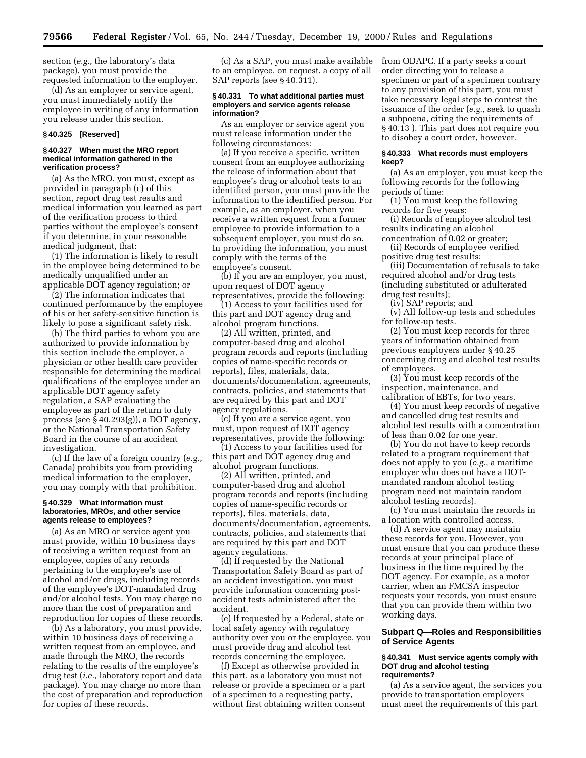section (*e.g.,* the laboratory's data package), you must provide the requested information to the employer.

(d) As an employer or service agent, you must immediately notify the employee in writing of any information you release under this section.

### § 40.325 [Reserved]

### § 40.327 When must the MRO report medical information gathered in the verification process?

(a) As the MRO, you must, except as provided in paragraph (c) of this section, report drug test results and medical information you learned as part of the verification process to third parties without the employee's consent if you determine, in your reasonable medical judgment, that:

(1) The information is likely to result in the employee being determined to be medically unqualified under an applicable DOT agency regulation; or

(2) The information indicates that continued performance by the employee of his or her safety-sensitive function is likely to pose a significant safety risk.

(b) The third parties to whom you are authorized to provide information by this section include the employer, a physician or other health care provider responsible for determining the medical qualifications of the employee under an applicable DOT agency safety regulation, a SAP evaluating the employee as part of the return to duty process (see § 40.293(g)), a DOT agency, or the National Transportation Safety Board in the course of an accident investigation.

(c) If the law of a foreign country (*e.g.,* Canada) prohibits you from providing medical information to the employer, you may comply with that prohibition.

### § 40.329 What information must laboratories, MROs, and other service agents release to employees?

(a) As an MRO or service agent you must provide, within 10 business days of receiving a written request from an employee, copies of any records pertaining to the employee's use of alcohol and/or drugs, including records of the employee's DOT-mandated drug and/or alcohol tests. You may charge no more than the cost of preparation and reproduction for copies of these records.

(b) As a laboratory, you must provide, within 10 business days of receiving a written request from an employee, and made through the MRO, the records relating to the results of the employee's drug test (*i.e.,* laboratory report and data package). You may charge no more than the cost of preparation and reproduction for copies of these records.

(c) As a SAP, you must make available to an employee, on request, a copy of all SAP reports (see § 40.311).

### § 40.331 To what additional parties must employers and service agents release information?

As an employer or service agent you must release information under the following circumstances:

(a) If you receive a specific, written consent from an employee authorizing the release of information about that employee's drug or alcohol tests to an identified person, you must provide the information to the identified person. For example, as an employer, when you receive a written request from a former employee to provide information to a subsequent employer, you must do so. In providing the information, you must comply with the terms of the employee's consent.

(b) If you are an employer, you must, upon request of DOT agency representatives, provide the following:

(1) Access to your facilities used for this part and DOT agency drug and alcohol program functions.

(2) All written, printed, and computer-based drug and alcohol program records and reports (including copies of name-specific records or reports), files, materials, data, documents/documentation, agreements, contracts, policies, and statements that are required by this part and DOT agency regulations.

(c) If you are a service agent, you must, upon request of DOT agency representatives, provide the following:

(1) Access to your facilities used for this part and DOT agency drug and alcohol program functions.

(2) All written, printed, and computer-based drug and alcohol program records and reports (including copies of name-specific records or reports), files, materials, data, documents/documentation, agreements, contracts, policies, and statements that are required by this part and DOT agency regulations.

(d) If requested by the National Transportation Safety Board as part of an accident investigation, you must provide information concerning post-accident tests administered after the accident.

(e) If requested by a Federal, state or local safety agency with regulatory authority over you or the employee, you must provide drug and alcohol test records concerning the employee.

(f) Except as otherwise provided in this part, as a laboratory you must not release or provide a specimen or a part of a specimen to a requesting party, without first obtaining written consent from ODAPC. If a party seeks a court order directing you to release a specimen or part of a specimen contrary to any provision of this part, you must take necessary legal steps to contest the issuance of the order (*e.g.,* seek to quash a subpoena, citing the requirements of § 40.13 ). This part does not require you to disobey a court order, however.

### § 40.333 What records must employers keep?

(a) As an employer, you must keep the following records for the following periods of time:

(1) You must keep the following records for five years:

(i) Records of employee alcohol test results indicating an alcohol concentration of 0.02 or greater;

(ii) Records of employee verified positive drug test results;

(iii) Documentation of refusals to take required alcohol and/or drug tests (including substituted or adulterated drug test results);

(iv) SAP reports; and

(v) All follow-up tests and schedules for follow-up tests.

(2) You must keep records for three years of information obtained from previous employers under § 40.25 concerning drug and alcohol test results of employees.

(3) You must keep records of the inspection, maintenance, and calibration of EBTs, for two years.

(4) You must keep records of negative and cancelled drug test results and alcohol test results with a concentration of less than 0.02 for one year.

(b) You do not have to keep records related to a program requirement that does not apply to you (*e.g.,* a maritime employer who does not have a DOT-mandated random alcohol testing program need not maintain random alcohol testing records).

(c) You must maintain the records in a location with controlled access.

(d) A service agent may maintain these records for you. However, you must ensure that you can produce these records at your principal place of business in the time required by the DOT agency. For example, as a motor carrier, when an FMCSA inspector requests your records, you must ensure that you can provide them within two working days.

## Subpart Q—Roles and Responsibilities of Service Agents

### § 40.341 Must service agents comply with DOT drug and alcohol testing requirements?

(a) As a service agent, the services you provide to transportation employers must meet the requirements of this part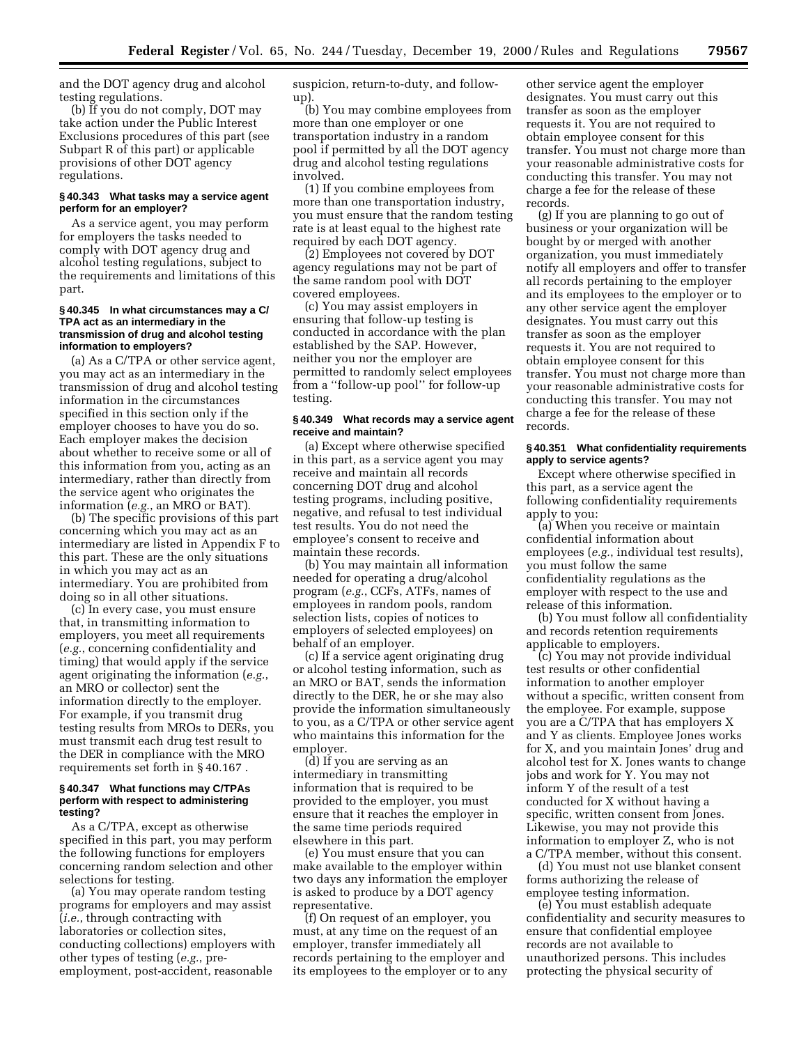and the DOT agency drug and alcohol testing regulations.

(b) If you do not comply, DOT may take action under the Public Interest Exclusions procedures of this part (see Subpart R of this part) or applicable provisions of other DOT agency regulations.

### § 40.343 What tasks may a service agent perform for an employer?

As a service agent, you may perform for employers the tasks needed to comply with DOT agency drug and alcohol testing regulations, subject to the requirements and limitations of this part.

### § 40.345 In what circumstances may a C/TPA act as an intermediary in the transmission of drug and alcohol testing information to employers?

(a) As a C/TPA or other service agent, you may act as an intermediary in the transmission of drug and alcohol testing information in the circumstances specified in this section only if the employer chooses to have you do so. Each employer makes the decision about whether to receive some or all of this information from you, acting as an intermediary, rather than directly from the service agent who originates the information (*e.g.*, an MRO or BAT).

(b) The specific provisions of this part concerning which you may act as an intermediary are listed in Appendix F to this part. These are the only situations in which you may act as an intermediary. You are prohibited from doing so in all other situations.

(c) In every case, you must ensure that, in transmitting information to employers, you meet all requirements (*e.g.*, concerning confidentiality and timing) that would apply if the service agent originating the information (*e.g.*, an MRO or collector) sent the information directly to the employer. For example, if you transmit drug testing results from MROs to DERs, you must transmit each drug test result to the DER in compliance with the MRO requirements set forth in § 40.167 .

### § 40.347 What functions may C/TPAs perform with respect to administering testing?

As a C/TPA, except as otherwise specified in this part, you may perform the following functions for employers concerning random selection and other selections for testing.

(a) You may operate random testing programs for employers and may assist (*i.e.*, through contracting with laboratories or collection sites, conducting collections) employers with other types of testing (*e.g.*, pre-employment, post-accident, reasonable suspicion, return-to-duty, and follow-up).

(b) You may combine employees from more than one employer or one transportation industry in a random pool if permitted by all the DOT agency drug and alcohol testing regulations involved.

(1) If you combine employees from more than one transportation industry, you must ensure that the random testing rate is at least equal to the highest rate required by each DOT agency.

(2) Employees not covered by DOT agency regulations may not be part of the same random pool with DOT covered employees.

(c) You may assist employers in ensuring that follow-up testing is conducted in accordance with the plan established by the SAP. However, neither you nor the employer are permitted to randomly select employees from a ''follow-up pool'' for follow-up testing.

### § 40.349 What records may a service agent receive and maintain?

(a) Except where otherwise specified in this part, as a service agent you may receive and maintain all records concerning DOT drug and alcohol testing programs, including positive, negative, and refusal to test individual test results. You do not need the employee's consent to receive and maintain these records.

(b) You may maintain all information needed for operating a drug/alcohol program (*e.g.*, CCFs, ATFs, names of employees in random pools, random selection lists, copies of notices to employers of selected employees) on behalf of an employer.

(c) If a service agent originating drug or alcohol testing information, such as an MRO or BAT, sends the information directly to the DER, he or she may also provide the information simultaneously to you, as a C/TPA or other service agent who maintains this information for the employer.

(d) If you are serving as an intermediary in transmitting information that is required to be provided to the employer, you must ensure that it reaches the employer in the same time periods required elsewhere in this part.

(e) You must ensure that you can make available to the employer within two days any information the employer is asked to produce by a DOT agency representative.

(f) On request of an employer, you must, at any time on the request of an employer, transfer immediately all records pertaining to the employer and its employees to the employer or to any other service agent the employer designates. You must carry out this transfer as soon as the employer requests it. You are not required to obtain employee consent for this transfer. You must not charge more than your reasonable administrative costs for conducting this transfer. You may not charge a fee for the release of these records.

(g) If you are planning to go out of business or your organization will be bought by or merged with another organization, you must immediately notify all employers and offer to transfer all records pertaining to the employer and its employees to the employer or to any other service agent the employer designates. You must carry out this transfer as soon as the employer requests it. You are not required to obtain employee consent for this transfer. You must not charge more than your reasonable administrative costs for conducting this transfer. You may not charge a fee for the release of these records.

### § 40.351 What confidentiality requirements apply to service agents?

Except where otherwise specified in this part, as a service agent the following confidentiality requirements apply to you:

(a) When you receive or maintain confidential information about employees (*e.g.*, individual test results), you must follow the same confidentiality regulations as the employer with respect to the use and release of this information.

(b) You must follow all confidentiality and records retention requirements applicable to employers.

(c) You may not provide individual test results or other confidential information to another employer without a specific, written consent from the employee. For example, suppose you are a C/TPA that has employers X and Y as clients. Employee Jones works for X, and you maintain Jones' drug and alcohol test for X. Jones wants to change jobs and work for Y. You may not inform Y of the result of a test conducted for X without having a specific, written consent from Jones. Likewise, you may not provide this information to employer Z, who is not a C/TPA member, without this consent.

(d) You must not use blanket consent forms authorizing the release of employee testing information.

(e) You must establish adequate confidentiality and security measures to ensure that confidential employee records are not available to unauthorized persons. This includes protecting the physical security of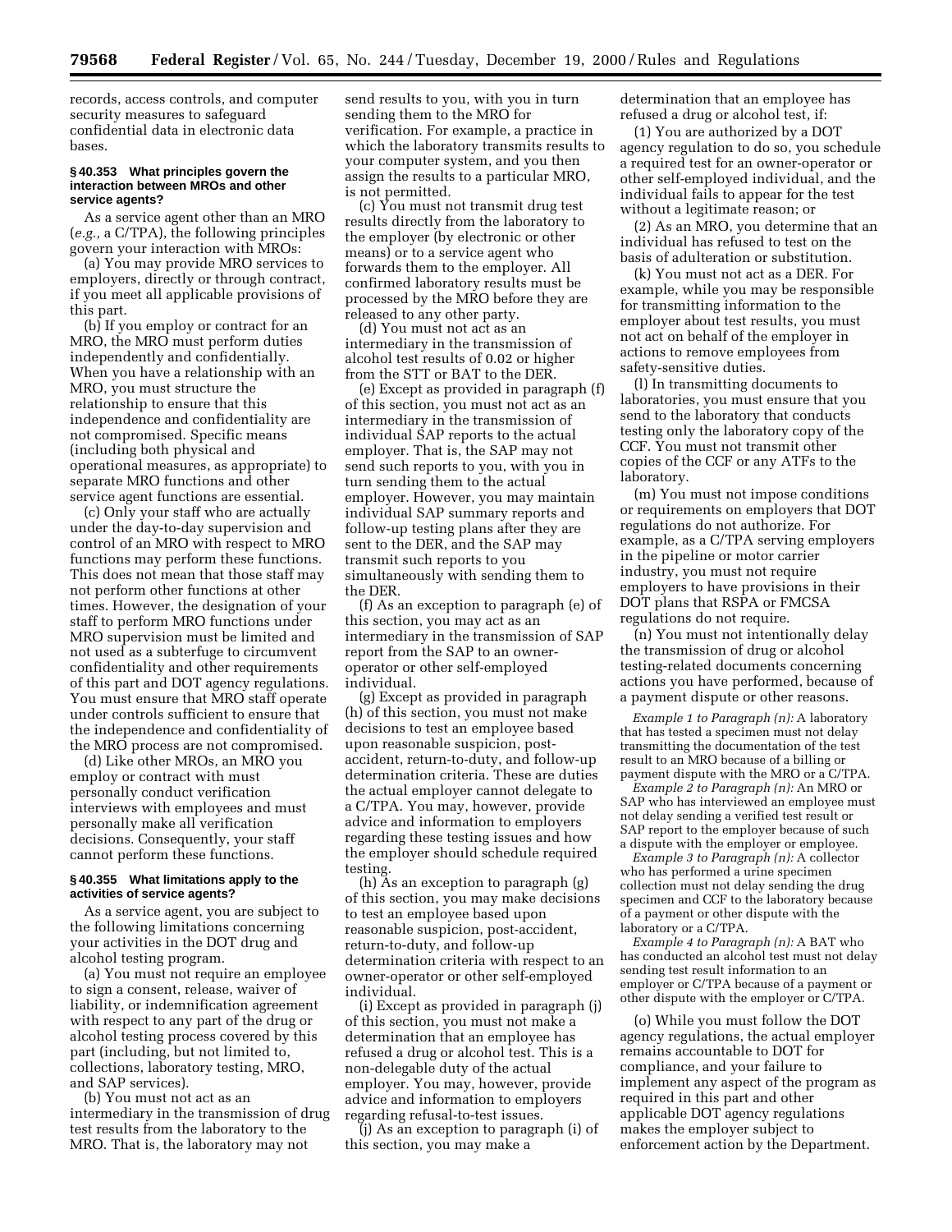records, access controls, and computer security measures to safeguard confidential data in electronic data bases.

#### § 40.353 What principles govern the interaction between MROs and other service agents?

As a service agent other than an MRO (*e.g.,* a C/TPA), the following principles govern your interaction with MROs:

(a) You may provide MRO services to employers, directly or through contract, if you meet all applicable provisions of this part.

(b) If you employ or contract for an MRO, the MRO must perform duties independently and confidentially. When you have a relationship with an MRO, you must structure the relationship to ensure that this independence and confidentiality are not compromised. Specific means (including both physical and operational measures, as appropriate) to separate MRO functions and other service agent functions are essential.

(c) Only your staff who are actually under the day-to-day supervision and control of an MRO with respect to MRO functions may perform these functions. This does not mean that those staff may not perform other functions at other times. However, the designation of your staff to perform MRO functions under MRO supervision must be limited and not used as a subterfuge to circumvent confidentiality and other requirements of this part and DOT agency regulations. You must ensure that MRO staff operate under controls sufficient to ensure that the independence and confidentiality of the MRO process are not compromised.

(d) Like other MROs, an MRO you employ or contract with must personally conduct verification interviews with employees and must personally make all verification decisions. Consequently, your staff cannot perform these functions.

#### § 40.355 What limitations apply to the activities of service agents?

As a service agent, you are subject to the following limitations concerning your activities in the DOT drug and alcohol testing program.

(a) You must not require an employee to sign a consent, release, waiver of liability, or indemnification agreement with respect to any part of the drug or alcohol testing process covered by this part (including, but not limited to, collections, laboratory testing, MRO, and SAP services).

(b) You must not act as an intermediary in the transmission of drug test results from the laboratory to the MRO. That is, the laboratory may not send results to you, with you in turn sending them to the MRO for verification. For example, a practice in which the laboratory transmits results to your computer system, and you then assign the results to a particular MRO, is not permitted.

(c) You must not transmit drug test results directly from the laboratory to the employer (by electronic or other means) or to a service agent who forwards them to the employer. All confirmed laboratory results must be processed by the MRO before they are released to any other party.

(d) You must not act as an intermediary in the transmission of alcohol test results of 0.02 or higher from the STT or BAT to the DER.

(e) Except as provided in paragraph (f) of this section, you must not act as an intermediary in the transmission of individual SAP reports to the actual employer. That is, the SAP may not send such reports to you, with you in turn sending them to the actual employer. However, you may maintain individual SAP summary reports and follow-up testing plans after they are sent to the DER, and the SAP may transmit such reports to you simultaneously with sending them to the DER.

(f) As an exception to paragraph (e) of this section, you may act as an intermediary in the transmission of SAP report from the SAP to an owner-operator or other self-employed individual.

(g) Except as provided in paragraph (h) of this section, you must not make decisions to test an employee based upon reasonable suspicion, post-accident, return-to-duty, and follow-up determination criteria. These are duties the actual employer cannot delegate to a C/TPA. You may, however, provide advice and information to employers regarding these testing issues and how the employer should schedule required testing.

(h) As an exception to paragraph (g) of this section, you may make decisions to test an employee based upon reasonable suspicion, post-accident, return-to-duty, and follow-up determination criteria with respect to an owner-operator or other self-employed individual.

(i) Except as provided in paragraph (j) of this section, you must not make a determination that an employee has refused a drug or alcohol test. This is a non-delegable duty of the actual employer. You may, however, provide advice and information to employers regarding refusal-to-test issues.

(j) As an exception to paragraph (i) of this section, you may make a determination that an employee has refused a drug or alcohol test, if:

(1) You are authorized by a DOT agency regulation to do so, you schedule a required test for an owner-operator or other self-employed individual, and the individual fails to appear for the test without a legitimate reason; or

(2) As an MRO, you determine that an individual has refused to test on the basis of adulteration or substitution.

(k) You must not act as a DER. For example, while you may be responsible for transmitting information to the employer about test results, you must not act on behalf of the employer in actions to remove employees from safety-sensitive duties.

(l) In transmitting documents to laboratories, you must ensure that you send to the laboratory that conducts testing only the laboratory copy of the CCF. You must not transmit other copies of the CCF or any ATFs to the laboratory.

(m) You must not impose conditions or requirements on employers that DOT regulations do not authorize. For example, as a C/TPA serving employers in the pipeline or motor carrier industry, you must not require employers to have provisions in their DOT plans that RSPA or FMCSA regulations do not require.

(n) You must not intentionally delay the transmission of drug or alcohol testing-related documents concerning actions you have performed, because of a payment dispute or other reasons.

*Example 1 to Paragraph (n):* A laboratory that has tested a specimen must not delay transmitting the documentation of the test result to an MRO because of a billing or payment dispute with the MRO or a C/TPA.

*Example 2 to Paragraph (n):* An MRO or SAP who has interviewed an employee must not delay sending a verified test result or SAP report to the employer because of such a dispute with the employer or employee.

*Example 3 to Paragraph (n):* A collector who has performed a urine specimen collection must not delay sending the drug specimen and CCF to the laboratory because of a payment or other dispute with the laboratory or a C/TPA.

*Example 4 to Paragraph (n):* A BAT who has conducted an alcohol test must not delay sending test result information to an employer or C/TPA because of a payment or other dispute with the employer or C/TPA.

(o) While you must follow the DOT agency regulations, the actual employer remains accountable to DOT for compliance, and your failure to implement any aspect of the program as required in this part and other applicable DOT agency regulations makes the employer subject to enforcement action by the Department.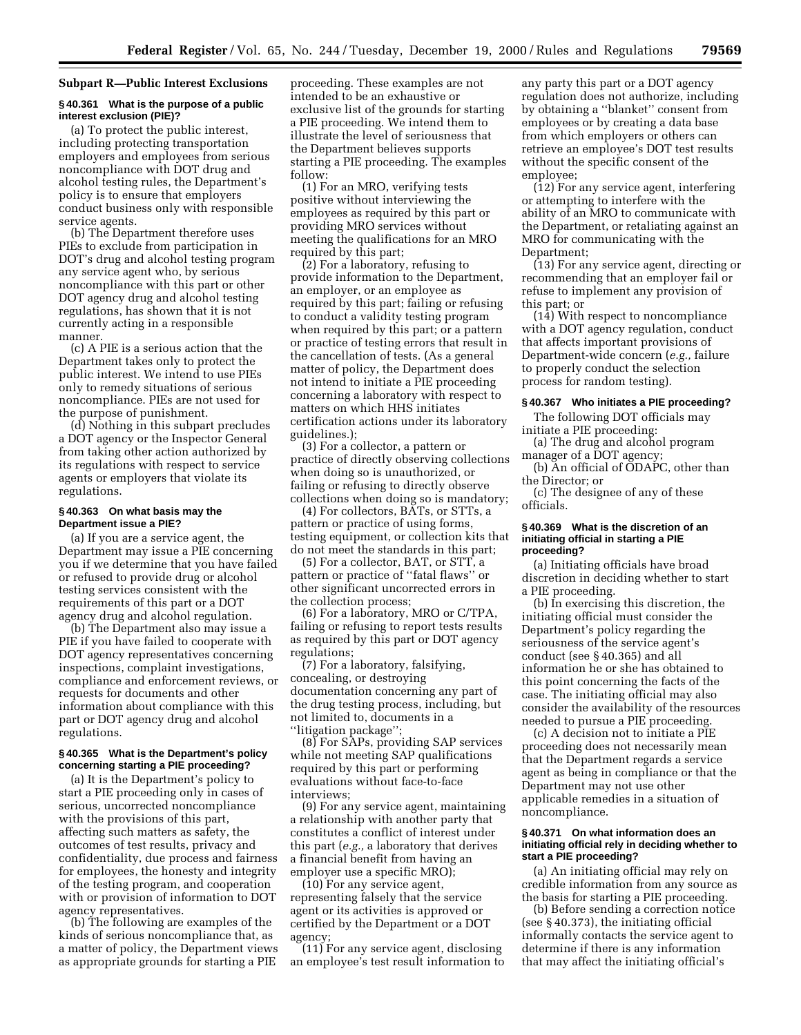## Subpart R—Public Interest Exclusions

### § 40.361 What is the purpose of a public interest exclusion (PIE)?

(a) To protect the public interest, including protecting transportation employers and employees from serious noncompliance with DOT drug and alcohol testing rules, the Department's policy is to ensure that employers conduct business only with responsible service agents.

(b) The Department therefore uses PIEs to exclude from participation in DOT's drug and alcohol testing program any service agent who, by serious noncompliance with this part or other DOT agency drug and alcohol testing regulations, has shown that it is not currently acting in a responsible manner.

(c) A PIE is a serious action that the Department takes only to protect the public interest. We intend to use PIEs only to remedy situations of serious noncompliance. PIEs are not used for the purpose of punishment.

(d) Nothing in this subpart precludes a DOT agency or the Inspector General from taking other action authorized by its regulations with respect to service agents or employers that violate its regulations.

### § 40.363 On what basis may the Department issue a PIE?

(a) If you are a service agent, the Department may issue a PIE concerning you if we determine that you have failed or refused to provide drug or alcohol testing services consistent with the requirements of this part or a DOT agency drug and alcohol regulation.

(b) The Department also may issue a PIE if you have failed to cooperate with DOT agency representatives concerning inspections, complaint investigations, compliance and enforcement reviews, or requests for documents and other information about compliance with this part or DOT agency drug and alcohol regulations.

### § 40.365 What is the Department's policy concerning starting a PIE proceeding?

(a) It is the Department's policy to start a PIE proceeding only in cases of serious, uncorrected noncompliance with the provisions of this part, affecting such matters as safety, the outcomes of test results, privacy and confidentiality, due process and fairness for employees, the honesty and integrity of the testing program, and cooperation with or provision of information to DOT agency representatives.

(b) The following are examples of the kinds of serious noncompliance that, as a matter of policy, the Department views as appropriate grounds for starting a PIE proceeding. These examples are not intended to be an exhaustive or exclusive list of the grounds for starting a PIE proceeding. We intend them to illustrate the level of seriousness that the Department believes supports starting a PIE proceeding. The examples follow:

(1) For an MRO, verifying tests positive without interviewing the employees as required by this part or providing MRO services without meeting the qualifications for an MRO required by this part;

(2) For a laboratory, refusing to provide information to the Department, an employer, or an employee as required by this part; failing or refusing to conduct a validity testing program when required by this part; or a pattern or practice of testing errors that result in the cancellation of tests. (As a general matter of policy, the Department does not intend to initiate a PIE proceeding concerning a laboratory with respect to matters on which HHS initiates certification actions under its laboratory guidelines.);

(3) For a collector, a pattern or practice of directly observing collections when doing so is unauthorized, or failing or refusing to directly observe collections when doing so is mandatory;

(4) For collectors, BATs, or STTs, a pattern or practice of using forms, testing equipment, or collection kits that do not meet the standards in this part;

(5) For a collector, BAT, or STT, a pattern or practice of "fatal flaws" or other significant uncorrected errors in the collection process;

(6) For a laboratory, MRO or C/TPA, failing or refusing to report tests results as required by this part or DOT agency regulations;

(7) For a laboratory, falsifying, concealing, or destroying documentation concerning any part of the drug testing process, including, but not limited to, documents in a "litigation package";

(8) For SAPs, providing SAP services while not meeting SAP qualifications required by this part or performing evaluations without face-to-face interviews;

(9) For any service agent, maintaining a relationship with another party that constitutes a conflict of interest under this part (*e.g.,* a laboratory that derives a financial benefit from having an employer use a specific MRO);

(10) For any service agent, representing falsely that the service agent or its activities is approved or certified by the Department or a DOT agency;

(11) For any service agent, disclosing an employee's test result information to any party this part or a DOT agency regulation does not authorize, including by obtaining a "blanket" consent from employees or by creating a data base from which employers or others can retrieve an employee's DOT test results without the specific consent of the employee;

(12) For any service agent, interfering or attempting to interfere with the ability of an MRO to communicate with the Department, or retaliating against an MRO for communicating with the Department;

(13) For any service agent, directing or recommending that an employer fail or refuse to implement any provision of this part; or

(14) With respect to noncompliance with a DOT agency regulation, conduct that affects important provisions of Department-wide concern (*e.g.,* failure to properly conduct the selection process for random testing).

### § 40.367 Who initiates a PIE proceeding?

The following DOT officials may initiate a PIE proceeding:

(a) The drug and alcohol program manager of a DOT agency;

(b) An official of ODAPC, other than the Director; or

(c) The designee of any of these officials.

### § 40.369 What is the discretion of an initiating official in starting a PIE proceeding?

(a) Initiating officials have broad discretion in deciding whether to start a PIE proceeding.

(b) In exercising this discretion, the initiating official must consider the Department's policy regarding the seriousness of the service agent's conduct (see § 40.365) and all information he or she has obtained to this point concerning the facts of the case. The initiating official may also consider the availability of the resources needed to pursue a PIE proceeding.

(c) A decision not to initiate a PIE proceeding does not necessarily mean that the Department regards a service agent as being in compliance or that the Department may not use other applicable remedies in a situation of noncompliance.

### § 40.371 On what information does an initiating official rely in deciding whether to start a PIE proceeding?

(a) An initiating official may rely on credible information from any source as the basis for starting a PIE proceeding.

(b) Before sending a correction notice (see § 40.373), the initiating official informally contacts the service agent to determine if there is any information that may affect the initiating official's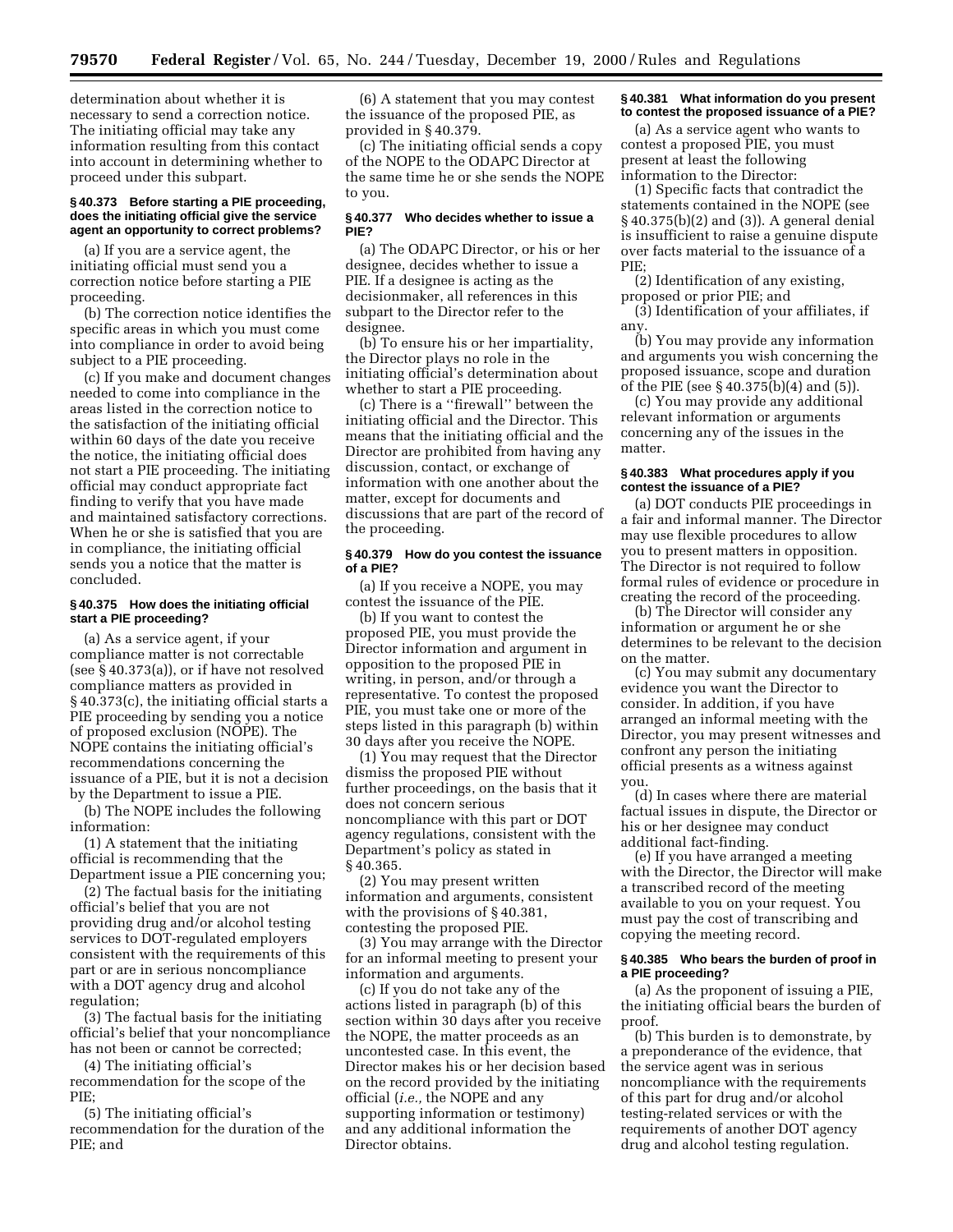determination about whether it is necessary to send a correction notice. The initiating official may take any information resulting from this contact into account in determining whether to proceed under this subpart.

**§ 40.373 Before starting a PIE proceeding, does the initiating official give the service agent an opportunity to correct problems?**

(a) If you are a service agent, the initiating official must send you a correction notice before starting a PIE proceeding.

(b) The correction notice identifies the specific areas in which you must come into compliance in order to avoid being subject to a PIE proceeding.

(c) If you make and document changes needed to come into compliance in the areas listed in the correction notice to the satisfaction of the initiating official within 60 days of the date you receive the notice, the initiating official does not start a PIE proceeding. The initiating official may conduct appropriate fact finding to verify that you have made and maintained satisfactory corrections. When he or she is satisfied that you are in compliance, the initiating official sends you a notice that the matter is concluded.

**§ 40.375 How does the initiating official start a PIE proceeding?**

(a) As a service agent, if your compliance matter is not correctable (see § 40.373(a)), or if have not resolved compliance matters as provided in § 40.373(c), the initiating official starts a PIE proceeding by sending you a notice of proposed exclusion (NOPE). The NOPE contains the initiating official's recommendations concerning the issuance of a PIE, but it is not a decision by the Department to issue a PIE.

(b) The NOPE includes the following information:

(1) A statement that the initiating official is recommending that the Department issue a PIE concerning you;

(2) The factual basis for the initiating official's belief that you are not providing drug and/or alcohol testing services to DOT-regulated employers consistent with the requirements of this part or are in serious noncompliance with a DOT agency drug and alcohol regulation;

(3) The factual basis for the initiating official's belief that your noncompliance has not been or cannot be corrected;

(4) The initiating official's recommendation for the scope of the PIE;

(5) The initiating official's recommendation for the duration of the PIE; and

(6) A statement that you may contest the issuance of the proposed PIE, as provided in § 40.379.

(c) The initiating official sends a copy of the NOPE to the ODAPC Director at the same time he or she sends the NOPE to you.

**§ 40.377 Who decides whether to issue a PIE?**

(a) The ODAPC Director, or his or her designee, decides whether to issue a PIE. If a designee is acting as the decisionmaker, all references in this subpart to the Director refer to the designee.

(b) To ensure his or her impartiality, the Director plays no role in the initiating official's determination about whether to start a PIE proceeding.

(c) There is a "firewall" between the initiating official and the Director. This means that the initiating official and the Director are prohibited from having any discussion, contact, or exchange of information with one another about the matter, except for documents and discussions that are part of the record of the proceeding.

**§ 40.379 How do you contest the issuance of a PIE?**

(a) If you receive a NOPE, you may contest the issuance of the PIE.

(b) If you want to contest the proposed PIE, you must provide the Director information and argument in opposition to the proposed PIE in writing, in person, and/or through a representative. To contest the proposed PIE, you must take one or more of the steps listed in this paragraph (b) within 30 days after you receive the NOPE.

(1) You may request that the Director dismiss the proposed PIE without further proceedings, on the basis that it does not concern serious noncompliance with this part or DOT agency regulations, consistent with the Department's policy as stated in § 40.365.

(2) You may present written information and arguments, consistent with the provisions of § 40.381, contesting the proposed PIE.

(3) You may arrange with the Director for an informal meeting to present your information and arguments.

(c) If you do not take any of the actions listed in paragraph (b) of this section within 30 days after you receive the NOPE, the matter proceeds as an uncontested case. In this event, the Director makes his or her decision based on the record provided by the initiating official (*i.e.,* the NOPE and any supporting information or testimony) and any additional information the Director obtains.

**§ 40.381 What information do you present to contest the proposed issuance of a PIE?**

(a) As a service agent who wants to contest a proposed PIE, you must present at least the following information to the Director:

(1) Specific facts that contradict the statements contained in the NOPE (see § 40.375(b)(2) and (3)). A general denial is insufficient to raise a genuine dispute over facts material to the issuance of a PIE;

(2) Identification of any existing, proposed or prior PIE; and

(3) Identification of your affiliates, if any.

(b) You may provide any information and arguments you wish concerning the proposed issuance, scope and duration of the PIE (see § 40.375(b)(4) and (5)).

(c) You may provide any additional relevant information or arguments concerning any of the issues in the matter.

**§ 40.383 What procedures apply if you contest the issuance of a PIE?**

(a) DOT conducts PIE proceedings in a fair and informal manner. The Director may use flexible procedures to allow you to present matters in opposition. The Director is not required to follow formal rules of evidence or procedure in creating the record of the proceeding.

(b) The Director will consider any information or argument he or she determines to be relevant to the decision on the matter.

(c) You may submit any documentary evidence you want the Director to consider. In addition, if you have arranged an informal meeting with the Director, you may present witnesses and confront any person the initiating official presents as a witness against you.

(d) In cases where there are material factual issues in dispute, the Director or his or her designee may conduct additional fact-finding.

(e) If you have arranged a meeting with the Director, the Director will make a transcribed record of the meeting available to you on your request. You must pay the cost of transcribing and copying the meeting record.

**§ 40.385 Who bears the burden of proof in a PIE proceeding?**

(a) As the proponent of issuing a PIE, the initiating official bears the burden of proof.

(b) This burden is to demonstrate, by a preponderance of the evidence, that the service agent was in serious noncompliance with the requirements of this part for drug and/or alcohol testing-related services or with the requirements of another DOT agency drug and alcohol testing regulation.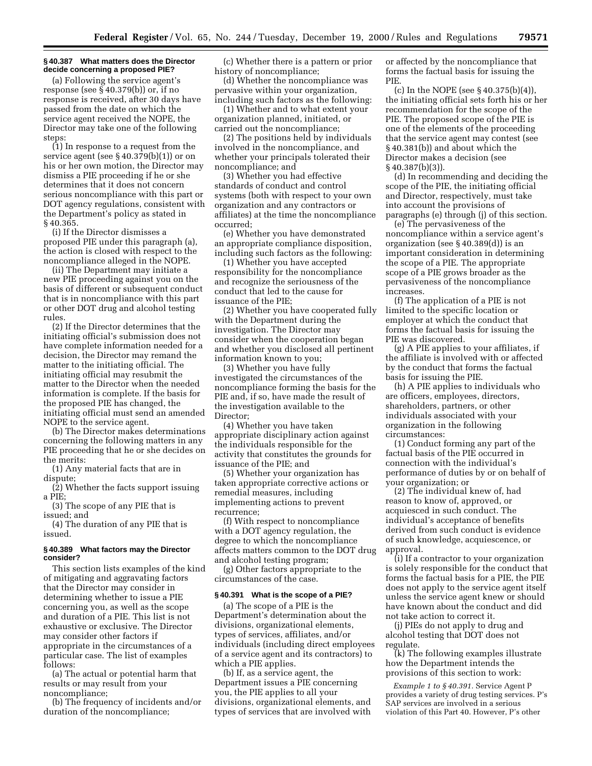### § 40.387 What matters does the Director decide concerning a proposed PIE?

(a) Following the service agent's response (see § 40.379(b)) or, if no response is received, after 30 days have passed from the date on which the service agent received the NOPE, the Director may take one of the following steps:

(1) In response to a request from the service agent (see § 40.379(b)(1)) or on his or her own motion, the Director may dismiss a PIE proceeding if he or she determines that it does not concern serious noncompliance with this part or DOT agency regulations, consistent with the Department's policy as stated in § 40.365.

(i) If the Director dismisses a proposed PIE under this paragraph (a), the action is closed with respect to the noncompliance alleged in the NOPE.

(ii) The Department may initiate a new PIE proceeding against you on the basis of different or subsequent conduct that is in noncompliance with this part or other DOT drug and alcohol testing rules.

(2) If the Director determines that the initiating official's submission does not have complete information needed for a decision, the Director may remand the matter to the initiating official. The initiating official may resubmit the matter to the Director when the needed information is complete. If the basis for the proposed PIE has changed, the initiating official must send an amended NOPE to the service agent.

(b) The Director makes determinations concerning the following matters in any PIE proceeding that he or she decides on the merits:

(1) Any material facts that are in dispute;

(2) Whether the facts support issuing a PIE;

(3) The scope of any PIE that is issued; and

(4) The duration of any PIE that is issued.

### § 40.389 What factors may the Director consider?

This section lists examples of the kind of mitigating and aggravating factors that the Director may consider in determining whether to issue a PIE concerning you, as well as the scope and duration of a PIE. This list is not exhaustive or exclusive. The Director may consider other factors if appropriate in the circumstances of a particular case. The list of examples follows:

(a) The actual or potential harm that results or may result from your noncompliance;

(b) The frequency of incidents and/or duration of the noncompliance;

(c) Whether there is a pattern or prior history of noncompliance;

(d) Whether the noncompliance was pervasive within your organization, including such factors as the following:

(1) Whether and to what extent your organization planned, initiated, or carried out the noncompliance;

(2) The positions held by individuals involved in the noncompliance, and whether your principals tolerated their noncompliance; and

(3) Whether you had effective standards of conduct and control systems (both with respect to your own organization and any contractors or affiliates) at the time the noncompliance occurred;

(e) Whether you have demonstrated an appropriate compliance disposition, including such factors as the following:

(1) Whether you have accepted responsibility for the noncompliance and recognize the seriousness of the conduct that led to the cause for issuance of the PIE;

(2) Whether you have cooperated fully with the Department during the investigation. The Director may consider when the cooperation began and whether you disclosed all pertinent information known to you;

(3) Whether you have fully investigated the circumstances of the noncompliance forming the basis for the PIE and, if so, have made the result of the investigation available to the Director;

(4) Whether you have taken appropriate disciplinary action against the individuals responsible for the activity that constitutes the grounds for issuance of the PIE; and

(5) Whether your organization has taken appropriate corrective actions or remedial measures, including implementing actions to prevent recurrence;

(f) With respect to noncompliance with a DOT agency regulation, the degree to which the noncompliance affects matters common to the DOT drug and alcohol testing program;

(g) Other factors appropriate to the circumstances of the case.

### § 40.391 What is the scope of a PIE?

(a) The scope of a PIE is the Department's determination about the divisions, organizational elements, types of services, affiliates, and/or individuals (including direct employees of a service agent and its contractors) to which a PIE applies.

(b) If, as a service agent, the Department issues a PIE concerning you, the PIE applies to all your divisions, organizational elements, and types of services that are involved with or affected by the noncompliance that forms the factual basis for issuing the PIE.

(c) In the NOPE (see § 40.375(b)(4)), the initiating official sets forth his or her recommendation for the scope of the PIE. The proposed scope of the PIE is one of the elements of the proceeding that the service agent may contest (see § 40.381(b)) and about which the Director makes a decision (see § 40.387(b)(3)).

(d) In recommending and deciding the scope of the PIE, the initiating official and Director, respectively, must take into account the provisions of paragraphs (e) through (j) of this section.

(e) The pervasiveness of the noncompliance within a service agent's organization (see § 40.389(d)) is an important consideration in determining the scope of a PIE. The appropriate scope of a PIE grows broader as the pervasiveness of the noncompliance increases.

(f) The application of a PIE is not limited to the specific location or employer at which the conduct that forms the factual basis for issuing the PIE was discovered.

(g) A PIE applies to your affiliates, if the affiliate is involved with or affected by the conduct that forms the factual basis for issuing the PIE.

(h) A PIE applies to individuals who are officers, employees, directors, shareholders, partners, or other individuals associated with your organization in the following circumstances:

(1) Conduct forming any part of the factual basis of the PIE occurred in connection with the individual's performance of duties by or on behalf of your organization; or

(2) The individual knew of, had reason to know of, approved, or acquiesced in such conduct. The individual's acceptance of benefits derived from such conduct is evidence of such knowledge, acquiescence, or approval.

(i) If a contractor to your organization is solely responsible for the conduct that forms the factual basis for a PIE, the PIE does not apply to the service agent itself unless the service agent knew or should have known about the conduct and did not take action to correct it.

(j) PIEs do not apply to drug and alcohol testing that DOT does not regulate.

(k) The following examples illustrate how the Department intends the provisions of this section to work:

*Example 1 to § 40.391.* Service Agent P provides a variety of drug testing services. P's SAP services are involved in a serious violation of this Part 40. However, P's other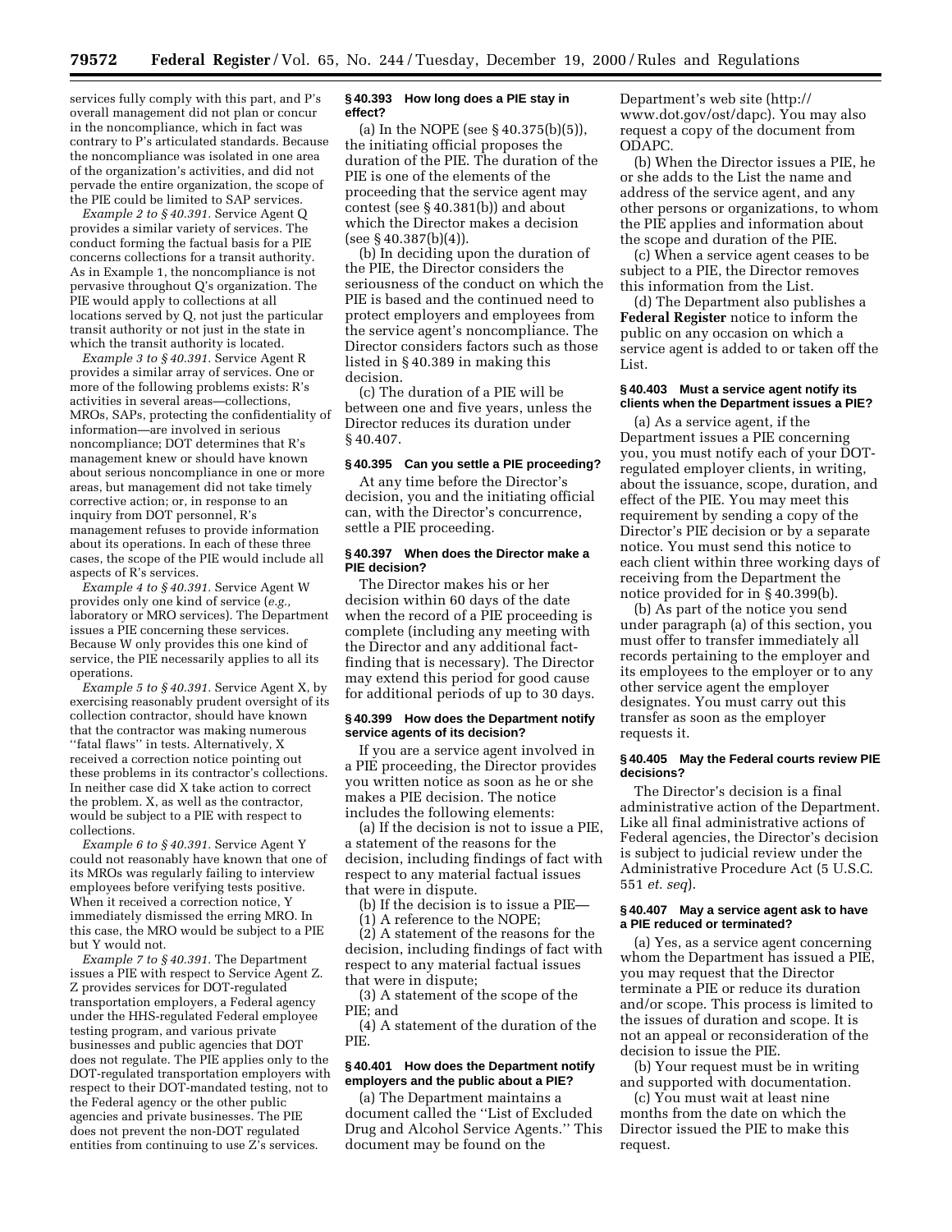services fully comply with this part, and P's overall management did not plan or concur in the noncompliance, which in fact was contrary to P's articulated standards. Because the noncompliance was isolated in one area of the organization's activities, and did not pervade the entire organization, the scope of the PIE could be limited to SAP services.

*Example 2 to § 40.391.* Service Agent Q provides a similar variety of services. The conduct forming the factual basis for a PIE concerns collections for a transit authority. As in Example 1, the noncompliance is not pervasive throughout Q's organization. The PIE would apply to collections at all locations served by Q, not just the particular transit authority or not just in the state in which the transit authority is located.

*Example 3 to § 40.391.* Service Agent R provides a similar array of services. One or more of the following problems exists: R's activities in several areas—collections, MROs, SAPs, protecting the confidentiality of information—are involved in serious noncompliance; DOT determines that R's management knew or should have known about serious noncompliance in one or more areas, but management did not take timely corrective action; or, in response to an inquiry from DOT personnel, R's management refuses to provide information about its operations. In each of these three cases, the scope of the PIE would include all aspects of R's services.

*Example 4 to § 40.391.* Service Agent W provides only one kind of service (*e.g.,* laboratory or MRO services). The Department issues a PIE concerning these services. Because W only provides this one kind of service, the PIE necessarily applies to all its operations.

*Example 5 to § 40.391.* Service Agent X, by exercising reasonably prudent oversight of its collection contractor, should have known that the contractor was making numerous "fatal flaws" in tests. Alternatively, X received a correction notice pointing out these problems in its contractor's collections. In neither case did X take action to correct the problem. X, as well as the contractor, would be subject to a PIE with respect to collections.

*Example 6 to § 40.391.* Service Agent Y could not reasonably have known that one of its MROs was regularly failing to interview employees before verifying tests positive. When it received a correction notice, Y immediately dismissed the erring MRO. In this case, the MRO would be subject to a PIE but Y would not.

*Example 7 to § 40.391.* The Department issues a PIE with respect to Service Agent Z. Z provides services for DOT-regulated transportation employers, a Federal agency under the HHS-regulated Federal employee testing program, and various private businesses and public agencies that DOT does not regulate. The PIE applies only to the DOT-regulated transportation employers with respect to their DOT-mandated testing, not to the Federal agency or the other public agencies and private businesses. The PIE does not prevent the non-DOT regulated entities from continuing to use Z's services.

### § 40.393 How long does a PIE stay in effect?

(a) In the NOPE (see § 40.375(b)(5)), the initiating official proposes the duration of the PIE. The duration of the PIE is one of the elements of the proceeding that the service agent may contest (see § 40.381(b)) and about which the Director makes a decision (see § 40.387(b)(4)).

(b) In deciding upon the duration of the PIE, the Director considers the seriousness of the conduct on which the PIE is based and the continued need to protect employers and employees from the service agent's noncompliance. The Director considers factors such as those listed in § 40.389 in making this decision.

(c) The duration of a PIE will be between one and five years, unless the Director reduces its duration under § 40.407.

### § 40.395 Can you settle a PIE proceeding?

At any time before the Director's decision, you and the initiating official can, with the Director's concurrence, settle a PIE proceeding.

### § 40.397 When does the Director make a PIE decision?

The Director makes his or her decision within 60 days of the date when the record of a PIE proceeding is complete (including any meeting with the Director and any additional fact-finding that is necessary). The Director may extend this period for good cause for additional periods of up to 30 days.

### § 40.399 How does the Department notify service agents of its decision?

If you are a service agent involved in a PIE proceeding, the Director provides you written notice as soon as he or she makes a PIE decision. The notice includes the following elements:

(a) If the decision is not to issue a PIE, a statement of the reasons for the decision, including findings of fact with respect to any material factual issues that were in dispute.

(b) If the decision is to issue a PIE—

(1) A reference to the NOPE;

(2) A statement of the reasons for the decision, including findings of fact with respect to any material factual issues that were in dispute;

(3) A statement of the scope of the PIE; and

(4) A statement of the duration of the PIE.

### § 40.401 How does the Department notify employers and the public about a PIE?

(a) The Department maintains a document called the "List of Excluded Drug and Alcohol Service Agents." This document may be found on the Department's web site (http://www.dot.gov/ost/dapc). You may also request a copy of the document from ODAPC.

(b) When the Director issues a PIE, he or she adds to the List the name and address of the service agent, and any other persons or organizations, to whom the PIE applies and information about the scope and duration of the PIE.

(c) When a service agent ceases to be subject to a PIE, the Director removes this information from the List.

(d) The Department also publishes a **Federal Register** notice to inform the public on any occasion on which a service agent is added to or taken off the List.

### § 40.403 Must a service agent notify its clients when the Department issues a PIE?

(a) As a service agent, if the Department issues a PIE concerning you, you must notify each of your DOT-regulated employer clients, in writing, about the issuance, scope, duration, and effect of the PIE. You may meet this requirement by sending a copy of the Director's PIE decision or by a separate notice. You must send this notice to each client within three working days of receiving from the Department the notice provided for in § 40.399(b).

(b) As part of the notice you send under paragraph (a) of this section, you must offer to transfer immediately all records pertaining to the employer and its employees to the employer or to any other service agent the employer designates. You must carry out this transfer as soon as the employer requests it.

### § 40.405 May the Federal courts review PIE decisions?

The Director's decision is a final administrative action of the Department. Like all final administrative actions of Federal agencies, the Director's decision is subject to judicial review under the Administrative Procedure Act (5 U.S.C. 551 *et. seq*).

### § 40.407 May a service agent ask to have a PIE reduced or terminated?

(a) Yes, as a service agent concerning whom the Department has issued a PIE, you may request that the Director terminate a PIE or reduce its duration and/or scope. This process is limited to the issues of duration and scope. It is not an appeal or reconsideration of the decision to issue the PIE.

(b) Your request must be in writing and supported with documentation.

(c) You must wait at least nine months from the date on which the Director issued the PIE to make this request.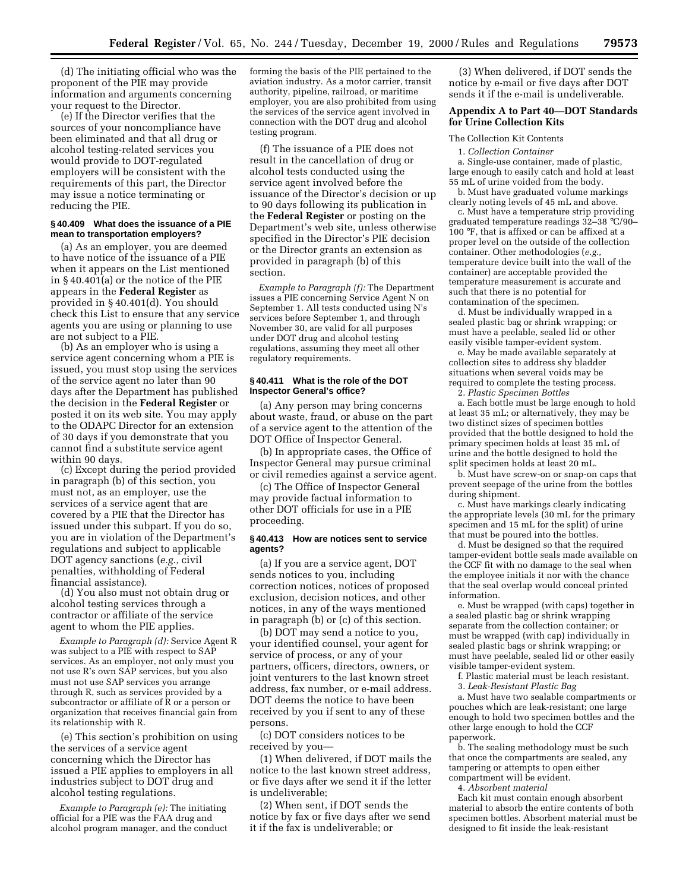(d) The initiating official who was the proponent of the PIE may provide information and arguments concerning your request to the Director.

(e) If the Director verifies that the sources of your noncompliance have been eliminated and that all drug or alcohol testing-related services you would provide to DOT-regulated employers will be consistent with the requirements of this part, the Director may issue a notice terminating or reducing the PIE.

#### § 40.409 What does the issuance of a PIE mean to transportation employers?

(a) As an employer, you are deemed to have notice of the issuance of a PIE when it appears on the List mentioned in § 40.401(a) or the notice of the PIE appears in the **Federal Register** as provided in § 40.401(d). You should check this List to ensure that any service agents you are using or planning to use are not subject to a PIE.

(b) As an employer who is using a service agent concerning whom a PIE is issued, you must stop using the services of the service agent no later than 90 days after the Department has published the decision in the **Federal Register** or posted it on its web site. You may apply to the ODAPC Director for an extension of 30 days if you demonstrate that you cannot find a substitute service agent within 90 days.

(c) Except during the period provided in paragraph (b) of this section, you must not, as an employer, use the services of a service agent that are covered by a PIE that the Director has issued under this subpart. If you do so, you are in violation of the Department's regulations and subject to applicable DOT agency sanctions (*e.g.,* civil penalties, withholding of Federal financial assistance).

(d) You also must not obtain drug or alcohol testing services through a contractor or affiliate of the service agent to whom the PIE applies.

*Example to Paragraph (d):* Service Agent R was subject to a PIE with respect to SAP services. As an employer, not only must you not use R's own SAP services, but you also must not use SAP services you arrange through R, such as services provided by a subcontractor or affiliate of R or a person or organization that receives financial gain from its relationship with R.

(e) This section's prohibition on using the services of a service agent concerning which the Director has issued a PIE applies to employers in all industries subject to DOT drug and alcohol testing regulations.

*Example to Paragraph (e):* The initiating official for a PIE was the FAA drug and alcohol program manager, and the conduct forming the basis of the PIE pertained to the aviation industry. As a motor carrier, transit authority, pipeline, railroad, or maritime employer, you are also prohibited from using the services of the service agent involved in connection with the DOT drug and alcohol testing program.

(f) The issuance of a PIE does not result in the cancellation of drug or alcohol tests conducted using the service agent involved before the issuance of the Director's decision or up to 90 days following its publication in the **Federal Register** or posting on the Department's web site, unless otherwise specified in the Director's PIE decision or the Director grants an extension as provided in paragraph (b) of this section.

*Example to Paragraph (f):* The Department issues a PIE concerning Service Agent N on September 1. All tests conducted using N's services before September 1, and through November 30, are valid for all purposes under DOT drug and alcohol testing regulations, assuming they meet all other regulatory requirements.

#### § 40.411 What is the role of the DOT Inspector General's office?

(a) Any person may bring concerns about waste, fraud, or abuse on the part of a service agent to the attention of the DOT Office of Inspector General.

(b) In appropriate cases, the Office of Inspector General may pursue criminal or civil remedies against a service agent.

(c) The Office of Inspector General may provide factual information to other DOT officials for use in a PIE proceeding.

#### § 40.413 How are notices sent to service agents?

(a) If you are a service agent, DOT sends notices to you, including correction notices, notices of proposed exclusion, decision notices, and other notices, in any of the ways mentioned in paragraph (b) or (c) of this section.

(b) DOT may send a notice to you, your identified counsel, your agent for service of process, or any of your partners, officers, directors, owners, or joint venturers to the last known street address, fax number, or e-mail address. DOT deems the notice to have been received by you if sent to any of these persons.

(c) DOT considers notices to be received by you—

(1) When delivered, if DOT mails the notice to the last known street address, or five days after we send it if the letter is undeliverable;

(2) When sent, if DOT sends the notice by fax or five days after we send it if the fax is undeliverable; or

(3) When delivered, if DOT sends the notice by e-mail or five days after DOT sends it if the e-mail is undeliverable.

## Appendix A to Part 40—DOT Standards for Urine Collection Kits

The Collection Kit Contents

1. *Collection Container*

a. Single-use container, made of plastic, large enough to easily catch and hold at least 55 mL of urine voided from the body.

b. Must have graduated volume markings clearly noting levels of 45 mL and above.

c. Must have a temperature strip providing graduated temperature readings 32–38 °C/90–100 °F, that is affixed or can be affixed at a proper level on the outside of the collection container. Other methodologies (*e.g.,* temperature device built into the wall of the container) are acceptable provided the temperature measurement is accurate and such that there is no potential for contamination of the specimen.

d. Must be individually wrapped in a sealed plastic bag or shrink wrapping; or must have a peelable, sealed lid or other easily visible tamper-evident system.

e. May be made available separately at collection sites to address shy bladder situations when several voids may be required to complete the testing process.

2. *Plastic Specimen Bottles*

a. Each bottle must be large enough to hold at least 35 mL; or alternatively, they may be two distinct sizes of specimen bottles provided that the bottle designed to hold the primary specimen holds at least 35 mL of urine and the bottle designed to hold the split specimen holds at least 20 mL.

b. Must have screw-on or snap-on caps that prevent seepage of the urine from the bottles during shipment.

c. Must have markings clearly indicating the appropriate levels (30 mL for the primary specimen and 15 mL for the split) of urine that must be poured into the bottles.

d. Must be designed so that the required tamper-evident bottle seals made available on the CCF fit with no damage to the seal when the employee initials it nor with the chance that the seal overlap would conceal printed information.

e. Must be wrapped (with caps) together in a sealed plastic bag or shrink wrapping separate from the collection container; or must be wrapped (with cap) individually in sealed plastic bags or shrink wrapping; or must have peelable, sealed lid or other easily visible tamper-evident system.

f. Plastic material must be leach resistant.

3. *Leak-Resistant Plastic Bag*

a. Must have two sealable compartments or pouches which are leak-resistant; one large enough to hold two specimen bottles and the other large enough to hold the CCF paperwork.

b. The sealing methodology must be such that once the compartments are sealed, any tampering or attempts to open either compartment will be evident.

4. *Absorbent material*

Each kit must contain enough absorbent material to absorb the entire contents of both specimen bottles. Absorbent material must be designed to fit inside the leak-resistant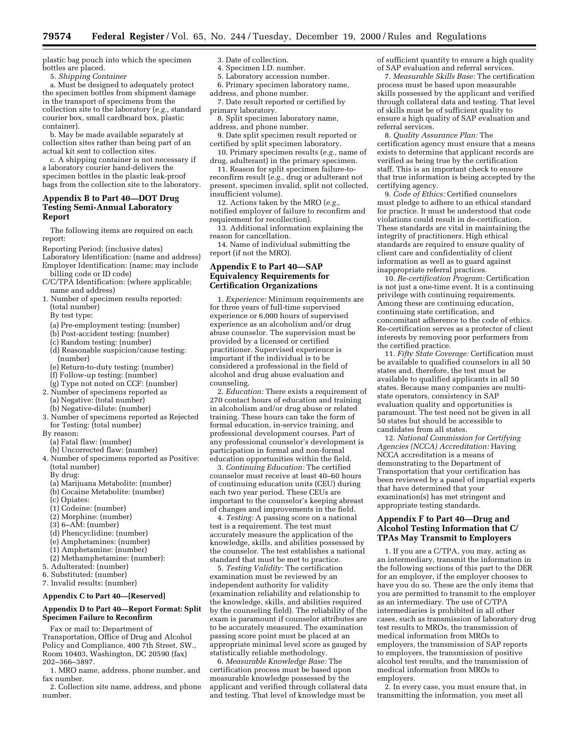plastic bag pouch into which the specimen bottles are placed.

5. *Shipping Container*

a. Must be designed to adequately protect the specimen bottles from shipment damage in the transport of specimens from the collection site to the laboratory (*e.g.,* standard courier box, small cardboard box, plastic container).

b. May be made available separately at collection sites rather than being part of an actual kit sent to collection sites.

c. A shipping container is not necessary if a laboratory courier hand-delivers the specimen bottles in the plastic leak-proof bags from the collection site to the laboratory.

## Appendix B to Part 40—DOT Drug Testing Semi-Annual Laboratory Report

The following items are required on each report:

Reporting Period: (inclusive dates)
Laboratory Identification: (name and address)
Employer Identification: (name; may include billing code or ID code)
C/C/TPA Identification: (where applicable; name and address)

1. Number of specimen results reported: (total number)
   By test type:
   (a) Pre-employment testing: (number)
   (b) Post-accident testing: (number)
   (c) Random testing: (number)
   (d) Reasonable suspicion/cause testing: (number)
   (e) Return-to-duty testing: (number)
   (f) Follow-up testing: (number)
   (g) Type not noted on CCF: (number)
2. Number of specimens reported as
   (a) Negative: (total number)
   (b) Negative-dilute: (number)
3. Number of specimens reported as Rejected for Testing: (total number)
   By reason:
   (a) Fatal flaw: (number)
   (b) Uncorrected flaw: (number)
4. Number of specimens reported as Positive: (total number)
   By drug:
   (a) Marijuana Metabolite: (number)
   (b) Cocaine Metabolite: (number)
   (c) Opiates:
   (1) Codeine: (number)
   (2) Morphine: (number)
   (3) 6–AM: (number)
   (d) Phencyclidine: (number)
   (e) Amphetamines: (number)
   (1) Amphetamine: (number)
   (2) Methamphetamine: (number):
5. Adulterated: (number)
6. Substituted: (number)
7. Invalid results: (number)

### Appendix C to Part 40—[Reserved]

### Appendix D to Part 40—Report Format: Split Specimen Failure to Reconfirm

Fax or mail to: Department of Transportation, Office of Drug and Alcohol Policy and Compliance, 400 7th Street, SW., Room 10403, Washington, DC 20590 (fax) 202–366–3897.

1. MRO name, address, phone number, and fax number.
2. Collection site name, address, and phone number.
3. Date of collection.
4. Specimen I.D. number.
5. Laboratory accession number.
6. Primary specimen laboratory name, address, and phone number.
7. Date result reported or certified by primary laboratory.
8. Split specimen laboratory name, address, and phone number.
9. Date split specimen result reported or certified by split specimen laboratory.
10. Primary specimen results (*e.g.,* name of drug, adulterant) in the primary specimen.
11. Reason for split specimen failure-to-reconfirm result (*e.g.,* drug or adulterant not present, specimen invalid, split not collected, insufficient volume).
12. Actions taken by the MRO (*e.g.,* notified employer of failure to reconfirm and requirement for recollection).
13. Additional information explaining the reason for cancellation.
14. Name of individual submitting the report (if not the MRO).

## Appendix E to Part 40—SAP Equivalency Requirements for Certification Organizations

1. *Experience:* Minimum requirements are for three years of full-time supervised experience or 6,000 hours of supervised experience as an alcoholism and/or drug abuse counselor. The supervision must be provided by a licensed or certified practitioner. Supervised experience is important if the individual is to be considered a professional in the field of alcohol and drug abuse evaluation and counseling.

2. *Education:* There exists a requirement of 270 contact hours of education and training in alcoholism and/or drug abuse or related training. These hours can take the form of formal education, in-service training, and professional development courses. Part of any professional counselor's development is participation in formal and non-formal education opportunities within the field.

3. *Continuing Education:* The certified counselor must receive at least 40–60 hours of continuing education units (CEU) during each two year period. These CEUs are important to the counselor's keeping abreast of changes and improvements in the field.

4. *Testing:* A passing score on a national test is a requirement. The test must accurately measure the application of the knowledge, skills, and abilities possessed by the counselor. The test establishes a national standard that must be met to practice.

5. *Testing Validity:* The certification examination must be reviewed by an independent authority for validity (examination reliability and relationship to the knowledge, skills, and abilities required by the counseling field). The reliability of the exam is paramount if counselor attributes are to be accurately measured. The examination passing score point must be placed at an appropriate minimal level score as gauged by statistically reliable methodology.

6. *Measurable Knowledge Base:* The certification process must be based upon measurable knowledge possessed by the applicant and verified through collateral data and testing. That level of knowledge must be of sufficient quantity to ensure a high quality of SAP evaluation and referral services.

7. *Measurable Skills Base:* The certification process must be based upon measurable skills possessed by the applicant and verified through collateral data and testing. That level of skills must be of sufficient quality to ensure a high quality of SAP evaluation and referral services.

8. *Quality Assurance Plan:* The certification agency must ensure that a means exists to determine that applicant records are verified as being true by the certification staff. This is an important check to ensure that true information is being accepted by the certifying agency.

9. *Code of Ethics:* Certified counselors must pledge to adhere to an ethical standard for practice. It must be understood that code violations could result in de-certification. These standards are vital in maintaining the integrity of practitioners. High ethical standards are required to ensure quality of client care and confidentiality of client information as well as to guard against inappropriate referral practices.

10. *Re-certification Program:* Certification is not just a one-time event. It is a continuing privilege with continuing requirements. Among these are continuing education, continuing state certification, and concomitant adherence to the code of ethics. Re-certification serves as a protector of client interests by removing poor performers from the certified practice.

11. *Fifty State Coverage:* Certification must be available to qualified counselors in all 50 states and, therefore, the test must be available to qualified applicants in all 50 states. Because many companies are multi-state operators, consistency in SAP evaluation quality and opportunities is paramount. The test need not be given in all 50 states but should be accessible to candidates from all states.

12. *National Commission for Certifying Agencies (NCCA) Accreditation:* Having NCCA accreditation is a means of demonstrating to the Department of Transportation that your certification has been reviewed by a panel of impartial experts that have determined that your examination(s) has met stringent and appropriate testing standards.

## Appendix F to Part 40—Drug and Alcohol Testing Information that C/TPAs May Transmit to Employers

1. If you are a C/TPA, you may, acting as an intermediary, transmit the information in the following sections of this part to the DER for an employer, if the employer chooses to have you do so. These are the only items that you are permitted to transmit to the employer as an intermediary. The use of C/TPA intermediaries is prohibited in all other cases, such as transmission of laboratory drug test results to MROs, the transmission of medical information from MROs to employers, the transmission of SAP reports to employers, the transmission of positive alcohol test results, and the transmission of medical information from MROs to employers.

2. In every case, you must ensure that, in transmitting the information, you meet all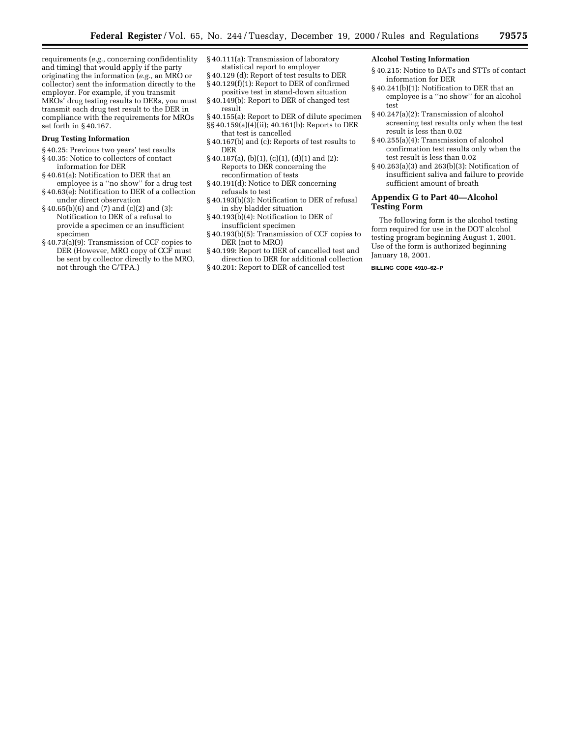requirements (*e.g.,* concerning confidentiality and timing) that would apply if the party originating the information (*e.g.,* an MRO or collector) sent the information directly to the employer. For example, if you transmit MROs' drug testing results to DERs, you must transmit each drug test result to the DER in compliance with the requirements for MROs set forth in § 40.167.

**Drug Testing Information**

§ 40.25: Previous two years' test results
§ 40.35: Notice to collectors of contact information for DER
§ 40.61(a): Notification to DER that an employee is a ''no show'' for a drug test
§ 40.63(e): Notification to DER of a collection under direct observation
§ 40.65(b)(6) and (7) and (c)(2) and (3): Notification to DER of a refusal to provide a specimen or an insufficient specimen
§ 40.73(a)(9): Transmission of CCF copies to DER (However, MRO copy of CCF must be sent by collector directly to the MRO, not through the C/TPA.)
§ 40.111(a): Transmission of laboratory statistical report to employer
§ 40.129 (d): Report of test results to DER
§ 40.129(f)(1): Report to DER of confirmed positive test in stand-down situation
§ 40.149(b): Report to DER of changed test result
§ 40.155(a): Report to DER of dilute specimen
§§ 40.159(a)(4)(ii); 40.161(b): Reports to DER that test is cancelled
§ 40.167(b) and (c): Reports of test results to DER
§ 40.187(a), (b)(1), (c)(1), (d)(1) and (2): Reports to DER concerning the reconfirmation of tests
§ 40.191(d): Notice to DER concerning refusals to test
§ 40.193(b)(3): Notification to DER of refusal in shy bladder situation
§ 40.193(b)(4): Notification to DER of insufficient specimen
§ 40.193(b)(5): Transmission of CCF copies to DER (not to MRO)
§ 40.199: Report to DER of cancelled test and direction to DER for additional collection
§ 40.201: Report to DER of cancelled test

**Alcohol Testing Information**

§ 40.215: Notice to BATs and STTs of contact information for DER
§ 40.241(b)(1): Notification to DER that an employee is a ''no show'' for an alcohol test
§ 40.247(a)(2): Transmission of alcohol screening test results only when the test result is less than 0.02
§ 40.255(a)(4): Transmission of alcohol confirmation test results only when the test result is less than 0.02
§ 40.263(a)(3) and 263(b)(3): Notification of insufficient saliva and failure to provide sufficient amount of breath

## Appendix G to Part 40—Alcohol Testing Form

The following form is the alcohol testing form required for use in the DOT alcohol testing program beginning August 1, 2001. Use of the form is authorized beginning January 18, 2001.

BILLING CODE 4910–62–P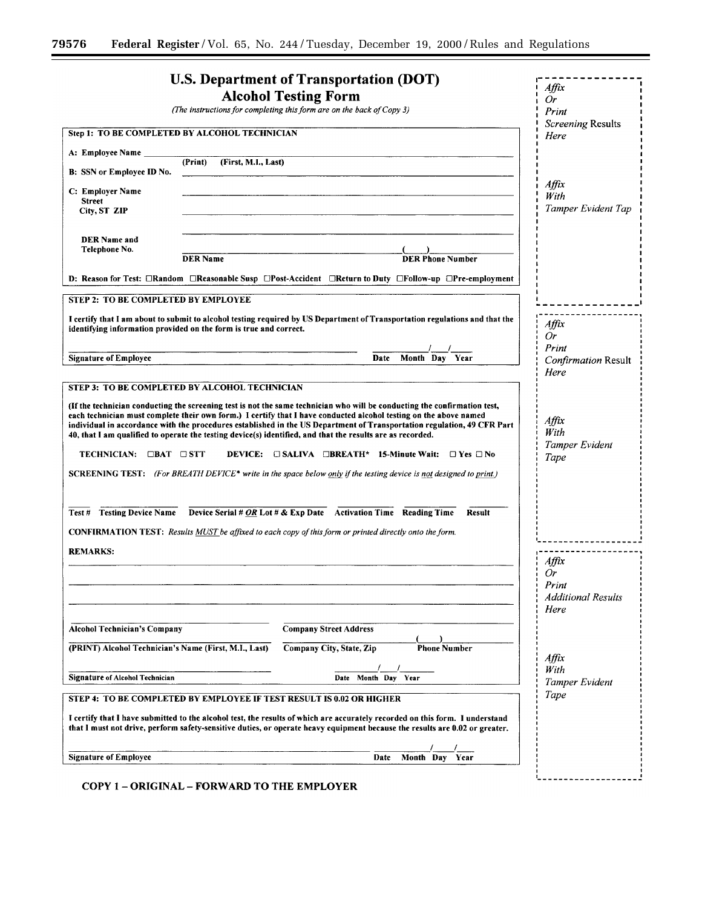# U.S. Department of Transportation (DOT)
# Alcohol Testing Form

*(The instructions for completing this form are on the back of Copy 3)*

**Step 1: TO BE COMPLETED BY ALCOHOL TECHNICIAN**

**A: Employee Name** ______________________________________________
(Print) (First, M.I., Last)

**B: SSN or Employee ID No.** ______________________________________________

**C: Employer Name**
**Street**
**City, ST ZIP** ______________________________________________

**DER Name and Telephone No.** ______________________________________________
**DER Name** **DER Phone Number** ( )

**D: Reason for Test:** ☐Random ☐Reasonable Susp ☐Post-Accident ☐Return to Duty ☐Follow-up ☐Pre-employment

**STEP 2: TO BE COMPLETED BY EMPLOYEE**

**I certify that I am about to submit to alcohol testing required by US Department of Transportation regulations and that the identifying information provided on the form is true and correct.**

______________________________ ____/____/____
**Signature of Employee** **Date Month Day Year**

**STEP 3: TO BE COMPLETED BY ALCOHOL TECHNICIAN**

**(If the technician conducting the screening test is not the same technician who will be conducting the confirmation test, each technician must complete their own form.) I certify that I have conducted alcohol testing on the above named individual in accordance with the procedures established in the US Department of Transportation regulation, 49 CFR Part 40, that I am qualified to operate the testing device(s) identified, and that the results are as recorded.**

**TECHNICIAN:** ☐BAT ☐STT **DEVICE:** ☐SALIVA ☐BREATH* **15-Minute Wait:** ☐Yes ☐No

**SCREENING TEST:** *(For BREATH DEVICE* write in the space below only if the testing device is not designed to print.)*

| Test # | Testing Device Name | Device Serial # OR Lot # & Exp Date | Activation Time | Reading Time | Result |
|---|---|---|---|---|---|
| | | | | | |

**CONFIRMATION TEST:** *Results MUST be affixed to each copy of this form or printed directly onto the form.*

**REMARKS:**

______________________________________________

______________________________________________

______________________________________________

**Alcohol Technician's Company** ______________ **Company Street Address** ______________

**(PRINT) Alcohol Technician's Name (First, M.I., Last)** ______________ **Company City, State, Zip** ______________ **Phone Number** ( )

**Signature of Alcohol Technician** ______________ **Date Month Day Year** ____/____/____

**STEP 4: TO BE COMPLETED BY EMPLOYEE IF TEST RESULT IS 0.02 OR HIGHER**

**I certify that I have submitted to the alcohol test, the results of which are accurately recorded on this form. I understand that I must not drive, perform safety-sensitive duties, or operate heavy equipment because the results are 0.02 or greater.**

______________________________ ____/____/____
**Signature of Employee** **Date Month Day Year**

*Affix Or Print Screening Results Here*

*Affix With Tamper Evident Tap*

*Affix Or Print Confirmation Result Here*

*Affix With Tamper Evident Tape*

*Affix Or Print Additional Results Here*

*Affix With Tamper Evident Tape*

**COPY 1 – ORIGINAL – FORWARD TO THE EMPLOYER**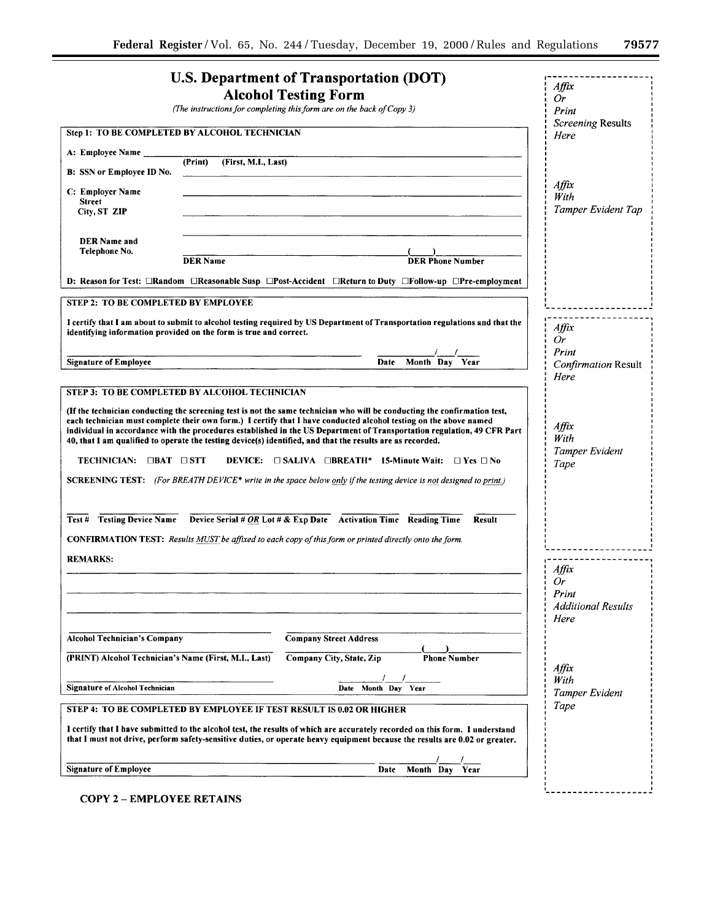# U.S. Department of Transportation (DOT) Alcohol Testing Form

*(The instructions for completing this form are on the back of Copy 3)*

**Step 1: TO BE COMPLETED BY ALCOHOL TECHNICIAN**

**A: Employee Name** ______________________________
(Print) (First, M.I., Last)

**B: SSN or Employee ID No.** ______________________________

**C: Employer Name**
**Street**
**City, ST ZIP** ______________________________

**DER Name and Telephone No.** ______________________________ ( ) ______________
**DER Name** **DER Phone Number**

**D: Reason for Test:** ☐Random ☐Reasonable Susp ☐Post-Accident ☐Return to Duty ☐Follow-up ☐Pre-employment

**STEP 2: TO BE COMPLETED BY EMPLOYEE**

**I certify that I am about to submit to alcohol testing required by US Department of Transportation regulations and that the identifying information provided on the form is true and correct.**

______________________________ ____/____/____
**Signature of Employee** **Date Month Day Year**

**STEP 3: TO BE COMPLETED BY ALCOHOL TECHNICIAN**

**(If the technician conducting the screening test is not the same technician who will be conducting the confirmation test, each technician must complete their own form.) I certify that I have conducted alcohol testing on the above named individual in accordance with the procedures established in the US Department of Transportation regulation, 49 CFR Part 40, that I am qualified to operate the testing device(s) identified, and that the results are as recorded.**

**TECHNICIAN:** ☐BAT ☐STT **DEVICE:** ☐SALIVA ☐BREATH* **15-Minute Wait:** ☐Yes ☐No

**SCREENING TEST:** *(For BREATH DEVICE* write in the space below only if the testing device is not designed to print.)*

**Test #** **Testing Device Name** **Device Serial # OR Lot # & Exp Date** **Activation Time** **Reading Time** **Result**

**CONFIRMATION TEST:** *Results MUST be affixed to each copy of this form or printed directly onto the form.*

**REMARKS:**

______________________________

**Alcohol Technician's Company** **Company Street Address**

**(PRINT) Alcohol Technician's Name (First, M.I., Last)** **Company City, State, Zip** ( ) **Phone Number**

______________________________ ____/____/____
**Signature of Alcohol Technician** **Date Month Day Year**

**STEP 4: TO BE COMPLETED BY EMPLOYEE IF TEST RESULT IS 0.02 OR HIGHER**

**I certify that I have submitted to the alcohol test, the results of which are accurately recorded on this form. I understand that I must not drive, perform safety-sensitive duties, or operate heavy equipment because the results are 0.02 or greater.**

______________________________ ____/____/____
**Signature of Employee** **Date Month Day Year**

**COPY 2 – EMPLOYEE RETAINS**

*Affix Or Print Screening* Results *Here*

*Affix With Tamper Evident Tap*

*Affix Or Print Confirmation* Result *Here*

*Affix With Tamper Evident Tape*

*Affix Or Print Additional Results Here*

*Affix With Tamper Evident Tape*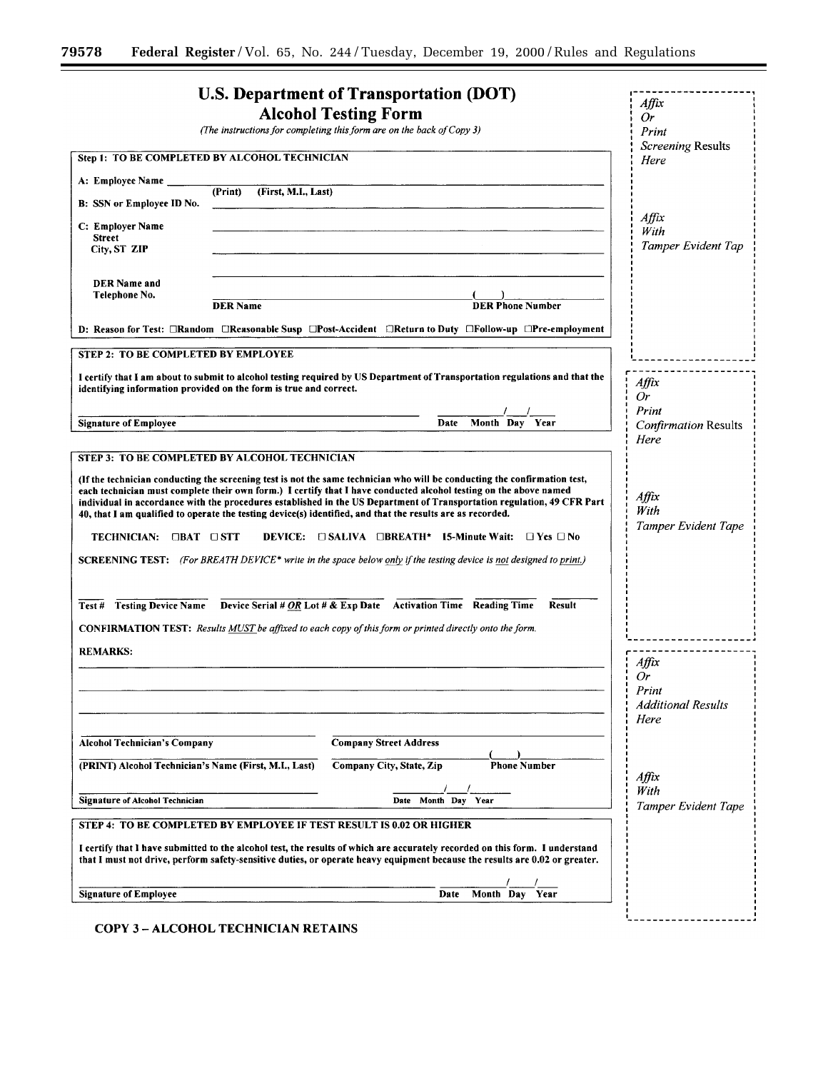# U.S. Department of Transportation (DOT) Alcohol Testing Form

*(The instructions for completing this form are on the back of Copy 3)*

**Step 1: TO BE COMPLETED BY ALCOHOL TECHNICIAN**

**A: Employee Name** ______________________________
(Print) (First, M.I., Last)

**B: SSN or Employee ID No.** ______________________________

**C: Employer Name**
**Street**
**City, ST ZIP** ______________________________

**DER Name and Telephone No.** ______________________________ ( ) ______________
**DER Name** **DER Phone Number**

**D: Reason for Test:** ☐Random ☐Reasonable Susp ☐Post-Accident ☐Return to Duty ☐Follow-up ☐Pre-employment

**STEP 2: TO BE COMPLETED BY EMPLOYEE**

**I certify that I am about to submit to alcohol testing required by US Department of Transportation regulations and that the identifying information provided on the form is true and correct.**

______________________________ ______ / ______ / ______
**Signature of Employee** **Date Month Day Year**

**STEP 3: TO BE COMPLETED BY ALCOHOL TECHNICIAN**

**(If the technician conducting the screening test is not the same technician who will be conducting the confirmation test, each technician must complete their own form.) I certify that I have conducted alcohol testing on the above named individual in accordance with the procedures established in the US Department of Transportation regulation, 49 CFR Part 40, that I am qualified to operate the testing device(s) identified, and that the results are as recorded.**

**TECHNICIAN:** ☐BAT ☐STT **DEVICE:** ☐SALIVA ☐BREATH* **15-Minute Wait:** ☐Yes ☐No

**SCREENING TEST:** *(For BREATH DEVICE\* write in the space below only if the testing device is not designed to print.)*

| Test # | Testing Device Name | Device Serial # OR Lot # & Exp Date | Activation Time | Reading Time | Result |
| --- | --- | --- | --- | --- | --- |
| | | | | | |

**CONFIRMATION TEST:** *Results MUST be affixed to each copy of this form or printed directly onto the form.*

**REMARKS:**

______________________________

______________________________

______________________________

**Alcohol Technician's Company** ______________________ **Company Street Address** ______________________

**(PRINT) Alcohol Technician's Name (First, M.I., Last)** ______________________ **Company City, State, Zip** ______________________ ( ) **Phone Number**

______________________________ ______ / ______ / ______
**Signature of Alcohol Technician** **Date Month Day Year**

**STEP 4: TO BE COMPLETED BY EMPLOYEE IF TEST RESULT IS 0.02 OR HIGHER**

**I certify that I have submitted to the alcohol test, the results of which are accurately recorded on this form. I understand that I must not drive, perform safety-sensitive duties, or operate heavy equipment because the results are 0.02 or greater.**

______________________________ ______ / ______ / ______
**Signature of Employee** **Date Month Day Year**

*Affix Or Print Screening Results Here*

*Affix With Tamper Evident Tap*

*Affix Or Print Confirmation Results Here*

*Affix With Tamper Evident Tape*

*Affix Or Print Additional Results Here*

*Affix With Tamper Evident Tape*

**COPY 3 – ALCOHOL TECHNICIAN RETAINS**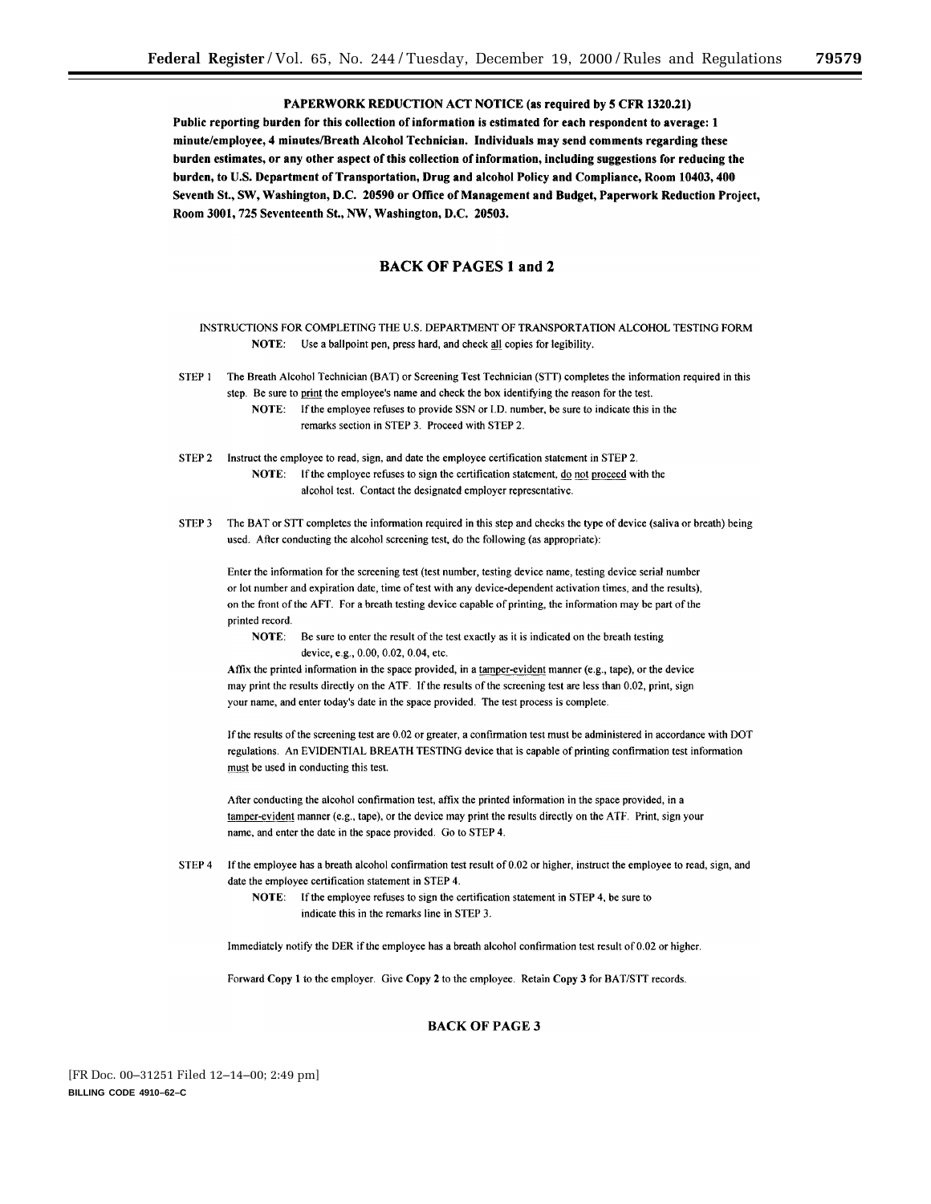**PAPERWORK REDUCTION ACT NOTICE (as required by 5 CFR 1320.21)**

**Public reporting burden for this collection of information is estimated for each respondent to average: 1 minute/employee, 4 minutes/Breath Alcohol Technician. Individuals may send comments regarding these burden estimates, or any other aspect of this collection of information, including suggestions for reducing the burden, to U.S. Department of Transportation, Drug and alcohol Policy and Compliance, Room 10403, 400 Seventh St., SW, Washington, D.C. 20590 or Office of Management and Budget, Paperwork Reduction Project, Room 3001, 725 Seventeenth St., NW, Washington, D.C. 20503.**

## BACK OF PAGES 1 and 2

INSTRUCTIONS FOR COMPLETING THE U.S. DEPARTMENT OF TRANSPORTATION ALCOHOL TESTING FORM

**NOTE:** Use a ballpoint pen, press hard, and check all copies for legibility.

STEP 1 The Breath Alcohol Technician (BAT) or Screening Test Technician (STT) completes the information required in this step. Be sure to print the employee's name and check the box identifying the reason for the test.

**NOTE:** If the employee refuses to provide SSN or I.D. number, be sure to indicate this in the remarks section in STEP 3. Proceed with STEP 2.

STEP 2 Instruct the employee to read, sign, and date the employee certification statement in STEP 2.

**NOTE:** If the employee refuses to sign the certification statement, do not proceed with the alcohol test. Contact the designated employer representative.

STEP 3 The BAT or STT completes the information required in this step and checks the type of device (saliva or breath) being used. After conducting the alcohol screening test, do the following (as appropriate):

Enter the information for the screening test (test number, testing device name, testing device serial number or lot number and expiration date, time of test with any device-dependent activation times, and the results), on the front of the AFT. For a breath testing device capable of printing, the information may be part of the printed record.

**NOTE:** Be sure to enter the result of the test exactly as it is indicated on the breath testing device, e.g., 0.00, 0.02, 0.04, etc.

Affix the printed information in the space provided, in a tamper-evident manner (e.g., tape), or the device may print the results directly on the ATF. If the results of the screening test are less than 0.02, print, sign your name, and enter today's date in the space provided. The test process is complete.

If the results of the screening test are 0.02 or greater, a confirmation test must be administered in accordance with DOT regulations. An EVIDENTIAL BREATH TESTING device that is capable of printing confirmation test information must be used in conducting this test.

After conducting the alcohol confirmation test, affix the printed information in the space provided, in a tamper-evident manner (e.g., tape), or the device may print the results directly on the ATF. Print, sign your name, and enter the date in the space provided. Go to STEP 4.

STEP 4 If the employee has a breath alcohol confirmation test result of 0.02 or higher, instruct the employee to read, sign, and date the employee certification statement in STEP 4.

**NOTE:** If the employee refuses to sign the certification statement in STEP 4, be sure to indicate this in the remarks line in STEP 3.

Immediately notify the DER if the employee has a breath alcohol confirmation test result of 0.02 or higher.

Forward **Copy 1** to the employer. Give **Copy 2** to the employee. Retain **Copy 3** for BAT/STT records.

## BACK OF PAGE 3

[FR Doc. 00–31251 Filed 12–14–00; 2:49 pm]

**BILLING CODE 4910–62–C**